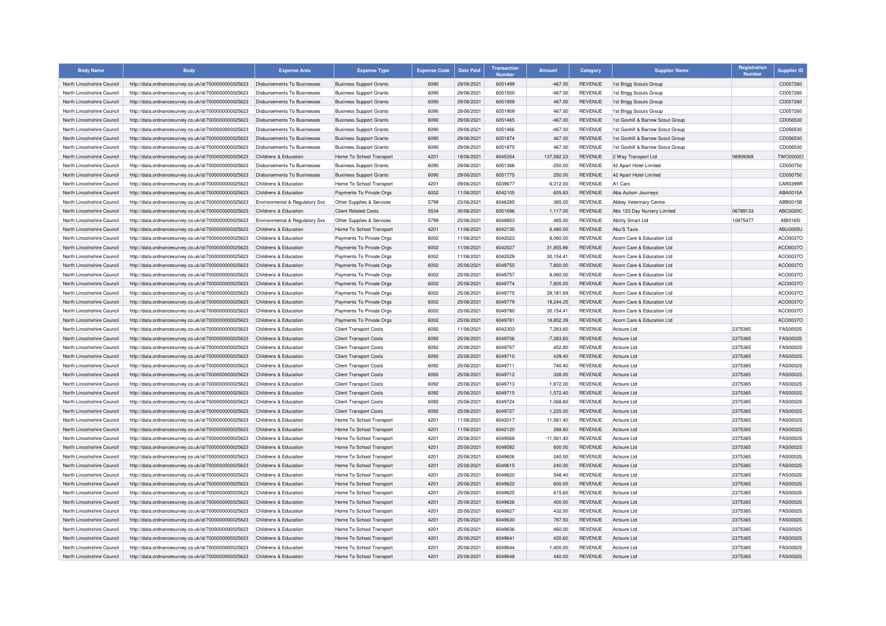| Body Name | Body | Expense Area | Expense Type | Expense Code | Date Paid | Transaction Number | Amount | Category | Supplier Name | Registration Number | Supplier ID |
|---|---|---|---|---|---|---|---|---|---|---|---|
| North Lincolnshire Council | http://data.ordnancesurvey.co.uk/id/7000000000025623 | Disbursements To Businesses | Business Support Grants | 6090 | 29/06/2021 | 6051499 | -467.00 | REVENUE | 1st Brigg Scouts Group | | CD057260 |
| North Lincolnshire Council | http://data.ordnancesurvey.co.uk/id/7000000000025623 | Disbursements To Businesses | Business Support Grants | 6090 | 29/06/2021 | 6051500 | -467.00 | REVENUE | 1st Brigg Scouts Group | | CD057260 |
| North Lincolnshire Council | http://data.ordnancesurvey.co.uk/id/7000000000025623 | Disbursements To Businesses | Business Support Grants | 6090 | 29/06/2021 | 6051908 | 467.00 | REVENUE | 1st Brigg Scouts Group | | CD057260 |
| North Lincolnshire Council | http://data.ordnancesurvey.co.uk/id/7000000000025623 | Disbursements To Businesses | Business Support Grants | 6090 | 29/06/2021 | 6051909 | 467.00 | REVENUE | 1st Brigg Scouts Group | | CD057260 |
| North Lincolnshire Council | http://data.ordnancesurvey.co.uk/id/7000000000025623 | Disbursements To Businesses | Business Support Grants | 6090 | 29/06/2021 | 6051465 | -467.00 | REVENUE | 1st Goxhill & Barrow Scout Group | | CD056530 |
| North Lincolnshire Council | http://data.ordnancesurvey.co.uk/id/7000000000025623 | Disbursements To Businesses | Business Support Grants | 6090 | 29/06/2021 | 6051466 | -467.00 | REVENUE | 1st Goxhill & Barrow Scout Group | | CD056530 |
| North Lincolnshire Council | http://data.ordnancesurvey.co.uk/id/7000000000025623 | Disbursements To Businesses | Business Support Grants | 6090 | 29/06/2021 | 6051874 | 467.00 | REVENUE | 1st Goxhill & Barrow Scout Group | | CD056530 |
| North Lincolnshire Council | http://data.ordnancesurvey.co.uk/id/7000000000025623 | Disbursements To Businesses | Business Support Grants | 6090 | 29/06/2021 | 6051875 | 467.00 | REVENUE | 1st Goxhill & Barrow Scout Group | | CD056530 |
| North Lincolnshire Council | http://data.ordnancesurvey.co.uk/id/7000000000025623 | Childrens & Education | Home To School Transport | 4201 | 18/06/2021 | 6045354 | 137,582.23 | REVENUE | 2 Way Transport Ltd | 06909369 | TWO0002O |
| North Lincolnshire Council | http://data.ordnancesurvey.co.uk/id/7000000000025623 | Disbursements To Businesses | Business Support Grants | 6090 | 29/06/2021 | 6051366 | -250.00 | REVENUE | 42 Apart Hotel Limited | | CD050750 |
| North Lincolnshire Council | http://data.ordnancesurvey.co.uk/id/7000000000025623 | Disbursements To Businesses | Business Support Grants | 6090 | 29/06/2021 | 6051775 | 250.00 | REVENUE | 42 Apart Hotel Limited | | CD050750 |
| North Lincolnshire Council | http://data.ordnancesurvey.co.uk/id/7000000000025623 | Childrens & Education | Home To School Transport | 4201 | 09/06/2021 | 6039677 | 6,312.00 | REVENUE | A1 Cars | | CAR0399R |
| North Lincolnshire Council | http://data.ordnancesurvey.co.uk/id/7000000000025623 | Childrens & Education | Payments To Private Orgs | 6002 | 11/06/2021 | 6042105 | 605.83 | REVENUE | Aba Autism Journeys | | ABA0015A |
| North Lincolnshire Council | http://data.ordnancesurvey.co.uk/id/7000000000025623 | Environmental & Regulatory Svs | Other Supplies & Services | 5799 | 23/06/2021 | 6046285 | 385.00 | REVENUE | Abbey Veterinary Centre | | ABB0015B |
| North Lincolnshire Council | http://data.ordnancesurvey.co.uk/id/7000000000025623 | Childrens & Education | Client Related Costs | 5534 | 30/06/2021 | 6051696 | 1,117.00 | REVENUE | Abc 123 Day Nursery Limited | 06789133 | ABC0020C |
| North Lincolnshire Council | http://data.ordnancesurvey.co.uk/id/7000000000025623 | Environmental & Regulatory Svs | Other Supplies & Services | 5799 | 25/06/2021 | 6048803 | 465.00 | REVENUE | Ability Smart Ltd | 10875477 | ABI0165I |
| North Lincolnshire Council | http://data.ordnancesurvey.co.uk/id/7000000000025623 | Childrens & Education | Home To School Transport | 4201 | 11/06/2021 | 6042130 | 6,480.00 | REVENUE | Abu'S Taxis | | ABU0005U |
| North Lincolnshire Council | http://data.ordnancesurvey.co.uk/id/7000000000025623 | Childrens & Education | Payments To Private Orgs | 6002 | 11/06/2021 | 6042023 | 8,060.00 | REVENUE | Acorn Care & Education Ltd | | ACO0037O |
| North Lincolnshire Council | http://data.ordnancesurvey.co.uk/id/7000000000025623 | Childrens & Education | Payments To Private Orgs | 6002 | 11/06/2021 | 6042027 | 31,855.86 | REVENUE | Acorn Care & Education Ltd | | ACO0037O |
| North Lincolnshire Council | http://data.ordnancesurvey.co.uk/id/7000000000025623 | Childrens & Education | Payments To Private Orgs | 6002 | 11/06/2021 | 6042029 | 30,154.41 | REVENUE | Acorn Care & Education Ltd | | ACO0037O |
| North Lincolnshire Council | http://data.ordnancesurvey.co.uk/id/7000000000025623 | Childrens & Education | Payments To Private Orgs | 6002 | 25/06/2021 | 6049755 | 7,800.00 | REVENUE | Acorn Care & Education Ltd | | ACO0037O |
| North Lincolnshire Council | http://data.ordnancesurvey.co.uk/id/7000000000025623 | Childrens & Education | Payments To Private Orgs | 6002 | 25/06/2021 | 6049757 | 8,060.00 | REVENUE | Acorn Care & Education Ltd | | ACO0037O |
| North Lincolnshire Council | http://data.ordnancesurvey.co.uk/id/7000000000025623 | Childrens & Education | Payments To Private Orgs | 6002 | 25/06/2021 | 6049774 | 7,800.00 | REVENUE | Acorn Care & Education Ltd | | ACO0037O |
| North Lincolnshire Council | http://data.ordnancesurvey.co.uk/id/7000000000025623 | Childrens & Education | Payments To Private Orgs | 6002 | 25/06/2021 | 6049775 | 29,181.69 | REVENUE | Acorn Care & Education Ltd | | ACO0037O |
| North Lincolnshire Council | http://data.ordnancesurvey.co.uk/id/7000000000025623 | Childrens & Education | Payments To Private Orgs | 6002 | 25/06/2021 | 6049779 | 18,244.25 | REVENUE | Acorn Care & Education Ltd | | ACO0037O |
| North Lincolnshire Council | http://data.ordnancesurvey.co.uk/id/7000000000025623 | Childrens & Education | Payments To Private Orgs | 6002 | 25/06/2021 | 6049780 | 30,154.41 | REVENUE | Acorn Care & Education Ltd | | ACO0037O |
| North Lincolnshire Council | http://data.ordnancesurvey.co.uk/id/7000000000025623 | Childrens & Education | Payments To Private Orgs | 6002 | 25/06/2021 | 6049781 | 18,852.39 | REVENUE | Acorn Care & Education Ltd | | ACO0037O |
| North Lincolnshire Council | http://data.ordnancesurvey.co.uk/id/7000000000025623 | Childrens & Education | Client Transport Costs | 6092 | 11/06/2021 | 6042303 | 7,283.60 | REVENUE | Actsure Ltd | 2375365 | FAS0002S |
| North Lincolnshire Council | http://data.ordnancesurvey.co.uk/id/7000000000025623 | Childrens & Education | Client Transport Costs | 6092 | 25/06/2021 | 6049706 | -7,283.60 | REVENUE | Actsure Ltd | 2375365 | FAS0002S |
| North Lincolnshire Council | http://data.ordnancesurvey.co.uk/id/7000000000025623 | Childrens & Education | Client Transport Costs | 6092 | 25/06/2021 | 6049707 | 452.80 | REVENUE | Actsure Ltd | 2375365 | FAS0002S |
| North Lincolnshire Council | http://data.ordnancesurvey.co.uk/id/7000000000025623 | Childrens & Education | Client Transport Costs | 6092 | 25/06/2021 | 6049710 | 439.40 | REVENUE | Actsure Ltd | 2375365 | FAS0002S |
| North Lincolnshire Council | http://data.ordnancesurvey.co.uk/id/7000000000025623 | Childrens & Education | Client Transport Costs | 6092 | 25/06/2021 | 6049711 | 740.40 | REVENUE | Actsure Ltd | 2375365 | FAS0002S |
| North Lincolnshire Council | http://data.ordnancesurvey.co.uk/id/7000000000025623 | Childrens & Education | Client Transport Costs | 6092 | 25/06/2021 | 6049712 | 328.00 | REVENUE | Actsure Ltd | 2375365 | FAS0002S |
| North Lincolnshire Council | http://data.ordnancesurvey.co.uk/id/7000000000025623 | Childrens & Education | Client Transport Costs | 6092 | 25/06/2021 | 6049713 | 1,872.00 | REVENUE | Actsure Ltd | 2375365 | FAS0002S |
| North Lincolnshire Council | http://data.ordnancesurvey.co.uk/id/7000000000025623 | Childrens & Education | Client Transport Costs | 6092 | 25/06/2021 | 6049715 | 1,572.40 | REVENUE | Actsure Ltd | 2375365 | FAS0002S |
| North Lincolnshire Council | http://data.ordnancesurvey.co.uk/id/7000000000025623 | Childrens & Education | Client Transport Costs | 6092 | 25/06/2021 | 6049724 | 1,068.60 | REVENUE | Actsure Ltd | 2375365 | FAS0002S |
| North Lincolnshire Council | http://data.ordnancesurvey.co.uk/id/7000000000025623 | Childrens & Education | Client Transport Costs | 6092 | 25/06/2021 | 6049727 | 1,225.00 | REVENUE | Actsure Ltd | 2375365 | FAS0002S |
| North Lincolnshire Council | http://data.ordnancesurvey.co.uk/id/7000000000025623 | Childrens & Education | Home To School Transport | 4201 | 11/06/2021 | 6042017 | 11,561.40 | REVENUE | Actsure Ltd | 2375365 | FAS0002S |
| North Lincolnshire Council | http://data.ordnancesurvey.co.uk/id/7000000000025623 | Childrens & Education | Home To School Transport | 4201 | 11/06/2021 | 6042120 | 268.60 | REVENUE | Actsure Ltd | 2375365 | FAS0002S |
| North Lincolnshire Council | http://data.ordnancesurvey.co.uk/id/7000000000025623 | Childrens & Education | Home To School Transport | 4201 | 25/06/2021 | 6049568 | -11,561.40 | REVENUE | Actsure Ltd | 2375365 | FAS0002S |
| North Lincolnshire Council | http://data.ordnancesurvey.co.uk/id/7000000000025623 | Childrens & Education | Home To School Transport | 4201 | 25/06/2021 | 6049582 | 600.00 | REVENUE | Actsure Ltd | 2375365 | FAS0002S |
| North Lincolnshire Council | http://data.ordnancesurvey.co.uk/id/7000000000025623 | Childrens & Education | Home To School Transport | 4201 | 25/06/2021 | 6049606 | 240.00 | REVENUE | Actsure Ltd | 2375365 | FAS0002S |
| North Lincolnshire Council | http://data.ordnancesurvey.co.uk/id/7000000000025623 | Childrens & Education | Home To School Transport | 4201 | 25/06/2021 | 6049615 | 240.00 | REVENUE | Actsure Ltd | 2375365 | FAS0002S |
| North Lincolnshire Council | http://data.ordnancesurvey.co.uk/id/7000000000025623 | Childrens & Education | Home To School Transport | 4201 | 25/06/2021 | 6049620 | 548.40 | REVENUE | Actsure Ltd | 2375365 | FAS0002S |
| North Lincolnshire Council | http://data.ordnancesurvey.co.uk/id/7000000000025623 | Childrens & Education | Home To School Transport | 4201 | 25/06/2021 | 6049622 | 600.00 | REVENUE | Actsure Ltd | 2375365 | FAS0002S |
| North Lincolnshire Council | http://data.ordnancesurvey.co.uk/id/7000000000025623 | Childrens & Education | Home To School Transport | 4201 | 25/06/2021 | 6049625 | 615.60 | REVENUE | Actsure Ltd | 2375365 | FAS0002S |
| North Lincolnshire Council | http://data.ordnancesurvey.co.uk/id/7000000000025623 | Childrens & Education | Home To School Transport | 4201 | 25/06/2021 | 6049626 | 400.00 | REVENUE | Actsure Ltd | 2375365 | FAS0002S |
| North Lincolnshire Council | http://data.ordnancesurvey.co.uk/id/7000000000025623 | Childrens & Education | Home To School Transport | 4201 | 25/06/2021 | 6049627 | 432.00 | REVENUE | Actsure Ltd | 2375365 | FAS0002S |
| North Lincolnshire Council | http://data.ordnancesurvey.co.uk/id/7000000000025623 | Childrens & Education | Home To School Transport | 4201 | 25/06/2021 | 6049630 | 787.50 | REVENUE | Actsure Ltd | 2375365 | FAS0002S |
| North Lincolnshire Council | http://data.ordnancesurvey.co.uk/id/7000000000025623 | Childrens & Education | Home To School Transport | 4201 | 25/06/2021 | 6049636 | 460.00 | REVENUE | Actsure Ltd | 2375365 | FAS0002S |
| North Lincolnshire Council | http://data.ordnancesurvey.co.uk/id/7000000000025623 | Childrens & Education | Home To School Transport | 4201 | 25/06/2021 | 6049641 | 420.60 | REVENUE | Actsure Ltd | 2375365 | FAS0002S |
| North Lincolnshire Council | http://data.ordnancesurvey.co.uk/id/7000000000025623 | Childrens & Education | Home To School Transport | 4201 | 25/06/2021 | 6049644 | 1,400.00 | REVENUE | Actsure Ltd | 2375365 | FAS0002S |
| North Lincolnshire Council | http://data.ordnancesurvey.co.uk/id/7000000000025623 | Childrens & Education | Home To School Transport | 4201 | 25/06/2021 | 6049648 | 440.00 | REVENUE | Actsure Ltd | 2375365 | FAS0002S |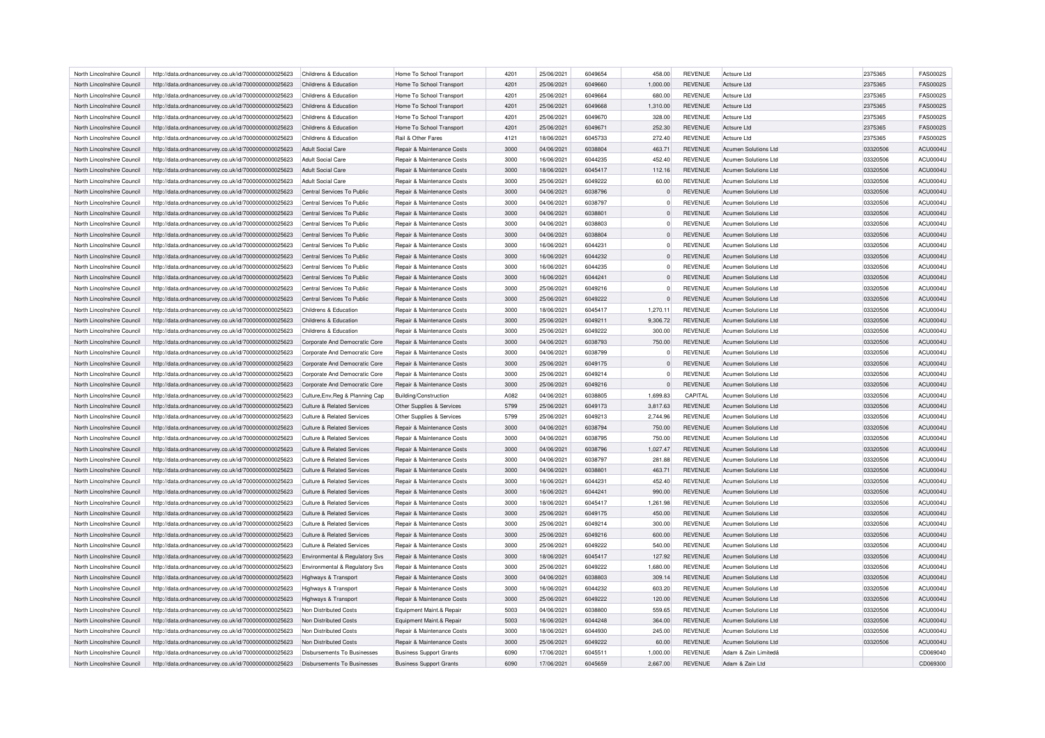| North Lincolnshire Council | http://data.ordnancesurvey.co.uk/id/7000000000025623 | Childrens & Education | Home To School Transport | 4201 | 25/06/2021 | 6049654 | 458.00 | REVENUE | Actsure Ltd | 2375365 | FAS0002S |
|---|---|---|---|---|---|---|---|---|---|---|---|
| North Lincolnshire Council | http://data.ordnancesurvey.co.uk/id/7000000000025623 | Childrens & Education | Home To School Transport | 4201 | 25/06/2021 | 6049660 | 1,000.00 | REVENUE | Actsure Ltd | 2375365 | FAS0002S |
| North Lincolnshire Council | http://data.ordnancesurvey.co.uk/id/7000000000025623 | Childrens & Education | Home To School Transport | 4201 | 25/06/2021 | 6049664 | 680.00 | REVENUE | Actsure Ltd | 2375365 | FAS0002S |
| North Lincolnshire Council | http://data.ordnancesurvey.co.uk/id/7000000000025623 | Childrens & Education | Home To School Transport | 4201 | 25/06/2021 | 6049668 | 1,310.00 | REVENUE | Actsure Ltd | 2375365 | FAS0002S |
| North Lincolnshire Council | http://data.ordnancesurvey.co.uk/id/7000000000025623 | Childrens & Education | Home To School Transport | 4201 | 25/06/2021 | 6049670 | 328.00 | REVENUE | Actsure Ltd | 2375365 | FAS0002S |
| North Lincolnshire Council | http://data.ordnancesurvey.co.uk/id/7000000000025623 | Childrens & Education | Home To School Transport | 4201 | 25/06/2021 | 6049671 | 252.30 | REVENUE | Actsure Ltd | 2375365 | FAS0002S |
| North Lincolnshire Council | http://data.ordnancesurvey.co.uk/id/7000000000025623 | Childrens & Education | Rail & Other Fares | 4121 | 18/06/2021 | 6045733 | 272.40 | REVENUE | Actsure Ltd | 2375365 | FAS0002S |
| North Lincolnshire Council | http://data.ordnancesurvey.co.uk/id/7000000000025623 | Adult Social Care | Repair & Maintenance Costs | 3000 | 04/06/2021 | 6038804 | 463.71 | REVENUE | Acumen Solutions Ltd | 03320506 | ACU0004U |
| North Lincolnshire Council | http://data.ordnancesurvey.co.uk/id/7000000000025623 | Adult Social Care | Repair & Maintenance Costs | 3000 | 16/06/2021 | 6044235 | 452.40 | REVENUE | Acumen Solutions Ltd | 03320506 | ACU0004U |
| North Lincolnshire Council | http://data.ordnancesurvey.co.uk/id/7000000000025623 | Adult Social Care | Repair & Maintenance Costs | 3000 | 18/06/2021 | 6045417 | 112.16 | REVENUE | Acumen Solutions Ltd | 03320506 | ACU0004U |
| North Lincolnshire Council | http://data.ordnancesurvey.co.uk/id/7000000000025623 | Adult Social Care | Repair & Maintenance Costs | 3000 | 25/06/2021 | 6049222 | 60.00 | REVENUE | Acumen Solutions Ltd | 03320506 | ACU0004U |
| North Lincolnshire Council | http://data.ordnancesurvey.co.uk/id/7000000000025623 | Central Services To Public | Repair & Maintenance Costs | 3000 | 04/06/2021 | 6038796 | 0 | REVENUE | Acumen Solutions Ltd | 03320506 | ACU0004U |
| North Lincolnshire Council | http://data.ordnancesurvey.co.uk/id/7000000000025623 | Central Services To Public | Repair & Maintenance Costs | 3000 | 04/06/2021 | 6038797 | 0 | REVENUE | Acumen Solutions Ltd | 03320506 | ACU0004U |
| North Lincolnshire Council | http://data.ordnancesurvey.co.uk/id/7000000000025623 | Central Services To Public | Repair & Maintenance Costs | 3000 | 04/06/2021 | 6038801 | 0 | REVENUE | Acumen Solutions Ltd | 03320506 | ACU0004U |
| North Lincolnshire Council | http://data.ordnancesurvey.co.uk/id/7000000000025623 | Central Services To Public | Repair & Maintenance Costs | 3000 | 04/06/2021 | 6038803 | 0 | REVENUE | Acumen Solutions Ltd | 03320506 | ACU0004U |
| North Lincolnshire Council | http://data.ordnancesurvey.co.uk/id/7000000000025623 | Central Services To Public | Repair & Maintenance Costs | 3000 | 04/06/2021 | 6038804 | 0 | REVENUE | Acumen Solutions Ltd | 03320506 | ACU0004U |
| North Lincolnshire Council | http://data.ordnancesurvey.co.uk/id/7000000000025623 | Central Services To Public | Repair & Maintenance Costs | 3000 | 16/06/2021 | 6044231 | 0 | REVENUE | Acumen Solutions Ltd | 03320506 | ACU0004U |
| North Lincolnshire Council | http://data.ordnancesurvey.co.uk/id/7000000000025623 | Central Services To Public | Repair & Maintenance Costs | 3000 | 16/06/2021 | 6044232 | 0 | REVENUE | Acumen Solutions Ltd | 03320506 | ACU0004U |
| North Lincolnshire Council | http://data.ordnancesurvey.co.uk/id/7000000000025623 | Central Services To Public | Repair & Maintenance Costs | 3000 | 16/06/2021 | 6044235 | 0 | REVENUE | Acumen Solutions Ltd | 03320506 | ACU0004U |
| North Lincolnshire Council | http://data.ordnancesurvey.co.uk/id/7000000000025623 | Central Services To Public | Repair & Maintenance Costs | 3000 | 16/06/2021 | 6044241 | 0 | REVENUE | Acumen Solutions Ltd | 03320506 | ACU0004U |
| North Lincolnshire Council | http://data.ordnancesurvey.co.uk/id/7000000000025623 | Central Services To Public | Repair & Maintenance Costs | 3000 | 25/06/2021 | 6049216 | 0 | REVENUE | Acumen Solutions Ltd | 03320506 | ACU0004U |
| North Lincolnshire Council | http://data.ordnancesurvey.co.uk/id/7000000000025623 | Central Services To Public | Repair & Maintenance Costs | 3000 | 25/06/2021 | 6049222 | 0 | REVENUE | Acumen Solutions Ltd | 03320506 | ACU0004U |
| North Lincolnshire Council | http://data.ordnancesurvey.co.uk/id/7000000000025623 | Childrens & Education | Repair & Maintenance Costs | 3000 | 18/06/2021 | 6045417 | 1,270.11 | REVENUE | Acumen Solutions Ltd | 03320506 | ACU0004U |
| North Lincolnshire Council | http://data.ordnancesurvey.co.uk/id/7000000000025623 | Childrens & Education | Repair & Maintenance Costs | 3000 | 25/06/2021 | 6049211 | 9,306.72 | REVENUE | Acumen Solutions Ltd | 03320506 | ACU0004U |
| North Lincolnshire Council | http://data.ordnancesurvey.co.uk/id/7000000000025623 | Childrens & Education | Repair & Maintenance Costs | 3000 | 25/06/2021 | 6049222 | 300.00 | REVENUE | Acumen Solutions Ltd | 03320506 | ACU0004U |
| North Lincolnshire Council | http://data.ordnancesurvey.co.uk/id/7000000000025623 | Corporate And Democratic Core | Repair & Maintenance Costs | 3000 | 04/06/2021 | 6038793 | 750.00 | REVENUE | Acumen Solutions Ltd | 03320506 | ACU0004U |
| North Lincolnshire Council | http://data.ordnancesurvey.co.uk/id/7000000000025623 | Corporate And Democratic Core | Repair & Maintenance Costs | 3000 | 04/06/2021 | 6038799 | 0 | REVENUE | Acumen Solutions Ltd | 03320506 | ACU0004U |
| North Lincolnshire Council | http://data.ordnancesurvey.co.uk/id/7000000000025623 | Corporate And Democratic Core | Repair & Maintenance Costs | 3000 | 25/06/2021 | 6049175 | 0 | REVENUE | Acumen Solutions Ltd | 03320506 | ACU0004U |
| North Lincolnshire Council | http://data.ordnancesurvey.co.uk/id/7000000000025623 | Corporate And Democratic Core | Repair & Maintenance Costs | 3000 | 25/06/2021 | 6049214 | 0 | REVENUE | Acumen Solutions Ltd | 03320506 | ACU0004U |
| North Lincolnshire Council | http://data.ordnancesurvey.co.uk/id/7000000000025623 | Corporate And Democratic Core | Repair & Maintenance Costs | 3000 | 25/06/2021 | 6049216 | 0 | REVENUE | Acumen Solutions Ltd | 03320506 | ACU0004U |
| North Lincolnshire Council | http://data.ordnancesurvey.co.uk/id/7000000000025623 | Culture,Env,Reg & Planning Cap | Building/Construction | A082 | 04/06/2021 | 6038805 | 1,699.83 | CAPITAL | Acumen Solutions Ltd | 03320506 | ACU0004U |
| North Lincolnshire Council | http://data.ordnancesurvey.co.uk/id/7000000000025623 | Culture & Related Services | Other Supplies & Services | 5799 | 25/06/2021 | 6049173 | 3,817.63 | REVENUE | Acumen Solutions Ltd | 03320506 | ACU0004U |
| North Lincolnshire Council | http://data.ordnancesurvey.co.uk/id/7000000000025623 | Culture & Related Services | Other Supplies & Services | 5799 | 25/06/2021 | 6049213 | 2,744.96 | REVENUE | Acumen Solutions Ltd | 03320506 | ACU0004U |
| North Lincolnshire Council | http://data.ordnancesurvey.co.uk/id/7000000000025623 | Culture & Related Services | Repair & Maintenance Costs | 3000 | 04/06/2021 | 6038794 | 750.00 | REVENUE | Acumen Solutions Ltd | 03320506 | ACU0004U |
| North Lincolnshire Council | http://data.ordnancesurvey.co.uk/id/7000000000025623 | Culture & Related Services | Repair & Maintenance Costs | 3000 | 04/06/2021 | 6038795 | 750.00 | REVENUE | Acumen Solutions Ltd | 03320506 | ACU0004U |
| North Lincolnshire Council | http://data.ordnancesurvey.co.uk/id/7000000000025623 | Culture & Related Services | Repair & Maintenance Costs | 3000 | 04/06/2021 | 6038796 | 1,027.47 | REVENUE | Acumen Solutions Ltd | 03320506 | ACU0004U |
| North Lincolnshire Council | http://data.ordnancesurvey.co.uk/id/7000000000025623 | Culture & Related Services | Repair & Maintenance Costs | 3000 | 04/06/2021 | 6038797 | 281.88 | REVENUE | Acumen Solutions Ltd | 03320506 | ACU0004U |
| North Lincolnshire Council | http://data.ordnancesurvey.co.uk/id/7000000000025623 | Culture & Related Services | Repair & Maintenance Costs | 3000 | 04/06/2021 | 6038801 | 463.71 | REVENUE | Acumen Solutions Ltd | 03320506 | ACU0004U |
| North Lincolnshire Council | http://data.ordnancesurvey.co.uk/id/7000000000025623 | Culture & Related Services | Repair & Maintenance Costs | 3000 | 16/06/2021 | 6044231 | 452.40 | REVENUE | Acumen Solutions Ltd | 03320506 | ACU0004U |
| North Lincolnshire Council | http://data.ordnancesurvey.co.uk/id/7000000000025623 | Culture & Related Services | Repair & Maintenance Costs | 3000 | 16/06/2021 | 6044241 | 990.00 | REVENUE | Acumen Solutions Ltd | 03320506 | ACU0004U |
| North Lincolnshire Council | http://data.ordnancesurvey.co.uk/id/7000000000025623 | Culture & Related Services | Repair & Maintenance Costs | 3000 | 18/06/2021 | 6045417 | 1,261.98 | REVENUE | Acumen Solutions Ltd | 03320506 | ACU0004U |
| North Lincolnshire Council | http://data.ordnancesurvey.co.uk/id/7000000000025623 | Culture & Related Services | Repair & Maintenance Costs | 3000 | 25/06/2021 | 6049175 | 450.00 | REVENUE | Acumen Solutions Ltd | 03320506 | ACU0004U |
| North Lincolnshire Council | http://data.ordnancesurvey.co.uk/id/7000000000025623 | Culture & Related Services | Repair & Maintenance Costs | 3000 | 25/06/2021 | 6049214 | 300.00 | REVENUE | Acumen Solutions Ltd | 03320506 | ACU0004U |
| North Lincolnshire Council | http://data.ordnancesurvey.co.uk/id/7000000000025623 | Culture & Related Services | Repair & Maintenance Costs | 3000 | 25/06/2021 | 6049216 | 600.00 | REVENUE | Acumen Solutions Ltd | 03320506 | ACU0004U |
| North Lincolnshire Council | http://data.ordnancesurvey.co.uk/id/7000000000025623 | Culture & Related Services | Repair & Maintenance Costs | 3000 | 25/06/2021 | 6049222 | 540.00 | REVENUE | Acumen Solutions Ltd | 03320506 | ACU0004U |
| North Lincolnshire Council | http://data.ordnancesurvey.co.uk/id/7000000000025623 | Environmental & Regulatory Svs | Repair & Maintenance Costs | 3000 | 18/06/2021 | 6045417 | 127.92 | REVENUE | Acumen Solutions Ltd | 03320506 | ACU0004U |
| North Lincolnshire Council | http://data.ordnancesurvey.co.uk/id/7000000000025623 | Environmental & Regulatory Svs | Repair & Maintenance Costs | 3000 | 25/06/2021 | 6049222 | 1,680.00 | REVENUE | Acumen Solutions Ltd | 03320506 | ACU0004U |
| North Lincolnshire Council | http://data.ordnancesurvey.co.uk/id/7000000000025623 | Highways & Transport | Repair & Maintenance Costs | 3000 | 04/06/2021 | 6038803 | 309.14 | REVENUE | Acumen Solutions Ltd | 03320506 | ACU0004U |
| North Lincolnshire Council | http://data.ordnancesurvey.co.uk/id/7000000000025623 | Highways & Transport | Repair & Maintenance Costs | 3000 | 16/06/2021 | 6044232 | 603.20 | REVENUE | Acumen Solutions Ltd | 03320506 | ACU0004U |
| North Lincolnshire Council | http://data.ordnancesurvey.co.uk/id/7000000000025623 | Highways & Transport | Repair & Maintenance Costs | 3000 | 25/06/2021 | 6049222 | 120.00 | REVENUE | Acumen Solutions Ltd | 03320506 | ACU0004U |
| North Lincolnshire Council | http://data.ordnancesurvey.co.uk/id/7000000000025623 | Non Distributed Costs | Equipment Maint.& Repair | 5003 | 04/06/2021 | 6038800 | 559.65 | REVENUE | Acumen Solutions Ltd | 03320506 | ACU0004U |
| North Lincolnshire Council | http://data.ordnancesurvey.co.uk/id/7000000000025623 | Non Distributed Costs | Equipment Maint.& Repair | 5003 | 16/06/2021 | 6044248 | 364.00 | REVENUE | Acumen Solutions Ltd | 03320506 | ACU0004U |
| North Lincolnshire Council | http://data.ordnancesurvey.co.uk/id/7000000000025623 | Non Distributed Costs | Repair & Maintenance Costs | 3000 | 18/06/2021 | 6044930 | 245.00 | REVENUE | Acumen Solutions Ltd | 03320506 | ACU0004U |
| North Lincolnshire Council | http://data.ordnancesurvey.co.uk/id/7000000000025623 | Non Distributed Costs | Repair & Maintenance Costs | 3000 | 25/06/2021 | 6049222 | 60.00 | REVENUE | Acumen Solutions Ltd | 03320506 | ACU0004U |
| North Lincolnshire Council | http://data.ordnancesurvey.co.uk/id/7000000000025623 | Disbursements To Businesses | Business Support Grants | 6090 | 17/06/2021 | 6045511 | 1,000.00 | REVENUE | Adam & Zain Limitedâ | | CD069040 |
| North Lincolnshire Council | http://data.ordnancesurvey.co.uk/id/7000000000025623 | Disbursements To Businesses | Business Support Grants | 6090 | 17/06/2021 | 6045659 | 2,667.00 | REVENUE | Adam & Zain Ltd | | CD069300 |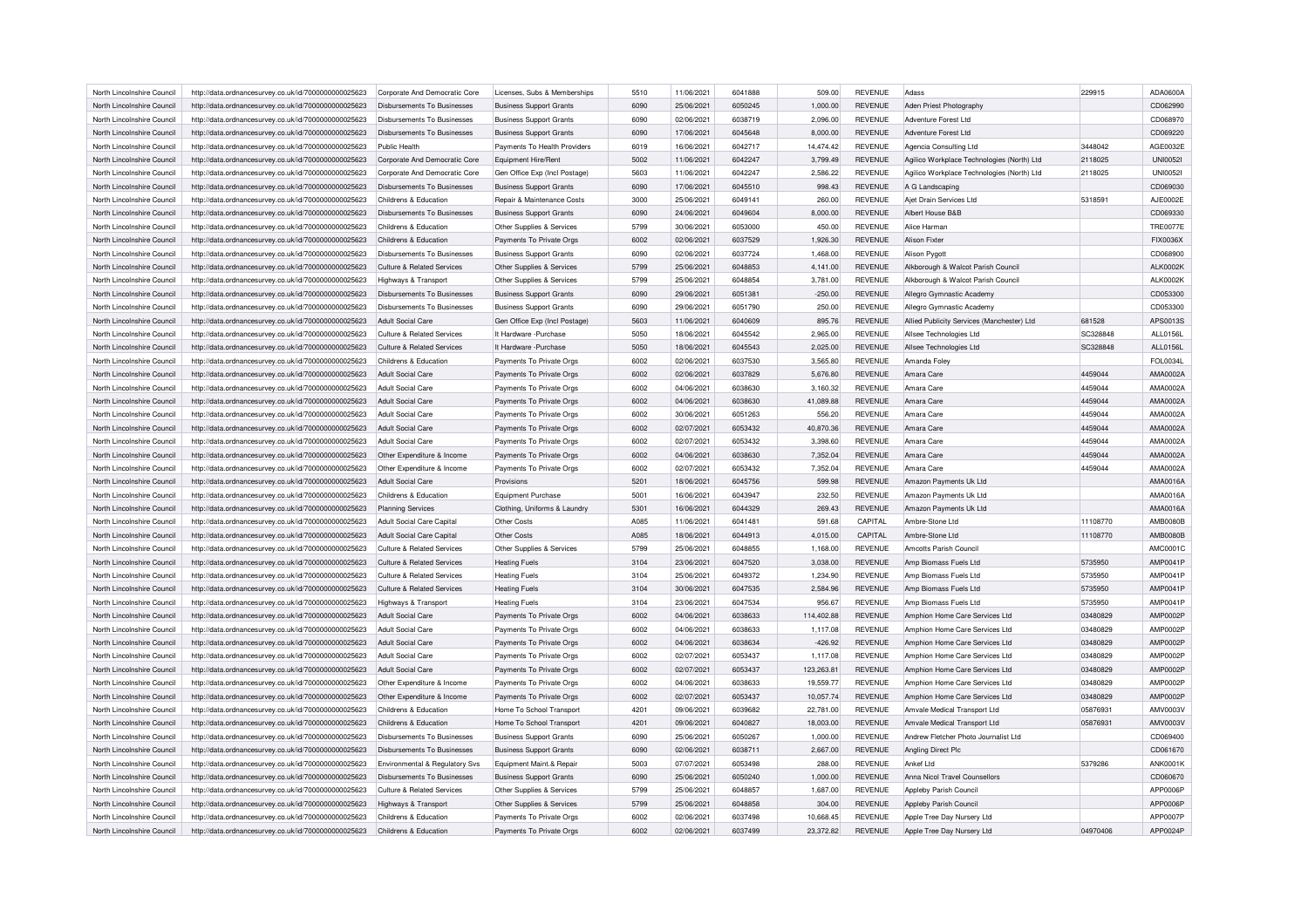| | | | | | | | | | | | |
|---|---|---|---|---|---|---|---|---|---|---|---|
| North Lincolnshire Council | http://data.ordnancesurvey.co.uk/id/7000000000025623 | Corporate And Democratic Core | Licenses, Subs & Memberships | 5510 | 11/06/2021 | 6041888 | 509.00 | REVENUE | Adass | 229915 | ADA0600A |
| North Lincolnshire Council | http://data.ordnancesurvey.co.uk/id/7000000000025623 | Disbursements To Businesses | Business Support Grants | 6090 | 25/06/2021 | 6050245 | 1,000.00 | REVENUE | Aden Priest Photography | | CD062990 |
| North Lincolnshire Council | http://data.ordnancesurvey.co.uk/id/7000000000025623 | Disbursements To Businesses | Business Support Grants | 6090 | 02/06/2021 | 6038719 | 2,096.00 | REVENUE | Adventure Forest Ltd | | CD068970 |
| North Lincolnshire Council | http://data.ordnancesurvey.co.uk/id/7000000000025623 | Disbursements To Businesses | Business Support Grants | 6090 | 17/06/2021 | 6045648 | 8,000.00 | REVENUE | Adventure Forest Ltd | | CD069220 |
| North Lincolnshire Council | http://data.ordnancesurvey.co.uk/id/7000000000025623 | Public Health | Payments To Health Providers | 6019 | 16/06/2021 | 6042717 | 14,474.42 | REVENUE | Agencia Consulting Ltd | 3448042 | AGE0032E |
| North Lincolnshire Council | http://data.ordnancesurvey.co.uk/id/7000000000025623 | Corporate And Democratic Core | Equipment Hire/Rent | 5002 | 11/06/2021 | 6042247 | 3,799.49 | REVENUE | Agilico Workplace Technologies (North) Ltd | 2118025 | UNI0052I |
| North Lincolnshire Council | http://data.ordnancesurvey.co.uk/id/7000000000025623 | Corporate And Democratic Core | Gen Office Exp (Incl Postage) | 5603 | 11/06/2021 | 6042247 | 2,586.22 | REVENUE | Agilico Workplace Technologies (North) Ltd | 2118025 | UNI0052I |
| North Lincolnshire Council | http://data.ordnancesurvey.co.uk/id/7000000000025623 | Disbursements To Businesses | Business Support Grants | 6090 | 17/06/2021 | 6045510 | 998.43 | REVENUE | A G Landscaping | | CD069030 |
| North Lincolnshire Council | http://data.ordnancesurvey.co.uk/id/7000000000025623 | Childrens & Education | Repair & Maintenance Costs | 3000 | 25/06/2021 | 6049141 | 260.00 | REVENUE | Ajet Drain Services Ltd | 5318591 | AJE0002E |
| North Lincolnshire Council | http://data.ordnancesurvey.co.uk/id/7000000000025623 | Disbursements To Businesses | Business Support Grants | 6090 | 24/06/2021 | 6049604 | 8,000.00 | REVENUE | Albert House B&B | | CD069330 |
| North Lincolnshire Council | http://data.ordnancesurvey.co.uk/id/7000000000025623 | Childrens & Education | Other Supplies & Services | 5799 | 30/06/2021 | 6053000 | 450.00 | REVENUE | Alice Harman | | TRE0077E |
| North Lincolnshire Council | http://data.ordnancesurvey.co.uk/id/7000000000025623 | Childrens & Education | Payments To Private Orgs | 6002 | 02/06/2021 | 6037529 | 1,926.30 | REVENUE | Alison Fixter | | FIX0036X |
| North Lincolnshire Council | http://data.ordnancesurvey.co.uk/id/7000000000025623 | Disbursements To Businesses | Business Support Grants | 6090 | 02/06/2021 | 6037724 | 1,468.00 | REVENUE | Alison Pygott | | CD068900 |
| North Lincolnshire Council | http://data.ordnancesurvey.co.uk/id/7000000000025623 | Culture & Related Services | Other Supplies & Services | 5799 | 25/06/2021 | 6048853 | 4,141.00 | REVENUE | Alkborough & Walcot Parish Council | | ALK0002K |
| North Lincolnshire Council | http://data.ordnancesurvey.co.uk/id/7000000000025623 | Highways & Transport | Other Supplies & Services | 5799 | 25/06/2021 | 6048854 | 3,781.00 | REVENUE | Alkborough & Walcot Parish Council | | ALK0002K |
| North Lincolnshire Council | http://data.ordnancesurvey.co.uk/id/7000000000025623 | Disbursements To Businesses | Business Support Grants | 6090 | 29/06/2021 | 6051381 | -250.00 | REVENUE | Allegro Gymnastic Academy | | CD053300 |
| North Lincolnshire Council | http://data.ordnancesurvey.co.uk/id/7000000000025623 | Disbursements To Businesses | Business Support Grants | 6090 | 29/06/2021 | 6051790 | 250.00 | REVENUE | Allegro Gymnastic Academy | | CD053300 |
| North Lincolnshire Council | http://data.ordnancesurvey.co.uk/id/7000000000025623 | Adult Social Care | Gen Office Exp (Incl Postage) | 5603 | 11/06/2021 | 6040609 | 895.76 | REVENUE | Allied Publicity Services (Manchester) Ltd | 681528 | APS0013S |
| North Lincolnshire Council | http://data.ordnancesurvey.co.uk/id/7000000000025623 | Culture & Related Services | It Hardware -Purchase | 5050 | 18/06/2021 | 6045542 | 2,965.00 | REVENUE | Allsee Technologies Ltd | SC328848 | ALL0156L |
| North Lincolnshire Council | http://data.ordnancesurvey.co.uk/id/7000000000025623 | Culture & Related Services | It Hardware -Purchase | 5050 | 18/06/2021 | 6045543 | 2,025.00 | REVENUE | Allsee Technologies Ltd | SC328848 | ALL0156L |
| North Lincolnshire Council | http://data.ordnancesurvey.co.uk/id/7000000000025623 | Childrens & Education | Payments To Private Orgs | 6002 | 02/06/2021 | 6037530 | 3,565.80 | REVENUE | Amanda Foley | | FOL0034L |
| North Lincolnshire Council | http://data.ordnancesurvey.co.uk/id/7000000000025623 | Adult Social Care | Payments To Private Orgs | 6002 | 02/06/2021 | 6037829 | 5,676.80 | REVENUE | Amara Care | 4459044 | AMA0002A |
| North Lincolnshire Council | http://data.ordnancesurvey.co.uk/id/7000000000025623 | Adult Social Care | Payments To Private Orgs | 6002 | 04/06/2021 | 6038630 | 3,160.32 | REVENUE | Amara Care | 4459044 | AMA0002A |
| North Lincolnshire Council | http://data.ordnancesurvey.co.uk/id/7000000000025623 | Adult Social Care | Payments To Private Orgs | 6002 | 04/06/2021 | 6038630 | 41,089.88 | REVENUE | Amara Care | 4459044 | AMA0002A |
| North Lincolnshire Council | http://data.ordnancesurvey.co.uk/id/7000000000025623 | Adult Social Care | Payments To Private Orgs | 6002 | 30/06/2021 | 6051263 | 556.20 | REVENUE | Amara Care | 4459044 | AMA0002A |
| North Lincolnshire Council | http://data.ordnancesurvey.co.uk/id/7000000000025623 | Adult Social Care | Payments To Private Orgs | 6002 | 02/07/2021 | 6053432 | 40,870.36 | REVENUE | Amara Care | 4459044 | AMA0002A |
| North Lincolnshire Council | http://data.ordnancesurvey.co.uk/id/7000000000025623 | Adult Social Care | Payments To Private Orgs | 6002 | 02/07/2021 | 6053432 | 3,398.60 | REVENUE | Amara Care | 4459044 | AMA0002A |
| North Lincolnshire Council | http://data.ordnancesurvey.co.uk/id/7000000000025623 | Other Expenditure & Income | Payments To Private Orgs | 6002 | 04/06/2021 | 6038630 | 7,352.04 | REVENUE | Amara Care | 4459044 | AMA0002A |
| North Lincolnshire Council | http://data.ordnancesurvey.co.uk/id/7000000000025623 | Other Expenditure & Income | Payments To Private Orgs | 6002 | 02/07/2021 | 6053432 | 7,352.04 | REVENUE | Amara Care | 4459044 | AMA0002A |
| North Lincolnshire Council | http://data.ordnancesurvey.co.uk/id/7000000000025623 | Adult Social Care | Provisions | 5201 | 18/06/2021 | 6045756 | 599.98 | REVENUE | Amazon Payments Uk Ltd | | AMA0016A |
| North Lincolnshire Council | http://data.ordnancesurvey.co.uk/id/7000000000025623 | Childrens & Education | Equipment Purchase | 5001 | 16/06/2021 | 6043947 | 232.50 | REVENUE | Amazon Payments Uk Ltd | | AMA0016A |
| North Lincolnshire Council | http://data.ordnancesurvey.co.uk/id/7000000000025623 | Planning Services | Clothing, Uniforms & Laundry | 5301 | 16/06/2021 | 6044329 | 269.43 | REVENUE | Amazon Payments Uk Ltd | | AMA0016A |
| North Lincolnshire Council | http://data.ordnancesurvey.co.uk/id/7000000000025623 | Adult Social Care Capital | Other Costs | A085 | 11/06/2021 | 6041481 | 591.68 | CAPITAL | Ambre-Stone Ltd | 11108770 | AMB0080B |
| North Lincolnshire Council | http://data.ordnancesurvey.co.uk/id/7000000000025623 | Adult Social Care Capital | Other Costs | A085 | 18/06/2021 | 6044913 | 4,015.00 | CAPITAL | Ambre-Stone Ltd | 11108770 | AMB0080B |
| North Lincolnshire Council | http://data.ordnancesurvey.co.uk/id/7000000000025623 | Culture & Related Services | Other Supplies & Services | 5799 | 25/06/2021 | 6048855 | 1,168.00 | REVENUE | Amcotts Parish Council | | AMC0001C |
| North Lincolnshire Council | http://data.ordnancesurvey.co.uk/id/7000000000025623 | Culture & Related Services | Heating Fuels | 3104 | 23/06/2021 | 6047520 | 3,038.00 | REVENUE | Amp Biomass Fuels Ltd | 5735950 | AMP0041P |
| North Lincolnshire Council | http://data.ordnancesurvey.co.uk/id/7000000000025623 | Culture & Related Services | Heating Fuels | 3104 | 25/06/2021 | 6049372 | 1,234.90 | REVENUE | Amp Biomass Fuels Ltd | 5735950 | AMP0041P |
| North Lincolnshire Council | http://data.ordnancesurvey.co.uk/id/7000000000025623 | Culture & Related Services | Heating Fuels | 3104 | 30/06/2021 | 6047535 | 2,584.96 | REVENUE | Amp Biomass Fuels Ltd | 5735950 | AMP0041P |
| North Lincolnshire Council | http://data.ordnancesurvey.co.uk/id/7000000000025623 | Highways & Transport | Heating Fuels | 3104 | 23/06/2021 | 6047534 | 956.67 | REVENUE | Amp Biomass Fuels Ltd | 5735950 | AMP0041P |
| North Lincolnshire Council | http://data.ordnancesurvey.co.uk/id/7000000000025623 | Adult Social Care | Payments To Private Orgs | 6002 | 04/06/2021 | 6038633 | 114,402.88 | REVENUE | Amphion Home Care Services Ltd | 03480829 | AMP0002P |
| North Lincolnshire Council | http://data.ordnancesurvey.co.uk/id/7000000000025623 | Adult Social Care | Payments To Private Orgs | 6002 | 04/06/2021 | 6038633 | 1,117.08 | REVENUE | Amphion Home Care Services Ltd | 03480829 | AMP0002P |
| North Lincolnshire Council | http://data.ordnancesurvey.co.uk/id/7000000000025623 | Adult Social Care | Payments To Private Orgs | 6002 | 04/06/2021 | 6038634 | -426.92 | REVENUE | Amphion Home Care Services Ltd | 03480829 | AMP0002P |
| North Lincolnshire Council | http://data.ordnancesurvey.co.uk/id/7000000000025623 | Adult Social Care | Payments To Private Orgs | 6002 | 02/07/2021 | 6053437 | 1,117.08 | REVENUE | Amphion Home Care Services Ltd | 03480829 | AMP0002P |
| North Lincolnshire Council | http://data.ordnancesurvey.co.uk/id/7000000000025623 | Adult Social Care | Payments To Private Orgs | 6002 | 02/07/2021 | 6053437 | 123,263.81 | REVENUE | Amphion Home Care Services Ltd | 03480829 | AMP0002P |
| North Lincolnshire Council | http://data.ordnancesurvey.co.uk/id/7000000000025623 | Other Expenditure & Income | Payments To Private Orgs | 6002 | 04/06/2021 | 6038633 | 19,559.77 | REVENUE | Amphion Home Care Services Ltd | 03480829 | AMP0002P |
| North Lincolnshire Council | http://data.ordnancesurvey.co.uk/id/7000000000025623 | Other Expenditure & Income | Payments To Private Orgs | 6002 | 02/07/2021 | 6053437 | 10,057.74 | REVENUE | Amphion Home Care Services Ltd | 03480829 | AMP0002P |
| North Lincolnshire Council | http://data.ordnancesurvey.co.uk/id/7000000000025623 | Childrens & Education | Home To School Transport | 4201 | 09/06/2021 | 6039682 | 22,781.00 | REVENUE | Amvale Medical Transport Ltd | 05876931 | AMV0003V |
| North Lincolnshire Council | http://data.ordnancesurvey.co.uk/id/7000000000025623 | Childrens & Education | Home To School Transport | 4201 | 09/06/2021 | 6040827 | 18,003.00 | REVENUE | Amvale Medical Transport Ltd | 05876931 | AMV0003V |
| North Lincolnshire Council | http://data.ordnancesurvey.co.uk/id/7000000000025623 | Disbursements To Businesses | Business Support Grants | 6090 | 25/06/2021 | 6050267 | 1,000.00 | REVENUE | Andrew Fletcher Photo Journalist Ltd | | CD069400 |
| North Lincolnshire Council | http://data.ordnancesurvey.co.uk/id/7000000000025623 | Disbursements To Businesses | Business Support Grants | 6090 | 02/06/2021 | 6038711 | 2,667.00 | REVENUE | Angling Direct Plc | | CD061670 |
| North Lincolnshire Council | http://data.ordnancesurvey.co.uk/id/7000000000025623 | Environmental & Regulatory Svs | Equipment Maint.& Repair | 5003 | 07/07/2021 | 6053498 | 288.00 | REVENUE | Ankef Ltd | 5379286 | ANK0001K |
| North Lincolnshire Council | http://data.ordnancesurvey.co.uk/id/7000000000025623 | Disbursements To Businesses | Business Support Grants | 6090 | 25/06/2021 | 6050240 | 1,000.00 | REVENUE | Anna Nicol Travel Counsellors | | CD060670 |
| North Lincolnshire Council | http://data.ordnancesurvey.co.uk/id/7000000000025623 | Culture & Related Services | Other Supplies & Services | 5799 | 25/06/2021 | 6048857 | 1,687.00 | REVENUE | Appleby Parish Council | | APP0006P |
| North Lincolnshire Council | http://data.ordnancesurvey.co.uk/id/7000000000025623 | Highways & Transport | Other Supplies & Services | 5799 | 25/06/2021 | 6048858 | 304.00 | REVENUE | Appleby Parish Council | | APP0006P |
| North Lincolnshire Council | http://data.ordnancesurvey.co.uk/id/7000000000025623 | Childrens & Education | Payments To Private Orgs | 6002 | 02/06/2021 | 6037498 | 10,668.45 | REVENUE | Apple Tree Day Nursery Ltd | | APP0007P |
| North Lincolnshire Council | http://data.ordnancesurvey.co.uk/id/7000000000025623 | Childrens & Education | Payments To Private Orgs | 6002 | 02/06/2021 | 6037499 | 23,372.82 | REVENUE | Apple Tree Day Nursery Ltd | 04970406 | APP0024P |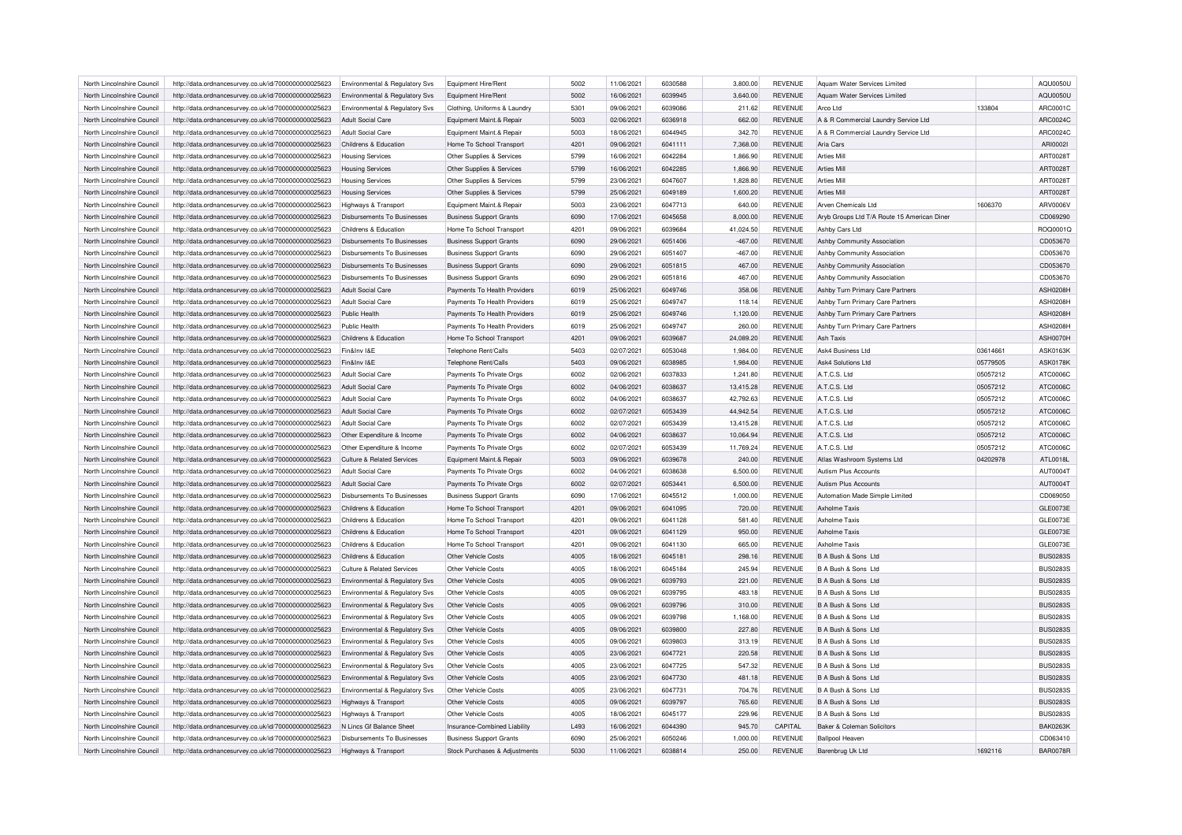| North Lincolnshire Council | http://data.ordnancesurvey.co.uk/id/7000000000025623 | Environmental & Regulatory Svs | Equipment Hire/Rent | 5002 | 11/06/2021 | 6030588 | 3,800.00 | REVENUE | Aquam Water Services Limited | | AQU0050U |
|---|---|---|---|---|---|---|---|---|---|---|---|
| North Lincolnshire Council | http://data.ordnancesurvey.co.uk/id/7000000000025623 | Environmental & Regulatory Svs | Equipment Hire/Rent | 5002 | 16/06/2021 | 6039945 | 3,640.00 | REVENUE | Aquam Water Services Limited | | AQU0050U |
| North Lincolnshire Council | http://data.ordnancesurvey.co.uk/id/7000000000025623 | Environmental & Regulatory Svs | Clothing, Uniforms & Laundry | 5301 | 09/06/2021 | 6039086 | 211.62 | REVENUE | Arco Ltd | 133804 | ARC0001C |
| North Lincolnshire Council | http://data.ordnancesurvey.co.uk/id/7000000000025623 | Adult Social Care | Equipment Maint.& Repair | 5003 | 02/06/2021 | 6036918 | 662.00 | REVENUE | A & R Commercial Laundry Service Ltd | | ARC0024C |
| North Lincolnshire Council | http://data.ordnancesurvey.co.uk/id/7000000000025623 | Adult Social Care | Equipment Maint.& Repair | 5003 | 18/06/2021 | 6044945 | 342.70 | REVENUE | A & R Commercial Laundry Service Ltd | | ARC0024C |
| North Lincolnshire Council | http://data.ordnancesurvey.co.uk/id/7000000000025623 | Childrens & Education | Home To School Transport | 4201 | 09/06/2021 | 6041111 | 7,368.00 | REVENUE | Aria Cars | | ARI0002I |
| North Lincolnshire Council | http://data.ordnancesurvey.co.uk/id/7000000000025623 | Housing Services | Other Supplies & Services | 5799 | 16/06/2021 | 6042284 | 1,866.90 | REVENUE | Arties Mill | | ART0028T |
| North Lincolnshire Council | http://data.ordnancesurvey.co.uk/id/7000000000025623 | Housing Services | Other Supplies & Services | 5799 | 16/06/2021 | 6042285 | 1,866.90 | REVENUE | Arties Mill | | ART0028T |
| North Lincolnshire Council | http://data.ordnancesurvey.co.uk/id/7000000000025623 | Housing Services | Other Supplies & Services | 5799 | 23/06/2021 | 6047607 | 1,828.80 | REVENUE | Arties Mill | | ART0028T |
| North Lincolnshire Council | http://data.ordnancesurvey.co.uk/id/7000000000025623 | Housing Services | Other Supplies & Services | 5799 | 25/06/2021 | 6049189 | 1,600.20 | REVENUE | Arties Mill | | ART0028T |
| North Lincolnshire Council | http://data.ordnancesurvey.co.uk/id/7000000000025623 | Highways & Transport | Equipment Maint.& Repair | 5003 | 23/06/2021 | 6047713 | 640.00 | REVENUE | Arven Chemicals Ltd | 1606370 | ARV0006V |
| North Lincolnshire Council | http://data.ordnancesurvey.co.uk/id/7000000000025623 | Disbursements To Businesses | Business Support Grants | 6090 | 17/06/2021 | 6045658 | 8,000.00 | REVENUE | Aryb Groups Ltd T/A Route 15 American Diner | | CD069290 |
| North Lincolnshire Council | http://data.ordnancesurvey.co.uk/id/7000000000025623 | Childrens & Education | Home To School Transport | 4201 | 09/06/2021 | 6039684 | 41,024.50 | REVENUE | Ashby Cars Ltd | | ROQ0001Q |
| North Lincolnshire Council | http://data.ordnancesurvey.co.uk/id/7000000000025623 | Disbursements To Businesses | Business Support Grants | 6090 | 29/06/2021 | 6051406 | -467.00 | REVENUE | Ashby Community Association | | CD053670 |
| North Lincolnshire Council | http://data.ordnancesurvey.co.uk/id/7000000000025623 | Disbursements To Businesses | Business Support Grants | 6090 | 29/06/2021 | 6051407 | -467.00 | REVENUE | Ashby Community Association | | CD053670 |
| North Lincolnshire Council | http://data.ordnancesurvey.co.uk/id/7000000000025623 | Disbursements To Businesses | Business Support Grants | 6090 | 29/06/2021 | 6051815 | 467.00 | REVENUE | Ashby Community Association | | CD053670 |
| North Lincolnshire Council | http://data.ordnancesurvey.co.uk/id/7000000000025623 | Disbursements To Businesses | Business Support Grants | 6090 | 29/06/2021 | 6051816 | 467.00 | REVENUE | Ashby Community Association | | CD053670 |
| North Lincolnshire Council | http://data.ordnancesurvey.co.uk/id/7000000000025623 | Adult Social Care | Payments To Health Providers | 6019 | 25/06/2021 | 6049746 | 358.06 | REVENUE | Ashby Turn Primary Care Partners | | ASH0208H |
| North Lincolnshire Council | http://data.ordnancesurvey.co.uk/id/7000000000025623 | Adult Social Care | Payments To Health Providers | 6019 | 25/06/2021 | 6049747 | 118.14 | REVENUE | Ashby Turn Primary Care Partners | | ASH0208H |
| North Lincolnshire Council | http://data.ordnancesurvey.co.uk/id/7000000000025623 | Public Health | Payments To Health Providers | 6019 | 25/06/2021 | 6049746 | 1,120.00 | REVENUE | Ashby Turn Primary Care Partners | | ASH0208H |
| North Lincolnshire Council | http://data.ordnancesurvey.co.uk/id/7000000000025623 | Public Health | Payments To Health Providers | 6019 | 25/06/2021 | 6049747 | 260.00 | REVENUE | Ashby Turn Primary Care Partners | | ASH0208H |
| North Lincolnshire Council | http://data.ordnancesurvey.co.uk/id/7000000000025623 | Childrens & Education | Home To School Transport | 4201 | 09/06/2021 | 6039687 | 24,089.20 | REVENUE | Ash Taxis | | ASH0070H |
| North Lincolnshire Council | http://data.ordnancesurvey.co.uk/id/7000000000025623 | Fin&Inv I&E | Telephone Rent/Calls | 5403 | 02/07/2021 | 6053048 | 1,984.00 | REVENUE | Ask4 Business Ltd | 03614661 | ASK0163K |
| North Lincolnshire Council | http://data.ordnancesurvey.co.uk/id/7000000000025623 | Fin&Inv I&E | Telephone Rent/Calls | 5403 | 09/06/2021 | 6038985 | 1,984.00 | REVENUE | Ask4 Solutions Ltd | 05779505 | ASK0178K |
| North Lincolnshire Council | http://data.ordnancesurvey.co.uk/id/7000000000025623 | Adult Social Care | Payments To Private Orgs | 6002 | 02/06/2021 | 6037833 | 1,241.80 | REVENUE | A.T.C.S. Ltd | 05057212 | ATC0006C |
| North Lincolnshire Council | http://data.ordnancesurvey.co.uk/id/7000000000025623 | Adult Social Care | Payments To Private Orgs | 6002 | 04/06/2021 | 6038637 | 13,415.28 | REVENUE | A.T.C.S. Ltd | 05057212 | ATC0006C |
| North Lincolnshire Council | http://data.ordnancesurvey.co.uk/id/7000000000025623 | Adult Social Care | Payments To Private Orgs | 6002 | 04/06/2021 | 6038637 | 42,792.63 | REVENUE | A.T.C.S. Ltd | 05057212 | ATC0006C |
| North Lincolnshire Council | http://data.ordnancesurvey.co.uk/id/7000000000025623 | Adult Social Care | Payments To Private Orgs | 6002 | 02/07/2021 | 6053439 | 44,942.54 | REVENUE | A.T.C.S. Ltd | 05057212 | ATC0006C |
| North Lincolnshire Council | http://data.ordnancesurvey.co.uk/id/7000000000025623 | Adult Social Care | Payments To Private Orgs | 6002 | 02/07/2021 | 6053439 | 13,415.28 | REVENUE | A.T.C.S. Ltd | 05057212 | ATC0006C |
| North Lincolnshire Council | http://data.ordnancesurvey.co.uk/id/7000000000025623 | Other Expenditure & Income | Payments To Private Orgs | 6002 | 04/06/2021 | 6038637 | 10,064.94 | REVENUE | A.T.C.S. Ltd | 05057212 | ATC0006C |
| North Lincolnshire Council | http://data.ordnancesurvey.co.uk/id/7000000000025623 | Other Expenditure & Income | Payments To Private Orgs | 6002 | 02/07/2021 | 6053439 | 11,769.24 | REVENUE | A.T.C.S. Ltd | 05057212 | ATC0006C |
| North Lincolnshire Council | http://data.ordnancesurvey.co.uk/id/7000000000025623 | Culture & Related Services | Equipment Maint.& Repair | 5003 | 09/06/2021 | 6039678 | 240.00 | REVENUE | Atlas Washroom Systems Ltd | 04202978 | ATL0018L |
| North Lincolnshire Council | http://data.ordnancesurvey.co.uk/id/7000000000025623 | Adult Social Care | Payments To Private Orgs | 6002 | 04/06/2021 | 6038638 | 6,500.00 | REVENUE | Autism Plus Accounts | | AUT0004T |
| North Lincolnshire Council | http://data.ordnancesurvey.co.uk/id/7000000000025623 | Adult Social Care | Payments To Private Orgs | 6002 | 02/07/2021 | 6053441 | 6,500.00 | REVENUE | Autism Plus Accounts | | AUT0004T |
| North Lincolnshire Council | http://data.ordnancesurvey.co.uk/id/7000000000025623 | Disbursements To Businesses | Business Support Grants | 6090 | 17/06/2021 | 6045512 | 1,000.00 | REVENUE | Automation Made Simple Limited | | CD069050 |
| North Lincolnshire Council | http://data.ordnancesurvey.co.uk/id/7000000000025623 | Childrens & Education | Home To School Transport | 4201 | 09/06/2021 | 6041095 | 720.00 | REVENUE | Axholme Taxis | | GLE0073E |
| North Lincolnshire Council | http://data.ordnancesurvey.co.uk/id/7000000000025623 | Childrens & Education | Home To School Transport | 4201 | 09/06/2021 | 6041128 | 581.40 | REVENUE | Axholme Taxis | | GLE0073E |
| North Lincolnshire Council | http://data.ordnancesurvey.co.uk/id/7000000000025623 | Childrens & Education | Home To School Transport | 4201 | 09/06/2021 | 6041129 | 950.00 | REVENUE | Axholme Taxis | | GLE0073E |
| North Lincolnshire Council | http://data.ordnancesurvey.co.uk/id/7000000000025623 | Childrens & Education | Home To School Transport | 4201 | 09/06/2021 | 6041130 | 665.00 | REVENUE | Axholme Taxis | | GLE0073E |
| North Lincolnshire Council | http://data.ordnancesurvey.co.uk/id/7000000000025623 | Childrens & Education | Other Vehicle Costs | 4005 | 18/06/2021 | 6045181 | 298.16 | REVENUE | B A Bush & Sons Ltd | | BUS0283S |
| North Lincolnshire Council | http://data.ordnancesurvey.co.uk/id/7000000000025623 | Culture & Related Services | Other Vehicle Costs | 4005 | 18/06/2021 | 6045184 | 245.94 | REVENUE | B A Bush & Sons Ltd | | BUS0283S |
| North Lincolnshire Council | http://data.ordnancesurvey.co.uk/id/7000000000025623 | Environmental & Regulatory Svs | Other Vehicle Costs | 4005 | 09/06/2021 | 6039793 | 221.00 | REVENUE | B A Bush & Sons Ltd | | BUS0283S |
| North Lincolnshire Council | http://data.ordnancesurvey.co.uk/id/7000000000025623 | Environmental & Regulatory Svs | Other Vehicle Costs | 4005 | 09/06/2021 | 6039795 | 483.18 | REVENUE | B A Bush & Sons Ltd | | BUS0283S |
| North Lincolnshire Council | http://data.ordnancesurvey.co.uk/id/7000000000025623 | Environmental & Regulatory Svs | Other Vehicle Costs | 4005 | 09/06/2021 | 6039796 | 310.00 | REVENUE | B A Bush & Sons Ltd | | BUS0283S |
| North Lincolnshire Council | http://data.ordnancesurvey.co.uk/id/7000000000025623 | Environmental & Regulatory Svs | Other Vehicle Costs | 4005 | 09/06/2021 | 6039798 | 1,168.00 | REVENUE | B A Bush & Sons Ltd | | BUS0283S |
| North Lincolnshire Council | http://data.ordnancesurvey.co.uk/id/7000000000025623 | Environmental & Regulatory Svs | Other Vehicle Costs | 4005 | 09/06/2021 | 6039800 | 227.80 | REVENUE | B A Bush & Sons Ltd | | BUS0283S |
| North Lincolnshire Council | http://data.ordnancesurvey.co.uk/id/7000000000025623 | Environmental & Regulatory Svs | Other Vehicle Costs | 4005 | 09/06/2021 | 6039803 | 313.19 | REVENUE | B A Bush & Sons Ltd | | BUS0283S |
| North Lincolnshire Council | http://data.ordnancesurvey.co.uk/id/7000000000025623 | Environmental & Regulatory Svs | Other Vehicle Costs | 4005 | 23/06/2021 | 6047721 | 220.58 | REVENUE | B A Bush & Sons Ltd | | BUS0283S |
| North Lincolnshire Council | http://data.ordnancesurvey.co.uk/id/7000000000025623 | Environmental & Regulatory Svs | Other Vehicle Costs | 4005 | 23/06/2021 | 6047725 | 547.32 | REVENUE | B A Bush & Sons Ltd | | BUS0283S |
| North Lincolnshire Council | http://data.ordnancesurvey.co.uk/id/7000000000025623 | Environmental & Regulatory Svs | Other Vehicle Costs | 4005 | 23/06/2021 | 6047730 | 481.18 | REVENUE | B A Bush & Sons Ltd | | BUS0283S |
| North Lincolnshire Council | http://data.ordnancesurvey.co.uk/id/7000000000025623 | Environmental & Regulatory Svs | Other Vehicle Costs | 4005 | 23/06/2021 | 6047731 | 704.76 | REVENUE | B A Bush & Sons Ltd | | BUS0283S |
| North Lincolnshire Council | http://data.ordnancesurvey.co.uk/id/7000000000025623 | Highways & Transport | Other Vehicle Costs | 4005 | 09/06/2021 | 6039797 | 765.60 | REVENUE | B A Bush & Sons Ltd | | BUS0283S |
| North Lincolnshire Council | http://data.ordnancesurvey.co.uk/id/7000000000025623 | Highways & Transport | Other Vehicle Costs | 4005 | 18/06/2021 | 6045177 | 229.96 | REVENUE | B A Bush & Sons Ltd | | BUS0283S |
| North Lincolnshire Council | http://data.ordnancesurvey.co.uk/id/7000000000025623 | N Lincs Gf Balance Sheet | Insurance-Combined Liability | L493 | 16/06/2021 | 6044390 | 945.70 | CAPITAL | Baker & Coleman Solicitors | | BAK0263K |
| North Lincolnshire Council | http://data.ordnancesurvey.co.uk/id/7000000000025623 | Disbursements To Businesses | Business Support Grants | 6090 | 25/06/2021 | 6050246 | 1,000.00 | REVENUE | Ballpool Heaven | | CD063410 |
| North Lincolnshire Council | http://data.ordnancesurvey.co.uk/id/7000000000025623 | Highways & Transport | Stock Purchases & Adjustments | 5030 | 11/06/2021 | 6038814 | 250.00 | REVENUE | Barenbrug Uk Ltd | 1692116 | BAR0078R |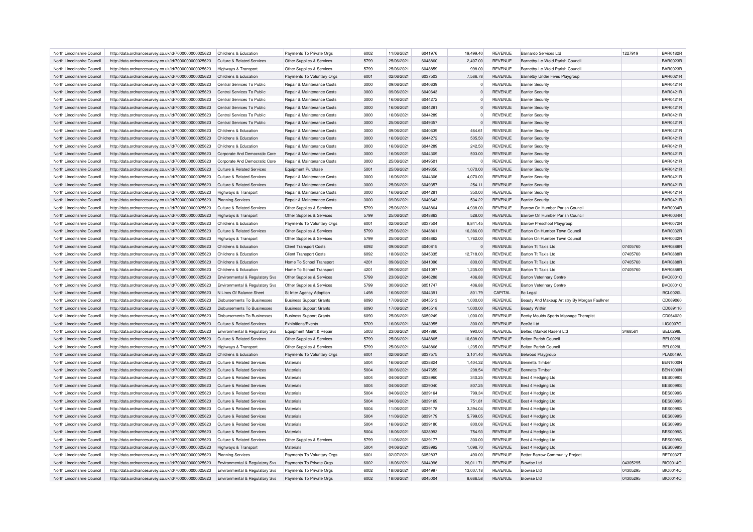| North Lincolnshire Council | http://data.ordnancesurvey.co.uk/id/7000000000025623 | Childrens & Education | Payments To Private Orgs | 6002 | 11/06/2021 | 6041976 | 19,499.40 | REVENUE | Barnardo Services Ltd | 1227919 | BAR0182R |
|---|---|---|---|---|---|---|---|---|---|---|---|
| North Lincolnshire Council | http://data.ordnancesurvey.co.uk/id/7000000000025623 | Culture & Related Services | Other Supplies & Services | 5799 | 25/06/2021 | 6048860 | 2,407.00 | REVENUE | Barnetby-Le-Wold Parish Council | | BAR0023R |
| North Lincolnshire Council | http://data.ordnancesurvey.co.uk/id/7000000000025623 | Highways & Transport | Other Supplies & Services | 5799 | 25/06/2021 | 6048859 | 998.00 | REVENUE | Barnetby-Le-Wold Parish Council | | BAR0023R |
| North Lincolnshire Council | http://data.ordnancesurvey.co.uk/id/7000000000025623 | Childrens & Education | Payments To Voluntary Orgs | 6001 | 02/06/2021 | 6037503 | 7,566.78 | REVENUE | Barnetby Under Fives Playgroup | | BAR0021R |
| North Lincolnshire Council | http://data.ordnancesurvey.co.uk/id/7000000000025623 | Central Services To Public | Repair & Maintenance Costs | 3000 | 09/06/2021 | 6040639 | 0 | REVENUE | Barrier Security | | BAR0421R |
| North Lincolnshire Council | http://data.ordnancesurvey.co.uk/id/7000000000025623 | Central Services To Public | Repair & Maintenance Costs | 3000 | 09/06/2021 | 6040643 | 0 | REVENUE | Barrier Security | | BAR0421R |
| North Lincolnshire Council | http://data.ordnancesurvey.co.uk/id/7000000000025623 | Central Services To Public | Repair & Maintenance Costs | 3000 | 16/06/2021 | 6044272 | 0 | REVENUE | Barrier Security | | BAR0421R |
| North Lincolnshire Council | http://data.ordnancesurvey.co.uk/id/7000000000025623 | Central Services To Public | Repair & Maintenance Costs | 3000 | 16/06/2021 | 6044281 | 0 | REVENUE | Barrier Security | | BAR0421R |
| North Lincolnshire Council | http://data.ordnancesurvey.co.uk/id/7000000000025623 | Central Services To Public | Repair & Maintenance Costs | 3000 | 16/06/2021 | 6044289 | 0 | REVENUE | Barrier Security | | BAR0421R |
| North Lincolnshire Council | http://data.ordnancesurvey.co.uk/id/7000000000025623 | Central Services To Public | Repair & Maintenance Costs | 3000 | 25/06/2021 | 6049357 | 0 | REVENUE | Barrier Security | | BAR0421R |
| North Lincolnshire Council | http://data.ordnancesurvey.co.uk/id/7000000000025623 | Childrens & Education | Repair & Maintenance Costs | 3000 | 09/06/2021 | 6040639 | 464.61 | REVENUE | Barrier Security | | BAR0421R |
| North Lincolnshire Council | http://data.ordnancesurvey.co.uk/id/7000000000025623 | Childrens & Education | Repair & Maintenance Costs | 3000 | 16/06/2021 | 6044272 | 505.50 | REVENUE | Barrier Security | | BAR0421R |
| North Lincolnshire Council | http://data.ordnancesurvey.co.uk/id/7000000000025623 | Childrens & Education | Repair & Maintenance Costs | 3000 | 16/06/2021 | 6044289 | 242.50 | REVENUE | Barrier Security | | BAR0421R |
| North Lincolnshire Council | http://data.ordnancesurvey.co.uk/id/7000000000025623 | Corporate And Democratic Core | Repair & Maintenance Costs | 3000 | 16/06/2021 | 6044309 | 503.00 | REVENUE | Barrier Security | | BAR0421R |
| North Lincolnshire Council | http://data.ordnancesurvey.co.uk/id/7000000000025623 | Corporate And Democratic Core | Repair & Maintenance Costs | 3000 | 25/06/2021 | 6049501 | 0 | REVENUE | Barrier Security | | BAR0421R |
| North Lincolnshire Council | http://data.ordnancesurvey.co.uk/id/7000000000025623 | Culture & Related Services | Equipment Purchase | 5001 | 25/06/2021 | 6049350 | 1,070.00 | REVENUE | Barrier Security | | BAR0421R |
| North Lincolnshire Council | http://data.ordnancesurvey.co.uk/id/7000000000025623 | Culture & Related Services | Repair & Maintenance Costs | 3000 | 16/06/2021 | 6044306 | 4,070.00 | REVENUE | Barrier Security | | BAR0421R |
| North Lincolnshire Council | http://data.ordnancesurvey.co.uk/id/7000000000025623 | Culture & Related Services | Repair & Maintenance Costs | 3000 | 25/06/2021 | 6049357 | 254.11 | REVENUE | Barrier Security | | BAR0421R |
| North Lincolnshire Council | http://data.ordnancesurvey.co.uk/id/7000000000025623 | Highways & Transport | Repair & Maintenance Costs | 3000 | 16/06/2021 | 6044281 | 350.00 | REVENUE | Barrier Security | | BAR0421R |
| North Lincolnshire Council | http://data.ordnancesurvey.co.uk/id/7000000000025623 | Planning Services | Repair & Maintenance Costs | 3000 | 09/06/2021 | 6040643 | 534.22 | REVENUE | Barrier Security | | BAR0421R |
| North Lincolnshire Council | http://data.ordnancesurvey.co.uk/id/7000000000025623 | Culture & Related Services | Other Supplies & Services | 5799 | 25/06/2021 | 6048864 | 4,938.00 | REVENUE | Barrow On Humber Parish Council | | BAR0034R |
| North Lincolnshire Council | http://data.ordnancesurvey.co.uk/id/7000000000025623 | Highways & Transport | Other Supplies & Services | 5799 | 25/06/2021 | 6048863 | 528.00 | REVENUE | Barrow On Humber Parish Council | | BAR0034R |
| North Lincolnshire Council | http://data.ordnancesurvey.co.uk/id/7000000000025623 | Childrens & Education | Payments To Voluntary Orgs | 6001 | 02/06/2021 | 6037504 | 8,841.45 | REVENUE | Barrow Preschool Playgroup | | BAR0072R |
| North Lincolnshire Council | http://data.ordnancesurvey.co.uk/id/7000000000025623 | Culture & Related Services | Other Supplies & Services | 5799 | 25/06/2021 | 6048861 | 16,386.00 | REVENUE | Barton On Humber Town Council | | BAR0032R |
| North Lincolnshire Council | http://data.ordnancesurvey.co.uk/id/7000000000025623 | Highways & Transport | Other Supplies & Services | 5799 | 25/06/2021 | 6048862 | 1,762.00 | REVENUE | Barton On Humber Town Council | | BAR0032R |
| North Lincolnshire Council | http://data.ordnancesurvey.co.uk/id/7000000000025623 | Childrens & Education | Client Transport Costs | 6092 | 09/06/2021 | 6040815 | 0 | REVENUE | Barton Tt Taxis Ltd | 07405760 | BAR0888R |
| North Lincolnshire Council | http://data.ordnancesurvey.co.uk/id/7000000000025623 | Childrens & Education | Client Transport Costs | 6092 | 18/06/2021 | 6045335 | 12,718.00 | REVENUE | Barton Tt Taxis Ltd | 07405760 | BAR0888R |
| North Lincolnshire Council | http://data.ordnancesurvey.co.uk/id/7000000000025623 | Childrens & Education | Home To School Transport | 4201 | 09/06/2021 | 6041096 | 800.00 | REVENUE | Barton Tt Taxis Ltd | 07405760 | BAR0888R |
| North Lincolnshire Council | http://data.ordnancesurvey.co.uk/id/7000000000025623 | Childrens & Education | Home To School Transport | 4201 | 09/06/2021 | 6041097 | 1,235.00 | REVENUE | Barton Tt Taxis Ltd | 07405760 | BAR0888R |
| North Lincolnshire Council | http://data.ordnancesurvey.co.uk/id/7000000000025623 | Environmental & Regulatory Svs | Other Supplies & Services | 5799 | 23/06/2021 | 6046288 | 406.88 | REVENUE | Barton Veterinary Centre | | BVC0001C |
| North Lincolnshire Council | http://data.ordnancesurvey.co.uk/id/7000000000025623 | Environmental & Regulatory Svs | Other Supplies & Services | 5799 | 30/06/2021 | 6051747 | 406.88 | REVENUE | Barton Veterinary Centre | | BVC0001C |
| North Lincolnshire Council | http://data.ordnancesurvey.co.uk/id/7000000000025623 | N Lincs Gf Balance Sheet | St Inter Agency Adoption | L498 | 16/06/2021 | 6044391 | 801.79 | CAPITAL | Bc Legal | | BCL0020L |
| North Lincolnshire Council | http://data.ordnancesurvey.co.uk/id/7000000000025623 | Disbursements To Businesses | Business Support Grants | 6090 | 17/06/2021 | 6045513 | 1,000.00 | REVENUE | Beauty And Makeup Artistry By Morgan Faulkner | | CD069060 |
| North Lincolnshire Council | http://data.ordnancesurvey.co.uk/id/7000000000025623 | Disbursements To Businesses | Business Support Grants | 6090 | 17/06/2021 | 6045518 | 1,000.00 | REVENUE | Beauty Within | | CD069110 |
| North Lincolnshire Council | http://data.ordnancesurvey.co.uk/id/7000000000025623 | Disbursements To Businesses | Business Support Grants | 6090 | 25/06/2021 | 6050249 | 1,000.00 | REVENUE | Becky Moulds Sports Massage Therapist | | CD064020 |
| North Lincolnshire Council | http://data.ordnancesurvey.co.uk/id/7000000000025623 | Culture & Related Services | Exhibitions/Events | 5709 | 16/06/2021 | 6043955 | 300.00 | REVENUE | Bee3d Ltd | | LIG0007G |
| North Lincolnshire Council | http://data.ordnancesurvey.co.uk/id/7000000000025623 | Environmental & Regulatory Svs | Equipment Maint.& Repair | 5003 | 23/06/2021 | 6047860 | 990.00 | REVENUE | Beltec (Market Rasen) Ltd | 3468561 | BEL0298L |
| North Lincolnshire Council | http://data.ordnancesurvey.co.uk/id/7000000000025623 | Culture & Related Services | Other Supplies & Services | 5799 | 25/06/2021 | 6048865 | 10,608.00 | REVENUE | Belton Parish Council | | BEL0029L |
| North Lincolnshire Council | http://data.ordnancesurvey.co.uk/id/7000000000025623 | Highways & Transport | Other Supplies & Services | 5799 | 25/06/2021 | 6048866 | 1,235.00 | REVENUE | Belton Parish Council | | BEL0029L |
| North Lincolnshire Council | http://data.ordnancesurvey.co.uk/id/7000000000025623 | Childrens & Education | Payments To Voluntary Orgs | 6001 | 02/06/2021 | 6037575 | 3,101.40 | REVENUE | Belwood Playgroup | | PLA0049A |
| North Lincolnshire Council | http://data.ordnancesurvey.co.uk/id/7000000000025623 | Culture & Related Services | Materials | 5004 | 16/06/2021 | 6038824 | 1,404.32 | REVENUE | Bennetts Timber | | BEN1000N |
| North Lincolnshire Council | http://data.ordnancesurvey.co.uk/id/7000000000025623 | Culture & Related Services | Materials | 5004 | 30/06/2021 | 6047659 | 208.54 | REVENUE | Bennetts Timber | | BEN1000N |
| North Lincolnshire Council | http://data.ordnancesurvey.co.uk/id/7000000000025623 | Culture & Related Services | Materials | 5004 | 04/06/2021 | 6038960 | 340.25 | REVENUE | Best 4 Hedging Ltd | | BES0099S |
| North Lincolnshire Council | http://data.ordnancesurvey.co.uk/id/7000000000025623 | Culture & Related Services | Materials | 5004 | 04/06/2021 | 6039040 | 807.25 | REVENUE | Best 4 Hedging Ltd | | BES0099S |
| North Lincolnshire Council | http://data.ordnancesurvey.co.uk/id/7000000000025623 | Culture & Related Services | Materials | 5004 | 04/06/2021 | 6039164 | 799.34 | REVENUE | Best 4 Hedging Ltd | | BES0099S |
| North Lincolnshire Council | http://data.ordnancesurvey.co.uk/id/7000000000025623 | Culture & Related Services | Materials | 5004 | 04/06/2021 | 6039169 | 751.81 | REVENUE | Best 4 Hedging Ltd | | BES0099S |
| North Lincolnshire Council | http://data.ordnancesurvey.co.uk/id/7000000000025623 | Culture & Related Services | Materials | 5004 | 11/06/2021 | 6039178 | 3,394.04 | REVENUE | Best 4 Hedging Ltd | | BES0099S |
| North Lincolnshire Council | http://data.ordnancesurvey.co.uk/id/7000000000025623 | Culture & Related Services | Materials | 5004 | 11/06/2021 | 6039179 | 5,799.05 | REVENUE | Best 4 Hedging Ltd | | BES0099S |
| North Lincolnshire Council | http://data.ordnancesurvey.co.uk/id/7000000000025623 | Culture & Related Services | Materials | 5004 | 16/06/2021 | 6039180 | 800.08 | REVENUE | Best 4 Hedging Ltd | | BES0099S |
| North Lincolnshire Council | http://data.ordnancesurvey.co.uk/id/7000000000025623 | Culture & Related Services | Materials | 5004 | 18/06/2021 | 6038993 | 754.93 | REVENUE | Best 4 Hedging Ltd | | BES0099S |
| North Lincolnshire Council | http://data.ordnancesurvey.co.uk/id/7000000000025623 | Culture & Related Services | Other Supplies & Services | 5799 | 11/06/2021 | 6039177 | 300.00 | REVENUE | Best 4 Hedging Ltd | | BES0099S |
| North Lincolnshire Council | http://data.ordnancesurvey.co.uk/id/7000000000025623 | Highways & Transport | Materials | 5004 | 04/06/2021 | 6038992 | 1,098.70 | REVENUE | Best 4 Hedging Ltd | | BES0099S |
| North Lincolnshire Council | http://data.ordnancesurvey.co.uk/id/7000000000025623 | Planning Services | Payments To Voluntary Orgs | 6001 | 02/07/2021 | 6052837 | 490.00 | REVENUE | Better Barrow Community Project | | BET0032T |
| North Lincolnshire Council | http://data.ordnancesurvey.co.uk/id/7000000000025623 | Environmental & Regulatory Svs | Payments To Private Orgs | 6002 | 18/06/2021 | 6044996 | 26,011.71 | REVENUE | Biowise Ltd | 04305295 | BIO0014O |
| North Lincolnshire Council | http://data.ordnancesurvey.co.uk/id/7000000000025623 | Environmental & Regulatory Svs | Payments To Private Orgs | 6002 | 18/06/2021 | 6044997 | 13,007.18 | REVENUE | Biowise Ltd | 04305295 | BIO0014O |
| North Lincolnshire Council | http://data.ordnancesurvey.co.uk/id/7000000000025623 | Environmental & Regulatory Svs | Payments To Private Orgs | 6002 | 18/06/2021 | 6045004 | 8,666.58 | REVENUE | Biowise Ltd | 04305295 | BIO0014O |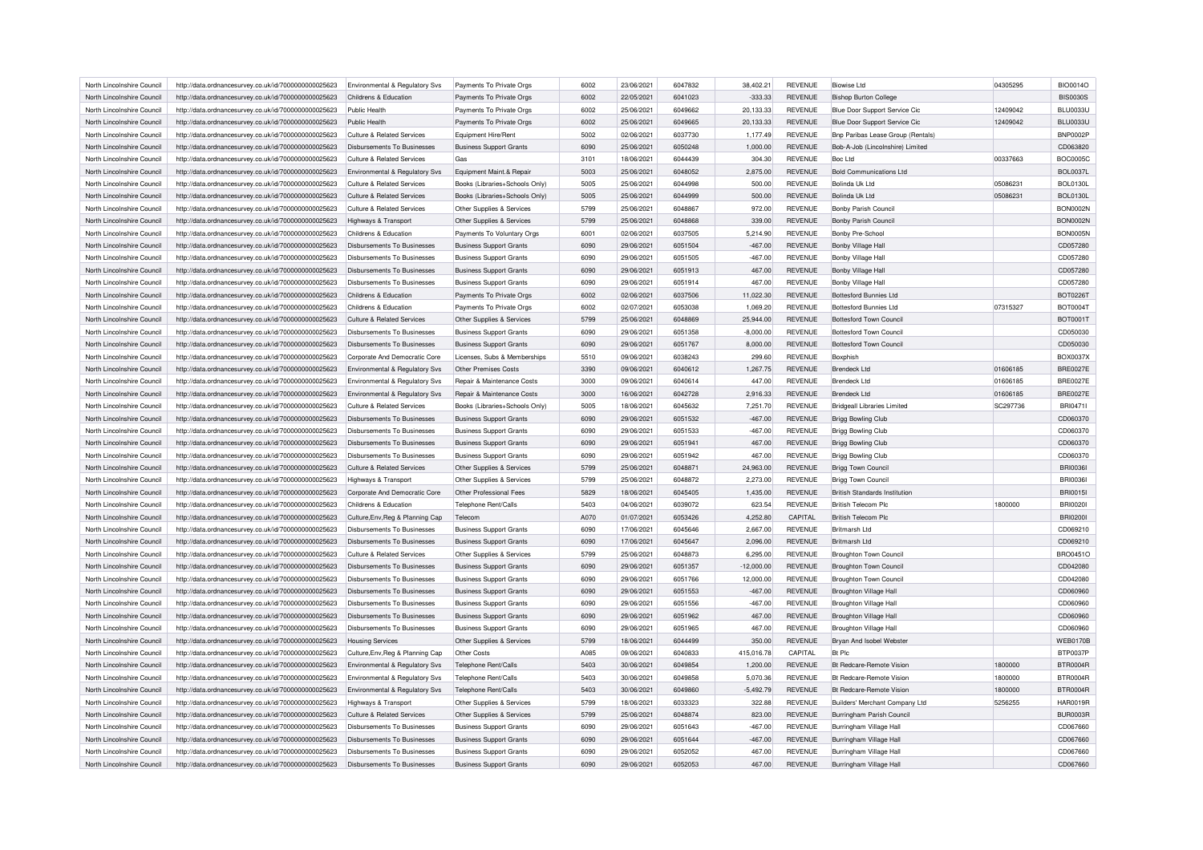| North Lincolnshire Council | http://data.ordnancesurvey.co.uk/id/7000000000025623 | Environmental & Regulatory Svs | Payments To Private Orgs | 6002 | 23/06/2021 | 6047832 | 38,402.21 | REVENUE | Biowise Ltd | 04305295 | BIO0014O |
|---|---|---|---|---|---|---|---|---|---|---|---|
| North Lincolnshire Council | http://data.ordnancesurvey.co.uk/id/7000000000025623 | Childrens & Education | Payments To Private Orgs | 6002 | 22/05/2021 | 6041023 | -333.33 | REVENUE | Bishop Burton College | | BIS0030S |
| North Lincolnshire Council | http://data.ordnancesurvey.co.uk/id/7000000000025623 | Public Health | Payments To Private Orgs | 6002 | 25/06/2021 | 6049662 | 20,133.33 | REVENUE | Blue Door Support Service Cic | 12409042 | BLU0033U |
| North Lincolnshire Council | http://data.ordnancesurvey.co.uk/id/7000000000025623 | Public Health | Payments To Private Orgs | 6002 | 25/06/2021 | 6049665 | 20,133.33 | REVENUE | Blue Door Support Service Cic | 12409042 | BLU0033U |
| North Lincolnshire Council | http://data.ordnancesurvey.co.uk/id/7000000000025623 | Culture & Related Services | Equipment Hire/Rent | 5002 | 02/06/2021 | 6037730 | 1,177.49 | REVENUE | Bnp Paribas Lease Group (Rentals) | | BNP0002P |
| North Lincolnshire Council | http://data.ordnancesurvey.co.uk/id/7000000000025623 | Disbursements To Businesses | Business Support Grants | 6090 | 25/06/2021 | 6050248 | 1,000.00 | REVENUE | Bob-A-Job (Lincolnshire) Limited | | CD063820 |
| North Lincolnshire Council | http://data.ordnancesurvey.co.uk/id/7000000000025623 | Culture & Related Services | Gas | 3101 | 18/06/2021 | 6044439 | 304.30 | REVENUE | Boc Ltd | 00337663 | BOC0005C |
| North Lincolnshire Council | http://data.ordnancesurvey.co.uk/id/7000000000025623 | Environmental & Regulatory Svs | Equipment Maint.& Repair | 5003 | 25/06/2021 | 6048052 | 2,875.00 | REVENUE | Bold Communications Ltd | | BOL0037L |
| North Lincolnshire Council | http://data.ordnancesurvey.co.uk/id/7000000000025623 | Culture & Related Services | Books (Libraries+Schools Only) | 5005 | 25/06/2021 | 6044998 | 500.00 | REVENUE | Bolinda Uk Ltd | 05086231 | BOL0130L |
| North Lincolnshire Council | http://data.ordnancesurvey.co.uk/id/7000000000025623 | Culture & Related Services | Books (Libraries+Schools Only) | 5005 | 25/06/2021 | 6044999 | 500.00 | REVENUE | Bolinda Uk Ltd | 05086231 | BOL0130L |
| North Lincolnshire Council | http://data.ordnancesurvey.co.uk/id/7000000000025623 | Culture & Related Services | Other Supplies & Services | 5799 | 25/06/2021 | 6048867 | 972.00 | REVENUE | Bonby Parish Council | | BON0002N |
| North Lincolnshire Council | http://data.ordnancesurvey.co.uk/id/7000000000025623 | Highways & Transport | Other Supplies & Services | 5799 | 25/06/2021 | 6048868 | 339.00 | REVENUE | Bonby Parish Council | | BON0002N |
| North Lincolnshire Council | http://data.ordnancesurvey.co.uk/id/7000000000025623 | Childrens & Education | Payments To Voluntary Orgs | 6001 | 02/06/2021 | 6037505 | 5,214.90 | REVENUE | Bonby Pre-School | | BON0005N |
| North Lincolnshire Council | http://data.ordnancesurvey.co.uk/id/7000000000025623 | Disbursements To Businesses | Business Support Grants | 6090 | 29/06/2021 | 6051504 | -467.00 | REVENUE | Bonby Village Hall | | CD057280 |
| North Lincolnshire Council | http://data.ordnancesurvey.co.uk/id/7000000000025623 | Disbursements To Businesses | Business Support Grants | 6090 | 29/06/2021 | 6051505 | -467.00 | REVENUE | Bonby Village Hall | | CD057280 |
| North Lincolnshire Council | http://data.ordnancesurvey.co.uk/id/7000000000025623 | Disbursements To Businesses | Business Support Grants | 6090 | 29/06/2021 | 6051913 | 467.00 | REVENUE | Bonby Village Hall | | CD057280 |
| North Lincolnshire Council | http://data.ordnancesurvey.co.uk/id/7000000000025623 | Disbursements To Businesses | Business Support Grants | 6090 | 29/06/2021 | 6051914 | 467.00 | REVENUE | Bonby Village Hall | | CD057280 |
| North Lincolnshire Council | http://data.ordnancesurvey.co.uk/id/7000000000025623 | Childrens & Education | Payments To Private Orgs | 6002 | 02/06/2021 | 6037506 | 11,022.30 | REVENUE | Bottesford Bunnies Ltd | | BOT0226T |
| North Lincolnshire Council | http://data.ordnancesurvey.co.uk/id/7000000000025623 | Childrens & Education | Payments To Private Orgs | 6002 | 02/07/2021 | 6053038 | 1,069.20 | REVENUE | Bottesford Bunnies Ltd | 07315327 | BOT0004T |
| North Lincolnshire Council | http://data.ordnancesurvey.co.uk/id/7000000000025623 | Culture & Related Services | Other Supplies & Services | 5799 | 25/06/2021 | 6048869 | 25,944.00 | REVENUE | Bottesford Town Council | | BOT0001T |
| North Lincolnshire Council | http://data.ordnancesurvey.co.uk/id/7000000000025623 | Disbursements To Businesses | Business Support Grants | 6090 | 29/06/2021 | 6051358 | -8,000.00 | REVENUE | Bottesford Town Council | | CD050030 |
| North Lincolnshire Council | http://data.ordnancesurvey.co.uk/id/7000000000025623 | Disbursements To Businesses | Business Support Grants | 6090 | 29/06/2021 | 6051767 | 8,000.00 | REVENUE | Bottesford Town Council | | CD050030 |
| North Lincolnshire Council | http://data.ordnancesurvey.co.uk/id/7000000000025623 | Corporate And Democratic Core | Licenses, Subs & Memberships | 5510 | 09/06/2021 | 6038243 | 299.60 | REVENUE | Boxphish | | BOX0037X |
| North Lincolnshire Council | http://data.ordnancesurvey.co.uk/id/7000000000025623 | Environmental & Regulatory Svs | Other Premises Costs | 3390 | 09/06/2021 | 6040612 | 1,267.75 | REVENUE | Brendeck Ltd | 01606185 | BRE0027E |
| North Lincolnshire Council | http://data.ordnancesurvey.co.uk/id/7000000000025623 | Environmental & Regulatory Svs | Repair & Maintenance Costs | 3000 | 09/06/2021 | 6040614 | 447.00 | REVENUE | Brendeck Ltd | 01606185 | BRE0027E |
| North Lincolnshire Council | http://data.ordnancesurvey.co.uk/id/7000000000025623 | Environmental & Regulatory Svs | Repair & Maintenance Costs | 3000 | 16/06/2021 | 6042728 | 2,916.33 | REVENUE | Brendeck Ltd | 01606185 | BRE0027E |
| North Lincolnshire Council | http://data.ordnancesurvey.co.uk/id/7000000000025623 | Culture & Related Services | Books (Libraries+Schools Only) | 5005 | 18/06/2021 | 6045632 | 7,251.70 | REVENUE | Bridgeall Libraries Limited | SC297736 | BRI0471I |
| North Lincolnshire Council | http://data.ordnancesurvey.co.uk/id/7000000000025623 | Disbursements To Businesses | Business Support Grants | 6090 | 29/06/2021 | 6051532 | -467.00 | REVENUE | Brigg Bowling Club | | CD060370 |
| North Lincolnshire Council | http://data.ordnancesurvey.co.uk/id/7000000000025623 | Disbursements To Businesses | Business Support Grants | 6090 | 29/06/2021 | 6051533 | -467.00 | REVENUE | Brigg Bowling Club | | CD060370 |
| North Lincolnshire Council | http://data.ordnancesurvey.co.uk/id/7000000000025623 | Disbursements To Businesses | Business Support Grants | 6090 | 29/06/2021 | 6051941 | 467.00 | REVENUE | Brigg Bowling Club | | CD060370 |
| North Lincolnshire Council | http://data.ordnancesurvey.co.uk/id/7000000000025623 | Disbursements To Businesses | Business Support Grants | 6090 | 29/06/2021 | 6051942 | 467.00 | REVENUE | Brigg Bowling Club | | CD060370 |
| North Lincolnshire Council | http://data.ordnancesurvey.co.uk/id/7000000000025623 | Culture & Related Services | Other Supplies & Services | 5799 | 25/06/2021 | 6048871 | 24,963.00 | REVENUE | Brigg Town Council | | BRI0036I |
| North Lincolnshire Council | http://data.ordnancesurvey.co.uk/id/7000000000025623 | Highways & Transport | Other Supplies & Services | 5799 | 25/06/2021 | 6048872 | 2,273.00 | REVENUE | Brigg Town Council | | BRI0036I |
| North Lincolnshire Council | http://data.ordnancesurvey.co.uk/id/7000000000025623 | Corporate And Democratic Core | Other Professional Fees | 5829 | 18/06/2021 | 6045405 | 1,435.00 | REVENUE | British Standards Institution | | BRI0015I |
| North Lincolnshire Council | http://data.ordnancesurvey.co.uk/id/7000000000025623 | Childrens & Education | Telephone Rent/Calls | 5403 | 04/06/2021 | 6039072 | 623.54 | REVENUE | British Telecom Plc | 1800000 | BRI0020I |
| North Lincolnshire Council | http://data.ordnancesurvey.co.uk/id/7000000000025623 | Culture,Env,Reg & Planning Cap | Telecom | A070 | 01/07/2021 | 6053426 | 4,252.80 | CAPITAL | British Telecom Plc | | BRI0200I |
| North Lincolnshire Council | http://data.ordnancesurvey.co.uk/id/7000000000025623 | Disbursements To Businesses | Business Support Grants | 6090 | 17/06/2021 | 6045646 | 2,667.00 | REVENUE | Britmarsh Ltd | | CD069210 |
| North Lincolnshire Council | http://data.ordnancesurvey.co.uk/id/7000000000025623 | Disbursements To Businesses | Business Support Grants | 6090 | 17/06/2021 | 6045647 | 2,096.00 | REVENUE | Britmarsh Ltd | | CD069210 |
| North Lincolnshire Council | http://data.ordnancesurvey.co.uk/id/7000000000025623 | Culture & Related Services | Other Supplies & Services | 5799 | 25/06/2021 | 6048873 | 6,295.00 | REVENUE | Broughton Town Council | | BRO0451O |
| North Lincolnshire Council | http://data.ordnancesurvey.co.uk/id/7000000000025623 | Disbursements To Businesses | Business Support Grants | 6090 | 29/06/2021 | 6051357 | -12,000.00 | REVENUE | Broughton Town Council | | CD042080 |
| North Lincolnshire Council | http://data.ordnancesurvey.co.uk/id/7000000000025623 | Disbursements To Businesses | Business Support Grants | 6090 | 29/06/2021 | 6051766 | 12,000.00 | REVENUE | Broughton Town Council | | CD042080 |
| North Lincolnshire Council | http://data.ordnancesurvey.co.uk/id/7000000000025623 | Disbursements To Businesses | Business Support Grants | 6090 | 29/06/2021 | 6051553 | -467.00 | REVENUE | Broughton Village Hall | | CD060960 |
| North Lincolnshire Council | http://data.ordnancesurvey.co.uk/id/7000000000025623 | Disbursements To Businesses | Business Support Grants | 6090 | 29/06/2021 | 6051556 | -467.00 | REVENUE | Broughton Village Hall | | CD060960 |
| North Lincolnshire Council | http://data.ordnancesurvey.co.uk/id/7000000000025623 | Disbursements To Businesses | Business Support Grants | 6090 | 29/06/2021 | 6051962 | 467.00 | REVENUE | Broughton Village Hall | | CD060960 |
| North Lincolnshire Council | http://data.ordnancesurvey.co.uk/id/7000000000025623 | Disbursements To Businesses | Business Support Grants | 6090 | 29/06/2021 | 6051965 | 467.00 | REVENUE | Broughton Village Hall | | CD060960 |
| North Lincolnshire Council | http://data.ordnancesurvey.co.uk/id/7000000000025623 | Housing Services | Other Supplies & Services | 5799 | 18/06/2021 | 6044499 | 350.00 | REVENUE | Bryan And Isobel Webster | | WEB0170B |
| North Lincolnshire Council | http://data.ordnancesurvey.co.uk/id/7000000000025623 | Culture,Env,Reg & Planning Cap | Other Costs | A085 | 09/06/2021 | 6040833 | 415,016.78 | CAPITAL | Bt Plc | | BTP0037P |
| North Lincolnshire Council | http://data.ordnancesurvey.co.uk/id/7000000000025623 | Environmental & Regulatory Svs | Telephone Rent/Calls | 5403 | 30/06/2021 | 6049854 | 1,200.00 | REVENUE | Bt Redcare-Remote Vision | 1800000 | BTR0004R |
| North Lincolnshire Council | http://data.ordnancesurvey.co.uk/id/7000000000025623 | Environmental & Regulatory Svs | Telephone Rent/Calls | 5403 | 30/06/2021 | 6049858 | 5,070.36 | REVENUE | Bt Redcare-Remote Vision | 1800000 | BTR0004R |
| North Lincolnshire Council | http://data.ordnancesurvey.co.uk/id/7000000000025623 | Environmental & Regulatory Svs | Telephone Rent/Calls | 5403 | 30/06/2021 | 6049860 | -5,492.79 | REVENUE | Bt Redcare-Remote Vision | 1800000 | BTR0004R |
| North Lincolnshire Council | http://data.ordnancesurvey.co.uk/id/7000000000025623 | Highways & Transport | Other Supplies & Services | 5799 | 18/06/2021 | 6033323 | 322.88 | REVENUE | Builders' Merchant Company Ltd | 5256255 | HAR0019R |
| North Lincolnshire Council | http://data.ordnancesurvey.co.uk/id/7000000000025623 | Culture & Related Services | Other Supplies & Services | 5799 | 25/06/2021 | 6048874 | 823.00 | REVENUE | Burringham Parish Council | | BUR0003R |
| North Lincolnshire Council | http://data.ordnancesurvey.co.uk/id/7000000000025623 | Disbursements To Businesses | Business Support Grants | 6090 | 29/06/2021 | 6051643 | -467.00 | REVENUE | Burringham Village Hall | | CD067660 |
| North Lincolnshire Council | http://data.ordnancesurvey.co.uk/id/7000000000025623 | Disbursements To Businesses | Business Support Grants | 6090 | 29/06/2021 | 6051644 | -467.00 | REVENUE | Burringham Village Hall | | CD067660 |
| North Lincolnshire Council | http://data.ordnancesurvey.co.uk/id/7000000000025623 | Disbursements To Businesses | Business Support Grants | 6090 | 29/06/2021 | 6052052 | 467.00 | REVENUE | Burringham Village Hall | | CD067660 |
| North Lincolnshire Council | http://data.ordnancesurvey.co.uk/id/7000000000025623 | Disbursements To Businesses | Business Support Grants | 6090 | 29/06/2021 | 6052053 | 467.00 | REVENUE | Burringham Village Hall | | CD067660 |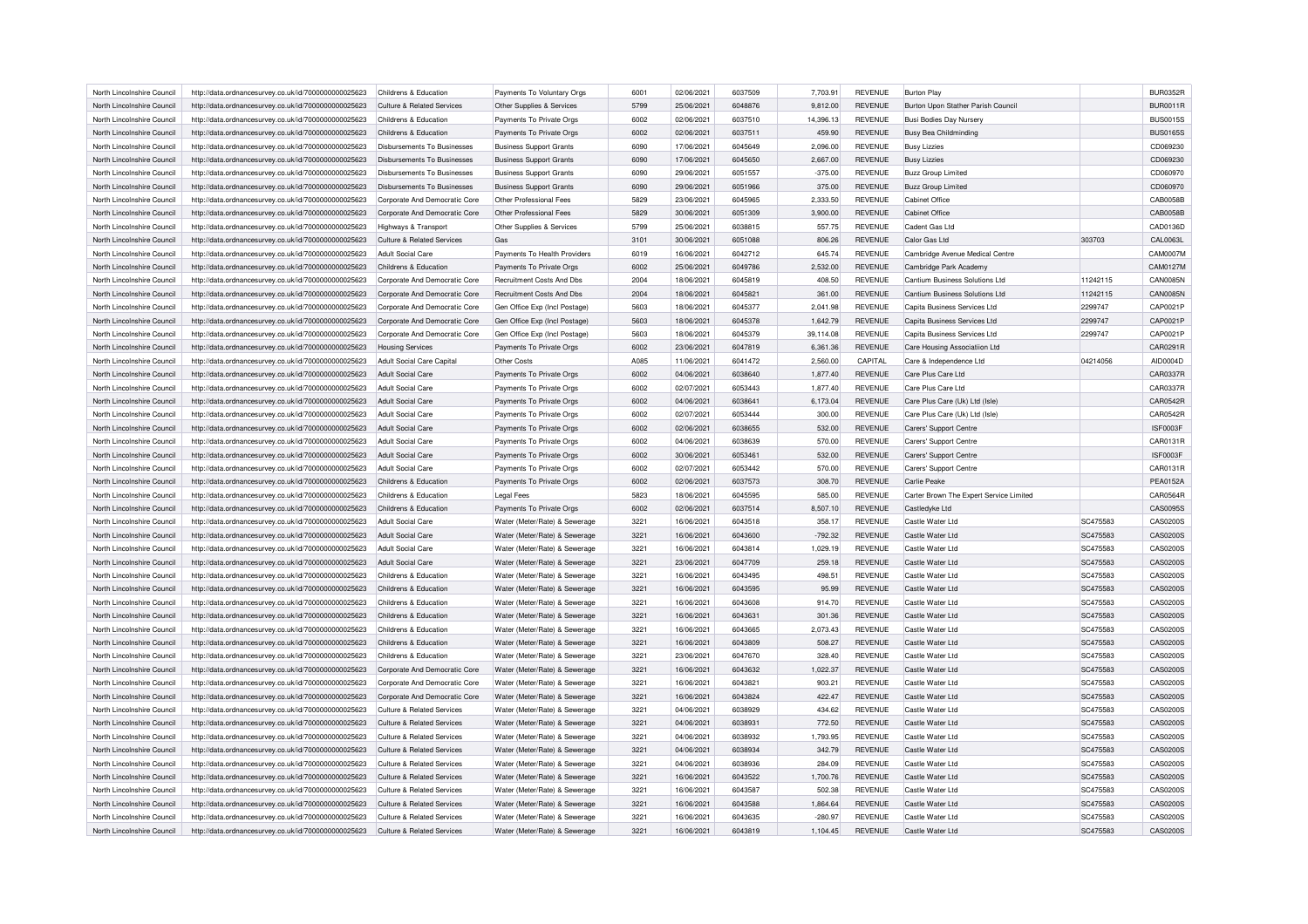| North Lincolnshire Council | http://data.ordnancesurvey.co.uk/id/7000000000025623 | Childrens & Education | Payments To Voluntary Orgs | 6001 | 02/06/2021 | 6037509 | 7,703.91 | REVENUE | Burton Play | | BUR0352R |
|---|---|---|---|---|---|---|---|---|---|---|---|
| North Lincolnshire Council | http://data.ordnancesurvey.co.uk/id/7000000000025623 | Culture & Related Services | Other Supplies & Services | 5799 | 25/06/2021 | 6048876 | 9,812.00 | REVENUE | Burton Upon Stather Parish Council | | BUR0011R |
| North Lincolnshire Council | http://data.ordnancesurvey.co.uk/id/7000000000025623 | Childrens & Education | Payments To Private Orgs | 6002 | 02/06/2021 | 6037510 | 14,396.13 | REVENUE | Busi Bodies Day Nursery | | BUS0015S |
| North Lincolnshire Council | http://data.ordnancesurvey.co.uk/id/7000000000025623 | Childrens & Education | Payments To Private Orgs | 6002 | 02/06/2021 | 6037511 | 459.90 | REVENUE | Busy Bea Childminding | | BUS0165S |
| North Lincolnshire Council | http://data.ordnancesurvey.co.uk/id/7000000000025623 | Disbursements To Businesses | Business Support Grants | 6090 | 17/06/2021 | 6045649 | 2,096.00 | REVENUE | Busy Lizzies | | CD069230 |
| North Lincolnshire Council | http://data.ordnancesurvey.co.uk/id/7000000000025623 | Disbursements To Businesses | Business Support Grants | 6090 | 17/06/2021 | 6045650 | 2,667.00 | REVENUE | Busy Lizzies | | CD069230 |
| North Lincolnshire Council | http://data.ordnancesurvey.co.uk/id/7000000000025623 | Disbursements To Businesses | Business Support Grants | 6090 | 29/06/2021 | 6051557 | -375.00 | REVENUE | Buzz Group Limited | | CD060970 |
| North Lincolnshire Council | http://data.ordnancesurvey.co.uk/id/7000000000025623 | Disbursements To Businesses | Business Support Grants | 6090 | 29/06/2021 | 6051966 | 375.00 | REVENUE | Buzz Group Limited | | CD060970 |
| North Lincolnshire Council | http://data.ordnancesurvey.co.uk/id/7000000000025623 | Corporate And Democratic Core | Other Professional Fees | 5829 | 23/06/2021 | 6045965 | 2,333.50 | REVENUE | Cabinet Office | | CAB0058B |
| North Lincolnshire Council | http://data.ordnancesurvey.co.uk/id/7000000000025623 | Corporate And Democratic Core | Other Professional Fees | 5829 | 30/06/2021 | 6051309 | 3,900.00 | REVENUE | Cabinet Office | | CAB0058B |
| North Lincolnshire Council | http://data.ordnancesurvey.co.uk/id/7000000000025623 | Highways & Transport | Other Supplies & Services | 5799 | 25/06/2021 | 6038815 | 557.75 | REVENUE | Cadent Gas Ltd | | CAD0136D |
| North Lincolnshire Council | http://data.ordnancesurvey.co.uk/id/7000000000025623 | Culture & Related Services | Gas | 3101 | 30/06/2021 | 6051088 | 806.26 | REVENUE | Calor Gas Ltd | 303703 | CAL0063L |
| North Lincolnshire Council | http://data.ordnancesurvey.co.uk/id/7000000000025623 | Adult Social Care | Payments To Health Providers | 6019 | 16/06/2021 | 6042712 | 645.74 | REVENUE | Cambridge Avenue Medical Centre | | CAM0007M |
| North Lincolnshire Council | http://data.ordnancesurvey.co.uk/id/7000000000025623 | Childrens & Education | Payments To Private Orgs | 6002 | 25/06/2021 | 6049786 | 2,532.00 | REVENUE | Cambridge Park Academy | | CAM0127M |
| North Lincolnshire Council | http://data.ordnancesurvey.co.uk/id/7000000000025623 | Corporate And Democratic Core | Recruitment Costs And Dbs | 2004 | 18/06/2021 | 6045819 | 408.50 | REVENUE | Cantium Business Solutions Ltd | 11242115 | CAN0085N |
| North Lincolnshire Council | http://data.ordnancesurvey.co.uk/id/7000000000025623 | Corporate And Democratic Core | Recruitment Costs And Dbs | 2004 | 18/06/2021 | 6045821 | 361.00 | REVENUE | Cantium Business Solutions Ltd | 11242115 | CAN0085N |
| North Lincolnshire Council | http://data.ordnancesurvey.co.uk/id/7000000000025623 | Corporate And Democratic Core | Gen Office Exp (Incl Postage) | 5603 | 18/06/2021 | 6045377 | 2,041.98 | REVENUE | Capita Business Services Ltd | 2299747 | CAP0021P |
| North Lincolnshire Council | http://data.ordnancesurvey.co.uk/id/7000000000025623 | Corporate And Democratic Core | Gen Office Exp (Incl Postage) | 5603 | 18/06/2021 | 6045378 | 1,642.79 | REVENUE | Capita Business Services Ltd | 2299747 | CAP0021P |
| North Lincolnshire Council | http://data.ordnancesurvey.co.uk/id/7000000000025623 | Corporate And Democratic Core | Gen Office Exp (Incl Postage) | 5603 | 18/06/2021 | 6045379 | 39,114.08 | REVENUE | Capita Business Services Ltd | 2299747 | CAP0021P |
| North Lincolnshire Council | http://data.ordnancesurvey.co.uk/id/7000000000025623 | Housing Services | Payments To Private Orgs | 6002 | 23/06/2021 | 6047819 | 6,361.36 | REVENUE | Care Housing Associatiion Ltd | | CAR0291R |
| North Lincolnshire Council | http://data.ordnancesurvey.co.uk/id/7000000000025623 | Adult Social Care Capital | Other Costs | A085 | 11/06/2021 | 6041472 | 2,560.00 | CAPITAL | Care & Independence Ltd | 04214056 | AID0004D |
| North Lincolnshire Council | http://data.ordnancesurvey.co.uk/id/7000000000025623 | Adult Social Care | Payments To Private Orgs | 6002 | 04/06/2021 | 6038640 | 1,877.40 | REVENUE | Care Plus Care Ltd | | CAR0337R |
| North Lincolnshire Council | http://data.ordnancesurvey.co.uk/id/7000000000025623 | Adult Social Care | Payments To Private Orgs | 6002 | 02/07/2021 | 6053443 | 1,877.40 | REVENUE | Care Plus Care Ltd | | CAR0337R |
| North Lincolnshire Council | http://data.ordnancesurvey.co.uk/id/7000000000025623 | Adult Social Care | Payments To Private Orgs | 6002 | 04/06/2021 | 6038641 | 6,173.04 | REVENUE | Care Plus Care (Uk) Ltd (Isle) | | CAR0542R |
| North Lincolnshire Council | http://data.ordnancesurvey.co.uk/id/7000000000025623 | Adult Social Care | Payments To Private Orgs | 6002 | 02/07/2021 | 6053444 | 300.00 | REVENUE | Care Plus Care (Uk) Ltd (Isle) | | CAR0542R |
| North Lincolnshire Council | http://data.ordnancesurvey.co.uk/id/7000000000025623 | Adult Social Care | Payments To Private Orgs | 6002 | 02/06/2021 | 6038655 | 532.00 | REVENUE | Carers' Support Centre | | ISF0003F |
| North Lincolnshire Council | http://data.ordnancesurvey.co.uk/id/7000000000025623 | Adult Social Care | Payments To Private Orgs | 6002 | 04/06/2021 | 6038639 | 570.00 | REVENUE | Carers' Support Centre | | CAR0131R |
| North Lincolnshire Council | http://data.ordnancesurvey.co.uk/id/7000000000025623 | Adult Social Care | Payments To Private Orgs | 6002 | 30/06/2021 | 6053461 | 532.00 | REVENUE | Carers' Support Centre | | ISF0003F |
| North Lincolnshire Council | http://data.ordnancesurvey.co.uk/id/7000000000025623 | Adult Social Care | Payments To Private Orgs | 6002 | 02/07/2021 | 6053442 | 570.00 | REVENUE | Carers' Support Centre | | CAR0131R |
| North Lincolnshire Council | http://data.ordnancesurvey.co.uk/id/7000000000025623 | Childrens & Education | Payments To Private Orgs | 6002 | 02/06/2021 | 6037573 | 308.70 | REVENUE | Carlie Peake | | PEA0152A |
| North Lincolnshire Council | http://data.ordnancesurvey.co.uk/id/7000000000025623 | Childrens & Education | Legal Fees | 5823 | 18/06/2021 | 6045595 | 585.00 | REVENUE | Carter Brown The Expert Service Limited | | CAR0564R |
| North Lincolnshire Council | http://data.ordnancesurvey.co.uk/id/7000000000025623 | Childrens & Education | Payments To Private Orgs | 6002 | 02/06/2021 | 6037514 | 8,507.10 | REVENUE | Castledyke Ltd | | CAS0095S |
| North Lincolnshire Council | http://data.ordnancesurvey.co.uk/id/7000000000025623 | Adult Social Care | Water (Meter/Rate) & Sewerage | 3221 | 16/06/2021 | 6043518 | 358.17 | REVENUE | Castle Water Ltd | SC475583 | CAS0200S |
| North Lincolnshire Council | http://data.ordnancesurvey.co.uk/id/7000000000025623 | Adult Social Care | Water (Meter/Rate) & Sewerage | 3221 | 16/06/2021 | 6043600 | -792.32 | REVENUE | Castle Water Ltd | SC475583 | CAS0200S |
| North Lincolnshire Council | http://data.ordnancesurvey.co.uk/id/7000000000025623 | Adult Social Care | Water (Meter/Rate) & Sewerage | 3221 | 16/06/2021 | 6043814 | 1,029.19 | REVENUE | Castle Water Ltd | SC475583 | CAS0200S |
| North Lincolnshire Council | http://data.ordnancesurvey.co.uk/id/7000000000025623 | Adult Social Care | Water (Meter/Rate) & Sewerage | 3221 | 23/06/2021 | 6047709 | 259.18 | REVENUE | Castle Water Ltd | SC475583 | CAS0200S |
| North Lincolnshire Council | http://data.ordnancesurvey.co.uk/id/7000000000025623 | Childrens & Education | Water (Meter/Rate) & Sewerage | 3221 | 16/06/2021 | 6043495 | 498.51 | REVENUE | Castle Water Ltd | SC475583 | CAS0200S |
| North Lincolnshire Council | http://data.ordnancesurvey.co.uk/id/7000000000025623 | Childrens & Education | Water (Meter/Rate) & Sewerage | 3221 | 16/06/2021 | 6043595 | 95.99 | REVENUE | Castle Water Ltd | SC475583 | CAS0200S |
| North Lincolnshire Council | http://data.ordnancesurvey.co.uk/id/7000000000025623 | Childrens & Education | Water (Meter/Rate) & Sewerage | 3221 | 16/06/2021 | 6043608 | 914.70 | REVENUE | Castle Water Ltd | SC475583 | CAS0200S |
| North Lincolnshire Council | http://data.ordnancesurvey.co.uk/id/7000000000025623 | Childrens & Education | Water (Meter/Rate) & Sewerage | 3221 | 16/06/2021 | 6043631 | 301.36 | REVENUE | Castle Water Ltd | SC475583 | CAS0200S |
| North Lincolnshire Council | http://data.ordnancesurvey.co.uk/id/7000000000025623 | Childrens & Education | Water (Meter/Rate) & Sewerage | 3221 | 16/06/2021 | 6043665 | 2,073.43 | REVENUE | Castle Water Ltd | SC475583 | CAS0200S |
| North Lincolnshire Council | http://data.ordnancesurvey.co.uk/id/7000000000025623 | Childrens & Education | Water (Meter/Rate) & Sewerage | 3221 | 16/06/2021 | 6043809 | 508.27 | REVENUE | Castle Water Ltd | SC475583 | CAS0200S |
| North Lincolnshire Council | http://data.ordnancesurvey.co.uk/id/7000000000025623 | Childrens & Education | Water (Meter/Rate) & Sewerage | 3221 | 23/06/2021 | 6047670 | 328.40 | REVENUE | Castle Water Ltd | SC475583 | CAS0200S |
| North Lincolnshire Council | http://data.ordnancesurvey.co.uk/id/7000000000025623 | Corporate And Democratic Core | Water (Meter/Rate) & Sewerage | 3221 | 16/06/2021 | 6043632 | 1,022.37 | REVENUE | Castle Water Ltd | SC475583 | CAS0200S |
| North Lincolnshire Council | http://data.ordnancesurvey.co.uk/id/7000000000025623 | Corporate And Democratic Core | Water (Meter/Rate) & Sewerage | 3221 | 16/06/2021 | 6043821 | 903.21 | REVENUE | Castle Water Ltd | SC475583 | CAS0200S |
| North Lincolnshire Council | http://data.ordnancesurvey.co.uk/id/7000000000025623 | Corporate And Democratic Core | Water (Meter/Rate) & Sewerage | 3221 | 16/06/2021 | 6043824 | 422.47 | REVENUE | Castle Water Ltd | SC475583 | CAS0200S |
| North Lincolnshire Council | http://data.ordnancesurvey.co.uk/id/7000000000025623 | Culture & Related Services | Water (Meter/Rate) & Sewerage | 3221 | 04/06/2021 | 6038929 | 434.62 | REVENUE | Castle Water Ltd | SC475583 | CAS0200S |
| North Lincolnshire Council | http://data.ordnancesurvey.co.uk/id/7000000000025623 | Culture & Related Services | Water (Meter/Rate) & Sewerage | 3221 | 04/06/2021 | 6038931 | 772.50 | REVENUE | Castle Water Ltd | SC475583 | CAS0200S |
| North Lincolnshire Council | http://data.ordnancesurvey.co.uk/id/7000000000025623 | Culture & Related Services | Water (Meter/Rate) & Sewerage | 3221 | 04/06/2021 | 6038932 | 1,793.95 | REVENUE | Castle Water Ltd | SC475583 | CAS0200S |
| North Lincolnshire Council | http://data.ordnancesurvey.co.uk/id/7000000000025623 | Culture & Related Services | Water (Meter/Rate) & Sewerage | 3221 | 04/06/2021 | 6038934 | 342.79 | REVENUE | Castle Water Ltd | SC475583 | CAS0200S |
| North Lincolnshire Council | http://data.ordnancesurvey.co.uk/id/7000000000025623 | Culture & Related Services | Water (Meter/Rate) & Sewerage | 3221 | 04/06/2021 | 6038936 | 284.09 | REVENUE | Castle Water Ltd | SC475583 | CAS0200S |
| North Lincolnshire Council | http://data.ordnancesurvey.co.uk/id/7000000000025623 | Culture & Related Services | Water (Meter/Rate) & Sewerage | 3221 | 16/06/2021 | 6043522 | 1,700.76 | REVENUE | Castle Water Ltd | SC475583 | CAS0200S |
| North Lincolnshire Council | http://data.ordnancesurvey.co.uk/id/7000000000025623 | Culture & Related Services | Water (Meter/Rate) & Sewerage | 3221 | 16/06/2021 | 6043587 | 502.38 | REVENUE | Castle Water Ltd | SC475583 | CAS0200S |
| North Lincolnshire Council | http://data.ordnancesurvey.co.uk/id/7000000000025623 | Culture & Related Services | Water (Meter/Rate) & Sewerage | 3221 | 16/06/2021 | 6043588 | 1,864.64 | REVENUE | Castle Water Ltd | SC475583 | CAS0200S |
| North Lincolnshire Council | http://data.ordnancesurvey.co.uk/id/7000000000025623 | Culture & Related Services | Water (Meter/Rate) & Sewerage | 3221 | 16/06/2021 | 6043635 | -280.97 | REVENUE | Castle Water Ltd | SC475583 | CAS0200S |
| North Lincolnshire Council | http://data.ordnancesurvey.co.uk/id/7000000000025623 | Culture & Related Services | Water (Meter/Rate) & Sewerage | 3221 | 16/06/2021 | 6043819 | 1,104.45 | REVENUE | Castle Water Ltd | SC475583 | CAS0200S |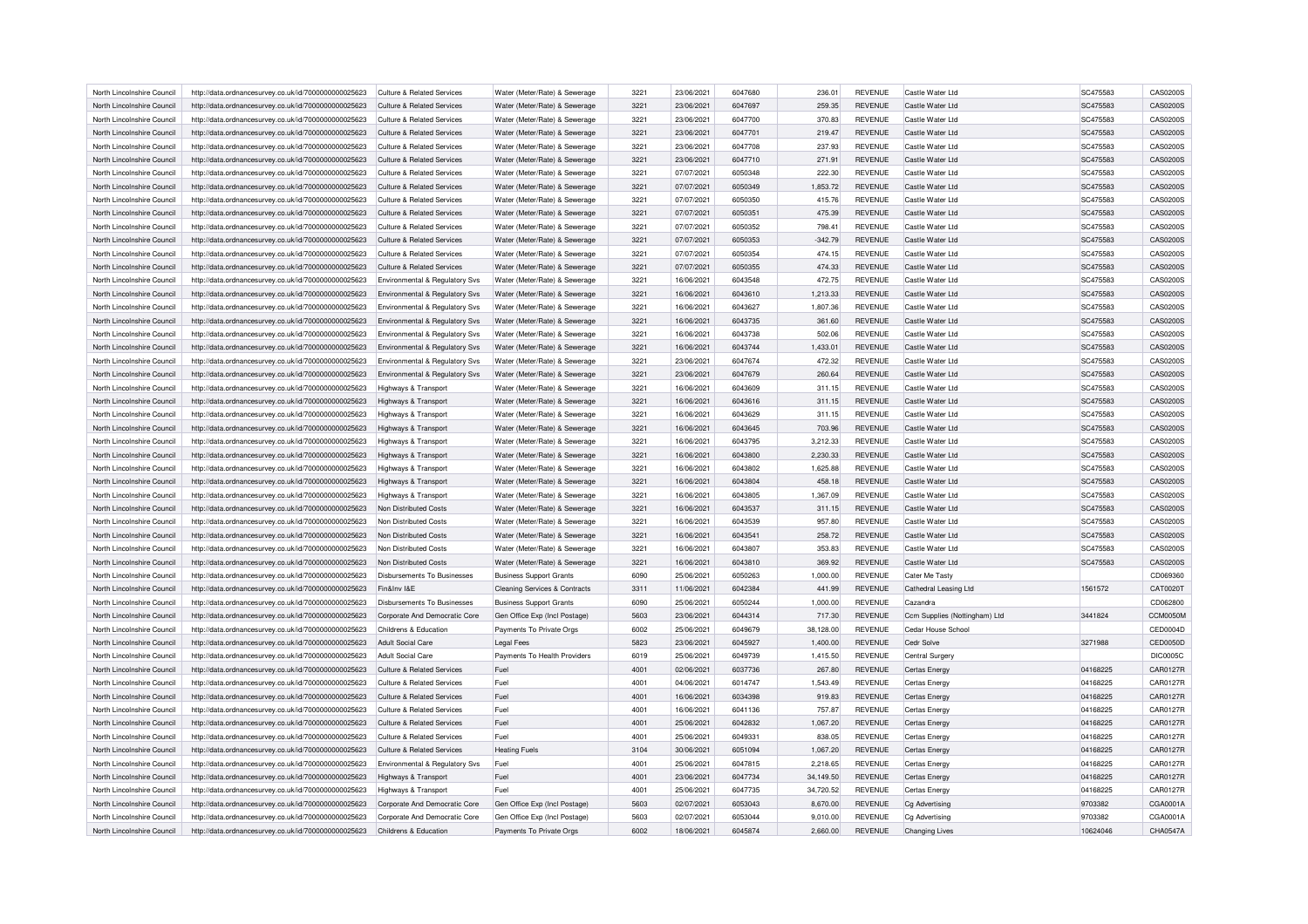| North Lincolnshire Council | http://data.ordnancesurvey.co.uk/id/7000000000025623 | Culture & Related Services | Water (Meter/Rate) & Sewerage | 3221 | 23/06/2021 | 6047680 | 236.01 | REVENUE | Castle Water Ltd | SC475583 | CAS0200S |
|---|---|---|---|---|---|---|---|---|---|---|---|
| North Lincolnshire Council | http://data.ordnancesurvey.co.uk/id/7000000000025623 | Culture & Related Services | Water (Meter/Rate) & Sewerage | 3221 | 23/06/2021 | 6047697 | 259.35 | REVENUE | Castle Water Ltd | SC475583 | CAS0200S |
| North Lincolnshire Council | http://data.ordnancesurvey.co.uk/id/7000000000025623 | Culture & Related Services | Water (Meter/Rate) & Sewerage | 3221 | 23/06/2021 | 6047700 | 370.83 | REVENUE | Castle Water Ltd | SC475583 | CAS0200S |
| North Lincolnshire Council | http://data.ordnancesurvey.co.uk/id/7000000000025623 | Culture & Related Services | Water (Meter/Rate) & Sewerage | 3221 | 23/06/2021 | 6047701 | 219.47 | REVENUE | Castle Water Ltd | SC475583 | CAS0200S |
| North Lincolnshire Council | http://data.ordnancesurvey.co.uk/id/7000000000025623 | Culture & Related Services | Water (Meter/Rate) & Sewerage | 3221 | 23/06/2021 | 6047708 | 237.93 | REVENUE | Castle Water Ltd | SC475583 | CAS0200S |
| North Lincolnshire Council | http://data.ordnancesurvey.co.uk/id/7000000000025623 | Culture & Related Services | Water (Meter/Rate) & Sewerage | 3221 | 23/06/2021 | 6047710 | 271.91 | REVENUE | Castle Water Ltd | SC475583 | CAS0200S |
| North Lincolnshire Council | http://data.ordnancesurvey.co.uk/id/7000000000025623 | Culture & Related Services | Water (Meter/Rate) & Sewerage | 3221 | 07/07/2021 | 6050348 | 222.30 | REVENUE | Castle Water Ltd | SC475583 | CAS0200S |
| North Lincolnshire Council | http://data.ordnancesurvey.co.uk/id/7000000000025623 | Culture & Related Services | Water (Meter/Rate) & Sewerage | 3221 | 07/07/2021 | 6050349 | 1,853.72 | REVENUE | Castle Water Ltd | SC475583 | CAS0200S |
| North Lincolnshire Council | http://data.ordnancesurvey.co.uk/id/7000000000025623 | Culture & Related Services | Water (Meter/Rate) & Sewerage | 3221 | 07/07/2021 | 6050350 | 415.76 | REVENUE | Castle Water Ltd | SC475583 | CAS0200S |
| North Lincolnshire Council | http://data.ordnancesurvey.co.uk/id/7000000000025623 | Culture & Related Services | Water (Meter/Rate) & Sewerage | 3221 | 07/07/2021 | 6050351 | 475.39 | REVENUE | Castle Water Ltd | SC475583 | CAS0200S |
| North Lincolnshire Council | http://data.ordnancesurvey.co.uk/id/7000000000025623 | Culture & Related Services | Water (Meter/Rate) & Sewerage | 3221 | 07/07/2021 | 6050352 | 798.41 | REVENUE | Castle Water Ltd | SC475583 | CAS0200S |
| North Lincolnshire Council | http://data.ordnancesurvey.co.uk/id/7000000000025623 | Culture & Related Services | Water (Meter/Rate) & Sewerage | 3221 | 07/07/2021 | 6050353 | -342.79 | REVENUE | Castle Water Ltd | SC475583 | CAS0200S |
| North Lincolnshire Council | http://data.ordnancesurvey.co.uk/id/7000000000025623 | Culture & Related Services | Water (Meter/Rate) & Sewerage | 3221 | 07/07/2021 | 6050354 | 474.15 | REVENUE | Castle Water Ltd | SC475583 | CAS0200S |
| North Lincolnshire Council | http://data.ordnancesurvey.co.uk/id/7000000000025623 | Culture & Related Services | Water (Meter/Rate) & Sewerage | 3221 | 07/07/2021 | 6050355 | 474.33 | REVENUE | Castle Water Ltd | SC475583 | CAS0200S |
| North Lincolnshire Council | http://data.ordnancesurvey.co.uk/id/7000000000025623 | Environmental & Regulatory Svs | Water (Meter/Rate) & Sewerage | 3221 | 16/06/2021 | 6043548 | 472.75 | REVENUE | Castle Water Ltd | SC475583 | CAS0200S |
| North Lincolnshire Council | http://data.ordnancesurvey.co.uk/id/7000000000025623 | Environmental & Regulatory Svs | Water (Meter/Rate) & Sewerage | 3221 | 16/06/2021 | 6043610 | 1,213.33 | REVENUE | Castle Water Ltd | SC475583 | CAS0200S |
| North Lincolnshire Council | http://data.ordnancesurvey.co.uk/id/7000000000025623 | Environmental & Regulatory Svs | Water (Meter/Rate) & Sewerage | 3221 | 16/06/2021 | 6043627 | 1,807.36 | REVENUE | Castle Water Ltd | SC475583 | CAS0200S |
| North Lincolnshire Council | http://data.ordnancesurvey.co.uk/id/7000000000025623 | Environmental & Regulatory Svs | Water (Meter/Rate) & Sewerage | 3221 | 16/06/2021 | 6043735 | 361.60 | REVENUE | Castle Water Ltd | SC475583 | CAS0200S |
| North Lincolnshire Council | http://data.ordnancesurvey.co.uk/id/7000000000025623 | Environmental & Regulatory Svs | Water (Meter/Rate) & Sewerage | 3221 | 16/06/2021 | 6043738 | 502.06 | REVENUE | Castle Water Ltd | SC475583 | CAS0200S |
| North Lincolnshire Council | http://data.ordnancesurvey.co.uk/id/7000000000025623 | Environmental & Regulatory Svs | Water (Meter/Rate) & Sewerage | 3221 | 16/06/2021 | 6043744 | 1,433.01 | REVENUE | Castle Water Ltd | SC475583 | CAS0200S |
| North Lincolnshire Council | http://data.ordnancesurvey.co.uk/id/7000000000025623 | Environmental & Regulatory Svs | Water (Meter/Rate) & Sewerage | 3221 | 23/06/2021 | 6047674 | 472.32 | REVENUE | Castle Water Ltd | SC475583 | CAS0200S |
| North Lincolnshire Council | http://data.ordnancesurvey.co.uk/id/7000000000025623 | Environmental & Regulatory Svs | Water (Meter/Rate) & Sewerage | 3221 | 23/06/2021 | 6047679 | 260.64 | REVENUE | Castle Water Ltd | SC475583 | CAS0200S |
| North Lincolnshire Council | http://data.ordnancesurvey.co.uk/id/7000000000025623 | Highways & Transport | Water (Meter/Rate) & Sewerage | 3221 | 16/06/2021 | 6043609 | 311.15 | REVENUE | Castle Water Ltd | SC475583 | CAS0200S |
| North Lincolnshire Council | http://data.ordnancesurvey.co.uk/id/7000000000025623 | Highways & Transport | Water (Meter/Rate) & Sewerage | 3221 | 16/06/2021 | 6043616 | 311.15 | REVENUE | Castle Water Ltd | SC475583 | CAS0200S |
| North Lincolnshire Council | http://data.ordnancesurvey.co.uk/id/7000000000025623 | Highways & Transport | Water (Meter/Rate) & Sewerage | 3221 | 16/06/2021 | 6043629 | 311.15 | REVENUE | Castle Water Ltd | SC475583 | CAS0200S |
| North Lincolnshire Council | http://data.ordnancesurvey.co.uk/id/7000000000025623 | Highways & Transport | Water (Meter/Rate) & Sewerage | 3221 | 16/06/2021 | 6043645 | 703.96 | REVENUE | Castle Water Ltd | SC475583 | CAS0200S |
| North Lincolnshire Council | http://data.ordnancesurvey.co.uk/id/7000000000025623 | Highways & Transport | Water (Meter/Rate) & Sewerage | 3221 | 16/06/2021 | 6043795 | 3,212.33 | REVENUE | Castle Water Ltd | SC475583 | CAS0200S |
| North Lincolnshire Council | http://data.ordnancesurvey.co.uk/id/7000000000025623 | Highways & Transport | Water (Meter/Rate) & Sewerage | 3221 | 16/06/2021 | 6043800 | 2,230.33 | REVENUE | Castle Water Ltd | SC475583 | CAS0200S |
| North Lincolnshire Council | http://data.ordnancesurvey.co.uk/id/7000000000025623 | Highways & Transport | Water (Meter/Rate) & Sewerage | 3221 | 16/06/2021 | 6043802 | 1,625.88 | REVENUE | Castle Water Ltd | SC475583 | CAS0200S |
| North Lincolnshire Council | http://data.ordnancesurvey.co.uk/id/7000000000025623 | Highways & Transport | Water (Meter/Rate) & Sewerage | 3221 | 16/06/2021 | 6043804 | 458.18 | REVENUE | Castle Water Ltd | SC475583 | CAS0200S |
| North Lincolnshire Council | http://data.ordnancesurvey.co.uk/id/7000000000025623 | Highways & Transport | Water (Meter/Rate) & Sewerage | 3221 | 16/06/2021 | 6043805 | 1,367.09 | REVENUE | Castle Water Ltd | SC475583 | CAS0200S |
| North Lincolnshire Council | http://data.ordnancesurvey.co.uk/id/7000000000025623 | Non Distributed Costs | Water (Meter/Rate) & Sewerage | 3221 | 16/06/2021 | 6043537 | 311.15 | REVENUE | Castle Water Ltd | SC475583 | CAS0200S |
| North Lincolnshire Council | http://data.ordnancesurvey.co.uk/id/7000000000025623 | Non Distributed Costs | Water (Meter/Rate) & Sewerage | 3221 | 16/06/2021 | 6043539 | 957.80 | REVENUE | Castle Water Ltd | SC475583 | CAS0200S |
| North Lincolnshire Council | http://data.ordnancesurvey.co.uk/id/7000000000025623 | Non Distributed Costs | Water (Meter/Rate) & Sewerage | 3221 | 16/06/2021 | 6043541 | 258.72 | REVENUE | Castle Water Ltd | SC475583 | CAS0200S |
| North Lincolnshire Council | http://data.ordnancesurvey.co.uk/id/7000000000025623 | Non Distributed Costs | Water (Meter/Rate) & Sewerage | 3221 | 16/06/2021 | 6043807 | 353.83 | REVENUE | Castle Water Ltd | SC475583 | CAS0200S |
| North Lincolnshire Council | http://data.ordnancesurvey.co.uk/id/7000000000025623 | Non Distributed Costs | Water (Meter/Rate) & Sewerage | 3221 | 16/06/2021 | 6043810 | 369.92 | REVENUE | Castle Water Ltd | SC475583 | CAS0200S |
| North Lincolnshire Council | http://data.ordnancesurvey.co.uk/id/7000000000025623 | Disbursements To Businesses | Business Support Grants | 6090 | 25/06/2021 | 6050263 | 1,000.00 | REVENUE | Cater Me Tasty | | CD069360 |
| North Lincolnshire Council | http://data.ordnancesurvey.co.uk/id/7000000000025623 | Fin&Inv I&E | Cleaning Services & Contracts | 3311 | 11/06/2021 | 6042384 | 441.99 | REVENUE | Cathedral Leasing Ltd | 1561572 | CAT0020T |
| North Lincolnshire Council | http://data.ordnancesurvey.co.uk/id/7000000000025623 | Disbursements To Businesses | Business Support Grants | 6090 | 25/06/2021 | 6050244 | 1,000.00 | REVENUE | Cazandra | | CD062800 |
| North Lincolnshire Council | http://data.ordnancesurvey.co.uk/id/7000000000025623 | Corporate And Democratic Core | Gen Office Exp (Incl Postage) | 5603 | 23/06/2021 | 6044314 | 717.30 | REVENUE | Ccm Supplies (Nottingham) Ltd | 3441824 | CCM0050M |
| North Lincolnshire Council | http://data.ordnancesurvey.co.uk/id/7000000000025623 | Childrens & Education | Payments To Private Orgs | 6002 | 25/06/2021 | 6049679 | 38,128.00 | REVENUE | Cedar House School | | CED0004D |
| North Lincolnshire Council | http://data.ordnancesurvey.co.uk/id/7000000000025623 | Adult Social Care | Legal Fees | 5823 | 23/06/2021 | 6045927 | 1,400.00 | REVENUE | Cedr Solve | 3271988 | CED0050D |
| North Lincolnshire Council | http://data.ordnancesurvey.co.uk/id/7000000000025623 | Adult Social Care | Payments To Health Providers | 6019 | 25/06/2021 | 6049739 | 1,415.50 | REVENUE | Central Surgery | | DIC0005C |
| North Lincolnshire Council | http://data.ordnancesurvey.co.uk/id/7000000000025623 | Culture & Related Services | Fuel | 4001 | 02/06/2021 | 6037736 | 267.80 | REVENUE | Certas Energy | 04168225 | CAR0127R |
| North Lincolnshire Council | http://data.ordnancesurvey.co.uk/id/7000000000025623 | Culture & Related Services | Fuel | 4001 | 04/06/2021 | 6014747 | 1,543.49 | REVENUE | Certas Energy | 04168225 | CAR0127R |
| North Lincolnshire Council | http://data.ordnancesurvey.co.uk/id/7000000000025623 | Culture & Related Services | Fuel | 4001 | 16/06/2021 | 6034398 | 919.83 | REVENUE | Certas Energy | 04168225 | CAR0127R |
| North Lincolnshire Council | http://data.ordnancesurvey.co.uk/id/7000000000025623 | Culture & Related Services | Fuel | 4001 | 16/06/2021 | 6041136 | 757.87 | REVENUE | Certas Energy | 04168225 | CAR0127R |
| North Lincolnshire Council | http://data.ordnancesurvey.co.uk/id/7000000000025623 | Culture & Related Services | Fuel | 4001 | 25/06/2021 | 6042832 | 1,067.20 | REVENUE | Certas Energy | 04168225 | CAR0127R |
| North Lincolnshire Council | http://data.ordnancesurvey.co.uk/id/7000000000025623 | Culture & Related Services | Fuel | 4001 | 25/06/2021 | 6049331 | 838.05 | REVENUE | Certas Energy | 04168225 | CAR0127R |
| North Lincolnshire Council | http://data.ordnancesurvey.co.uk/id/7000000000025623 | Culture & Related Services | Heating Fuels | 3104 | 30/06/2021 | 6051094 | 1,067.20 | REVENUE | Certas Energy | 04168225 | CAR0127R |
| North Lincolnshire Council | http://data.ordnancesurvey.co.uk/id/7000000000025623 | Environmental & Regulatory Svs | Fuel | 4001 | 25/06/2021 | 6047815 | 2,218.65 | REVENUE | Certas Energy | 04168225 | CAR0127R |
| North Lincolnshire Council | http://data.ordnancesurvey.co.uk/id/7000000000025623 | Highways & Transport | Fuel | 4001 | 23/06/2021 | 6047734 | 34,149.50 | REVENUE | Certas Energy | 04168225 | CAR0127R |
| North Lincolnshire Council | http://data.ordnancesurvey.co.uk/id/7000000000025623 | Highways & Transport | Fuel | 4001 | 25/06/2021 | 6047735 | 34,720.52 | REVENUE | Certas Energy | 04168225 | CAR0127R |
| North Lincolnshire Council | http://data.ordnancesurvey.co.uk/id/7000000000025623 | Corporate And Democratic Core | Gen Office Exp (Incl Postage) | 5603 | 02/07/2021 | 6053043 | 8,670.00 | REVENUE | Cg Advertising | 9703382 | CGA0001A |
| North Lincolnshire Council | http://data.ordnancesurvey.co.uk/id/7000000000025623 | Corporate And Democratic Core | Gen Office Exp (Incl Postage) | 5603 | 02/07/2021 | 6053044 | 9,010.00 | REVENUE | Cg Advertising | 9703382 | CGA0001A |
| North Lincolnshire Council | http://data.ordnancesurvey.co.uk/id/7000000000025623 | Childrens & Education | Payments To Private Orgs | 6002 | 18/06/2021 | 6045874 | 2,660.00 | REVENUE | Changing Lives | 10624046 | CHA0547A |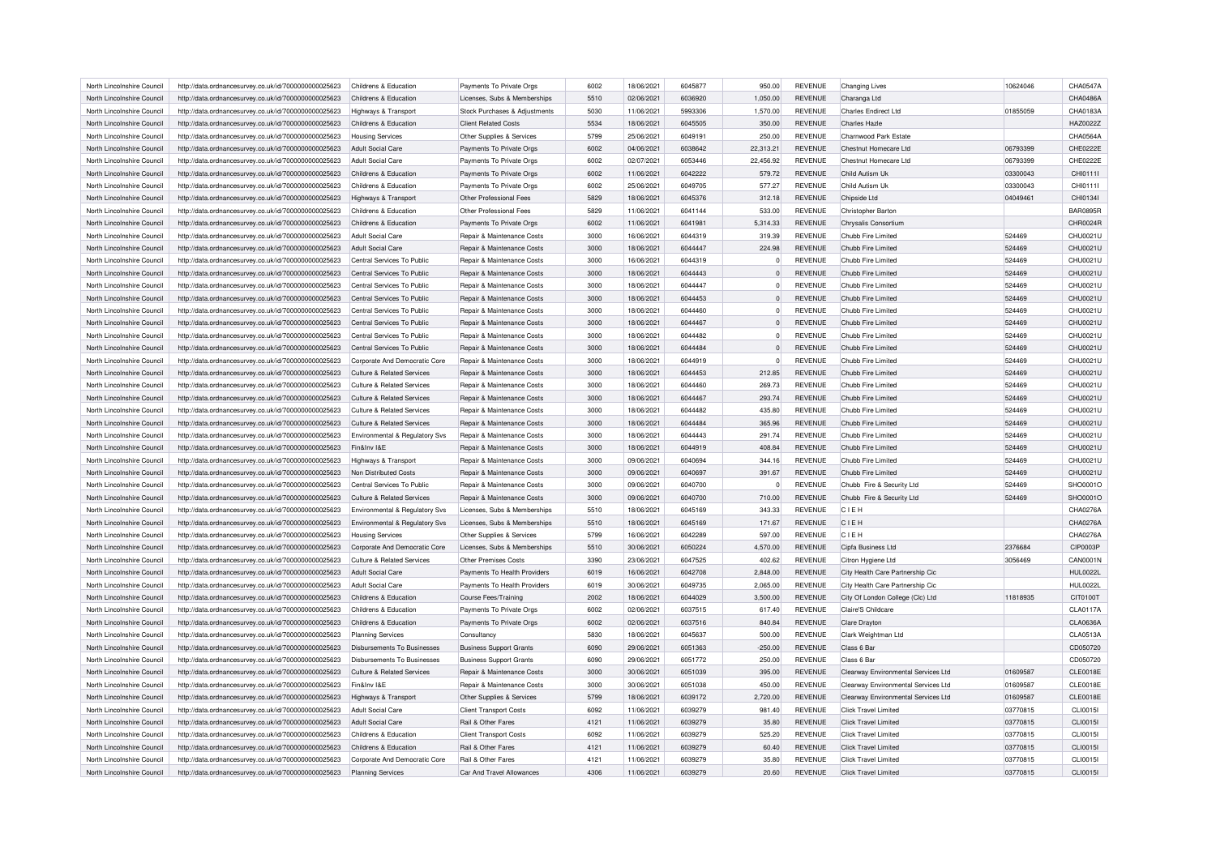| North Lincolnshire Council | http://data.ordnancesurvey.co.uk/id/7000000000025623 | Childrens & Education | Payments To Private Orgs | 6002 | 18/06/2021 | 6045877 | 950.00 | REVENUE | Changing Lives | 10624046 | CHA0547A |
|---|---|---|---|---|---|---|---|---|---|---|---|
| North Lincolnshire Council | http://data.ordnancesurvey.co.uk/id/7000000000025623 | Childrens & Education | Licenses, Subs & Memberships | 5510 | 02/06/2021 | 6036920 | 1,050.00 | REVENUE | Charanga Ltd | | CHA0486A |
| North Lincolnshire Council | http://data.ordnancesurvey.co.uk/id/7000000000025623 | Highways & Transport | Stock Purchases & Adjustments | 5030 | 11/06/2021 | 5993306 | 1,570.00 | REVENUE | Charles Endirect Ltd | 01855059 | CHA0183A |
| North Lincolnshire Council | http://data.ordnancesurvey.co.uk/id/7000000000025623 | Childrens & Education | Client Related Costs | 5534 | 18/06/2021 | 6045505 | 350.00 | REVENUE | Charles Hazle | | HAZ0022Z |
| North Lincolnshire Council | http://data.ordnancesurvey.co.uk/id/7000000000025623 | Housing Services | Other Supplies & Services | 5799 | 25/06/2021 | 6049191 | 250.00 | REVENUE | Charnwood Park Estate | | CHA0564A |
| North Lincolnshire Council | http://data.ordnancesurvey.co.uk/id/7000000000025623 | Adult Social Care | Payments To Private Orgs | 6002 | 04/06/2021 | 6038642 | 22,313.21 | REVENUE | Chestnut Homecare Ltd | 06793399 | CHE0222E |
| North Lincolnshire Council | http://data.ordnancesurvey.co.uk/id/7000000000025623 | Adult Social Care | Payments To Private Orgs | 6002 | 02/07/2021 | 6053446 | 22,456.92 | REVENUE | Chestnut Homecare Ltd | 06793399 | CHE0222E |
| North Lincolnshire Council | http://data.ordnancesurvey.co.uk/id/7000000000025623 | Childrens & Education | Payments To Private Orgs | 6002 | 11/06/2021 | 6042222 | 579.72 | REVENUE | Child Autism Uk | 03300043 | CHI0111I |
| North Lincolnshire Council | http://data.ordnancesurvey.co.uk/id/7000000000025623 | Childrens & Education | Payments To Private Orgs | 6002 | 25/06/2021 | 6049705 | 577.27 | REVENUE | Child Autism Uk | 03300043 | CHI0111I |
| North Lincolnshire Council | http://data.ordnancesurvey.co.uk/id/7000000000025623 | Highways & Transport | Other Professional Fees | 5829 | 18/06/2021 | 6045376 | 312.18 | REVENUE | Chipside Ltd | 04049461 | CHI0134I |
| North Lincolnshire Council | http://data.ordnancesurvey.co.uk/id/7000000000025623 | Childrens & Education | Other Professional Fees | 5829 | 11/06/2021 | 6041144 | 533.00 | REVENUE | Christopher Barton | | BAR0895R |
| North Lincolnshire Council | http://data.ordnancesurvey.co.uk/id/7000000000025623 | Childrens & Education | Payments To Private Orgs | 6002 | 11/06/2021 | 6041981 | 5,314.33 | REVENUE | Chrysalis Consortium | | CHR0024R |
| North Lincolnshire Council | http://data.ordnancesurvey.co.uk/id/7000000000025623 | Adult Social Care | Repair & Maintenance Costs | 3000 | 16/06/2021 | 6044319 | 319.39 | REVENUE | Chubb Fire Limited | 524469 | CHU0021U |
| North Lincolnshire Council | http://data.ordnancesurvey.co.uk/id/7000000000025623 | Adult Social Care | Repair & Maintenance Costs | 3000 | 18/06/2021 | 6044447 | 224.98 | REVENUE | Chubb Fire Limited | 524469 | CHU0021U |
| North Lincolnshire Council | http://data.ordnancesurvey.co.uk/id/7000000000025623 | Central Services To Public | Repair & Maintenance Costs | 3000 | 16/06/2021 | 6044319 | 0 | REVENUE | Chubb Fire Limited | 524469 | CHU0021U |
| North Lincolnshire Council | http://data.ordnancesurvey.co.uk/id/7000000000025623 | Central Services To Public | Repair & Maintenance Costs | 3000 | 18/06/2021 | 6044443 | 0 | REVENUE | Chubb Fire Limited | 524469 | CHU0021U |
| North Lincolnshire Council | http://data.ordnancesurvey.co.uk/id/7000000000025623 | Central Services To Public | Repair & Maintenance Costs | 3000 | 18/06/2021 | 6044447 | 0 | REVENUE | Chubb Fire Limited | 524469 | CHU0021U |
| North Lincolnshire Council | http://data.ordnancesurvey.co.uk/id/7000000000025623 | Central Services To Public | Repair & Maintenance Costs | 3000 | 18/06/2021 | 6044453 | 0 | REVENUE | Chubb Fire Limited | 524469 | CHU0021U |
| North Lincolnshire Council | http://data.ordnancesurvey.co.uk/id/7000000000025623 | Central Services To Public | Repair & Maintenance Costs | 3000 | 18/06/2021 | 6044460 | 0 | REVENUE | Chubb Fire Limited | 524469 | CHU0021U |
| North Lincolnshire Council | http://data.ordnancesurvey.co.uk/id/7000000000025623 | Central Services To Public | Repair & Maintenance Costs | 3000 | 18/06/2021 | 6044467 | 0 | REVENUE | Chubb Fire Limited | 524469 | CHU0021U |
| North Lincolnshire Council | http://data.ordnancesurvey.co.uk/id/7000000000025623 | Central Services To Public | Repair & Maintenance Costs | 3000 | 18/06/2021 | 6044482 | 0 | REVENUE | Chubb Fire Limited | 524469 | CHU0021U |
| North Lincolnshire Council | http://data.ordnancesurvey.co.uk/id/7000000000025623 | Central Services To Public | Repair & Maintenance Costs | 3000 | 18/06/2021 | 6044484 | 0 | REVENUE | Chubb Fire Limited | 524469 | CHU0021U |
| North Lincolnshire Council | http://data.ordnancesurvey.co.uk/id/7000000000025623 | Corporate And Democratic Core | Repair & Maintenance Costs | 3000 | 18/06/2021 | 6044919 | 0 | REVENUE | Chubb Fire Limited | 524469 | CHU0021U |
| North Lincolnshire Council | http://data.ordnancesurvey.co.uk/id/7000000000025623 | Culture & Related Services | Repair & Maintenance Costs | 3000 | 18/06/2021 | 6044453 | 212.85 | REVENUE | Chubb Fire Limited | 524469 | CHU0021U |
| North Lincolnshire Council | http://data.ordnancesurvey.co.uk/id/7000000000025623 | Culture & Related Services | Repair & Maintenance Costs | 3000 | 18/06/2021 | 6044460 | 269.73 | REVENUE | Chubb Fire Limited | 524469 | CHU0021U |
| North Lincolnshire Council | http://data.ordnancesurvey.co.uk/id/7000000000025623 | Culture & Related Services | Repair & Maintenance Costs | 3000 | 18/06/2021 | 6044467 | 293.74 | REVENUE | Chubb Fire Limited | 524469 | CHU0021U |
| North Lincolnshire Council | http://data.ordnancesurvey.co.uk/id/7000000000025623 | Culture & Related Services | Repair & Maintenance Costs | 3000 | 18/06/2021 | 6044482 | 435.80 | REVENUE | Chubb Fire Limited | 524469 | CHU0021U |
| North Lincolnshire Council | http://data.ordnancesurvey.co.uk/id/7000000000025623 | Culture & Related Services | Repair & Maintenance Costs | 3000 | 18/06/2021 | 6044484 | 365.96 | REVENUE | Chubb Fire Limited | 524469 | CHU0021U |
| North Lincolnshire Council | http://data.ordnancesurvey.co.uk/id/7000000000025623 | Environmental & Regulatory Svs | Repair & Maintenance Costs | 3000 | 18/06/2021 | 6044443 | 291.74 | REVENUE | Chubb Fire Limited | 524469 | CHU0021U |
| North Lincolnshire Council | http://data.ordnancesurvey.co.uk/id/7000000000025623 | Fin&Inv I&E | Repair & Maintenance Costs | 3000 | 18/06/2021 | 6044919 | 408.84 | REVENUE | Chubb Fire Limited | 524469 | CHU0021U |
| North Lincolnshire Council | http://data.ordnancesurvey.co.uk/id/7000000000025623 | Highways & Transport | Repair & Maintenance Costs | 3000 | 09/06/2021 | 6040694 | 344.16 | REVENUE | Chubb Fire Limited | 524469 | CHU0021U |
| North Lincolnshire Council | http://data.ordnancesurvey.co.uk/id/7000000000025623 | Non Distributed Costs | Repair & Maintenance Costs | 3000 | 09/06/2021 | 6040697 | 391.67 | REVENUE | Chubb Fire Limited | 524469 | CHU0021U |
| North Lincolnshire Council | http://data.ordnancesurvey.co.uk/id/7000000000025623 | Central Services To Public | Repair & Maintenance Costs | 3000 | 09/06/2021 | 6040700 | 0 | REVENUE | Chubb Fire & Security Ltd | 524469 | SHO0001O |
| North Lincolnshire Council | http://data.ordnancesurvey.co.uk/id/7000000000025623 | Culture & Related Services | Repair & Maintenance Costs | 3000 | 09/06/2021 | 6040700 | 710.00 | REVENUE | Chubb Fire & Security Ltd | 524469 | SHO0001O |
| North Lincolnshire Council | http://data.ordnancesurvey.co.uk/id/7000000000025623 | Environmental & Regulatory Svs | Licenses, Subs & Memberships | 5510 | 18/06/2021 | 6045169 | 343.33 | REVENUE | C I E H | | CHA0276A |
| North Lincolnshire Council | http://data.ordnancesurvey.co.uk/id/7000000000025623 | Environmental & Regulatory Svs | Licenses, Subs & Memberships | 5510 | 18/06/2021 | 6045169 | 171.67 | REVENUE | C I E H | | CHA0276A |
| North Lincolnshire Council | http://data.ordnancesurvey.co.uk/id/7000000000025623 | Housing Services | Other Supplies & Services | 5799 | 16/06/2021 | 6042289 | 597.00 | REVENUE | C I E H | | CHA0276A |
| North Lincolnshire Council | http://data.ordnancesurvey.co.uk/id/7000000000025623 | Corporate And Democratic Core | Licenses, Subs & Memberships | 5510 | 30/06/2021 | 6050224 | 4,570.00 | REVENUE | Cipfa Business Ltd | 2376684 | CIP0003P |
| North Lincolnshire Council | http://data.ordnancesurvey.co.uk/id/7000000000025623 | Culture & Related Services | Other Premises Costs | 3390 | 23/06/2021 | 6047525 | 402.62 | REVENUE | Citron Hygiene Ltd | 3056469 | CAN0001N |
| North Lincolnshire Council | http://data.ordnancesurvey.co.uk/id/7000000000025623 | Adult Social Care | Payments To Health Providers | 6019 | 16/06/2021 | 6042708 | 2,848.00 | REVENUE | City Health Care Partnership Cic | | HUL0022L |
| North Lincolnshire Council | http://data.ordnancesurvey.co.uk/id/7000000000025623 | Adult Social Care | Payments To Health Providers | 6019 | 30/06/2021 | 6049735 | 2,065.00 | REVENUE | City Health Care Partnership Cic | | HUL0022L |
| North Lincolnshire Council | http://data.ordnancesurvey.co.uk/id/7000000000025623 | Childrens & Education | Course Fees/Training | 2002 | 18/06/2021 | 6044029 | 3,500.00 | REVENUE | City Of London College (Clc) Ltd | 11818935 | CIT0100T |
| North Lincolnshire Council | http://data.ordnancesurvey.co.uk/id/7000000000025623 | Childrens & Education | Payments To Private Orgs | 6002 | 02/06/2021 | 6037515 | 617.40 | REVENUE | Claire'S Childcare | | CLA0117A |
| North Lincolnshire Council | http://data.ordnancesurvey.co.uk/id/7000000000025623 | Childrens & Education | Payments To Private Orgs | 6002 | 02/06/2021 | 6037516 | 840.84 | REVENUE | Clare Drayton | | CLA0636A |
| North Lincolnshire Council | http://data.ordnancesurvey.co.uk/id/7000000000025623 | Planning Services | Consultancy | 5830 | 18/06/2021 | 6045637 | 500.00 | REVENUE | Clark Weightman Ltd | | CLA0513A |
| North Lincolnshire Council | http://data.ordnancesurvey.co.uk/id/7000000000025623 | Disbursements To Businesses | Business Support Grants | 6090 | 29/06/2021 | 6051363 | -250.00 | REVENUE | Class 6 Bar | | CD050720 |
| North Lincolnshire Council | http://data.ordnancesurvey.co.uk/id/7000000000025623 | Disbursements To Businesses | Business Support Grants | 6090 | 29/06/2021 | 6051772 | 250.00 | REVENUE | Class 6 Bar | | CD050720 |
| North Lincolnshire Council | http://data.ordnancesurvey.co.uk/id/7000000000025623 | Culture & Related Services | Repair & Maintenance Costs | 3000 | 30/06/2021 | 6051039 | 395.00 | REVENUE | Clearway Environmental Services Ltd | 01609587 | CLE0018E |
| North Lincolnshire Council | http://data.ordnancesurvey.co.uk/id/7000000000025623 | Fin&Inv I&E | Repair & Maintenance Costs | 3000 | 30/06/2021 | 6051038 | 450.00 | REVENUE | Clearway Environmental Services Ltd | 01609587 | CLE0018E |
| North Lincolnshire Council | http://data.ordnancesurvey.co.uk/id/7000000000025623 | Highways & Transport | Other Supplies & Services | 5799 | 18/06/2021 | 6039172 | 2,720.00 | REVENUE | Clearway Environmental Services Ltd | 01609587 | CLE0018E |
| North Lincolnshire Council | http://data.ordnancesurvey.co.uk/id/7000000000025623 | Adult Social Care | Client Transport Costs | 6092 | 11/06/2021 | 6039279 | 981.40 | REVENUE | Click Travel Limited | 03770815 | CLI0015I |
| North Lincolnshire Council | http://data.ordnancesurvey.co.uk/id/7000000000025623 | Adult Social Care | Rail & Other Fares | 4121 | 11/06/2021 | 6039279 | 35.80 | REVENUE | Click Travel Limited | 03770815 | CLI0015I |
| North Lincolnshire Council | http://data.ordnancesurvey.co.uk/id/7000000000025623 | Childrens & Education | Client Transport Costs | 6092 | 11/06/2021 | 6039279 | 525.20 | REVENUE | Click Travel Limited | 03770815 | CLI0015I |
| North Lincolnshire Council | http://data.ordnancesurvey.co.uk/id/7000000000025623 | Childrens & Education | Rail & Other Fares | 4121 | 11/06/2021 | 6039279 | 60.40 | REVENUE | Click Travel Limited | 03770815 | CLI0015I |
| North Lincolnshire Council | http://data.ordnancesurvey.co.uk/id/7000000000025623 | Corporate And Democratic Core | Rail & Other Fares | 4121 | 11/06/2021 | 6039279 | 35.80 | REVENUE | Click Travel Limited | 03770815 | CLI0015I |
| North Lincolnshire Council | http://data.ordnancesurvey.co.uk/id/7000000000025623 | Planning Services | Car And Travel Allowances | 4306 | 11/06/2021 | 6039279 | 20.60 | REVENUE | Click Travel Limited | 03770815 | CLI0015I |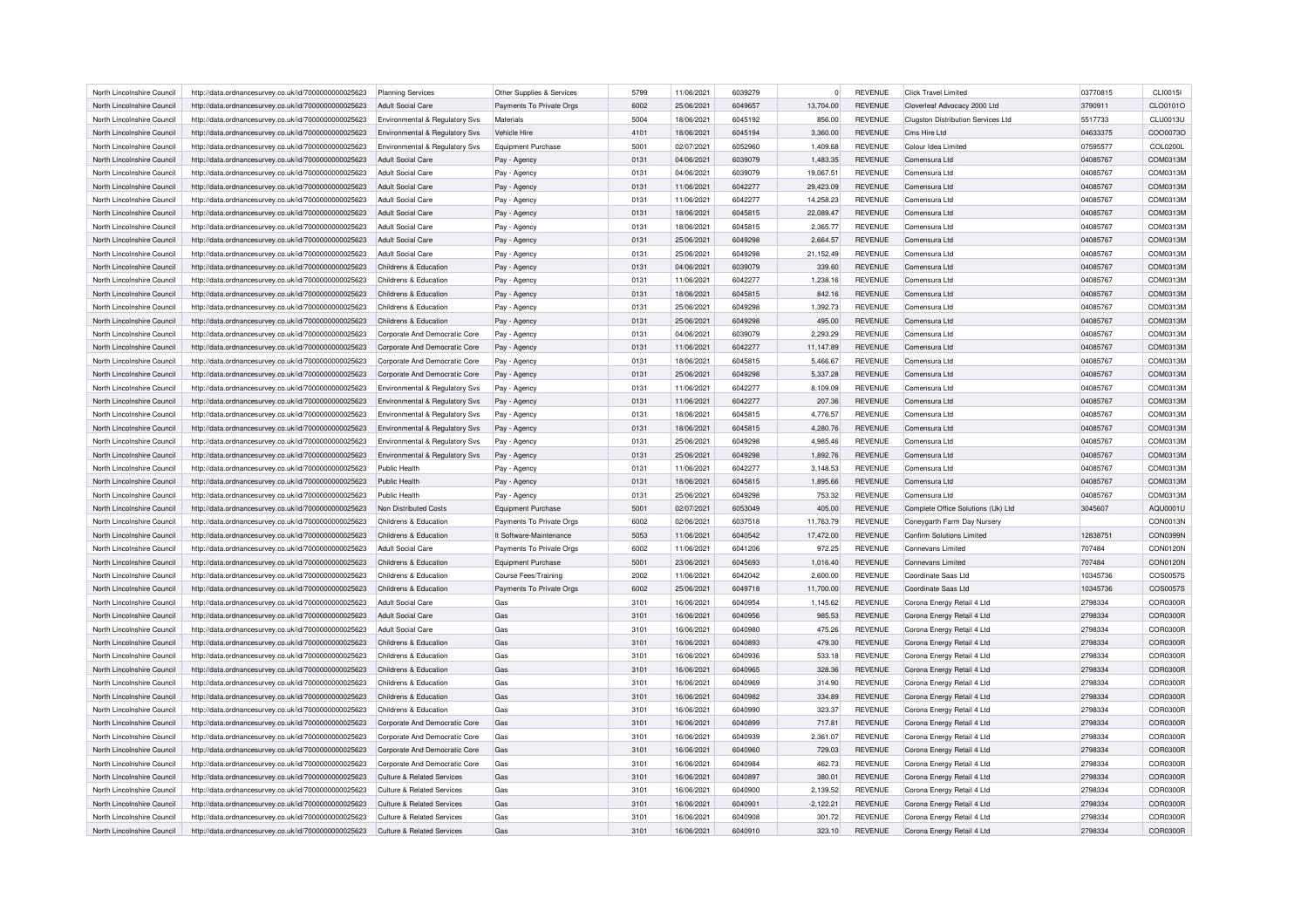| North Lincolnshire Council | http://data.ordnancesurvey.co.uk/id/7000000000025623 | Planning Services | Other Supplies & Services | 5799 | 11/06/2021 | 6039279 | 0 | REVENUE | Click Travel Limited | 03770815 | CLI0015I |
|---|---|---|---|---|---|---|---|---|---|---|---|
| North Lincolnshire Council | http://data.ordnancesurvey.co.uk/id/7000000000025623 | Adult Social Care | Payments To Private Orgs | 6002 | 25/06/2021 | 6049657 | 13,704.00 | REVENUE | Cloverleaf Advocacy 2000 Ltd | 3790911 | CLO0101O |
| North Lincolnshire Council | http://data.ordnancesurvey.co.uk/id/7000000000025623 | Environmental & Regulatory Svs | Materials | 5004 | 18/06/2021 | 6045192 | 856.00 | REVENUE | Clugston Distribution Services Ltd | 5517733 | CLU0013U |
| North Lincolnshire Council | http://data.ordnancesurvey.co.uk/id/7000000000025623 | Environmental & Regulatory Svs | Vehicle Hire | 4101 | 18/06/2021 | 6045194 | 3,360.00 | REVENUE | Cms Hire Ltd | 04633375 | COO0073O |
| North Lincolnshire Council | http://data.ordnancesurvey.co.uk/id/7000000000025623 | Environmental & Regulatory Svs | Equipment Purchase | 5001 | 02/07/2021 | 6052960 | 1,409.68 | REVENUE | Colour Idea Limited | 07595577 | COL0200L |
| North Lincolnshire Council | http://data.ordnancesurvey.co.uk/id/7000000000025623 | Adult Social Care | Pay - Agency | 0131 | 04/06/2021 | 6039079 | 1,483.35 | REVENUE | Comensura Ltd | 04085767 | COM0313M |
| North Lincolnshire Council | http://data.ordnancesurvey.co.uk/id/7000000000025623 | Adult Social Care | Pay - Agency | 0131 | 04/06/2021 | 6039079 | 19,067.51 | REVENUE | Comensura Ltd | 04085767 | COM0313M |
| North Lincolnshire Council | http://data.ordnancesurvey.co.uk/id/7000000000025623 | Adult Social Care | Pay - Agency | 0131 | 11/06/2021 | 6042277 | 29,423.09 | REVENUE | Comensura Ltd | 04085767 | COM0313M |
| North Lincolnshire Council | http://data.ordnancesurvey.co.uk/id/7000000000025623 | Adult Social Care | Pay - Agency | 0131 | 11/06/2021 | 6042277 | 14,258.23 | REVENUE | Comensura Ltd | 04085767 | COM0313M |
| North Lincolnshire Council | http://data.ordnancesurvey.co.uk/id/7000000000025623 | Adult Social Care | Pay - Agency | 0131 | 18/06/2021 | 6045815 | 22,089.47 | REVENUE | Comensura Ltd | 04085767 | COM0313M |
| North Lincolnshire Council | http://data.ordnancesurvey.co.uk/id/7000000000025623 | Adult Social Care | Pay - Agency | 0131 | 18/06/2021 | 6045815 | 2,365.77 | REVENUE | Comensura Ltd | 04085767 | COM0313M |
| North Lincolnshire Council | http://data.ordnancesurvey.co.uk/id/7000000000025623 | Adult Social Care | Pay - Agency | 0131 | 25/06/2021 | 6049298 | 2,664.57 | REVENUE | Comensura Ltd | 04085767 | COM0313M |
| North Lincolnshire Council | http://data.ordnancesurvey.co.uk/id/7000000000025623 | Adult Social Care | Pay - Agency | 0131 | 25/06/2021 | 6049298 | 21,152.49 | REVENUE | Comensura Ltd | 04085767 | COM0313M |
| North Lincolnshire Council | http://data.ordnancesurvey.co.uk/id/7000000000025623 | Childrens & Education | Pay - Agency | 0131 | 04/06/2021 | 6039079 | 339.60 | REVENUE | Comensura Ltd | 04085767 | COM0313M |
| North Lincolnshire Council | http://data.ordnancesurvey.co.uk/id/7000000000025623 | Childrens & Education | Pay - Agency | 0131 | 11/06/2021 | 6042277 | 1,238.16 | REVENUE | Comensura Ltd | 04085767 | COM0313M |
| North Lincolnshire Council | http://data.ordnancesurvey.co.uk/id/7000000000025623 | Childrens & Education | Pay - Agency | 0131 | 18/06/2021 | 6045815 | 842.16 | REVENUE | Comensura Ltd | 04085767 | COM0313M |
| North Lincolnshire Council | http://data.ordnancesurvey.co.uk/id/7000000000025623 | Childrens & Education | Pay - Agency | 0131 | 25/06/2021 | 6049298 | 1,392.73 | REVENUE | Comensura Ltd | 04085767 | COM0313M |
| North Lincolnshire Council | http://data.ordnancesurvey.co.uk/id/7000000000025623 | Childrens & Education | Pay - Agency | 0131 | 25/06/2021 | 6049298 | 495.00 | REVENUE | Comensura Ltd | 04085767 | COM0313M |
| North Lincolnshire Council | http://data.ordnancesurvey.co.uk/id/7000000000025623 | Corporate And Democratic Core | Pay - Agency | 0131 | 04/06/2021 | 6039079 | 2,293.29 | REVENUE | Comensura Ltd | 04085767 | COM0313M |
| North Lincolnshire Council | http://data.ordnancesurvey.co.uk/id/7000000000025623 | Corporate And Democratic Core | Pay - Agency | 0131 | 11/06/2021 | 6042277 | 11,147.89 | REVENUE | Comensura Ltd | 04085767 | COM0313M |
| North Lincolnshire Council | http://data.ordnancesurvey.co.uk/id/7000000000025623 | Corporate And Democratic Core | Pay - Agency | 0131 | 18/06/2021 | 6045815 | 5,466.67 | REVENUE | Comensura Ltd | 04085767 | COM0313M |
| North Lincolnshire Council | http://data.ordnancesurvey.co.uk/id/7000000000025623 | Corporate And Democratic Core | Pay - Agency | 0131 | 25/06/2021 | 6049298 | 5,337.28 | REVENUE | Comensura Ltd | 04085767 | COM0313M |
| North Lincolnshire Council | http://data.ordnancesurvey.co.uk/id/7000000000025623 | Environmental & Regulatory Svs | Pay - Agency | 0131 | 11/06/2021 | 6042277 | 8,109.09 | REVENUE | Comensura Ltd | 04085767 | COM0313M |
| North Lincolnshire Council | http://data.ordnancesurvey.co.uk/id/7000000000025623 | Environmental & Regulatory Svs | Pay - Agency | 0131 | 11/06/2021 | 6042277 | 207.36 | REVENUE | Comensura Ltd | 04085767 | COM0313M |
| North Lincolnshire Council | http://data.ordnancesurvey.co.uk/id/7000000000025623 | Environmental & Regulatory Svs | Pay - Agency | 0131 | 18/06/2021 | 6045815 | 4,776.57 | REVENUE | Comensura Ltd | 04085767 | COM0313M |
| North Lincolnshire Council | http://data.ordnancesurvey.co.uk/id/7000000000025623 | Environmental & Regulatory Svs | Pay - Agency | 0131 | 18/06/2021 | 6045815 | 4,280.76 | REVENUE | Comensura Ltd | 04085767 | COM0313M |
| North Lincolnshire Council | http://data.ordnancesurvey.co.uk/id/7000000000025623 | Environmental & Regulatory Svs | Pay - Agency | 0131 | 25/06/2021 | 6049298 | 4,985.46 | REVENUE | Comensura Ltd | 04085767 | COM0313M |
| North Lincolnshire Council | http://data.ordnancesurvey.co.uk/id/7000000000025623 | Environmental & Regulatory Svs | Pay - Agency | 0131 | 25/06/2021 | 6049298 | 1,892.76 | REVENUE | Comensura Ltd | 04085767 | COM0313M |
| North Lincolnshire Council | http://data.ordnancesurvey.co.uk/id/7000000000025623 | Public Health | Pay - Agency | 0131 | 11/06/2021 | 6042277 | 3,148.53 | REVENUE | Comensura Ltd | 04085767 | COM0313M |
| North Lincolnshire Council | http://data.ordnancesurvey.co.uk/id/7000000000025623 | Public Health | Pay - Agency | 0131 | 18/06/2021 | 6045815 | 1,895.66 | REVENUE | Comensura Ltd | 04085767 | COM0313M |
| North Lincolnshire Council | http://data.ordnancesurvey.co.uk/id/7000000000025623 | Public Health | Pay - Agency | 0131 | 25/06/2021 | 6049298 | 753.32 | REVENUE | Comensura Ltd | 04085767 | COM0313M |
| North Lincolnshire Council | http://data.ordnancesurvey.co.uk/id/7000000000025623 | Non Distributed Costs | Equipment Purchase | 5001 | 02/07/2021 | 6053049 | 405.00 | REVENUE | Complete Office Solutions (Uk) Ltd | 3045607 | AQU0001U |
| North Lincolnshire Council | http://data.ordnancesurvey.co.uk/id/7000000000025623 | Childrens & Education | Payments To Private Orgs | 6002 | 02/06/2021 | 6037518 | 11,763.79 | REVENUE | Coneygarth Farm Day Nursery | | CON0013N |
| North Lincolnshire Council | http://data.ordnancesurvey.co.uk/id/7000000000025623 | Childrens & Education | It Software-Maintenance | 5053 | 11/06/2021 | 6040542 | 17,472.00 | REVENUE | Confirm Solutions Limited | 12838751 | CON0399N |
| North Lincolnshire Council | http://data.ordnancesurvey.co.uk/id/7000000000025623 | Adult Social Care | Payments To Private Orgs | 6002 | 11/06/2021 | 6041206 | 972.25 | REVENUE | Connevans Limited | 707484 | CON0120N |
| North Lincolnshire Council | http://data.ordnancesurvey.co.uk/id/7000000000025623 | Childrens & Education | Equipment Purchase | 5001 | 23/06/2021 | 6045693 | 1,016.40 | REVENUE | Connevans Limited | 707484 | CON0120N |
| North Lincolnshire Council | http://data.ordnancesurvey.co.uk/id/7000000000025623 | Childrens & Education | Course Fees/Training | 2002 | 11/06/2021 | 6042042 | 2,600.00 | REVENUE | Coordinate Saas Ltd | 10345736 | COS0057S |
| North Lincolnshire Council | http://data.ordnancesurvey.co.uk/id/7000000000025623 | Childrens & Education | Payments To Private Orgs | 6002 | 25/06/2021 | 6049718 | 11,700.00 | REVENUE | Coordinate Saas Ltd | 10345736 | COS0057S |
| North Lincolnshire Council | http://data.ordnancesurvey.co.uk/id/7000000000025623 | Adult Social Care | Gas | 3101 | 16/06/2021 | 6040954 | 1,145.62 | REVENUE | Corona Energy Retail 4 Ltd | 2798334 | COR0300R |
| North Lincolnshire Council | http://data.ordnancesurvey.co.uk/id/7000000000025623 | Adult Social Care | Gas | 3101 | 16/06/2021 | 6040956 | 985.53 | REVENUE | Corona Energy Retail 4 Ltd | 2798334 | COR0300R |
| North Lincolnshire Council | http://data.ordnancesurvey.co.uk/id/7000000000025623 | Adult Social Care | Gas | 3101 | 16/06/2021 | 6040980 | 475.26 | REVENUE | Corona Energy Retail 4 Ltd | 2798334 | COR0300R |
| North Lincolnshire Council | http://data.ordnancesurvey.co.uk/id/7000000000025623 | Childrens & Education | Gas | 3101 | 16/06/2021 | 6040893 | 479.30 | REVENUE | Corona Energy Retail 4 Ltd | 2798334 | COR0300R |
| North Lincolnshire Council | http://data.ordnancesurvey.co.uk/id/7000000000025623 | Childrens & Education | Gas | 3101 | 16/06/2021 | 6040936 | 533.18 | REVENUE | Corona Energy Retail 4 Ltd | 2798334 | COR0300R |
| North Lincolnshire Council | http://data.ordnancesurvey.co.uk/id/7000000000025623 | Childrens & Education | Gas | 3101 | 16/06/2021 | 6040965 | 328.36 | REVENUE | Corona Energy Retail 4 Ltd | 2798334 | COR0300R |
| North Lincolnshire Council | http://data.ordnancesurvey.co.uk/id/7000000000025623 | Childrens & Education | Gas | 3101 | 16/06/2021 | 6040969 | 314.90 | REVENUE | Corona Energy Retail 4 Ltd | 2798334 | COR0300R |
| North Lincolnshire Council | http://data.ordnancesurvey.co.uk/id/7000000000025623 | Childrens & Education | Gas | 3101 | 16/06/2021 | 6040982 | 334.89 | REVENUE | Corona Energy Retail 4 Ltd | 2798334 | COR0300R |
| North Lincolnshire Council | http://data.ordnancesurvey.co.uk/id/7000000000025623 | Childrens & Education | Gas | 3101 | 16/06/2021 | 6040990 | 323.37 | REVENUE | Corona Energy Retail 4 Ltd | 2798334 | COR0300R |
| North Lincolnshire Council | http://data.ordnancesurvey.co.uk/id/7000000000025623 | Corporate And Democratic Core | Gas | 3101 | 16/06/2021 | 6040899 | 717.81 | REVENUE | Corona Energy Retail 4 Ltd | 2798334 | COR0300R |
| North Lincolnshire Council | http://data.ordnancesurvey.co.uk/id/7000000000025623 | Corporate And Democratic Core | Gas | 3101 | 16/06/2021 | 6040939 | 2,361.07 | REVENUE | Corona Energy Retail 4 Ltd | 2798334 | COR0300R |
| North Lincolnshire Council | http://data.ordnancesurvey.co.uk/id/7000000000025623 | Corporate And Democratic Core | Gas | 3101 | 16/06/2021 | 6040960 | 729.03 | REVENUE | Corona Energy Retail 4 Ltd | 2798334 | COR0300R |
| North Lincolnshire Council | http://data.ordnancesurvey.co.uk/id/7000000000025623 | Corporate And Democratic Core | Gas | 3101 | 16/06/2021 | 6040984 | 462.73 | REVENUE | Corona Energy Retail 4 Ltd | 2798334 | COR0300R |
| North Lincolnshire Council | http://data.ordnancesurvey.co.uk/id/7000000000025623 | Culture & Related Services | Gas | 3101 | 16/06/2021 | 6040897 | 380.01 | REVENUE | Corona Energy Retail 4 Ltd | 2798334 | COR0300R |
| North Lincolnshire Council | http://data.ordnancesurvey.co.uk/id/7000000000025623 | Culture & Related Services | Gas | 3101 | 16/06/2021 | 6040900 | 2,139.52 | REVENUE | Corona Energy Retail 4 Ltd | 2798334 | COR0300R |
| North Lincolnshire Council | http://data.ordnancesurvey.co.uk/id/7000000000025623 | Culture & Related Services | Gas | 3101 | 16/06/2021 | 6040901 | -2,122.21 | REVENUE | Corona Energy Retail 4 Ltd | 2798334 | COR0300R |
| North Lincolnshire Council | http://data.ordnancesurvey.co.uk/id/7000000000025623 | Culture & Related Services | Gas | 3101 | 16/06/2021 | 6040908 | 301.72 | REVENUE | Corona Energy Retail 4 Ltd | 2798334 | COR0300R |
| North Lincolnshire Council | http://data.ordnancesurvey.co.uk/id/7000000000025623 | Culture & Related Services | Gas | 3101 | 16/06/2021 | 6040910 | 323.10 | REVENUE | Corona Energy Retail 4 Ltd | 2798334 | COR0300R |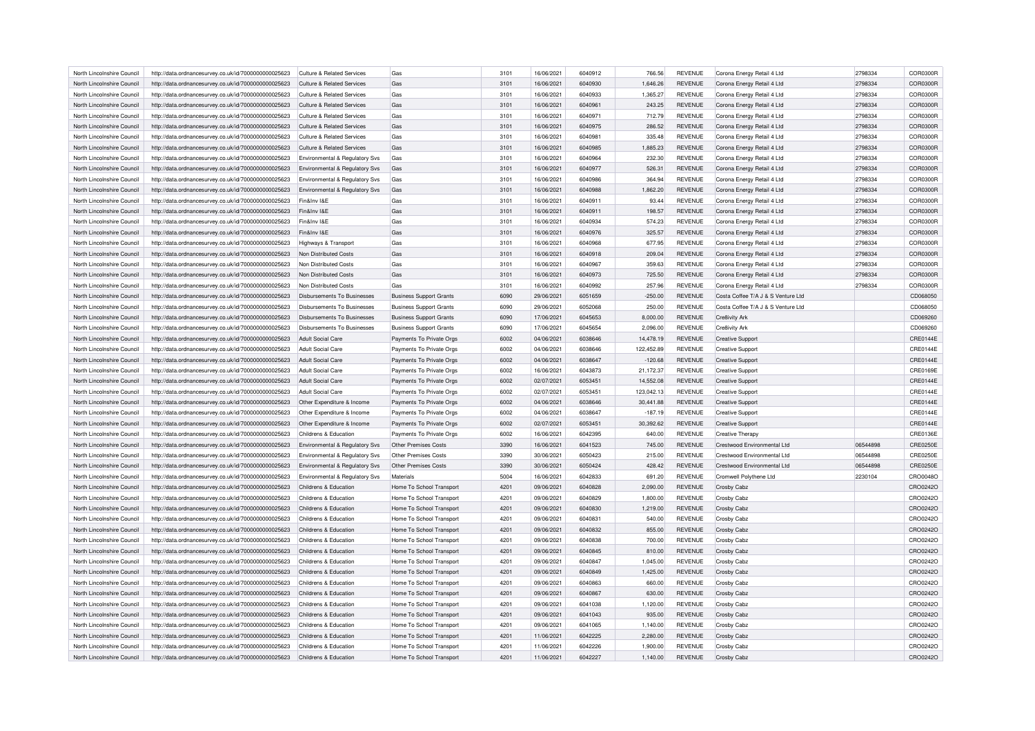| | | | | | | | | | | | |
|---|---|---|---|---|---|---|---|---|---|---|---|
| North Lincolnshire Council | http://data.ordnancesurvey.co.uk/id/7000000000025623 | Culture & Related Services | Gas | 3101 | 16/06/2021 | 6040912 | 766.56 | REVENUE | Corona Energy Retail 4 Ltd | 2798334 | COR0300R |
| North Lincolnshire Council | http://data.ordnancesurvey.co.uk/id/7000000000025623 | Culture & Related Services | Gas | 3101 | 16/06/2021 | 6040930 | 1,646.26 | REVENUE | Corona Energy Retail 4 Ltd | 2798334 | COR0300R |
| North Lincolnshire Council | http://data.ordnancesurvey.co.uk/id/7000000000025623 | Culture & Related Services | Gas | 3101 | 16/06/2021 | 6040933 | 1,365.27 | REVENUE | Corona Energy Retail 4 Ltd | 2798334 | COR0300R |
| North Lincolnshire Council | http://data.ordnancesurvey.co.uk/id/7000000000025623 | Culture & Related Services | Gas | 3101 | 16/06/2021 | 6040961 | 243.25 | REVENUE | Corona Energy Retail 4 Ltd | 2798334 | COR0300R |
| North Lincolnshire Council | http://data.ordnancesurvey.co.uk/id/7000000000025623 | Culture & Related Services | Gas | 3101 | 16/06/2021 | 6040971 | 712.79 | REVENUE | Corona Energy Retail 4 Ltd | 2798334 | COR0300R |
| North Lincolnshire Council | http://data.ordnancesurvey.co.uk/id/7000000000025623 | Culture & Related Services | Gas | 3101 | 16/06/2021 | 6040975 | 286.52 | REVENUE | Corona Energy Retail 4 Ltd | 2798334 | COR0300R |
| North Lincolnshire Council | http://data.ordnancesurvey.co.uk/id/7000000000025623 | Culture & Related Services | Gas | 3101 | 16/06/2021 | 6040981 | 335.48 | REVENUE | Corona Energy Retail 4 Ltd | 2798334 | COR0300R |
| North Lincolnshire Council | http://data.ordnancesurvey.co.uk/id/7000000000025623 | Culture & Related Services | Gas | 3101 | 16/06/2021 | 6040985 | 1,885.23 | REVENUE | Corona Energy Retail 4 Ltd | 2798334 | COR0300R |
| North Lincolnshire Council | http://data.ordnancesurvey.co.uk/id/7000000000025623 | Environmental & Regulatory Svs | Gas | 3101 | 16/06/2021 | 6040964 | 232.30 | REVENUE | Corona Energy Retail 4 Ltd | 2798334 | COR0300R |
| North Lincolnshire Council | http://data.ordnancesurvey.co.uk/id/7000000000025623 | Environmental & Regulatory Svs | Gas | 3101 | 16/06/2021 | 6040977 | 526.31 | REVENUE | Corona Energy Retail 4 Ltd | 2798334 | COR0300R |
| North Lincolnshire Council | http://data.ordnancesurvey.co.uk/id/7000000000025623 | Environmental & Regulatory Svs | Gas | 3101 | 16/06/2021 | 6040986 | 364.94 | REVENUE | Corona Energy Retail 4 Ltd | 2798334 | COR0300R |
| North Lincolnshire Council | http://data.ordnancesurvey.co.uk/id/7000000000025623 | Environmental & Regulatory Svs | Gas | 3101 | 16/06/2021 | 6040988 | 1,862.20 | REVENUE | Corona Energy Retail 4 Ltd | 2798334 | COR0300R |
| North Lincolnshire Council | http://data.ordnancesurvey.co.uk/id/7000000000025623 | Fin&Inv I&E | Gas | 3101 | 16/06/2021 | 6040911 | 93.44 | REVENUE | Corona Energy Retail 4 Ltd | 2798334 | COR0300R |
| North Lincolnshire Council | http://data.ordnancesurvey.co.uk/id/7000000000025623 | Fin&Inv I&E | Gas | 3101 | 16/06/2021 | 6040911 | 198.57 | REVENUE | Corona Energy Retail 4 Ltd | 2798334 | COR0300R |
| North Lincolnshire Council | http://data.ordnancesurvey.co.uk/id/7000000000025623 | Fin&Inv I&E | Gas | 3101 | 16/06/2021 | 6040934 | 574.23 | REVENUE | Corona Energy Retail 4 Ltd | 2798334 | COR0300R |
| North Lincolnshire Council | http://data.ordnancesurvey.co.uk/id/7000000000025623 | Fin&Inv I&E | Gas | 3101 | 16/06/2021 | 6040976 | 325.57 | REVENUE | Corona Energy Retail 4 Ltd | 2798334 | COR0300R |
| North Lincolnshire Council | http://data.ordnancesurvey.co.uk/id/7000000000025623 | Highways & Transport | Gas | 3101 | 16/06/2021 | 6040968 | 677.95 | REVENUE | Corona Energy Retail 4 Ltd | 2798334 | COR0300R |
| North Lincolnshire Council | http://data.ordnancesurvey.co.uk/id/7000000000025623 | Non Distributed Costs | Gas | 3101 | 16/06/2021 | 6040918 | 209.04 | REVENUE | Corona Energy Retail 4 Ltd | 2798334 | COR0300R |
| North Lincolnshire Council | http://data.ordnancesurvey.co.uk/id/7000000000025623 | Non Distributed Costs | Gas | 3101 | 16/06/2021 | 6040967 | 359.63 | REVENUE | Corona Energy Retail 4 Ltd | 2798334 | COR0300R |
| North Lincolnshire Council | http://data.ordnancesurvey.co.uk/id/7000000000025623 | Non Distributed Costs | Gas | 3101 | 16/06/2021 | 6040973 | 725.50 | REVENUE | Corona Energy Retail 4 Ltd | 2798334 | COR0300R |
| North Lincolnshire Council | http://data.ordnancesurvey.co.uk/id/7000000000025623 | Non Distributed Costs | Gas | 3101 | 16/06/2021 | 6040992 | 257.96 | REVENUE | Corona Energy Retail 4 Ltd | 2798334 | COR0300R |
| North Lincolnshire Council | http://data.ordnancesurvey.co.uk/id/7000000000025623 | Disbursements To Businesses | Business Support Grants | 6090 | 29/06/2021 | 6051659 | -250.00 | REVENUE | Costa Coffee T/A J & S Venture Ltd | | CD068050 |
| North Lincolnshire Council | http://data.ordnancesurvey.co.uk/id/7000000000025623 | Disbursements To Businesses | Business Support Grants | 6090 | 29/06/2021 | 6052068 | 250.00 | REVENUE | Costa Coffee T/A J & S Venture Ltd | | CD068050 |
| North Lincolnshire Council | http://data.ordnancesurvey.co.uk/id/7000000000025623 | Disbursements To Businesses | Business Support Grants | 6090 | 17/06/2021 | 6045653 | 8,000.00 | REVENUE | Cre8ivity Ark | | CD069260 |
| North Lincolnshire Council | http://data.ordnancesurvey.co.uk/id/7000000000025623 | Disbursements To Businesses | Business Support Grants | 6090 | 17/06/2021 | 6045654 | 2,096.00 | REVENUE | Cre8ivity Ark | | CD069260 |
| North Lincolnshire Council | http://data.ordnancesurvey.co.uk/id/7000000000025623 | Adult Social Care | Payments To Private Orgs | 6002 | 04/06/2021 | 6038646 | 14,478.19 | REVENUE | Creative Support | | CRE0144E |
| North Lincolnshire Council | http://data.ordnancesurvey.co.uk/id/7000000000025623 | Adult Social Care | Payments To Private Orgs | 6002 | 04/06/2021 | 6038646 | 122,452.89 | REVENUE | Creative Support | | CRE0144E |
| North Lincolnshire Council | http://data.ordnancesurvey.co.uk/id/7000000000025623 | Adult Social Care | Payments To Private Orgs | 6002 | 04/06/2021 | 6038647 | -120.68 | REVENUE | Creative Support | | CRE0144E |
| North Lincolnshire Council | http://data.ordnancesurvey.co.uk/id/7000000000025623 | Adult Social Care | Payments To Private Orgs | 6002 | 16/06/2021 | 6043873 | 21,172.37 | REVENUE | Creative Support | | CRE0169E |
| North Lincolnshire Council | http://data.ordnancesurvey.co.uk/id/7000000000025623 | Adult Social Care | Payments To Private Orgs | 6002 | 02/07/2021 | 6053451 | 14,552.08 | REVENUE | Creative Support | | CRE0144E |
| North Lincolnshire Council | http://data.ordnancesurvey.co.uk/id/7000000000025623 | Adult Social Care | Payments To Private Orgs | 6002 | 02/07/2021 | 6053451 | 123,042.13 | REVENUE | Creative Support | | CRE0144E |
| North Lincolnshire Council | http://data.ordnancesurvey.co.uk/id/7000000000025623 | Other Expenditure & Income | Payments To Private Orgs | 6002 | 04/06/2021 | 6038646 | 30,441.88 | REVENUE | Creative Support | | CRE0144E |
| North Lincolnshire Council | http://data.ordnancesurvey.co.uk/id/7000000000025623 | Other Expenditure & Income | Payments To Private Orgs | 6002 | 04/06/2021 | 6038647 | -187.19 | REVENUE | Creative Support | | CRE0144E |
| North Lincolnshire Council | http://data.ordnancesurvey.co.uk/id/7000000000025623 | Other Expenditure & Income | Payments To Private Orgs | 6002 | 02/07/2021 | 6053451 | 30,392.62 | REVENUE | Creative Support | | CRE0144E |
| North Lincolnshire Council | http://data.ordnancesurvey.co.uk/id/7000000000025623 | Childrens & Education | Payments To Private Orgs | 6002 | 16/06/2021 | 6042395 | 640.00 | REVENUE | Creative Therapy | | CRE0136E |
| North Lincolnshire Council | http://data.ordnancesurvey.co.uk/id/7000000000025623 | Environmental & Regulatory Svs | Other Premises Costs | 3390 | 16/06/2021 | 6041523 | 745.00 | REVENUE | Crestwood Environmental Ltd | 06544898 | CRE0250E |
| North Lincolnshire Council | http://data.ordnancesurvey.co.uk/id/7000000000025623 | Environmental & Regulatory Svs | Other Premises Costs | 3390 | 30/06/2021 | 6050423 | 215.00 | REVENUE | Crestwood Environmental Ltd | 06544898 | CRE0250E |
| North Lincolnshire Council | http://data.ordnancesurvey.co.uk/id/7000000000025623 | Environmental & Regulatory Svs | Other Premises Costs | 3390 | 30/06/2021 | 6050424 | 428.42 | REVENUE | Crestwood Environmental Ltd | 06544898 | CRE0250E |
| North Lincolnshire Council | http://data.ordnancesurvey.co.uk/id/7000000000025623 | Environmental & Regulatory Svs | Materials | 5004 | 16/06/2021 | 6042833 | 691.20 | REVENUE | Cromwell Polythene Ltd | 2230104 | CRO0048O |
| North Lincolnshire Council | http://data.ordnancesurvey.co.uk/id/7000000000025623 | Childrens & Education | Home To School Transport | 4201 | 09/06/2021 | 6040828 | 2,090.00 | REVENUE | Crosby Cabz | | CRO0242O |
| North Lincolnshire Council | http://data.ordnancesurvey.co.uk/id/7000000000025623 | Childrens & Education | Home To School Transport | 4201 | 09/06/2021 | 6040829 | 1,800.00 | REVENUE | Crosby Cabz | | CRO0242O |
| North Lincolnshire Council | http://data.ordnancesurvey.co.uk/id/7000000000025623 | Childrens & Education | Home To School Transport | 4201 | 09/06/2021 | 6040830 | 1,219.00 | REVENUE | Crosby Cabz | | CRO0242O |
| North Lincolnshire Council | http://data.ordnancesurvey.co.uk/id/7000000000025623 | Childrens & Education | Home To School Transport | 4201 | 09/06/2021 | 6040831 | 540.00 | REVENUE | Crosby Cabz | | CRO0242O |
| North Lincolnshire Council | http://data.ordnancesurvey.co.uk/id/7000000000025623 | Childrens & Education | Home To School Transport | 4201 | 09/06/2021 | 6040832 | 855.00 | REVENUE | Crosby Cabz | | CRO0242O |
| North Lincolnshire Council | http://data.ordnancesurvey.co.uk/id/7000000000025623 | Childrens & Education | Home To School Transport | 4201 | 09/06/2021 | 6040838 | 700.00 | REVENUE | Crosby Cabz | | CRO0242O |
| North Lincolnshire Council | http://data.ordnancesurvey.co.uk/id/7000000000025623 | Childrens & Education | Home To School Transport | 4201 | 09/06/2021 | 6040845 | 810.00 | REVENUE | Crosby Cabz | | CRO0242O |
| North Lincolnshire Council | http://data.ordnancesurvey.co.uk/id/7000000000025623 | Childrens & Education | Home To School Transport | 4201 | 09/06/2021 | 6040847 | 1,045.00 | REVENUE | Crosby Cabz | | CRO0242O |
| North Lincolnshire Council | http://data.ordnancesurvey.co.uk/id/7000000000025623 | Childrens & Education | Home To School Transport | 4201 | 09/06/2021 | 6040849 | 1,425.00 | REVENUE | Crosby Cabz | | CRO0242O |
| North Lincolnshire Council | http://data.ordnancesurvey.co.uk/id/7000000000025623 | Childrens & Education | Home To School Transport | 4201 | 09/06/2021 | 6040863 | 660.00 | REVENUE | Crosby Cabz | | CRO0242O |
| North Lincolnshire Council | http://data.ordnancesurvey.co.uk/id/7000000000025623 | Childrens & Education | Home To School Transport | 4201 | 09/06/2021 | 6040867 | 630.00 | REVENUE | Crosby Cabz | | CRO0242O |
| North Lincolnshire Council | http://data.ordnancesurvey.co.uk/id/7000000000025623 | Childrens & Education | Home To School Transport | 4201 | 09/06/2021 | 6041038 | 1,120.00 | REVENUE | Crosby Cabz | | CRO0242O |
| North Lincolnshire Council | http://data.ordnancesurvey.co.uk/id/7000000000025623 | Childrens & Education | Home To School Transport | 4201 | 09/06/2021 | 6041043 | 935.00 | REVENUE | Crosby Cabz | | CRO0242O |
| North Lincolnshire Council | http://data.ordnancesurvey.co.uk/id/7000000000025623 | Childrens & Education | Home To School Transport | 4201 | 09/06/2021 | 6041065 | 1,140.00 | REVENUE | Crosby Cabz | | CRO0242O |
| North Lincolnshire Council | http://data.ordnancesurvey.co.uk/id/7000000000025623 | Childrens & Education | Home To School Transport | 4201 | 11/06/2021 | 6042225 | 2,280.00 | REVENUE | Crosby Cabz | | CRO0242O |
| North Lincolnshire Council | http://data.ordnancesurvey.co.uk/id/7000000000025623 | Childrens & Education | Home To School Transport | 4201 | 11/06/2021 | 6042226 | 1,900.00 | REVENUE | Crosby Cabz | | CRO0242O |
| North Lincolnshire Council | http://data.ordnancesurvey.co.uk/id/7000000000025623 | Childrens & Education | Home To School Transport | 4201 | 11/06/2021 | 6042227 | 1,140.00 | REVENUE | Crosby Cabz | | CRO0242O |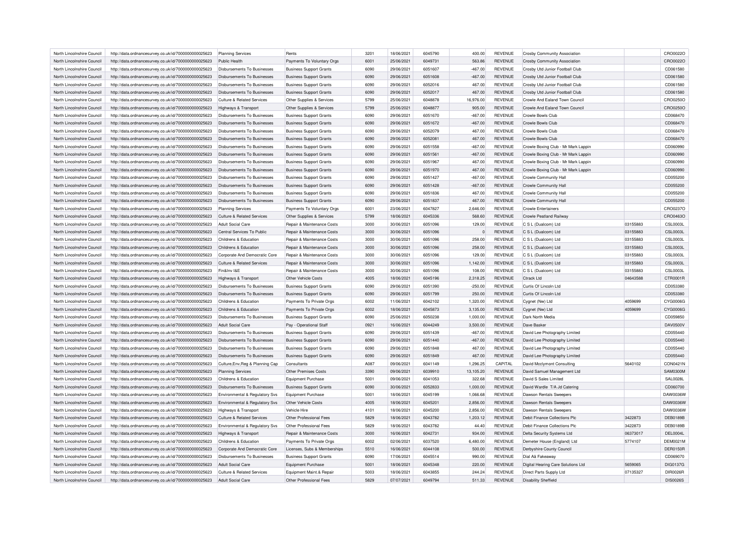| North Lincolnshire Council | http://data.ordnancesurvey.co.uk/id/7000000000025623 | Planning Services | Rents | 3201 | 18/06/2021 | 6045790 | 400.00 | REVENUE | Crosby Community Association | | CRO0022O |
|---|---|---|---|---|---|---|---|---|---|---|---|
| North Lincolnshire Council | http://data.ordnancesurvey.co.uk/id/7000000000025623 | Public Health | Payments To Voluntary Orgs | 6001 | 25/06/2021 | 6049731 | 563.86 | REVENUE | Crosby Community Association | | CRO0022O |
| North Lincolnshire Council | http://data.ordnancesurvey.co.uk/id/7000000000025623 | Disbursements To Businesses | Business Support Grants | 6090 | 29/06/2021 | 6051607 | -467.00 | REVENUE | Crosby Utd Junior Football Club | | CD061580 |
| North Lincolnshire Council | http://data.ordnancesurvey.co.uk/id/7000000000025623 | Disbursements To Businesses | Business Support Grants | 6090 | 29/06/2021 | 6051608 | -467.00 | REVENUE | Crosby Utd Junior Football Club | | CD061580 |
| North Lincolnshire Council | http://data.ordnancesurvey.co.uk/id/7000000000025623 | Disbursements To Businesses | Business Support Grants | 6090 | 29/06/2021 | 6052016 | 467.00 | REVENUE | Crosby Utd Junior Football Club | | CD061580 |
| North Lincolnshire Council | http://data.ordnancesurvey.co.uk/id/7000000000025623 | Disbursements To Businesses | Business Support Grants | 6090 | 29/06/2021 | 6052017 | 467.00 | REVENUE | Crosby Utd Junior Football Club | | CD061580 |
| North Lincolnshire Council | http://data.ordnancesurvey.co.uk/id/7000000000025623 | Culture & Related Services | Other Supplies & Services | 5799 | 25/06/2021 | 6048878 | 16,976.00 | REVENUE | Crowle And Ealand Town Council | | CRO0250O |
| North Lincolnshire Council | http://data.ordnancesurvey.co.uk/id/7000000000025623 | Highways & Transport | Other Supplies & Services | 5799 | 25/06/2021 | 6048877 | 905.00 | REVENUE | Crowle And Ealand Town Council | | CRO0250O |
| North Lincolnshire Council | http://data.ordnancesurvey.co.uk/id/7000000000025623 | Disbursements To Businesses | Business Support Grants | 6090 | 29/06/2021 | 6051670 | -467.00 | REVENUE | Crowle Bowls Club | | CD068470 |
| North Lincolnshire Council | http://data.ordnancesurvey.co.uk/id/7000000000025623 | Disbursements To Businesses | Business Support Grants | 6090 | 29/06/2021 | 6051672 | -467.00 | REVENUE | Crowle Bowls Club | | CD068470 |
| North Lincolnshire Council | http://data.ordnancesurvey.co.uk/id/7000000000025623 | Disbursements To Businesses | Business Support Grants | 6090 | 29/06/2021 | 6052079 | 467.00 | REVENUE | Crowle Bowls Club | | CD068470 |
| North Lincolnshire Council | http://data.ordnancesurvey.co.uk/id/7000000000025623 | Disbursements To Businesses | Business Support Grants | 6090 | 29/06/2021 | 6052081 | 467.00 | REVENUE | Crowle Bowls Club | | CD068470 |
| North Lincolnshire Council | http://data.ordnancesurvey.co.uk/id/7000000000025623 | Disbursements To Businesses | Business Support Grants | 6090 | 29/06/2021 | 6051558 | -467.00 | REVENUE | Crowle Boxing Club - Mr Mark Lappin | | CD060990 |
| North Lincolnshire Council | http://data.ordnancesurvey.co.uk/id/7000000000025623 | Disbursements To Businesses | Business Support Grants | 6090 | 29/06/2021 | 6051561 | -467.00 | REVENUE | Crowle Boxing Club - Mr Mark Lappin | | CD060990 |
| North Lincolnshire Council | http://data.ordnancesurvey.co.uk/id/7000000000025623 | Disbursements To Businesses | Business Support Grants | 6090 | 29/06/2021 | 6051967 | 467.00 | REVENUE | Crowle Boxing Club - Mr Mark Lappin | | CD060990 |
| North Lincolnshire Council | http://data.ordnancesurvey.co.uk/id/7000000000025623 | Disbursements To Businesses | Business Support Grants | 6090 | 29/06/2021 | 6051970 | 467.00 | REVENUE | Crowle Boxing Club - Mr Mark Lappin | | CD060990 |
| North Lincolnshire Council | http://data.ordnancesurvey.co.uk/id/7000000000025623 | Disbursements To Businesses | Business Support Grants | 6090 | 29/06/2021 | 6051427 | -467.00 | REVENUE | Crowle Community Hall | | CD055200 |
| North Lincolnshire Council | http://data.ordnancesurvey.co.uk/id/7000000000025623 | Disbursements To Businesses | Business Support Grants | 6090 | 29/06/2021 | 6051428 | -467.00 | REVENUE | Crowle Community Hall | | CD055200 |
| North Lincolnshire Council | http://data.ordnancesurvey.co.uk/id/7000000000025623 | Disbursements To Businesses | Business Support Grants | 6090 | 29/06/2021 | 6051836 | 467.00 | REVENUE | Crowle Community Hall | | CD055200 |
| North Lincolnshire Council | http://data.ordnancesurvey.co.uk/id/7000000000025623 | Disbursements To Businesses | Business Support Grants | 6090 | 29/06/2021 | 6051837 | 467.00 | REVENUE | Crowle Community Hall | | CD055200 |
| North Lincolnshire Council | http://data.ordnancesurvey.co.uk/id/7000000000025623 | Planning Services | Payments To Voluntary Orgs | 6001 | 23/06/2021 | 6047827 | 2,646.00 | REVENUE | Crowle Entertainers | | CRO0237O |
| North Lincolnshire Council | http://data.ordnancesurvey.co.uk/id/7000000000025623 | Culture & Related Services | Other Supplies & Services | 5799 | 18/06/2021 | 6045336 | 568.60 | REVENUE | Crowle Peatland Railway | | CRO0463O |
| North Lincolnshire Council | http://data.ordnancesurvey.co.uk/id/7000000000025623 | Adult Social Care | Repair & Maintenance Costs | 3000 | 30/06/2021 | 6051096 | 129.00 | REVENUE | C S L (Dualcom) Ltd | 03155883 | CSL0003L |
| North Lincolnshire Council | http://data.ordnancesurvey.co.uk/id/7000000000025623 | Central Services To Public | Repair & Maintenance Costs | 3000 | 30/06/2021 | 6051096 | 0 | REVENUE | C S L (Dualcom) Ltd | 03155883 | CSL0003L |
| North Lincolnshire Council | http://data.ordnancesurvey.co.uk/id/7000000000025623 | Childrens & Education | Repair & Maintenance Costs | 3000 | 30/06/2021 | 6051096 | 258.00 | REVENUE | C S L (Dualcom) Ltd | 03155883 | CSL0003L |
| North Lincolnshire Council | http://data.ordnancesurvey.co.uk/id/7000000000025623 | Childrens & Education | Repair & Maintenance Costs | 3000 | 30/06/2021 | 6051096 | 258.00 | REVENUE | C S L (Dualcom) Ltd | 03155883 | CSL0003L |
| North Lincolnshire Council | http://data.ordnancesurvey.co.uk/id/7000000000025623 | Corporate And Democratic Core | Repair & Maintenance Costs | 3000 | 30/06/2021 | 6051096 | 129.00 | REVENUE | C S L (Dualcom) Ltd | 03155883 | CSL0003L |
| North Lincolnshire Council | http://data.ordnancesurvey.co.uk/id/7000000000025623 | Culture & Related Services | Repair & Maintenance Costs | 3000 | 30/06/2021 | 6051096 | 1,142.00 | REVENUE | C S L (Dualcom) Ltd | 03155883 | CSL0003L |
| North Lincolnshire Council | http://data.ordnancesurvey.co.uk/id/7000000000025623 | Fin&Inv I&E | Repair & Maintenance Costs | 3000 | 30/06/2021 | 6051096 | 108.00 | REVENUE | C S L (Dualcom) Ltd | 03155883 | CSL0003L |
| North Lincolnshire Council | http://data.ordnancesurvey.co.uk/id/7000000000025623 | Highways & Transport | Other Vehicle Costs | 4005 | 18/06/2021 | 6045196 | 2,318.25 | REVENUE | Ctrack Ltd | 04643588 | CTR0001R |
| North Lincolnshire Council | http://data.ordnancesurvey.co.uk/id/7000000000025623 | Disbursements To Businesses | Business Support Grants | 6090 | 29/06/2021 | 6051390 | -250.00 | REVENUE | Curtis Of Lincoln Ltd | | CD053380 |
| North Lincolnshire Council | http://data.ordnancesurvey.co.uk/id/7000000000025623 | Disbursements To Businesses | Business Support Grants | 6090 | 29/06/2021 | 6051799 | 250.00 | REVENUE | Curtis Of Lincoln Ltd | | CD053380 |
| North Lincolnshire Council | http://data.ordnancesurvey.co.uk/id/7000000000025623 | Childrens & Education | Payments To Private Orgs | 6002 | 11/06/2021 | 6042102 | 1,320.00 | REVENUE | Cygnet (Nw) Ltd | 4059699 | CYG0006G |
| North Lincolnshire Council | http://data.ordnancesurvey.co.uk/id/7000000000025623 | Childrens & Education | Payments To Private Orgs | 6002 | 18/06/2021 | 6045873 | 3,135.00 | REVENUE | Cygnet (Nw) Ltd | 4059699 | CYG0006G |
| North Lincolnshire Council | http://data.ordnancesurvey.co.uk/id/7000000000025623 | Disbursements To Businesses | Business Support Grants | 6090 | 25/06/2021 | 6050238 | 1,000.00 | REVENUE | Dark North Media | | CD059850 |
| North Lincolnshire Council | http://data.ordnancesurvey.co.uk/id/7000000000025623 | Adult Social Care | Pay - Operational Staff | 0921 | 16/06/2021 | 6044249 | 3,500.00 | REVENUE | Dave Basker | | DAV0500V |
| North Lincolnshire Council | http://data.ordnancesurvey.co.uk/id/7000000000025623 | Disbursements To Businesses | Business Support Grants | 6090 | 29/06/2021 | 6051439 | -467.00 | REVENUE | David Lee Photography Limited | | CD055440 |
| North Lincolnshire Council | http://data.ordnancesurvey.co.uk/id/7000000000025623 | Disbursements To Businesses | Business Support Grants | 6090 | 29/06/2021 | 6051440 | -467.00 | REVENUE | David Lee Photography Limited | | CD055440 |
| North Lincolnshire Council | http://data.ordnancesurvey.co.uk/id/7000000000025623 | Disbursements To Businesses | Business Support Grants | 6090 | 29/06/2021 | 6051848 | 467.00 | REVENUE | David Lee Photography Limited | | CD055440 |
| North Lincolnshire Council | http://data.ordnancesurvey.co.uk/id/7000000000025623 | Disbursements To Businesses | Business Support Grants | 6090 | 29/06/2021 | 6051849 | 467.00 | REVENUE | David Lee Photography Limited | | CD055440 |
| North Lincolnshire Council | http://data.ordnancesurvey.co.uk/id/7000000000025623 | Culture,Env,Reg & Planning Cap | Consultants | A087 | 09/06/2021 | 6041149 | 1,296.25 | CAPITAL | David Mcclymont Consulting | 5640102 | CON0421N |
| North Lincolnshire Council | http://data.ordnancesurvey.co.uk/id/7000000000025623 | Planning Services | Other Premises Costs | 3390 | 09/06/2021 | 6039910 | 13,105.20 | REVENUE | David Samuel Management Ltd | | SAM0300M |
| North Lincolnshire Council | http://data.ordnancesurvey.co.uk/id/7000000000025623 | Childrens & Education | Equipment Purchase | 5001 | 09/06/2021 | 6041053 | 322.68 | REVENUE | David S Sales Limited | | SAL0028L |
| North Lincolnshire Council | http://data.ordnancesurvey.co.uk/id/7000000000025623 | Disbursements To Businesses | Business Support Grants | 6090 | 30/06/2021 | 6052833 | 1,000.00 | REVENUE | David Wardle T/A Jd Catering | | CD060700 |
| North Lincolnshire Council | http://data.ordnancesurvey.co.uk/id/7000000000025623 | Environmental & Regulatory Svs | Equipment Purchase | 5001 | 18/06/2021 | 6045199 | 1,066.68 | REVENUE | Dawson Rentals Sweepers | | DAW0036W |
| North Lincolnshire Council | http://data.ordnancesurvey.co.uk/id/7000000000025623 | Environmental & Regulatory Svs | Other Vehicle Costs | 4005 | 18/06/2021 | 6045201 | 2,856.00 | REVENUE | Dawson Rentals Sweepers | | DAW0036W |
| North Lincolnshire Council | http://data.ordnancesurvey.co.uk/id/7000000000025623 | Highways & Transport | Vehicle Hire | 4101 | 18/06/2021 | 6045200 | 2,856.00 | REVENUE | Dawson Rentals Sweepers | | DAW0036W |
| North Lincolnshire Council | http://data.ordnancesurvey.co.uk/id/7000000000025623 | Culture & Related Services | Other Professional Fees | 5829 | 18/06/2021 | 6043782 | 1,203.12 | REVENUE | Debit Finance Collections Plc | 3422873 | DEB0189B |
| North Lincolnshire Council | http://data.ordnancesurvey.co.uk/id/7000000000025623 | Environmental & Regulatory Svs | Other Professional Fees | 5829 | 18/06/2021 | 6043782 | 44.40 | REVENUE | Debit Finance Collections Plc | 3422873 | DEB0189B |
| North Lincolnshire Council | http://data.ordnancesurvey.co.uk/id/7000000000025623 | Highways & Transport | Repair & Maintenance Costs | 3000 | 16/06/2021 | 6042731 | 934.00 | REVENUE | Delta Security Systems Ltd | 06373017 | DEL0004L |
| North Lincolnshire Council | http://data.ordnancesurvey.co.uk/id/7000000000025623 | Childrens & Education | Payments To Private Orgs | 6002 | 02/06/2021 | 6037520 | 6,480.00 | REVENUE | Demeter House (England) Ltd | 5774107 | DEM0021M |
| North Lincolnshire Council | http://data.ordnancesurvey.co.uk/id/7000000000025623 | Corporate And Democratic Core | Licenses, Subs & Memberships | 5510 | 16/06/2021 | 6044108 | 500.00 | REVENUE | Derbyshire County Council | | DER0150R |
| North Lincolnshire Council | http://data.ordnancesurvey.co.uk/id/7000000000025623 | Disbursements To Businesses | Business Support Grants | 6090 | 17/06/2021 | 6045514 | 990.00 | REVENUE | Dial A‚ Fakeaway | | CD069070 |
| North Lincolnshire Council | http://data.ordnancesurvey.co.uk/id/7000000000025623 | Adult Social Care | Equipment Purchase | 5001 | 18/06/2021 | 6045348 | 220.00 | REVENUE | Digital Hearing Care Solutions Ltd | 5659065 | DIG0137G |
| North Lincolnshire Council | http://data.ordnancesurvey.co.uk/id/7000000000025623 | Culture & Related Services | Equipment Maint.& Repair | 5003 | 18/06/2021 | 6043855 | 244.24 | REVENUE | Direct Parts Supply Ltd | 07135327 | DIR0026R |
| North Lincolnshire Council | http://data.ordnancesurvey.co.uk/id/7000000000025623 | Adult Social Care | Other Professional Fees | 5829 | 07/07/2021 | 6049794 | 511.33 | REVENUE | Disability Sheffield | | DIS0026S |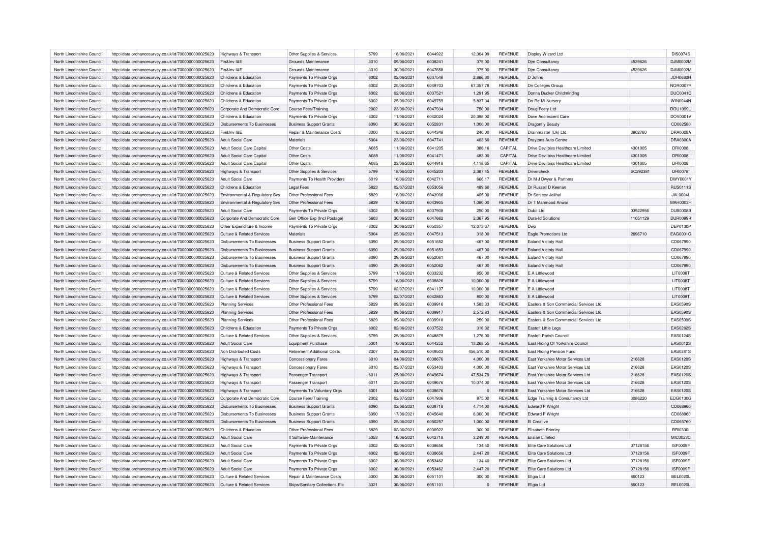| North Lincolnshire Council | http://data.ordnancesurvey.co.uk/id/7000000000025623 | Highways & Transport | Other Supplies & Services | 5799 | 18/06/2021 | 6044922 | 12,304.99 | REVENUE | Display Wizard Ltd | | DIS0074S |
|---|---|---|---|---|---|---|---|---|---|---|---|
| North Lincolnshire Council | http://data.ordnancesurvey.co.uk/id/7000000000025623 | Fin&Inv I&E | Grounds Maintenance | 3010 | 09/06/2021 | 6038241 | 375.00 | REVENUE | Djm Consultancy | 4539626 | DJM0002M |
| North Lincolnshire Council | http://data.ordnancesurvey.co.uk/id/7000000000025623 | Fin&Inv I&E | Grounds Maintenance | 3010 | 30/06/2021 | 6047658 | 375.00 | REVENUE | Djm Consultancy | 4539626 | DJM0002M |
| North Lincolnshire Council | http://data.ordnancesurvey.co.uk/id/7000000000025623 | Childrens & Education | Payments To Private Orgs | 6002 | 02/06/2021 | 6037546 | 2,886.30 | REVENUE | D Johns | | JOH0680H |
| North Lincolnshire Council | http://data.ordnancesurvey.co.uk/id/7000000000025623 | Childrens & Education | Payments To Private Orgs | 6002 | 25/06/2021 | 6049703 | 67,357.78 | REVENUE | Dn Colleges Group | | NOR0007R |
| North Lincolnshire Council | http://data.ordnancesurvey.co.uk/id/7000000000025623 | Childrens & Education | Payments To Private Orgs | 6002 | 02/06/2021 | 6037521 | 1,291.95 | REVENUE | Donna Ducker Childminding | | DUC0041C |
| North Lincolnshire Council | http://data.ordnancesurvey.co.uk/id/7000000000025623 | Childrens & Education | Payments To Private Orgs | 6002 | 25/06/2021 | 6049759 | 5,837.34 | REVENUE | Do-Re-Mi Nursery | | WIN0044N |
| North Lincolnshire Council | http://data.ordnancesurvey.co.uk/id/7000000000025623 | Corporate And Democratic Core | Course Fees/Training | 2002 | 23/06/2021 | 6047934 | 750.00 | REVENUE | Doug Feery Ltd | | DOU1099U |
| North Lincolnshire Council | http://data.ordnancesurvey.co.uk/id/7000000000025623 | Childrens & Education | Payments To Private Orgs | 6002 | 11/06/2021 | 6042024 | 20,398.00 | REVENUE | Dove Adolescent Care | | DOV0001V |
| North Lincolnshire Council | http://data.ordnancesurvey.co.uk/id/7000000000025623 | Disbursements To Businesses | Business Support Grants | 6090 | 30/06/2021 | 6052831 | 1,000.00 | REVENUE | Dragonfly Beauty | | CD062580 |
| North Lincolnshire Council | http://data.ordnancesurvey.co.uk/id/7000000000025623 | Fin&Inv I&E | Repair & Maintenance Costs | 3000 | 18/06/2021 | 6044348 | 240.00 | REVENUE | Drainmaster (Uk) Ltd | 3802760 | DRA0028A |
| North Lincolnshire Council | http://data.ordnancesurvey.co.uk/id/7000000000025623 | Adult Social Care | Materials | 5004 | 23/06/2021 | 6047741 | 463.60 | REVENUE | Draytons Auto Centre | | DRA0300A |
| North Lincolnshire Council | http://data.ordnancesurvey.co.uk/id/7000000000025623 | Adult Social Care Capital | Other Costs | A085 | 11/06/2021 | 6041205 | 386.16 | CAPITAL | Drive Devilbiss Healthcare Limited | 4301005 | DRI0008I |
| North Lincolnshire Council | http://data.ordnancesurvey.co.uk/id/7000000000025623 | Adult Social Care Capital | Other Costs | A085 | 11/06/2021 | 6041471 | 483.00 | CAPITAL | Drive Devilbiss Healthcare Limited | 4301005 | DRI0008I |
| North Lincolnshire Council | http://data.ordnancesurvey.co.uk/id/7000000000025623 | Adult Social Care Capital | Other Costs | A085 | 23/06/2021 | 6044918 | 4,118.65 | CAPITAL | Drive Devilbiss Healthcare Limited | 4301005 | DRI0008I |
| North Lincolnshire Council | http://data.ordnancesurvey.co.uk/id/7000000000025623 | Highways & Transport | Other Supplies & Services | 5799 | 18/06/2021 | 6045203 | 2,387.45 | REVENUE | Drivercheck | SC292381 | DRI0078I |
| North Lincolnshire Council | http://data.ordnancesurvey.co.uk/id/7000000000025623 | Adult Social Care | Payments To Health Providers | 6019 | 16/06/2021 | 6042711 | 666.17 | REVENUE | Dr M J Dwyer & Partners | | DWY0001Y |
| North Lincolnshire Council | http://data.ordnancesurvey.co.uk/id/7000000000025623 | Childrens & Education | Legal Fees | 5823 | 02/07/2021 | 6053056 | 489.60 | REVENUE | Dr Russell D Keenan | | RUS0111S |
| North Lincolnshire Council | http://data.ordnancesurvey.co.uk/id/7000000000025623 | Environmental & Regulatory Svs | Other Professional Fees | 5829 | 18/06/2021 | 6043906 | 405.00 | REVENUE | Dr Sanjeev Jalihal | | JAL0004L |
| North Lincolnshire Council | http://data.ordnancesurvey.co.uk/id/7000000000025623 | Environmental & Regulatory Svs | Other Professional Fees | 5829 | 16/06/2021 | 6043905 | 1,080.00 | REVENUE | Dr T Mahmood Anwar | | MAH0003H |
| North Lincolnshire Council | http://data.ordnancesurvey.co.uk/id/7000000000025623 | Adult Social Care | Payments To Private Orgs | 6002 | 09/06/2021 | 6037908 | 250.00 | REVENUE | Dubit Ltd | 03922956 | DUB0008B |
| North Lincolnshire Council | http://data.ordnancesurvey.co.uk/id/7000000000025623 | Corporate And Democratic Core | Gen Office Exp (Incl Postage) | 5603 | 30/06/2021 | 6047662 | 2,367.95 | REVENUE | Dura-Id Solutions | 11051129 | DUR0099R |
| North Lincolnshire Council | http://data.ordnancesurvey.co.uk/id/7000000000025623 | Other Expenditure & Income | Payments To Private Orgs | 6002 | 30/06/2021 | 6050357 | 12,073.37 | REVENUE | Dwp | | DEP0130P |
| North Lincolnshire Council | http://data.ordnancesurvey.co.uk/id/7000000000025623 | Culture & Related Services | Materials | 5004 | 25/06/2021 | 6047513 | 318.00 | REVENUE | Eagle Promotions Ltd | 2696710 | EAG0001G |
| North Lincolnshire Council | http://data.ordnancesurvey.co.uk/id/7000000000025623 | Disbursements To Businesses | Business Support Grants | 6090 | 29/06/2021 | 6051652 | -467.00 | REVENUE | Ealand Victoty Hall | | CD067990 |
| North Lincolnshire Council | http://data.ordnancesurvey.co.uk/id/7000000000025623 | Disbursements To Businesses | Business Support Grants | 6090 | 29/06/2021 | 6051653 | -467.00 | REVENUE | Ealand Victoty Hall | | CD067990 |
| North Lincolnshire Council | http://data.ordnancesurvey.co.uk/id/7000000000025623 | Disbursements To Businesses | Business Support Grants | 6090 | 29/06/2021 | 6052061 | 467.00 | REVENUE | Ealand Victoty Hall | | CD067990 |
| North Lincolnshire Council | http://data.ordnancesurvey.co.uk/id/7000000000025623 | Disbursements To Businesses | Business Support Grants | 6090 | 29/06/2021 | 6052062 | 467.00 | REVENUE | Ealand Victoty Hall | | CD067990 |
| North Lincolnshire Council | http://data.ordnancesurvey.co.uk/id/7000000000025623 | Culture & Related Services | Other Supplies & Services | 5799 | 11/06/2021 | 6033232 | 850.00 | REVENUE | E A Littlewood | | LIT0008T |
| North Lincolnshire Council | http://data.ordnancesurvey.co.uk/id/7000000000025623 | Culture & Related Services | Other Supplies & Services | 5799 | 16/06/2021 | 6038826 | 10,000.00 | REVENUE | E A Littlewood | | LIT0008T |
| North Lincolnshire Council | http://data.ordnancesurvey.co.uk/id/7000000000025623 | Culture & Related Services | Other Supplies & Services | 5799 | 02/07/2021 | 6041137 | 10,000.00 | REVENUE | E A Littlewood | | LIT0008T |
| North Lincolnshire Council | http://data.ordnancesurvey.co.uk/id/7000000000025623 | Culture & Related Services | Other Supplies & Services | 5799 | 02/07/2021 | 6042863 | 800.00 | REVENUE | E A Littlewood | | LIT0008T |
| North Lincolnshire Council | http://data.ordnancesurvey.co.uk/id/7000000000025623 | Planning Services | Other Professional Fees | 5829 | 09/06/2021 | 6039916 | 1,583.33 | REVENUE | Easters & Son Commercial Services Ltd | | EAS0590S |
| North Lincolnshire Council | http://data.ordnancesurvey.co.uk/id/7000000000025623 | Planning Services | Other Professional Fees | 5829 | 09/06/2021 | 6039917 | 2,572.83 | REVENUE | Easters & Son Commercial Services Ltd | | EAS0590S |
| North Lincolnshire Council | http://data.ordnancesurvey.co.uk/id/7000000000025623 | Planning Services | Other Professional Fees | 5829 | 09/06/2021 | 6039918 | 259.00 | REVENUE | Easters & Son Commercial Services Ltd | | EAS0590S |
| North Lincolnshire Council | http://data.ordnancesurvey.co.uk/id/7000000000025623 | Childrens & Education | Payments To Private Orgs | 6002 | 02/06/2021 | 6037522 | 316.32 | REVENUE | Eastoft Little Legs | | EAS0282S |
| North Lincolnshire Council | http://data.ordnancesurvey.co.uk/id/7000000000025623 | Culture & Related Services | Other Supplies & Services | 5799 | 25/06/2021 | 6048879 | 1,276.00 | REVENUE | Eastoft Parish Council | | EAS0124S |
| North Lincolnshire Council | http://data.ordnancesurvey.co.uk/id/7000000000025623 | Adult Social Care | Equipment Purchase | 5001 | 16/06/2021 | 6044252 | 13,268.55 | REVENUE | East Riding Of Yorkshire Council | | EAS0012S |
| North Lincolnshire Council | http://data.ordnancesurvey.co.uk/id/7000000000025623 | Non Distributed Costs | Retirement Additional Costs | 2007 | 25/06/2021 | 6049503 | 456,510.00 | REVENUE | East Riding Pension Fund | | EAS0381S |
| North Lincolnshire Council | http://data.ordnancesurvey.co.uk/id/7000000000025623 | Highways & Transport | Concessionary Fares | 6010 | 04/06/2021 | 6038676 | 4,000.00 | REVENUE | East Yorkshire Motor Services Ltd | 216628 | EAS0120S |
| North Lincolnshire Council | http://data.ordnancesurvey.co.uk/id/7000000000025623 | Highways & Transport | Concessionary Fares | 6010 | 02/07/2021 | 6053403 | 4,000.00 | REVENUE | East Yorkshire Motor Services Ltd | 216628 | EAS0120S |
| North Lincolnshire Council | http://data.ordnancesurvey.co.uk/id/7000000000025623 | Highways & Transport | Passenger Transport | 6011 | 25/06/2021 | 6049674 | 47,534.79 | REVENUE | East Yorkshire Motor Services Ltd | 216628 | EAS0120S |
| North Lincolnshire Council | http://data.ordnancesurvey.co.uk/id/7000000000025623 | Highways & Transport | Passenger Transport | 6011 | 25/06/2021 | 6049676 | 10,074.00 | REVENUE | East Yorkshire Motor Services Ltd | 216628 | EAS0120S |
| North Lincolnshire Council | http://data.ordnancesurvey.co.uk/id/7000000000025623 | Highways & Transport | Payments To Voluntary Orgs | 6001 | 04/06/2021 | 6038676 | 0 | REVENUE | East Yorkshire Motor Services Ltd | 216628 | EAS0120S |
| North Lincolnshire Council | http://data.ordnancesurvey.co.uk/id/7000000000025623 | Corporate And Democratic Core | Course Fees/Training | 2002 | 02/07/2021 | 6047936 | 875.00 | REVENUE | Edge Training & Consultancy Ltd | 3086220 | EDG0130G |
| North Lincolnshire Council | http://data.ordnancesurvey.co.uk/id/7000000000025623 | Disbursements To Businesses | Business Support Grants | 6090 | 02/06/2021 | 6038718 | 4,714.00 | REVENUE | Edward P Wright | | CD068960 |
| North Lincolnshire Council | http://data.ordnancesurvey.co.uk/id/7000000000025623 | Disbursements To Businesses | Business Support Grants | 6090 | 17/06/2021 | 6045640 | 6,000.00 | REVENUE | Edward P Wright | | CD068960 |
| North Lincolnshire Council | http://data.ordnancesurvey.co.uk/id/7000000000025623 | Disbursements To Businesses | Business Support Grants | 6090 | 25/06/2021 | 6050257 | 1,000.00 | REVENUE | El Creative | | CD065760 |
| North Lincolnshire Council | http://data.ordnancesurvey.co.uk/id/7000000000025623 | Childrens & Education | Other Professional Fees | 5829 | 02/06/2021 | 6036922 | 300.00 | REVENUE | Elisabeth Brierley | | BRI0330I |
| North Lincolnshire Council | http://data.ordnancesurvey.co.uk/id/7000000000025623 | Adult Social Care | It Software-Maintenance | 5053 | 16/06/2021 | 6042718 | 3,249.00 | REVENUE | Elisian Limited | | MIC0023C |
| North Lincolnshire Council | http://data.ordnancesurvey.co.uk/id/7000000000025623 | Adult Social Care | Payments To Private Orgs | 6002 | 02/06/2021 | 6038656 | 134.40 | REVENUE | Elite Care Solutions Ltd | 07128156 | ISF0009F |
| North Lincolnshire Council | http://data.ordnancesurvey.co.uk/id/7000000000025623 | Adult Social Care | Payments To Private Orgs | 6002 | 02/06/2021 | 6038656 | 2,447.20 | REVENUE | Elite Care Solutions Ltd | 07128156 | ISF0009F |
| North Lincolnshire Council | http://data.ordnancesurvey.co.uk/id/7000000000025623 | Adult Social Care | Payments To Private Orgs | 6002 | 30/06/2021 | 6053462 | 134.40 | REVENUE | Elite Care Solutions Ltd | 07128156 | ISF0009F |
| North Lincolnshire Council | http://data.ordnancesurvey.co.uk/id/7000000000025623 | Adult Social Care | Payments To Private Orgs | 6002 | 30/06/2021 | 6053462 | 2,447.20 | REVENUE | Elite Care Solutions Ltd | 07128156 | ISF0009F |
| North Lincolnshire Council | http://data.ordnancesurvey.co.uk/id/7000000000025623 | Culture & Related Services | Repair & Maintenance Costs | 3000 | 30/06/2021 | 6051101 | 300.00 | REVENUE | Ellgia Ltd | 860123 | BEL0020L |
| North Lincolnshire Council | http://data.ordnancesurvey.co.uk/id/7000000000025623 | Culture & Related Services | Skips/Sanitary Collections,Etc | 3321 | 30/06/2021 | 6051101 | 0 | REVENUE | Ellgia Ltd | 860123 | BEL0020L |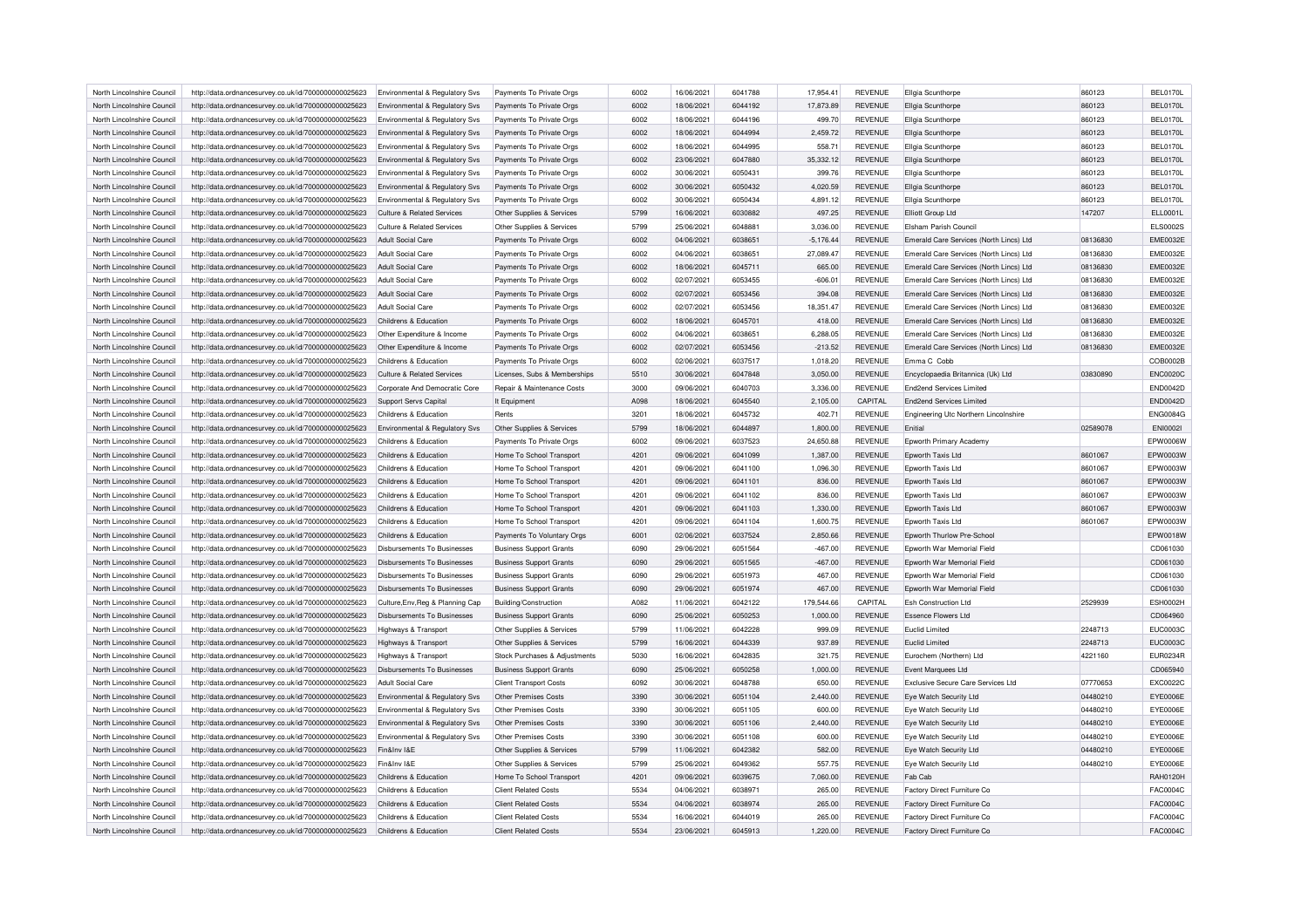| North Lincolnshire Council | http://data.ordnancesurvey.co.uk/id/7000000000025623 | Environmental & Regulatory Svs | Payments To Private Orgs | 6002 | 16/06/2021 | 6041788 | 17,954.41 | REVENUE | Ellgia Scunthorpe | 860123 | BEL0170L |
|---|---|---|---|---|---|---|---|---|---|---|---|
| North Lincolnshire Council | http://data.ordnancesurvey.co.uk/id/7000000000025623 | Environmental & Regulatory Svs | Payments To Private Orgs | 6002 | 18/06/2021 | 6044192 | 17,873.89 | REVENUE | Ellgia Scunthorpe | 860123 | BEL0170L |
| North Lincolnshire Council | http://data.ordnancesurvey.co.uk/id/7000000000025623 | Environmental & Regulatory Svs | Payments To Private Orgs | 6002 | 18/06/2021 | 6044196 | 499.70 | REVENUE | Ellgia Scunthorpe | 860123 | BEL0170L |
| North Lincolnshire Council | http://data.ordnancesurvey.co.uk/id/7000000000025623 | Environmental & Regulatory Svs | Payments To Private Orgs | 6002 | 18/06/2021 | 6044994 | 2,459.72 | REVENUE | Ellgia Scunthorpe | 860123 | BEL0170L |
| North Lincolnshire Council | http://data.ordnancesurvey.co.uk/id/7000000000025623 | Environmental & Regulatory Svs | Payments To Private Orgs | 6002 | 18/06/2021 | 6044995 | 558.71 | REVENUE | Ellgia Scunthorpe | 860123 | BEL0170L |
| North Lincolnshire Council | http://data.ordnancesurvey.co.uk/id/7000000000025623 | Environmental & Regulatory Svs | Payments To Private Orgs | 6002 | 23/06/2021 | 6047880 | 35,332.12 | REVENUE | Ellgia Scunthorpe | 860123 | BEL0170L |
| North Lincolnshire Council | http://data.ordnancesurvey.co.uk/id/7000000000025623 | Environmental & Regulatory Svs | Payments To Private Orgs | 6002 | 30/06/2021 | 6050431 | 399.76 | REVENUE | Ellgia Scunthorpe | 860123 | BEL0170L |
| North Lincolnshire Council | http://data.ordnancesurvey.co.uk/id/7000000000025623 | Environmental & Regulatory Svs | Payments To Private Orgs | 6002 | 30/06/2021 | 6050432 | 4,020.59 | REVENUE | Ellgia Scunthorpe | 860123 | BEL0170L |
| North Lincolnshire Council | http://data.ordnancesurvey.co.uk/id/7000000000025623 | Environmental & Regulatory Svs | Payments To Private Orgs | 6002 | 30/06/2021 | 6050434 | 4,891.12 | REVENUE | Ellgia Scunthorpe | 860123 | BEL0170L |
| North Lincolnshire Council | http://data.ordnancesurvey.co.uk/id/7000000000025623 | Culture & Related Services | Other Supplies & Services | 5799 | 16/06/2021 | 6030882 | 497.25 | REVENUE | Elliott Group Ltd | 147207 | ELL0001L |
| North Lincolnshire Council | http://data.ordnancesurvey.co.uk/id/7000000000025623 | Culture & Related Services | Other Supplies & Services | 5799 | 25/06/2021 | 6048881 | 3,036.00 | REVENUE | Elsham Parish Council | | ELS0002S |
| North Lincolnshire Council | http://data.ordnancesurvey.co.uk/id/7000000000025623 | Adult Social Care | Payments To Private Orgs | 6002 | 04/06/2021 | 6038651 | -5,176.44 | REVENUE | Emerald Care Services (North Lincs) Ltd | 08136830 | EME0032E |
| North Lincolnshire Council | http://data.ordnancesurvey.co.uk/id/7000000000025623 | Adult Social Care | Payments To Private Orgs | 6002 | 04/06/2021 | 6038651 | 27,089.47 | REVENUE | Emerald Care Services (North Lincs) Ltd | 08136830 | EME0032E |
| North Lincolnshire Council | http://data.ordnancesurvey.co.uk/id/7000000000025623 | Adult Social Care | Payments To Private Orgs | 6002 | 18/06/2021 | 6045711 | 665.00 | REVENUE | Emerald Care Services (North Lincs) Ltd | 08136830 | EME0032E |
| North Lincolnshire Council | http://data.ordnancesurvey.co.uk/id/7000000000025623 | Adult Social Care | Payments To Private Orgs | 6002 | 02/07/2021 | 6053455 | -606.01 | REVENUE | Emerald Care Services (North Lincs) Ltd | 08136830 | EME0032E |
| North Lincolnshire Council | http://data.ordnancesurvey.co.uk/id/7000000000025623 | Adult Social Care | Payments To Private Orgs | 6002 | 02/07/2021 | 6053456 | 394.08 | REVENUE | Emerald Care Services (North Lincs) Ltd | 08136830 | EME0032E |
| North Lincolnshire Council | http://data.ordnancesurvey.co.uk/id/7000000000025623 | Adult Social Care | Payments To Private Orgs | 6002 | 02/07/2021 | 6053456 | 18,351.47 | REVENUE | Emerald Care Services (North Lincs) Ltd | 08136830 | EME0032E |
| North Lincolnshire Council | http://data.ordnancesurvey.co.uk/id/7000000000025623 | Childrens & Education | Payments To Private Orgs | 6002 | 18/06/2021 | 6045701 | 418.00 | REVENUE | Emerald Care Services (North Lincs) Ltd | 08136830 | EME0032E |
| North Lincolnshire Council | http://data.ordnancesurvey.co.uk/id/7000000000025623 | Other Expenditure & Income | Payments To Private Orgs | 6002 | 04/06/2021 | 6038651 | 6,288.05 | REVENUE | Emerald Care Services (North Lincs) Ltd | 08136830 | EME0032E |
| North Lincolnshire Council | http://data.ordnancesurvey.co.uk/id/7000000000025623 | Other Expenditure & Income | Payments To Private Orgs | 6002 | 02/07/2021 | 6053456 | -213.52 | REVENUE | Emerald Care Services (North Lincs) Ltd | 08136830 | EME0032E |
| North Lincolnshire Council | http://data.ordnancesurvey.co.uk/id/7000000000025623 | Childrens & Education | Payments To Private Orgs | 6002 | 02/06/2021 | 6037517 | 1,018.20 | REVENUE | Emma C Cobb | | COB0002B |
| North Lincolnshire Council | http://data.ordnancesurvey.co.uk/id/7000000000025623 | Culture & Related Services | Licenses, Subs & Memberships | 5510 | 30/06/2021 | 6047848 | 3,050.00 | REVENUE | Encyclopaedia Britannica (Uk) Ltd | 03830890 | ENC0020C |
| North Lincolnshire Council | http://data.ordnancesurvey.co.uk/id/7000000000025623 | Corporate And Democratic Core | Repair & Maintenance Costs | 3000 | 09/06/2021 | 6040703 | 3,336.00 | REVENUE | End2end Services Limited | | END0042D |
| North Lincolnshire Council | http://data.ordnancesurvey.co.uk/id/7000000000025623 | Support Servs Capital | It Equipment | A098 | 18/06/2021 | 6045540 | 2,105.00 | CAPITAL | End2end Services Limited | | END0042D |
| North Lincolnshire Council | http://data.ordnancesurvey.co.uk/id/7000000000025623 | Childrens & Education | Rents | 3201 | 18/06/2021 | 6045732 | 402.71 | REVENUE | Engineering Utc Northern Lincolnshire | | ENG0084G |
| North Lincolnshire Council | http://data.ordnancesurvey.co.uk/id/7000000000025623 | Environmental & Regulatory Svs | Other Supplies & Services | 5799 | 18/06/2021 | 6044897 | 1,800.00 | REVENUE | Enitial | 02589078 | ENI0002I |
| North Lincolnshire Council | http://data.ordnancesurvey.co.uk/id/7000000000025623 | Childrens & Education | Payments To Private Orgs | 6002 | 09/06/2021 | 6037523 | 24,650.88 | REVENUE | Epworth Primary Academy | | EPW0006W |
| North Lincolnshire Council | http://data.ordnancesurvey.co.uk/id/7000000000025623 | Childrens & Education | Home To School Transport | 4201 | 09/06/2021 | 6041099 | 1,387.00 | REVENUE | Epworth Taxis Ltd | 8601067 | EPW0003W |
| North Lincolnshire Council | http://data.ordnancesurvey.co.uk/id/7000000000025623 | Childrens & Education | Home To School Transport | 4201 | 09/06/2021 | 6041100 | 1,096.30 | REVENUE | Epworth Taxis Ltd | 8601067 | EPW0003W |
| North Lincolnshire Council | http://data.ordnancesurvey.co.uk/id/7000000000025623 | Childrens & Education | Home To School Transport | 4201 | 09/06/2021 | 6041101 | 836.00 | REVENUE | Epworth Taxis Ltd | 8601067 | EPW0003W |
| North Lincolnshire Council | http://data.ordnancesurvey.co.uk/id/7000000000025623 | Childrens & Education | Home To School Transport | 4201 | 09/06/2021 | 6041102 | 836.00 | REVENUE | Epworth Taxis Ltd | 8601067 | EPW0003W |
| North Lincolnshire Council | http://data.ordnancesurvey.co.uk/id/7000000000025623 | Childrens & Education | Home To School Transport | 4201 | 09/06/2021 | 6041103 | 1,330.00 | REVENUE | Epworth Taxis Ltd | 8601067 | EPW0003W |
| North Lincolnshire Council | http://data.ordnancesurvey.co.uk/id/7000000000025623 | Childrens & Education | Home To School Transport | 4201 | 09/06/2021 | 6041104 | 1,600.75 | REVENUE | Epworth Taxis Ltd | 8601067 | EPW0003W |
| North Lincolnshire Council | http://data.ordnancesurvey.co.uk/id/7000000000025623 | Childrens & Education | Payments To Voluntary Orgs | 6001 | 02/06/2021 | 6037524 | 2,850.66 | REVENUE | Epworth Thurlow Pre-School | | EPW0018W |
| North Lincolnshire Council | http://data.ordnancesurvey.co.uk/id/7000000000025623 | Disbursements To Businesses | Business Support Grants | 6090 | 29/06/2021 | 6051564 | -467.00 | REVENUE | Epworth War Memorial Field | | CD061030 |
| North Lincolnshire Council | http://data.ordnancesurvey.co.uk/id/7000000000025623 | Disbursements To Businesses | Business Support Grants | 6090 | 29/06/2021 | 6051565 | -467.00 | REVENUE | Epworth War Memorial Field | | CD061030 |
| North Lincolnshire Council | http://data.ordnancesurvey.co.uk/id/7000000000025623 | Disbursements To Businesses | Business Support Grants | 6090 | 29/06/2021 | 6051973 | 467.00 | REVENUE | Epworth War Memorial Field | | CD061030 |
| North Lincolnshire Council | http://data.ordnancesurvey.co.uk/id/7000000000025623 | Disbursements To Businesses | Business Support Grants | 6090 | 29/06/2021 | 6051974 | 467.00 | REVENUE | Epworth War Memorial Field | | CD061030 |
| North Lincolnshire Council | http://data.ordnancesurvey.co.uk/id/7000000000025623 | Culture,Env,Reg & Planning Cap | Building/Construction | A082 | 11/06/2021 | 6042122 | 179,544.66 | CAPITAL | Esh Construction Ltd | 2529939 | ESH0002H |
| North Lincolnshire Council | http://data.ordnancesurvey.co.uk/id/7000000000025623 | Disbursements To Businesses | Business Support Grants | 6090 | 25/06/2021 | 6050253 | 1,000.00 | REVENUE | Essence Flowers Ltd | | CD064960 |
| North Lincolnshire Council | http://data.ordnancesurvey.co.uk/id/7000000000025623 | Highways & Transport | Other Supplies & Services | 5799 | 11/06/2021 | 6042228 | 999.09 | REVENUE | Euclid Limited | 2248713 | EUC0003C |
| North Lincolnshire Council | http://data.ordnancesurvey.co.uk/id/7000000000025623 | Highways & Transport | Other Supplies & Services | 5799 | 16/06/2021 | 6044339 | 937.89 | REVENUE | Euclid Limited | 2248713 | EUC0003C |
| North Lincolnshire Council | http://data.ordnancesurvey.co.uk/id/7000000000025623 | Highways & Transport | Stock Purchases & Adjustments | 5030 | 16/06/2021 | 6042835 | 321.75 | REVENUE | Eurochem (Northern) Ltd | 4221160 | EUR0234R |
| North Lincolnshire Council | http://data.ordnancesurvey.co.uk/id/7000000000025623 | Disbursements To Businesses | Business Support Grants | 6090 | 25/06/2021 | 6050258 | 1,000.00 | REVENUE | Event Marquees Ltd | | CD065940 |
| North Lincolnshire Council | http://data.ordnancesurvey.co.uk/id/7000000000025623 | Adult Social Care | Client Transport Costs | 6092 | 30/06/2021 | 6048788 | 650.00 | REVENUE | Exclusive Secure Care Services Ltd | 07770653 | EXC0022C |
| North Lincolnshire Council | http://data.ordnancesurvey.co.uk/id/7000000000025623 | Environmental & Regulatory Svs | Other Premises Costs | 3390 | 30/06/2021 | 6051104 | 2,440.00 | REVENUE | Eye Watch Security Ltd | 04480210 | EYE0006E |
| North Lincolnshire Council | http://data.ordnancesurvey.co.uk/id/7000000000025623 | Environmental & Regulatory Svs | Other Premises Costs | 3390 | 30/06/2021 | 6051105 | 600.00 | REVENUE | Eye Watch Security Ltd | 04480210 | EYE0006E |
| North Lincolnshire Council | http://data.ordnancesurvey.co.uk/id/7000000000025623 | Environmental & Regulatory Svs | Other Premises Costs | 3390 | 30/06/2021 | 6051106 | 2,440.00 | REVENUE | Eye Watch Security Ltd | 04480210 | EYE0006E |
| North Lincolnshire Council | http://data.ordnancesurvey.co.uk/id/7000000000025623 | Environmental & Regulatory Svs | Other Premises Costs | 3390 | 30/06/2021 | 6051108 | 600.00 | REVENUE | Eye Watch Security Ltd | 04480210 | EYE0006E |
| North Lincolnshire Council | http://data.ordnancesurvey.co.uk/id/7000000000025623 | Fin&Inv I&E | Other Supplies & Services | 5799 | 11/06/2021 | 6042382 | 582.00 | REVENUE | Eye Watch Security Ltd | 04480210 | EYE0006E |
| North Lincolnshire Council | http://data.ordnancesurvey.co.uk/id/7000000000025623 | Fin&Inv I&E | Other Supplies & Services | 5799 | 25/06/2021 | 6049362 | 557.75 | REVENUE | Eye Watch Security Ltd | 04480210 | EYE0006E |
| North Lincolnshire Council | http://data.ordnancesurvey.co.uk/id/7000000000025623 | Childrens & Education | Home To School Transport | 4201 | 09/06/2021 | 6039675 | 7,060.00 | REVENUE | Fab Cab | | RAH0120H |
| North Lincolnshire Council | http://data.ordnancesurvey.co.uk/id/7000000000025623 | Childrens & Education | Client Related Costs | 5534 | 04/06/2021 | 6038971 | 265.00 | REVENUE | Factory Direct Furniture Co | | FAC0004C |
| North Lincolnshire Council | http://data.ordnancesurvey.co.uk/id/7000000000025623 | Childrens & Education | Client Related Costs | 5534 | 04/06/2021 | 6038974 | 265.00 | REVENUE | Factory Direct Furniture Co | | FAC0004C |
| North Lincolnshire Council | http://data.ordnancesurvey.co.uk/id/7000000000025623 | Childrens & Education | Client Related Costs | 5534 | 16/06/2021 | 6044019 | 265.00 | REVENUE | Factory Direct Furniture Co | | FAC0004C |
| North Lincolnshire Council | http://data.ordnancesurvey.co.uk/id/7000000000025623 | Childrens & Education | Client Related Costs | 5534 | 23/06/2021 | 6045913 | 1,220.00 | REVENUE | Factory Direct Furniture Co | | FAC0004C |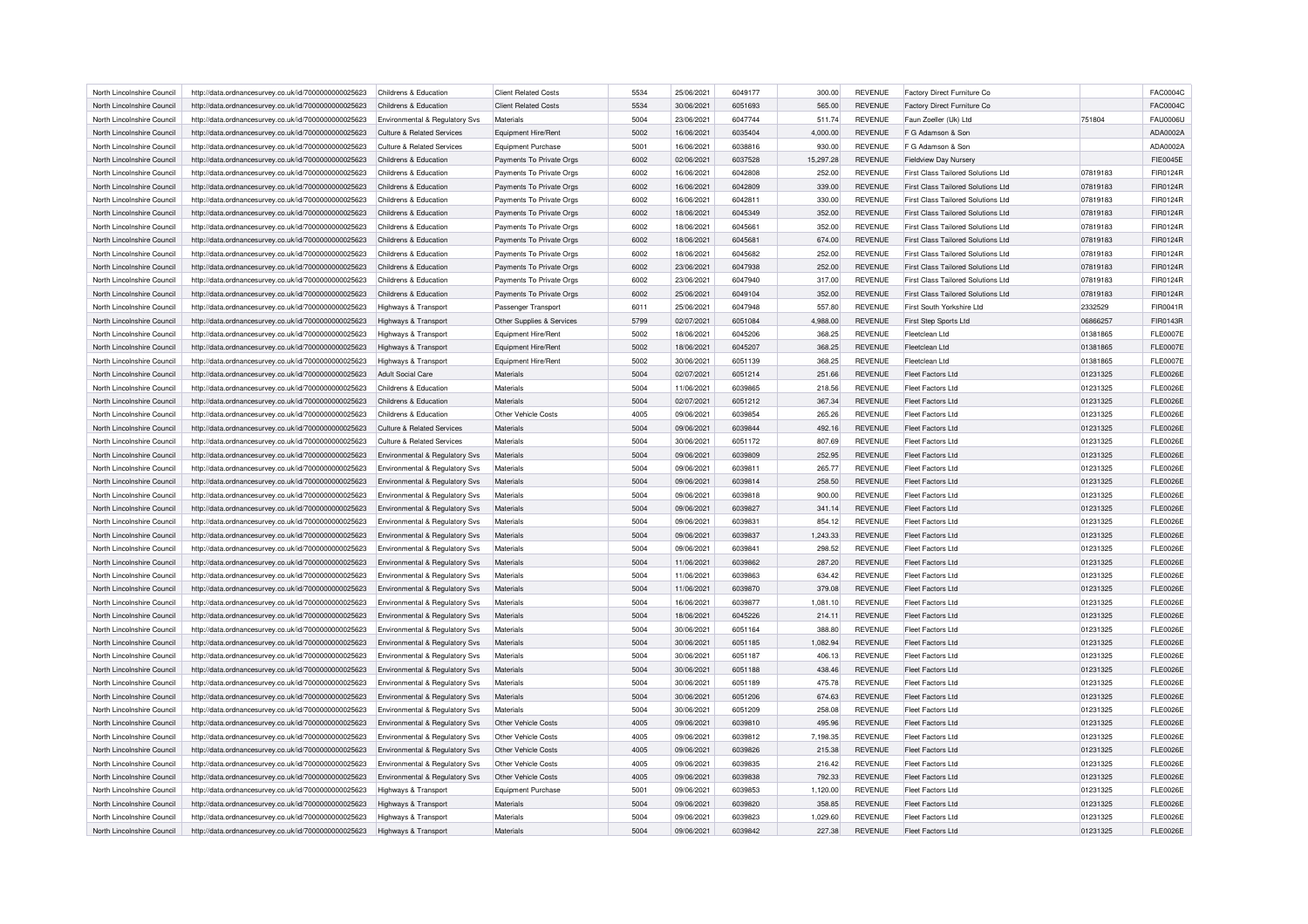| | | | | | | | | | | | |
|---|---|---|---|---|---|---|---|---|---|---|---|
| North Lincolnshire Council | http://data.ordnancesurvey.co.uk/id/7000000000025623 | Childrens & Education | Client Related Costs | 5534 | 25/06/2021 | 6049177 | 300.00 | REVENUE | Factory Direct Furniture Co | | FAC0004C |
| North Lincolnshire Council | http://data.ordnancesurvey.co.uk/id/7000000000025623 | Childrens & Education | Client Related Costs | 5534 | 30/06/2021 | 6051693 | 565.00 | REVENUE | Factory Direct Furniture Co | | FAC0004C |
| North Lincolnshire Council | http://data.ordnancesurvey.co.uk/id/7000000000025623 | Environmental & Regulatory Svs | Materials | 5004 | 23/06/2021 | 6047744 | 511.74 | REVENUE | Faun Zoeller (Uk) Ltd | 751804 | FAU0006U |
| North Lincolnshire Council | http://data.ordnancesurvey.co.uk/id/7000000000025623 | Culture & Related Services | Equipment Hire/Rent | 5002 | 16/06/2021 | 6035404 | 4,000.00 | REVENUE | F G Adamson & Son | | ADA0002A |
| North Lincolnshire Council | http://data.ordnancesurvey.co.uk/id/7000000000025623 | Culture & Related Services | Equipment Purchase | 5001 | 16/06/2021 | 6038816 | 930.00 | REVENUE | F G Adamson & Son | | ADA0002A |
| North Lincolnshire Council | http://data.ordnancesurvey.co.uk/id/7000000000025623 | Childrens & Education | Payments To Private Orgs | 6002 | 02/06/2021 | 6037528 | 15,297.28 | REVENUE | Fieldview Day Nursery | | FIE0045E |
| North Lincolnshire Council | http://data.ordnancesurvey.co.uk/id/7000000000025623 | Childrens & Education | Payments To Private Orgs | 6002 | 16/06/2021 | 6042808 | 252.00 | REVENUE | First Class Tailored Solutions Ltd | 07819183 | FIR0124R |
| North Lincolnshire Council | http://data.ordnancesurvey.co.uk/id/7000000000025623 | Childrens & Education | Payments To Private Orgs | 6002 | 16/06/2021 | 6042809 | 339.00 | REVENUE | First Class Tailored Solutions Ltd | 07819183 | FIR0124R |
| North Lincolnshire Council | http://data.ordnancesurvey.co.uk/id/7000000000025623 | Childrens & Education | Payments To Private Orgs | 6002 | 16/06/2021 | 6042811 | 330.00 | REVENUE | First Class Tailored Solutions Ltd | 07819183 | FIR0124R |
| North Lincolnshire Council | http://data.ordnancesurvey.co.uk/id/7000000000025623 | Childrens & Education | Payments To Private Orgs | 6002 | 18/06/2021 | 6045349 | 352.00 | REVENUE | First Class Tailored Solutions Ltd | 07819183 | FIR0124R |
| North Lincolnshire Council | http://data.ordnancesurvey.co.uk/id/7000000000025623 | Childrens & Education | Payments To Private Orgs | 6002 | 18/06/2021 | 6045661 | 352.00 | REVENUE | First Class Tailored Solutions Ltd | 07819183 | FIR0124R |
| North Lincolnshire Council | http://data.ordnancesurvey.co.uk/id/7000000000025623 | Childrens & Education | Payments To Private Orgs | 6002 | 18/06/2021 | 6045681 | 674.00 | REVENUE | First Class Tailored Solutions Ltd | 07819183 | FIR0124R |
| North Lincolnshire Council | http://data.ordnancesurvey.co.uk/id/7000000000025623 | Childrens & Education | Payments To Private Orgs | 6002 | 18/06/2021 | 6045682 | 252.00 | REVENUE | First Class Tailored Solutions Ltd | 07819183 | FIR0124R |
| North Lincolnshire Council | http://data.ordnancesurvey.co.uk/id/7000000000025623 | Childrens & Education | Payments To Private Orgs | 6002 | 23/06/2021 | 6047938 | 252.00 | REVENUE | First Class Tailored Solutions Ltd | 07819183 | FIR0124R |
| North Lincolnshire Council | http://data.ordnancesurvey.co.uk/id/7000000000025623 | Childrens & Education | Payments To Private Orgs | 6002 | 23/06/2021 | 6047940 | 317.00 | REVENUE | First Class Tailored Solutions Ltd | 07819183 | FIR0124R |
| North Lincolnshire Council | http://data.ordnancesurvey.co.uk/id/7000000000025623 | Childrens & Education | Payments To Private Orgs | 6002 | 25/06/2021 | 6049104 | 352.00 | REVENUE | First Class Tailored Solutions Ltd | 07819183 | FIR0124R |
| North Lincolnshire Council | http://data.ordnancesurvey.co.uk/id/7000000000025623 | Highways & Transport | Passenger Transport | 6011 | 25/06/2021 | 6047948 | 557.80 | REVENUE | First South Yorkshire Ltd | 2332529 | FIR0041R |
| North Lincolnshire Council | http://data.ordnancesurvey.co.uk/id/7000000000025623 | Highways & Transport | Other Supplies & Services | 5799 | 02/07/2021 | 6051084 | 4,988.00 | REVENUE | First Step Sports Ltd | 06866257 | FIR0143R |
| North Lincolnshire Council | http://data.ordnancesurvey.co.uk/id/7000000000025623 | Highways & Transport | Equipment Hire/Rent | 5002 | 18/06/2021 | 6045206 | 368.25 | REVENUE | Fleetclean Ltd | 01381865 | FLE0007E |
| North Lincolnshire Council | http://data.ordnancesurvey.co.uk/id/7000000000025623 | Highways & Transport | Equipment Hire/Rent | 5002 | 18/06/2021 | 6045207 | 368.25 | REVENUE | Fleetclean Ltd | 01381865 | FLE0007E |
| North Lincolnshire Council | http://data.ordnancesurvey.co.uk/id/7000000000025623 | Highways & Transport | Equipment Hire/Rent | 5002 | 30/06/2021 | 6051139 | 368.25 | REVENUE | Fleetclean Ltd | 01381865 | FLE0007E |
| North Lincolnshire Council | http://data.ordnancesurvey.co.uk/id/7000000000025623 | Adult Social Care | Materials | 5004 | 02/07/2021 | 6051214 | 251.66 | REVENUE | Fleet Factors Ltd | 01231325 | FLE0026E |
| North Lincolnshire Council | http://data.ordnancesurvey.co.uk/id/7000000000025623 | Childrens & Education | Materials | 5004 | 11/06/2021 | 6039865 | 218.56 | REVENUE | Fleet Factors Ltd | 01231325 | FLE0026E |
| North Lincolnshire Council | http://data.ordnancesurvey.co.uk/id/7000000000025623 | Childrens & Education | Materials | 5004 | 02/07/2021 | 6051212 | 367.34 | REVENUE | Fleet Factors Ltd | 01231325 | FLE0026E |
| North Lincolnshire Council | http://data.ordnancesurvey.co.uk/id/7000000000025623 | Childrens & Education | Other Vehicle Costs | 4005 | 09/06/2021 | 6039854 | 265.26 | REVENUE | Fleet Factors Ltd | 01231325 | FLE0026E |
| North Lincolnshire Council | http://data.ordnancesurvey.co.uk/id/7000000000025623 | Culture & Related Services | Materials | 5004 | 09/06/2021 | 6039844 | 492.16 | REVENUE | Fleet Factors Ltd | 01231325 | FLE0026E |
| North Lincolnshire Council | http://data.ordnancesurvey.co.uk/id/7000000000025623 | Culture & Related Services | Materials | 5004 | 30/06/2021 | 6051172 | 807.69 | REVENUE | Fleet Factors Ltd | 01231325 | FLE0026E |
| North Lincolnshire Council | http://data.ordnancesurvey.co.uk/id/7000000000025623 | Environmental & Regulatory Svs | Materials | 5004 | 09/06/2021 | 6039809 | 252.95 | REVENUE | Fleet Factors Ltd | 01231325 | FLE0026E |
| North Lincolnshire Council | http://data.ordnancesurvey.co.uk/id/7000000000025623 | Environmental & Regulatory Svs | Materials | 5004 | 09/06/2021 | 6039811 | 265.77 | REVENUE | Fleet Factors Ltd | 01231325 | FLE0026E |
| North Lincolnshire Council | http://data.ordnancesurvey.co.uk/id/7000000000025623 | Environmental & Regulatory Svs | Materials | 5004 | 09/06/2021 | 6039814 | 258.50 | REVENUE | Fleet Factors Ltd | 01231325 | FLE0026E |
| North Lincolnshire Council | http://data.ordnancesurvey.co.uk/id/7000000000025623 | Environmental & Regulatory Svs | Materials | 5004 | 09/06/2021 | 6039818 | 900.00 | REVENUE | Fleet Factors Ltd | 01231325 | FLE0026E |
| North Lincolnshire Council | http://data.ordnancesurvey.co.uk/id/7000000000025623 | Environmental & Regulatory Svs | Materials | 5004 | 09/06/2021 | 6039827 | 341.14 | REVENUE | Fleet Factors Ltd | 01231325 | FLE0026E |
| North Lincolnshire Council | http://data.ordnancesurvey.co.uk/id/7000000000025623 | Environmental & Regulatory Svs | Materials | 5004 | 09/06/2021 | 6039831 | 854.12 | REVENUE | Fleet Factors Ltd | 01231325 | FLE0026E |
| North Lincolnshire Council | http://data.ordnancesurvey.co.uk/id/7000000000025623 | Environmental & Regulatory Svs | Materials | 5004 | 09/06/2021 | 6039837 | 1,243.33 | REVENUE | Fleet Factors Ltd | 01231325 | FLE0026E |
| North Lincolnshire Council | http://data.ordnancesurvey.co.uk/id/7000000000025623 | Environmental & Regulatory Svs | Materials | 5004 | 09/06/2021 | 6039841 | 298.52 | REVENUE | Fleet Factors Ltd | 01231325 | FLE0026E |
| North Lincolnshire Council | http://data.ordnancesurvey.co.uk/id/7000000000025623 | Environmental & Regulatory Svs | Materials | 5004 | 11/06/2021 | 6039862 | 287.20 | REVENUE | Fleet Factors Ltd | 01231325 | FLE0026E |
| North Lincolnshire Council | http://data.ordnancesurvey.co.uk/id/7000000000025623 | Environmental & Regulatory Svs | Materials | 5004 | 11/06/2021 | 6039863 | 634.42 | REVENUE | Fleet Factors Ltd | 01231325 | FLE0026E |
| North Lincolnshire Council | http://data.ordnancesurvey.co.uk/id/7000000000025623 | Environmental & Regulatory Svs | Materials | 5004 | 11/06/2021 | 6039870 | 379.08 | REVENUE | Fleet Factors Ltd | 01231325 | FLE0026E |
| North Lincolnshire Council | http://data.ordnancesurvey.co.uk/id/7000000000025623 | Environmental & Regulatory Svs | Materials | 5004 | 16/06/2021 | 6039877 | 1,081.10 | REVENUE | Fleet Factors Ltd | 01231325 | FLE0026E |
| North Lincolnshire Council | http://data.ordnancesurvey.co.uk/id/7000000000025623 | Environmental & Regulatory Svs | Materials | 5004 | 18/06/2021 | 6045226 | 214.11 | REVENUE | Fleet Factors Ltd | 01231325 | FLE0026E |
| North Lincolnshire Council | http://data.ordnancesurvey.co.uk/id/7000000000025623 | Environmental & Regulatory Svs | Materials | 5004 | 30/06/2021 | 6051164 | 388.80 | REVENUE | Fleet Factors Ltd | 01231325 | FLE0026E |
| North Lincolnshire Council | http://data.ordnancesurvey.co.uk/id/7000000000025623 | Environmental & Regulatory Svs | Materials | 5004 | 30/06/2021 | 6051185 | 1,082.94 | REVENUE | Fleet Factors Ltd | 01231325 | FLE0026E |
| North Lincolnshire Council | http://data.ordnancesurvey.co.uk/id/7000000000025623 | Environmental & Regulatory Svs | Materials | 5004 | 30/06/2021 | 6051187 | 406.13 | REVENUE | Fleet Factors Ltd | 01231325 | FLE0026E |
| North Lincolnshire Council | http://data.ordnancesurvey.co.uk/id/7000000000025623 | Environmental & Regulatory Svs | Materials | 5004 | 30/06/2021 | 6051188 | 438.46 | REVENUE | Fleet Factors Ltd | 01231325 | FLE0026E |
| North Lincolnshire Council | http://data.ordnancesurvey.co.uk/id/7000000000025623 | Environmental & Regulatory Svs | Materials | 5004 | 30/06/2021 | 6051189 | 475.78 | REVENUE | Fleet Factors Ltd | 01231325 | FLE0026E |
| North Lincolnshire Council | http://data.ordnancesurvey.co.uk/id/7000000000025623 | Environmental & Regulatory Svs | Materials | 5004 | 30/06/2021 | 6051206 | 674.63 | REVENUE | Fleet Factors Ltd | 01231325 | FLE0026E |
| North Lincolnshire Council | http://data.ordnancesurvey.co.uk/id/7000000000025623 | Environmental & Regulatory Svs | Materials | 5004 | 30/06/2021 | 6051209 | 258.08 | REVENUE | Fleet Factors Ltd | 01231325 | FLE0026E |
| North Lincolnshire Council | http://data.ordnancesurvey.co.uk/id/7000000000025623 | Environmental & Regulatory Svs | Other Vehicle Costs | 4005 | 09/06/2021 | 6039810 | 495.96 | REVENUE | Fleet Factors Ltd | 01231325 | FLE0026E |
| North Lincolnshire Council | http://data.ordnancesurvey.co.uk/id/7000000000025623 | Environmental & Regulatory Svs | Other Vehicle Costs | 4005 | 09/06/2021 | 6039812 | 7,198.35 | REVENUE | Fleet Factors Ltd | 01231325 | FLE0026E |
| North Lincolnshire Council | http://data.ordnancesurvey.co.uk/id/7000000000025623 | Environmental & Regulatory Svs | Other Vehicle Costs | 4005 | 09/06/2021 | 6039826 | 215.38 | REVENUE | Fleet Factors Ltd | 01231325 | FLE0026E |
| North Lincolnshire Council | http://data.ordnancesurvey.co.uk/id/7000000000025623 | Environmental & Regulatory Svs | Other Vehicle Costs | 4005 | 09/06/2021 | 6039835 | 216.42 | REVENUE | Fleet Factors Ltd | 01231325 | FLE0026E |
| North Lincolnshire Council | http://data.ordnancesurvey.co.uk/id/7000000000025623 | Environmental & Regulatory Svs | Other Vehicle Costs | 4005 | 09/06/2021 | 6039838 | 792.33 | REVENUE | Fleet Factors Ltd | 01231325 | FLE0026E |
| North Lincolnshire Council | http://data.ordnancesurvey.co.uk/id/7000000000025623 | Highways & Transport | Equipment Purchase | 5001 | 09/06/2021 | 6039853 | 1,120.00 | REVENUE | Fleet Factors Ltd | 01231325 | FLE0026E |
| North Lincolnshire Council | http://data.ordnancesurvey.co.uk/id/7000000000025623 | Highways & Transport | Materials | 5004 | 09/06/2021 | 6039820 | 358.85 | REVENUE | Fleet Factors Ltd | 01231325 | FLE0026E |
| North Lincolnshire Council | http://data.ordnancesurvey.co.uk/id/7000000000025623 | Highways & Transport | Materials | 5004 | 09/06/2021 | 6039823 | 1,029.60 | REVENUE | Fleet Factors Ltd | 01231325 | FLE0026E |
| North Lincolnshire Council | http://data.ordnancesurvey.co.uk/id/7000000000025623 | Highways & Transport | Materials | 5004 | 09/06/2021 | 6039842 | 227.38 | REVENUE | Fleet Factors Ltd | 01231325 | FLE0026E |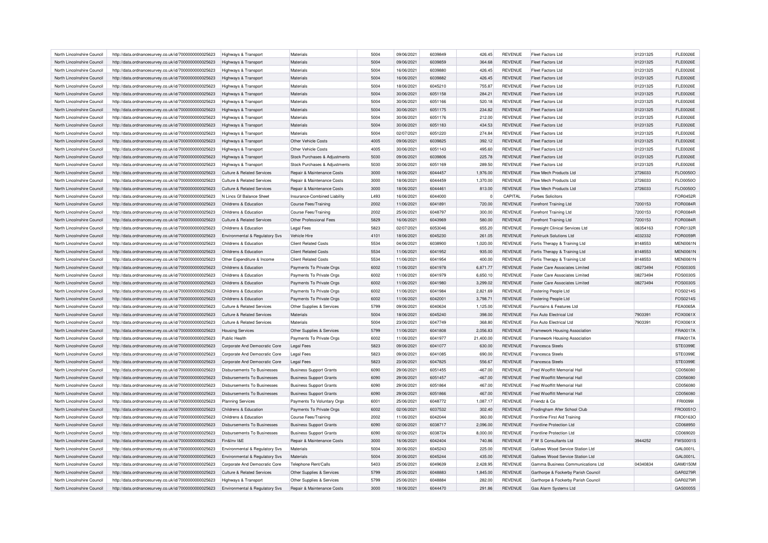| | | | | | | | | | | | |
|---|---|---|---|---|---|---|---|---|---|---|---|
| North Lincolnshire Council | http://data.ordnancesurvey.co.uk/id/7000000000025623 | Highways & Transport | Materials | 5004 | 09/06/2021 | 6039849 | 426.45 | REVENUE | Fleet Factors Ltd | 01231325 | FLE0026E |
| North Lincolnshire Council | http://data.ordnancesurvey.co.uk/id/7000000000025623 | Highways & Transport | Materials | 5004 | 09/06/2021 | 6039859 | 364.68 | REVENUE | Fleet Factors Ltd | 01231325 | FLE0026E |
| North Lincolnshire Council | http://data.ordnancesurvey.co.uk/id/7000000000025623 | Highways & Transport | Materials | 5004 | 16/06/2021 | 6039880 | 426.45 | REVENUE | Fleet Factors Ltd | 01231325 | FLE0026E |
| North Lincolnshire Council | http://data.ordnancesurvey.co.uk/id/7000000000025623 | Highways & Transport | Materials | 5004 | 16/06/2021 | 6039882 | 426.45 | REVENUE | Fleet Factors Ltd | 01231325 | FLE0026E |
| North Lincolnshire Council | http://data.ordnancesurvey.co.uk/id/7000000000025623 | Highways & Transport | Materials | 5004 | 18/06/2021 | 6045210 | 755.87 | REVENUE | Fleet Factors Ltd | 01231325 | FLE0026E |
| North Lincolnshire Council | http://data.ordnancesurvey.co.uk/id/7000000000025623 | Highways & Transport | Materials | 5004 | 30/06/2021 | 6051158 | 284.21 | REVENUE | Fleet Factors Ltd | 01231325 | FLE0026E |
| North Lincolnshire Council | http://data.ordnancesurvey.co.uk/id/7000000000025623 | Highways & Transport | Materials | 5004 | 30/06/2021 | 6051166 | 520.18 | REVENUE | Fleet Factors Ltd | 01231325 | FLE0026E |
| North Lincolnshire Council | http://data.ordnancesurvey.co.uk/id/7000000000025623 | Highways & Transport | Materials | 5004 | 30/06/2021 | 6051175 | 234.82 | REVENUE | Fleet Factors Ltd | 01231325 | FLE0026E |
| North Lincolnshire Council | http://data.ordnancesurvey.co.uk/id/7000000000025623 | Highways & Transport | Materials | 5004 | 30/06/2021 | 6051176 | 212.00 | REVENUE | Fleet Factors Ltd | 01231325 | FLE0026E |
| North Lincolnshire Council | http://data.ordnancesurvey.co.uk/id/7000000000025623 | Highways & Transport | Materials | 5004 | 30/06/2021 | 6051183 | 434.53 | REVENUE | Fleet Factors Ltd | 01231325 | FLE0026E |
| North Lincolnshire Council | http://data.ordnancesurvey.co.uk/id/7000000000025623 | Highways & Transport | Materials | 5004 | 02/07/2021 | 6051220 | 274.84 | REVENUE | Fleet Factors Ltd | 01231325 | FLE0026E |
| North Lincolnshire Council | http://data.ordnancesurvey.co.uk/id/7000000000025623 | Highways & Transport | Other Vehicle Costs | 4005 | 09/06/2021 | 6039825 | 392.12 | REVENUE | Fleet Factors Ltd | 01231325 | FLE0026E |
| North Lincolnshire Council | http://data.ordnancesurvey.co.uk/id/7000000000025623 | Highways & Transport | Other Vehicle Costs | 4005 | 30/06/2021 | 6051143 | 495.60 | REVENUE | Fleet Factors Ltd | 01231325 | FLE0026E |
| North Lincolnshire Council | http://data.ordnancesurvey.co.uk/id/7000000000025623 | Highways & Transport | Stock Purchases & Adjustments | 5030 | 09/06/2021 | 6039806 | 225.78 | REVENUE | Fleet Factors Ltd | 01231325 | FLE0026E |
| North Lincolnshire Council | http://data.ordnancesurvey.co.uk/id/7000000000025623 | Highways & Transport | Stock Purchases & Adjustments | 5030 | 30/06/2021 | 6051169 | 289.50 | REVENUE | Fleet Factors Ltd | 01231325 | FLE0026E |
| North Lincolnshire Council | http://data.ordnancesurvey.co.uk/id/7000000000025623 | Culture & Related Services | Repair & Maintenance Costs | 3000 | 18/06/2021 | 6044457 | 1,976.00 | REVENUE | Flow Mech Products Ltd | 2726033 | FLO0050O |
| North Lincolnshire Council | http://data.ordnancesurvey.co.uk/id/7000000000025623 | Culture & Related Services | Repair & Maintenance Costs | 3000 | 18/06/2021 | 6044459 | 1,370.00 | REVENUE | Flow Mech Products Ltd | 2726033 | FLO0050O |
| North Lincolnshire Council | http://data.ordnancesurvey.co.uk/id/7000000000025623 | Culture & Related Services | Repair & Maintenance Costs | 3000 | 18/06/2021 | 6044461 | 813.00 | REVENUE | Flow Mech Products Ltd | 2726033 | FLO0050O |
| North Lincolnshire Council | http://data.ordnancesurvey.co.uk/id/7000000000025623 | N Lincs Gf Balance Sheet | Insurance-Combined Liability | L493 | 16/06/2021 | 6044000 | 0 | CAPITAL | Forbes Solicitors | | FOR0452R |
| North Lincolnshire Council | http://data.ordnancesurvey.co.uk/id/7000000000025623 | Childrens & Education | Course Fees/Training | 2002 | 11/06/2021 | 6041891 | 720.00 | REVENUE | Forefront Training Ltd | 7200153 | FOR0084R |
| North Lincolnshire Council | http://data.ordnancesurvey.co.uk/id/7000000000025623 | Childrens & Education | Course Fees/Training | 2002 | 25/06/2021 | 6048797 | 300.00 | REVENUE | Forefront Training Ltd | 7200153 | FOR0084R |
| North Lincolnshire Council | http://data.ordnancesurvey.co.uk/id/7000000000025623 | Culture & Related Services | Other Professional Fees | 5829 | 16/06/2021 | 6043969 | 580.00 | REVENUE | Forefront Training Ltd | 7200153 | FOR0084R |
| North Lincolnshire Council | http://data.ordnancesurvey.co.uk/id/7000000000025623 | Childrens & Education | Legal Fees | 5823 | 02/07/2021 | 6053046 | 655.20 | REVENUE | Foresight Clinical Services Ltd | 06354163 | FOR0132R |
| North Lincolnshire Council | http://data.ordnancesurvey.co.uk/id/7000000000025623 | Environmental & Regulatory Svs | Vehicle Hire | 4101 | 18/06/2021 | 6045230 | 261.05 | REVENUE | Forktruck Solutions Ltd | 4032332 | FOR0059R |
| North Lincolnshire Council | http://data.ordnancesurvey.co.uk/id/7000000000025623 | Childrens & Education | Client Related Costs | 5534 | 04/06/2021 | 6038900 | 1,020.00 | REVENUE | Fortis Therapy & Training Ltd | 8148553 | MEN0061N |
| North Lincolnshire Council | http://data.ordnancesurvey.co.uk/id/7000000000025623 | Childrens & Education | Client Related Costs | 5534 | 11/06/2021 | 6041952 | 935.00 | REVENUE | Fortis Therapy & Training Ltd | 8148553 | MEN0061N |
| North Lincolnshire Council | http://data.ordnancesurvey.co.uk/id/7000000000025623 | Other Expenditure & Income | Client Related Costs | 5534 | 11/06/2021 | 6041954 | 400.00 | REVENUE | Fortis Therapy & Training Ltd | 8148553 | MEN0061N |
| North Lincolnshire Council | http://data.ordnancesurvey.co.uk/id/7000000000025623 | Childrens & Education | Payments To Private Orgs | 6002 | 11/06/2021 | 6041978 | 6,871.77 | REVENUE | Foster Care Associates Limited | 08273494 | FOS0030S |
| North Lincolnshire Council | http://data.ordnancesurvey.co.uk/id/7000000000025623 | Childrens & Education | Payments To Private Orgs | 6002 | 11/06/2021 | 6041979 | 6,650.10 | REVENUE | Foster Care Associates Limited | 08273494 | FOS0030S |
| North Lincolnshire Council | http://data.ordnancesurvey.co.uk/id/7000000000025623 | Childrens & Education | Payments To Private Orgs | 6002 | 11/06/2021 | 6041980 | 3,299.02 | REVENUE | Foster Care Associates Limited | 08273494 | FOS0030S |
| North Lincolnshire Council | http://data.ordnancesurvey.co.uk/id/7000000000025623 | Childrens & Education | Payments To Private Orgs | 6002 | 11/06/2021 | 6041984 | 2,821.69 | REVENUE | Fostering People Ltd | | FOS0214S |
| North Lincolnshire Council | http://data.ordnancesurvey.co.uk/id/7000000000025623 | Childrens & Education | Payments To Private Orgs | 6002 | 11/06/2021 | 6042001 | 3,798.71 | REVENUE | Fostering People Ltd | | FOS0214S |
| North Lincolnshire Council | http://data.ordnancesurvey.co.uk/id/7000000000025623 | Culture & Related Services | Other Supplies & Services | 5799 | 09/06/2021 | 6040634 | 1,125.00 | REVENUE | Fountains & Features Ltd | | FEA0065A |
| North Lincolnshire Council | http://data.ordnancesurvey.co.uk/id/7000000000025623 | Culture & Related Services | Materials | 5004 | 18/06/2021 | 6045240 | 398.00 | REVENUE | Fox Auto Electrical Ltd | 7903391 | FOX0061X |
| North Lincolnshire Council | http://data.ordnancesurvey.co.uk/id/7000000000025623 | Culture & Related Services | Materials | 5004 | 23/06/2021 | 6047749 | 368.80 | REVENUE | Fox Auto Electrical Ltd | 7903391 | FOX0061X |
| North Lincolnshire Council | http://data.ordnancesurvey.co.uk/id/7000000000025623 | Housing Services | Other Supplies & Services | 5799 | 11/06/2021 | 6041808 | 2,056.83 | REVENUE | Framework Housing Association | | FRA0017A |
| North Lincolnshire Council | http://data.ordnancesurvey.co.uk/id/7000000000025623 | Public Health | Payments To Private Orgs | 6002 | 11/06/2021 | 6041977 | 21,400.00 | REVENUE | Framework Housing Association | | FRA0017A |
| North Lincolnshire Council | http://data.ordnancesurvey.co.uk/id/7000000000025623 | Corporate And Democratic Core | Legal Fees | 5823 | 09/06/2021 | 6041077 | 630.00 | REVENUE | Francesca Steels | | STE0399E |
| North Lincolnshire Council | http://data.ordnancesurvey.co.uk/id/7000000000025623 | Corporate And Democratic Core | Legal Fees | 5823 | 09/06/2021 | 6041085 | 690.00 | REVENUE | Francesca Steels | | STE0399E |
| North Lincolnshire Council | http://data.ordnancesurvey.co.uk/id/7000000000025623 | Corporate And Democratic Core | Legal Fees | 5823 | 23/06/2021 | 6047825 | 556.67 | REVENUE | Francesca Steels | | STE0399E |
| North Lincolnshire Council | http://data.ordnancesurvey.co.uk/id/7000000000025623 | Disbursements To Businesses | Business Support Grants | 6090 | 29/06/2021 | 6051455 | -467.00 | REVENUE | Fred Wooffitt Memorial Hall | | CD056080 |
| North Lincolnshire Council | http://data.ordnancesurvey.co.uk/id/7000000000025623 | Disbursements To Businesses | Business Support Grants | 6090 | 29/06/2021 | 6051457 | -467.00 | REVENUE | Fred Wooffitt Memorial Hall | | CD056080 |
| North Lincolnshire Council | http://data.ordnancesurvey.co.uk/id/7000000000025623 | Disbursements To Businesses | Business Support Grants | 6090 | 29/06/2021 | 6051864 | 467.00 | REVENUE | Fred Wooffitt Memorial Hall | | CD056080 |
| North Lincolnshire Council | http://data.ordnancesurvey.co.uk/id/7000000000025623 | Disbursements To Businesses | Business Support Grants | 6090 | 29/06/2021 | 6051866 | 467.00 | REVENUE | Fred Wooffitt Memorial Hall | | CD056080 |
| North Lincolnshire Council | http://data.ordnancesurvey.co.uk/id/7000000000025623 | Planning Services | Payments To Voluntary Orgs | 6001 | 25/06/2021 | 6048772 | 1,087.17 | REVENUE | Friendz & Co | | FRI0099I |
| North Lincolnshire Council | http://data.ordnancesurvey.co.uk/id/7000000000025623 | Childrens & Education | Payments To Private Orgs | 6002 | 02/06/2021 | 6037532 | 302.40 | REVENUE | Frodingham After School Club | | FRO0051O |
| North Lincolnshire Council | http://data.ordnancesurvey.co.uk/id/7000000000025623 | Childrens & Education | Course Fees/Training | 2002 | 11/06/2021 | 6042044 | 360.00 | REVENUE | Frontline First Aid Training | | FRO0163O |
| North Lincolnshire Council | http://data.ordnancesurvey.co.uk/id/7000000000025623 | Disbursements To Businesses | Business Support Grants | 6090 | 02/06/2021 | 6038717 | 2,096.00 | REVENUE | Frontline Protection Ltd | | CD068950 |
| North Lincolnshire Council | http://data.ordnancesurvey.co.uk/id/7000000000025623 | Disbursements To Businesses | Business Support Grants | 6090 | 02/06/2021 | 6038724 | 8,000.00 | REVENUE | Frontline Protection Ltd | | CD069020 |
| North Lincolnshire Council | http://data.ordnancesurvey.co.uk/id/7000000000025623 | Fin&Inv I&E | Repair & Maintenance Costs | 3000 | 16/06/2021 | 6042404 | 740.86 | REVENUE | F W S Consultants Ltd | 3944252 | FWS0001S |
| North Lincolnshire Council | http://data.ordnancesurvey.co.uk/id/7000000000025623 | Environmental & Regulatory Svs | Materials | 5004 | 30/06/2021 | 6045243 | 225.00 | REVENUE | Gallows Wood Service Station Ltd | | GAL0001L |
| North Lincolnshire Council | http://data.ordnancesurvey.co.uk/id/7000000000025623 | Environmental & Regulatory Svs | Materials | 5004 | 30/06/2021 | 6045244 | 435.00 | REVENUE | Gallows Wood Service Station Ltd | | GAL0001L |
| North Lincolnshire Council | http://data.ordnancesurvey.co.uk/id/7000000000025623 | Corporate And Democratic Core | Telephone Rent/Calls | 5403 | 25/06/2021 | 6049639 | 2,428.95 | REVENUE | Gamma Business Communications Ltd | 04340834 | GAM0150M |
| North Lincolnshire Council | http://data.ordnancesurvey.co.uk/id/7000000000025623 | Culture & Related Services | Other Supplies & Services | 5799 | 25/06/2021 | 6048883 | 1,845.00 | REVENUE | Garthorpe & Fockerby Parish Council | | GAR0279R |
| North Lincolnshire Council | http://data.ordnancesurvey.co.uk/id/7000000000025623 | Highways & Transport | Other Supplies & Services | 5799 | 25/06/2021 | 6048884 | 282.00 | REVENUE | Garthorpe & Fockerby Parish Council | | GAR0279R |
| North Lincolnshire Council | http://data.ordnancesurvey.co.uk/id/7000000000025623 | Environmental & Regulatory Svs | Repair & Maintenance Costs | 3000 | 18/06/2021 | 6044470 | 291.86 | REVENUE | Gas Alarm Systems Ltd | | GAS0005S |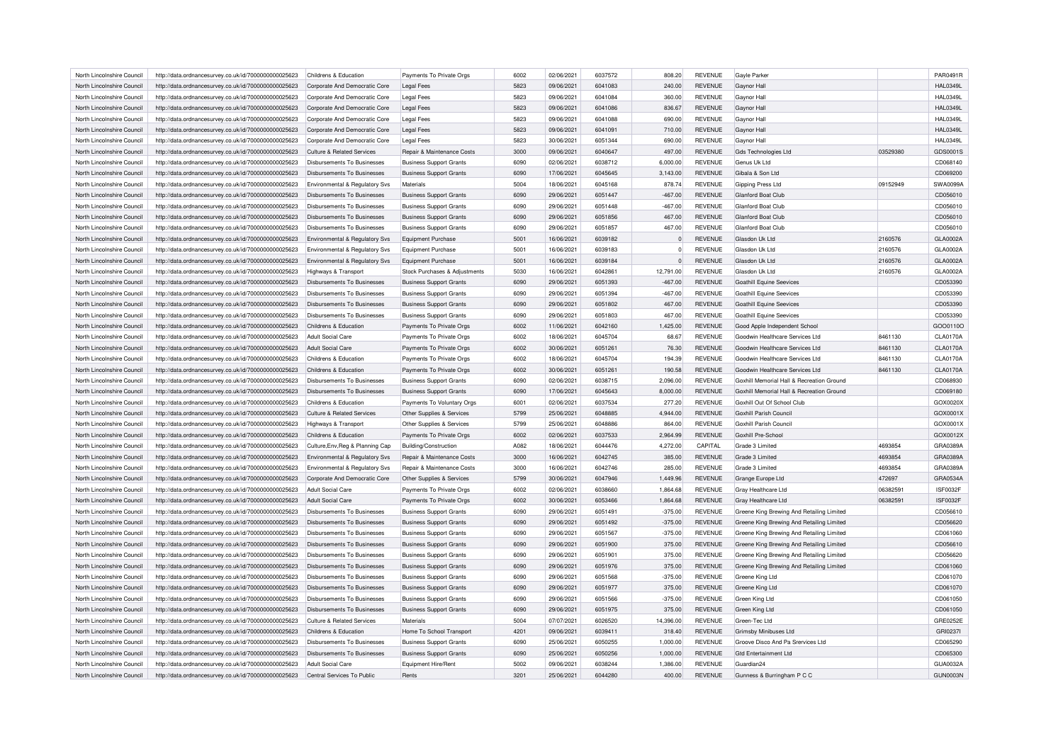| North Lincolnshire Council | http://data.ordnancesurvey.co.uk/id/7000000000025623 | Childrens & Education | Payments To Private Orgs | 6002 | 02/06/2021 | 6037572 | 808.20 | REVENUE | Gayle Parker | | PAR0491R |
|---|---|---|---|---|---|---|---|---|---|---|---|
| North Lincolnshire Council | http://data.ordnancesurvey.co.uk/id/7000000000025623 | Corporate And Democratic Core | Legal Fees | 5823 | 09/06/2021 | 6041083 | 240.00 | REVENUE | Gaynor Hall | | HAL0349L |
| North Lincolnshire Council | http://data.ordnancesurvey.co.uk/id/7000000000025623 | Corporate And Democratic Core | Legal Fees | 5823 | 09/06/2021 | 6041084 | 360.00 | REVENUE | Gaynor Hall | | HAL0349L |
| North Lincolnshire Council | http://data.ordnancesurvey.co.uk/id/7000000000025623 | Corporate And Democratic Core | Legal Fees | 5823 | 09/06/2021 | 6041086 | 836.67 | REVENUE | Gaynor Hall | | HAL0349L |
| North Lincolnshire Council | http://data.ordnancesurvey.co.uk/id/7000000000025623 | Corporate And Democratic Core | Legal Fees | 5823 | 09/06/2021 | 6041088 | 690.00 | REVENUE | Gaynor Hall | | HAL0349L |
| North Lincolnshire Council | http://data.ordnancesurvey.co.uk/id/7000000000025623 | Corporate And Democratic Core | Legal Fees | 5823 | 09/06/2021 | 6041091 | 710.00 | REVENUE | Gaynor Hall | | HAL0349L |
| North Lincolnshire Council | http://data.ordnancesurvey.co.uk/id/7000000000025623 | Corporate And Democratic Core | Legal Fees | 5823 | 30/06/2021 | 6051344 | 690.00 | REVENUE | Gaynor Hall | | HAL0349L |
| North Lincolnshire Council | http://data.ordnancesurvey.co.uk/id/7000000000025623 | Culture & Related Services | Repair & Maintenance Costs | 3000 | 09/06/2021 | 6040647 | 497.00 | REVENUE | Gds Technologies Ltd | 03529380 | GDS0001S |
| North Lincolnshire Council | http://data.ordnancesurvey.co.uk/id/7000000000025623 | Disbursements To Businesses | Business Support Grants | 6090 | 02/06/2021 | 6038712 | 6,000.00 | REVENUE | Genus Uk Ltd | | CD068140 |
| North Lincolnshire Council | http://data.ordnancesurvey.co.uk/id/7000000000025623 | Disbursements To Businesses | Business Support Grants | 6090 | 17/06/2021 | 6045645 | 3,143.00 | REVENUE | Gibala & Son Ltd | | CD069200 |
| North Lincolnshire Council | http://data.ordnancesurvey.co.uk/id/7000000000025623 | Environmental & Regulatory Svs | Materials | 5004 | 18/06/2021 | 6045168 | 878.74 | REVENUE | Gipping Press Ltd | 09152949 | SWA0099A |
| North Lincolnshire Council | http://data.ordnancesurvey.co.uk/id/7000000000025623 | Disbursements To Businesses | Business Support Grants | 6090 | 29/06/2021 | 6051447 | -467.00 | REVENUE | Glanford Boat Club | | CD056010 |
| North Lincolnshire Council | http://data.ordnancesurvey.co.uk/id/7000000000025623 | Disbursements To Businesses | Business Support Grants | 6090 | 29/06/2021 | 6051448 | -467.00 | REVENUE | Glanford Boat Club | | CD056010 |
| North Lincolnshire Council | http://data.ordnancesurvey.co.uk/id/7000000000025623 | Disbursements To Businesses | Business Support Grants | 6090 | 29/06/2021 | 6051856 | 467.00 | REVENUE | Glanford Boat Club | | CD056010 |
| North Lincolnshire Council | http://data.ordnancesurvey.co.uk/id/7000000000025623 | Disbursements To Businesses | Business Support Grants | 6090 | 29/06/2021 | 6051857 | 467.00 | REVENUE | Glanford Boat Club | | CD056010 |
| North Lincolnshire Council | http://data.ordnancesurvey.co.uk/id/7000000000025623 | Environmental & Regulatory Svs | Equipment Purchase | 5001 | 16/06/2021 | 6039182 | 0 | REVENUE | Glasdon Uk Ltd | 2160576 | GLA0002A |
| North Lincolnshire Council | http://data.ordnancesurvey.co.uk/id/7000000000025623 | Environmental & Regulatory Svs | Equipment Purchase | 5001 | 16/06/2021 | 6039183 | 0 | REVENUE | Glasdon Uk Ltd | 2160576 | GLA0002A |
| North Lincolnshire Council | http://data.ordnancesurvey.co.uk/id/7000000000025623 | Environmental & Regulatory Svs | Equipment Purchase | 5001 | 16/06/2021 | 6039184 | 0 | REVENUE | Glasdon Uk Ltd | 2160576 | GLA0002A |
| North Lincolnshire Council | http://data.ordnancesurvey.co.uk/id/7000000000025623 | Highways & Transport | Stock Purchases & Adjustments | 5030 | 16/06/2021 | 6042861 | 12,791.00 | REVENUE | Glasdon Uk Ltd | 2160576 | GLA0002A |
| North Lincolnshire Council | http://data.ordnancesurvey.co.uk/id/7000000000025623 | Disbursements To Businesses | Business Support Grants | 6090 | 29/06/2021 | 6051393 | -467.00 | REVENUE | Goathill Equine Seevices | | CD053390 |
| North Lincolnshire Council | http://data.ordnancesurvey.co.uk/id/7000000000025623 | Disbursements To Businesses | Business Support Grants | 6090 | 29/06/2021 | 6051394 | -467.00 | REVENUE | Goathill Equine Seevices | | CD053390 |
| North Lincolnshire Council | http://data.ordnancesurvey.co.uk/id/7000000000025623 | Disbursements To Businesses | Business Support Grants | 6090 | 29/06/2021 | 6051802 | 467.00 | REVENUE | Goathill Equine Seevices | | CD053390 |
| North Lincolnshire Council | http://data.ordnancesurvey.co.uk/id/7000000000025623 | Disbursements To Businesses | Business Support Grants | 6090 | 29/06/2021 | 6051803 | 467.00 | REVENUE | Goathill Equine Seevices | | CD053390 |
| North Lincolnshire Council | http://data.ordnancesurvey.co.uk/id/7000000000025623 | Childrens & Education | Payments To Private Orgs | 6002 | 11/06/2021 | 6042160 | 1,425.00 | REVENUE | Good Apple Independent School | | GOO0110O |
| North Lincolnshire Council | http://data.ordnancesurvey.co.uk/id/7000000000025623 | Adult Social Care | Payments To Private Orgs | 6002 | 18/06/2021 | 6045704 | 68.67 | REVENUE | Goodwin Healthcare Services Ltd | 8461130 | CLA0170A |
| North Lincolnshire Council | http://data.ordnancesurvey.co.uk/id/7000000000025623 | Adult Social Care | Payments To Private Orgs | 6002 | 30/06/2021 | 6051261 | 76.30 | REVENUE | Goodwin Healthcare Services Ltd | 8461130 | CLA0170A |
| North Lincolnshire Council | http://data.ordnancesurvey.co.uk/id/7000000000025623 | Childrens & Education | Payments To Private Orgs | 6002 | 18/06/2021 | 6045704 | 194.39 | REVENUE | Goodwin Healthcare Services Ltd | 8461130 | CLA0170A |
| North Lincolnshire Council | http://data.ordnancesurvey.co.uk/id/7000000000025623 | Childrens & Education | Payments To Private Orgs | 6002 | 30/06/2021 | 6051261 | 190.58 | REVENUE | Goodwin Healthcare Services Ltd | 8461130 | CLA0170A |
| North Lincolnshire Council | http://data.ordnancesurvey.co.uk/id/7000000000025623 | Disbursements To Businesses | Business Support Grants | 6090 | 02/06/2021 | 6038715 | 2,096.00 | REVENUE | Goxhill Memorial Hall & Recreation Ground | | CD068930 |
| North Lincolnshire Council | http://data.ordnancesurvey.co.uk/id/7000000000025623 | Disbursements To Businesses | Business Support Grants | 6090 | 17/06/2021 | 6045643 | 8,000.00 | REVENUE | Goxhill Memorial Hall & Recreation Ground | | CD069180 |
| North Lincolnshire Council | http://data.ordnancesurvey.co.uk/id/7000000000025623 | Childrens & Education | Payments To Voluntary Orgs | 6001 | 02/06/2021 | 6037534 | 277.20 | REVENUE | Goxhill Out Of School Club | | GOX0020X |
| North Lincolnshire Council | http://data.ordnancesurvey.co.uk/id/7000000000025623 | Culture & Related Services | Other Supplies & Services | 5799 | 25/06/2021 | 6048885 | 4,944.00 | REVENUE | Goxhill Parish Council | | GOX0001X |
| North Lincolnshire Council | http://data.ordnancesurvey.co.uk/id/7000000000025623 | Highways & Transport | Other Supplies & Services | 5799 | 25/06/2021 | 6048886 | 864.00 | REVENUE | Goxhill Parish Council | | GOX0001X |
| North Lincolnshire Council | http://data.ordnancesurvey.co.uk/id/7000000000025623 | Childrens & Education | Payments To Private Orgs | 6002 | 02/06/2021 | 6037533 | 2,964.99 | REVENUE | Goxhill Pre-School | | GOX0012X |
| North Lincolnshire Council | http://data.ordnancesurvey.co.uk/id/7000000000025623 | Culture,Env,Reg & Planning Cap | Building/Construction | A082 | 18/06/2021 | 6044476 | 4,272.00 | CAPITAL | Grade 3 Limited | 4693854 | GRA0389A |
| North Lincolnshire Council | http://data.ordnancesurvey.co.uk/id/7000000000025623 | Environmental & Regulatory Svs | Repair & Maintenance Costs | 3000 | 16/06/2021 | 6042745 | 385.00 | REVENUE | Grade 3 Limited | 4693854 | GRA0389A |
| North Lincolnshire Council | http://data.ordnancesurvey.co.uk/id/7000000000025623 | Environmental & Regulatory Svs | Repair & Maintenance Costs | 3000 | 16/06/2021 | 6042746 | 285.00 | REVENUE | Grade 3 Limited | 4693854 | GRA0389A |
| North Lincolnshire Council | http://data.ordnancesurvey.co.uk/id/7000000000025623 | Corporate And Democratic Core | Other Supplies & Services | 5799 | 30/06/2021 | 6047946 | 1,449.96 | REVENUE | Grange Europe Ltd | 472697 | GRA0534A |
| North Lincolnshire Council | http://data.ordnancesurvey.co.uk/id/7000000000025623 | Adult Social Care | Payments To Private Orgs | 6002 | 02/06/2021 | 6038660 | 1,864.68 | REVENUE | Gray Healthcare Ltd | 06382591 | ISF0032F |
| North Lincolnshire Council | http://data.ordnancesurvey.co.uk/id/7000000000025623 | Adult Social Care | Payments To Private Orgs | 6002 | 30/06/2021 | 6053466 | 1,864.68 | REVENUE | Gray Healthcare Ltd | 06382591 | ISF0032F |
| North Lincolnshire Council | http://data.ordnancesurvey.co.uk/id/7000000000025623 | Disbursements To Businesses | Business Support Grants | 6090 | 29/06/2021 | 6051491 | -375.00 | REVENUE | Greene King Brewing And Retailing Limited | | CD056610 |
| North Lincolnshire Council | http://data.ordnancesurvey.co.uk/id/7000000000025623 | Disbursements To Businesses | Business Support Grants | 6090 | 29/06/2021 | 6051492 | -375.00 | REVENUE | Greene King Brewing And Retailing Limited | | CD056620 |
| North Lincolnshire Council | http://data.ordnancesurvey.co.uk/id/7000000000025623 | Disbursements To Businesses | Business Support Grants | 6090 | 29/06/2021 | 6051567 | -375.00 | REVENUE | Greene King Brewing And Retailing Limited | | CD061060 |
| North Lincolnshire Council | http://data.ordnancesurvey.co.uk/id/7000000000025623 | Disbursements To Businesses | Business Support Grants | 6090 | 29/06/2021 | 6051900 | 375.00 | REVENUE | Greene King Brewing And Retailing Limited | | CD056610 |
| North Lincolnshire Council | http://data.ordnancesurvey.co.uk/id/7000000000025623 | Disbursements To Businesses | Business Support Grants | 6090 | 29/06/2021 | 6051901 | 375.00 | REVENUE | Greene King Brewing And Retailing Limited | | CD056620 |
| North Lincolnshire Council | http://data.ordnancesurvey.co.uk/id/7000000000025623 | Disbursements To Businesses | Business Support Grants | 6090 | 29/06/2021 | 6051976 | 375.00 | REVENUE | Greene King Brewing And Retailing Limited | | CD061060 |
| North Lincolnshire Council | http://data.ordnancesurvey.co.uk/id/7000000000025623 | Disbursements To Businesses | Business Support Grants | 6090 | 29/06/2021 | 6051568 | -375.00 | REVENUE | Greene King Ltd | | CD061070 |
| North Lincolnshire Council | http://data.ordnancesurvey.co.uk/id/7000000000025623 | Disbursements To Businesses | Business Support Grants | 6090 | 29/06/2021 | 6051977 | 375.00 | REVENUE | Greene King Ltd | | CD061070 |
| North Lincolnshire Council | http://data.ordnancesurvey.co.uk/id/7000000000025623 | Disbursements To Businesses | Business Support Grants | 6090 | 29/06/2021 | 6051566 | -375.00 | REVENUE | Green King Ltd | | CD061050 |
| North Lincolnshire Council | http://data.ordnancesurvey.co.uk/id/7000000000025623 | Disbursements To Businesses | Business Support Grants | 6090 | 29/06/2021 | 6051975 | 375.00 | REVENUE | Green King Ltd | | CD061050 |
| North Lincolnshire Council | http://data.ordnancesurvey.co.uk/id/7000000000025623 | Culture & Related Services | Materials | 5004 | 07/07/2021 | 6026520 | 14,396.00 | REVENUE | Green-Tec Ltd | | GRE0252E |
| North Lincolnshire Council | http://data.ordnancesurvey.co.uk/id/7000000000025623 | Childrens & Education | Home To School Transport | 4201 | 09/06/2021 | 6039411 | 318.40 | REVENUE | Grimsby Minibuses Ltd | | GRI0237I |
| North Lincolnshire Council | http://data.ordnancesurvey.co.uk/id/7000000000025623 | Disbursements To Businesses | Business Support Grants | 6090 | 25/06/2021 | 6050255 | 1,000.00 | REVENUE | Groove Disco And Pa Srervices Ltd | | CD065290 |
| North Lincolnshire Council | http://data.ordnancesurvey.co.uk/id/7000000000025623 | Disbursements To Businesses | Business Support Grants | 6090 | 25/06/2021 | 6050256 | 1,000.00 | REVENUE | Gtd Entertainment Ltd | | CD065300 |
| North Lincolnshire Council | http://data.ordnancesurvey.co.uk/id/7000000000025623 | Adult Social Care | Equipment Hire/Rent | 5002 | 09/06/2021 | 6038244 | 1,386.00 | REVENUE | Guardian24 | | GUA0032A |
| North Lincolnshire Council | http://data.ordnancesurvey.co.uk/id/7000000000025623 | Central Services To Public | Rents | 3201 | 25/06/2021 | 6044280 | 400.00 | REVENUE | Gunness & Burringham P C C | | GUN0003N |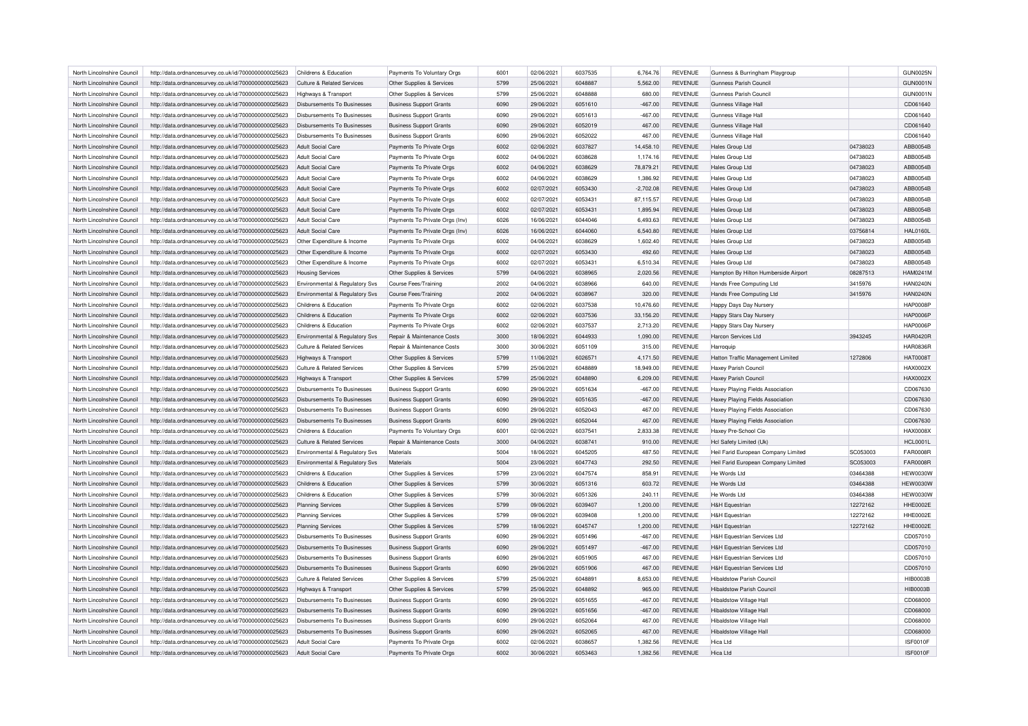| | | | | | | | | | | | |
|---|---|---|---|---|---|---|---|---|---|---|---|
| North Lincolnshire Council | http://data.ordnancesurvey.co.uk/id/7000000000025623 | Childrens & Education | Payments To Voluntary Orgs | 6001 | 02/06/2021 | 6037535 | 6,764.76 | REVENUE | Gunness & Burringham Playgroup | | GUN0025N |
| North Lincolnshire Council | http://data.ordnancesurvey.co.uk/id/7000000000025623 | Culture & Related Services | Other Supplies & Services | 5799 | 25/06/2021 | 6048887 | 5,562.00 | REVENUE | Gunness Parish Council | | GUN0001N |
| North Lincolnshire Council | http://data.ordnancesurvey.co.uk/id/7000000000025623 | Highways & Transport | Other Supplies & Services | 5799 | 25/06/2021 | 6048888 | 680.00 | REVENUE | Gunness Parish Council | | GUN0001N |
| North Lincolnshire Council | http://data.ordnancesurvey.co.uk/id/7000000000025623 | Disbursements To Businesses | Business Support Grants | 6090 | 29/06/2021 | 6051610 | -467.00 | REVENUE | Gunness Village Hall | | CD061640 |
| North Lincolnshire Council | http://data.ordnancesurvey.co.uk/id/7000000000025623 | Disbursements To Businesses | Business Support Grants | 6090 | 29/06/2021 | 6051613 | -467.00 | REVENUE | Gunness Village Hall | | CD061640 |
| North Lincolnshire Council | http://data.ordnancesurvey.co.uk/id/7000000000025623 | Disbursements To Businesses | Business Support Grants | 6090 | 29/06/2021 | 6052019 | 467.00 | REVENUE | Gunness Village Hall | | CD061640 |
| North Lincolnshire Council | http://data.ordnancesurvey.co.uk/id/7000000000025623 | Disbursements To Businesses | Business Support Grants | 6090 | 29/06/2021 | 6052022 | 467.00 | REVENUE | Gunness Village Hall | | CD061640 |
| North Lincolnshire Council | http://data.ordnancesurvey.co.uk/id/7000000000025623 | Adult Social Care | Payments To Private Orgs | 6002 | 02/06/2021 | 6037827 | 14,458.10 | REVENUE | Hales Group Ltd | 04738023 | ABB0054B |
| North Lincolnshire Council | http://data.ordnancesurvey.co.uk/id/7000000000025623 | Adult Social Care | Payments To Private Orgs | 6002 | 04/06/2021 | 6038628 | 1,174.16 | REVENUE | Hales Group Ltd | 04738023 | ABB0054B |
| North Lincolnshire Council | http://data.ordnancesurvey.co.uk/id/7000000000025623 | Adult Social Care | Payments To Private Orgs | 6002 | 04/06/2021 | 6038629 | 78,879.21 | REVENUE | Hales Group Ltd | 04738023 | ABB0054B |
| North Lincolnshire Council | http://data.ordnancesurvey.co.uk/id/7000000000025623 | Adult Social Care | Payments To Private Orgs | 6002 | 04/06/2021 | 6038629 | 1,386.92 | REVENUE | Hales Group Ltd | 04738023 | ABB0054B |
| North Lincolnshire Council | http://data.ordnancesurvey.co.uk/id/7000000000025623 | Adult Social Care | Payments To Private Orgs | 6002 | 02/07/2021 | 6053430 | -2,702.08 | REVENUE | Hales Group Ltd | 04738023 | ABB0054B |
| North Lincolnshire Council | http://data.ordnancesurvey.co.uk/id/7000000000025623 | Adult Social Care | Payments To Private Orgs | 6002 | 02/07/2021 | 6053431 | 87,115.57 | REVENUE | Hales Group Ltd | 04738023 | ABB0054B |
| North Lincolnshire Council | http://data.ordnancesurvey.co.uk/id/7000000000025623 | Adult Social Care | Payments To Private Orgs | 6002 | 02/07/2021 | 6053431 | 1,895.94 | REVENUE | Hales Group Ltd | 04738023 | ABB0054B |
| North Lincolnshire Council | http://data.ordnancesurvey.co.uk/id/7000000000025623 | Adult Social Care | Payments To Private Orgs (Inv) | 6026 | 16/06/2021 | 6044046 | 6,493.63 | REVENUE | Hales Group Ltd | 04738023 | ABB0054B |
| North Lincolnshire Council | http://data.ordnancesurvey.co.uk/id/7000000000025623 | Adult Social Care | Payments To Private Orgs (Inv) | 6026 | 16/06/2021 | 6044060 | 6,540.80 | REVENUE | Hales Group Ltd | 03756814 | HAL0160L |
| North Lincolnshire Council | http://data.ordnancesurvey.co.uk/id/7000000000025623 | Other Expenditure & Income | Payments To Private Orgs | 6002 | 04/06/2021 | 6038629 | 1,602.40 | REVENUE | Hales Group Ltd | 04738023 | ABB0054B |
| North Lincolnshire Council | http://data.ordnancesurvey.co.uk/id/7000000000025623 | Other Expenditure & Income | Payments To Private Orgs | 6002 | 02/07/2021 | 6053430 | 492.60 | REVENUE | Hales Group Ltd | 04738023 | ABB0054B |
| North Lincolnshire Council | http://data.ordnancesurvey.co.uk/id/7000000000025623 | Other Expenditure & Income | Payments To Private Orgs | 6002 | 02/07/2021 | 6053431 | 6,510.34 | REVENUE | Hales Group Ltd | 04738023 | ABB0054B |
| North Lincolnshire Council | http://data.ordnancesurvey.co.uk/id/7000000000025623 | Housing Services | Other Supplies & Services | 5799 | 04/06/2021 | 6038965 | 2,020.56 | REVENUE | Hampton By Hilton Humberside Airport | 08287513 | HAM0241M |
| North Lincolnshire Council | http://data.ordnancesurvey.co.uk/id/7000000000025623 | Environmental & Regulatory Svs | Course Fees/Training | 2002 | 04/06/2021 | 6038966 | 640.00 | REVENUE | Hands Free Computing Ltd | 3415976 | HAN0240N |
| North Lincolnshire Council | http://data.ordnancesurvey.co.uk/id/7000000000025623 | Environmental & Regulatory Svs | Course Fees/Training | 2002 | 04/06/2021 | 6038967 | 320.00 | REVENUE | Hands Free Computing Ltd | 3415976 | HAN0240N |
| North Lincolnshire Council | http://data.ordnancesurvey.co.uk/id/7000000000025623 | Childrens & Education | Payments To Private Orgs | 6002 | 02/06/2021 | 6037538 | 10,476.60 | REVENUE | Happy Days Day Nursery | | HAP0008P |
| North Lincolnshire Council | http://data.ordnancesurvey.co.uk/id/7000000000025623 | Childrens & Education | Payments To Private Orgs | 6002 | 02/06/2021 | 6037536 | 33,156.20 | REVENUE | Happy Stars Day Nursery | | HAP0006P |
| North Lincolnshire Council | http://data.ordnancesurvey.co.uk/id/7000000000025623 | Childrens & Education | Payments To Private Orgs | 6002 | 02/06/2021 | 6037537 | 2,713.20 | REVENUE | Happy Stars Day Nursery | | HAP0006P |
| North Lincolnshire Council | http://data.ordnancesurvey.co.uk/id/7000000000025623 | Environmental & Regulatory Svs | Repair & Maintenance Costs | 3000 | 18/06/2021 | 6044933 | 1,090.00 | REVENUE | Harcon Services Ltd | 3943245 | HAR0420R |
| North Lincolnshire Council | http://data.ordnancesurvey.co.uk/id/7000000000025623 | Culture & Related Services | Repair & Maintenance Costs | 3000 | 30/06/2021 | 6051109 | 315.00 | REVENUE | Harroquip | | HAR0836R |
| North Lincolnshire Council | http://data.ordnancesurvey.co.uk/id/7000000000025623 | Highways & Transport | Other Supplies & Services | 5799 | 11/06/2021 | 6026571 | 4,171.50 | REVENUE | Hatton Traffic Management Limited | 1272806 | HAT0008T |
| North Lincolnshire Council | http://data.ordnancesurvey.co.uk/id/7000000000025623 | Culture & Related Services | Other Supplies & Services | 5799 | 25/06/2021 | 6048889 | 18,949.00 | REVENUE | Haxey Parish Council | | HAX0002X |
| North Lincolnshire Council | http://data.ordnancesurvey.co.uk/id/7000000000025623 | Highways & Transport | Other Supplies & Services | 5799 | 25/06/2021 | 6048890 | 6,209.00 | REVENUE | Haxey Parish Council | | HAX0002X |
| North Lincolnshire Council | http://data.ordnancesurvey.co.uk/id/7000000000025623 | Disbursements To Businesses | Business Support Grants | 6090 | 29/06/2021 | 6051634 | -467.00 | REVENUE | Haxey Playing Fields Association | | CD067630 |
| North Lincolnshire Council | http://data.ordnancesurvey.co.uk/id/7000000000025623 | Disbursements To Businesses | Business Support Grants | 6090 | 29/06/2021 | 6051635 | -467.00 | REVENUE | Haxey Playing Fields Association | | CD067630 |
| North Lincolnshire Council | http://data.ordnancesurvey.co.uk/id/7000000000025623 | Disbursements To Businesses | Business Support Grants | 6090 | 29/06/2021 | 6052043 | 467.00 | REVENUE | Haxey Playing Fields Association | | CD067630 |
| North Lincolnshire Council | http://data.ordnancesurvey.co.uk/id/7000000000025623 | Disbursements To Businesses | Business Support Grants | 6090 | 29/06/2021 | 6052044 | 467.00 | REVENUE | Haxey Playing Fields Association | | CD067630 |
| North Lincolnshire Council | http://data.ordnancesurvey.co.uk/id/7000000000025623 | Childrens & Education | Payments To Voluntary Orgs | 6001 | 02/06/2021 | 6037541 | 2,833.38 | REVENUE | Haxey Pre-School Cio | | HAX0008X |
| North Lincolnshire Council | http://data.ordnancesurvey.co.uk/id/7000000000025623 | Culture & Related Services | Repair & Maintenance Costs | 3000 | 04/06/2021 | 6038741 | 910.00 | REVENUE | Hcl Safety Limited (Uk) | | HCL0001L |
| North Lincolnshire Council | http://data.ordnancesurvey.co.uk/id/7000000000025623 | Environmental & Regulatory Svs | Materials | 5004 | 18/06/2021 | 6045205 | 487.50 | REVENUE | Heil Farid European Company Limited | SC053003 | FAR0008R |
| North Lincolnshire Council | http://data.ordnancesurvey.co.uk/id/7000000000025623 | Environmental & Regulatory Svs | Materials | 5004 | 23/06/2021 | 6047743 | 292.50 | REVENUE | Heil Farid European Company Limited | SC053003 | FAR0008R |
| North Lincolnshire Council | http://data.ordnancesurvey.co.uk/id/7000000000025623 | Childrens & Education | Other Supplies & Services | 5799 | 23/06/2021 | 6047574 | 858.91 | REVENUE | He Words Ltd | 03464388 | HEW0030W |
| North Lincolnshire Council | http://data.ordnancesurvey.co.uk/id/7000000000025623 | Childrens & Education | Other Supplies & Services | 5799 | 30/06/2021 | 6051316 | 603.72 | REVENUE | He Words Ltd | 03464388 | HEW0030W |
| North Lincolnshire Council | http://data.ordnancesurvey.co.uk/id/7000000000025623 | Childrens & Education | Other Supplies & Services | 5799 | 30/06/2021 | 6051326 | 240.11 | REVENUE | He Words Ltd | 03464388 | HEW0030W |
| North Lincolnshire Council | http://data.ordnancesurvey.co.uk/id/7000000000025623 | Planning Services | Other Supplies & Services | 5799 | 09/06/2021 | 6039407 | 1,200.00 | REVENUE | H&H Equestrian | 12272162 | HHE0002E |
| North Lincolnshire Council | http://data.ordnancesurvey.co.uk/id/7000000000025623 | Planning Services | Other Supplies & Services | 5799 | 09/06/2021 | 6039408 | 1,200.00 | REVENUE | H&H Equestrian | 12272162 | HHE0002E |
| North Lincolnshire Council | http://data.ordnancesurvey.co.uk/id/7000000000025623 | Planning Services | Other Supplies & Services | 5799 | 18/06/2021 | 6045747 | 1,200.00 | REVENUE | H&H Equestrian | 12272162 | HHE0002E |
| North Lincolnshire Council | http://data.ordnancesurvey.co.uk/id/7000000000025623 | Disbursements To Businesses | Business Support Grants | 6090 | 29/06/2021 | 6051496 | -467.00 | REVENUE | H&H Equestrian Services Ltd | | CD057010 |
| North Lincolnshire Council | http://data.ordnancesurvey.co.uk/id/7000000000025623 | Disbursements To Businesses | Business Support Grants | 6090 | 29/06/2021 | 6051497 | -467.00 | REVENUE | H&H Equestrian Services Ltd | | CD057010 |
| North Lincolnshire Council | http://data.ordnancesurvey.co.uk/id/7000000000025623 | Disbursements To Businesses | Business Support Grants | 6090 | 29/06/2021 | 6051905 | 467.00 | REVENUE | H&H Equestrian Services Ltd | | CD057010 |
| North Lincolnshire Council | http://data.ordnancesurvey.co.uk/id/7000000000025623 | Disbursements To Businesses | Business Support Grants | 6090 | 29/06/2021 | 6051906 | 467.00 | REVENUE | H&H Equestrian Services Ltd | | CD057010 |
| North Lincolnshire Council | http://data.ordnancesurvey.co.uk/id/7000000000025623 | Culture & Related Services | Other Supplies & Services | 5799 | 25/06/2021 | 6048891 | 8,653.00 | REVENUE | Hibaldstow Parish Council | | HIB0003B |
| North Lincolnshire Council | http://data.ordnancesurvey.co.uk/id/7000000000025623 | Highways & Transport | Other Supplies & Services | 5799 | 25/06/2021 | 6048892 | 965.00 | REVENUE | Hibaldstow Parish Council | | HIB0003B |
| North Lincolnshire Council | http://data.ordnancesurvey.co.uk/id/7000000000025623 | Disbursements To Businesses | Business Support Grants | 6090 | 29/06/2021 | 6051655 | -467.00 | REVENUE | Hibaldstow Village Hall | | CD068000 |
| North Lincolnshire Council | http://data.ordnancesurvey.co.uk/id/7000000000025623 | Disbursements To Businesses | Business Support Grants | 6090 | 29/06/2021 | 6051656 | -467.00 | REVENUE | Hibaldstow Village Hall | | CD068000 |
| North Lincolnshire Council | http://data.ordnancesurvey.co.uk/id/7000000000025623 | Disbursements To Businesses | Business Support Grants | 6090 | 29/06/2021 | 6052064 | 467.00 | REVENUE | Hibaldstow Village Hall | | CD068000 |
| North Lincolnshire Council | http://data.ordnancesurvey.co.uk/id/7000000000025623 | Disbursements To Businesses | Business Support Grants | 6090 | 29/06/2021 | 6052065 | 467.00 | REVENUE | Hibaldstow Village Hall | | CD068000 |
| North Lincolnshire Council | http://data.ordnancesurvey.co.uk/id/7000000000025623 | Adult Social Care | Payments To Private Orgs | 6002 | 02/06/2021 | 6038657 | 1,382.56 | REVENUE | Hica Ltd | | ISF0010F |
| North Lincolnshire Council | http://data.ordnancesurvey.co.uk/id/7000000000025623 | Adult Social Care | Payments To Private Orgs | 6002 | 30/06/2021 | 6053463 | 1,382.56 | REVENUE | Hica Ltd | | ISF0010F |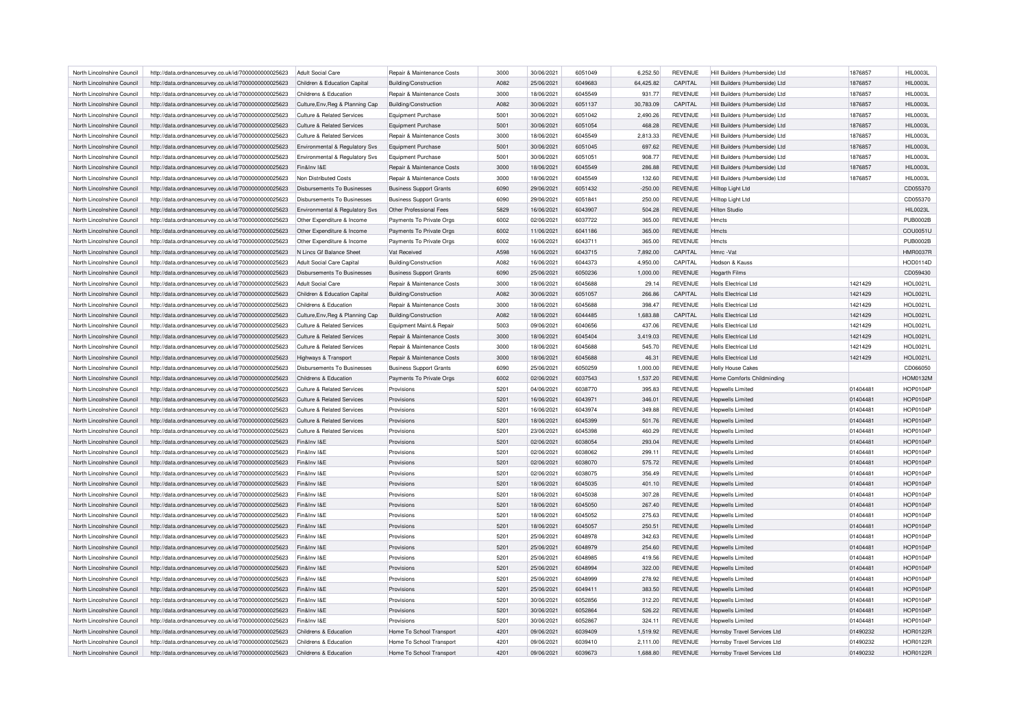| North Lincolnshire Council | http://data.ordnancesurvey.co.uk/id/7000000000025623 | Adult Social Care | Repair & Maintenance Costs | 3000 | 30/06/2021 | 6051049 | 6,252.50 | REVENUE | Hill Builders (Humberside) Ltd | 1876857 | HIL0003L |
|---|---|---|---|---|---|---|---|---|---|---|---|
| North Lincolnshire Council | http://data.ordnancesurvey.co.uk/id/7000000000025623 | Children & Education Capital | Building/Construction | A082 | 25/06/2021 | 6049683 | 64,425.82 | CAPITAL | Hill Builders (Humberside) Ltd | 1876857 | HIL0003L |
| North Lincolnshire Council | http://data.ordnancesurvey.co.uk/id/7000000000025623 | Childrens & Education | Repair & Maintenance Costs | 3000 | 18/06/2021 | 6045549 | 931.77 | REVENUE | Hill Builders (Humberside) Ltd | 1876857 | HIL0003L |
| North Lincolnshire Council | http://data.ordnancesurvey.co.uk/id/7000000000025623 | Culture,Env,Reg & Planning Cap | Building/Construction | A082 | 30/06/2021 | 6051137 | 30,783.09 | CAPITAL | Hill Builders (Humberside) Ltd | 1876857 | HIL0003L |
| North Lincolnshire Council | http://data.ordnancesurvey.co.uk/id/7000000000025623 | Culture & Related Services | Equipment Purchase | 5001 | 30/06/2021 | 6051042 | 2,490.26 | REVENUE | Hill Builders (Humberside) Ltd | 1876857 | HIL0003L |
| North Lincolnshire Council | http://data.ordnancesurvey.co.uk/id/7000000000025623 | Culture & Related Services | Equipment Purchase | 5001 | 30/06/2021 | 6051054 | 468.28 | REVENUE | Hill Builders (Humberside) Ltd | 1876857 | HIL0003L |
| North Lincolnshire Council | http://data.ordnancesurvey.co.uk/id/7000000000025623 | Culture & Related Services | Repair & Maintenance Costs | 3000 | 18/06/2021 | 6045549 | 2,813.33 | REVENUE | Hill Builders (Humberside) Ltd | 1876857 | HIL0003L |
| North Lincolnshire Council | http://data.ordnancesurvey.co.uk/id/7000000000025623 | Environmental & Regulatory Svs | Equipment Purchase | 5001 | 30/06/2021 | 6051045 | 697.62 | REVENUE | Hill Builders (Humberside) Ltd | 1876857 | HIL0003L |
| North Lincolnshire Council | http://data.ordnancesurvey.co.uk/id/7000000000025623 | Environmental & Regulatory Svs | Equipment Purchase | 5001 | 30/06/2021 | 6051051 | 908.77 | REVENUE | Hill Builders (Humberside) Ltd | 1876857 | HIL0003L |
| North Lincolnshire Council | http://data.ordnancesurvey.co.uk/id/7000000000025623 | Fin&Inv I&E | Repair & Maintenance Costs | 3000 | 18/06/2021 | 6045549 | 286.88 | REVENUE | Hill Builders (Humberside) Ltd | 1876857 | HIL0003L |
| North Lincolnshire Council | http://data.ordnancesurvey.co.uk/id/7000000000025623 | Non Distributed Costs | Repair & Maintenance Costs | 3000 | 18/06/2021 | 6045549 | 132.60 | REVENUE | Hill Builders (Humberside) Ltd | 1876857 | HIL0003L |
| North Lincolnshire Council | http://data.ordnancesurvey.co.uk/id/7000000000025623 | Disbursements To Businesses | Business Support Grants | 6090 | 29/06/2021 | 6051432 | -250.00 | REVENUE | Hilltop Light Ltd | | CD055370 |
| North Lincolnshire Council | http://data.ordnancesurvey.co.uk/id/7000000000025623 | Disbursements To Businesses | Business Support Grants | 6090 | 29/06/2021 | 6051841 | 250.00 | REVENUE | Hilltop Light Ltd | | CD055370 |
| North Lincolnshire Council | http://data.ordnancesurvey.co.uk/id/7000000000025623 | Environmental & Regulatory Svs | Other Professional Fees | 5829 | 16/06/2021 | 6043907 | 504.28 | REVENUE | Hilton Studio | | HIL0023L |
| North Lincolnshire Council | http://data.ordnancesurvey.co.uk/id/7000000000025623 | Other Expenditure & Income | Payments To Private Orgs | 6002 | 02/06/2021 | 6037722 | 365.00 | REVENUE | Hmcts | | PUB0002B |
| North Lincolnshire Council | http://data.ordnancesurvey.co.uk/id/7000000000025623 | Other Expenditure & Income | Payments To Private Orgs | 6002 | 11/06/2021 | 6041186 | 365.00 | REVENUE | Hmcts | | COU0051U |
| North Lincolnshire Council | http://data.ordnancesurvey.co.uk/id/7000000000025623 | Other Expenditure & Income | Payments To Private Orgs | 6002 | 16/06/2021 | 6043711 | 365.00 | REVENUE | Hmcts | | PUB0002B |
| North Lincolnshire Council | http://data.ordnancesurvey.co.uk/id/7000000000025623 | N Lincs Gf Balance Sheet | Vat Received | A598 | 16/06/2021 | 6043715 | 7,892.00 | CAPITAL | Hmrc -Vat | | HMR0037R |
| North Lincolnshire Council | http://data.ordnancesurvey.co.uk/id/7000000000025623 | Adult Social Care Capital | Building/Construction | A082 | 16/06/2021 | 6044373 | 4,950.00 | CAPITAL | Hodson & Kauss | | HOD0114D |
| North Lincolnshire Council | http://data.ordnancesurvey.co.uk/id/7000000000025623 | Disbursements To Businesses | Business Support Grants | 6090 | 25/06/2021 | 6050236 | 1,000.00 | REVENUE | Hogarth Films | | CD059430 |
| North Lincolnshire Council | http://data.ordnancesurvey.co.uk/id/7000000000025623 | Adult Social Care | Repair & Maintenance Costs | 3000 | 18/06/2021 | 6045688 | 29.14 | REVENUE | Holls Electrical Ltd | 1421429 | HOL0021L |
| North Lincolnshire Council | http://data.ordnancesurvey.co.uk/id/7000000000025623 | Children & Education Capital | Building/Construction | A082 | 30/06/2021 | 6051057 | 266.86 | CAPITAL | Holls Electrical Ltd | 1421429 | HOL0021L |
| North Lincolnshire Council | http://data.ordnancesurvey.co.uk/id/7000000000025623 | Childrens & Education | Repair & Maintenance Costs | 3000 | 18/06/2021 | 6045688 | 398.47 | REVENUE | Holls Electrical Ltd | 1421429 | HOL0021L |
| North Lincolnshire Council | http://data.ordnancesurvey.co.uk/id/7000000000025623 | Culture,Env,Reg & Planning Cap | Building/Construction | A082 | 18/06/2021 | 6044485 | 1,683.88 | CAPITAL | Holls Electrical Ltd | 1421429 | HOL0021L |
| North Lincolnshire Council | http://data.ordnancesurvey.co.uk/id/7000000000025623 | Culture & Related Services | Equipment Maint.& Repair | 5003 | 09/06/2021 | 6040656 | 437.06 | REVENUE | Holls Electrical Ltd | 1421429 | HOL0021L |
| North Lincolnshire Council | http://data.ordnancesurvey.co.uk/id/7000000000025623 | Culture & Related Services | Repair & Maintenance Costs | 3000 | 18/06/2021 | 6045404 | 3,419.03 | REVENUE | Holls Electrical Ltd | 1421429 | HOL0021L |
| North Lincolnshire Council | http://data.ordnancesurvey.co.uk/id/7000000000025623 | Culture & Related Services | Repair & Maintenance Costs | 3000 | 18/06/2021 | 6045688 | 545.70 | REVENUE | Holls Electrical Ltd | 1421429 | HOL0021L |
| North Lincolnshire Council | http://data.ordnancesurvey.co.uk/id/7000000000025623 | Highways & Transport | Repair & Maintenance Costs | 3000 | 18/06/2021 | 6045688 | 46.31 | REVENUE | Holls Electrical Ltd | 1421429 | HOL0021L |
| North Lincolnshire Council | http://data.ordnancesurvey.co.uk/id/7000000000025623 | Disbursements To Businesses | Business Support Grants | 6090 | 25/06/2021 | 6050259 | 1,000.00 | REVENUE | Holly House Cakes | | CD066050 |
| North Lincolnshire Council | http://data.ordnancesurvey.co.uk/id/7000000000025623 | Childrens & Education | Payments To Private Orgs | 6002 | 02/06/2021 | 6037543 | 1,537.20 | REVENUE | Home Comforts Childminding | | HOM0132M |
| North Lincolnshire Council | http://data.ordnancesurvey.co.uk/id/7000000000025623 | Culture & Related Services | Provisions | 5201 | 04/06/2021 | 6038770 | 395.83 | REVENUE | Hopwells Limited | 01404481 | HOP0104P |
| North Lincolnshire Council | http://data.ordnancesurvey.co.uk/id/7000000000025623 | Culture & Related Services | Provisions | 5201 | 16/06/2021 | 6043971 | 346.01 | REVENUE | Hopwells Limited | 01404481 | HOP0104P |
| North Lincolnshire Council | http://data.ordnancesurvey.co.uk/id/7000000000025623 | Culture & Related Services | Provisions | 5201 | 16/06/2021 | 6043974 | 349.88 | REVENUE | Hopwells Limited | 01404481 | HOP0104P |
| North Lincolnshire Council | http://data.ordnancesurvey.co.uk/id/7000000000025623 | Culture & Related Services | Provisions | 5201 | 18/06/2021 | 6045399 | 501.76 | REVENUE | Hopwells Limited | 01404481 | HOP0104P |
| North Lincolnshire Council | http://data.ordnancesurvey.co.uk/id/7000000000025623 | Culture & Related Services | Provisions | 5201 | 23/06/2021 | 6045398 | 460.29 | REVENUE | Hopwells Limited | 01404481 | HOP0104P |
| North Lincolnshire Council | http://data.ordnancesurvey.co.uk/id/7000000000025623 | Fin&Inv I&E | Provisions | 5201 | 02/06/2021 | 6038054 | 293.04 | REVENUE | Hopwells Limited | 01404481 | HOP0104P |
| North Lincolnshire Council | http://data.ordnancesurvey.co.uk/id/7000000000025623 | Fin&Inv I&E | Provisions | 5201 | 02/06/2021 | 6038062 | 299.11 | REVENUE | Hopwells Limited | 01404481 | HOP0104P |
| North Lincolnshire Council | http://data.ordnancesurvey.co.uk/id/7000000000025623 | Fin&Inv I&E | Provisions | 5201 | 02/06/2021 | 6038070 | 575.72 | REVENUE | Hopwells Limited | 01404481 | HOP0104P |
| North Lincolnshire Council | http://data.ordnancesurvey.co.uk/id/7000000000025623 | Fin&Inv I&E | Provisions | 5201 | 02/06/2021 | 6038075 | 356.49 | REVENUE | Hopwells Limited | 01404481 | HOP0104P |
| North Lincolnshire Council | http://data.ordnancesurvey.co.uk/id/7000000000025623 | Fin&Inv I&E | Provisions | 5201 | 18/06/2021 | 6045035 | 401.10 | REVENUE | Hopwells Limited | 01404481 | HOP0104P |
| North Lincolnshire Council | http://data.ordnancesurvey.co.uk/id/7000000000025623 | Fin&Inv I&E | Provisions | 5201 | 18/06/2021 | 6045038 | 307.28 | REVENUE | Hopwells Limited | 01404481 | HOP0104P |
| North Lincolnshire Council | http://data.ordnancesurvey.co.uk/id/7000000000025623 | Fin&Inv I&E | Provisions | 5201 | 18/06/2021 | 6045050 | 267.40 | REVENUE | Hopwells Limited | 01404481 | HOP0104P |
| North Lincolnshire Council | http://data.ordnancesurvey.co.uk/id/7000000000025623 | Fin&Inv I&E | Provisions | 5201 | 18/06/2021 | 6045052 | 275.63 | REVENUE | Hopwells Limited | 01404481 | HOP0104P |
| North Lincolnshire Council | http://data.ordnancesurvey.co.uk/id/7000000000025623 | Fin&Inv I&E | Provisions | 5201 | 18/06/2021 | 6045057 | 250.51 | REVENUE | Hopwells Limited | 01404481 | HOP0104P |
| North Lincolnshire Council | http://data.ordnancesurvey.co.uk/id/7000000000025623 | Fin&Inv I&E | Provisions | 5201 | 25/06/2021 | 6048978 | 342.63 | REVENUE | Hopwells Limited | 01404481 | HOP0104P |
| North Lincolnshire Council | http://data.ordnancesurvey.co.uk/id/7000000000025623 | Fin&Inv I&E | Provisions | 5201 | 25/06/2021 | 6048979 | 254.60 | REVENUE | Hopwells Limited | 01404481 | HOP0104P |
| North Lincolnshire Council | http://data.ordnancesurvey.co.uk/id/7000000000025623 | Fin&Inv I&E | Provisions | 5201 | 25/06/2021 | 6048985 | 419.56 | REVENUE | Hopwells Limited | 01404481 | HOP0104P |
| North Lincolnshire Council | http://data.ordnancesurvey.co.uk/id/7000000000025623 | Fin&Inv I&E | Provisions | 5201 | 25/06/2021 | 6048994 | 322.00 | REVENUE | Hopwells Limited | 01404481 | HOP0104P |
| North Lincolnshire Council | http://data.ordnancesurvey.co.uk/id/7000000000025623 | Fin&Inv I&E | Provisions | 5201 | 25/06/2021 | 6048999 | 278.92 | REVENUE | Hopwells Limited | 01404481 | HOP0104P |
| North Lincolnshire Council | http://data.ordnancesurvey.co.uk/id/7000000000025623 | Fin&Inv I&E | Provisions | 5201 | 25/06/2021 | 6049411 | 383.50 | REVENUE | Hopwells Limited | 01404481 | HOP0104P |
| North Lincolnshire Council | http://data.ordnancesurvey.co.uk/id/7000000000025623 | Fin&Inv I&E | Provisions | 5201 | 30/06/2021 | 6052856 | 312.20 | REVENUE | Hopwells Limited | 01404481 | HOP0104P |
| North Lincolnshire Council | http://data.ordnancesurvey.co.uk/id/7000000000025623 | Fin&Inv I&E | Provisions | 5201 | 30/06/2021 | 6052864 | 526.22 | REVENUE | Hopwells Limited | 01404481 | HOP0104P |
| North Lincolnshire Council | http://data.ordnancesurvey.co.uk/id/7000000000025623 | Fin&Inv I&E | Provisions | 5201 | 30/06/2021 | 6052867 | 324.11 | REVENUE | Hopwells Limited | 01404481 | HOP0104P |
| North Lincolnshire Council | http://data.ordnancesurvey.co.uk/id/7000000000025623 | Childrens & Education | Home To School Transport | 4201 | 09/06/2021 | 6039409 | 1,519.92 | REVENUE | Hornsby Travel Services Ltd | 01490232 | HOR0122R |
| North Lincolnshire Council | http://data.ordnancesurvey.co.uk/id/7000000000025623 | Childrens & Education | Home To School Transport | 4201 | 09/06/2021 | 6039410 | 2,111.00 | REVENUE | Hornsby Travel Services Ltd | 01490232 | HOR0122R |
| North Lincolnshire Council | http://data.ordnancesurvey.co.uk/id/7000000000025623 | Childrens & Education | Home To School Transport | 4201 | 09/06/2021 | 6039673 | 1,688.80 | REVENUE | Hornsby Travel Services Ltd | 01490232 | HOR0122R |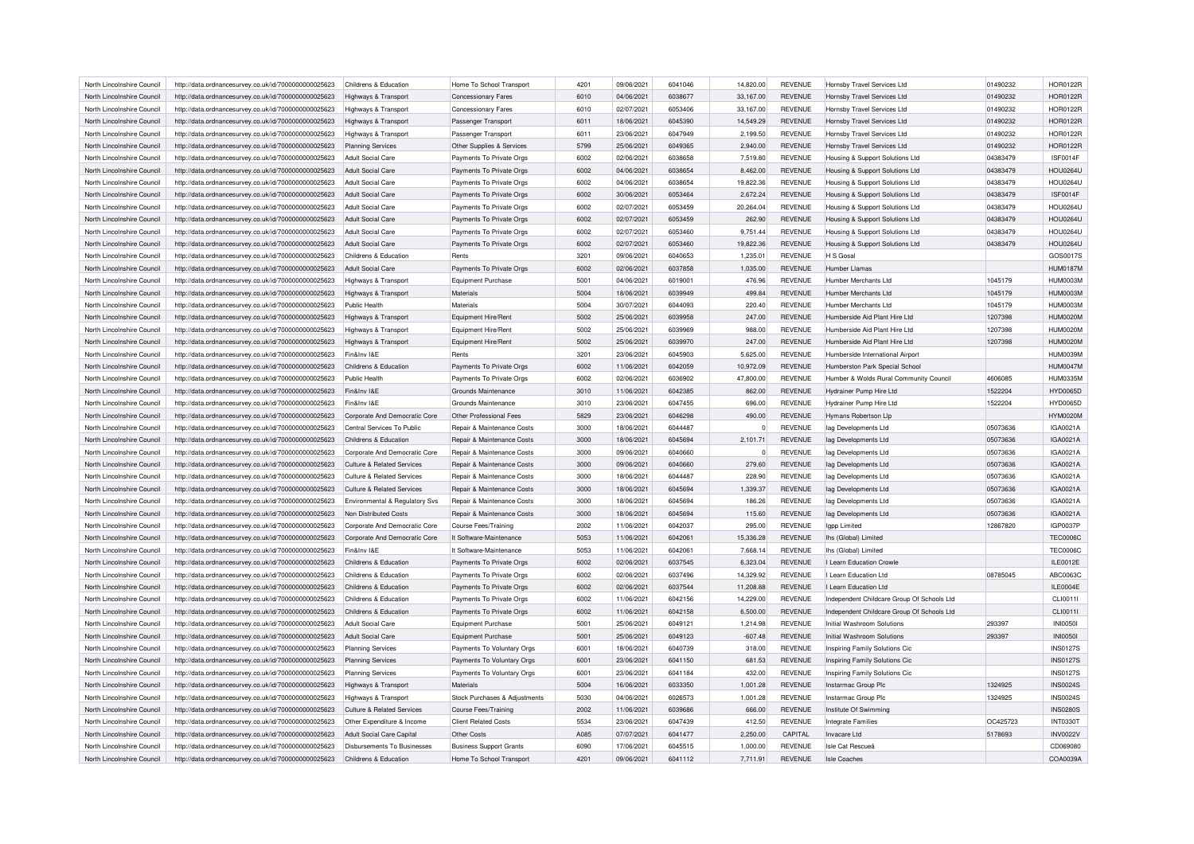| North Lincolnshire Council | http://data.ordnancesurvey.co.uk/id/7000000000025623 | Childrens & Education | Home To School Transport | 4201 | 09/06/2021 | 6041046 | 14,820.00 | REVENUE | Hornsby Travel Services Ltd | 01490232 | HOR0122R |
|---|---|---|---|---|---|---|---|---|---|---|---|
| North Lincolnshire Council | http://data.ordnancesurvey.co.uk/id/7000000000025623 | Highways & Transport | Concessionary Fares | 6010 | 04/06/2021 | 6038677 | 33,167.00 | REVENUE | Hornsby Travel Services Ltd | 01490232 | HOR0122R |
| North Lincolnshire Council | http://data.ordnancesurvey.co.uk/id/7000000000025623 | Highways & Transport | Concessionary Fares | 6010 | 02/07/2021 | 6053406 | 33,167.00 | REVENUE | Hornsby Travel Services Ltd | 01490232 | HOR0122R |
| North Lincolnshire Council | http://data.ordnancesurvey.co.uk/id/7000000000025623 | Highways & Transport | Passenger Transport | 6011 | 18/06/2021 | 6045390 | 14,549.29 | REVENUE | Hornsby Travel Services Ltd | 01490232 | HOR0122R |
| North Lincolnshire Council | http://data.ordnancesurvey.co.uk/id/7000000000025623 | Highways & Transport | Passenger Transport | 6011 | 23/06/2021 | 6047949 | 2,199.50 | REVENUE | Hornsby Travel Services Ltd | 01490232 | HOR0122R |
| North Lincolnshire Council | http://data.ordnancesurvey.co.uk/id/7000000000025623 | Planning Services | Other Supplies & Services | 5799 | 25/06/2021 | 6049365 | 2,940.00 | REVENUE | Hornsby Travel Services Ltd | 01490232 | HOR0122R |
| North Lincolnshire Council | http://data.ordnancesurvey.co.uk/id/7000000000025623 | Adult Social Care | Payments To Private Orgs | 6002 | 02/06/2021 | 6038658 | 7,519.80 | REVENUE | Housing & Support Solutions Ltd | 04383479 | ISF0014F |
| North Lincolnshire Council | http://data.ordnancesurvey.co.uk/id/7000000000025623 | Adult Social Care | Payments To Private Orgs | 6002 | 04/06/2021 | 6038654 | 8,462.00 | REVENUE | Housing & Support Solutions Ltd | 04383479 | HOU0264U |
| North Lincolnshire Council | http://data.ordnancesurvey.co.uk/id/7000000000025623 | Adult Social Care | Payments To Private Orgs | 6002 | 04/06/2021 | 6038654 | 19,822.36 | REVENUE | Housing & Support Solutions Ltd | 04383479 | HOU0264U |
| North Lincolnshire Council | http://data.ordnancesurvey.co.uk/id/7000000000025623 | Adult Social Care | Payments To Private Orgs | 6002 | 30/06/2021 | 6053464 | 2,672.24 | REVENUE | Housing & Support Solutions Ltd | 04383479 | ISF0014F |
| North Lincolnshire Council | http://data.ordnancesurvey.co.uk/id/7000000000025623 | Adult Social Care | Payments To Private Orgs | 6002 | 02/07/2021 | 6053459 | 20,264.04 | REVENUE | Housing & Support Solutions Ltd | 04383479 | HOU0264U |
| North Lincolnshire Council | http://data.ordnancesurvey.co.uk/id/7000000000025623 | Adult Social Care | Payments To Private Orgs | 6002 | 02/07/2021 | 6053459 | 262.90 | REVENUE | Housing & Support Solutions Ltd | 04383479 | HOU0264U |
| North Lincolnshire Council | http://data.ordnancesurvey.co.uk/id/7000000000025623 | Adult Social Care | Payments To Private Orgs | 6002 | 02/07/2021 | 6053460 | 9,751.44 | REVENUE | Housing & Support Solutions Ltd | 04383479 | HOU0264U |
| North Lincolnshire Council | http://data.ordnancesurvey.co.uk/id/7000000000025623 | Adult Social Care | Payments To Private Orgs | 6002 | 02/07/2021 | 6053460 | 19,822.36 | REVENUE | Housing & Support Solutions Ltd | 04383479 | HOU0264U |
| North Lincolnshire Council | http://data.ordnancesurvey.co.uk/id/7000000000025623 | Childrens & Education | Rents | 3201 | 09/06/2021 | 6040653 | 1,235.01 | REVENUE | H S Gosal | | GOS0017S |
| North Lincolnshire Council | http://data.ordnancesurvey.co.uk/id/7000000000025623 | Adult Social Care | Payments To Private Orgs | 6002 | 02/06/2021 | 6037858 | 1,035.00 | REVENUE | Humber Llamas | | HUM0187M |
| North Lincolnshire Council | http://data.ordnancesurvey.co.uk/id/7000000000025623 | Highways & Transport | Equipment Purchase | 5001 | 04/06/2021 | 6019001 | 476.96 | REVENUE | Humber Merchants Ltd | 1045179 | HUM0003M |
| North Lincolnshire Council | http://data.ordnancesurvey.co.uk/id/7000000000025623 | Highways & Transport | Materials | 5004 | 18/06/2021 | 6039949 | 499.84 | REVENUE | Humber Merchants Ltd | 1045179 | HUM0003M |
| North Lincolnshire Council | http://data.ordnancesurvey.co.uk/id/7000000000025623 | Public Health | Materials | 5004 | 30/07/2021 | 6044093 | 220.40 | REVENUE | Humber Merchants Ltd | 1045179 | HUM0003M |
| North Lincolnshire Council | http://data.ordnancesurvey.co.uk/id/7000000000025623 | Highways & Transport | Equipment Hire/Rent | 5002 | 25/06/2021 | 6039958 | 247.00 | REVENUE | Humberside Aid Plant Hire Ltd | 1207398 | HUM0020M |
| North Lincolnshire Council | http://data.ordnancesurvey.co.uk/id/7000000000025623 | Highways & Transport | Equipment Hire/Rent | 5002 | 25/06/2021 | 6039969 | 988.00 | REVENUE | Humberside Aid Plant Hire Ltd | 1207398 | HUM0020M |
| North Lincolnshire Council | http://data.ordnancesurvey.co.uk/id/7000000000025623 | Highways & Transport | Equipment Hire/Rent | 5002 | 25/06/2021 | 6039970 | 247.00 | REVENUE | Humberside Aid Plant Hire Ltd | 1207398 | HUM0020M |
| North Lincolnshire Council | http://data.ordnancesurvey.co.uk/id/7000000000025623 | Fin&Inv I&E | Rents | 3201 | 23/06/2021 | 6045903 | 5,625.00 | REVENUE | Humberside International Airport | | HUM0039M |
| North Lincolnshire Council | http://data.ordnancesurvey.co.uk/id/7000000000025623 | Childrens & Education | Payments To Private Orgs | 6002 | 11/06/2021 | 6042059 | 10,972.09 | REVENUE | Humberston Park Special School | | HUM0047M |
| North Lincolnshire Council | http://data.ordnancesurvey.co.uk/id/7000000000025623 | Public Health | Payments To Private Orgs | 6002 | 02/06/2021 | 6036902 | 47,800.00 | REVENUE | Humber & Wolds Rural Community Council | 4606085 | HUM0335M |
| North Lincolnshire Council | http://data.ordnancesurvey.co.uk/id/7000000000025623 | Fin&Inv I&E | Grounds Maintenance | 3010 | 11/06/2021 | 6042385 | 862.00 | REVENUE | Hydrainer Pump Hire Ltd | 1522204 | HYD0065D |
| North Lincolnshire Council | http://data.ordnancesurvey.co.uk/id/7000000000025623 | Fin&Inv I&E | Grounds Maintenance | 3010 | 23/06/2021 | 6047455 | 696.00 | REVENUE | Hydrainer Pump Hire Ltd | 1522204 | HYD0065D |
| North Lincolnshire Council | http://data.ordnancesurvey.co.uk/id/7000000000025623 | Corporate And Democratic Core | Other Professional Fees | 5829 | 23/06/2021 | 6046298 | 490.00 | REVENUE | Hymans Robertson Llp | | HYM0020M |
| North Lincolnshire Council | http://data.ordnancesurvey.co.uk/id/7000000000025623 | Central Services To Public | Repair & Maintenance Costs | 3000 | 18/06/2021 | 6044487 | 0 | REVENUE | Iag Developments Ltd | 05073636 | IGA0021A |
| North Lincolnshire Council | http://data.ordnancesurvey.co.uk/id/7000000000025623 | Childrens & Education | Repair & Maintenance Costs | 3000 | 18/06/2021 | 6045694 | 2,101.71 | REVENUE | Iag Developments Ltd | 05073636 | IGA0021A |
| North Lincolnshire Council | http://data.ordnancesurvey.co.uk/id/7000000000025623 | Corporate And Democratic Core | Repair & Maintenance Costs | 3000 | 09/06/2021 | 6040660 | 0 | REVENUE | Iag Developments Ltd | 05073636 | IGA0021A |
| North Lincolnshire Council | http://data.ordnancesurvey.co.uk/id/7000000000025623 | Culture & Related Services | Repair & Maintenance Costs | 3000 | 09/06/2021 | 6040660 | 279.60 | REVENUE | Iag Developments Ltd | 05073636 | IGA0021A |
| North Lincolnshire Council | http://data.ordnancesurvey.co.uk/id/7000000000025623 | Culture & Related Services | Repair & Maintenance Costs | 3000 | 18/06/2021 | 6044487 | 228.90 | REVENUE | Iag Developments Ltd | 05073636 | IGA0021A |
| North Lincolnshire Council | http://data.ordnancesurvey.co.uk/id/7000000000025623 | Culture & Related Services | Repair & Maintenance Costs | 3000 | 18/06/2021 | 6045694 | 1,339.37 | REVENUE | Iag Developments Ltd | 05073636 | IGA0021A |
| North Lincolnshire Council | http://data.ordnancesurvey.co.uk/id/7000000000025623 | Environmental & Regulatory Svs | Repair & Maintenance Costs | 3000 | 18/06/2021 | 6045694 | 186.26 | REVENUE | Iag Developments Ltd | 05073636 | IGA0021A |
| North Lincolnshire Council | http://data.ordnancesurvey.co.uk/id/7000000000025623 | Non Distributed Costs | Repair & Maintenance Costs | 3000 | 18/06/2021 | 6045694 | 115.60 | REVENUE | Iag Developments Ltd | 05073636 | IGA0021A |
| North Lincolnshire Council | http://data.ordnancesurvey.co.uk/id/7000000000025623 | Corporate And Democratic Core | Course Fees/Training | 2002 | 11/06/2021 | 6042037 | 295.00 | REVENUE | Igpp Limited | 12867820 | IGP0037P |
| North Lincolnshire Council | http://data.ordnancesurvey.co.uk/id/7000000000025623 | Corporate And Democratic Core | It Software-Maintenance | 5053 | 11/06/2021 | 6042061 | 15,336.28 | REVENUE | Ihs (Global) Limited | | TEC0006C |
| North Lincolnshire Council | http://data.ordnancesurvey.co.uk/id/7000000000025623 | Fin&Inv I&E | It Software-Maintenance | 5053 | 11/06/2021 | 6042061 | 7,668.14 | REVENUE | Ihs (Global) Limited | | TEC0006C |
| North Lincolnshire Council | http://data.ordnancesurvey.co.uk/id/7000000000025623 | Childrens & Education | Payments To Private Orgs | 6002 | 02/06/2021 | 6037545 | 6,323.04 | REVENUE | I Learn Education Crowle | | ILE0012E |
| North Lincolnshire Council | http://data.ordnancesurvey.co.uk/id/7000000000025623 | Childrens & Education | Payments To Private Orgs | 6002 | 02/06/2021 | 6037496 | 14,329.92 | REVENUE | I Learn Education Ltd | 08785045 | ABC0063C |
| North Lincolnshire Council | http://data.ordnancesurvey.co.uk/id/7000000000025623 | Childrens & Education | Payments To Private Orgs | 6002 | 02/06/2021 | 6037544 | 11,208.88 | REVENUE | I Learn Education Ltd | | ILE0004E |
| North Lincolnshire Council | http://data.ordnancesurvey.co.uk/id/7000000000025623 | Childrens & Education | Payments To Private Orgs | 6002 | 11/06/2021 | 6042156 | 14,229.00 | REVENUE | Independent Childcare Group Of Schools Ltd | | CLI0011I |
| North Lincolnshire Council | http://data.ordnancesurvey.co.uk/id/7000000000025623 | Childrens & Education | Payments To Private Orgs | 6002 | 11/06/2021 | 6042158 | 6,500.00 | REVENUE | Independent Childcare Group Of Schools Ltd | | CLI0011I |
| North Lincolnshire Council | http://data.ordnancesurvey.co.uk/id/7000000000025623 | Adult Social Care | Equipment Purchase | 5001 | 25/06/2021 | 6049121 | 1,214.98 | REVENUE | Initial Washroom Solutions | 293397 | INI0050I |
| North Lincolnshire Council | http://data.ordnancesurvey.co.uk/id/7000000000025623 | Adult Social Care | Equipment Purchase | 5001 | 25/06/2021 | 6049123 | -607.48 | REVENUE | Initial Washroom Solutions | 293397 | INI0050I |
| North Lincolnshire Council | http://data.ordnancesurvey.co.uk/id/7000000000025623 | Planning Services | Payments To Voluntary Orgs | 6001 | 18/06/2021 | 6040739 | 318.00 | REVENUE | Inspiring Family Solutions Cic | | INS0127S |
| North Lincolnshire Council | http://data.ordnancesurvey.co.uk/id/7000000000025623 | Planning Services | Payments To Voluntary Orgs | 6001 | 23/06/2021 | 6041150 | 681.53 | REVENUE | Inspiring Family Solutions Cic | | INS0127S |
| North Lincolnshire Council | http://data.ordnancesurvey.co.uk/id/7000000000025623 | Planning Services | Payments To Voluntary Orgs | 6001 | 23/06/2021 | 6041184 | 432.00 | REVENUE | Inspiring Family Solutions Cic | | INS0127S |
| North Lincolnshire Council | http://data.ordnancesurvey.co.uk/id/7000000000025623 | Highways & Transport | Materials | 5004 | 16/06/2021 | 6033350 | 1,001.28 | REVENUE | Instarmac Group Plc | 1324925 | INS0024S |
| North Lincolnshire Council | http://data.ordnancesurvey.co.uk/id/7000000000025623 | Highways & Transport | Stock Purchases & Adjustments | 5030 | 04/06/2021 | 6026573 | 1,001.28 | REVENUE | Instarmac Group Plc | 1324925 | INS0024S |
| North Lincolnshire Council | http://data.ordnancesurvey.co.uk/id/7000000000025623 | Culture & Related Services | Course Fees/Training | 2002 | 11/06/2021 | 6039686 | 666.00 | REVENUE | Institute Of Swimming | | INS0280S |
| North Lincolnshire Council | http://data.ordnancesurvey.co.uk/id/7000000000025623 | Other Expenditure & Income | Client Related Costs | 5534 | 23/06/2021 | 6047439 | 412.50 | REVENUE | Integrate Families | OC425723 | INT0330T |
| North Lincolnshire Council | http://data.ordnancesurvey.co.uk/id/7000000000025623 | Adult Social Care Capital | Other Costs | A085 | 07/07/2021 | 6041477 | 2,250.00 | CAPITAL | Invacare Ltd | 5178693 | INV0022V |
| North Lincolnshire Council | http://data.ordnancesurvey.co.uk/id/7000000000025623 | Disbursements To Businesses | Business Support Grants | 6090 | 17/06/2021 | 6045515 | 1,000.00 | REVENUE | Isle Cat Rescueâ | | CD069080 |
| North Lincolnshire Council | http://data.ordnancesurvey.co.uk/id/7000000000025623 | Childrens & Education | Home To School Transport | 4201 | 09/06/2021 | 6041112 | 7,711.91 | REVENUE | Isle Coaches | | COA0039A |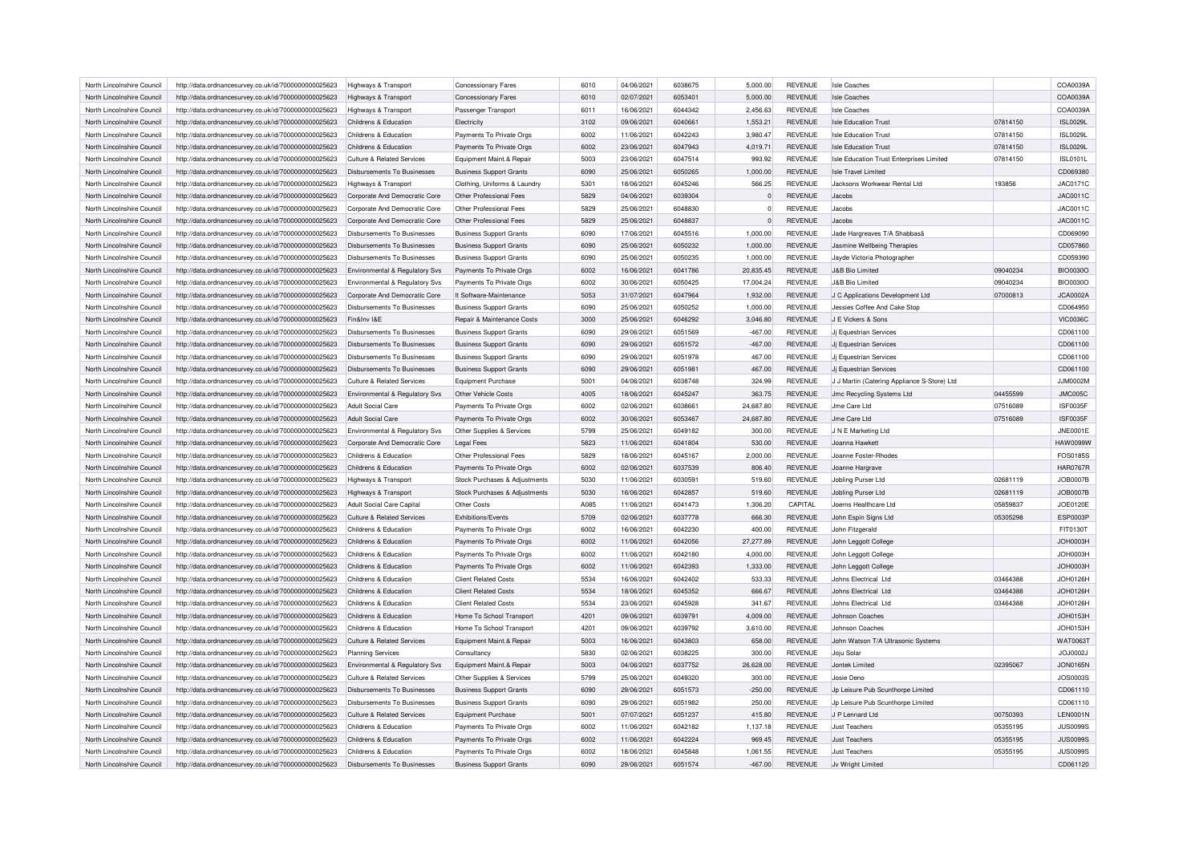| North Lincolnshire Council | http://data.ordnancesurvey.co.uk/id/7000000000025623 | Highways & Transport | Concessionary Fares | 6010 | 04/06/2021 | 6038675 | 5,000.00 | REVENUE | Isle Coaches | | COA0039A |
|---|---|---|---|---|---|---|---|---|---|---|---|
| North Lincolnshire Council | http://data.ordnancesurvey.co.uk/id/7000000000025623 | Highways & Transport | Concessionary Fares | 6010 | 02/07/2021 | 6053401 | 5,000.00 | REVENUE | Isle Coaches | | COA0039A |
| North Lincolnshire Council | http://data.ordnancesurvey.co.uk/id/7000000000025623 | Highways & Transport | Passenger Transport | 6011 | 16/06/2021 | 6044342 | 2,456.63 | REVENUE | Isle Coaches | | COA0039A |
| North Lincolnshire Council | http://data.ordnancesurvey.co.uk/id/7000000000025623 | Childrens & Education | Electricity | 3102 | 09/06/2021 | 6040661 | 1,553.21 | REVENUE | Isle Education Trust | 07814150 | ISL0029L |
| North Lincolnshire Council | http://data.ordnancesurvey.co.uk/id/7000000000025623 | Childrens & Education | Payments To Private Orgs | 6002 | 11/06/2021 | 6042243 | 3,980.47 | REVENUE | Isle Education Trust | 07814150 | ISL0029L |
| North Lincolnshire Council | http://data.ordnancesurvey.co.uk/id/7000000000025623 | Childrens & Education | Payments To Private Orgs | 6002 | 23/06/2021 | 6047943 | 4,019.71 | REVENUE | Isle Education Trust | 07814150 | ISL0029L |
| North Lincolnshire Council | http://data.ordnancesurvey.co.uk/id/7000000000025623 | Culture & Related Services | Equipment Maint.& Repair | 5003 | 23/06/2021 | 6047514 | 993.92 | REVENUE | Isle Education Trust Enterprises Limited | 07814150 | ISL0101L |
| North Lincolnshire Council | http://data.ordnancesurvey.co.uk/id/7000000000025623 | Disbursements To Businesses | Business Support Grants | 6090 | 25/06/2021 | 6050265 | 1,000.00 | REVENUE | Isle Travel Limited | | CD069380 |
| North Lincolnshire Council | http://data.ordnancesurvey.co.uk/id/7000000000025623 | Highways & Transport | Clothing, Uniforms & Laundry | 5301 | 18/06/2021 | 6045246 | 566.25 | REVENUE | Jacksons Workwear Rental Ltd | 193856 | JAC0171C |
| North Lincolnshire Council | http://data.ordnancesurvey.co.uk/id/7000000000025623 | Corporate And Democratic Core | Other Professional Fees | 5829 | 04/06/2021 | 6039304 | 0 | REVENUE | Jacobs | | JAC0011C |
| North Lincolnshire Council | http://data.ordnancesurvey.co.uk/id/7000000000025623 | Corporate And Democratic Core | Other Professional Fees | 5829 | 25/06/2021 | 6048830 | 0 | REVENUE | Jacobs | | JAC0011C |
| North Lincolnshire Council | http://data.ordnancesurvey.co.uk/id/7000000000025623 | Corporate And Democratic Core | Other Professional Fees | 5829 | 25/06/2021 | 6048837 | 0 | REVENUE | Jacobs | | JAC0011C |
| North Lincolnshire Council | http://data.ordnancesurvey.co.uk/id/7000000000025623 | Disbursements To Businesses | Business Support Grants | 6090 | 17/06/2021 | 6045516 | 1,000.00 | REVENUE | Jade Hargreaves T/A Shabbasâ | | CD069090 |
| North Lincolnshire Council | http://data.ordnancesurvey.co.uk/id/7000000000025623 | Disbursements To Businesses | Business Support Grants | 6090 | 25/06/2021 | 6050232 | 1,000.00 | REVENUE | Jasmine Wellbeing Therapies | | CD057860 |
| North Lincolnshire Council | http://data.ordnancesurvey.co.uk/id/7000000000025623 | Disbursements To Businesses | Business Support Grants | 6090 | 25/06/2021 | 6050235 | 1,000.00 | REVENUE | Jayde Victoria Photographer | | CD059390 |
| North Lincolnshire Council | http://data.ordnancesurvey.co.uk/id/7000000000025623 | Environmental & Regulatory Svs | Payments To Private Orgs | 6002 | 16/06/2021 | 6041786 | 20,835.45 | REVENUE | J&B Bio Limited | 09040234 | BIO0030O |
| North Lincolnshire Council | http://data.ordnancesurvey.co.uk/id/7000000000025623 | Environmental & Regulatory Svs | Payments To Private Orgs | 6002 | 30/06/2021 | 6050425 | 17,004.24 | REVENUE | J&B Bio Limited | 09040234 | BIO0030O |
| North Lincolnshire Council | http://data.ordnancesurvey.co.uk/id/7000000000025623 | Corporate And Democratic Core | It Software-Maintenance | 5053 | 31/07/2021 | 6047964 | 1,932.00 | REVENUE | J C Applications Development Ltd | 07000813 | JCA0002A |
| North Lincolnshire Council | http://data.ordnancesurvey.co.uk/id/7000000000025623 | Disbursements To Businesses | Business Support Grants | 6090 | 25/06/2021 | 6050252 | 1,000.00 | REVENUE | Jessies Coffee And Cake Stop | | CD064950 |
| North Lincolnshire Council | http://data.ordnancesurvey.co.uk/id/7000000000025623 | Fin&Inv I&E | Repair & Maintenance Costs | 3000 | 25/06/2021 | 6046292 | 3,046.80 | REVENUE | J E Vickers & Sons | | VIC0036C |
| North Lincolnshire Council | http://data.ordnancesurvey.co.uk/id/7000000000025623 | Disbursements To Businesses | Business Support Grants | 6090 | 29/06/2021 | 6051569 | -467.00 | REVENUE | Jj Equestrian Services | | CD061100 |
| North Lincolnshire Council | http://data.ordnancesurvey.co.uk/id/7000000000025623 | Disbursements To Businesses | Business Support Grants | 6090 | 29/06/2021 | 6051572 | -467.00 | REVENUE | Jj Equestrian Services | | CD061100 |
| North Lincolnshire Council | http://data.ordnancesurvey.co.uk/id/7000000000025623 | Disbursements To Businesses | Business Support Grants | 6090 | 29/06/2021 | 6051978 | 467.00 | REVENUE | Jj Equestrian Services | | CD061100 |
| North Lincolnshire Council | http://data.ordnancesurvey.co.uk/id/7000000000025623 | Disbursements To Businesses | Business Support Grants | 6090 | 29/06/2021 | 6051981 | 467.00 | REVENUE | Jj Equestrian Services | | CD061100 |
| North Lincolnshire Council | http://data.ordnancesurvey.co.uk/id/7000000000025623 | Culture & Related Services | Equipment Purchase | 5001 | 04/06/2021 | 6038748 | 324.99 | REVENUE | J J Martin (Catering Appliance S-Store) Ltd | | JJM0002M |
| North Lincolnshire Council | http://data.ordnancesurvey.co.uk/id/7000000000025623 | Environmental & Regulatory Svs | Other Vehicle Costs | 4005 | 18/06/2021 | 6045247 | 363.75 | REVENUE | Jmc Recycling Systems Ltd | 04455599 | JMC005C |
| North Lincolnshire Council | http://data.ordnancesurvey.co.uk/id/7000000000025623 | Adult Social Care | Payments To Private Orgs | 6002 | 02/06/2021 | 6038661 | 24,687.80 | REVENUE | Jme Care Ltd | 07516089 | ISF0035F |
| North Lincolnshire Council | http://data.ordnancesurvey.co.uk/id/7000000000025623 | Adult Social Care | Payments To Private Orgs | 6002 | 30/06/2021 | 6053467 | 24,687.80 | REVENUE | Jme Care Ltd | 07516089 | ISF0035F |
| North Lincolnshire Council | http://data.ordnancesurvey.co.uk/id/7000000000025623 | Environmental & Regulatory Svs | Other Supplies & Services | 5799 | 25/06/2021 | 6049182 | 300.00 | REVENUE | J N E Marketing Ltd | | JNE0001E |
| North Lincolnshire Council | http://data.ordnancesurvey.co.uk/id/7000000000025623 | Corporate And Democratic Core | Legal Fees | 5823 | 11/06/2021 | 6041804 | 530.00 | REVENUE | Joanna Hawkett | | HAW0099W |
| North Lincolnshire Council | http://data.ordnancesurvey.co.uk/id/7000000000025623 | Childrens & Education | Other Professional Fees | 5829 | 18/06/2021 | 6045167 | 2,000.00 | REVENUE | Joanne Foster-Rhodes | | FOS0185S |
| North Lincolnshire Council | http://data.ordnancesurvey.co.uk/id/7000000000025623 | Childrens & Education | Payments To Private Orgs | 6002 | 02/06/2021 | 6037539 | 806.40 | REVENUE | Joanne Hargrave | | HAR0767R |
| North Lincolnshire Council | http://data.ordnancesurvey.co.uk/id/7000000000025623 | Highways & Transport | Stock Purchases & Adjustments | 5030 | 11/06/2021 | 6030591 | 519.60 | REVENUE | Jobling Purser Ltd | 02681119 | JOB0007B |
| North Lincolnshire Council | http://data.ordnancesurvey.co.uk/id/7000000000025623 | Highways & Transport | Stock Purchases & Adjustments | 5030 | 16/06/2021 | 6042857 | 519.60 | REVENUE | Jobling Purser Ltd | 02681119 | JOB0007B |
| North Lincolnshire Council | http://data.ordnancesurvey.co.uk/id/7000000000025623 | Adult Social Care Capital | Other Costs | A085 | 11/06/2021 | 6041473 | 1,306.20 | CAPITAL | Joerns Healthcare Ltd | 05859837 | JOE0120E |
| North Lincolnshire Council | http://data.ordnancesurvey.co.uk/id/7000000000025623 | Culture & Related Services | Exhibitions/Events | 5709 | 02/06/2021 | 6037778 | 666.30 | REVENUE | John Espin Signs Ltd | 05305298 | ESP0003P |
| North Lincolnshire Council | http://data.ordnancesurvey.co.uk/id/7000000000025623 | Childrens & Education | Payments To Private Orgs | 6002 | 16/06/2021 | 6042230 | 400.00 | REVENUE | John Fitzgerald | | FIT0130T |
| North Lincolnshire Council | http://data.ordnancesurvey.co.uk/id/7000000000025623 | Childrens & Education | Payments To Private Orgs | 6002 | 11/06/2021 | 6042056 | 27,277.89 | REVENUE | John Leggott College | | JOH0003H |
| North Lincolnshire Council | http://data.ordnancesurvey.co.uk/id/7000000000025623 | Childrens & Education | Payments To Private Orgs | 6002 | 11/06/2021 | 6042180 | 4,000.00 | REVENUE | John Leggott College | | JOH0003H |
| North Lincolnshire Council | http://data.ordnancesurvey.co.uk/id/7000000000025623 | Childrens & Education | Payments To Private Orgs | 6002 | 11/06/2021 | 6042393 | 1,333.00 | REVENUE | John Leggott College | | JOH0003H |
| North Lincolnshire Council | http://data.ordnancesurvey.co.uk/id/7000000000025623 | Childrens & Education | Client Related Costs | 5534 | 16/06/2021 | 6042402 | 533.33 | REVENUE | Johns Electrical Ltd | 03464388 | JOH0126H |
| North Lincolnshire Council | http://data.ordnancesurvey.co.uk/id/7000000000025623 | Childrens & Education | Client Related Costs | 5534 | 18/06/2021 | 6045352 | 666.67 | REVENUE | Johns Electrical Ltd | 03464388 | JOH0126H |
| North Lincolnshire Council | http://data.ordnancesurvey.co.uk/id/7000000000025623 | Childrens & Education | Client Related Costs | 5534 | 23/06/2021 | 6045928 | 341.67 | REVENUE | Johns Electrical Ltd | 03464388 | JOH0126H |
| North Lincolnshire Council | http://data.ordnancesurvey.co.uk/id/7000000000025623 | Childrens & Education | Home To School Transport | 4201 | 09/06/2021 | 6039791 | 4,009.00 | REVENUE | Johnson Coaches | | JOH0153H |
| North Lincolnshire Council | http://data.ordnancesurvey.co.uk/id/7000000000025623 | Childrens & Education | Home To School Transport | 4201 | 09/06/2021 | 6039792 | 3,610.00 | REVENUE | Johnson Coaches | | JOH0153H |
| North Lincolnshire Council | http://data.ordnancesurvey.co.uk/id/7000000000025623 | Culture & Related Services | Equipment Maint.& Repair | 5003 | 16/06/2021 | 6043803 | 658.00 | REVENUE | John Watson T/A Ultrasonic Systems | | WAT0063T |
| North Lincolnshire Council | http://data.ordnancesurvey.co.uk/id/7000000000025623 | Planning Services | Consultancy | 5830 | 02/06/2021 | 6038225 | 300.00 | REVENUE | Joju Solar | | JOJ0002J |
| North Lincolnshire Council | http://data.ordnancesurvey.co.uk/id/7000000000025623 | Environmental & Regulatory Svs | Equipment Maint.& Repair | 5003 | 04/06/2021 | 6037752 | 26,628.00 | REVENUE | Jontek Limited | 02395067 | JON0165N |
| North Lincolnshire Council | http://data.ordnancesurvey.co.uk/id/7000000000025623 | Culture & Related Services | Other Supplies & Services | 5799 | 25/06/2021 | 6049320 | 300.00 | REVENUE | Josie Deno | | JOS0003S |
| North Lincolnshire Council | http://data.ordnancesurvey.co.uk/id/7000000000025623 | Disbursements To Businesses | Business Support Grants | 6090 | 29/06/2021 | 6051573 | -250.00 | REVENUE | Jp Leisure Pub Scunthorpe Limited | | CD061110 |
| North Lincolnshire Council | http://data.ordnancesurvey.co.uk/id/7000000000025623 | Disbursements To Businesses | Business Support Grants | 6090 | 29/06/2021 | 6051982 | 250.00 | REVENUE | Jp Leisure Pub Scunthorpe Limited | | CD061110 |
| North Lincolnshire Council | http://data.ordnancesurvey.co.uk/id/7000000000025623 | Culture & Related Services | Equipment Purchase | 5001 | 07/07/2021 | 6051237 | 415.80 | REVENUE | J P Lennard Ltd | 00750393 | LEN0001N |
| North Lincolnshire Council | http://data.ordnancesurvey.co.uk/id/7000000000025623 | Childrens & Education | Payments To Private Orgs | 6002 | 11/06/2021 | 6042182 | 1,137.18 | REVENUE | Just Teachers | 05355195 | JUS0099S |
| North Lincolnshire Council | http://data.ordnancesurvey.co.uk/id/7000000000025623 | Childrens & Education | Payments To Private Orgs | 6002 | 11/06/2021 | 6042224 | 969.45 | REVENUE | Just Teachers | 05355195 | JUS0099S |
| North Lincolnshire Council | http://data.ordnancesurvey.co.uk/id/7000000000025623 | Childrens & Education | Payments To Private Orgs | 6002 | 18/06/2021 | 6045848 | 1,061.55 | REVENUE | Just Teachers | 05355195 | JUS0099S |
| North Lincolnshire Council | http://data.ordnancesurvey.co.uk/id/7000000000025623 | Disbursements To Businesses | Business Support Grants | 6090 | 29/06/2021 | 6051574 | -467.00 | REVENUE | Jv Wright Limited | | CD061120 |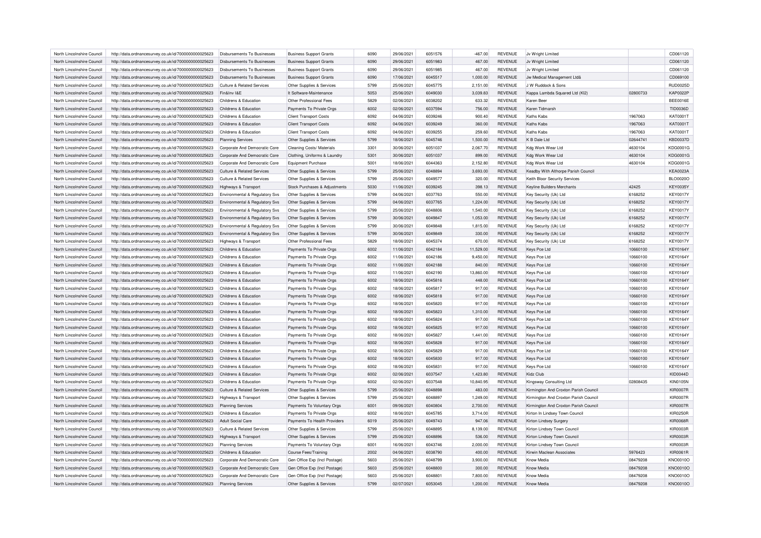| North Lincolnshire Council | http://data.ordnancesurvey.co.uk/id/7000000000025623 | Disbursements To Businesses | Business Support Grants | 6090 | 29/06/2021 | 6051576 | -467.00 | REVENUE | Jv Wright Limited | | CD061120 |
|---|---|---|---|---|---|---|---|---|---|---|---|
| North Lincolnshire Council | http://data.ordnancesurvey.co.uk/id/7000000000025623 | Disbursements To Businesses | Business Support Grants | 6090 | 29/06/2021 | 6051983 | 467.00 | REVENUE | Jv Wright Limited | | CD061120 |
| North Lincolnshire Council | http://data.ordnancesurvey.co.uk/id/7000000000025623 | Disbursements To Businesses | Business Support Grants | 6090 | 29/06/2021 | 6051985 | 467.00 | REVENUE | Jv Wright Limited | | CD061120 |
| North Lincolnshire Council | http://data.ordnancesurvey.co.uk/id/7000000000025623 | Disbursements To Businesses | Business Support Grants | 6090 | 17/06/2021 | 6045517 | 1,000.00 | REVENUE | Jw Medical Management Ltdâ | | CD069100 |
| North Lincolnshire Council | http://data.ordnancesurvey.co.uk/id/7000000000025623 | Culture & Related Services | Other Supplies & Services | 5799 | 25/06/2021 | 6045775 | 2,151.00 | REVENUE | J W Ruddock & Sons | | RUD0025D |
| North Lincolnshire Council | http://data.ordnancesurvey.co.uk/id/7000000000025623 | Fin&Inv I&E | It Software-Maintenance | 5053 | 25/06/2021 | 6049030 | 3,039.83 | REVENUE | Kappa Lambda Squared Ltd (Kl2) | 02800733 | KAP0022P |
| North Lincolnshire Council | http://data.ordnancesurvey.co.uk/id/7000000000025623 | Childrens & Education | Other Professional Fees | 5829 | 02/06/2021 | 6038202 | 633.32 | REVENUE | Karen Beer | | BEE0016E |
| North Lincolnshire Council | http://data.ordnancesurvey.co.uk/id/7000000000025623 | Childrens & Education | Payments To Private Orgs | 6002 | 02/06/2021 | 6037594 | 756.00 | REVENUE | Karen Tidmarsh | | TID0036D |
| North Lincolnshire Council | http://data.ordnancesurvey.co.uk/id/7000000000025623 | Childrens & Education | Client Transport Costs | 6092 | 04/06/2021 | 6039246 | 900.40 | REVENUE | Kaths Kabs | 1967063 | KAT0001T |
| North Lincolnshire Council | http://data.ordnancesurvey.co.uk/id/7000000000025623 | Childrens & Education | Client Transport Costs | 6092 | 04/06/2021 | 6039249 | 360.00 | REVENUE | Kaths Kabs | 1967063 | KAT0001T |
| North Lincolnshire Council | http://data.ordnancesurvey.co.uk/id/7000000000025623 | Childrens & Education | Client Transport Costs | 6092 | 04/06/2021 | 6039255 | 259.60 | REVENUE | Kaths Kabs | 1967063 | KAT0001T |
| North Lincolnshire Council | http://data.ordnancesurvey.co.uk/id/7000000000025623 | Planning Services | Other Supplies & Services | 5799 | 18/06/2021 | 6045746 | 1,500.00 | REVENUE | K B Dale Ltd | 02644741 | KBD0037D |
| North Lincolnshire Council | http://data.ordnancesurvey.co.uk/id/7000000000025623 | Corporate And Democratic Core | Cleaning Costs/ Materials | 3301 | 30/06/2021 | 6051037 | 2,067.70 | REVENUE | Kdg Work Wear Ltd | 4630104 | KDG0001G |
| North Lincolnshire Council | http://data.ordnancesurvey.co.uk/id/7000000000025623 | Corporate And Democratic Core | Clothing, Uniforms & Laundry | 5301 | 30/06/2021 | 6051037 | 899.00 | REVENUE | Kdg Work Wear Ltd | 4630104 | KDG0001G |
| North Lincolnshire Council | http://data.ordnancesurvey.co.uk/id/7000000000025623 | Corporate And Democratic Core | Equipment Purchase | 5001 | 18/06/2021 | 6044363 | 2,152.80 | REVENUE | Kdg Work Wear Ltd | 4630104 | KDG0001G |
| North Lincolnshire Council | http://data.ordnancesurvey.co.uk/id/7000000000025623 | Culture & Related Services | Other Supplies & Services | 5799 | 25/06/2021 | 6048894 | 3,693.00 | REVENUE | Keadby With Althorpe Parish Council | | KEA0023A |
| North Lincolnshire Council | http://data.ordnancesurvey.co.uk/id/7000000000025623 | Culture & Related Services | Other Supplies & Services | 5799 | 25/06/2021 | 6049577 | 320.00 | REVENUE | Keith Bloor Security Services | | BLO0020O |
| North Lincolnshire Council | http://data.ordnancesurvey.co.uk/id/7000000000025623 | Highways & Transport | Stock Purchases & Adjustments | 5030 | 11/06/2021 | 6039245 | 398.13 | REVENUE | Keyline Builders Merchants | 42425 | KEY0035Y |
| North Lincolnshire Council | http://data.ordnancesurvey.co.uk/id/7000000000025623 | Environmental & Regulatory Svs | Other Supplies & Services | 5799 | 04/06/2021 | 6037763 | 550.00 | REVENUE | Key Security (Uk) Ltd | 6168252 | KEY0017Y |
| North Lincolnshire Council | http://data.ordnancesurvey.co.uk/id/7000000000025623 | Environmental & Regulatory Svs | Other Supplies & Services | 5799 | 04/06/2021 | 6037765 | 1,224.00 | REVENUE | Key Security (Uk) Ltd | 6168252 | KEY0017Y |
| North Lincolnshire Council | http://data.ordnancesurvey.co.uk/id/7000000000025623 | Environmental & Regulatory Svs | Other Supplies & Services | 5799 | 25/06/2021 | 6048806 | 1,540.00 | REVENUE | Key Security (Uk) Ltd | 6168252 | KEY0017Y |
| North Lincolnshire Council | http://data.ordnancesurvey.co.uk/id/7000000000025623 | Environmental & Regulatory Svs | Other Supplies & Services | 5799 | 30/06/2021 | 6049847 | 1,053.00 | REVENUE | Key Security (Uk) Ltd | 6168252 | KEY0017Y |
| North Lincolnshire Council | http://data.ordnancesurvey.co.uk/id/7000000000025623 | Environmental & Regulatory Svs | Other Supplies & Services | 5799 | 30/06/2021 | 6049848 | 1,815.00 | REVENUE | Key Security (Uk) Ltd | 6168252 | KEY0017Y |
| North Lincolnshire Council | http://data.ordnancesurvey.co.uk/id/7000000000025623 | Environmental & Regulatory Svs | Other Supplies & Services | 5799 | 30/06/2021 | 6049849 | 330.00 | REVENUE | Key Security (Uk) Ltd | 6168252 | KEY0017Y |
| North Lincolnshire Council | http://data.ordnancesurvey.co.uk/id/7000000000025623 | Highways & Transport | Other Professional Fees | 5829 | 18/06/2021 | 6045374 | 670.00 | REVENUE | Key Security (Uk) Ltd | 6168252 | KEY0017Y |
| North Lincolnshire Council | http://data.ordnancesurvey.co.uk/id/7000000000025623 | Childrens & Education | Payments To Private Orgs | 6002 | 11/06/2021 | 6042184 | 11,529.00 | REVENUE | Keys Pce Ltd | 10660100 | KEY0164Y |
| North Lincolnshire Council | http://data.ordnancesurvey.co.uk/id/7000000000025623 | Childrens & Education | Payments To Private Orgs | 6002 | 11/06/2021 | 6042186 | 9,450.00 | REVENUE | Keys Pce Ltd | 10660100 | KEY0164Y |
| North Lincolnshire Council | http://data.ordnancesurvey.co.uk/id/7000000000025623 | Childrens & Education | Payments To Private Orgs | 6002 | 11/06/2021 | 6042188 | 840.00 | REVENUE | Keys Pce Ltd | 10660100 | KEY0164Y |
| North Lincolnshire Council | http://data.ordnancesurvey.co.uk/id/7000000000025623 | Childrens & Education | Payments To Private Orgs | 6002 | 11/06/2021 | 6042190 | 13,860.00 | REVENUE | Keys Pce Ltd | 10660100 | KEY0164Y |
| North Lincolnshire Council | http://data.ordnancesurvey.co.uk/id/7000000000025623 | Childrens & Education | Payments To Private Orgs | 6002 | 18/06/2021 | 6045816 | 448.00 | REVENUE | Keys Pce Ltd | 10660100 | KEY0164Y |
| North Lincolnshire Council | http://data.ordnancesurvey.co.uk/id/7000000000025623 | Childrens & Education | Payments To Private Orgs | 6002 | 18/06/2021 | 6045817 | 917.00 | REVENUE | Keys Pce Ltd | 10660100 | KEY0164Y |
| North Lincolnshire Council | http://data.ordnancesurvey.co.uk/id/7000000000025623 | Childrens & Education | Payments To Private Orgs | 6002 | 18/06/2021 | 6045818 | 917.00 | REVENUE | Keys Pce Ltd | 10660100 | KEY0164Y |
| North Lincolnshire Council | http://data.ordnancesurvey.co.uk/id/7000000000025623 | Childrens & Education | Payments To Private Orgs | 6002 | 18/06/2021 | 6045820 | 917.00 | REVENUE | Keys Pce Ltd | 10660100 | KEY0164Y |
| North Lincolnshire Council | http://data.ordnancesurvey.co.uk/id/7000000000025623 | Childrens & Education | Payments To Private Orgs | 6002 | 18/06/2021 | 6045823 | 1,310.00 | REVENUE | Keys Pce Ltd | 10660100 | KEY0164Y |
| North Lincolnshire Council | http://data.ordnancesurvey.co.uk/id/7000000000025623 | Childrens & Education | Payments To Private Orgs | 6002 | 18/06/2021 | 6045824 | 917.00 | REVENUE | Keys Pce Ltd | 10660100 | KEY0164Y |
| North Lincolnshire Council | http://data.ordnancesurvey.co.uk/id/7000000000025623 | Childrens & Education | Payments To Private Orgs | 6002 | 18/06/2021 | 6045825 | 917.00 | REVENUE | Keys Pce Ltd | 10660100 | KEY0164Y |
| North Lincolnshire Council | http://data.ordnancesurvey.co.uk/id/7000000000025623 | Childrens & Education | Payments To Private Orgs | 6002 | 18/06/2021 | 6045827 | 1,441.00 | REVENUE | Keys Pce Ltd | 10660100 | KEY0164Y |
| North Lincolnshire Council | http://data.ordnancesurvey.co.uk/id/7000000000025623 | Childrens & Education | Payments To Private Orgs | 6002 | 18/06/2021 | 6045828 | 917.00 | REVENUE | Keys Pce Ltd | 10660100 | KEY0164Y |
| North Lincolnshire Council | http://data.ordnancesurvey.co.uk/id/7000000000025623 | Childrens & Education | Payments To Private Orgs | 6002 | 18/06/2021 | 6045829 | 917.00 | REVENUE | Keys Pce Ltd | 10660100 | KEY0164Y |
| North Lincolnshire Council | http://data.ordnancesurvey.co.uk/id/7000000000025623 | Childrens & Education | Payments To Private Orgs | 6002 | 18/06/2021 | 6045830 | 917.00 | REVENUE | Keys Pce Ltd | 10660100 | KEY0164Y |
| North Lincolnshire Council | http://data.ordnancesurvey.co.uk/id/7000000000025623 | Childrens & Education | Payments To Private Orgs | 6002 | 18/06/2021 | 6045831 | 917.00 | REVENUE | Keys Pce Ltd | 10660100 | KEY0164Y |
| North Lincolnshire Council | http://data.ordnancesurvey.co.uk/id/7000000000025623 | Childrens & Education | Payments To Private Orgs | 6002 | 02/06/2021 | 6037547 | 1,423.80 | REVENUE | Kidz Club | | KID0044D |
| North Lincolnshire Council | http://data.ordnancesurvey.co.uk/id/7000000000025623 | Childrens & Education | Payments To Private Orgs | 6002 | 02/06/2021 | 6037548 | 10,840.95 | REVENUE | Kingsway Consulting Ltd | 02808435 | KIN0105N |
| North Lincolnshire Council | http://data.ordnancesurvey.co.uk/id/7000000000025623 | Culture & Related Services | Other Supplies & Services | 5799 | 25/06/2021 | 6048898 | 483.00 | REVENUE | Kirmington And Croxton Parish Council | | KIR0007R |
| North Lincolnshire Council | http://data.ordnancesurvey.co.uk/id/7000000000025623 | Highways & Transport | Other Supplies & Services | 5799 | 25/06/2021 | 6048897 | 1,249.00 | REVENUE | Kirmington And Croxton Parish Council | | KIR0007R |
| North Lincolnshire Council | http://data.ordnancesurvey.co.uk/id/7000000000025623 | Planning Services | Payments To Voluntary Orgs | 6001 | 09/06/2021 | 6040804 | 2,700.00 | REVENUE | Kirmington And Croxton Parish Council | | KIR0007R |
| North Lincolnshire Council | http://data.ordnancesurvey.co.uk/id/7000000000025623 | Childrens & Education | Payments To Private Orgs | 6002 | 18/06/2021 | 6045785 | 3,714.00 | REVENUE | Kirton In Lindsey Town Council | | KIR0250R |
| North Lincolnshire Council | http://data.ordnancesurvey.co.uk/id/7000000000025623 | Adult Social Care | Payments To Health Providers | 6019 | 25/06/2021 | 6049743 | 947.06 | REVENUE | Kirton Lindsey Surgery | | KIR0068R |
| North Lincolnshire Council | http://data.ordnancesurvey.co.uk/id/7000000000025623 | Culture & Related Services | Other Supplies & Services | 5799 | 25/06/2021 | 6048895 | 8,139.00 | REVENUE | Kirton Lindsey Town Council | | KIR0003R |
| North Lincolnshire Council | http://data.ordnancesurvey.co.uk/id/7000000000025623 | Highways & Transport | Other Supplies & Services | 5799 | 25/06/2021 | 6048896 | 536.00 | REVENUE | Kirton Lindsey Town Council | | KIR0003R |
| North Lincolnshire Council | http://data.ordnancesurvey.co.uk/id/7000000000025623 | Planning Services | Payments To Voluntary Orgs | 6001 | 16/06/2021 | 6043746 | 2,000.00 | REVENUE | Kirton Lindsey Town Council | | KIR0003R |
| North Lincolnshire Council | http://data.ordnancesurvey.co.uk/id/7000000000025623 | Childrens & Education | Course Fees/Training | 2002 | 04/06/2021 | 6038790 | 400.00 | REVENUE | Kirwin Maclean Associates | 5976423 | KIR0061R |
| North Lincolnshire Council | http://data.ordnancesurvey.co.uk/id/7000000000025623 | Corporate And Democratic Core | Gen Office Exp (Incl Postage) | 5603 | 25/06/2021 | 6048799 | 3,900.00 | REVENUE | Know Media | 08479208 | KNO0010O |
| North Lincolnshire Council | http://data.ordnancesurvey.co.uk/id/7000000000025623 | Corporate And Democratic Core | Gen Office Exp (Incl Postage) | 5603 | 25/06/2021 | 6048800 | 300.00 | REVENUE | Know Media | 08479208 | KNO0010O |
| North Lincolnshire Council | http://data.ordnancesurvey.co.uk/id/7000000000025623 | Corporate And Democratic Core | Gen Office Exp (Incl Postage) | 5603 | 25/06/2021 | 6048801 | 7,800.00 | REVENUE | Know Media | 08479208 | KNO0010O |
| North Lincolnshire Council | http://data.ordnancesurvey.co.uk/id/7000000000025623 | Planning Services | Other Supplies & Services | 5799 | 02/07/2021 | 6053045 | 1,200.00 | REVENUE | Know Media | 08479208 | KNO0010O |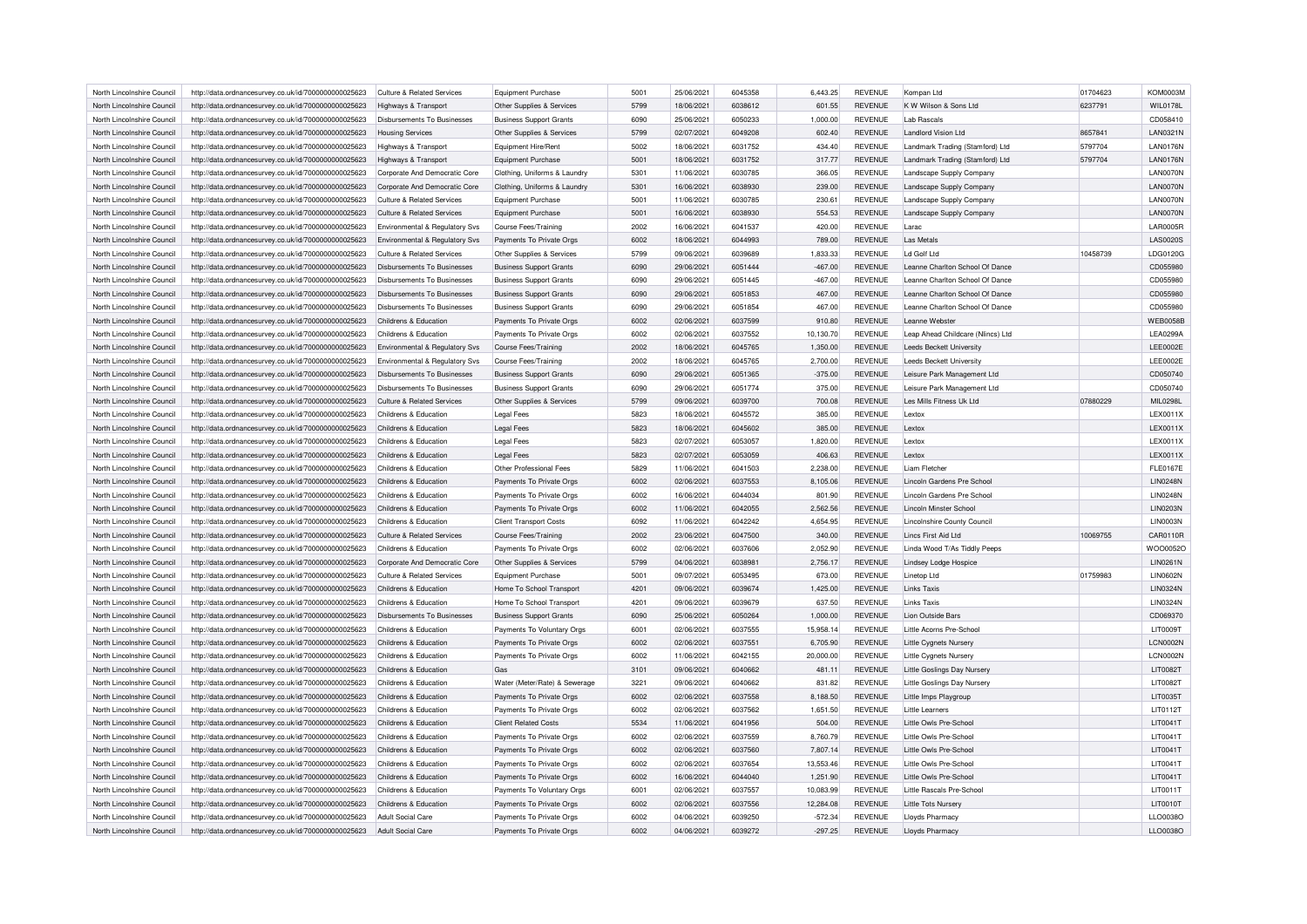| North Lincolnshire Council | http://data.ordnancesurvey.co.uk/id/7000000000025623 | Culture & Related Services | Equipment Purchase | 5001 | 25/06/2021 | 6045358 | 6,443.25 | REVENUE | Kompan Ltd | 01704623 | KOM0003M |
|---|---|---|---|---|---|---|---|---|---|---|---|
| North Lincolnshire Council | http://data.ordnancesurvey.co.uk/id/7000000000025623 | Highways & Transport | Other Supplies & Services | 5799 | 18/06/2021 | 6038612 | 601.55 | REVENUE | K W Wilson & Sons Ltd | 6237791 | WIL0178L |
| North Lincolnshire Council | http://data.ordnancesurvey.co.uk/id/7000000000025623 | Disbursements To Businesses | Business Support Grants | 6090 | 25/06/2021 | 6050233 | 1,000.00 | REVENUE | Lab Rascals | | CD058410 |
| North Lincolnshire Council | http://data.ordnancesurvey.co.uk/id/7000000000025623 | Housing Services | Other Supplies & Services | 5799 | 02/07/2021 | 6049208 | 602.40 | REVENUE | Landlord Vision Ltd | 8657841 | LAN0321N |
| North Lincolnshire Council | http://data.ordnancesurvey.co.uk/id/7000000000025623 | Highways & Transport | Equipment Hire/Rent | 5002 | 18/06/2021 | 6031752 | 434.40 | REVENUE | Landmark Trading (Stamford) Ltd | 5797704 | LAN0176N |
| North Lincolnshire Council | http://data.ordnancesurvey.co.uk/id/7000000000025623 | Highways & Transport | Equipment Purchase | 5001 | 18/06/2021 | 6031752 | 317.77 | REVENUE | Landmark Trading (Stamford) Ltd | 5797704 | LAN0176N |
| North Lincolnshire Council | http://data.ordnancesurvey.co.uk/id/7000000000025623 | Corporate And Democratic Core | Clothing, Uniforms & Laundry | 5301 | 11/06/2021 | 6030785 | 366.05 | REVENUE | Landscape Supply Company | | LAN0070N |
| North Lincolnshire Council | http://data.ordnancesurvey.co.uk/id/7000000000025623 | Corporate And Democratic Core | Clothing, Uniforms & Laundry | 5301 | 16/06/2021 | 6038930 | 239.00 | REVENUE | Landscape Supply Company | | LAN0070N |
| North Lincolnshire Council | http://data.ordnancesurvey.co.uk/id/7000000000025623 | Culture & Related Services | Equipment Purchase | 5001 | 11/06/2021 | 6030785 | 230.61 | REVENUE | Landscape Supply Company | | LAN0070N |
| North Lincolnshire Council | http://data.ordnancesurvey.co.uk/id/7000000000025623 | Culture & Related Services | Equipment Purchase | 5001 | 16/06/2021 | 6038930 | 554.53 | REVENUE | Landscape Supply Company | | LAN0070N |
| North Lincolnshire Council | http://data.ordnancesurvey.co.uk/id/7000000000025623 | Environmental & Regulatory Svs | Course Fees/Training | 2002 | 16/06/2021 | 6041537 | 420.00 | REVENUE | Larac | | LAR0005R |
| North Lincolnshire Council | http://data.ordnancesurvey.co.uk/id/7000000000025623 | Environmental & Regulatory Svs | Payments To Private Orgs | 6002 | 18/06/2021 | 6044993 | 789.00 | REVENUE | Las Metals | | LAS0020S |
| North Lincolnshire Council | http://data.ordnancesurvey.co.uk/id/7000000000025623 | Culture & Related Services | Other Supplies & Services | 5799 | 09/06/2021 | 6039689 | 1,833.33 | REVENUE | Ld Golf Ltd | 10458739 | LDG0120G |
| North Lincolnshire Council | http://data.ordnancesurvey.co.uk/id/7000000000025623 | Disbursements To Businesses | Business Support Grants | 6090 | 29/06/2021 | 6051444 | -467.00 | REVENUE | Leanne Charlton School Of Dance | | CD055980 |
| North Lincolnshire Council | http://data.ordnancesurvey.co.uk/id/7000000000025623 | Disbursements To Businesses | Business Support Grants | 6090 | 29/06/2021 | 6051445 | -467.00 | REVENUE | Leanne Charlton School Of Dance | | CD055980 |
| North Lincolnshire Council | http://data.ordnancesurvey.co.uk/id/7000000000025623 | Disbursements To Businesses | Business Support Grants | 6090 | 29/06/2021 | 6051853 | 467.00 | REVENUE | Leanne Charlton School Of Dance | | CD055980 |
| North Lincolnshire Council | http://data.ordnancesurvey.co.uk/id/7000000000025623 | Disbursements To Businesses | Business Support Grants | 6090 | 29/06/2021 | 6051854 | 467.00 | REVENUE | Leanne Charlton School Of Dance | | CD055980 |
| North Lincolnshire Council | http://data.ordnancesurvey.co.uk/id/7000000000025623 | Childrens & Education | Payments To Private Orgs | 6002 | 02/06/2021 | 6037599 | 910.80 | REVENUE | Leanne Webster | | WEB0058B |
| North Lincolnshire Council | http://data.ordnancesurvey.co.uk/id/7000000000025623 | Childrens & Education | Payments To Private Orgs | 6002 | 02/06/2021 | 6037552 | 10,130.70 | REVENUE | Leap Ahead Childcare (Nlincs) Ltd | | LEA0299A |
| North Lincolnshire Council | http://data.ordnancesurvey.co.uk/id/7000000000025623 | Environmental & Regulatory Svs | Course Fees/Training | 2002 | 18/06/2021 | 6045765 | 1,350.00 | REVENUE | Leeds Beckett University | | LEE0002E |
| North Lincolnshire Council | http://data.ordnancesurvey.co.uk/id/7000000000025623 | Environmental & Regulatory Svs | Course Fees/Training | 2002 | 18/06/2021 | 6045765 | 2,700.00 | REVENUE | Leeds Beckett University | | LEE0002E |
| North Lincolnshire Council | http://data.ordnancesurvey.co.uk/id/7000000000025623 | Disbursements To Businesses | Business Support Grants | 6090 | 29/06/2021 | 6051365 | -375.00 | REVENUE | Leisure Park Management Ltd | | CD050740 |
| North Lincolnshire Council | http://data.ordnancesurvey.co.uk/id/7000000000025623 | Disbursements To Businesses | Business Support Grants | 6090 | 29/06/2021 | 6051774 | 375.00 | REVENUE | Leisure Park Management Ltd | | CD050740 |
| North Lincolnshire Council | http://data.ordnancesurvey.co.uk/id/7000000000025623 | Culture & Related Services | Other Supplies & Services | 5799 | 09/06/2021 | 6039700 | 700.08 | REVENUE | Les Mills Fitness Uk Ltd | 07880229 | MIL0298L |
| North Lincolnshire Council | http://data.ordnancesurvey.co.uk/id/7000000000025623 | Childrens & Education | Legal Fees | 5823 | 18/06/2021 | 6045572 | 385.00 | REVENUE | Lextox | | LEX0011X |
| North Lincolnshire Council | http://data.ordnancesurvey.co.uk/id/7000000000025623 | Childrens & Education | Legal Fees | 5823 | 18/06/2021 | 6045602 | 385.00 | REVENUE | Lextox | | LEX0011X |
| North Lincolnshire Council | http://data.ordnancesurvey.co.uk/id/7000000000025623 | Childrens & Education | Legal Fees | 5823 | 02/07/2021 | 6053057 | 1,820.00 | REVENUE | Lextox | | LEX0011X |
| North Lincolnshire Council | http://data.ordnancesurvey.co.uk/id/7000000000025623 | Childrens & Education | Legal Fees | 5823 | 02/07/2021 | 6053059 | 406.63 | REVENUE | Lextox | | LEX0011X |
| North Lincolnshire Council | http://data.ordnancesurvey.co.uk/id/7000000000025623 | Childrens & Education | Other Professional Fees | 5829 | 11/06/2021 | 6041503 | 2,238.00 | REVENUE | Liam Fletcher | | FLE0167E |
| North Lincolnshire Council | http://data.ordnancesurvey.co.uk/id/7000000000025623 | Childrens & Education | Payments To Private Orgs | 6002 | 02/06/2021 | 6037553 | 8,105.06 | REVENUE | Lincoln Gardens Pre School | | LIN0248N |
| North Lincolnshire Council | http://data.ordnancesurvey.co.uk/id/7000000000025623 | Childrens & Education | Payments To Private Orgs | 6002 | 16/06/2021 | 6044034 | 801.90 | REVENUE | Lincoln Gardens Pre School | | LIN0248N |
| North Lincolnshire Council | http://data.ordnancesurvey.co.uk/id/7000000000025623 | Childrens & Education | Payments To Private Orgs | 6002 | 11/06/2021 | 6042055 | 2,562.56 | REVENUE | Lincoln Minster School | | LIN0203N |
| North Lincolnshire Council | http://data.ordnancesurvey.co.uk/id/7000000000025623 | Childrens & Education | Client Transport Costs | 6092 | 11/06/2021 | 6042242 | 4,654.95 | REVENUE | Lincolnshire County Council | | LIN0003N |
| North Lincolnshire Council | http://data.ordnancesurvey.co.uk/id/7000000000025623 | Culture & Related Services | Course Fees/Training | 2002 | 23/06/2021 | 6047500 | 340.00 | REVENUE | Lincs First Aid Ltd | 10069755 | CAR0110R |
| North Lincolnshire Council | http://data.ordnancesurvey.co.uk/id/7000000000025623 | Childrens & Education | Payments To Private Orgs | 6002 | 02/06/2021 | 6037606 | 2,052.90 | REVENUE | Linda Wood T/As Tiddly Peeps | | WOO0052O |
| North Lincolnshire Council | http://data.ordnancesurvey.co.uk/id/7000000000025623 | Corporate And Democratic Core | Other Supplies & Services | 5799 | 04/06/2021 | 6038981 | 2,756.17 | REVENUE | Lindsey Lodge Hospice | | LIN0261N |
| North Lincolnshire Council | http://data.ordnancesurvey.co.uk/id/7000000000025623 | Culture & Related Services | Equipment Purchase | 5001 | 09/07/2021 | 6053495 | 673.00 | REVENUE | Linetop Ltd | 01759983 | LIN0602N |
| North Lincolnshire Council | http://data.ordnancesurvey.co.uk/id/7000000000025623 | Childrens & Education | Home To School Transport | 4201 | 09/06/2021 | 6039674 | 1,425.00 | REVENUE | Links Taxis | | LIN0324N |
| North Lincolnshire Council | http://data.ordnancesurvey.co.uk/id/7000000000025623 | Childrens & Education | Home To School Transport | 4201 | 09/06/2021 | 6039679 | 637.50 | REVENUE | Links Taxis | | LIN0324N |
| North Lincolnshire Council | http://data.ordnancesurvey.co.uk/id/7000000000025623 | Disbursements To Businesses | Business Support Grants | 6090 | 25/06/2021 | 6050264 | 1,000.00 | REVENUE | Lion Outside Bars | | CD069370 |
| North Lincolnshire Council | http://data.ordnancesurvey.co.uk/id/7000000000025623 | Childrens & Education | Payments To Voluntary Orgs | 6001 | 02/06/2021 | 6037555 | 15,958.14 | REVENUE | Little Acorns Pre-School | | LIT0009T |
| North Lincolnshire Council | http://data.ordnancesurvey.co.uk/id/7000000000025623 | Childrens & Education | Payments To Private Orgs | 6002 | 02/06/2021 | 6037551 | 6,705.90 | REVENUE | Little Cygnets Nursery | | LCN0002N |
| North Lincolnshire Council | http://data.ordnancesurvey.co.uk/id/7000000000025623 | Childrens & Education | Payments To Private Orgs | 6002 | 11/06/2021 | 6042155 | 20,000.00 | REVENUE | Little Cygnets Nursery | | LCN0002N |
| North Lincolnshire Council | http://data.ordnancesurvey.co.uk/id/7000000000025623 | Childrens & Education | Gas | 3101 | 09/06/2021 | 6040662 | 481.11 | REVENUE | Little Goslings Day Nursery | | LIT0082T |
| North Lincolnshire Council | http://data.ordnancesurvey.co.uk/id/7000000000025623 | Childrens & Education | Water (Meter/Rate) & Sewerage | 3221 | 09/06/2021 | 6040662 | 831.82 | REVENUE | Little Goslings Day Nursery | | LIT0082T |
| North Lincolnshire Council | http://data.ordnancesurvey.co.uk/id/7000000000025623 | Childrens & Education | Payments To Private Orgs | 6002 | 02/06/2021 | 6037558 | 8,188.50 | REVENUE | Little Imps Playgroup | | LIT0035T |
| North Lincolnshire Council | http://data.ordnancesurvey.co.uk/id/7000000000025623 | Childrens & Education | Payments To Private Orgs | 6002 | 02/06/2021 | 6037562 | 1,651.50 | REVENUE | Little Learners | | LIT0112T |
| North Lincolnshire Council | http://data.ordnancesurvey.co.uk/id/7000000000025623 | Childrens & Education | Client Related Costs | 5534 | 11/06/2021 | 6041956 | 504.00 | REVENUE | Little Owls Pre-School | | LIT0041T |
| North Lincolnshire Council | http://data.ordnancesurvey.co.uk/id/7000000000025623 | Childrens & Education | Payments To Private Orgs | 6002 | 02/06/2021 | 6037559 | 8,760.79 | REVENUE | Little Owls Pre-School | | LIT0041T |
| North Lincolnshire Council | http://data.ordnancesurvey.co.uk/id/7000000000025623 | Childrens & Education | Payments To Private Orgs | 6002 | 02/06/2021 | 6037560 | 7,807.14 | REVENUE | Little Owls Pre-School | | LIT0041T |
| North Lincolnshire Council | http://data.ordnancesurvey.co.uk/id/7000000000025623 | Childrens & Education | Payments To Private Orgs | 6002 | 02/06/2021 | 6037654 | 13,553.46 | REVENUE | Little Owls Pre-School | | LIT0041T |
| North Lincolnshire Council | http://data.ordnancesurvey.co.uk/id/7000000000025623 | Childrens & Education | Payments To Private Orgs | 6002 | 16/06/2021 | 6044040 | 1,251.90 | REVENUE | Little Owls Pre-School | | LIT0041T |
| North Lincolnshire Council | http://data.ordnancesurvey.co.uk/id/7000000000025623 | Childrens & Education | Payments To Voluntary Orgs | 6001 | 02/06/2021 | 6037557 | 10,083.99 | REVENUE | Little Rascals Pre-School | | LIT0011T |
| North Lincolnshire Council | http://data.ordnancesurvey.co.uk/id/7000000000025623 | Childrens & Education | Payments To Private Orgs | 6002 | 02/06/2021 | 6037556 | 12,284.08 | REVENUE | Little Tots Nursery | | LIT0010T |
| North Lincolnshire Council | http://data.ordnancesurvey.co.uk/id/7000000000025623 | Adult Social Care | Payments To Private Orgs | 6002 | 04/06/2021 | 6039250 | -572.34 | REVENUE | Lloyds Pharmacy | | LLO0038O |
| North Lincolnshire Council | http://data.ordnancesurvey.co.uk/id/7000000000025623 | Adult Social Care | Payments To Private Orgs | 6002 | 04/06/2021 | 6039272 | -297.25 | REVENUE | Lloyds Pharmacy | | LLO0038O |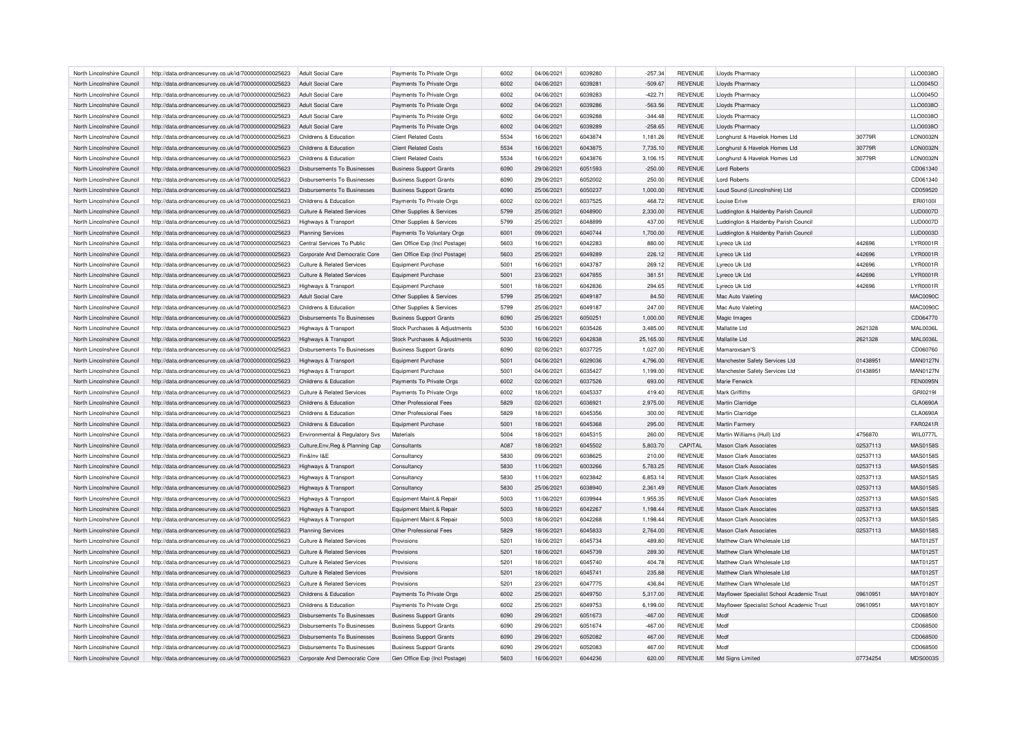| North Lincolnshire Council | http://data.ordnancesurvey.co.uk/id/7000000000025623 | Adult Social Care | Payments To Private Orgs | 6002 | 04/06/2021 | 6039280 | -257.34 | REVENUE | Lloyds Pharmacy | | LLO0038O |
|---|---|---|---|---|---|---|---|---|---|---|---|
| North Lincolnshire Council | http://data.ordnancesurvey.co.uk/id/7000000000025623 | Adult Social Care | Payments To Private Orgs | 6002 | 04/06/2021 | 6039281 | -509.67 | REVENUE | Lloyds Pharmacy | | LLO0045O |
| North Lincolnshire Council | http://data.ordnancesurvey.co.uk/id/7000000000025623 | Adult Social Care | Payments To Private Orgs | 6002 | 04/06/2021 | 6039283 | -422.71 | REVENUE | Lloyds Pharmacy | | LLO0045O |
| North Lincolnshire Council | http://data.ordnancesurvey.co.uk/id/7000000000025623 | Adult Social Care | Payments To Private Orgs | 6002 | 04/06/2021 | 6039286 | -563.56 | REVENUE | Lloyds Pharmacy | | LLO0038O |
| North Lincolnshire Council | http://data.ordnancesurvey.co.uk/id/7000000000025623 | Adult Social Care | Payments To Private Orgs | 6002 | 04/06/2021 | 6039288 | -344.48 | REVENUE | Lloyds Pharmacy | | LLO0038O |
| North Lincolnshire Council | http://data.ordnancesurvey.co.uk/id/7000000000025623 | Adult Social Care | Payments To Private Orgs | 6002 | 04/06/2021 | 6039289 | -258.65 | REVENUE | Lloyds Pharmacy | | LLO0038O |
| North Lincolnshire Council | http://data.ordnancesurvey.co.uk/id/7000000000025623 | Childrens & Education | Client Related Costs | 5534 | 16/06/2021 | 6043874 | 1,181.26 | REVENUE | Longhurst & Havelok Homes Ltd | 30779R | LON0032N |
| North Lincolnshire Council | http://data.ordnancesurvey.co.uk/id/7000000000025623 | Childrens & Education | Client Related Costs | 5534 | 16/06/2021 | 6043875 | 7,735.10 | REVENUE | Longhurst & Havelok Homes Ltd | 30779R | LON0032N |
| North Lincolnshire Council | http://data.ordnancesurvey.co.uk/id/7000000000025623 | Childrens & Education | Client Related Costs | 5534 | 16/06/2021 | 6043876 | 3,106.15 | REVENUE | Longhurst & Havelok Homes Ltd | 30779R | LON0032N |
| North Lincolnshire Council | http://data.ordnancesurvey.co.uk/id/7000000000025623 | Disbursements To Businesses | Business Support Grants | 6090 | 29/06/2021 | 6051593 | -250.00 | REVENUE | Lord Roberts | | CD061340 |
| North Lincolnshire Council | http://data.ordnancesurvey.co.uk/id/7000000000025623 | Disbursements To Businesses | Business Support Grants | 6090 | 29/06/2021 | 6052002 | 250.00 | REVENUE | Lord Roberts | | CD061340 |
| North Lincolnshire Council | http://data.ordnancesurvey.co.uk/id/7000000000025623 | Disbursements To Businesses | Business Support Grants | 6090 | 25/06/2021 | 6050237 | 1,000.00 | REVENUE | Loud Sound (Lincolnshire) Ltd | | CD059520 |
| North Lincolnshire Council | http://data.ordnancesurvey.co.uk/id/7000000000025623 | Childrens & Education | Payments To Private Orgs | 6002 | 02/06/2021 | 6037525 | 468.72 | REVENUE | Louise Erive | | ERI0100I |
| North Lincolnshire Council | http://data.ordnancesurvey.co.uk/id/7000000000025623 | Culture & Related Services | Other Supplies & Services | 5799 | 25/06/2021 | 6048900 | 2,330.00 | REVENUE | Luddington & Haldenby Parish Council | | LUD0007D |
| North Lincolnshire Council | http://data.ordnancesurvey.co.uk/id/7000000000025623 | Highways & Transport | Other Supplies & Services | 5799 | 25/06/2021 | 6048899 | 437.00 | REVENUE | Luddington & Haldenby Parish Council | | LUD0007D |
| North Lincolnshire Council | http://data.ordnancesurvey.co.uk/id/7000000000025623 | Planning Services | Payments To Voluntary Orgs | 6001 | 09/06/2021 | 6040744 | 1,700.00 | REVENUE | Luddington & Haldenby Parish Council | | LUD0003D |
| North Lincolnshire Council | http://data.ordnancesurvey.co.uk/id/7000000000025623 | Central Services To Public | Gen Office Exp (Incl Postage) | 5603 | 16/06/2021 | 6042283 | 880.00 | REVENUE | Lyreco Uk Ltd | 442696 | LYR0001R |
| North Lincolnshire Council | http://data.ordnancesurvey.co.uk/id/7000000000025623 | Corporate And Democratic Core | Gen Office Exp (Incl Postage) | 5603 | 25/06/2021 | 6049289 | 226.12 | REVENUE | Lyreco Uk Ltd | 442696 | LYR0001R |
| North Lincolnshire Council | http://data.ordnancesurvey.co.uk/id/7000000000025623 | Culture & Related Services | Equipment Purchase | 5001 | 16/06/2021 | 6043787 | 269.12 | REVENUE | Lyreco Uk Ltd | 442696 | LYR0001R |
| North Lincolnshire Council | http://data.ordnancesurvey.co.uk/id/7000000000025623 | Culture & Related Services | Equipment Purchase | 5001 | 23/06/2021 | 6047855 | 381.51 | REVENUE | Lyreco Uk Ltd | 442696 | LYR0001R |
| North Lincolnshire Council | http://data.ordnancesurvey.co.uk/id/7000000000025623 | Highways & Transport | Equipment Purchase | 5001 | 18/06/2021 | 6042836 | 294.65 | REVENUE | Lyreco Uk Ltd | 442696 | LYR0001R |
| North Lincolnshire Council | http://data.ordnancesurvey.co.uk/id/7000000000025623 | Adult Social Care | Other Supplies & Services | 5799 | 25/06/2021 | 6049187 | 84.50 | REVENUE | Mac Auto Valeting | | MAC0090C |
| North Lincolnshire Council | http://data.ordnancesurvey.co.uk/id/7000000000025623 | Childrens & Education | Other Supplies & Services | 5799 | 25/06/2021 | 6049187 | 247.00 | REVENUE | Mac Auto Valeting | | MAC0090C |
| North Lincolnshire Council | http://data.ordnancesurvey.co.uk/id/7000000000025623 | Disbursements To Businesses | Business Support Grants | 6090 | 25/06/2021 | 6050251 | 1,000.00 | REVENUE | Magic Images | | CD064770 |
| North Lincolnshire Council | http://data.ordnancesurvey.co.uk/id/7000000000025623 | Highways & Transport | Stock Purchases & Adjustments | 5030 | 16/06/2021 | 6035426 | 3,485.00 | REVENUE | Mallatite Ltd | 2621328 | MAL0036L |
| North Lincolnshire Council | http://data.ordnancesurvey.co.uk/id/7000000000025623 | Highways & Transport | Stock Purchases & Adjustments | 5030 | 16/06/2021 | 6042838 | 25,165.00 | REVENUE | Mallatite Ltd | 2621328 | MAL0036L |
| North Lincolnshire Council | http://data.ordnancesurvey.co.uk/id/7000000000025623 | Disbursements To Businesses | Business Support Grants | 6090 | 02/06/2021 | 6037725 | 1,027.00 | REVENUE | Mamaroxsam'S | | CD060760 |
| North Lincolnshire Council | http://data.ordnancesurvey.co.uk/id/7000000000025623 | Highways & Transport | Equipment Purchase | 5001 | 04/06/2021 | 6029036 | 4,796.00 | REVENUE | Manchester Safety Services Ltd | 01438951 | MAN0127N |
| North Lincolnshire Council | http://data.ordnancesurvey.co.uk/id/7000000000025623 | Highways & Transport | Equipment Purchase | 5001 | 04/06/2021 | 6035427 | 1,199.00 | REVENUE | Manchester Safety Services Ltd | 01438951 | MAN0127N |
| North Lincolnshire Council | http://data.ordnancesurvey.co.uk/id/7000000000025623 | Childrens & Education | Payments To Private Orgs | 6002 | 02/06/2021 | 6037526 | 693.00 | REVENUE | Marie Fenwick | | FEN0095N |
| North Lincolnshire Council | http://data.ordnancesurvey.co.uk/id/7000000000025623 | Culture & Related Services | Payments To Private Orgs | 6002 | 18/06/2021 | 6045337 | 419.40 | REVENUE | Mark Griffiths | | GRI0219I |
| North Lincolnshire Council | http://data.ordnancesurvey.co.uk/id/7000000000025623 | Childrens & Education | Other Professional Fees | 5829 | 02/06/2021 | 6036921 | 2,975.00 | REVENUE | Martin Clarridge | | CLA0690A |
| North Lincolnshire Council | http://data.ordnancesurvey.co.uk/id/7000000000025623 | Childrens & Education | Other Professional Fees | 5829 | 18/06/2021 | 6045356 | 300.00 | REVENUE | Martin Clarridge | | CLA0690A |
| North Lincolnshire Council | http://data.ordnancesurvey.co.uk/id/7000000000025623 | Childrens & Education | Equipment Purchase | 5001 | 18/06/2021 | 6045368 | 295.00 | REVENUE | Martin Farmery | | FAR0241R |
| North Lincolnshire Council | http://data.ordnancesurvey.co.uk/id/7000000000025623 | Environmental & Regulatory Svs | Materials | 5004 | 18/06/2021 | 6045315 | 260.00 | REVENUE | Martin Williams (Hull) Ltd | 4756870 | WIL0777L |
| North Lincolnshire Council | http://data.ordnancesurvey.co.uk/id/7000000000025623 | Culture,Env,Reg & Planning Cap | Consultants | A087 | 18/06/2021 | 6045502 | 5,803.70 | CAPITAL | Mason Clark Associates | 02537113 | MAS0158S |
| North Lincolnshire Council | http://data.ordnancesurvey.co.uk/id/7000000000025623 | Fin&Inv I&E | Consultancy | 5830 | 09/06/2021 | 6038625 | 210.00 | REVENUE | Mason Clark Associates | 02537113 | MAS0158S |
| North Lincolnshire Council | http://data.ordnancesurvey.co.uk/id/7000000000025623 | Highways & Transport | Consultancy | 5830 | 11/06/2021 | 6003266 | 5,783.25 | REVENUE | Mason Clark Associates | 02537113 | MAS0158S |
| North Lincolnshire Council | http://data.ordnancesurvey.co.uk/id/7000000000025623 | Highways & Transport | Consultancy | 5830 | 11/06/2021 | 6023842 | 6,853.14 | REVENUE | Mason Clark Associates | 02537113 | MAS0158S |
| North Lincolnshire Council | http://data.ordnancesurvey.co.uk/id/7000000000025623 | Highways & Transport | Consultancy | 5830 | 25/06/2021 | 6038940 | 2,361.49 | REVENUE | Mason Clark Associates | 02537113 | MAS0158S |
| North Lincolnshire Council | http://data.ordnancesurvey.co.uk/id/7000000000025623 | Highways & Transport | Equipment Maint.& Repair | 5003 | 11/06/2021 | 6039944 | 1,955.35 | REVENUE | Mason Clark Associates | 02537113 | MAS0158S |
| North Lincolnshire Council | http://data.ordnancesurvey.co.uk/id/7000000000025623 | Highways & Transport | Equipment Maint.& Repair | 5003 | 18/06/2021 | 6042267 | 1,198.44 | REVENUE | Mason Clark Associates | 02537113 | MAS0158S |
| North Lincolnshire Council | http://data.ordnancesurvey.co.uk/id/7000000000025623 | Highways & Transport | Equipment Maint.& Repair | 5003 | 18/06/2021 | 6042268 | 1,198.44 | REVENUE | Mason Clark Associates | 02537113 | MAS0158S |
| North Lincolnshire Council | http://data.ordnancesurvey.co.uk/id/7000000000025623 | Planning Services | Other Professional Fees | 5829 | 18/06/2021 | 6045833 | 2,764.00 | REVENUE | Mason Clark Associates | 02537113 | MAS0158S |
| North Lincolnshire Council | http://data.ordnancesurvey.co.uk/id/7000000000025623 | Culture & Related Services | Provisions | 5201 | 18/06/2021 | 6045734 | 489.80 | REVENUE | Matthew Clark Wholesale Ltd | | MAT0125T |
| North Lincolnshire Council | http://data.ordnancesurvey.co.uk/id/7000000000025623 | Culture & Related Services | Provisions | 5201 | 18/06/2021 | 6045739 | 289.30 | REVENUE | Matthew Clark Wholesale Ltd | | MAT0125T |
| North Lincolnshire Council | http://data.ordnancesurvey.co.uk/id/7000000000025623 | Culture & Related Services | Provisions | 5201 | 18/06/2021 | 6045740 | 404.78 | REVENUE | Matthew Clark Wholesale Ltd | | MAT0125T |
| North Lincolnshire Council | http://data.ordnancesurvey.co.uk/id/7000000000025623 | Culture & Related Services | Provisions | 5201 | 18/06/2021 | 6045741 | 235.88 | REVENUE | Matthew Clark Wholesale Ltd | | MAT0125T |
| North Lincolnshire Council | http://data.ordnancesurvey.co.uk/id/7000000000025623 | Culture & Related Services | Provisions | 5201 | 23/06/2021 | 6047775 | 436.84 | REVENUE | Matthew Clark Wholesale Ltd | | MAT0125T |
| North Lincolnshire Council | http://data.ordnancesurvey.co.uk/id/7000000000025623 | Childrens & Education | Payments To Private Orgs | 6002 | 25/06/2021 | 6049750 | 5,317.00 | REVENUE | Mayflower Specialist School Academic Trust | 09610951 | MAY0180Y |
| North Lincolnshire Council | http://data.ordnancesurvey.co.uk/id/7000000000025623 | Childrens & Education | Payments To Private Orgs | 6002 | 25/06/2021 | 6049753 | 6,199.00 | REVENUE | Mayflower Specialist School Academic Trust | 09610951 | MAY0180Y |
| North Lincolnshire Council | http://data.ordnancesurvey.co.uk/id/7000000000025623 | Disbursements To Businesses | Business Support Grants | 6090 | 29/06/2021 | 6051673 | -467.00 | REVENUE | Mcdf | | CD068500 |
| North Lincolnshire Council | http://data.ordnancesurvey.co.uk/id/7000000000025623 | Disbursements To Businesses | Business Support Grants | 6090 | 29/06/2021 | 6051674 | -467.00 | REVENUE | Mcdf | | CD068500 |
| North Lincolnshire Council | http://data.ordnancesurvey.co.uk/id/7000000000025623 | Disbursements To Businesses | Business Support Grants | 6090 | 29/06/2021 | 6052082 | 467.00 | REVENUE | Mcdf | | CD068500 |
| North Lincolnshire Council | http://data.ordnancesurvey.co.uk/id/7000000000025623 | Disbursements To Businesses | Business Support Grants | 6090 | 29/06/2021 | 6052083 | 467.00 | REVENUE | Mcdf | | CD068500 |
| North Lincolnshire Council | http://data.ordnancesurvey.co.uk/id/7000000000025623 | Corporate And Democratic Core | Gen Office Exp (Incl Postage) | 5603 | 16/06/2021 | 6044236 | 620.00 | REVENUE | Md Signs Limited | 07734254 | MDS0003S |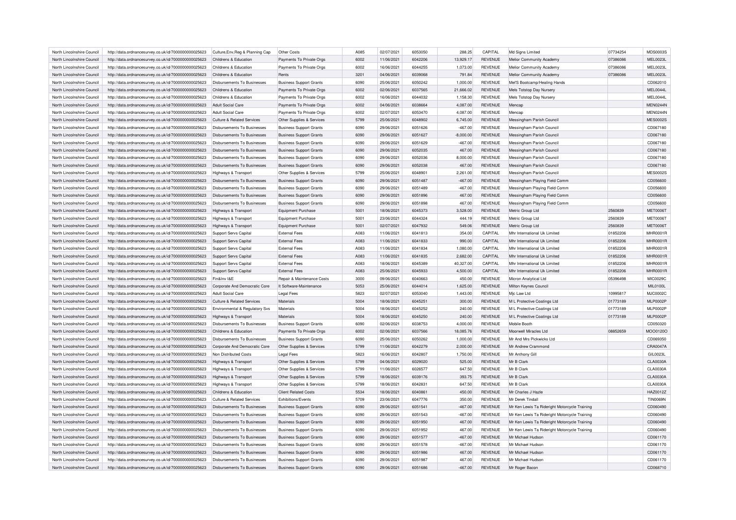| North Lincolnshire Council | http://data.ordnancesurvey.co.uk/id/7000000000025623 | Culture,Env,Reg & Planning Cap | Other Costs | A085 | 02/07/2021 | 6053050 | 288.25 | CAPITAL | Md Signs Limited | 07734254 | MDS0003S |
|---|---|---|---|---|---|---|---|---|---|---|---|
| North Lincolnshire Council | http://data.ordnancesurvey.co.uk/id/7000000000025623 | Childrens & Education | Payments To Private Orgs | 6002 | 11/06/2021 | 6042206 | 13,929.17 | REVENUE | Melior Community Academy | 07386086 | MEL0023L |
| North Lincolnshire Council | http://data.ordnancesurvey.co.uk/id/7000000000025623 | Childrens & Education | Payments To Private Orgs | 6002 | 16/06/2021 | 6044255 | 1,073.00 | REVENUE | Melior Community Academy | 07386086 | MEL0023L |
| North Lincolnshire Council | http://data.ordnancesurvey.co.uk/id/7000000000025623 | Childrens & Education | Rents | 3201 | 04/06/2021 | 6039068 | 791.84 | REVENUE | Melior Community Academy | 07386086 | MEL0023L |
| North Lincolnshire Council | http://data.ordnancesurvey.co.uk/id/7000000000025623 | Disbursements To Businesses | Business Support Grants | 6090 | 25/06/2021 | 6050242 | 1,000.00 | REVENUE | Mel'S Bootcamp/Healing Hands | | CD062010 |
| North Lincolnshire Council | http://data.ordnancesurvey.co.uk/id/7000000000025623 | Childrens & Education | Payments To Private Orgs | 6002 | 02/06/2021 | 6037565 | 21,666.02 | REVENUE | Mels Totstop Day Nursery | | MEL0044L |
| North Lincolnshire Council | http://data.ordnancesurvey.co.uk/id/7000000000025623 | Childrens & Education | Payments To Private Orgs | 6002 | 16/06/2021 | 6044032 | 1,158.30 | REVENUE | Mels Totstop Day Nursery | | MEL0044L |
| North Lincolnshire Council | http://data.ordnancesurvey.co.uk/id/7000000000025623 | Adult Social Care | Payments To Private Orgs | 6002 | 04/06/2021 | 6038664 | 4,087.00 | REVENUE | Mencap | | MEN0244N |
| North Lincolnshire Council | http://data.ordnancesurvey.co.uk/id/7000000000025623 | Adult Social Care | Payments To Private Orgs | 6002 | 02/07/2021 | 6053470 | 4,087.00 | REVENUE | Mencap | | MEN0244N |
| North Lincolnshire Council | http://data.ordnancesurvey.co.uk/id/7000000000025623 | Culture & Related Services | Other Supplies & Services | 5799 | 25/06/2021 | 6048902 | 6,745.00 | REVENUE | Messingham Parish Council | | MES0002S |
| North Lincolnshire Council | http://data.ordnancesurvey.co.uk/id/7000000000025623 | Disbursements To Businesses | Business Support Grants | 6090 | 29/06/2021 | 6051626 | -467.00 | REVENUE | Messingham Parish Council | | CD067180 |
| North Lincolnshire Council | http://data.ordnancesurvey.co.uk/id/7000000000025623 | Disbursements To Businesses | Business Support Grants | 6090 | 29/06/2021 | 6051627 | -8,000.00 | REVENUE | Messingham Parish Council | | CD067180 |
| North Lincolnshire Council | http://data.ordnancesurvey.co.uk/id/7000000000025623 | Disbursements To Businesses | Business Support Grants | 6090 | 29/06/2021 | 6051629 | -467.00 | REVENUE | Messingham Parish Council | | CD067180 |
| North Lincolnshire Council | http://data.ordnancesurvey.co.uk/id/7000000000025623 | Disbursements To Businesses | Business Support Grants | 6090 | 29/06/2021 | 6052035 | 467.00 | REVENUE | Messingham Parish Council | | CD067180 |
| North Lincolnshire Council | http://data.ordnancesurvey.co.uk/id/7000000000025623 | Disbursements To Businesses | Business Support Grants | 6090 | 29/06/2021 | 6052036 | 8,000.00 | REVENUE | Messingham Parish Council | | CD067180 |
| North Lincolnshire Council | http://data.ordnancesurvey.co.uk/id/7000000000025623 | Disbursements To Businesses | Business Support Grants | 6090 | 29/06/2021 | 6052038 | 467.00 | REVENUE | Messingham Parish Council | | CD067180 |
| North Lincolnshire Council | http://data.ordnancesurvey.co.uk/id/7000000000025623 | Highways & Transport | Other Supplies & Services | 5799 | 25/06/2021 | 6048901 | 2,261.00 | REVENUE | Messingham Parish Council | | MES0002S |
| North Lincolnshire Council | http://data.ordnancesurvey.co.uk/id/7000000000025623 | Disbursements To Businesses | Business Support Grants | 6090 | 29/06/2021 | 6051487 | -467.00 | REVENUE | Messingham Playing Field Comm | | CD056600 |
| North Lincolnshire Council | http://data.ordnancesurvey.co.uk/id/7000000000025623 | Disbursements To Businesses | Business Support Grants | 6090 | 29/06/2021 | 6051489 | -467.00 | REVENUE | Messingham Playing Field Comm | | CD056600 |
| North Lincolnshire Council | http://data.ordnancesurvey.co.uk/id/7000000000025623 | Disbursements To Businesses | Business Support Grants | 6090 | 29/06/2021 | 6051896 | 467.00 | REVENUE | Messingham Playing Field Comm | | CD056600 |
| North Lincolnshire Council | http://data.ordnancesurvey.co.uk/id/7000000000025623 | Disbursements To Businesses | Business Support Grants | 6090 | 29/06/2021 | 6051898 | 467.00 | REVENUE | Messingham Playing Field Comm | | CD056600 |
| North Lincolnshire Council | http://data.ordnancesurvey.co.uk/id/7000000000025623 | Highways & Transport | Equipment Purchase | 5001 | 18/06/2021 | 6045373 | 3,528.00 | REVENUE | Metric Group Ltd | 2560839 | MET0006T |
| North Lincolnshire Council | http://data.ordnancesurvey.co.uk/id/7000000000025623 | Highways & Transport | Equipment Purchase | 5001 | 23/06/2021 | 6044324 | 444.19 | REVENUE | Metric Group Ltd | 2560839 | MET0006T |
| North Lincolnshire Council | http://data.ordnancesurvey.co.uk/id/7000000000025623 | Highways & Transport | Equipment Purchase | 5001 | 02/07/2021 | 6047932 | 549.06 | REVENUE | Metric Group Ltd | 2560839 | MET0006T |
| North Lincolnshire Council | http://data.ordnancesurvey.co.uk/id/7000000000025623 | Support Servs Capital | External Fees | A083 | 11/06/2021 | 6041813 | 354.00 | CAPITAL | Mhr International Uk Limited | 01852206 | MHR0001R |
| North Lincolnshire Council | http://data.ordnancesurvey.co.uk/id/7000000000025623 | Support Servs Capital | External Fees | A083 | 11/06/2021 | 6041833 | 990.00 | CAPITAL | Mhr International Uk Limited | 01852206 | MHR0001R |
| North Lincolnshire Council | http://data.ordnancesurvey.co.uk/id/7000000000025623 | Support Servs Capital | External Fees | A083 | 11/06/2021 | 6041834 | 1,080.00 | CAPITAL | Mhr International Uk Limited | 01852206 | MHR0001R |
| North Lincolnshire Council | http://data.ordnancesurvey.co.uk/id/7000000000025623 | Support Servs Capital | External Fees | A083 | 11/06/2021 | 6041835 | 2,682.00 | CAPITAL | Mhr International Uk Limited | 01852206 | MHR0001R |
| North Lincolnshire Council | http://data.ordnancesurvey.co.uk/id/7000000000025623 | Support Servs Capital | External Fees | A083 | 18/06/2021 | 6045389 | 40,327.00 | CAPITAL | Mhr International Uk Limited | 01852206 | MHR0001R |
| North Lincolnshire Council | http://data.ordnancesurvey.co.uk/id/7000000000025623 | Support Servs Capital | External Fees | A083 | 25/06/2021 | 6045933 | 4,500.00 | CAPITAL | Mhr International Uk Limited | 01852206 | MHR0001R |
| North Lincolnshire Council | http://data.ordnancesurvey.co.uk/id/7000000000025623 | Fin&Inv I&E | Repair & Maintenance Costs | 3000 | 09/06/2021 | 6040663 | 450.00 | REVENUE | Micron Analytical Ltd | 05396498 | MIC0029C |
| North Lincolnshire Council | http://data.ordnancesurvey.co.uk/id/7000000000025623 | Corporate And Democratic Core | It Software-Maintenance | 5053 | 25/06/2021 | 6044014 | 1,625.00 | REVENUE | Milton Keynes Council | | MIL0100L |
| North Lincolnshire Council | http://data.ordnancesurvey.co.uk/id/7000000000025623 | Adult Social Care | Legal Fees | 5823 | 02/07/2021 | 6053040 | 1,443.00 | REVENUE | Mjc Law Ltd | 10995817 | MJC0002C |
| North Lincolnshire Council | http://data.ordnancesurvey.co.uk/id/7000000000025623 | Culture & Related Services | Materials | 5004 | 18/06/2021 | 6045251 | 300.00 | REVENUE | M L Protective Coatings Ltd | 01773189 | MLP0002P |
| North Lincolnshire Council | http://data.ordnancesurvey.co.uk/id/7000000000025623 | Environmental & Regulatory Svs | Materials | 5004 | 18/06/2021 | 6045252 | 240.00 | REVENUE | M L Protective Coatings Ltd | 01773189 | MLP0002P |
| North Lincolnshire Council | http://data.ordnancesurvey.co.uk/id/7000000000025623 | Highways & Transport | Materials | 5004 | 18/06/2021 | 6045250 | 240.00 | REVENUE | M L Protective Coatings Ltd | 01773189 | MLP0002P |
| North Lincolnshire Council | http://data.ordnancesurvey.co.uk/id/7000000000025623 | Disbursements To Businesses | Business Support Grants | 6090 | 02/06/2021 | 6038753 | 4,000.00 | REVENUE | Mobile Booth | | CD050320 |
| North Lincolnshire Council | http://data.ordnancesurvey.co.uk/id/7000000000025623 | Childrens & Education | Payments To Private Orgs | 6002 | 02/06/2021 | 6037566 | 18,085.76 | REVENUE | Moorwell Miracles Ltd | 08852659 | MOO0120O |
| North Lincolnshire Council | http://data.ordnancesurvey.co.uk/id/7000000000025623 | Disbursements To Businesses | Business Support Grants | 6090 | 25/06/2021 | 6050262 | 1,000.00 | REVENUE | Mr And Mrs Pickwicks Ltd | | CD069350 |
| North Lincolnshire Council | http://data.ordnancesurvey.co.uk/id/7000000000025623 | Corporate And Democratic Core | Other Supplies & Services | 5799 | 11/06/2021 | 6042279 | 2,000.00 | REVENUE | Mr Andrew Crammond | | CRA0047A |
| North Lincolnshire Council | http://data.ordnancesurvey.co.uk/id/7000000000025623 | Non Distributed Costs | Legal Fees | 5823 | 16/06/2021 | 6042807 | 1,750.00 | REVENUE | Mr Anthony Gill | | GIL0023L |
| North Lincolnshire Council | http://data.ordnancesurvey.co.uk/id/7000000000025623 | Highways & Transport | Other Supplies & Services | 5799 | 04/06/2021 | 6029020 | 525.00 | REVENUE | Mr B Clark | | CLA0030A |
| North Lincolnshire Council | http://data.ordnancesurvey.co.uk/id/7000000000025623 | Highways & Transport | Other Supplies & Services | 5799 | 11/06/2021 | 6026577 | 647.50 | REVENUE | Mr B Clark | | CLA0030A |
| North Lincolnshire Council | http://data.ordnancesurvey.co.uk/id/7000000000025623 | Highways & Transport | Other Supplies & Services | 5799 | 18/06/2021 | 6039176 | 393.75 | REVENUE | Mr B Clark | | CLA0030A |
| North Lincolnshire Council | http://data.ordnancesurvey.co.uk/id/7000000000025623 | Highways & Transport | Other Supplies & Services | 5799 | 18/06/2021 | 6042831 | 647.50 | REVENUE | Mr B Clark | | CLA0030A |
| North Lincolnshire Council | http://data.ordnancesurvey.co.uk/id/7000000000025623 | Childrens & Education | Client Related Costs | 5534 | 18/06/2021 | 6040861 | 450.00 | REVENUE | Mr Charles J Hazle | | HAZ0012Z |
| North Lincolnshire Council | http://data.ordnancesurvey.co.uk/id/7000000000025623 | Culture & Related Services | Exhibitions/Events | 5709 | 23/06/2021 | 6047776 | 350.00 | REVENUE | Mr Derek Tindall | | TIN0069N |
| North Lincolnshire Council | http://data.ordnancesurvey.co.uk/id/7000000000025623 | Disbursements To Businesses | Business Support Grants | 6090 | 29/06/2021 | 6051541 | -467.00 | REVENUE | Mr Ken Lewis Ta Rideright Motorcycle Training | | CD060490 |
| North Lincolnshire Council | http://data.ordnancesurvey.co.uk/id/7000000000025623 | Disbursements To Businesses | Business Support Grants | 6090 | 29/06/2021 | 6051543 | -467.00 | REVENUE | Mr Ken Lewis Ta Rideright Motorcycle Training | | CD060490 |
| North Lincolnshire Council | http://data.ordnancesurvey.co.uk/id/7000000000025623 | Disbursements To Businesses | Business Support Grants | 6090 | 29/06/2021 | 6051950 | 467.00 | REVENUE | Mr Ken Lewis Ta Rideright Motorcycle Training | | CD060490 |
| North Lincolnshire Council | http://data.ordnancesurvey.co.uk/id/7000000000025623 | Disbursements To Businesses | Business Support Grants | 6090 | 29/06/2021 | 6051952 | 467.00 | REVENUE | Mr Ken Lewis Ta Rideright Motorcycle Training | | CD060490 |
| North Lincolnshire Council | http://data.ordnancesurvey.co.uk/id/7000000000025623 | Disbursements To Businesses | Business Support Grants | 6090 | 29/06/2021 | 6051577 | -467.00 | REVENUE | Mr Michael Hudson | | CD061170 |
| North Lincolnshire Council | http://data.ordnancesurvey.co.uk/id/7000000000025623 | Disbursements To Businesses | Business Support Grants | 6090 | 29/06/2021 | 6051578 | -467.00 | REVENUE | Mr Michael Hudson | | CD061170 |
| North Lincolnshire Council | http://data.ordnancesurvey.co.uk/id/7000000000025623 | Disbursements To Businesses | Business Support Grants | 6090 | 29/06/2021 | 6051986 | 467.00 | REVENUE | Mr Michael Hudson | | CD061170 |
| North Lincolnshire Council | http://data.ordnancesurvey.co.uk/id/7000000000025623 | Disbursements To Businesses | Business Support Grants | 6090 | 29/06/2021 | 6051987 | 467.00 | REVENUE | Mr Michael Hudson | | CD061170 |
| North Lincolnshire Council | http://data.ordnancesurvey.co.uk/id/7000000000025623 | Disbursements To Businesses | Business Support Grants | 6090 | 29/06/2021 | 6051686 | -467.00 | REVENUE | Mr Roger Bacon | | CD068710 |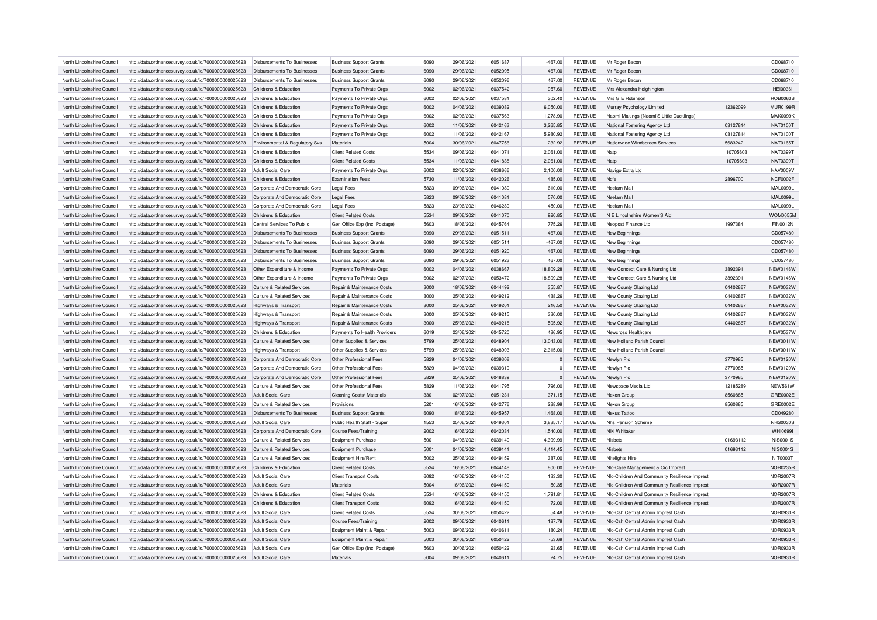| North Lincolnshire Council | http://data.ordnancesurvey.co.uk/id/7000000000025623 | Disbursements To Businesses | Business Support Grants | 6090 | 29/06/2021 | 6051687 | -467.00 | REVENUE | Mr Roger Bacon | | CD068710 |
|---|---|---|---|---|---|---|---|---|---|---|---|
| North Lincolnshire Council | http://data.ordnancesurvey.co.uk/id/7000000000025623 | Disbursements To Businesses | Business Support Grants | 6090 | 29/06/2021 | 6052095 | 467.00 | REVENUE | Mr Roger Bacon | | CD068710 |
| North Lincolnshire Council | http://data.ordnancesurvey.co.uk/id/7000000000025623 | Disbursements To Businesses | Business Support Grants | 6090 | 29/06/2021 | 6052096 | 467.00 | REVENUE | Mr Roger Bacon | | CD068710 |
| North Lincolnshire Council | http://data.ordnancesurvey.co.uk/id/7000000000025623 | Childrens & Education | Payments To Private Orgs | 6002 | 02/06/2021 | 6037542 | 957.60 | REVENUE | Mrs Alexandra Heighington | | HEI0036I |
| North Lincolnshire Council | http://data.ordnancesurvey.co.uk/id/7000000000025623 | Childrens & Education | Payments To Private Orgs | 6002 | 02/06/2021 | 6037581 | 302.40 | REVENUE | Mrs G E Robinson | | ROB0063B |
| North Lincolnshire Council | http://data.ordnancesurvey.co.uk/id/7000000000025623 | Childrens & Education | Payments To Private Orgs | 6002 | 04/06/2021 | 6039082 | 6,050.00 | REVENUE | Murray Psychology Limited | 12362099 | MUR0199R |
| North Lincolnshire Council | http://data.ordnancesurvey.co.uk/id/7000000000025623 | Childrens & Education | Payments To Private Orgs | 6002 | 02/06/2021 | 6037563 | 1,278.90 | REVENUE | Naomi Makings (Naomi'S Little Ducklings) | | MAK0099K |
| North Lincolnshire Council | http://data.ordnancesurvey.co.uk/id/7000000000025623 | Childrens & Education | Payments To Private Orgs | 6002 | 11/06/2021 | 6042163 | 3,265.85 | REVENUE | National Fostering Agency Ltd | 03127814 | NAT0100T |
| North Lincolnshire Council | http://data.ordnancesurvey.co.uk/id/7000000000025623 | Childrens & Education | Payments To Private Orgs | 6002 | 11/06/2021 | 6042167 | 5,980.92 | REVENUE | National Fostering Agency Ltd | 03127814 | NAT0100T |
| North Lincolnshire Council | http://data.ordnancesurvey.co.uk/id/7000000000025623 | Environmental & Regulatory Svs | Materials | 5004 | 30/06/2021 | 6047756 | 232.92 | REVENUE | Nationwide Windscreen Services | 5683242 | NAT0165T |
| North Lincolnshire Council | http://data.ordnancesurvey.co.uk/id/7000000000025623 | Childrens & Education | Client Related Costs | 5534 | 09/06/2021 | 6041071 | 2,061.00 | REVENUE | Natp | 10705603 | NAT0399T |
| North Lincolnshire Council | http://data.ordnancesurvey.co.uk/id/7000000000025623 | Childrens & Education | Client Related Costs | 5534 | 11/06/2021 | 6041838 | 2,061.00 | REVENUE | Natp | 10705603 | NAT0399T |
| North Lincolnshire Council | http://data.ordnancesurvey.co.uk/id/7000000000025623 | Adult Social Care | Payments To Private Orgs | 6002 | 02/06/2021 | 6038666 | 2,100.00 | REVENUE | Navigo Extra Ltd | | NAV0009V |
| North Lincolnshire Council | http://data.ordnancesurvey.co.uk/id/7000000000025623 | Childrens & Education | Examination Fees | 5730 | 11/06/2021 | 6042026 | 485.00 | REVENUE | Ncfe | 2896700 | NCF0002F |
| North Lincolnshire Council | http://data.ordnancesurvey.co.uk/id/7000000000025623 | Corporate And Democratic Core | Legal Fees | 5823 | 09/06/2021 | 6041080 | 610.00 | REVENUE | Neelam Mall | | MAL0099L |
| North Lincolnshire Council | http://data.ordnancesurvey.co.uk/id/7000000000025623 | Corporate And Democratic Core | Legal Fees | 5823 | 09/06/2021 | 6041081 | 570.00 | REVENUE | Neelam Mall | | MAL0099L |
| North Lincolnshire Council | http://data.ordnancesurvey.co.uk/id/7000000000025623 | Corporate And Democratic Core | Legal Fees | 5823 | 23/06/2021 | 6046289 | 450.00 | REVENUE | Neelam Mall | | MAL0099L |
| North Lincolnshire Council | http://data.ordnancesurvey.co.uk/id/7000000000025623 | Childrens & Education | Client Related Costs | 5534 | 09/06/2021 | 6041070 | 920.85 | REVENUE | N E Lincolnshire Women'S Aid | | WOM0055M |
| North Lincolnshire Council | http://data.ordnancesurvey.co.uk/id/7000000000025623 | Central Services To Public | Gen Office Exp (Incl Postage) | 5603 | 18/06/2021 | 6045764 | 775.26 | REVENUE | Neopost Finance Ltd | 1997384 | FIN0012N |
| North Lincolnshire Council | http://data.ordnancesurvey.co.uk/id/7000000000025623 | Disbursements To Businesses | Business Support Grants | 6090 | 29/06/2021 | 6051511 | -467.00 | REVENUE | New Beginnings | | CD057480 |
| North Lincolnshire Council | http://data.ordnancesurvey.co.uk/id/7000000000025623 | Disbursements To Businesses | Business Support Grants | 6090 | 29/06/2021 | 6051514 | -467.00 | REVENUE | New Beginnings | | CD057480 |
| North Lincolnshire Council | http://data.ordnancesurvey.co.uk/id/7000000000025623 | Disbursements To Businesses | Business Support Grants | 6090 | 29/06/2021 | 6051920 | 467.00 | REVENUE | New Beginnings | | CD057480 |
| North Lincolnshire Council | http://data.ordnancesurvey.co.uk/id/7000000000025623 | Disbursements To Businesses | Business Support Grants | 6090 | 29/06/2021 | 6051923 | 467.00 | REVENUE | New Beginnings | | CD057480 |
| North Lincolnshire Council | http://data.ordnancesurvey.co.uk/id/7000000000025623 | Other Expenditure & Income | Payments To Private Orgs | 6002 | 04/06/2021 | 6038667 | 18,809.28 | REVENUE | New Concept Care & Nursing Ltd | 3892391 | NEW0146W |
| North Lincolnshire Council | http://data.ordnancesurvey.co.uk/id/7000000000025623 | Other Expenditure & Income | Payments To Private Orgs | 6002 | 02/07/2021 | 6053472 | 18,809.28 | REVENUE | New Concept Care & Nursing Ltd | 3892391 | NEW0146W |
| North Lincolnshire Council | http://data.ordnancesurvey.co.uk/id/7000000000025623 | Culture & Related Services | Repair & Maintenance Costs | 3000 | 18/06/2021 | 6044492 | 355.87 | REVENUE | New County Glazing Ltd | 04402867 | NEW0032W |
| North Lincolnshire Council | http://data.ordnancesurvey.co.uk/id/7000000000025623 | Culture & Related Services | Repair & Maintenance Costs | 3000 | 25/06/2021 | 6049212 | 438.26 | REVENUE | New County Glazing Ltd | 04402867 | NEW0032W |
| North Lincolnshire Council | http://data.ordnancesurvey.co.uk/id/7000000000025623 | Highways & Transport | Repair & Maintenance Costs | 3000 | 25/06/2021 | 6049201 | 216.50 | REVENUE | New County Glazing Ltd | 04402867 | NEW0032W |
| North Lincolnshire Council | http://data.ordnancesurvey.co.uk/id/7000000000025623 | Highways & Transport | Repair & Maintenance Costs | 3000 | 25/06/2021 | 6049215 | 330.00 | REVENUE | New County Glazing Ltd | 04402867 | NEW0032W |
| North Lincolnshire Council | http://data.ordnancesurvey.co.uk/id/7000000000025623 | Highways & Transport | Repair & Maintenance Costs | 3000 | 25/06/2021 | 6049218 | 505.92 | REVENUE | New County Glazing Ltd | 04402867 | NEW0032W |
| North Lincolnshire Council | http://data.ordnancesurvey.co.uk/id/7000000000025623 | Childrens & Education | Payments To Health Providers | 6019 | 23/06/2021 | 6045720 | 486.95 | REVENUE | Newcross Healthcare | | NEW0537W |
| North Lincolnshire Council | http://data.ordnancesurvey.co.uk/id/7000000000025623 | Culture & Related Services | Other Supplies & Services | 5799 | 25/06/2021 | 6048904 | 13,043.00 | REVENUE | New Holland Parish Council | | NEW0011W |
| North Lincolnshire Council | http://data.ordnancesurvey.co.uk/id/7000000000025623 | Highways & Transport | Other Supplies & Services | 5799 | 25/06/2021 | 6048903 | 2,315.00 | REVENUE | New Holland Parish Council | | NEW0011W |
| North Lincolnshire Council | http://data.ordnancesurvey.co.uk/id/7000000000025623 | Corporate And Democratic Core | Other Professional Fees | 5829 | 04/06/2021 | 6039308 | 0 | REVENUE | Newlyn Plc | 3770985 | NEW0120W |
| North Lincolnshire Council | http://data.ordnancesurvey.co.uk/id/7000000000025623 | Corporate And Democratic Core | Other Professional Fees | 5829 | 04/06/2021 | 6039319 | 0 | REVENUE | Newlyn Plc | 3770985 | NEW0120W |
| North Lincolnshire Council | http://data.ordnancesurvey.co.uk/id/7000000000025623 | Corporate And Democratic Core | Other Professional Fees | 5829 | 25/06/2021 | 6048839 | 0 | REVENUE | Newlyn Plc | 3770985 | NEW0120W |
| North Lincolnshire Council | http://data.ordnancesurvey.co.uk/id/7000000000025623 | Culture & Related Services | Other Professional Fees | 5829 | 11/06/2021 | 6041795 | 796.00 | REVENUE | Newspace Media Ltd | 12185289 | NEW561W |
| North Lincolnshire Council | http://data.ordnancesurvey.co.uk/id/7000000000025623 | Adult Social Care | Cleaning Costs/ Materials | 3301 | 02/07/2021 | 6051231 | 371.15 | REVENUE | Nexon Group | 8560885 | GRE0002E |
| North Lincolnshire Council | http://data.ordnancesurvey.co.uk/id/7000000000025623 | Culture & Related Services | Provisions | 5201 | 16/06/2021 | 6042776 | 288.99 | REVENUE | Nexon Group | 8560885 | GRE0002E |
| North Lincolnshire Council | http://data.ordnancesurvey.co.uk/id/7000000000025623 | Disbursements To Businesses | Business Support Grants | 6090 | 18/06/2021 | 6045957 | 1,468.00 | REVENUE | Nexus Tattoo | | CD049280 |
| North Lincolnshire Council | http://data.ordnancesurvey.co.uk/id/7000000000025623 | Adult Social Care | Public Health Staff - Super | 1553 | 25/06/2021 | 6049301 | 3,835.17 | REVENUE | Nhs Pension Scheme | | NHS0030S |
| North Lincolnshire Council | http://data.ordnancesurvey.co.uk/id/7000000000025623 | Corporate And Democratic Core | Course Fees/Training | 2002 | 16/06/2021 | 6042034 | 1,540.00 | REVENUE | Niki Whitaker | | WHI0699I |
| North Lincolnshire Council | http://data.ordnancesurvey.co.uk/id/7000000000025623 | Culture & Related Services | Equipment Purchase | 5001 | 04/06/2021 | 6039140 | 4,399.99 | REVENUE | Nisbets | 01693112 | NIS0001S |
| North Lincolnshire Council | http://data.ordnancesurvey.co.uk/id/7000000000025623 | Culture & Related Services | Equipment Purchase | 5001 | 04/06/2021 | 6039141 | 4,414.45 | REVENUE | Nisbets | 01693112 | NIS0001S |
| North Lincolnshire Council | http://data.ordnancesurvey.co.uk/id/7000000000025623 | Culture & Related Services | Equipment Hire/Rent | 5002 | 25/06/2021 | 6049159 | 387.00 | REVENUE | Nitelights Hire | | NIT0003T |
| North Lincolnshire Council | http://data.ordnancesurvey.co.uk/id/7000000000025623 | Childrens & Education | Client Related Costs | 5534 | 16/06/2021 | 6044148 | 800.00 | REVENUE | Nlc-Case Management & Cic Imprest | | NOR0235R |
| North Lincolnshire Council | http://data.ordnancesurvey.co.uk/id/7000000000025623 | Adult Social Care | Client Transport Costs | 6092 | 16/06/2021 | 6044150 | 133.30 | REVENUE | Nlc-Children And Community Resilience Imprest | | NOR2007R |
| North Lincolnshire Council | http://data.ordnancesurvey.co.uk/id/7000000000025623 | Adult Social Care | Materials | 5004 | 16/06/2021 | 6044150 | 50.35 | REVENUE | Nlc-Children And Community Resilience Imprest | | NOR2007R |
| North Lincolnshire Council | http://data.ordnancesurvey.co.uk/id/7000000000025623 | Childrens & Education | Client Related Costs | 5534 | 16/06/2021 | 6044150 | 1,791.81 | REVENUE | Nlc-Children And Community Resilience Imprest | | NOR2007R |
| North Lincolnshire Council | http://data.ordnancesurvey.co.uk/id/7000000000025623 | Childrens & Education | Client Transport Costs | 6092 | 16/06/2021 | 6044150 | 72.00 | REVENUE | Nlc-Children And Community Resilience Imprest | | NOR2007R |
| North Lincolnshire Council | http://data.ordnancesurvey.co.uk/id/7000000000025623 | Adult Social Care | Client Related Costs | 5534 | 30/06/2021 | 6050422 | 54.48 | REVENUE | Nlc-Csh Central Admin Imprest Cash | | NOR0933R |
| North Lincolnshire Council | http://data.ordnancesurvey.co.uk/id/7000000000025623 | Adult Social Care | Course Fees/Training | 2002 | 09/06/2021 | 6040611 | 187.79 | REVENUE | Nlc-Csh Central Admin Imprest Cash | | NOR0933R |
| North Lincolnshire Council | http://data.ordnancesurvey.co.uk/id/7000000000025623 | Adult Social Care | Equipment Maint.& Repair | 5003 | 09/06/2021 | 6040611 | 180.24 | REVENUE | Nlc-Csh Central Admin Imprest Cash | | NOR0933R |
| North Lincolnshire Council | http://data.ordnancesurvey.co.uk/id/7000000000025623 | Adult Social Care | Equipment Maint.& Repair | 5003 | 30/06/2021 | 6050422 | -53.69 | REVENUE | Nlc-Csh Central Admin Imprest Cash | | NOR0933R |
| North Lincolnshire Council | http://data.ordnancesurvey.co.uk/id/7000000000025623 | Adult Social Care | Gen Office Exp (Incl Postage) | 5603 | 30/06/2021 | 6050422 | 23.65 | REVENUE | Nlc-Csh Central Admin Imprest Cash | | NOR0933R |
| North Lincolnshire Council | http://data.ordnancesurvey.co.uk/id/7000000000025623 | Adult Social Care | Materials | 5004 | 09/06/2021 | 6040611 | 24.75 | REVENUE | Nlc-Csh Central Admin Imprest Cash | | NOR0933R |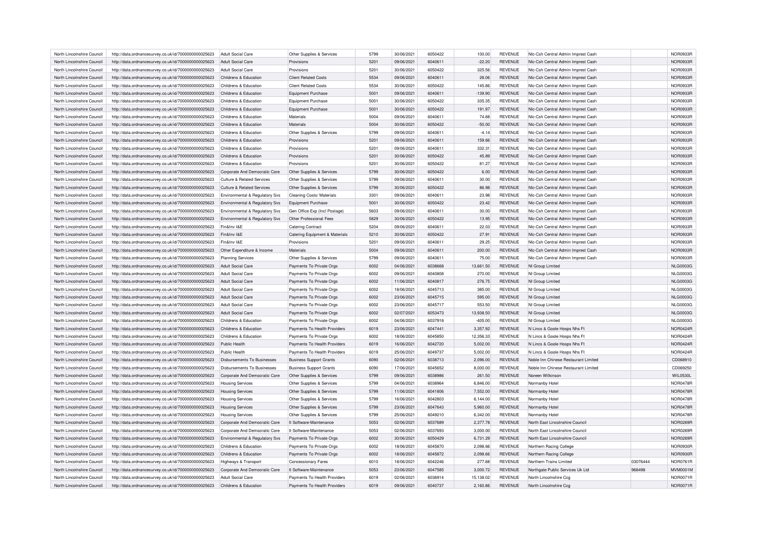| North Lincolnshire Council | http://data.ordnancesurvey.co.uk/id/7000000000025623 | Adult Social Care | Other Supplies & Services | 5799 | 30/06/2021 | 6050422 | 100.00 | REVENUE | Nlc-Csh Central Admin Imprest Cash | | NOR0933R |
|---|---|---|---|---|---|---|---|---|---|---|---|
| North Lincolnshire Council | http://data.ordnancesurvey.co.uk/id/7000000000025623 | Adult Social Care | Provisions | 5201 | 09/06/2021 | 6040611 | -22.20 | REVENUE | Nlc-Csh Central Admin Imprest Cash | | NOR0933R |
| North Lincolnshire Council | http://data.ordnancesurvey.co.uk/id/7000000000025623 | Adult Social Care | Provisions | 5201 | 30/06/2021 | 6050422 | 325.56 | REVENUE | Nlc-Csh Central Admin Imprest Cash | | NOR0933R |
| North Lincolnshire Council | http://data.ordnancesurvey.co.uk/id/7000000000025623 | Childrens & Education | Client Related Costs | 5534 | 09/06/2021 | 6040611 | 28.06 | REVENUE | Nlc-Csh Central Admin Imprest Cash | | NOR0933R |
| North Lincolnshire Council | http://data.ordnancesurvey.co.uk/id/7000000000025623 | Childrens & Education | Client Related Costs | 5534 | 30/06/2021 | 6050422 | 145.86 | REVENUE | Nlc-Csh Central Admin Imprest Cash | | NOR0933R |
| North Lincolnshire Council | http://data.ordnancesurvey.co.uk/id/7000000000025623 | Childrens & Education | Equipment Purchase | 5001 | 09/06/2021 | 6040611 | -139.90 | REVENUE | Nlc-Csh Central Admin Imprest Cash | | NOR0933R |
| North Lincolnshire Council | http://data.ordnancesurvey.co.uk/id/7000000000025623 | Childrens & Education | Equipment Purchase | 5001 | 30/06/2021 | 6050422 | 335.35 | REVENUE | Nlc-Csh Central Admin Imprest Cash | | NOR0933R |
| North Lincolnshire Council | http://data.ordnancesurvey.co.uk/id/7000000000025623 | Childrens & Education | Equipment Purchase | 5001 | 30/06/2021 | 6050422 | 191.97 | REVENUE | Nlc-Csh Central Admin Imprest Cash | | NOR0933R |
| North Lincolnshire Council | http://data.ordnancesurvey.co.uk/id/7000000000025623 | Childrens & Education | Materials | 5004 | 09/06/2021 | 6040611 | 74.88 | REVENUE | Nlc-Csh Central Admin Imprest Cash | | NOR0933R |
| North Lincolnshire Council | http://data.ordnancesurvey.co.uk/id/7000000000025623 | Childrens & Education | Materials | 5004 | 30/06/2021 | 6050422 | -50.00 | REVENUE | Nlc-Csh Central Admin Imprest Cash | | NOR0933R |
| North Lincolnshire Council | http://data.ordnancesurvey.co.uk/id/7000000000025623 | Childrens & Education | Other Supplies & Services | 5799 | 09/06/2021 | 6040611 | -4.14 | REVENUE | Nlc-Csh Central Admin Imprest Cash | | NOR0933R |
| North Lincolnshire Council | http://data.ordnancesurvey.co.uk/id/7000000000025623 | Childrens & Education | Provisions | 5201 | 09/06/2021 | 6040611 | 159.66 | REVENUE | Nlc-Csh Central Admin Imprest Cash | | NOR0933R |
| North Lincolnshire Council | http://data.ordnancesurvey.co.uk/id/7000000000025623 | Childrens & Education | Provisions | 5201 | 09/06/2021 | 6040611 | 332.31 | REVENUE | Nlc-Csh Central Admin Imprest Cash | | NOR0933R |
| North Lincolnshire Council | http://data.ordnancesurvey.co.uk/id/7000000000025623 | Childrens & Education | Provisions | 5201 | 30/06/2021 | 6050422 | 45.89 | REVENUE | Nlc-Csh Central Admin Imprest Cash | | NOR0933R |
| North Lincolnshire Council | http://data.ordnancesurvey.co.uk/id/7000000000025623 | Childrens & Education | Provisions | 5201 | 30/06/2021 | 6050422 | 81.27 | REVENUE | Nlc-Csh Central Admin Imprest Cash | | NOR0933R |
| North Lincolnshire Council | http://data.ordnancesurvey.co.uk/id/7000000000025623 | Corporate And Democratic Core | Other Supplies & Services | 5799 | 30/06/2021 | 6050422 | 6.00 | REVENUE | Nlc-Csh Central Admin Imprest Cash | | NOR0933R |
| North Lincolnshire Council | http://data.ordnancesurvey.co.uk/id/7000000000025623 | Culture & Related Services | Other Supplies & Services | 5799 | 09/06/2021 | 6040611 | 30.00 | REVENUE | Nlc-Csh Central Admin Imprest Cash | | NOR0933R |
| North Lincolnshire Council | http://data.ordnancesurvey.co.uk/id/7000000000025623 | Culture & Related Services | Other Supplies & Services | 5799 | 30/06/2021 | 6050422 | 86.98 | REVENUE | Nlc-Csh Central Admin Imprest Cash | | NOR0933R |
| North Lincolnshire Council | http://data.ordnancesurvey.co.uk/id/7000000000025623 | Environmental & Regulatory Svs | Cleaning Costs/ Materials | 3301 | 09/06/2021 | 6040611 | 23.98 | REVENUE | Nlc-Csh Central Admin Imprest Cash | | NOR0933R |
| North Lincolnshire Council | http://data.ordnancesurvey.co.uk/id/7000000000025623 | Environmental & Regulatory Svs | Equipment Purchase | 5001 | 30/06/2021 | 6050422 | 23.42 | REVENUE | Nlc-Csh Central Admin Imprest Cash | | NOR0933R |
| North Lincolnshire Council | http://data.ordnancesurvey.co.uk/id/7000000000025623 | Environmental & Regulatory Svs | Gen Office Exp (Incl Postage) | 5603 | 09/06/2021 | 6040611 | 30.00 | REVENUE | Nlc-Csh Central Admin Imprest Cash | | NOR0933R |
| North Lincolnshire Council | http://data.ordnancesurvey.co.uk/id/7000000000025623 | Environmental & Regulatory Svs | Other Professional Fees | 5829 | 30/06/2021 | 6050422 | 13.95 | REVENUE | Nlc-Csh Central Admin Imprest Cash | | NOR0933R |
| North Lincolnshire Council | http://data.ordnancesurvey.co.uk/id/7000000000025623 | Fin&Inv I&E | Catering Contract | 5204 | 09/06/2021 | 6040611 | 22.03 | REVENUE | Nlc-Csh Central Admin Imprest Cash | | NOR0933R |
| North Lincolnshire Council | http://data.ordnancesurvey.co.uk/id/7000000000025623 | Fin&Inv I&E | Catering Equipment & Materials | 5210 | 30/06/2021 | 6050422 | 27.91 | REVENUE | Nlc-Csh Central Admin Imprest Cash | | NOR0933R |
| North Lincolnshire Council | http://data.ordnancesurvey.co.uk/id/7000000000025623 | Fin&Inv I&E | Provisions | 5201 | 09/06/2021 | 6040611 | 29.25 | REVENUE | Nlc-Csh Central Admin Imprest Cash | | NOR0933R |
| North Lincolnshire Council | http://data.ordnancesurvey.co.uk/id/7000000000025623 | Other Expenditure & Income | Materials | 5004 | 09/06/2021 | 6040611 | 200.00 | REVENUE | Nlc-Csh Central Admin Imprest Cash | | NOR0933R |
| North Lincolnshire Council | http://data.ordnancesurvey.co.uk/id/7000000000025623 | Planning Services | Other Supplies & Services | 5799 | 09/06/2021 | 6040611 | 75.00 | REVENUE | Nlc-Csh Central Admin Imprest Cash | | NOR0933R |
| North Lincolnshire Council | http://data.ordnancesurvey.co.uk/id/7000000000025623 | Adult Social Care | Payments To Private Orgs | 6002 | 04/06/2021 | 6038668 | 13,661.50 | REVENUE | Nl Group Limited | | NLG0003G |
| North Lincolnshire Council | http://data.ordnancesurvey.co.uk/id/7000000000025623 | Adult Social Care | Payments To Private Orgs | 6002 | 09/06/2021 | 6040808 | 270.00 | REVENUE | Nl Group Limited | | NLG0003G |
| North Lincolnshire Council | http://data.ordnancesurvey.co.uk/id/7000000000025623 | Adult Social Care | Payments To Private Orgs | 6002 | 11/06/2021 | 6040817 | 276.75 | REVENUE | Nl Group Limited | | NLG0003G |
| North Lincolnshire Council | http://data.ordnancesurvey.co.uk/id/7000000000025623 | Adult Social Care | Payments To Private Orgs | 6002 | 18/06/2021 | 6045713 | 385.00 | REVENUE | Nl Group Limited | | NLG0003G |
| North Lincolnshire Council | http://data.ordnancesurvey.co.uk/id/7000000000025623 | Adult Social Care | Payments To Private Orgs | 6002 | 23/06/2021 | 6045715 | 595.00 | REVENUE | Nl Group Limited | | NLG0003G |
| North Lincolnshire Council | http://data.ordnancesurvey.co.uk/id/7000000000025623 | Adult Social Care | Payments To Private Orgs | 6002 | 23/06/2021 | 6045717 | 553.50 | REVENUE | Nl Group Limited | | NLG0003G |
| North Lincolnshire Council | http://data.ordnancesurvey.co.uk/id/7000000000025623 | Adult Social Care | Payments To Private Orgs | 6002 | 02/07/2021 | 6053473 | 13,938.50 | REVENUE | Nl Group Limited | | NLG0003G |
| North Lincolnshire Council | http://data.ordnancesurvey.co.uk/id/7000000000025623 | Childrens & Education | Payments To Private Orgs | 6002 | 04/06/2021 | 6037918 | -405.00 | REVENUE | Nl Group Limited | | NLG0003G |
| North Lincolnshire Council | http://data.ordnancesurvey.co.uk/id/7000000000025623 | Childrens & Education | Payments To Health Providers | 6019 | 23/06/2021 | 6047441 | 3,357.92 | REVENUE | N Lincs & Goole Hosps Nhs Ft | | NOR0424R |
| North Lincolnshire Council | http://data.ordnancesurvey.co.uk/id/7000000000025623 | Childrens & Education | Payments To Private Orgs | 6002 | 18/06/2021 | 6045850 | 12,356.33 | REVENUE | N Lincs & Goole Hosps Nhs Ft | | NOR0424R |
| North Lincolnshire Council | http://data.ordnancesurvey.co.uk/id/7000000000025623 | Public Health | Payments To Health Providers | 6019 | 16/06/2021 | 6042720 | 5,002.00 | REVENUE | N Lincs & Goole Hosps Nhs Ft | | NOR0424R |
| North Lincolnshire Council | http://data.ordnancesurvey.co.uk/id/7000000000025623 | Public Health | Payments To Health Providers | 6019 | 25/06/2021 | 6049737 | 5,002.00 | REVENUE | N Lincs & Goole Hosps Nhs Ft | | NOR0424R |
| North Lincolnshire Council | http://data.ordnancesurvey.co.uk/id/7000000000025623 | Disbursements To Businesses | Business Support Grants | 6090 | 02/06/2021 | 6038713 | 2,096.00 | REVENUE | Noble Inn Chinese Restaurant Limited | | CD068910 |
| North Lincolnshire Council | http://data.ordnancesurvey.co.uk/id/7000000000025623 | Disbursements To Businesses | Business Support Grants | 6090 | 17/06/2021 | 6045652 | 8,000.00 | REVENUE | Noble Inn Chinese Restaurant Limited | | CD069250 |
| North Lincolnshire Council | http://data.ordnancesurvey.co.uk/id/7000000000025623 | Corporate And Democratic Core | Other Supplies & Services | 5799 | 09/06/2021 | 6038986 | 261.50 | REVENUE | Noreen Wilkinson | | WIL0530L |
| North Lincolnshire Council | http://data.ordnancesurvey.co.uk/id/7000000000025623 | Housing Services | Other Supplies & Services | 5799 | 04/06/2021 | 6038964 | 6,846.00 | REVENUE | Normanby Hotel | | NOR0478R |
| North Lincolnshire Council | http://data.ordnancesurvey.co.uk/id/7000000000025623 | Housing Services | Other Supplies & Services | 5799 | 11/06/2021 | 6041806 | 7,552.00 | REVENUE | Normanby Hotel | | NOR0478R |
| North Lincolnshire Council | http://data.ordnancesurvey.co.uk/id/7000000000025623 | Housing Services | Other Supplies & Services | 5799 | 16/06/2021 | 6042803 | 6,144.00 | REVENUE | Normanby Hotel | | NOR0478R |
| North Lincolnshire Council | http://data.ordnancesurvey.co.uk/id/7000000000025623 | Housing Services | Other Supplies & Services | 5799 | 23/06/2021 | 6047643 | 5,960.00 | REVENUE | Normanby Hotel | | NOR0478R |
| North Lincolnshire Council | http://data.ordnancesurvey.co.uk/id/7000000000025623 | Housing Services | Other Supplies & Services | 5799 | 25/06/2021 | 6049210 | 6,342.00 | REVENUE | Normanby Hotel | | NOR0478R |
| North Lincolnshire Council | http://data.ordnancesurvey.co.uk/id/7000000000025623 | Corporate And Democratic Core | It Software-Maintenance | 5053 | 02/06/2021 | 6037689 | 2,377.78 | REVENUE | North East Lincolnshire Council | | NOR0269R |
| North Lincolnshire Council | http://data.ordnancesurvey.co.uk/id/7000000000025623 | Corporate And Democratic Core | It Software-Maintenance | 5053 | 02/06/2021 | 6037693 | 3,000.00 | REVENUE | North East Lincolnshire Council | | NOR0269R |
| North Lincolnshire Council | http://data.ordnancesurvey.co.uk/id/7000000000025623 | Environmental & Regulatory Svs | Payments To Private Orgs | 6002 | 30/06/2021 | 6050429 | 6,731.29 | REVENUE | North East Lincolnshire Council | | NOR0269R |
| North Lincolnshire Council | http://data.ordnancesurvey.co.uk/id/7000000000025623 | Childrens & Education | Payments To Private Orgs | 6002 | 18/06/2021 | 6045870 | 2,098.66 | REVENUE | Northern Racing College | | NOR0930R |
| North Lincolnshire Council | http://data.ordnancesurvey.co.uk/id/7000000000025623 | Childrens & Education | Payments To Private Orgs | 6002 | 18/06/2021 | 6045872 | 2,098.66 | REVENUE | Northern Racing College | | NOR0930R |
| North Lincolnshire Council | http://data.ordnancesurvey.co.uk/id/7000000000025623 | Highways & Transport | Concessionary Fares | 6010 | 18/06/2021 | 6042246 | 277.88 | REVENUE | Northern Trains Limited | 03076444 | NOR0761R |
| North Lincolnshire Council | http://data.ordnancesurvey.co.uk/id/7000000000025623 | Corporate And Democratic Core | It Software-Maintenance | 5053 | 23/06/2021 | 6047585 | 3,000.72 | REVENUE | Northgate Public Services Uk Ltd | 968498 | MVM0001M |
| North Lincolnshire Council | http://data.ordnancesurvey.co.uk/id/7000000000025623 | Adult Social Care | Payments To Health Providers | 6019 | 02/06/2021 | 6036914 | 15,138.02 | REVENUE | North Lincolnshire Ccg | | NOR0071R |
| North Lincolnshire Council | http://data.ordnancesurvey.co.uk/id/7000000000025623 | Childrens & Education | Payments To Health Providers | 6019 | 09/06/2021 | 6040737 | 2,160.86 | REVENUE | North Lincolnshire Ccg | | NOR0071R |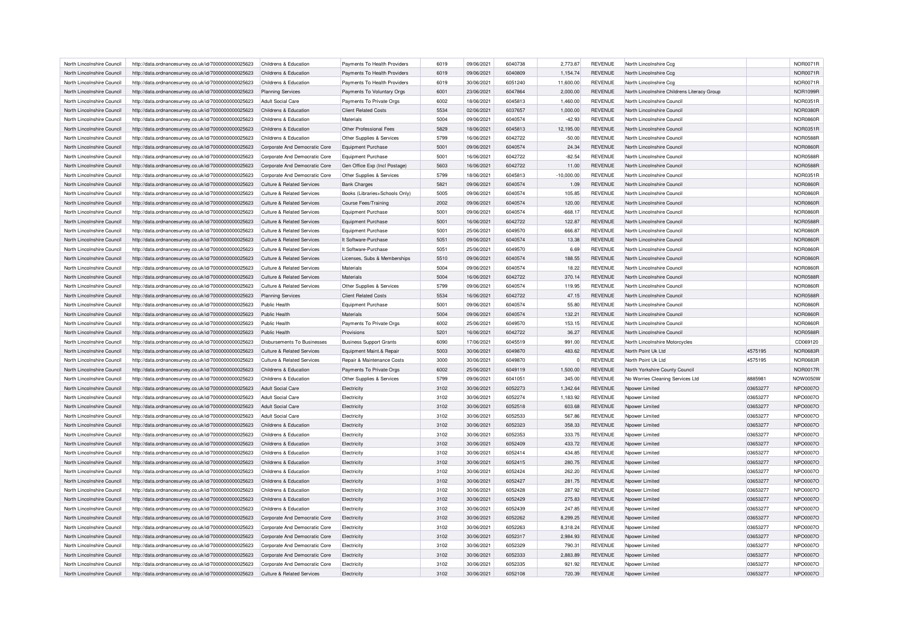| North Lincolnshire Council | http://data.ordnancesurvey.co.uk/id/7000000000025623 | Childrens & Education | Payments To Health Providers | 6019 | 09/06/2021 | 6040738 | 2,773.87 | REVENUE | North Lincolnshire Ccg | | NOR0071R |
|---|---|---|---|---|---|---|---|---|---|---|---|
| North Lincolnshire Council | http://data.ordnancesurvey.co.uk/id/7000000000025623 | Childrens & Education | Payments To Health Providers | 6019 | 09/06/2021 | 6040809 | 1,154.74 | REVENUE | North Lincolnshire Ccg | | NOR0071R |
| North Lincolnshire Council | http://data.ordnancesurvey.co.uk/id/7000000000025623 | Childrens & Education | Payments To Health Providers | 6019 | 30/06/2021 | 6051240 | 11,600.00 | REVENUE | North Lincolnshire Ccg | | NOR0071R |
| North Lincolnshire Council | http://data.ordnancesurvey.co.uk/id/7000000000025623 | Planning Services | Payments To Voluntary Orgs | 6001 | 23/06/2021 | 6047864 | 2,000.00 | REVENUE | North Lincolnshire Childrens Literacy Group | | NOR1099R |
| North Lincolnshire Council | http://data.ordnancesurvey.co.uk/id/7000000000025623 | Adult Social Care | Payments To Private Orgs | 6002 | 18/06/2021 | 6045813 | 1,460.00 | REVENUE | North Lincolnshire Council | | NOR0351R |
| North Lincolnshire Council | http://data.ordnancesurvey.co.uk/id/7000000000025623 | Childrens & Education | Client Related Costs | 5534 | 02/06/2021 | 6037657 | 1,000.00 | REVENUE | North Lincolnshire Council | | NOR0380R |
| North Lincolnshire Council | http://data.ordnancesurvey.co.uk/id/7000000000025623 | Childrens & Education | Materials | 5004 | 09/06/2021 | 6040574 | -42.93 | REVENUE | North Lincolnshire Council | | NOR0860R |
| North Lincolnshire Council | http://data.ordnancesurvey.co.uk/id/7000000000025623 | Childrens & Education | Other Professional Fees | 5829 | 18/06/2021 | 6045813 | 12,195.00 | REVENUE | North Lincolnshire Council | | NOR0351R |
| North Lincolnshire Council | http://data.ordnancesurvey.co.uk/id/7000000000025623 | Childrens & Education | Other Supplies & Services | 5799 | 16/06/2021 | 6042722 | -50.00 | REVENUE | North Lincolnshire Council | | NOR0588R |
| North Lincolnshire Council | http://data.ordnancesurvey.co.uk/id/7000000000025623 | Corporate And Democratic Core | Equipment Purchase | 5001 | 09/06/2021 | 6040574 | 24.34 | REVENUE | North Lincolnshire Council | | NOR0860R |
| North Lincolnshire Council | http://data.ordnancesurvey.co.uk/id/7000000000025623 | Corporate And Democratic Core | Equipment Purchase | 5001 | 16/06/2021 | 6042722 | -82.54 | REVENUE | North Lincolnshire Council | | NOR0588R |
| North Lincolnshire Council | http://data.ordnancesurvey.co.uk/id/7000000000025623 | Corporate And Democratic Core | Gen Office Exp (Incl Postage) | 5603 | 16/06/2021 | 6042722 | 11.00 | REVENUE | North Lincolnshire Council | | NOR0588R |
| North Lincolnshire Council | http://data.ordnancesurvey.co.uk/id/7000000000025623 | Corporate And Democratic Core | Other Supplies & Services | 5799 | 18/06/2021 | 6045813 | -10,000.00 | REVENUE | North Lincolnshire Council | | NOR0351R |
| North Lincolnshire Council | http://data.ordnancesurvey.co.uk/id/7000000000025623 | Culture & Related Services | Bank Charges | 5821 | 09/06/2021 | 6040574 | 1.09 | REVENUE | North Lincolnshire Council | | NOR0860R |
| North Lincolnshire Council | http://data.ordnancesurvey.co.uk/id/7000000000025623 | Culture & Related Services | Books (Libraries+Schools Only) | 5005 | 09/06/2021 | 6040574 | 105.85 | REVENUE | North Lincolnshire Council | | NOR0860R |
| North Lincolnshire Council | http://data.ordnancesurvey.co.uk/id/7000000000025623 | Culture & Related Services | Course Fees/Training | 2002 | 09/06/2021 | 6040574 | 120.00 | REVENUE | North Lincolnshire Council | | NOR0860R |
| North Lincolnshire Council | http://data.ordnancesurvey.co.uk/id/7000000000025623 | Culture & Related Services | Equipment Purchase | 5001 | 09/06/2021 | 6040574 | -668.17 | REVENUE | North Lincolnshire Council | | NOR0860R |
| North Lincolnshire Council | http://data.ordnancesurvey.co.uk/id/7000000000025623 | Culture & Related Services | Equipment Purchase | 5001 | 16/06/2021 | 6042722 | 122.87 | REVENUE | North Lincolnshire Council | | NOR0588R |
| North Lincolnshire Council | http://data.ordnancesurvey.co.uk/id/7000000000025623 | Culture & Related Services | Equipment Purchase | 5001 | 25/06/2021 | 6049570 | 666.87 | REVENUE | North Lincolnshire Council | | NOR0860R |
| North Lincolnshire Council | http://data.ordnancesurvey.co.uk/id/7000000000025623 | Culture & Related Services | It Software-Purchase | 5051 | 09/06/2021 | 6040574 | 13.38 | REVENUE | North Lincolnshire Council | | NOR0860R |
| North Lincolnshire Council | http://data.ordnancesurvey.co.uk/id/7000000000025623 | Culture & Related Services | It Software-Purchase | 5051 | 25/06/2021 | 6049570 | 6.69 | REVENUE | North Lincolnshire Council | | NOR0860R |
| North Lincolnshire Council | http://data.ordnancesurvey.co.uk/id/7000000000025623 | Culture & Related Services | Licenses, Subs & Memberships | 5510 | 09/06/2021 | 6040574 | 188.55 | REVENUE | North Lincolnshire Council | | NOR0860R |
| North Lincolnshire Council | http://data.ordnancesurvey.co.uk/id/7000000000025623 | Culture & Related Services | Materials | 5004 | 09/06/2021 | 6040574 | 18.22 | REVENUE | North Lincolnshire Council | | NOR0860R |
| North Lincolnshire Council | http://data.ordnancesurvey.co.uk/id/7000000000025623 | Culture & Related Services | Materials | 5004 | 16/06/2021 | 6042722 | 370.14 | REVENUE | North Lincolnshire Council | | NOR0588R |
| North Lincolnshire Council | http://data.ordnancesurvey.co.uk/id/7000000000025623 | Culture & Related Services | Other Supplies & Services | 5799 | 09/06/2021 | 6040574 | 119.95 | REVENUE | North Lincolnshire Council | | NOR0860R |
| North Lincolnshire Council | http://data.ordnancesurvey.co.uk/id/7000000000025623 | Planning Services | Client Related Costs | 5534 | 16/06/2021 | 6042722 | 47.15 | REVENUE | North Lincolnshire Council | | NOR0588R |
| North Lincolnshire Council | http://data.ordnancesurvey.co.uk/id/7000000000025623 | Public Health | Equipment Purchase | 5001 | 09/06/2021 | 6040574 | 55.80 | REVENUE | North Lincolnshire Council | | NOR0860R |
| North Lincolnshire Council | http://data.ordnancesurvey.co.uk/id/7000000000025623 | Public Health | Materials | 5004 | 09/06/2021 | 6040574 | 132.21 | REVENUE | North Lincolnshire Council | | NOR0860R |
| North Lincolnshire Council | http://data.ordnancesurvey.co.uk/id/7000000000025623 | Public Health | Payments To Private Orgs | 6002 | 25/06/2021 | 6049570 | 153.15 | REVENUE | North Lincolnshire Council | | NOR0860R |
| North Lincolnshire Council | http://data.ordnancesurvey.co.uk/id/7000000000025623 | Public Health | Provisions | 5201 | 16/06/2021 | 6042722 | 36.27 | REVENUE | North Lincolnshire Council | | NOR0588R |
| North Lincolnshire Council | http://data.ordnancesurvey.co.uk/id/7000000000025623 | Disbursements To Businesses | Business Support Grants | 6090 | 17/06/2021 | 6045519 | 991.00 | REVENUE | North Lincolnshire Motorcycles | | CD069120 |
| North Lincolnshire Council | http://data.ordnancesurvey.co.uk/id/7000000000025623 | Culture & Related Services | Equipment Maint.& Repair | 5003 | 30/06/2021 | 6049870 | 483.62 | REVENUE | North Point Uk Ltd | 4575195 | NOR0683R |
| North Lincolnshire Council | http://data.ordnancesurvey.co.uk/id/7000000000025623 | Culture & Related Services | Repair & Maintenance Costs | 3000 | 30/06/2021 | 6049870 | 0 | REVENUE | North Point Uk Ltd | 4575195 | NOR0683R |
| North Lincolnshire Council | http://data.ordnancesurvey.co.uk/id/7000000000025623 | Childrens & Education | Payments To Private Orgs | 6002 | 25/06/2021 | 6049119 | 1,500.00 | REVENUE | North Yorkshire County Council | | NOR0017R |
| North Lincolnshire Council | http://data.ordnancesurvey.co.uk/id/7000000000025623 | Childrens & Education | Other Supplies & Services | 5799 | 09/06/2021 | 6041051 | 345.00 | REVENUE | No Worries Cleaning Services Ltd | 8885981 | NOW0050W |
| North Lincolnshire Council | http://data.ordnancesurvey.co.uk/id/7000000000025623 | Adult Social Care | Electricity | 3102 | 30/06/2021 | 6052273 | 1,342.64 | REVENUE | Npower Limited | 03653277 | NPO0007O |
| North Lincolnshire Council | http://data.ordnancesurvey.co.uk/id/7000000000025623 | Adult Social Care | Electricity | 3102 | 30/06/2021 | 6052274 | 1,183.92 | REVENUE | Npower Limited | 03653277 | NPO0007O |
| North Lincolnshire Council | http://data.ordnancesurvey.co.uk/id/7000000000025623 | Adult Social Care | Electricity | 3102 | 30/06/2021 | 6052518 | 603.68 | REVENUE | Npower Limited | 03653277 | NPO0007O |
| North Lincolnshire Council | http://data.ordnancesurvey.co.uk/id/7000000000025623 | Adult Social Care | Electricity | 3102 | 30/06/2021 | 6052533 | 567.86 | REVENUE | Npower Limited | 03653277 | NPO0007O |
| North Lincolnshire Council | http://data.ordnancesurvey.co.uk/id/7000000000025623 | Childrens & Education | Electricity | 3102 | 30/06/2021 | 6052323 | 358.33 | REVENUE | Npower Limited | 03653277 | NPO0007O |
| North Lincolnshire Council | http://data.ordnancesurvey.co.uk/id/7000000000025623 | Childrens & Education | Electricity | 3102 | 30/06/2021 | 6052353 | 333.75 | REVENUE | Npower Limited | 03653277 | NPO0007O |
| North Lincolnshire Council | http://data.ordnancesurvey.co.uk/id/7000000000025623 | Childrens & Education | Electricity | 3102 | 30/06/2021 | 6052409 | 433.72 | REVENUE | Npower Limited | 03653277 | NPO0007O |
| North Lincolnshire Council | http://data.ordnancesurvey.co.uk/id/7000000000025623 | Childrens & Education | Electricity | 3102 | 30/06/2021 | 6052414 | 434.85 | REVENUE | Npower Limited | 03653277 | NPO0007O |
| North Lincolnshire Council | http://data.ordnancesurvey.co.uk/id/7000000000025623 | Childrens & Education | Electricity | 3102 | 30/06/2021 | 6052415 | 280.75 | REVENUE | Npower Limited | 03653277 | NPO0007O |
| North Lincolnshire Council | http://data.ordnancesurvey.co.uk/id/7000000000025623 | Childrens & Education | Electricity | 3102 | 30/06/2021 | 6052424 | 262.20 | REVENUE | Npower Limited | 03653277 | NPO0007O |
| North Lincolnshire Council | http://data.ordnancesurvey.co.uk/id/7000000000025623 | Childrens & Education | Electricity | 3102 | 30/06/2021 | 6052427 | 281.75 | REVENUE | Npower Limited | 03653277 | NPO0007O |
| North Lincolnshire Council | http://data.ordnancesurvey.co.uk/id/7000000000025623 | Childrens & Education | Electricity | 3102 | 30/06/2021 | 6052428 | 287.92 | REVENUE | Npower Limited | 03653277 | NPO0007O |
| North Lincolnshire Council | http://data.ordnancesurvey.co.uk/id/7000000000025623 | Childrens & Education | Electricity | 3102 | 30/06/2021 | 6052429 | 275.83 | REVENUE | Npower Limited | 03653277 | NPO0007O |
| North Lincolnshire Council | http://data.ordnancesurvey.co.uk/id/7000000000025623 | Childrens & Education | Electricity | 3102 | 30/06/2021 | 6052439 | 247.85 | REVENUE | Npower Limited | 03653277 | NPO0007O |
| North Lincolnshire Council | http://data.ordnancesurvey.co.uk/id/7000000000025623 | Corporate And Democratic Core | Electricity | 3102 | 30/06/2021 | 6052262 | 8,299.25 | REVENUE | Npower Limited | 03653277 | NPO0007O |
| North Lincolnshire Council | http://data.ordnancesurvey.co.uk/id/7000000000025623 | Corporate And Democratic Core | Electricity | 3102 | 30/06/2021 | 6052263 | 8,318.24 | REVENUE | Npower Limited | 03653277 | NPO0007O |
| North Lincolnshire Council | http://data.ordnancesurvey.co.uk/id/7000000000025623 | Corporate And Democratic Core | Electricity | 3102 | 30/06/2021 | 6052317 | 2,984.93 | REVENUE | Npower Limited | 03653277 | NPO0007O |
| North Lincolnshire Council | http://data.ordnancesurvey.co.uk/id/7000000000025623 | Corporate And Democratic Core | Electricity | 3102 | 30/06/2021 | 6052329 | 790.31 | REVENUE | Npower Limited | 03653277 | NPO0007O |
| North Lincolnshire Council | http://data.ordnancesurvey.co.uk/id/7000000000025623 | Corporate And Democratic Core | Electricity | 3102 | 30/06/2021 | 6052333 | 2,883.89 | REVENUE | Npower Limited | 03653277 | NPO0007O |
| North Lincolnshire Council | http://data.ordnancesurvey.co.uk/id/7000000000025623 | Corporate And Democratic Core | Electricity | 3102 | 30/06/2021 | 6052335 | 921.92 | REVENUE | Npower Limited | 03653277 | NPO0007O |
| North Lincolnshire Council | http://data.ordnancesurvey.co.uk/id/7000000000025623 | Culture & Related Services | Electricity | 3102 | 30/06/2021 | 6052108 | 720.39 | REVENUE | Npower Limited | 03653277 | NPO0007O |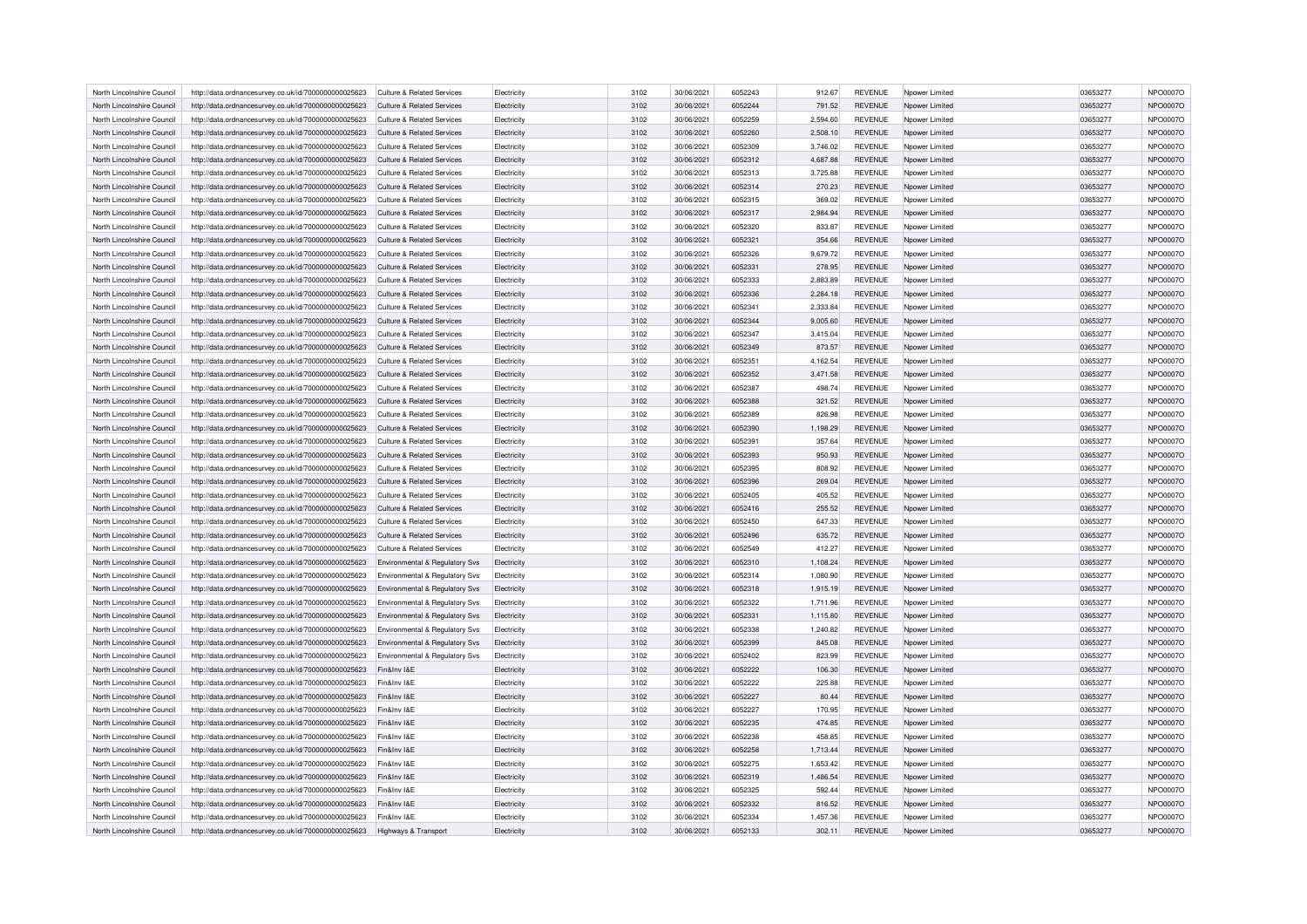| | | | | | | | | | | | |
|---|---|---|---|---|---|---|---|---|---|---|---|
| North Lincolnshire Council | http://data.ordnancesurvey.co.uk/id/7000000000025623 | Culture & Related Services | Electricity | 3102 | 30/06/2021 | 6052243 | 912.67 | REVENUE | Npower Limited | 03653277 | NPO0007O |
| North Lincolnshire Council | http://data.ordnancesurvey.co.uk/id/7000000000025623 | Culture & Related Services | Electricity | 3102 | 30/06/2021 | 6052244 | 791.52 | REVENUE | Npower Limited | 03653277 | NPO0007O |
| North Lincolnshire Council | http://data.ordnancesurvey.co.uk/id/7000000000025623 | Culture & Related Services | Electricity | 3102 | 30/06/2021 | 6052259 | 2,594.60 | REVENUE | Npower Limited | 03653277 | NPO0007O |
| North Lincolnshire Council | http://data.ordnancesurvey.co.uk/id/7000000000025623 | Culture & Related Services | Electricity | 3102 | 30/06/2021 | 6052260 | 2,508.10 | REVENUE | Npower Limited | 03653277 | NPO0007O |
| North Lincolnshire Council | http://data.ordnancesurvey.co.uk/id/7000000000025623 | Culture & Related Services | Electricity | 3102 | 30/06/2021 | 6052309 | 3,746.02 | REVENUE | Npower Limited | 03653277 | NPO0007O |
| North Lincolnshire Council | http://data.ordnancesurvey.co.uk/id/7000000000025623 | Culture & Related Services | Electricity | 3102 | 30/06/2021 | 6052312 | 4,687.88 | REVENUE | Npower Limited | 03653277 | NPO0007O |
| North Lincolnshire Council | http://data.ordnancesurvey.co.uk/id/7000000000025623 | Culture & Related Services | Electricity | 3102 | 30/06/2021 | 6052313 | 3,725.88 | REVENUE | Npower Limited | 03653277 | NPO0007O |
| North Lincolnshire Council | http://data.ordnancesurvey.co.uk/id/7000000000025623 | Culture & Related Services | Electricity | 3102 | 30/06/2021 | 6052314 | 270.23 | REVENUE | Npower Limited | 03653277 | NPO0007O |
| North Lincolnshire Council | http://data.ordnancesurvey.co.uk/id/7000000000025623 | Culture & Related Services | Electricity | 3102 | 30/06/2021 | 6052315 | 369.02 | REVENUE | Npower Limited | 03653277 | NPO0007O |
| North Lincolnshire Council | http://data.ordnancesurvey.co.uk/id/7000000000025623 | Culture & Related Services | Electricity | 3102 | 30/06/2021 | 6052317 | 2,984.94 | REVENUE | Npower Limited | 03653277 | NPO0007O |
| North Lincolnshire Council | http://data.ordnancesurvey.co.uk/id/7000000000025623 | Culture & Related Services | Electricity | 3102 | 30/06/2021 | 6052320 | 833.87 | REVENUE | Npower Limited | 03653277 | NPO0007O |
| North Lincolnshire Council | http://data.ordnancesurvey.co.uk/id/7000000000025623 | Culture & Related Services | Electricity | 3102 | 30/06/2021 | 6052321 | 354.66 | REVENUE | Npower Limited | 03653277 | NPO0007O |
| North Lincolnshire Council | http://data.ordnancesurvey.co.uk/id/7000000000025623 | Culture & Related Services | Electricity | 3102 | 30/06/2021 | 6052326 | 9,679.72 | REVENUE | Npower Limited | 03653277 | NPO0007O |
| North Lincolnshire Council | http://data.ordnancesurvey.co.uk/id/7000000000025623 | Culture & Related Services | Electricity | 3102 | 30/06/2021 | 6052331 | 278.95 | REVENUE | Npower Limited | 03653277 | NPO0007O |
| North Lincolnshire Council | http://data.ordnancesurvey.co.uk/id/7000000000025623 | Culture & Related Services | Electricity | 3102 | 30/06/2021 | 6052333 | 2,883.89 | REVENUE | Npower Limited | 03653277 | NPO0007O |
| North Lincolnshire Council | http://data.ordnancesurvey.co.uk/id/7000000000025623 | Culture & Related Services | Electricity | 3102 | 30/06/2021 | 6052336 | 2,284.18 | REVENUE | Npower Limited | 03653277 | NPO0007O |
| North Lincolnshire Council | http://data.ordnancesurvey.co.uk/id/7000000000025623 | Culture & Related Services | Electricity | 3102 | 30/06/2021 | 6052341 | 2,333.84 | REVENUE | Npower Limited | 03653277 | NPO0007O |
| North Lincolnshire Council | http://data.ordnancesurvey.co.uk/id/7000000000025623 | Culture & Related Services | Electricity | 3102 | 30/06/2021 | 6052344 | 9,005.60 | REVENUE | Npower Limited | 03653277 | NPO0007O |
| North Lincolnshire Council | http://data.ordnancesurvey.co.uk/id/7000000000025623 | Culture & Related Services | Electricity | 3102 | 30/06/2021 | 6052347 | 3,415.04 | REVENUE | Npower Limited | 03653277 | NPO0007O |
| North Lincolnshire Council | http://data.ordnancesurvey.co.uk/id/7000000000025623 | Culture & Related Services | Electricity | 3102 | 30/06/2021 | 6052349 | 873.57 | REVENUE | Npower Limited | 03653277 | NPO0007O |
| North Lincolnshire Council | http://data.ordnancesurvey.co.uk/id/7000000000025623 | Culture & Related Services | Electricity | 3102 | 30/06/2021 | 6052351 | 4,162.54 | REVENUE | Npower Limited | 03653277 | NPO0007O |
| North Lincolnshire Council | http://data.ordnancesurvey.co.uk/id/7000000000025623 | Culture & Related Services | Electricity | 3102 | 30/06/2021 | 6052352 | 3,471.58 | REVENUE | Npower Limited | 03653277 | NPO0007O |
| North Lincolnshire Council | http://data.ordnancesurvey.co.uk/id/7000000000025623 | Culture & Related Services | Electricity | 3102 | 30/06/2021 | 6052387 | 498.74 | REVENUE | Npower Limited | 03653277 | NPO0007O |
| North Lincolnshire Council | http://data.ordnancesurvey.co.uk/id/7000000000025623 | Culture & Related Services | Electricity | 3102 | 30/06/2021 | 6052388 | 321.52 | REVENUE | Npower Limited | 03653277 | NPO0007O |
| North Lincolnshire Council | http://data.ordnancesurvey.co.uk/id/7000000000025623 | Culture & Related Services | Electricity | 3102 | 30/06/2021 | 6052389 | 826.98 | REVENUE | Npower Limited | 03653277 | NPO0007O |
| North Lincolnshire Council | http://data.ordnancesurvey.co.uk/id/7000000000025623 | Culture & Related Services | Electricity | 3102 | 30/06/2021 | 6052390 | 1,198.29 | REVENUE | Npower Limited | 03653277 | NPO0007O |
| North Lincolnshire Council | http://data.ordnancesurvey.co.uk/id/7000000000025623 | Culture & Related Services | Electricity | 3102 | 30/06/2021 | 6052391 | 357.64 | REVENUE | Npower Limited | 03653277 | NPO0007O |
| North Lincolnshire Council | http://data.ordnancesurvey.co.uk/id/7000000000025623 | Culture & Related Services | Electricity | 3102 | 30/06/2021 | 6052393 | 950.93 | REVENUE | Npower Limited | 03653277 | NPO0007O |
| North Lincolnshire Council | http://data.ordnancesurvey.co.uk/id/7000000000025623 | Culture & Related Services | Electricity | 3102 | 30/06/2021 | 6052395 | 808.92 | REVENUE | Npower Limited | 03653277 | NPO0007O |
| North Lincolnshire Council | http://data.ordnancesurvey.co.uk/id/7000000000025623 | Culture & Related Services | Electricity | 3102 | 30/06/2021 | 6052396 | 269.04 | REVENUE | Npower Limited | 03653277 | NPO0007O |
| North Lincolnshire Council | http://data.ordnancesurvey.co.uk/id/7000000000025623 | Culture & Related Services | Electricity | 3102 | 30/06/2021 | 6052405 | 405.52 | REVENUE | Npower Limited | 03653277 | NPO0007O |
| North Lincolnshire Council | http://data.ordnancesurvey.co.uk/id/7000000000025623 | Culture & Related Services | Electricity | 3102 | 30/06/2021 | 6052416 | 255.52 | REVENUE | Npower Limited | 03653277 | NPO0007O |
| North Lincolnshire Council | http://data.ordnancesurvey.co.uk/id/7000000000025623 | Culture & Related Services | Electricity | 3102 | 30/06/2021 | 6052450 | 647.33 | REVENUE | Npower Limited | 03653277 | NPO0007O |
| North Lincolnshire Council | http://data.ordnancesurvey.co.uk/id/7000000000025623 | Culture & Related Services | Electricity | 3102 | 30/06/2021 | 6052496 | 635.72 | REVENUE | Npower Limited | 03653277 | NPO0007O |
| North Lincolnshire Council | http://data.ordnancesurvey.co.uk/id/7000000000025623 | Culture & Related Services | Electricity | 3102 | 30/06/2021 | 6052549 | 412.27 | REVENUE | Npower Limited | 03653277 | NPO0007O |
| North Lincolnshire Council | http://data.ordnancesurvey.co.uk/id/7000000000025623 | Environmental & Regulatory Svs | Electricity | 3102 | 30/06/2021 | 6052310 | 1,108.24 | REVENUE | Npower Limited | 03653277 | NPO0007O |
| North Lincolnshire Council | http://data.ordnancesurvey.co.uk/id/7000000000025623 | Environmental & Regulatory Svs | Electricity | 3102 | 30/06/2021 | 6052314 | 1,080.90 | REVENUE | Npower Limited | 03653277 | NPO0007O |
| North Lincolnshire Council | http://data.ordnancesurvey.co.uk/id/7000000000025623 | Environmental & Regulatory Svs | Electricity | 3102 | 30/06/2021 | 6052318 | 1,915.19 | REVENUE | Npower Limited | 03653277 | NPO0007O |
| North Lincolnshire Council | http://data.ordnancesurvey.co.uk/id/7000000000025623 | Environmental & Regulatory Svs | Electricity | 3102 | 30/06/2021 | 6052322 | 1,711.96 | REVENUE | Npower Limited | 03653277 | NPO0007O |
| North Lincolnshire Council | http://data.ordnancesurvey.co.uk/id/7000000000025623 | Environmental & Regulatory Svs | Electricity | 3102 | 30/06/2021 | 6052331 | 1,115.80 | REVENUE | Npower Limited | 03653277 | NPO0007O |
| North Lincolnshire Council | http://data.ordnancesurvey.co.uk/id/7000000000025623 | Environmental & Regulatory Svs | Electricity | 3102 | 30/06/2021 | 6052338 | 1,240.82 | REVENUE | Npower Limited | 03653277 | NPO0007O |
| North Lincolnshire Council | http://data.ordnancesurvey.co.uk/id/7000000000025623 | Environmental & Regulatory Svs | Electricity | 3102 | 30/06/2021 | 6052399 | 845.08 | REVENUE | Npower Limited | 03653277 | NPO0007O |
| North Lincolnshire Council | http://data.ordnancesurvey.co.uk/id/7000000000025623 | Environmental & Regulatory Svs | Electricity | 3102 | 30/06/2021 | 6052402 | 823.99 | REVENUE | Npower Limited | 03653277 | NPO0007O |
| North Lincolnshire Council | http://data.ordnancesurvey.co.uk/id/7000000000025623 | Fin&Inv I&E | Electricity | 3102 | 30/06/2021 | 6052222 | 106.30 | REVENUE | Npower Limited | 03653277 | NPO0007O |
| North Lincolnshire Council | http://data.ordnancesurvey.co.uk/id/7000000000025623 | Fin&Inv I&E | Electricity | 3102 | 30/06/2021 | 6052222 | 225.88 | REVENUE | Npower Limited | 03653277 | NPO0007O |
| North Lincolnshire Council | http://data.ordnancesurvey.co.uk/id/7000000000025623 | Fin&Inv I&E | Electricity | 3102 | 30/06/2021 | 6052227 | 80.44 | REVENUE | Npower Limited | 03653277 | NPO0007O |
| North Lincolnshire Council | http://data.ordnancesurvey.co.uk/id/7000000000025623 | Fin&Inv I&E | Electricity | 3102 | 30/06/2021 | 6052227 | 170.95 | REVENUE | Npower Limited | 03653277 | NPO0007O |
| North Lincolnshire Council | http://data.ordnancesurvey.co.uk/id/7000000000025623 | Fin&Inv I&E | Electricity | 3102 | 30/06/2021 | 6052235 | 474.85 | REVENUE | Npower Limited | 03653277 | NPO0007O |
| North Lincolnshire Council | http://data.ordnancesurvey.co.uk/id/7000000000025623 | Fin&Inv I&E | Electricity | 3102 | 30/06/2021 | 6052238 | 458.85 | REVENUE | Npower Limited | 03653277 | NPO0007O |
| North Lincolnshire Council | http://data.ordnancesurvey.co.uk/id/7000000000025623 | Fin&Inv I&E | Electricity | 3102 | 30/06/2021 | 6052258 | 1,713.44 | REVENUE | Npower Limited | 03653277 | NPO0007O |
| North Lincolnshire Council | http://data.ordnancesurvey.co.uk/id/7000000000025623 | Fin&Inv I&E | Electricity | 3102 | 30/06/2021 | 6052275 | 1,653.42 | REVENUE | Npower Limited | 03653277 | NPO0007O |
| North Lincolnshire Council | http://data.ordnancesurvey.co.uk/id/7000000000025623 | Fin&Inv I&E | Electricity | 3102 | 30/06/2021 | 6052319 | 1,486.54 | REVENUE | Npower Limited | 03653277 | NPO0007O |
| North Lincolnshire Council | http://data.ordnancesurvey.co.uk/id/7000000000025623 | Fin&Inv I&E | Electricity | 3102 | 30/06/2021 | 6052325 | 592.44 | REVENUE | Npower Limited | 03653277 | NPO0007O |
| North Lincolnshire Council | http://data.ordnancesurvey.co.uk/id/7000000000025623 | Fin&Inv I&E | Electricity | 3102 | 30/06/2021 | 6052332 | 816.52 | REVENUE | Npower Limited | 03653277 | NPO0007O |
| North Lincolnshire Council | http://data.ordnancesurvey.co.uk/id/7000000000025623 | Fin&Inv I&E | Electricity | 3102 | 30/06/2021 | 6052334 | 1,457.36 | REVENUE | Npower Limited | 03653277 | NPO0007O |
| North Lincolnshire Council | http://data.ordnancesurvey.co.uk/id/7000000000025623 | Highways & Transport | Electricity | 3102 | 30/06/2021 | 6052133 | 302.11 | REVENUE | Npower Limited | 03653277 | NPO0007O |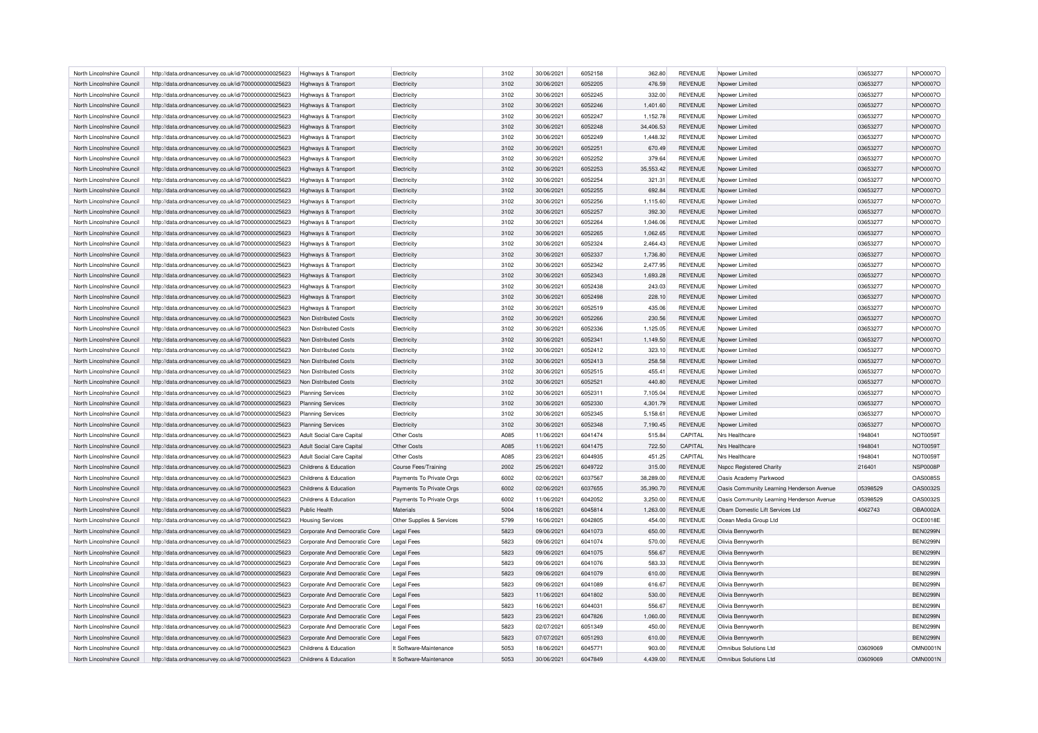| North Lincolnshire Council | http://data.ordnancesurvey.co.uk/id/7000000000025623 | Highways & Transport | Electricity | 3102 | 30/06/2021 | 6052158 | 362.80 | REVENUE | Npower Limited | 03653277 | NPO0007O |
|---|---|---|---|---|---|---|---|---|---|---|---|
| North Lincolnshire Council | http://data.ordnancesurvey.co.uk/id/7000000000025623 | Highways & Transport | Electricity | 3102 | 30/06/2021 | 6052205 | 476.59 | REVENUE | Npower Limited | 03653277 | NPO0007O |
| North Lincolnshire Council | http://data.ordnancesurvey.co.uk/id/7000000000025623 | Highways & Transport | Electricity | 3102 | 30/06/2021 | 6052245 | 332.00 | REVENUE | Npower Limited | 03653277 | NPO0007O |
| North Lincolnshire Council | http://data.ordnancesurvey.co.uk/id/7000000000025623 | Highways & Transport | Electricity | 3102 | 30/06/2021 | 6052246 | 1,401.60 | REVENUE | Npower Limited | 03653277 | NPO0007O |
| North Lincolnshire Council | http://data.ordnancesurvey.co.uk/id/7000000000025623 | Highways & Transport | Electricity | 3102 | 30/06/2021 | 6052247 | 1,152.78 | REVENUE | Npower Limited | 03653277 | NPO0007O |
| North Lincolnshire Council | http://data.ordnancesurvey.co.uk/id/7000000000025623 | Highways & Transport | Electricity | 3102 | 30/06/2021 | 6052248 | 34,406.53 | REVENUE | Npower Limited | 03653277 | NPO0007O |
| North Lincolnshire Council | http://data.ordnancesurvey.co.uk/id/7000000000025623 | Highways & Transport | Electricity | 3102 | 30/06/2021 | 6052249 | 1,448.32 | REVENUE | Npower Limited | 03653277 | NPO0007O |
| North Lincolnshire Council | http://data.ordnancesurvey.co.uk/id/7000000000025623 | Highways & Transport | Electricity | 3102 | 30/06/2021 | 6052251 | 670.49 | REVENUE | Npower Limited | 03653277 | NPO0007O |
| North Lincolnshire Council | http://data.ordnancesurvey.co.uk/id/7000000000025623 | Highways & Transport | Electricity | 3102 | 30/06/2021 | 6052252 | 379.64 | REVENUE | Npower Limited | 03653277 | NPO0007O |
| North Lincolnshire Council | http://data.ordnancesurvey.co.uk/id/7000000000025623 | Highways & Transport | Electricity | 3102 | 30/06/2021 | 6052253 | 35,553.42 | REVENUE | Npower Limited | 03653277 | NPO0007O |
| North Lincolnshire Council | http://data.ordnancesurvey.co.uk/id/7000000000025623 | Highways & Transport | Electricity | 3102 | 30/06/2021 | 6052254 | 321.31 | REVENUE | Npower Limited | 03653277 | NPO0007O |
| North Lincolnshire Council | http://data.ordnancesurvey.co.uk/id/7000000000025623 | Highways & Transport | Electricity | 3102 | 30/06/2021 | 6052255 | 692.84 | REVENUE | Npower Limited | 03653277 | NPO0007O |
| North Lincolnshire Council | http://data.ordnancesurvey.co.uk/id/7000000000025623 | Highways & Transport | Electricity | 3102 | 30/06/2021 | 6052256 | 1,115.60 | REVENUE | Npower Limited | 03653277 | NPO0007O |
| North Lincolnshire Council | http://data.ordnancesurvey.co.uk/id/7000000000025623 | Highways & Transport | Electricity | 3102 | 30/06/2021 | 6052257 | 392.30 | REVENUE | Npower Limited | 03653277 | NPO0007O |
| North Lincolnshire Council | http://data.ordnancesurvey.co.uk/id/7000000000025623 | Highways & Transport | Electricity | 3102 | 30/06/2021 | 6052264 | 1,046.06 | REVENUE | Npower Limited | 03653277 | NPO0007O |
| North Lincolnshire Council | http://data.ordnancesurvey.co.uk/id/7000000000025623 | Highways & Transport | Electricity | 3102 | 30/06/2021 | 6052265 | 1,062.65 | REVENUE | Npower Limited | 03653277 | NPO0007O |
| North Lincolnshire Council | http://data.ordnancesurvey.co.uk/id/7000000000025623 | Highways & Transport | Electricity | 3102 | 30/06/2021 | 6052324 | 2,464.43 | REVENUE | Npower Limited | 03653277 | NPO0007O |
| North Lincolnshire Council | http://data.ordnancesurvey.co.uk/id/7000000000025623 | Highways & Transport | Electricity | 3102 | 30/06/2021 | 6052337 | 1,736.80 | REVENUE | Npower Limited | 03653277 | NPO0007O |
| North Lincolnshire Council | http://data.ordnancesurvey.co.uk/id/7000000000025623 | Highways & Transport | Electricity | 3102 | 30/06/2021 | 6052342 | 2,477.95 | REVENUE | Npower Limited | 03653277 | NPO0007O |
| North Lincolnshire Council | http://data.ordnancesurvey.co.uk/id/7000000000025623 | Highways & Transport | Electricity | 3102 | 30/06/2021 | 6052343 | 1,693.28 | REVENUE | Npower Limited | 03653277 | NPO0007O |
| North Lincolnshire Council | http://data.ordnancesurvey.co.uk/id/7000000000025623 | Highways & Transport | Electricity | 3102 | 30/06/2021 | 6052438 | 243.03 | REVENUE | Npower Limited | 03653277 | NPO0007O |
| North Lincolnshire Council | http://data.ordnancesurvey.co.uk/id/7000000000025623 | Highways & Transport | Electricity | 3102 | 30/06/2021 | 6052498 | 228.10 | REVENUE | Npower Limited | 03653277 | NPO0007O |
| North Lincolnshire Council | http://data.ordnancesurvey.co.uk/id/7000000000025623 | Highways & Transport | Electricity | 3102 | 30/06/2021 | 6052519 | 435.06 | REVENUE | Npower Limited | 03653277 | NPO0007O |
| North Lincolnshire Council | http://data.ordnancesurvey.co.uk/id/7000000000025623 | Non Distributed Costs | Electricity | 3102 | 30/06/2021 | 6052266 | 230.56 | REVENUE | Npower Limited | 03653277 | NPO0007O |
| North Lincolnshire Council | http://data.ordnancesurvey.co.uk/id/7000000000025623 | Non Distributed Costs | Electricity | 3102 | 30/06/2021 | 6052336 | 1,125.05 | REVENUE | Npower Limited | 03653277 | NPO0007O |
| North Lincolnshire Council | http://data.ordnancesurvey.co.uk/id/7000000000025623 | Non Distributed Costs | Electricity | 3102 | 30/06/2021 | 6052341 | 1,149.50 | REVENUE | Npower Limited | 03653277 | NPO0007O |
| North Lincolnshire Council | http://data.ordnancesurvey.co.uk/id/7000000000025623 | Non Distributed Costs | Electricity | 3102 | 30/06/2021 | 6052412 | 323.10 | REVENUE | Npower Limited | 03653277 | NPO0007O |
| North Lincolnshire Council | http://data.ordnancesurvey.co.uk/id/7000000000025623 | Non Distributed Costs | Electricity | 3102 | 30/06/2021 | 6052413 | 258.58 | REVENUE | Npower Limited | 03653277 | NPO0007O |
| North Lincolnshire Council | http://data.ordnancesurvey.co.uk/id/7000000000025623 | Non Distributed Costs | Electricity | 3102 | 30/06/2021 | 6052515 | 455.41 | REVENUE | Npower Limited | 03653277 | NPO0007O |
| North Lincolnshire Council | http://data.ordnancesurvey.co.uk/id/7000000000025623 | Non Distributed Costs | Electricity | 3102 | 30/06/2021 | 6052521 | 440.80 | REVENUE | Npower Limited | 03653277 | NPO0007O |
| North Lincolnshire Council | http://data.ordnancesurvey.co.uk/id/7000000000025623 | Planning Services | Electricity | 3102 | 30/06/2021 | 6052311 | 7,105.04 | REVENUE | Npower Limited | 03653277 | NPO0007O |
| North Lincolnshire Council | http://data.ordnancesurvey.co.uk/id/7000000000025623 | Planning Services | Electricity | 3102 | 30/06/2021 | 6052330 | 4,301.79 | REVENUE | Npower Limited | 03653277 | NPO0007O |
| North Lincolnshire Council | http://data.ordnancesurvey.co.uk/id/7000000000025623 | Planning Services | Electricity | 3102 | 30/06/2021 | 6052345 | 5,158.61 | REVENUE | Npower Limited | 03653277 | NPO0007O |
| North Lincolnshire Council | http://data.ordnancesurvey.co.uk/id/7000000000025623 | Planning Services | Electricity | 3102 | 30/06/2021 | 6052348 | 7,190.45 | REVENUE | Npower Limited | 03653277 | NPO0007O |
| North Lincolnshire Council | http://data.ordnancesurvey.co.uk/id/7000000000025623 | Adult Social Care Capital | Other Costs | A085 | 11/06/2021 | 6041474 | 515.84 | CAPITAL | Nrs Healthcare | 1948041 | NOT0059T |
| North Lincolnshire Council | http://data.ordnancesurvey.co.uk/id/7000000000025623 | Adult Social Care Capital | Other Costs | A085 | 11/06/2021 | 6041475 | 722.50 | CAPITAL | Nrs Healthcare | 1948041 | NOT0059T |
| North Lincolnshire Council | http://data.ordnancesurvey.co.uk/id/7000000000025623 | Adult Social Care Capital | Other Costs | A085 | 23/06/2021 | 6044935 | 451.25 | CAPITAL | Nrs Healthcare | 1948041 | NOT0059T |
| North Lincolnshire Council | http://data.ordnancesurvey.co.uk/id/7000000000025623 | Childrens & Education | Course Fees/Training | 2002 | 25/06/2021 | 6049722 | 315.00 | REVENUE | Nspcc Registered Charity | 216401 | NSP0008P |
| North Lincolnshire Council | http://data.ordnancesurvey.co.uk/id/7000000000025623 | Childrens & Education | Payments To Private Orgs | 6002 | 02/06/2021 | 6037567 | 38,289.00 | REVENUE | Oasis Academy Parkwood | | OAS0085S |
| North Lincolnshire Council | http://data.ordnancesurvey.co.uk/id/7000000000025623 | Childrens & Education | Payments To Private Orgs | 6002 | 02/06/2021 | 6037655 | 35,390.70 | REVENUE | Oasis Community Learning Henderson Avenue | 05398529 | OAS0032S |
| North Lincolnshire Council | http://data.ordnancesurvey.co.uk/id/7000000000025623 | Childrens & Education | Payments To Private Orgs | 6002 | 11/06/2021 | 6042052 | 3,250.00 | REVENUE | Oasis Community Learning Henderson Avenue | 05398529 | OAS0032S |
| North Lincolnshire Council | http://data.ordnancesurvey.co.uk/id/7000000000025623 | Public Health | Materials | 5004 | 18/06/2021 | 6045814 | 1,263.00 | REVENUE | Obam Domestic Lift Services Ltd | 4062743 | OBA0002A |
| North Lincolnshire Council | http://data.ordnancesurvey.co.uk/id/7000000000025623 | Housing Services | Other Supplies & Services | 5799 | 16/06/2021 | 6042805 | 454.00 | REVENUE | Ocean Media Group Ltd | | OCE0018E |
| North Lincolnshire Council | http://data.ordnancesurvey.co.uk/id/7000000000025623 | Corporate And Democratic Core | Legal Fees | 5823 | 09/06/2021 | 6041073 | 650.00 | REVENUE | Olivia Bennyworth | | BEN0299N |
| North Lincolnshire Council | http://data.ordnancesurvey.co.uk/id/7000000000025623 | Corporate And Democratic Core | Legal Fees | 5823 | 09/06/2021 | 6041074 | 570.00 | REVENUE | Olivia Bennyworth | | BEN0299N |
| North Lincolnshire Council | http://data.ordnancesurvey.co.uk/id/7000000000025623 | Corporate And Democratic Core | Legal Fees | 5823 | 09/06/2021 | 6041075 | 556.67 | REVENUE | Olivia Bennyworth | | BEN0299N |
| North Lincolnshire Council | http://data.ordnancesurvey.co.uk/id/7000000000025623 | Corporate And Democratic Core | Legal Fees | 5823 | 09/06/2021 | 6041076 | 583.33 | REVENUE | Olivia Bennyworth | | BEN0299N |
| North Lincolnshire Council | http://data.ordnancesurvey.co.uk/id/7000000000025623 | Corporate And Democratic Core | Legal Fees | 5823 | 09/06/2021 | 6041079 | 610.00 | REVENUE | Olivia Bennyworth | | BEN0299N |
| North Lincolnshire Council | http://data.ordnancesurvey.co.uk/id/7000000000025623 | Corporate And Democratic Core | Legal Fees | 5823 | 09/06/2021 | 6041089 | 616.67 | REVENUE | Olivia Bennyworth | | BEN0299N |
| North Lincolnshire Council | http://data.ordnancesurvey.co.uk/id/7000000000025623 | Corporate And Democratic Core | Legal Fees | 5823 | 11/06/2021 | 6041802 | 530.00 | REVENUE | Olivia Bennyworth | | BEN0299N |
| North Lincolnshire Council | http://data.ordnancesurvey.co.uk/id/7000000000025623 | Corporate And Democratic Core | Legal Fees | 5823 | 16/06/2021 | 6044031 | 556.67 | REVENUE | Olivia Bennyworth | | BEN0299N |
| North Lincolnshire Council | http://data.ordnancesurvey.co.uk/id/7000000000025623 | Corporate And Democratic Core | Legal Fees | 5823 | 23/06/2021 | 6047826 | 1,060.00 | REVENUE | Olivia Bennyworth | | BEN0299N |
| North Lincolnshire Council | http://data.ordnancesurvey.co.uk/id/7000000000025623 | Corporate And Democratic Core | Legal Fees | 5823 | 02/07/2021 | 6051349 | 450.00 | REVENUE | Olivia Bennyworth | | BEN0299N |
| North Lincolnshire Council | http://data.ordnancesurvey.co.uk/id/7000000000025623 | Corporate And Democratic Core | Legal Fees | 5823 | 07/07/2021 | 6051293 | 610.00 | REVENUE | Olivia Bennyworth | | BEN0299N |
| North Lincolnshire Council | http://data.ordnancesurvey.co.uk/id/7000000000025623 | Childrens & Education | It Software-Maintenance | 5053 | 18/06/2021 | 6045771 | 903.00 | REVENUE | Omnibus Solutions Ltd | 03609069 | OMN0001N |
| North Lincolnshire Council | http://data.ordnancesurvey.co.uk/id/7000000000025623 | Childrens & Education | It Software-Maintenance | 5053 | 30/06/2021 | 6047849 | 4,439.00 | REVENUE | Omnibus Solutions Ltd | 03609069 | OMN0001N |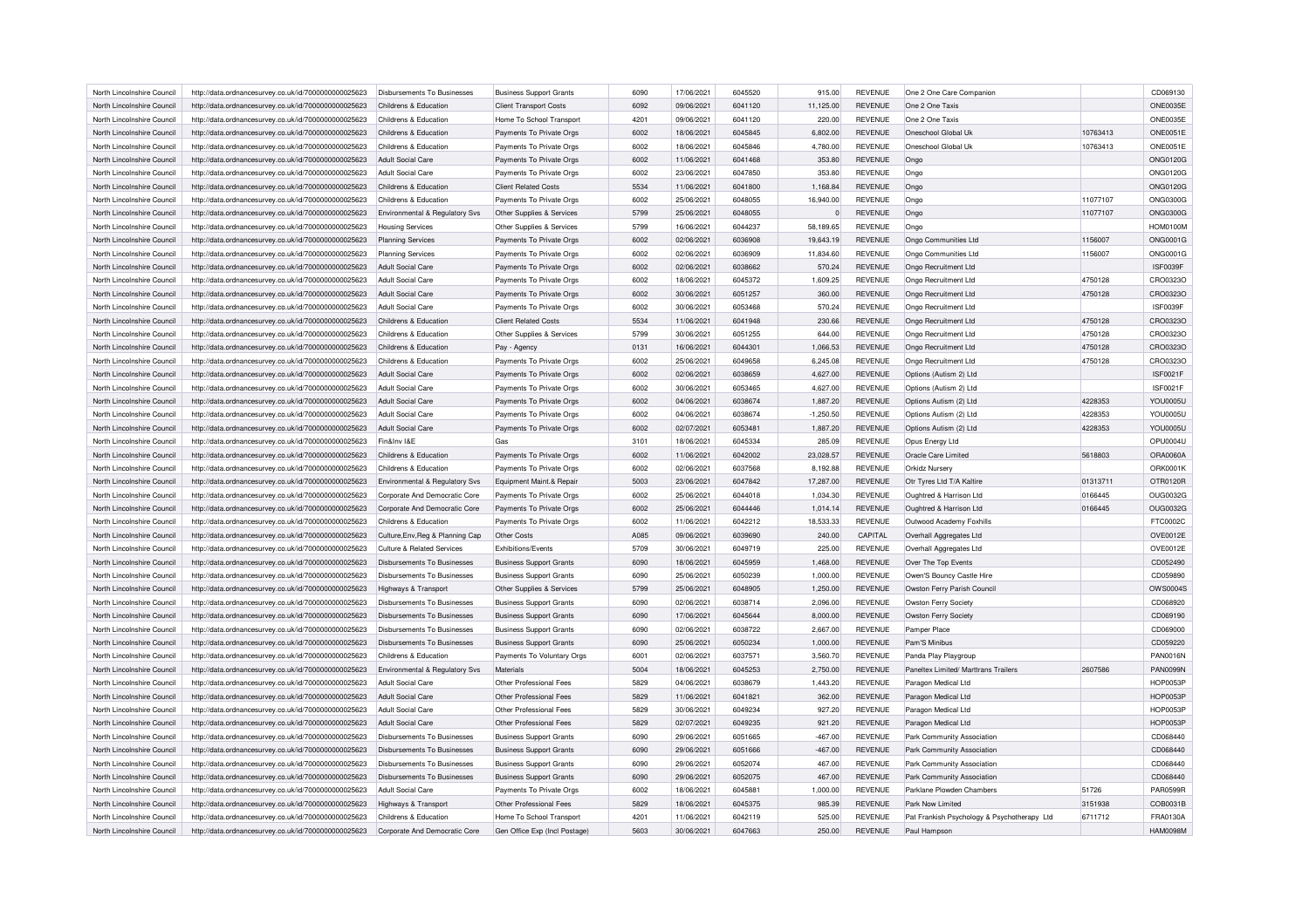| North Lincolnshire Council | http://data.ordnancesurvey.co.uk/id/7000000000025623 | Disbursements To Businesses | Business Support Grants | 6090 | 17/06/2021 | 6045520 | 915.00 | REVENUE | One 2 One Care Companion | | CD069130 |
|---|---|---|---|---|---|---|---|---|---|---|---|
| North Lincolnshire Council | http://data.ordnancesurvey.co.uk/id/7000000000025623 | Childrens & Education | Client Transport Costs | 6092 | 09/06/2021 | 6041120 | 11,125.00 | REVENUE | One 2 One Taxis | | ONE0035E |
| North Lincolnshire Council | http://data.ordnancesurvey.co.uk/id/7000000000025623 | Childrens & Education | Home To School Transport | 4201 | 09/06/2021 | 6041120 | 220.00 | REVENUE | One 2 One Taxis | | ONE0035E |
| North Lincolnshire Council | http://data.ordnancesurvey.co.uk/id/7000000000025623 | Childrens & Education | Payments To Private Orgs | 6002 | 18/06/2021 | 6045845 | 6,802.00 | REVENUE | Oneschool Global Uk | 10763413 | ONE0051E |
| North Lincolnshire Council | http://data.ordnancesurvey.co.uk/id/7000000000025623 | Childrens & Education | Payments To Private Orgs | 6002 | 18/06/2021 | 6045846 | 4,780.00 | REVENUE | Oneschool Global Uk | 10763413 | ONE0051E |
| North Lincolnshire Council | http://data.ordnancesurvey.co.uk/id/7000000000025623 | Adult Social Care | Payments To Private Orgs | 6002 | 11/06/2021 | 6041468 | 353.80 | REVENUE | Ongo | | ONG0120G |
| North Lincolnshire Council | http://data.ordnancesurvey.co.uk/id/7000000000025623 | Adult Social Care | Payments To Private Orgs | 6002 | 23/06/2021 | 6047850 | 353.80 | REVENUE | Ongo | | ONG0120G |
| North Lincolnshire Council | http://data.ordnancesurvey.co.uk/id/7000000000025623 | Childrens & Education | Client Related Costs | 5534 | 11/06/2021 | 6041800 | 1,168.84 | REVENUE | Ongo | | ONG0120G |
| North Lincolnshire Council | http://data.ordnancesurvey.co.uk/id/7000000000025623 | Childrens & Education | Payments To Private Orgs | 6002 | 25/06/2021 | 6048055 | 16,940.00 | REVENUE | Ongo | 11077107 | ONG0300G |
| North Lincolnshire Council | http://data.ordnancesurvey.co.uk/id/7000000000025623 | Environmental & Regulatory Svs | Other Supplies & Services | 5799 | 25/06/2021 | 6048055 | 0 | REVENUE | Ongo | 11077107 | ONG0300G |
| North Lincolnshire Council | http://data.ordnancesurvey.co.uk/id/7000000000025623 | Housing Services | Other Supplies & Services | 5799 | 16/06/2021 | 6044237 | 58,189.65 | REVENUE | Ongo | | HOM0100M |
| North Lincolnshire Council | http://data.ordnancesurvey.co.uk/id/7000000000025623 | Planning Services | Payments To Private Orgs | 6002 | 02/06/2021 | 6036908 | 19,643.19 | REVENUE | Ongo Communities Ltd | 1156007 | ONG0001G |
| North Lincolnshire Council | http://data.ordnancesurvey.co.uk/id/7000000000025623 | Planning Services | Payments To Private Orgs | 6002 | 02/06/2021 | 6036909 | 11,834.60 | REVENUE | Ongo Communities Ltd | 1156007 | ONG0001G |
| North Lincolnshire Council | http://data.ordnancesurvey.co.uk/id/7000000000025623 | Adult Social Care | Payments To Private Orgs | 6002 | 02/06/2021 | 6038662 | 570.24 | REVENUE | Ongo Recruitment Ltd | | ISF0039F |
| North Lincolnshire Council | http://data.ordnancesurvey.co.uk/id/7000000000025623 | Adult Social Care | Payments To Private Orgs | 6002 | 18/06/2021 | 6045372 | 1,609.25 | REVENUE | Ongo Recruitment Ltd | 4750128 | CRO0323O |
| North Lincolnshire Council | http://data.ordnancesurvey.co.uk/id/7000000000025623 | Adult Social Care | Payments To Private Orgs | 6002 | 30/06/2021 | 6051257 | 360.00 | REVENUE | Ongo Recruitment Ltd | 4750128 | CRO0323O |
| North Lincolnshire Council | http://data.ordnancesurvey.co.uk/id/7000000000025623 | Adult Social Care | Payments To Private Orgs | 6002 | 30/06/2021 | 6053468 | 570.24 | REVENUE | Ongo Recruitment Ltd | | ISF0039F |
| North Lincolnshire Council | http://data.ordnancesurvey.co.uk/id/7000000000025623 | Childrens & Education | Client Related Costs | 5534 | 11/06/2021 | 6041948 | 230.66 | REVENUE | Ongo Recruitment Ltd | 4750128 | CRO0323O |
| North Lincolnshire Council | http://data.ordnancesurvey.co.uk/id/7000000000025623 | Childrens & Education | Other Supplies & Services | 5799 | 30/06/2021 | 6051255 | 644.00 | REVENUE | Ongo Recruitment Ltd | 4750128 | CRO0323O |
| North Lincolnshire Council | http://data.ordnancesurvey.co.uk/id/7000000000025623 | Childrens & Education | Pay - Agency | 0131 | 16/06/2021 | 6044301 | 1,066.53 | REVENUE | Ongo Recruitment Ltd | 4750128 | CRO0323O |
| North Lincolnshire Council | http://data.ordnancesurvey.co.uk/id/7000000000025623 | Childrens & Education | Payments To Private Orgs | 6002 | 25/06/2021 | 6049658 | 6,245.08 | REVENUE | Ongo Recruitment Ltd | 4750128 | CRO0323O |
| North Lincolnshire Council | http://data.ordnancesurvey.co.uk/id/7000000000025623 | Adult Social Care | Payments To Private Orgs | 6002 | 02/06/2021 | 6038659 | 4,627.00 | REVENUE | Options (Autism 2) Ltd | | ISF0021F |
| North Lincolnshire Council | http://data.ordnancesurvey.co.uk/id/7000000000025623 | Adult Social Care | Payments To Private Orgs | 6002 | 30/06/2021 | 6053465 | 4,627.00 | REVENUE | Options (Autism 2) Ltd | | ISF0021F |
| North Lincolnshire Council | http://data.ordnancesurvey.co.uk/id/7000000000025623 | Adult Social Care | Payments To Private Orgs | 6002 | 04/06/2021 | 6038674 | 1,887.20 | REVENUE | Options Autism (2) Ltd | 4228353 | YOU0005U |
| North Lincolnshire Council | http://data.ordnancesurvey.co.uk/id/7000000000025623 | Adult Social Care | Payments To Private Orgs | 6002 | 04/06/2021 | 6038674 | -1,250.50 | REVENUE | Options Autism (2) Ltd | 4228353 | YOU0005U |
| North Lincolnshire Council | http://data.ordnancesurvey.co.uk/id/7000000000025623 | Adult Social Care | Payments To Private Orgs | 6002 | 02/07/2021 | 6053481 | 1,887.20 | REVENUE | Options Autism (2) Ltd | 4228353 | YOU0005U |
| North Lincolnshire Council | http://data.ordnancesurvey.co.uk/id/7000000000025623 | Fin&Inv I&E | Gas | 3101 | 18/06/2021 | 6045334 | 285.09 | REVENUE | Opus Energy Ltd | | OPU0004U |
| North Lincolnshire Council | http://data.ordnancesurvey.co.uk/id/7000000000025623 | Childrens & Education | Payments To Private Orgs | 6002 | 11/06/2021 | 6042002 | 23,028.57 | REVENUE | Oracle Care Limited | 5618803 | ORA0060A |
| North Lincolnshire Council | http://data.ordnancesurvey.co.uk/id/7000000000025623 | Childrens & Education | Payments To Private Orgs | 6002 | 02/06/2021 | 6037568 | 8,192.88 | REVENUE | Orkidz Nursery | | ORK0001K |
| North Lincolnshire Council | http://data.ordnancesurvey.co.uk/id/7000000000025623 | Environmental & Regulatory Svs | Equipment Maint.& Repair | 5003 | 23/06/2021 | 6047842 | 17,287.00 | REVENUE | Otr Tyres Ltd T/A Kaltire | 01313711 | OTR0120R |
| North Lincolnshire Council | http://data.ordnancesurvey.co.uk/id/7000000000025623 | Corporate And Democratic Core | Payments To Private Orgs | 6002 | 25/06/2021 | 6044018 | 1,034.30 | REVENUE | Oughtred & Harrison Ltd | 0166445 | OUG0032G |
| North Lincolnshire Council | http://data.ordnancesurvey.co.uk/id/7000000000025623 | Corporate And Democratic Core | Payments To Private Orgs | 6002 | 25/06/2021 | 6044446 | 1,014.14 | REVENUE | Oughtred & Harrison Ltd | 0166445 | OUG0032G |
| North Lincolnshire Council | http://data.ordnancesurvey.co.uk/id/7000000000025623 | Childrens & Education | Payments To Private Orgs | 6002 | 11/06/2021 | 6042212 | 18,533.33 | REVENUE | Outwood Academy Foxhills | | FTC0002C |
| North Lincolnshire Council | http://data.ordnancesurvey.co.uk/id/7000000000025623 | Culture,Env,Reg & Planning Cap | Other Costs | A085 | 09/06/2021 | 6039690 | 240.00 | CAPITAL | Overhall Aggregates Ltd | | OVE0012E |
| North Lincolnshire Council | http://data.ordnancesurvey.co.uk/id/7000000000025623 | Culture & Related Services | Exhibitions/Events | 5709 | 30/06/2021 | 6049719 | 225.00 | REVENUE | Overhall Aggregates Ltd | | OVE0012E |
| North Lincolnshire Council | http://data.ordnancesurvey.co.uk/id/7000000000025623 | Disbursements To Businesses | Business Support Grants | 6090 | 18/06/2021 | 6045959 | 1,468.00 | REVENUE | Over The Top Events | | CD052490 |
| North Lincolnshire Council | http://data.ordnancesurvey.co.uk/id/7000000000025623 | Disbursements To Businesses | Business Support Grants | 6090 | 25/06/2021 | 6050239 | 1,000.00 | REVENUE | Owen'S Bouncy Castle Hire | | CD059890 |
| North Lincolnshire Council | http://data.ordnancesurvey.co.uk/id/7000000000025623 | Highways & Transport | Other Supplies & Services | 5799 | 25/06/2021 | 6048905 | 1,250.00 | REVENUE | Owston Ferry Parish Council | | OWS0004S |
| North Lincolnshire Council | http://data.ordnancesurvey.co.uk/id/7000000000025623 | Disbursements To Businesses | Business Support Grants | 6090 | 02/06/2021 | 6038714 | 2,096.00 | REVENUE | Owston Ferry Society | | CD068920 |
| North Lincolnshire Council | http://data.ordnancesurvey.co.uk/id/7000000000025623 | Disbursements To Businesses | Business Support Grants | 6090 | 17/06/2021 | 6045644 | 8,000.00 | REVENUE | Owston Ferry Society | | CD069190 |
| North Lincolnshire Council | http://data.ordnancesurvey.co.uk/id/7000000000025623 | Disbursements To Businesses | Business Support Grants | 6090 | 02/06/2021 | 6038722 | 2,667.00 | REVENUE | Pamper Place | | CD069000 |
| North Lincolnshire Council | http://data.ordnancesurvey.co.uk/id/7000000000025623 | Disbursements To Businesses | Business Support Grants | 6090 | 25/06/2021 | 6050234 | 1,000.00 | REVENUE | Pam'S Minibus | | CD059220 |
| North Lincolnshire Council | http://data.ordnancesurvey.co.uk/id/7000000000025623 | Childrens & Education | Payments To Voluntary Orgs | 6001 | 02/06/2021 | 6037571 | 3,560.70 | REVENUE | Panda Play Playgroup | | PAN0016N |
| North Lincolnshire Council | http://data.ordnancesurvey.co.uk/id/7000000000025623 | Environmental & Regulatory Svs | Materials | 5004 | 18/06/2021 | 6045253 | 2,750.00 | REVENUE | Paneltex Limited/ Marttrans Trailers | 2607586 | PAN0099N |
| North Lincolnshire Council | http://data.ordnancesurvey.co.uk/id/7000000000025623 | Adult Social Care | Other Professional Fees | 5829 | 04/06/2021 | 6038679 | 1,443.20 | REVENUE | Paragon Medical Ltd | | HOP0053P |
| North Lincolnshire Council | http://data.ordnancesurvey.co.uk/id/7000000000025623 | Adult Social Care | Other Professional Fees | 5829 | 11/06/2021 | 6041821 | 362.00 | REVENUE | Paragon Medical Ltd | | HOP0053P |
| North Lincolnshire Council | http://data.ordnancesurvey.co.uk/id/7000000000025623 | Adult Social Care | Other Professional Fees | 5829 | 30/06/2021 | 6049234 | 927.20 | REVENUE | Paragon Medical Ltd | | HOP0053P |
| North Lincolnshire Council | http://data.ordnancesurvey.co.uk/id/7000000000025623 | Adult Social Care | Other Professional Fees | 5829 | 02/07/2021 | 6049235 | 921.20 | REVENUE | Paragon Medical Ltd | | HOP0053P |
| North Lincolnshire Council | http://data.ordnancesurvey.co.uk/id/7000000000025623 | Disbursements To Businesses | Business Support Grants | 6090 | 29/06/2021 | 6051665 | -467.00 | REVENUE | Park Community Association | | CD068440 |
| North Lincolnshire Council | http://data.ordnancesurvey.co.uk/id/7000000000025623 | Disbursements To Businesses | Business Support Grants | 6090 | 29/06/2021 | 6051666 | -467.00 | REVENUE | Park Community Association | | CD068440 |
| North Lincolnshire Council | http://data.ordnancesurvey.co.uk/id/7000000000025623 | Disbursements To Businesses | Business Support Grants | 6090 | 29/06/2021 | 6052074 | 467.00 | REVENUE | Park Community Association | | CD068440 |
| North Lincolnshire Council | http://data.ordnancesurvey.co.uk/id/7000000000025623 | Disbursements To Businesses | Business Support Grants | 6090 | 29/06/2021 | 6052075 | 467.00 | REVENUE | Park Community Association | | CD068440 |
| North Lincolnshire Council | http://data.ordnancesurvey.co.uk/id/7000000000025623 | Adult Social Care | Payments To Private Orgs | 6002 | 18/06/2021 | 6045881 | 1,000.00 | REVENUE | Parklane Plowden Chambers | 51726 | PAR0599R |
| North Lincolnshire Council | http://data.ordnancesurvey.co.uk/id/7000000000025623 | Highways & Transport | Other Professional Fees | 5829 | 18/06/2021 | 6045375 | 985.39 | REVENUE | Park Now Limited | 3151938 | COB0031B |
| North Lincolnshire Council | http://data.ordnancesurvey.co.uk/id/7000000000025623 | Childrens & Education | Home To School Transport | 4201 | 11/06/2021 | 6042119 | 525.00 | REVENUE | Pat Frankish Psychology & Psychotherapy Ltd | 6711712 | FRA0130A |
| North Lincolnshire Council | http://data.ordnancesurvey.co.uk/id/7000000000025623 | Corporate And Democratic Core | Gen Office Exp (Incl Postage) | 5603 | 30/06/2021 | 6047663 | 250.00 | REVENUE | Paul Hampson | | HAM0098M |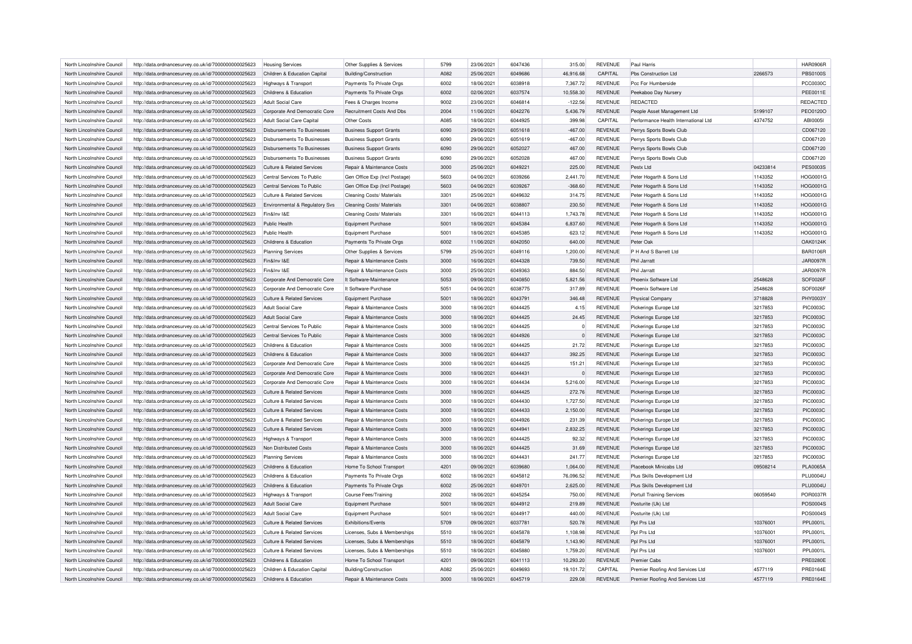| North Lincolnshire Council | http://data.ordnancesurvey.co.uk/id/7000000000025623 | Housing Services | Other Supplies & Services | 5799 | 23/06/2021 | 6047436 | 315.00 | REVENUE | Paul Harris | | HAR0906R |
|---|---|---|---|---|---|---|---|---|---|---|---|
| North Lincolnshire Council | http://data.ordnancesurvey.co.uk/id/7000000000025623 | Children & Education Capital | Building/Construction | A082 | 25/06/2021 | 6049686 | 46,916.68 | CAPITAL | Pbs Construction Ltd | 2266573 | PBS0100S |
| North Lincolnshire Council | http://data.ordnancesurvey.co.uk/id/7000000000025623 | Highways & Transport | Payments To Private Orgs | 6002 | 18/06/2021 | 6038918 | 7,367.72 | REVENUE | Pcc For Humberside | | PCC0030C |
| North Lincolnshire Council | http://data.ordnancesurvey.co.uk/id/7000000000025623 | Childrens & Education | Payments To Private Orgs | 6002 | 02/06/2021 | 6037574 | 10,558.30 | REVENUE | Peekaboo Day Nursery | | PEE0011E |
| North Lincolnshire Council | http://data.ordnancesurvey.co.uk/id/7000000000025623 | Adult Social Care | Fees & Charges Income | 9002 | 23/06/2021 | 6046814 | -122.56 | REVENUE | REDACTED | | REDACTED |
| North Lincolnshire Council | http://data.ordnancesurvey.co.uk/id/7000000000025623 | Corporate And Democratic Core | Recruitment Costs And Dbs | 2004 | 11/06/2021 | 6042276 | 5,436.79 | REVENUE | People Asset Management Ltd | 5199107 | PEO0120O |
| North Lincolnshire Council | http://data.ordnancesurvey.co.uk/id/7000000000025623 | Adult Social Care Capital | Other Costs | A085 | 18/06/2021 | 6044925 | 399.98 | CAPITAL | Performance Health International Ltd | 4374752 | ABI0005I |
| North Lincolnshire Council | http://data.ordnancesurvey.co.uk/id/7000000000025623 | Disbursements To Businesses | Business Support Grants | 6090 | 29/06/2021 | 6051618 | -467.00 | REVENUE | Perrys Sports Bowls Club | | CD067120 |
| North Lincolnshire Council | http://data.ordnancesurvey.co.uk/id/7000000000025623 | Disbursements To Businesses | Business Support Grants | 6090 | 29/06/2021 | 6051619 | -467.00 | REVENUE | Perrys Sports Bowls Club | | CD067120 |
| North Lincolnshire Council | http://data.ordnancesurvey.co.uk/id/7000000000025623 | Disbursements To Businesses | Business Support Grants | 6090 | 29/06/2021 | 6052027 | 467.00 | REVENUE | Perrys Sports Bowls Club | | CD067120 |
| North Lincolnshire Council | http://data.ordnancesurvey.co.uk/id/7000000000025623 | Disbursements To Businesses | Business Support Grants | 6090 | 29/06/2021 | 6052028 | 467.00 | REVENUE | Perrys Sports Bowls Club | | CD067120 |
| North Lincolnshire Council | http://data.ordnancesurvey.co.uk/id/7000000000025623 | Culture & Related Services | Repair & Maintenance Costs | 3000 | 25/06/2021 | 6049221 | 225.00 | REVENUE | Pestx Ltd | 04233814 | PES0003S |
| North Lincolnshire Council | http://data.ordnancesurvey.co.uk/id/7000000000025623 | Central Services To Public | Gen Office Exp (Incl Postage) | 5603 | 04/06/2021 | 6039266 | 2,441.70 | REVENUE | Peter Hogarth & Sons Ltd | 1143352 | HOG0001G |
| North Lincolnshire Council | http://data.ordnancesurvey.co.uk/id/7000000000025623 | Central Services To Public | Gen Office Exp (Incl Postage) | 5603 | 04/06/2021 | 6039267 | -368.60 | REVENUE | Peter Hogarth & Sons Ltd | 1143352 | HOG0001G |
| North Lincolnshire Council | http://data.ordnancesurvey.co.uk/id/7000000000025623 | Culture & Related Services | Cleaning Costs/ Materials | 3301 | 25/06/2021 | 6049632 | 314.75 | REVENUE | Peter Hogarth & Sons Ltd | 1143352 | HOG0001G |
| North Lincolnshire Council | http://data.ordnancesurvey.co.uk/id/7000000000025623 | Environmental & Regulatory Svs | Cleaning Costs/ Materials | 3301 | 04/06/2021 | 6038807 | 230.50 | REVENUE | Peter Hogarth & Sons Ltd | 1143352 | HOG0001G |
| North Lincolnshire Council | http://data.ordnancesurvey.co.uk/id/7000000000025623 | Fin&Inv I&E | Cleaning Costs/ Materials | 3301 | 16/06/2021 | 6044113 | 1,743.78 | REVENUE | Peter Hogarth & Sons Ltd | 1143352 | HOG0001G |
| North Lincolnshire Council | http://data.ordnancesurvey.co.uk/id/7000000000025623 | Public Health | Equipment Purchase | 5001 | 18/06/2021 | 6045384 | 6,837.60 | REVENUE | Peter Hogarth & Sons Ltd | 1143352 | HOG0001G |
| North Lincolnshire Council | http://data.ordnancesurvey.co.uk/id/7000000000025623 | Public Health | Equipment Purchase | 5001 | 18/06/2021 | 6045385 | 623.12 | REVENUE | Peter Hogarth & Sons Ltd | 1143352 | HOG0001G |
| North Lincolnshire Council | http://data.ordnancesurvey.co.uk/id/7000000000025623 | Childrens & Education | Payments To Private Orgs | 6002 | 11/06/2021 | 6042050 | 640.00 | REVENUE | Peter Oak | | OAK0124K |
| North Lincolnshire Council | http://data.ordnancesurvey.co.uk/id/7000000000025623 | Planning Services | Other Supplies & Services | 5799 | 25/06/2021 | 6049116 | 1,200.00 | REVENUE | P H And S Barrett Ltd | | BAR0106R |
| North Lincolnshire Council | http://data.ordnancesurvey.co.uk/id/7000000000025623 | Fin&Inv I&E | Repair & Maintenance Costs | 3000 | 16/06/2021 | 6044328 | 739.50 | REVENUE | Phil Jarratt | | JAR0097R |
| North Lincolnshire Council | http://data.ordnancesurvey.co.uk/id/7000000000025623 | Fin&Inv I&E | Repair & Maintenance Costs | 3000 | 25/06/2021 | 6049363 | 884.50 | REVENUE | Phil Jarratt | | JAR0097R |
| North Lincolnshire Council | http://data.ordnancesurvey.co.uk/id/7000000000025623 | Corporate And Democratic Core | It Software-Maintenance | 5053 | 09/06/2021 | 6040850 | 5,821.56 | REVENUE | Phoenix Software Ltd | 2548628 | SOF0026F |
| North Lincolnshire Council | http://data.ordnancesurvey.co.uk/id/7000000000025623 | Corporate And Democratic Core | It Software-Purchase | 5051 | 04/06/2021 | 6038775 | 317.89 | REVENUE | Phoenix Software Ltd | 2548628 | SOF0026F |
| North Lincolnshire Council | http://data.ordnancesurvey.co.uk/id/7000000000025623 | Culture & Related Services | Equipment Purchase | 5001 | 18/06/2021 | 6043791 | 346.48 | REVENUE | Physical Company | 3718828 | PHY0003Y |
| North Lincolnshire Council | http://data.ordnancesurvey.co.uk/id/7000000000025623 | Adult Social Care | Repair & Maintenance Costs | 3000 | 18/06/2021 | 6044425 | 4.15 | REVENUE | Pickerings Europe Ltd | 3217853 | PIC0003C |
| North Lincolnshire Council | http://data.ordnancesurvey.co.uk/id/7000000000025623 | Adult Social Care | Repair & Maintenance Costs | 3000 | 18/06/2021 | 6044425 | 24.45 | REVENUE | Pickerings Europe Ltd | 3217853 | PIC0003C |
| North Lincolnshire Council | http://data.ordnancesurvey.co.uk/id/7000000000025623 | Central Services To Public | Repair & Maintenance Costs | 3000 | 18/06/2021 | 6044425 | 0 | REVENUE | Pickerings Europe Ltd | 3217853 | PIC0003C |
| North Lincolnshire Council | http://data.ordnancesurvey.co.uk/id/7000000000025623 | Central Services To Public | Repair & Maintenance Costs | 3000 | 18/06/2021 | 6044926 | 0 | REVENUE | Pickerings Europe Ltd | 3217853 | PIC0003C |
| North Lincolnshire Council | http://data.ordnancesurvey.co.uk/id/7000000000025623 | Childrens & Education | Repair & Maintenance Costs | 3000 | 18/06/2021 | 6044425 | 21.72 | REVENUE | Pickerings Europe Ltd | 3217853 | PIC0003C |
| North Lincolnshire Council | http://data.ordnancesurvey.co.uk/id/7000000000025623 | Childrens & Education | Repair & Maintenance Costs | 3000 | 18/06/2021 | 6044437 | 392.25 | REVENUE | Pickerings Europe Ltd | 3217853 | PIC0003C |
| North Lincolnshire Council | http://data.ordnancesurvey.co.uk/id/7000000000025623 | Corporate And Democratic Core | Repair & Maintenance Costs | 3000 | 18/06/2021 | 6044425 | 151.21 | REVENUE | Pickerings Europe Ltd | 3217853 | PIC0003C |
| North Lincolnshire Council | http://data.ordnancesurvey.co.uk/id/7000000000025623 | Corporate And Democratic Core | Repair & Maintenance Costs | 3000 | 18/06/2021 | 6044431 | 0 | REVENUE | Pickerings Europe Ltd | 3217853 | PIC0003C |
| North Lincolnshire Council | http://data.ordnancesurvey.co.uk/id/7000000000025623 | Corporate And Democratic Core | Repair & Maintenance Costs | 3000 | 18/06/2021 | 6044434 | 5,216.00 | REVENUE | Pickerings Europe Ltd | 3217853 | PIC0003C |
| North Lincolnshire Council | http://data.ordnancesurvey.co.uk/id/7000000000025623 | Culture & Related Services | Repair & Maintenance Costs | 3000 | 18/06/2021 | 6044425 | 272.76 | REVENUE | Pickerings Europe Ltd | 3217853 | PIC0003C |
| North Lincolnshire Council | http://data.ordnancesurvey.co.uk/id/7000000000025623 | Culture & Related Services | Repair & Maintenance Costs | 3000 | 18/06/2021 | 6044430 | 1,727.50 | REVENUE | Pickerings Europe Ltd | 3217853 | PIC0003C |
| North Lincolnshire Council | http://data.ordnancesurvey.co.uk/id/7000000000025623 | Culture & Related Services | Repair & Maintenance Costs | 3000 | 18/06/2021 | 6044433 | 2,150.00 | REVENUE | Pickerings Europe Ltd | 3217853 | PIC0003C |
| North Lincolnshire Council | http://data.ordnancesurvey.co.uk/id/7000000000025623 | Culture & Related Services | Repair & Maintenance Costs | 3000 | 18/06/2021 | 6044926 | 231.39 | REVENUE | Pickerings Europe Ltd | 3217853 | PIC0003C |
| North Lincolnshire Council | http://data.ordnancesurvey.co.uk/id/7000000000025623 | Culture & Related Services | Repair & Maintenance Costs | 3000 | 18/06/2021 | 6044941 | 2,832.25 | REVENUE | Pickerings Europe Ltd | 3217853 | PIC0003C |
| North Lincolnshire Council | http://data.ordnancesurvey.co.uk/id/7000000000025623 | Highways & Transport | Repair & Maintenance Costs | 3000 | 18/06/2021 | 6044425 | 92.32 | REVENUE | Pickerings Europe Ltd | 3217853 | PIC0003C |
| North Lincolnshire Council | http://data.ordnancesurvey.co.uk/id/7000000000025623 | Non Distributed Costs | Repair & Maintenance Costs | 3000 | 18/06/2021 | 6044425 | 31.69 | REVENUE | Pickerings Europe Ltd | 3217853 | PIC0003C |
| North Lincolnshire Council | http://data.ordnancesurvey.co.uk/id/7000000000025623 | Planning Services | Repair & Maintenance Costs | 3000 | 18/06/2021 | 6044431 | 241.77 | REVENUE | Pickerings Europe Ltd | 3217853 | PIC0003C |
| North Lincolnshire Council | http://data.ordnancesurvey.co.uk/id/7000000000025623 | Childrens & Education | Home To School Transport | 4201 | 09/06/2021 | 6039680 | 1,064.00 | REVENUE | Placebook Minicabs Ltd | 09508214 | PLA0065A |
| North Lincolnshire Council | http://data.ordnancesurvey.co.uk/id/7000000000025623 | Childrens & Education | Payments To Private Orgs | 6002 | 18/06/2021 | 6045812 | 76,096.52 | REVENUE | Plus Skills Development Ltd | | PLU0004U |
| North Lincolnshire Council | http://data.ordnancesurvey.co.uk/id/7000000000025623 | Childrens & Education | Payments To Private Orgs | 6002 | 25/06/2021 | 6049701 | 2,625.00 | REVENUE | Plus Skills Development Ltd | | PLU0004U |
| North Lincolnshire Council | http://data.ordnancesurvey.co.uk/id/7000000000025623 | Highways & Transport | Course Fees/Training | 2002 | 18/06/2021 | 6045254 | 750.00 | REVENUE | Portull Training Services | 06059540 | POR0037R |
| North Lincolnshire Council | http://data.ordnancesurvey.co.uk/id/7000000000025623 | Adult Social Care | Equipment Purchase | 5001 | 18/06/2021 | 6044912 | 219.89 | REVENUE | Posturite (Uk) Ltd | | POS0004S |
| North Lincolnshire Council | http://data.ordnancesurvey.co.uk/id/7000000000025623 | Adult Social Care | Equipment Purchase | 5001 | 18/06/2021 | 6044917 | 440.00 | REVENUE | Posturite (Uk) Ltd | | POS0004S |
| North Lincolnshire Council | http://data.ordnancesurvey.co.uk/id/7000000000025623 | Culture & Related Services | Exhibitions/Events | 5709 | 09/06/2021 | 6037781 | 520.78 | REVENUE | Ppl Prs Ltd | 10376001 | PPL0001L |
| North Lincolnshire Council | http://data.ordnancesurvey.co.uk/id/7000000000025623 | Culture & Related Services | Licenses, Subs & Memberships | 5510 | 18/06/2021 | 6045878 | 1,108.98 | REVENUE | Ppl Prs Ltd | 10376001 | PPL0001L |
| North Lincolnshire Council | http://data.ordnancesurvey.co.uk/id/7000000000025623 | Culture & Related Services | Licenses, Subs & Memberships | 5510 | 18/06/2021 | 6045879 | 1,143.90 | REVENUE | Ppl Prs Ltd | 10376001 | PPL0001L |
| North Lincolnshire Council | http://data.ordnancesurvey.co.uk/id/7000000000025623 | Culture & Related Services | Licenses, Subs & Memberships | 5510 | 18/06/2021 | 6045880 | 1,759.20 | REVENUE | Ppl Prs Ltd | 10376001 | PPL0001L |
| North Lincolnshire Council | http://data.ordnancesurvey.co.uk/id/7000000000025623 | Childrens & Education | Home To School Transport | 4201 | 09/06/2021 | 6041113 | 10,293.20 | REVENUE | Premier Cabs | | PRE0280E |
| North Lincolnshire Council | http://data.ordnancesurvey.co.uk/id/7000000000025623 | Children & Education Capital | Building/Construction | A082 | 25/06/2021 | 6049693 | 19,101.72 | CAPITAL | Premier Roofing And Services Ltd | 4577119 | PRE0164E |
| North Lincolnshire Council | http://data.ordnancesurvey.co.uk/id/7000000000025623 | Childrens & Education | Repair & Maintenance Costs | 3000 | 18/06/2021 | 6045719 | 229.08 | REVENUE | Premier Roofing And Services Ltd | 4577119 | PRE0164E |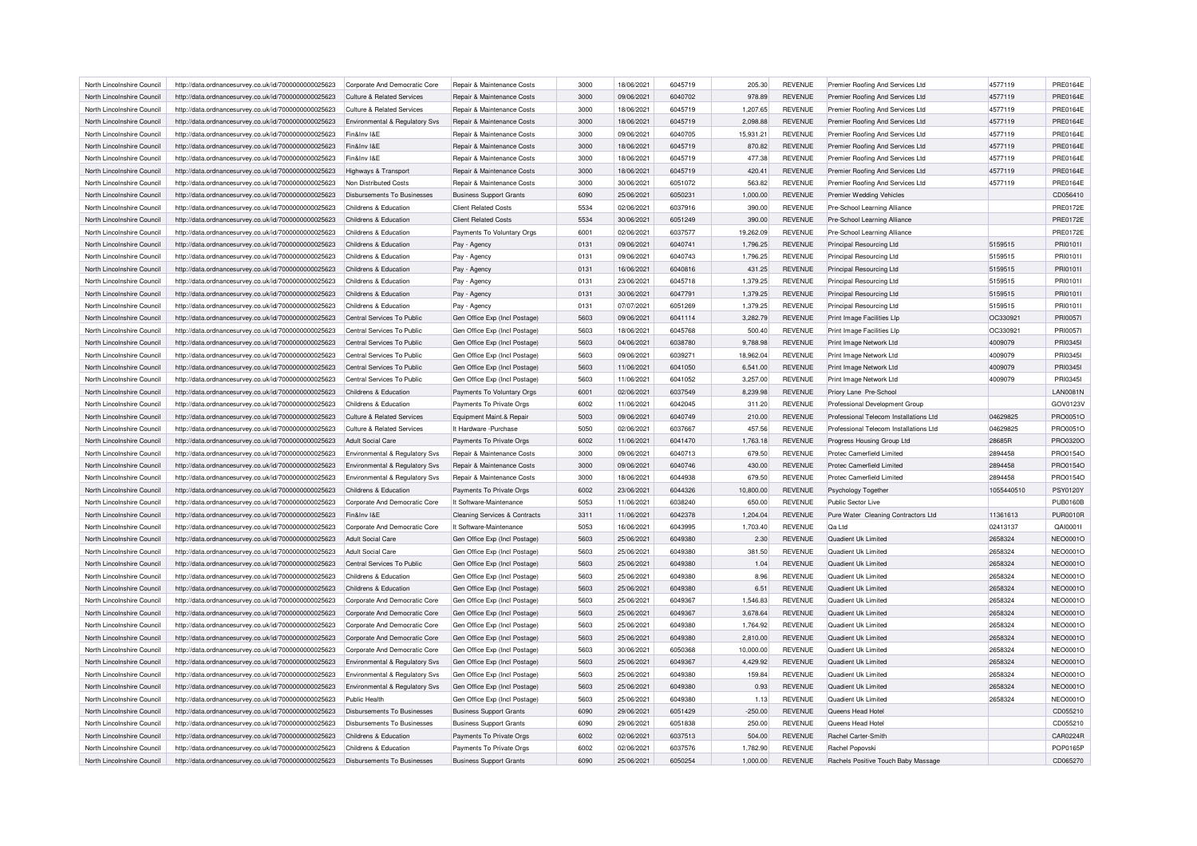| North Lincolnshire Council | http://data.ordnancesurvey.co.uk/id/7000000000025623 | Corporate And Democratic Core | Repair & Maintenance Costs | 3000 | 18/06/2021 | 6045719 | 205.30 | REVENUE | Premier Roofing And Services Ltd | 4577119 | PRE0164E |
|---|---|---|---|---|---|---|---|---|---|---|---|
| North Lincolnshire Council | http://data.ordnancesurvey.co.uk/id/7000000000025623 | Culture & Related Services | Repair & Maintenance Costs | 3000 | 09/06/2021 | 6040702 | 978.89 | REVENUE | Premier Roofing And Services Ltd | 4577119 | PRE0164E |
| North Lincolnshire Council | http://data.ordnancesurvey.co.uk/id/7000000000025623 | Culture & Related Services | Repair & Maintenance Costs | 3000 | 18/06/2021 | 6045719 | 1,207.65 | REVENUE | Premier Roofing And Services Ltd | 4577119 | PRE0164E |
| North Lincolnshire Council | http://data.ordnancesurvey.co.uk/id/7000000000025623 | Environmental & Regulatory Svs | Repair & Maintenance Costs | 3000 | 18/06/2021 | 6045719 | 2,098.88 | REVENUE | Premier Roofing And Services Ltd | 4577119 | PRE0164E |
| North Lincolnshire Council | http://data.ordnancesurvey.co.uk/id/7000000000025623 | Fin&Inv I&E | Repair & Maintenance Costs | 3000 | 09/06/2021 | 6040705 | 15,931.21 | REVENUE | Premier Roofing And Services Ltd | 4577119 | PRE0164E |
| North Lincolnshire Council | http://data.ordnancesurvey.co.uk/id/7000000000025623 | Fin&Inv I&E | Repair & Maintenance Costs | 3000 | 18/06/2021 | 6045719 | 870.82 | REVENUE | Premier Roofing And Services Ltd | 4577119 | PRE0164E |
| North Lincolnshire Council | http://data.ordnancesurvey.co.uk/id/7000000000025623 | Fin&Inv I&E | Repair & Maintenance Costs | 3000 | 18/06/2021 | 6045719 | 477.38 | REVENUE | Premier Roofing And Services Ltd | 4577119 | PRE0164E |
| North Lincolnshire Council | http://data.ordnancesurvey.co.uk/id/7000000000025623 | Highways & Transport | Repair & Maintenance Costs | 3000 | 18/06/2021 | 6045719 | 420.41 | REVENUE | Premier Roofing And Services Ltd | 4577119 | PRE0164E |
| North Lincolnshire Council | http://data.ordnancesurvey.co.uk/id/7000000000025623 | Non Distributed Costs | Repair & Maintenance Costs | 3000 | 30/06/2021 | 6051072 | 563.82 | REVENUE | Premier Roofing And Services Ltd | 4577119 | PRE0164E |
| North Lincolnshire Council | http://data.ordnancesurvey.co.uk/id/7000000000025623 | Disbursements To Businesses | Business Support Grants | 6090 | 25/06/2021 | 6050231 | 1,000.00 | REVENUE | Premier Wedding Vehicles | | CD056410 |
| North Lincolnshire Council | http://data.ordnancesurvey.co.uk/id/7000000000025623 | Childrens & Education | Client Related Costs | 5534 | 02/06/2021 | 6037916 | 390.00 | REVENUE | Pre-School Learning Alliance | | PRE0172E |
| North Lincolnshire Council | http://data.ordnancesurvey.co.uk/id/7000000000025623 | Childrens & Education | Client Related Costs | 5534 | 30/06/2021 | 6051249 | 390.00 | REVENUE | Pre-School Learning Alliance | | PRE0172E |
| North Lincolnshire Council | http://data.ordnancesurvey.co.uk/id/7000000000025623 | Childrens & Education | Payments To Voluntary Orgs | 6001 | 02/06/2021 | 6037577 | 19,262.09 | REVENUE | Pre-School Learning Alliance | | PRE0172E |
| North Lincolnshire Council | http://data.ordnancesurvey.co.uk/id/7000000000025623 | Childrens & Education | Pay - Agency | 0131 | 09/06/2021 | 6040741 | 1,796.25 | REVENUE | Principal Resourcing Ltd | 5159515 | PRI0101I |
| North Lincolnshire Council | http://data.ordnancesurvey.co.uk/id/7000000000025623 | Childrens & Education | Pay - Agency | 0131 | 09/06/2021 | 6040743 | 1,796.25 | REVENUE | Principal Resourcing Ltd | 5159515 | PRI0101I |
| North Lincolnshire Council | http://data.ordnancesurvey.co.uk/id/7000000000025623 | Childrens & Education | Pay - Agency | 0131 | 16/06/2021 | 6040816 | 431.25 | REVENUE | Principal Resourcing Ltd | 5159515 | PRI0101I |
| North Lincolnshire Council | http://data.ordnancesurvey.co.uk/id/7000000000025623 | Childrens & Education | Pay - Agency | 0131 | 23/06/2021 | 6045718 | 1,379.25 | REVENUE | Principal Resourcing Ltd | 5159515 | PRI0101I |
| North Lincolnshire Council | http://data.ordnancesurvey.co.uk/id/7000000000025623 | Childrens & Education | Pay - Agency | 0131 | 30/06/2021 | 6047791 | 1,379.25 | REVENUE | Principal Resourcing Ltd | 5159515 | PRI0101I |
| North Lincolnshire Council | http://data.ordnancesurvey.co.uk/id/7000000000025623 | Childrens & Education | Pay - Agency | 0131 | 07/07/2021 | 6051269 | 1,379.25 | REVENUE | Principal Resourcing Ltd | 5159515 | PRI0101I |
| North Lincolnshire Council | http://data.ordnancesurvey.co.uk/id/7000000000025623 | Central Services To Public | Gen Office Exp (Incl Postage) | 5603 | 09/06/2021 | 6041114 | 3,282.79 | REVENUE | Print Image Facilities Llp | OC330921 | PRI0057I |
| North Lincolnshire Council | http://data.ordnancesurvey.co.uk/id/7000000000025623 | Central Services To Public | Gen Office Exp (Incl Postage) | 5603 | 18/06/2021 | 6045768 | 500.40 | REVENUE | Print Image Facilities Llp | OC330921 | PRI0057I |
| North Lincolnshire Council | http://data.ordnancesurvey.co.uk/id/7000000000025623 | Central Services To Public | Gen Office Exp (Incl Postage) | 5603 | 04/06/2021 | 6038780 | 9,788.98 | REVENUE | Print Image Network Ltd | 4009079 | PRI0345I |
| North Lincolnshire Council | http://data.ordnancesurvey.co.uk/id/7000000000025623 | Central Services To Public | Gen Office Exp (Incl Postage) | 5603 | 09/06/2021 | 6039271 | 18,962.04 | REVENUE | Print Image Network Ltd | 4009079 | PRI0345I |
| North Lincolnshire Council | http://data.ordnancesurvey.co.uk/id/7000000000025623 | Central Services To Public | Gen Office Exp (Incl Postage) | 5603 | 11/06/2021 | 6041050 | 6,541.00 | REVENUE | Print Image Network Ltd | 4009079 | PRI0345I |
| North Lincolnshire Council | http://data.ordnancesurvey.co.uk/id/7000000000025623 | Central Services To Public | Gen Office Exp (Incl Postage) | 5603 | 11/06/2021 | 6041052 | 3,257.00 | REVENUE | Print Image Network Ltd | 4009079 | PRI0345I |
| North Lincolnshire Council | http://data.ordnancesurvey.co.uk/id/7000000000025623 | Childrens & Education | Payments To Voluntary Orgs | 6001 | 02/06/2021 | 6037549 | 8,239.98 | REVENUE | Priory Lane Pre-School | | LAN0081N |
| North Lincolnshire Council | http://data.ordnancesurvey.co.uk/id/7000000000025623 | Childrens & Education | Payments To Private Orgs | 6002 | 11/06/2021 | 6042045 | 311.20 | REVENUE | Professional Development Group | | GOV0123V |
| North Lincolnshire Council | http://data.ordnancesurvey.co.uk/id/7000000000025623 | Culture & Related Services | Equipment Maint.& Repair | 5003 | 09/06/2021 | 6040749 | 210.00 | REVENUE | Professional Telecom Installations Ltd | 04629825 | PRO0051O |
| North Lincolnshire Council | http://data.ordnancesurvey.co.uk/id/7000000000025623 | Culture & Related Services | It Hardware -Purchase | 5050 | 02/06/2021 | 6037667 | 457.56 | REVENUE | Professional Telecom Installations Ltd | 04629825 | PRO0051O |
| North Lincolnshire Council | http://data.ordnancesurvey.co.uk/id/7000000000025623 | Adult Social Care | Payments To Private Orgs | 6002 | 11/06/2021 | 6041470 | 1,763.18 | REVENUE | Progress Housing Group Ltd | 28685R | PRO0320O |
| North Lincolnshire Council | http://data.ordnancesurvey.co.uk/id/7000000000025623 | Environmental & Regulatory Svs | Repair & Maintenance Costs | 3000 | 09/06/2021 | 6040713 | 679.50 | REVENUE | Protec Camerfield Limited | 2894458 | PRO0154O |
| North Lincolnshire Council | http://data.ordnancesurvey.co.uk/id/7000000000025623 | Environmental & Regulatory Svs | Repair & Maintenance Costs | 3000 | 09/06/2021 | 6040746 | 430.00 | REVENUE | Protec Camerfield Limited | 2894458 | PRO0154O |
| North Lincolnshire Council | http://data.ordnancesurvey.co.uk/id/7000000000025623 | Environmental & Regulatory Svs | Repair & Maintenance Costs | 3000 | 18/06/2021 | 6044938 | 679.50 | REVENUE | Protec Camerfield Limited | 2894458 | PRO0154O |
| North Lincolnshire Council | http://data.ordnancesurvey.co.uk/id/7000000000025623 | Childrens & Education | Payments To Private Orgs | 6002 | 23/06/2021 | 6044326 | 10,800.00 | REVENUE | Psychology Together | 1055440510 | PSY0120Y |
| North Lincolnshire Council | http://data.ordnancesurvey.co.uk/id/7000000000025623 | Corporate And Democratic Core | It Software-Maintenance | 5053 | 11/06/2021 | 6038240 | 650.00 | REVENUE | Public Sector Live | | PUB0160B |
| North Lincolnshire Council | http://data.ordnancesurvey.co.uk/id/7000000000025623 | Fin&Inv I&E | Cleaning Services & Contracts | 3311 | 11/06/2021 | 6042378 | 1,204.04 | REVENUE | Pure Water Cleaning Contractors Ltd | 11361613 | PUR0010R |
| North Lincolnshire Council | http://data.ordnancesurvey.co.uk/id/7000000000025623 | Corporate And Democratic Core | It Software-Maintenance | 5053 | 16/06/2021 | 6043995 | 1,703.40 | REVENUE | Qa Ltd | 02413137 | QAI0001I |
| North Lincolnshire Council | http://data.ordnancesurvey.co.uk/id/7000000000025623 | Adult Social Care | Gen Office Exp (Incl Postage) | 5603 | 25/06/2021 | 6049380 | 2.30 | REVENUE | Quadient Uk Limited | 2658324 | NEO0001O |
| North Lincolnshire Council | http://data.ordnancesurvey.co.uk/id/7000000000025623 | Adult Social Care | Gen Office Exp (Incl Postage) | 5603 | 25/06/2021 | 6049380 | 381.50 | REVENUE | Quadient Uk Limited | 2658324 | NEO0001O |
| North Lincolnshire Council | http://data.ordnancesurvey.co.uk/id/7000000000025623 | Central Services To Public | Gen Office Exp (Incl Postage) | 5603 | 25/06/2021 | 6049380 | 1.04 | REVENUE | Quadient Uk Limited | 2658324 | NEO0001O |
| North Lincolnshire Council | http://data.ordnancesurvey.co.uk/id/7000000000025623 | Childrens & Education | Gen Office Exp (Incl Postage) | 5603 | 25/06/2021 | 6049380 | 8.96 | REVENUE | Quadient Uk Limited | 2658324 | NEO0001O |
| North Lincolnshire Council | http://data.ordnancesurvey.co.uk/id/7000000000025623 | Childrens & Education | Gen Office Exp (Incl Postage) | 5603 | 25/06/2021 | 6049380 | 6.51 | REVENUE | Quadient Uk Limited | 2658324 | NEO0001O |
| North Lincolnshire Council | http://data.ordnancesurvey.co.uk/id/7000000000025623 | Corporate And Democratic Core | Gen Office Exp (Incl Postage) | 5603 | 25/06/2021 | 6049367 | 1,546.83 | REVENUE | Quadient Uk Limited | 2658324 | NEO0001O |
| North Lincolnshire Council | http://data.ordnancesurvey.co.uk/id/7000000000025623 | Corporate And Democratic Core | Gen Office Exp (Incl Postage) | 5603 | 25/06/2021 | 6049367 | 3,678.64 | REVENUE | Quadient Uk Limited | 2658324 | NEO0001O |
| North Lincolnshire Council | http://data.ordnancesurvey.co.uk/id/7000000000025623 | Corporate And Democratic Core | Gen Office Exp (Incl Postage) | 5603 | 25/06/2021 | 6049380 | 1,764.92 | REVENUE | Quadient Uk Limited | 2658324 | NEO0001O |
| North Lincolnshire Council | http://data.ordnancesurvey.co.uk/id/7000000000025623 | Corporate And Democratic Core | Gen Office Exp (Incl Postage) | 5603 | 25/06/2021 | 6049380 | 2,810.00 | REVENUE | Quadient Uk Limited | 2658324 | NEO0001O |
| North Lincolnshire Council | http://data.ordnancesurvey.co.uk/id/7000000000025623 | Corporate And Democratic Core | Gen Office Exp (Incl Postage) | 5603 | 30/06/2021 | 6050368 | 10,000.00 | REVENUE | Quadient Uk Limited | 2658324 | NEO0001O |
| North Lincolnshire Council | http://data.ordnancesurvey.co.uk/id/7000000000025623 | Environmental & Regulatory Svs | Gen Office Exp (Incl Postage) | 5603 | 25/06/2021 | 6049367 | 4,429.92 | REVENUE | Quadient Uk Limited | 2658324 | NEO0001O |
| North Lincolnshire Council | http://data.ordnancesurvey.co.uk/id/7000000000025623 | Environmental & Regulatory Svs | Gen Office Exp (Incl Postage) | 5603 | 25/06/2021 | 6049380 | 159.84 | REVENUE | Quadient Uk Limited | 2658324 | NEO0001O |
| North Lincolnshire Council | http://data.ordnancesurvey.co.uk/id/7000000000025623 | Environmental & Regulatory Svs | Gen Office Exp (Incl Postage) | 5603 | 25/06/2021 | 6049380 | 0.93 | REVENUE | Quadient Uk Limited | 2658324 | NEO0001O |
| North Lincolnshire Council | http://data.ordnancesurvey.co.uk/id/7000000000025623 | Public Health | Gen Office Exp (Incl Postage) | 5603 | 25/06/2021 | 6049380 | 1.13 | REVENUE | Quadient Uk Limited | 2658324 | NEO0001O |
| North Lincolnshire Council | http://data.ordnancesurvey.co.uk/id/7000000000025623 | Disbursements To Businesses | Business Support Grants | 6090 | 29/06/2021 | 6051429 | -250.00 | REVENUE | Queens Head Hotel | | CD055210 |
| North Lincolnshire Council | http://data.ordnancesurvey.co.uk/id/7000000000025623 | Disbursements To Businesses | Business Support Grants | 6090 | 29/06/2021 | 6051838 | 250.00 | REVENUE | Queens Head Hotel | | CD055210 |
| North Lincolnshire Council | http://data.ordnancesurvey.co.uk/id/7000000000025623 | Childrens & Education | Payments To Private Orgs | 6002 | 02/06/2021 | 6037513 | 504.00 | REVENUE | Rachel Carter-Smith | | CAR0224R |
| North Lincolnshire Council | http://data.ordnancesurvey.co.uk/id/7000000000025623 | Childrens & Education | Payments To Private Orgs | 6002 | 02/06/2021 | 6037576 | 1,782.90 | REVENUE | Rachel Popovski | | POP0165P |
| North Lincolnshire Council | http://data.ordnancesurvey.co.uk/id/7000000000025623 | Disbursements To Businesses | Business Support Grants | 6090 | 25/06/2021 | 6050254 | 1,000.00 | REVENUE | Rachels Positive Touch Baby Massage | | CD065270 |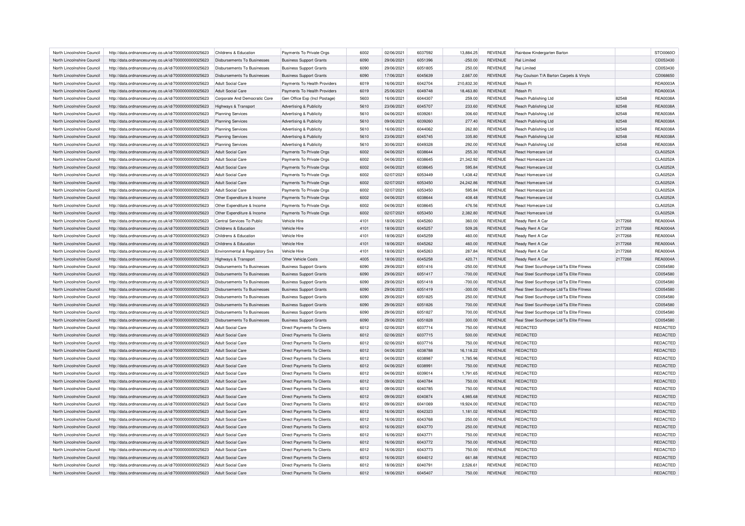| North Lincolnshire Council | http://data.ordnancesurvey.co.uk/id/7000000000025623 | Childrens & Education | Payments To Private Orgs | 6002 | 02/06/2021 | 6037592 | 13,884.25 | REVENUE | Rainbow Kindergarten Barton | | STO0060O |
|---|---|---|---|---|---|---|---|---|---|---|---|
| North Lincolnshire Council | http://data.ordnancesurvey.co.uk/id/7000000000025623 | Disbursements To Businesses | Business Support Grants | 6090 | 29/06/2021 | 6051396 | -250.00 | REVENUE | Ral Limited | | CD053430 |
| North Lincolnshire Council | http://data.ordnancesurvey.co.uk/id/7000000000025623 | Disbursements To Businesses | Business Support Grants | 6090 | 29/06/2021 | 6051805 | 250.00 | REVENUE | Ral Limited | | CD053430 |
| North Lincolnshire Council | http://data.ordnancesurvey.co.uk/id/7000000000025623 | Disbursements To Businesses | Business Support Grants | 6090 | 17/06/2021 | 6045639 | 2,667.00 | REVENUE | Ray Coulson T/A Barton Carpets & Vinyls | | CD068650 |
| North Lincolnshire Council | http://data.ordnancesurvey.co.uk/id/7000000000025623 | Adult Social Care | Payments To Health Providers | 6019 | 16/06/2021 | 6042704 | 210,832.30 | REVENUE | Rdash Ft | | RDA0003A |
| North Lincolnshire Council | http://data.ordnancesurvey.co.uk/id/7000000000025623 | Adult Social Care | Payments To Health Providers | 6019 | 25/06/2021 | 6049748 | 18,463.80 | REVENUE | Rdash Ft | | RDA0003A |
| North Lincolnshire Council | http://data.ordnancesurvey.co.uk/id/7000000000025623 | Corporate And Democratic Core | Gen Office Exp (Incl Postage) | 5603 | 16/06/2021 | 6044307 | 259.00 | REVENUE | Reach Publishing Ltd | 82548 | REA0038A |
| North Lincolnshire Council | http://data.ordnancesurvey.co.uk/id/7000000000025623 | Highways & Transport | Advertising & Publicity | 5610 | 23/06/2021 | 6045707 | 233.60 | REVENUE | Reach Publishing Ltd | 82548 | REA0038A |
| North Lincolnshire Council | http://data.ordnancesurvey.co.uk/id/7000000000025623 | Planning Services | Advertising & Publicity | 5610 | 04/06/2021 | 6039261 | 306.60 | REVENUE | Reach Publishing Ltd | 82548 | REA0038A |
| North Lincolnshire Council | http://data.ordnancesurvey.co.uk/id/7000000000025623 | Planning Services | Advertising & Publicity | 5610 | 09/06/2021 | 6039260 | 277.40 | REVENUE | Reach Publishing Ltd | 82548 | REA0038A |
| North Lincolnshire Council | http://data.ordnancesurvey.co.uk/id/7000000000025623 | Planning Services | Advertising & Publicity | 5610 | 16/06/2021 | 6044062 | 262.80 | REVENUE | Reach Publishing Ltd | 82548 | REA0038A |
| North Lincolnshire Council | http://data.ordnancesurvey.co.uk/id/7000000000025623 | Planning Services | Advertising & Publicity | 5610 | 23/06/2021 | 6045745 | 335.80 | REVENUE | Reach Publishing Ltd | 82548 | REA0038A |
| North Lincolnshire Council | http://data.ordnancesurvey.co.uk/id/7000000000025623 | Planning Services | Advertising & Publicity | 5610 | 30/06/2021 | 6049328 | 292.00 | REVENUE | Reach Publishing Ltd | 82548 | REA0038A |
| North Lincolnshire Council | http://data.ordnancesurvey.co.uk/id/7000000000025623 | Adult Social Care | Payments To Private Orgs | 6002 | 04/06/2021 | 6038644 | 255.30 | REVENUE | React Homecare Ltd | | CLA0252A |
| North Lincolnshire Council | http://data.ordnancesurvey.co.uk/id/7000000000025623 | Adult Social Care | Payments To Private Orgs | 6002 | 04/06/2021 | 6038645 | 21,342.92 | REVENUE | React Homecare Ltd | | CLA0252A |
| North Lincolnshire Council | http://data.ordnancesurvey.co.uk/id/7000000000025623 | Adult Social Care | Payments To Private Orgs | 6002 | 04/06/2021 | 6038645 | 595.84 | REVENUE | React Homecare Ltd | | CLA0252A |
| North Lincolnshire Council | http://data.ordnancesurvey.co.uk/id/7000000000025623 | Adult Social Care | Payments To Private Orgs | 6002 | 02/07/2021 | 6053449 | 1,438.42 | REVENUE | React Homecare Ltd | | CLA0252A |
| North Lincolnshire Council | http://data.ordnancesurvey.co.uk/id/7000000000025623 | Adult Social Care | Payments To Private Orgs | 6002 | 02/07/2021 | 6053450 | 24,242.86 | REVENUE | React Homecare Ltd | | CLA0252A |
| North Lincolnshire Council | http://data.ordnancesurvey.co.uk/id/7000000000025623 | Adult Social Care | Payments To Private Orgs | 6002 | 02/07/2021 | 6053450 | 595.84 | REVENUE | React Homecare Ltd | | CLA0252A |
| North Lincolnshire Council | http://data.ordnancesurvey.co.uk/id/7000000000025623 | Other Expenditure & Income | Payments To Private Orgs | 6002 | 04/06/2021 | 6038644 | 408.48 | REVENUE | React Homecare Ltd | | CLA0252A |
| North Lincolnshire Council | http://data.ordnancesurvey.co.uk/id/7000000000025623 | Other Expenditure & Income | Payments To Private Orgs | 6002 | 04/06/2021 | 6038645 | 476.56 | REVENUE | React Homecare Ltd | | CLA0252A |
| North Lincolnshire Council | http://data.ordnancesurvey.co.uk/id/7000000000025623 | Other Expenditure & Income | Payments To Private Orgs | 6002 | 02/07/2021 | 6053450 | 2,382.80 | REVENUE | React Homecare Ltd | | CLA0252A |
| North Lincolnshire Council | http://data.ordnancesurvey.co.uk/id/7000000000025623 | Central Services To Public | Vehicle Hire | 4101 | 18/06/2021 | 6045260 | 360.00 | REVENUE | Ready Rent A Car | 2177268 | REA0004A |
| North Lincolnshire Council | http://data.ordnancesurvey.co.uk/id/7000000000025623 | Childrens & Education | Vehicle Hire | 4101 | 18/06/2021 | 6045257 | 509.26 | REVENUE | Ready Rent A Car | 2177268 | REA0004A |
| North Lincolnshire Council | http://data.ordnancesurvey.co.uk/id/7000000000025623 | Childrens & Education | Vehicle Hire | 4101 | 18/06/2021 | 6045259 | 460.00 | REVENUE | Ready Rent A Car | 2177268 | REA0004A |
| North Lincolnshire Council | http://data.ordnancesurvey.co.uk/id/7000000000025623 | Childrens & Education | Vehicle Hire | 4101 | 18/06/2021 | 6045262 | 460.00 | REVENUE | Ready Rent A Car | 2177268 | REA0004A |
| North Lincolnshire Council | http://data.ordnancesurvey.co.uk/id/7000000000025623 | Environmental & Regulatory Svs | Vehicle Hire | 4101 | 18/06/2021 | 6045263 | 287.84 | REVENUE | Ready Rent A Car | 2177268 | REA0004A |
| North Lincolnshire Council | http://data.ordnancesurvey.co.uk/id/7000000000025623 | Highways & Transport | Other Vehicle Costs | 4005 | 18/06/2021 | 6045258 | 420.71 | REVENUE | Ready Rent A Car | 2177268 | REA0004A |
| North Lincolnshire Council | http://data.ordnancesurvey.co.uk/id/7000000000025623 | Disbursements To Businesses | Business Support Grants | 6090 | 29/06/2021 | 6051416 | -250.00 | REVENUE | Real Steel Scunthorpe Ltd/Ta Elite Fitness | | CD054580 |
| North Lincolnshire Council | http://data.ordnancesurvey.co.uk/id/7000000000025623 | Disbursements To Businesses | Business Support Grants | 6090 | 29/06/2021 | 6051417 | -700.00 | REVENUE | Real Steel Scunthorpe Ltd/Ta Elite Fitness | | CD054580 |
| North Lincolnshire Council | http://data.ordnancesurvey.co.uk/id/7000000000025623 | Disbursements To Businesses | Business Support Grants | 6090 | 29/06/2021 | 6051418 | -700.00 | REVENUE | Real Steel Scunthorpe Ltd/Ta Elite Fitness | | CD054580 |
| North Lincolnshire Council | http://data.ordnancesurvey.co.uk/id/7000000000025623 | Disbursements To Businesses | Business Support Grants | 6090 | 29/06/2021 | 6051419 | -300.00 | REVENUE | Real Steel Scunthorpe Ltd/Ta Elite Fitness | | CD054580 |
| North Lincolnshire Council | http://data.ordnancesurvey.co.uk/id/7000000000025623 | Disbursements To Businesses | Business Support Grants | 6090 | 29/06/2021 | 6051825 | 250.00 | REVENUE | Real Steel Scunthorpe Ltd/Ta Elite Fitness | | CD054580 |
| North Lincolnshire Council | http://data.ordnancesurvey.co.uk/id/7000000000025623 | Disbursements To Businesses | Business Support Grants | 6090 | 29/06/2021 | 6051826 | 700.00 | REVENUE | Real Steel Scunthorpe Ltd/Ta Elite Fitness | | CD054580 |
| North Lincolnshire Council | http://data.ordnancesurvey.co.uk/id/7000000000025623 | Disbursements To Businesses | Business Support Grants | 6090 | 29/06/2021 | 6051827 | 700.00 | REVENUE | Real Steel Scunthorpe Ltd/Ta Elite Fitness | | CD054580 |
| North Lincolnshire Council | http://data.ordnancesurvey.co.uk/id/7000000000025623 | Disbursements To Businesses | Business Support Grants | 6090 | 29/06/2021 | 6051828 | 300.00 | REVENUE | Real Steel Scunthorpe Ltd/Ta Elite Fitness | | CD054580 |
| North Lincolnshire Council | http://data.ordnancesurvey.co.uk/id/7000000000025623 | Adult Social Care | Direct Payments To Clients | 6012 | 02/06/2021 | 6037714 | 750.00 | REVENUE | REDACTED | | REDACTED |
| North Lincolnshire Council | http://data.ordnancesurvey.co.uk/id/7000000000025623 | Adult Social Care | Direct Payments To Clients | 6012 | 02/06/2021 | 6037715 | 500.00 | REVENUE | REDACTED | | REDACTED |
| North Lincolnshire Council | http://data.ordnancesurvey.co.uk/id/7000000000025623 | Adult Social Care | Direct Payments To Clients | 6012 | 02/06/2021 | 6037716 | 750.00 | REVENUE | REDACTED | | REDACTED |
| North Lincolnshire Council | http://data.ordnancesurvey.co.uk/id/7000000000025623 | Adult Social Care | Direct Payments To Clients | 6012 | 04/06/2021 | 6038788 | 16,118.22 | REVENUE | REDACTED | | REDACTED |
| North Lincolnshire Council | http://data.ordnancesurvey.co.uk/id/7000000000025623 | Adult Social Care | Direct Payments To Clients | 6012 | 04/06/2021 | 6038987 | 1,785.96 | REVENUE | REDACTED | | REDACTED |
| North Lincolnshire Council | http://data.ordnancesurvey.co.uk/id/7000000000025623 | Adult Social Care | Direct Payments To Clients | 6012 | 04/06/2021 | 6038991 | 750.00 | REVENUE | REDACTED | | REDACTED |
| North Lincolnshire Council | http://data.ordnancesurvey.co.uk/id/7000000000025623 | Adult Social Care | Direct Payments To Clients | 6012 | 04/06/2021 | 6039014 | 1,791.65 | REVENUE | REDACTED | | REDACTED |
| North Lincolnshire Council | http://data.ordnancesurvey.co.uk/id/7000000000025623 | Adult Social Care | Direct Payments To Clients | 6012 | 09/06/2021 | 6040784 | 750.00 | REVENUE | REDACTED | | REDACTED |
| North Lincolnshire Council | http://data.ordnancesurvey.co.uk/id/7000000000025623 | Adult Social Care | Direct Payments To Clients | 6012 | 09/06/2021 | 6040785 | 750.00 | REVENUE | REDACTED | | REDACTED |
| North Lincolnshire Council | http://data.ordnancesurvey.co.uk/id/7000000000025623 | Adult Social Care | Direct Payments To Clients | 6012 | 09/06/2021 | 6040874 | 4,985.68 | REVENUE | REDACTED | | REDACTED |
| North Lincolnshire Council | http://data.ordnancesurvey.co.uk/id/7000000000025623 | Adult Social Care | Direct Payments To Clients | 6012 | 09/06/2021 | 6041069 | 19,924.00 | REVENUE | REDACTED | | REDACTED |
| North Lincolnshire Council | http://data.ordnancesurvey.co.uk/id/7000000000025623 | Adult Social Care | Direct Payments To Clients | 6012 | 16/06/2021 | 6042323 | 1,181.02 | REVENUE | REDACTED | | REDACTED |
| North Lincolnshire Council | http://data.ordnancesurvey.co.uk/id/7000000000025623 | Adult Social Care | Direct Payments To Clients | 6012 | 16/06/2021 | 6043768 | 250.00 | REVENUE | REDACTED | | REDACTED |
| North Lincolnshire Council | http://data.ordnancesurvey.co.uk/id/7000000000025623 | Adult Social Care | Direct Payments To Clients | 6012 | 16/06/2021 | 6043770 | 250.00 | REVENUE | REDACTED | | REDACTED |
| North Lincolnshire Council | http://data.ordnancesurvey.co.uk/id/7000000000025623 | Adult Social Care | Direct Payments To Clients | 6012 | 16/06/2021 | 6043771 | 750.00 | REVENUE | REDACTED | | REDACTED |
| North Lincolnshire Council | http://data.ordnancesurvey.co.uk/id/7000000000025623 | Adult Social Care | Direct Payments To Clients | 6012 | 16/06/2021 | 6043772 | 750.00 | REVENUE | REDACTED | | REDACTED |
| North Lincolnshire Council | http://data.ordnancesurvey.co.uk/id/7000000000025623 | Adult Social Care | Direct Payments To Clients | 6012 | 16/06/2021 | 6043773 | 750.00 | REVENUE | REDACTED | | REDACTED |
| North Lincolnshire Council | http://data.ordnancesurvey.co.uk/id/7000000000025623 | Adult Social Care | Direct Payments To Clients | 6012 | 16/06/2021 | 6044012 | 661.88 | REVENUE | REDACTED | | REDACTED |
| North Lincolnshire Council | http://data.ordnancesurvey.co.uk/id/7000000000025623 | Adult Social Care | Direct Payments To Clients | 6012 | 18/06/2021 | 6040791 | 2,526.61 | REVENUE | REDACTED | | REDACTED |
| North Lincolnshire Council | http://data.ordnancesurvey.co.uk/id/7000000000025623 | Adult Social Care | Direct Payments To Clients | 6012 | 18/06/2021 | 6045407 | 750.00 | REVENUE | REDACTED | | REDACTED |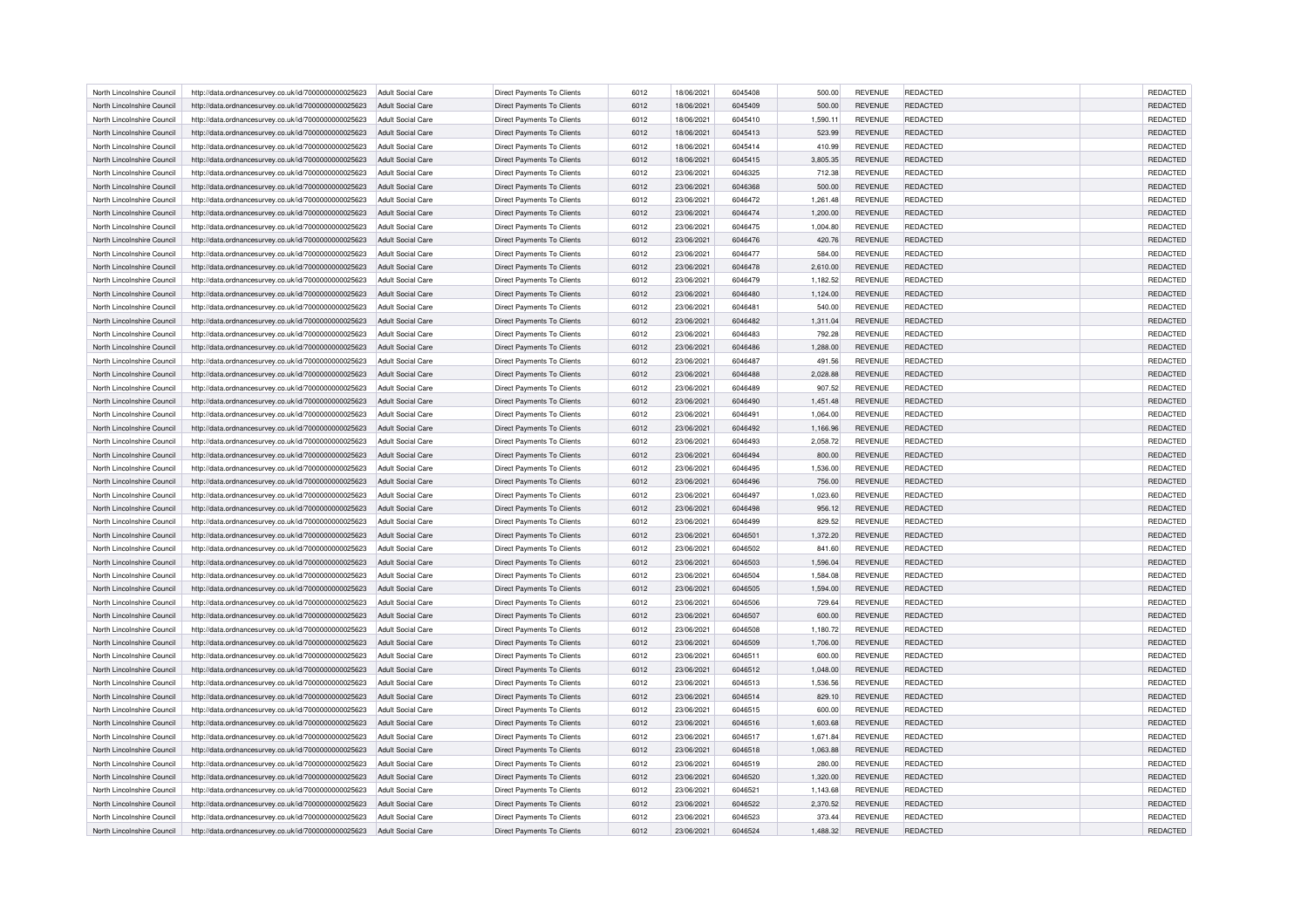| North Lincolnshire Council | http://data.ordnancesurvey.co.uk/id/7000000000025623 | Adult Social Care | Direct Payments To Clients | 6012 | 18/06/2021 | 6045408 | 500.00 | REVENUE | REDACTED | | REDACTED |
|---|---|---|---|---|---|---|---|---|---|---|---|
| North Lincolnshire Council | http://data.ordnancesurvey.co.uk/id/7000000000025623 | Adult Social Care | Direct Payments To Clients | 6012 | 18/06/2021 | 6045409 | 500.00 | REVENUE | REDACTED | | REDACTED |
| North Lincolnshire Council | http://data.ordnancesurvey.co.uk/id/7000000000025623 | Adult Social Care | Direct Payments To Clients | 6012 | 18/06/2021 | 6045410 | 1,590.11 | REVENUE | REDACTED | | REDACTED |
| North Lincolnshire Council | http://data.ordnancesurvey.co.uk/id/7000000000025623 | Adult Social Care | Direct Payments To Clients | 6012 | 18/06/2021 | 6045413 | 523.99 | REVENUE | REDACTED | | REDACTED |
| North Lincolnshire Council | http://data.ordnancesurvey.co.uk/id/7000000000025623 | Adult Social Care | Direct Payments To Clients | 6012 | 18/06/2021 | 6045414 | 410.99 | REVENUE | REDACTED | | REDACTED |
| North Lincolnshire Council | http://data.ordnancesurvey.co.uk/id/7000000000025623 | Adult Social Care | Direct Payments To Clients | 6012 | 18/06/2021 | 6045415 | 3,805.35 | REVENUE | REDACTED | | REDACTED |
| North Lincolnshire Council | http://data.ordnancesurvey.co.uk/id/7000000000025623 | Adult Social Care | Direct Payments To Clients | 6012 | 23/06/2021 | 6046325 | 712.38 | REVENUE | REDACTED | | REDACTED |
| North Lincolnshire Council | http://data.ordnancesurvey.co.uk/id/7000000000025623 | Adult Social Care | Direct Payments To Clients | 6012 | 23/06/2021 | 6046368 | 500.00 | REVENUE | REDACTED | | REDACTED |
| North Lincolnshire Council | http://data.ordnancesurvey.co.uk/id/7000000000025623 | Adult Social Care | Direct Payments To Clients | 6012 | 23/06/2021 | 6046472 | 1,261.48 | REVENUE | REDACTED | | REDACTED |
| North Lincolnshire Council | http://data.ordnancesurvey.co.uk/id/7000000000025623 | Adult Social Care | Direct Payments To Clients | 6012 | 23/06/2021 | 6046474 | 1,200.00 | REVENUE | REDACTED | | REDACTED |
| North Lincolnshire Council | http://data.ordnancesurvey.co.uk/id/7000000000025623 | Adult Social Care | Direct Payments To Clients | 6012 | 23/06/2021 | 6046475 | 1,004.80 | REVENUE | REDACTED | | REDACTED |
| North Lincolnshire Council | http://data.ordnancesurvey.co.uk/id/7000000000025623 | Adult Social Care | Direct Payments To Clients | 6012 | 23/06/2021 | 6046476 | 420.76 | REVENUE | REDACTED | | REDACTED |
| North Lincolnshire Council | http://data.ordnancesurvey.co.uk/id/7000000000025623 | Adult Social Care | Direct Payments To Clients | 6012 | 23/06/2021 | 6046477 | 584.00 | REVENUE | REDACTED | | REDACTED |
| North Lincolnshire Council | http://data.ordnancesurvey.co.uk/id/7000000000025623 | Adult Social Care | Direct Payments To Clients | 6012 | 23/06/2021 | 6046478 | 2,610.00 | REVENUE | REDACTED | | REDACTED |
| North Lincolnshire Council | http://data.ordnancesurvey.co.uk/id/7000000000025623 | Adult Social Care | Direct Payments To Clients | 6012 | 23/06/2021 | 6046479 | 1,182.52 | REVENUE | REDACTED | | REDACTED |
| North Lincolnshire Council | http://data.ordnancesurvey.co.uk/id/7000000000025623 | Adult Social Care | Direct Payments To Clients | 6012 | 23/06/2021 | 6046480 | 1,124.00 | REVENUE | REDACTED | | REDACTED |
| North Lincolnshire Council | http://data.ordnancesurvey.co.uk/id/7000000000025623 | Adult Social Care | Direct Payments To Clients | 6012 | 23/06/2021 | 6046481 | 540.00 | REVENUE | REDACTED | | REDACTED |
| North Lincolnshire Council | http://data.ordnancesurvey.co.uk/id/7000000000025623 | Adult Social Care | Direct Payments To Clients | 6012 | 23/06/2021 | 6046482 | 1,311.04 | REVENUE | REDACTED | | REDACTED |
| North Lincolnshire Council | http://data.ordnancesurvey.co.uk/id/7000000000025623 | Adult Social Care | Direct Payments To Clients | 6012 | 23/06/2021 | 6046483 | 792.28 | REVENUE | REDACTED | | REDACTED |
| North Lincolnshire Council | http://data.ordnancesurvey.co.uk/id/7000000000025623 | Adult Social Care | Direct Payments To Clients | 6012 | 23/06/2021 | 6046486 | 1,288.00 | REVENUE | REDACTED | | REDACTED |
| North Lincolnshire Council | http://data.ordnancesurvey.co.uk/id/7000000000025623 | Adult Social Care | Direct Payments To Clients | 6012 | 23/06/2021 | 6046487 | 491.56 | REVENUE | REDACTED | | REDACTED |
| North Lincolnshire Council | http://data.ordnancesurvey.co.uk/id/7000000000025623 | Adult Social Care | Direct Payments To Clients | 6012 | 23/06/2021 | 6046488 | 2,028.88 | REVENUE | REDACTED | | REDACTED |
| North Lincolnshire Council | http://data.ordnancesurvey.co.uk/id/7000000000025623 | Adult Social Care | Direct Payments To Clients | 6012 | 23/06/2021 | 6046489 | 907.52 | REVENUE | REDACTED | | REDACTED |
| North Lincolnshire Council | http://data.ordnancesurvey.co.uk/id/7000000000025623 | Adult Social Care | Direct Payments To Clients | 6012 | 23/06/2021 | 6046490 | 1,451.48 | REVENUE | REDACTED | | REDACTED |
| North Lincolnshire Council | http://data.ordnancesurvey.co.uk/id/7000000000025623 | Adult Social Care | Direct Payments To Clients | 6012 | 23/06/2021 | 6046491 | 1,064.00 | REVENUE | REDACTED | | REDACTED |
| North Lincolnshire Council | http://data.ordnancesurvey.co.uk/id/7000000000025623 | Adult Social Care | Direct Payments To Clients | 6012 | 23/06/2021 | 6046492 | 1,166.96 | REVENUE | REDACTED | | REDACTED |
| North Lincolnshire Council | http://data.ordnancesurvey.co.uk/id/7000000000025623 | Adult Social Care | Direct Payments To Clients | 6012 | 23/06/2021 | 6046493 | 2,058.72 | REVENUE | REDACTED | | REDACTED |
| North Lincolnshire Council | http://data.ordnancesurvey.co.uk/id/7000000000025623 | Adult Social Care | Direct Payments To Clients | 6012 | 23/06/2021 | 6046494 | 800.00 | REVENUE | REDACTED | | REDACTED |
| North Lincolnshire Council | http://data.ordnancesurvey.co.uk/id/7000000000025623 | Adult Social Care | Direct Payments To Clients | 6012 | 23/06/2021 | 6046495 | 1,536.00 | REVENUE | REDACTED | | REDACTED |
| North Lincolnshire Council | http://data.ordnancesurvey.co.uk/id/7000000000025623 | Adult Social Care | Direct Payments To Clients | 6012 | 23/06/2021 | 6046496 | 756.00 | REVENUE | REDACTED | | REDACTED |
| North Lincolnshire Council | http://data.ordnancesurvey.co.uk/id/7000000000025623 | Adult Social Care | Direct Payments To Clients | 6012 | 23/06/2021 | 6046497 | 1,023.60 | REVENUE | REDACTED | | REDACTED |
| North Lincolnshire Council | http://data.ordnancesurvey.co.uk/id/7000000000025623 | Adult Social Care | Direct Payments To Clients | 6012 | 23/06/2021 | 6046498 | 956.12 | REVENUE | REDACTED | | REDACTED |
| North Lincolnshire Council | http://data.ordnancesurvey.co.uk/id/7000000000025623 | Adult Social Care | Direct Payments To Clients | 6012 | 23/06/2021 | 6046499 | 829.52 | REVENUE | REDACTED | | REDACTED |
| North Lincolnshire Council | http://data.ordnancesurvey.co.uk/id/7000000000025623 | Adult Social Care | Direct Payments To Clients | 6012 | 23/06/2021 | 6046501 | 1,372.20 | REVENUE | REDACTED | | REDACTED |
| North Lincolnshire Council | http://data.ordnancesurvey.co.uk/id/7000000000025623 | Adult Social Care | Direct Payments To Clients | 6012 | 23/06/2021 | 6046502 | 841.60 | REVENUE | REDACTED | | REDACTED |
| North Lincolnshire Council | http://data.ordnancesurvey.co.uk/id/7000000000025623 | Adult Social Care | Direct Payments To Clients | 6012 | 23/06/2021 | 6046503 | 1,596.04 | REVENUE | REDACTED | | REDACTED |
| North Lincolnshire Council | http://data.ordnancesurvey.co.uk/id/7000000000025623 | Adult Social Care | Direct Payments To Clients | 6012 | 23/06/2021 | 6046504 | 1,584.08 | REVENUE | REDACTED | | REDACTED |
| North Lincolnshire Council | http://data.ordnancesurvey.co.uk/id/7000000000025623 | Adult Social Care | Direct Payments To Clients | 6012 | 23/06/2021 | 6046505 | 1,594.00 | REVENUE | REDACTED | | REDACTED |
| North Lincolnshire Council | http://data.ordnancesurvey.co.uk/id/7000000000025623 | Adult Social Care | Direct Payments To Clients | 6012 | 23/06/2021 | 6046506 | 729.64 | REVENUE | REDACTED | | REDACTED |
| North Lincolnshire Council | http://data.ordnancesurvey.co.uk/id/7000000000025623 | Adult Social Care | Direct Payments To Clients | 6012 | 23/06/2021 | 6046507 | 600.00 | REVENUE | REDACTED | | REDACTED |
| North Lincolnshire Council | http://data.ordnancesurvey.co.uk/id/7000000000025623 | Adult Social Care | Direct Payments To Clients | 6012 | 23/06/2021 | 6046508 | 1,180.72 | REVENUE | REDACTED | | REDACTED |
| North Lincolnshire Council | http://data.ordnancesurvey.co.uk/id/7000000000025623 | Adult Social Care | Direct Payments To Clients | 6012 | 23/06/2021 | 6046509 | 1,706.00 | REVENUE | REDACTED | | REDACTED |
| North Lincolnshire Council | http://data.ordnancesurvey.co.uk/id/7000000000025623 | Adult Social Care | Direct Payments To Clients | 6012 | 23/06/2021 | 6046511 | 600.00 | REVENUE | REDACTED | | REDACTED |
| North Lincolnshire Council | http://data.ordnancesurvey.co.uk/id/7000000000025623 | Adult Social Care | Direct Payments To Clients | 6012 | 23/06/2021 | 6046512 | 1,048.00 | REVENUE | REDACTED | | REDACTED |
| North Lincolnshire Council | http://data.ordnancesurvey.co.uk/id/7000000000025623 | Adult Social Care | Direct Payments To Clients | 6012 | 23/06/2021 | 6046513 | 1,536.56 | REVENUE | REDACTED | | REDACTED |
| North Lincolnshire Council | http://data.ordnancesurvey.co.uk/id/7000000000025623 | Adult Social Care | Direct Payments To Clients | 6012 | 23/06/2021 | 6046514 | 829.10 | REVENUE | REDACTED | | REDACTED |
| North Lincolnshire Council | http://data.ordnancesurvey.co.uk/id/7000000000025623 | Adult Social Care | Direct Payments To Clients | 6012 | 23/06/2021 | 6046515 | 600.00 | REVENUE | REDACTED | | REDACTED |
| North Lincolnshire Council | http://data.ordnancesurvey.co.uk/id/7000000000025623 | Adult Social Care | Direct Payments To Clients | 6012 | 23/06/2021 | 6046516 | 1,603.68 | REVENUE | REDACTED | | REDACTED |
| North Lincolnshire Council | http://data.ordnancesurvey.co.uk/id/7000000000025623 | Adult Social Care | Direct Payments To Clients | 6012 | 23/06/2021 | 6046517 | 1,671.84 | REVENUE | REDACTED | | REDACTED |
| North Lincolnshire Council | http://data.ordnancesurvey.co.uk/id/7000000000025623 | Adult Social Care | Direct Payments To Clients | 6012 | 23/06/2021 | 6046518 | 1,063.88 | REVENUE | REDACTED | | REDACTED |
| North Lincolnshire Council | http://data.ordnancesurvey.co.uk/id/7000000000025623 | Adult Social Care | Direct Payments To Clients | 6012 | 23/06/2021 | 6046519 | 280.00 | REVENUE | REDACTED | | REDACTED |
| North Lincolnshire Council | http://data.ordnancesurvey.co.uk/id/7000000000025623 | Adult Social Care | Direct Payments To Clients | 6012 | 23/06/2021 | 6046520 | 1,320.00 | REVENUE | REDACTED | | REDACTED |
| North Lincolnshire Council | http://data.ordnancesurvey.co.uk/id/7000000000025623 | Adult Social Care | Direct Payments To Clients | 6012 | 23/06/2021 | 6046521 | 1,143.68 | REVENUE | REDACTED | | REDACTED |
| North Lincolnshire Council | http://data.ordnancesurvey.co.uk/id/7000000000025623 | Adult Social Care | Direct Payments To Clients | 6012 | 23/06/2021 | 6046522 | 2,370.52 | REVENUE | REDACTED | | REDACTED |
| North Lincolnshire Council | http://data.ordnancesurvey.co.uk/id/7000000000025623 | Adult Social Care | Direct Payments To Clients | 6012 | 23/06/2021 | 6046523 | 373.44 | REVENUE | REDACTED | | REDACTED |
| North Lincolnshire Council | http://data.ordnancesurvey.co.uk/id/7000000000025623 | Adult Social Care | Direct Payments To Clients | 6012 | 23/06/2021 | 6046524 | 1,488.32 | REVENUE | REDACTED | | REDACTED |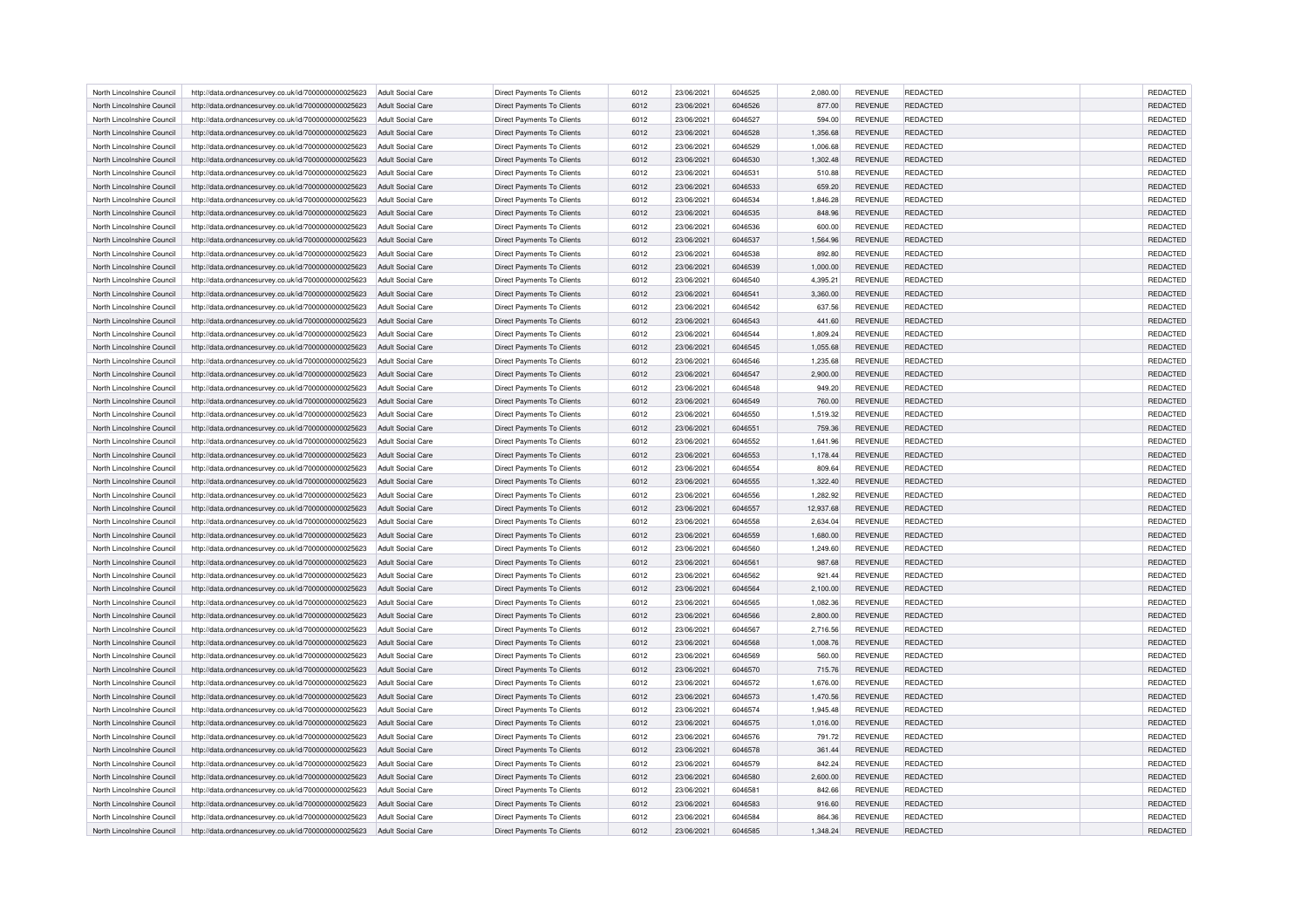| North Lincolnshire Council | http://data.ordnancesurvey.co.uk/id/7000000000025623 | Adult Social Care | Direct Payments To Clients | 6012 | 23/06/2021 | 6046525 | 2,080.00 | REVENUE | REDACTED | | REDACTED |
|---|---|---|---|---|---|---|---|---|---|---|---|
| North Lincolnshire Council | http://data.ordnancesurvey.co.uk/id/7000000000025623 | Adult Social Care | Direct Payments To Clients | 6012 | 23/06/2021 | 6046526 | 877.00 | REVENUE | REDACTED | | REDACTED |
| North Lincolnshire Council | http://data.ordnancesurvey.co.uk/id/7000000000025623 | Adult Social Care | Direct Payments To Clients | 6012 | 23/06/2021 | 6046527 | 594.00 | REVENUE | REDACTED | | REDACTED |
| North Lincolnshire Council | http://data.ordnancesurvey.co.uk/id/7000000000025623 | Adult Social Care | Direct Payments To Clients | 6012 | 23/06/2021 | 6046528 | 1,356.68 | REVENUE | REDACTED | | REDACTED |
| North Lincolnshire Council | http://data.ordnancesurvey.co.uk/id/7000000000025623 | Adult Social Care | Direct Payments To Clients | 6012 | 23/06/2021 | 6046529 | 1,006.68 | REVENUE | REDACTED | | REDACTED |
| North Lincolnshire Council | http://data.ordnancesurvey.co.uk/id/7000000000025623 | Adult Social Care | Direct Payments To Clients | 6012 | 23/06/2021 | 6046530 | 1,302.48 | REVENUE | REDACTED | | REDACTED |
| North Lincolnshire Council | http://data.ordnancesurvey.co.uk/id/7000000000025623 | Adult Social Care | Direct Payments To Clients | 6012 | 23/06/2021 | 6046531 | 510.88 | REVENUE | REDACTED | | REDACTED |
| North Lincolnshire Council | http://data.ordnancesurvey.co.uk/id/7000000000025623 | Adult Social Care | Direct Payments To Clients | 6012 | 23/06/2021 | 6046533 | 659.20 | REVENUE | REDACTED | | REDACTED |
| North Lincolnshire Council | http://data.ordnancesurvey.co.uk/id/7000000000025623 | Adult Social Care | Direct Payments To Clients | 6012 | 23/06/2021 | 6046534 | 1,846.28 | REVENUE | REDACTED | | REDACTED |
| North Lincolnshire Council | http://data.ordnancesurvey.co.uk/id/7000000000025623 | Adult Social Care | Direct Payments To Clients | 6012 | 23/06/2021 | 6046535 | 848.96 | REVENUE | REDACTED | | REDACTED |
| North Lincolnshire Council | http://data.ordnancesurvey.co.uk/id/7000000000025623 | Adult Social Care | Direct Payments To Clients | 6012 | 23/06/2021 | 6046536 | 600.00 | REVENUE | REDACTED | | REDACTED |
| North Lincolnshire Council | http://data.ordnancesurvey.co.uk/id/7000000000025623 | Adult Social Care | Direct Payments To Clients | 6012 | 23/06/2021 | 6046537 | 1,564.96 | REVENUE | REDACTED | | REDACTED |
| North Lincolnshire Council | http://data.ordnancesurvey.co.uk/id/7000000000025623 | Adult Social Care | Direct Payments To Clients | 6012 | 23/06/2021 | 6046538 | 892.80 | REVENUE | REDACTED | | REDACTED |
| North Lincolnshire Council | http://data.ordnancesurvey.co.uk/id/7000000000025623 | Adult Social Care | Direct Payments To Clients | 6012 | 23/06/2021 | 6046539 | 1,000.00 | REVENUE | REDACTED | | REDACTED |
| North Lincolnshire Council | http://data.ordnancesurvey.co.uk/id/7000000000025623 | Adult Social Care | Direct Payments To Clients | 6012 | 23/06/2021 | 6046540 | 4,395.21 | REVENUE | REDACTED | | REDACTED |
| North Lincolnshire Council | http://data.ordnancesurvey.co.uk/id/7000000000025623 | Adult Social Care | Direct Payments To Clients | 6012 | 23/06/2021 | 6046541 | 3,360.00 | REVENUE | REDACTED | | REDACTED |
| North Lincolnshire Council | http://data.ordnancesurvey.co.uk/id/7000000000025623 | Adult Social Care | Direct Payments To Clients | 6012 | 23/06/2021 | 6046542 | 637.56 | REVENUE | REDACTED | | REDACTED |
| North Lincolnshire Council | http://data.ordnancesurvey.co.uk/id/7000000000025623 | Adult Social Care | Direct Payments To Clients | 6012 | 23/06/2021 | 6046543 | 441.60 | REVENUE | REDACTED | | REDACTED |
| North Lincolnshire Council | http://data.ordnancesurvey.co.uk/id/7000000000025623 | Adult Social Care | Direct Payments To Clients | 6012 | 23/06/2021 | 6046544 | 1,809.24 | REVENUE | REDACTED | | REDACTED |
| North Lincolnshire Council | http://data.ordnancesurvey.co.uk/id/7000000000025623 | Adult Social Care | Direct Payments To Clients | 6012 | 23/06/2021 | 6046545 | 1,055.68 | REVENUE | REDACTED | | REDACTED |
| North Lincolnshire Council | http://data.ordnancesurvey.co.uk/id/7000000000025623 | Adult Social Care | Direct Payments To Clients | 6012 | 23/06/2021 | 6046546 | 1,235.68 | REVENUE | REDACTED | | REDACTED |
| North Lincolnshire Council | http://data.ordnancesurvey.co.uk/id/7000000000025623 | Adult Social Care | Direct Payments To Clients | 6012 | 23/06/2021 | 6046547 | 2,900.00 | REVENUE | REDACTED | | REDACTED |
| North Lincolnshire Council | http://data.ordnancesurvey.co.uk/id/7000000000025623 | Adult Social Care | Direct Payments To Clients | 6012 | 23/06/2021 | 6046548 | 949.20 | REVENUE | REDACTED | | REDACTED |
| North Lincolnshire Council | http://data.ordnancesurvey.co.uk/id/7000000000025623 | Adult Social Care | Direct Payments To Clients | 6012 | 23/06/2021 | 6046549 | 760.00 | REVENUE | REDACTED | | REDACTED |
| North Lincolnshire Council | http://data.ordnancesurvey.co.uk/id/7000000000025623 | Adult Social Care | Direct Payments To Clients | 6012 | 23/06/2021 | 6046550 | 1,519.32 | REVENUE | REDACTED | | REDACTED |
| North Lincolnshire Council | http://data.ordnancesurvey.co.uk/id/7000000000025623 | Adult Social Care | Direct Payments To Clients | 6012 | 23/06/2021 | 6046551 | 759.36 | REVENUE | REDACTED | | REDACTED |
| North Lincolnshire Council | http://data.ordnancesurvey.co.uk/id/7000000000025623 | Adult Social Care | Direct Payments To Clients | 6012 | 23/06/2021 | 6046552 | 1,641.96 | REVENUE | REDACTED | | REDACTED |
| North Lincolnshire Council | http://data.ordnancesurvey.co.uk/id/7000000000025623 | Adult Social Care | Direct Payments To Clients | 6012 | 23/06/2021 | 6046553 | 1,178.44 | REVENUE | REDACTED | | REDACTED |
| North Lincolnshire Council | http://data.ordnancesurvey.co.uk/id/7000000000025623 | Adult Social Care | Direct Payments To Clients | 6012 | 23/06/2021 | 6046554 | 809.64 | REVENUE | REDACTED | | REDACTED |
| North Lincolnshire Council | http://data.ordnancesurvey.co.uk/id/7000000000025623 | Adult Social Care | Direct Payments To Clients | 6012 | 23/06/2021 | 6046555 | 1,322.40 | REVENUE | REDACTED | | REDACTED |
| North Lincolnshire Council | http://data.ordnancesurvey.co.uk/id/7000000000025623 | Adult Social Care | Direct Payments To Clients | 6012 | 23/06/2021 | 6046556 | 1,282.92 | REVENUE | REDACTED | | REDACTED |
| North Lincolnshire Council | http://data.ordnancesurvey.co.uk/id/7000000000025623 | Adult Social Care | Direct Payments To Clients | 6012 | 23/06/2021 | 6046557 | 12,937.68 | REVENUE | REDACTED | | REDACTED |
| North Lincolnshire Council | http://data.ordnancesurvey.co.uk/id/7000000000025623 | Adult Social Care | Direct Payments To Clients | 6012 | 23/06/2021 | 6046558 | 2,634.04 | REVENUE | REDACTED | | REDACTED |
| North Lincolnshire Council | http://data.ordnancesurvey.co.uk/id/7000000000025623 | Adult Social Care | Direct Payments To Clients | 6012 | 23/06/2021 | 6046559 | 1,680.00 | REVENUE | REDACTED | | REDACTED |
| North Lincolnshire Council | http://data.ordnancesurvey.co.uk/id/7000000000025623 | Adult Social Care | Direct Payments To Clients | 6012 | 23/06/2021 | 6046560 | 1,249.60 | REVENUE | REDACTED | | REDACTED |
| North Lincolnshire Council | http://data.ordnancesurvey.co.uk/id/7000000000025623 | Adult Social Care | Direct Payments To Clients | 6012 | 23/06/2021 | 6046561 | 987.68 | REVENUE | REDACTED | | REDACTED |
| North Lincolnshire Council | http://data.ordnancesurvey.co.uk/id/7000000000025623 | Adult Social Care | Direct Payments To Clients | 6012 | 23/06/2021 | 6046562 | 921.44 | REVENUE | REDACTED | | REDACTED |
| North Lincolnshire Council | http://data.ordnancesurvey.co.uk/id/7000000000025623 | Adult Social Care | Direct Payments To Clients | 6012 | 23/06/2021 | 6046564 | 2,100.00 | REVENUE | REDACTED | | REDACTED |
| North Lincolnshire Council | http://data.ordnancesurvey.co.uk/id/7000000000025623 | Adult Social Care | Direct Payments To Clients | 6012 | 23/06/2021 | 6046565 | 1,082.36 | REVENUE | REDACTED | | REDACTED |
| North Lincolnshire Council | http://data.ordnancesurvey.co.uk/id/7000000000025623 | Adult Social Care | Direct Payments To Clients | 6012 | 23/06/2021 | 6046566 | 2,800.00 | REVENUE | REDACTED | | REDACTED |
| North Lincolnshire Council | http://data.ordnancesurvey.co.uk/id/7000000000025623 | Adult Social Care | Direct Payments To Clients | 6012 | 23/06/2021 | 6046567 | 2,716.56 | REVENUE | REDACTED | | REDACTED |
| North Lincolnshire Council | http://data.ordnancesurvey.co.uk/id/7000000000025623 | Adult Social Care | Direct Payments To Clients | 6012 | 23/06/2021 | 6046568 | 1,008.76 | REVENUE | REDACTED | | REDACTED |
| North Lincolnshire Council | http://data.ordnancesurvey.co.uk/id/7000000000025623 | Adult Social Care | Direct Payments To Clients | 6012 | 23/06/2021 | 6046569 | 560.00 | REVENUE | REDACTED | | REDACTED |
| North Lincolnshire Council | http://data.ordnancesurvey.co.uk/id/7000000000025623 | Adult Social Care | Direct Payments To Clients | 6012 | 23/06/2021 | 6046570 | 715.76 | REVENUE | REDACTED | | REDACTED |
| North Lincolnshire Council | http://data.ordnancesurvey.co.uk/id/7000000000025623 | Adult Social Care | Direct Payments To Clients | 6012 | 23/06/2021 | 6046572 | 1,676.00 | REVENUE | REDACTED | | REDACTED |
| North Lincolnshire Council | http://data.ordnancesurvey.co.uk/id/7000000000025623 | Adult Social Care | Direct Payments To Clients | 6012 | 23/06/2021 | 6046573 | 1,470.56 | REVENUE | REDACTED | | REDACTED |
| North Lincolnshire Council | http://data.ordnancesurvey.co.uk/id/7000000000025623 | Adult Social Care | Direct Payments To Clients | 6012 | 23/06/2021 | 6046574 | 1,945.48 | REVENUE | REDACTED | | REDACTED |
| North Lincolnshire Council | http://data.ordnancesurvey.co.uk/id/7000000000025623 | Adult Social Care | Direct Payments To Clients | 6012 | 23/06/2021 | 6046575 | 1,016.00 | REVENUE | REDACTED | | REDACTED |
| North Lincolnshire Council | http://data.ordnancesurvey.co.uk/id/7000000000025623 | Adult Social Care | Direct Payments To Clients | 6012 | 23/06/2021 | 6046576 | 791.72 | REVENUE | REDACTED | | REDACTED |
| North Lincolnshire Council | http://data.ordnancesurvey.co.uk/id/7000000000025623 | Adult Social Care | Direct Payments To Clients | 6012 | 23/06/2021 | 6046578 | 361.44 | REVENUE | REDACTED | | REDACTED |
| North Lincolnshire Council | http://data.ordnancesurvey.co.uk/id/7000000000025623 | Adult Social Care | Direct Payments To Clients | 6012 | 23/06/2021 | 6046579 | 842.24 | REVENUE | REDACTED | | REDACTED |
| North Lincolnshire Council | http://data.ordnancesurvey.co.uk/id/7000000000025623 | Adult Social Care | Direct Payments To Clients | 6012 | 23/06/2021 | 6046580 | 2,600.00 | REVENUE | REDACTED | | REDACTED |
| North Lincolnshire Council | http://data.ordnancesurvey.co.uk/id/7000000000025623 | Adult Social Care | Direct Payments To Clients | 6012 | 23/06/2021 | 6046581 | 842.66 | REVENUE | REDACTED | | REDACTED |
| North Lincolnshire Council | http://data.ordnancesurvey.co.uk/id/7000000000025623 | Adult Social Care | Direct Payments To Clients | 6012 | 23/06/2021 | 6046583 | 916.60 | REVENUE | REDACTED | | REDACTED |
| North Lincolnshire Council | http://data.ordnancesurvey.co.uk/id/7000000000025623 | Adult Social Care | Direct Payments To Clients | 6012 | 23/06/2021 | 6046584 | 864.36 | REVENUE | REDACTED | | REDACTED |
| North Lincolnshire Council | http://data.ordnancesurvey.co.uk/id/7000000000025623 | Adult Social Care | Direct Payments To Clients | 6012 | 23/06/2021 | 6046585 | 1,348.24 | REVENUE | REDACTED | | REDACTED |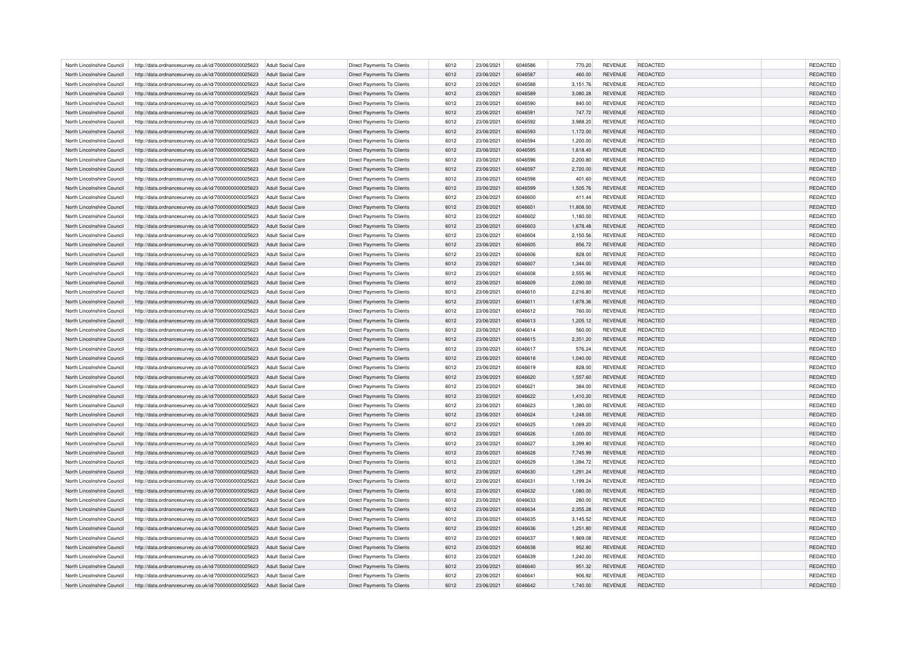| | | | | | | | | | | | |
|---|---|---|---|---|---|---|---|---|---|---|---|
| North Lincolnshire Council | http://data.ordnancesurvey.co.uk/id/7000000000025623 | Adult Social Care | Direct Payments To Clients | 6012 | 23/06/2021 | 6046586 | 770.20 | REVENUE | REDACTED | | REDACTED |
| North Lincolnshire Council | http://data.ordnancesurvey.co.uk/id/7000000000025623 | Adult Social Care | Direct Payments To Clients | 6012 | 23/06/2021 | 6046587 | 460.00 | REVENUE | REDACTED | | REDACTED |
| North Lincolnshire Council | http://data.ordnancesurvey.co.uk/id/7000000000025623 | Adult Social Care | Direct Payments To Clients | 6012 | 23/06/2021 | 6046588 | 3,151.76 | REVENUE | REDACTED | | REDACTED |
| North Lincolnshire Council | http://data.ordnancesurvey.co.uk/id/7000000000025623 | Adult Social Care | Direct Payments To Clients | 6012 | 23/06/2021 | 6046589 | 3,080.28 | REVENUE | REDACTED | | REDACTED |
| North Lincolnshire Council | http://data.ordnancesurvey.co.uk/id/7000000000025623 | Adult Social Care | Direct Payments To Clients | 6012 | 23/06/2021 | 6046590 | 840.00 | REVENUE | REDACTED | | REDACTED |
| North Lincolnshire Council | http://data.ordnancesurvey.co.uk/id/7000000000025623 | Adult Social Care | Direct Payments To Clients | 6012 | 23/06/2021 | 6046591 | 747.72 | REVENUE | REDACTED | | REDACTED |
| North Lincolnshire Council | http://data.ordnancesurvey.co.uk/id/7000000000025623 | Adult Social Care | Direct Payments To Clients | 6012 | 23/06/2021 | 6046592 | 3,988.20 | REVENUE | REDACTED | | REDACTED |
| North Lincolnshire Council | http://data.ordnancesurvey.co.uk/id/7000000000025623 | Adult Social Care | Direct Payments To Clients | 6012 | 23/06/2021 | 6046593 | 1,172.00 | REVENUE | REDACTED | | REDACTED |
| North Lincolnshire Council | http://data.ordnancesurvey.co.uk/id/7000000000025623 | Adult Social Care | Direct Payments To Clients | 6012 | 23/06/2021 | 6046594 | 1,200.00 | REVENUE | REDACTED | | REDACTED |
| North Lincolnshire Council | http://data.ordnancesurvey.co.uk/id/7000000000025623 | Adult Social Care | Direct Payments To Clients | 6012 | 23/06/2021 | 6046595 | 1,618.40 | REVENUE | REDACTED | | REDACTED |
| North Lincolnshire Council | http://data.ordnancesurvey.co.uk/id/7000000000025623 | Adult Social Care | Direct Payments To Clients | 6012 | 23/06/2021 | 6046596 | 2,200.80 | REVENUE | REDACTED | | REDACTED |
| North Lincolnshire Council | http://data.ordnancesurvey.co.uk/id/7000000000025623 | Adult Social Care | Direct Payments To Clients | 6012 | 23/06/2021 | 6046597 | 2,720.00 | REVENUE | REDACTED | | REDACTED |
| North Lincolnshire Council | http://data.ordnancesurvey.co.uk/id/7000000000025623 | Adult Social Care | Direct Payments To Clients | 6012 | 23/06/2021 | 6046598 | 401.60 | REVENUE | REDACTED | | REDACTED |
| North Lincolnshire Council | http://data.ordnancesurvey.co.uk/id/7000000000025623 | Adult Social Care | Direct Payments To Clients | 6012 | 23/06/2021 | 6046599 | 1,505.76 | REVENUE | REDACTED | | REDACTED |
| North Lincolnshire Council | http://data.ordnancesurvey.co.uk/id/7000000000025623 | Adult Social Care | Direct Payments To Clients | 6012 | 23/06/2021 | 6046600 | 411.44 | REVENUE | REDACTED | | REDACTED |
| North Lincolnshire Council | http://data.ordnancesurvey.co.uk/id/7000000000025623 | Adult Social Care | Direct Payments To Clients | 6012 | 23/06/2021 | 6046601 | 11,808.00 | REVENUE | REDACTED | | REDACTED |
| North Lincolnshire Council | http://data.ordnancesurvey.co.uk/id/7000000000025623 | Adult Social Care | Direct Payments To Clients | 6012 | 23/06/2021 | 6046602 | 1,180.00 | REVENUE | REDACTED | | REDACTED |
| North Lincolnshire Council | http://data.ordnancesurvey.co.uk/id/7000000000025623 | Adult Social Care | Direct Payments To Clients | 6012 | 23/06/2021 | 6046603 | 1,678.48 | REVENUE | REDACTED | | REDACTED |
| North Lincolnshire Council | http://data.ordnancesurvey.co.uk/id/7000000000025623 | Adult Social Care | Direct Payments To Clients | 6012 | 23/06/2021 | 6046604 | 2,150.56 | REVENUE | REDACTED | | REDACTED |
| North Lincolnshire Council | http://data.ordnancesurvey.co.uk/id/7000000000025623 | Adult Social Care | Direct Payments To Clients | 6012 | 23/06/2021 | 6046605 | 856.72 | REVENUE | REDACTED | | REDACTED |
| North Lincolnshire Council | http://data.ordnancesurvey.co.uk/id/7000000000025623 | Adult Social Care | Direct Payments To Clients | 6012 | 23/06/2021 | 6046606 | 828.00 | REVENUE | REDACTED | | REDACTED |
| North Lincolnshire Council | http://data.ordnancesurvey.co.uk/id/7000000000025623 | Adult Social Care | Direct Payments To Clients | 6012 | 23/06/2021 | 6046607 | 1,344.00 | REVENUE | REDACTED | | REDACTED |
| North Lincolnshire Council | http://data.ordnancesurvey.co.uk/id/7000000000025623 | Adult Social Care | Direct Payments To Clients | 6012 | 23/06/2021 | 6046608 | 2,555.96 | REVENUE | REDACTED | | REDACTED |
| North Lincolnshire Council | http://data.ordnancesurvey.co.uk/id/7000000000025623 | Adult Social Care | Direct Payments To Clients | 6012 | 23/06/2021 | 6046609 | 2,090.00 | REVENUE | REDACTED | | REDACTED |
| North Lincolnshire Council | http://data.ordnancesurvey.co.uk/id/7000000000025623 | Adult Social Care | Direct Payments To Clients | 6012 | 23/06/2021 | 6046610 | 2,216.80 | REVENUE | REDACTED | | REDACTED |
| North Lincolnshire Council | http://data.ordnancesurvey.co.uk/id/7000000000025623 | Adult Social Care | Direct Payments To Clients | 6012 | 23/06/2021 | 6046611 | 1,878.36 | REVENUE | REDACTED | | REDACTED |
| North Lincolnshire Council | http://data.ordnancesurvey.co.uk/id/7000000000025623 | Adult Social Care | Direct Payments To Clients | 6012 | 23/06/2021 | 6046612 | 760.00 | REVENUE | REDACTED | | REDACTED |
| North Lincolnshire Council | http://data.ordnancesurvey.co.uk/id/7000000000025623 | Adult Social Care | Direct Payments To Clients | 6012 | 23/06/2021 | 6046613 | 1,205.12 | REVENUE | REDACTED | | REDACTED |
| North Lincolnshire Council | http://data.ordnancesurvey.co.uk/id/7000000000025623 | Adult Social Care | Direct Payments To Clients | 6012 | 23/06/2021 | 6046614 | 560.00 | REVENUE | REDACTED | | REDACTED |
| North Lincolnshire Council | http://data.ordnancesurvey.co.uk/id/7000000000025623 | Adult Social Care | Direct Payments To Clients | 6012 | 23/06/2021 | 6046615 | 2,351.20 | REVENUE | REDACTED | | REDACTED |
| North Lincolnshire Council | http://data.ordnancesurvey.co.uk/id/7000000000025623 | Adult Social Care | Direct Payments To Clients | 6012 | 23/06/2021 | 6046617 | 576.24 | REVENUE | REDACTED | | REDACTED |
| North Lincolnshire Council | http://data.ordnancesurvey.co.uk/id/7000000000025623 | Adult Social Care | Direct Payments To Clients | 6012 | 23/06/2021 | 6046618 | 1,040.00 | REVENUE | REDACTED | | REDACTED |
| North Lincolnshire Council | http://data.ordnancesurvey.co.uk/id/7000000000025623 | Adult Social Care | Direct Payments To Clients | 6012 | 23/06/2021 | 6046619 | 828.00 | REVENUE | REDACTED | | REDACTED |
| North Lincolnshire Council | http://data.ordnancesurvey.co.uk/id/7000000000025623 | Adult Social Care | Direct Payments To Clients | 6012 | 23/06/2021 | 6046620 | 1,557.60 | REVENUE | REDACTED | | REDACTED |
| North Lincolnshire Council | http://data.ordnancesurvey.co.uk/id/7000000000025623 | Adult Social Care | Direct Payments To Clients | 6012 | 23/06/2021 | 6046621 | 384.00 | REVENUE | REDACTED | | REDACTED |
| North Lincolnshire Council | http://data.ordnancesurvey.co.uk/id/7000000000025623 | Adult Social Care | Direct Payments To Clients | 6012 | 23/06/2021 | 6046622 | 1,410.20 | REVENUE | REDACTED | | REDACTED |
| North Lincolnshire Council | http://data.ordnancesurvey.co.uk/id/7000000000025623 | Adult Social Care | Direct Payments To Clients | 6012 | 23/06/2021 | 6046623 | 1,380.00 | REVENUE | REDACTED | | REDACTED |
| North Lincolnshire Council | http://data.ordnancesurvey.co.uk/id/7000000000025623 | Adult Social Care | Direct Payments To Clients | 6012 | 23/06/2021 | 6046624 | 1,248.00 | REVENUE | REDACTED | | REDACTED |
| North Lincolnshire Council | http://data.ordnancesurvey.co.uk/id/7000000000025623 | Adult Social Care | Direct Payments To Clients | 6012 | 23/06/2021 | 6046625 | 1,069.20 | REVENUE | REDACTED | | REDACTED |
| North Lincolnshire Council | http://data.ordnancesurvey.co.uk/id/7000000000025623 | Adult Social Care | Direct Payments To Clients | 6012 | 23/06/2021 | 6046626 | 1,000.00 | REVENUE | REDACTED | | REDACTED |
| North Lincolnshire Council | http://data.ordnancesurvey.co.uk/id/7000000000025623 | Adult Social Care | Direct Payments To Clients | 6012 | 23/06/2021 | 6046627 | 3,399.80 | REVENUE | REDACTED | | REDACTED |
| North Lincolnshire Council | http://data.ordnancesurvey.co.uk/id/7000000000025623 | Adult Social Care | Direct Payments To Clients | 6012 | 23/06/2021 | 6046628 | 7,745.99 | REVENUE | REDACTED | | REDACTED |
| North Lincolnshire Council | http://data.ordnancesurvey.co.uk/id/7000000000025623 | Adult Social Care | Direct Payments To Clients | 6012 | 23/06/2021 | 6046629 | 1,394.72 | REVENUE | REDACTED | | REDACTED |
| North Lincolnshire Council | http://data.ordnancesurvey.co.uk/id/7000000000025623 | Adult Social Care | Direct Payments To Clients | 6012 | 23/06/2021 | 6046630 | 1,291.24 | REVENUE | REDACTED | | REDACTED |
| North Lincolnshire Council | http://data.ordnancesurvey.co.uk/id/7000000000025623 | Adult Social Care | Direct Payments To Clients | 6012 | 23/06/2021 | 6046631 | 1,199.24 | REVENUE | REDACTED | | REDACTED |
| North Lincolnshire Council | http://data.ordnancesurvey.co.uk/id/7000000000025623 | Adult Social Care | Direct Payments To Clients | 6012 | 23/06/2021 | 6046632 | 1,080.00 | REVENUE | REDACTED | | REDACTED |
| North Lincolnshire Council | http://data.ordnancesurvey.co.uk/id/7000000000025623 | Adult Social Care | Direct Payments To Clients | 6012 | 23/06/2021 | 6046633 | 280.00 | REVENUE | REDACTED | | REDACTED |
| North Lincolnshire Council | http://data.ordnancesurvey.co.uk/id/7000000000025623 | Adult Social Care | Direct Payments To Clients | 6012 | 23/06/2021 | 6046634 | 2,355.28 | REVENUE | REDACTED | | REDACTED |
| North Lincolnshire Council | http://data.ordnancesurvey.co.uk/id/7000000000025623 | Adult Social Care | Direct Payments To Clients | 6012 | 23/06/2021 | 6046635 | 3,145.52 | REVENUE | REDACTED | | REDACTED |
| North Lincolnshire Council | http://data.ordnancesurvey.co.uk/id/7000000000025623 | Adult Social Care | Direct Payments To Clients | 6012 | 23/06/2021 | 6046636 | 1,251.80 | REVENUE | REDACTED | | REDACTED |
| North Lincolnshire Council | http://data.ordnancesurvey.co.uk/id/7000000000025623 | Adult Social Care | Direct Payments To Clients | 6012 | 23/06/2021 | 6046637 | 1,969.08 | REVENUE | REDACTED | | REDACTED |
| North Lincolnshire Council | http://data.ordnancesurvey.co.uk/id/7000000000025623 | Adult Social Care | Direct Payments To Clients | 6012 | 23/06/2021 | 6046638 | 952.80 | REVENUE | REDACTED | | REDACTED |
| North Lincolnshire Council | http://data.ordnancesurvey.co.uk/id/7000000000025623 | Adult Social Care | Direct Payments To Clients | 6012 | 23/06/2021 | 6046639 | 1,240.00 | REVENUE | REDACTED | | REDACTED |
| North Lincolnshire Council | http://data.ordnancesurvey.co.uk/id/7000000000025623 | Adult Social Care | Direct Payments To Clients | 6012 | 23/06/2021 | 6046640 | 951.32 | REVENUE | REDACTED | | REDACTED |
| North Lincolnshire Council | http://data.ordnancesurvey.co.uk/id/7000000000025623 | Adult Social Care | Direct Payments To Clients | 6012 | 23/06/2021 | 6046641 | 906.92 | REVENUE | REDACTED | | REDACTED |
| North Lincolnshire Council | http://data.ordnancesurvey.co.uk/id/7000000000025623 | Adult Social Care | Direct Payments To Clients | 6012 | 23/06/2021 | 6046642 | 1,740.00 | REVENUE | REDACTED | | REDACTED |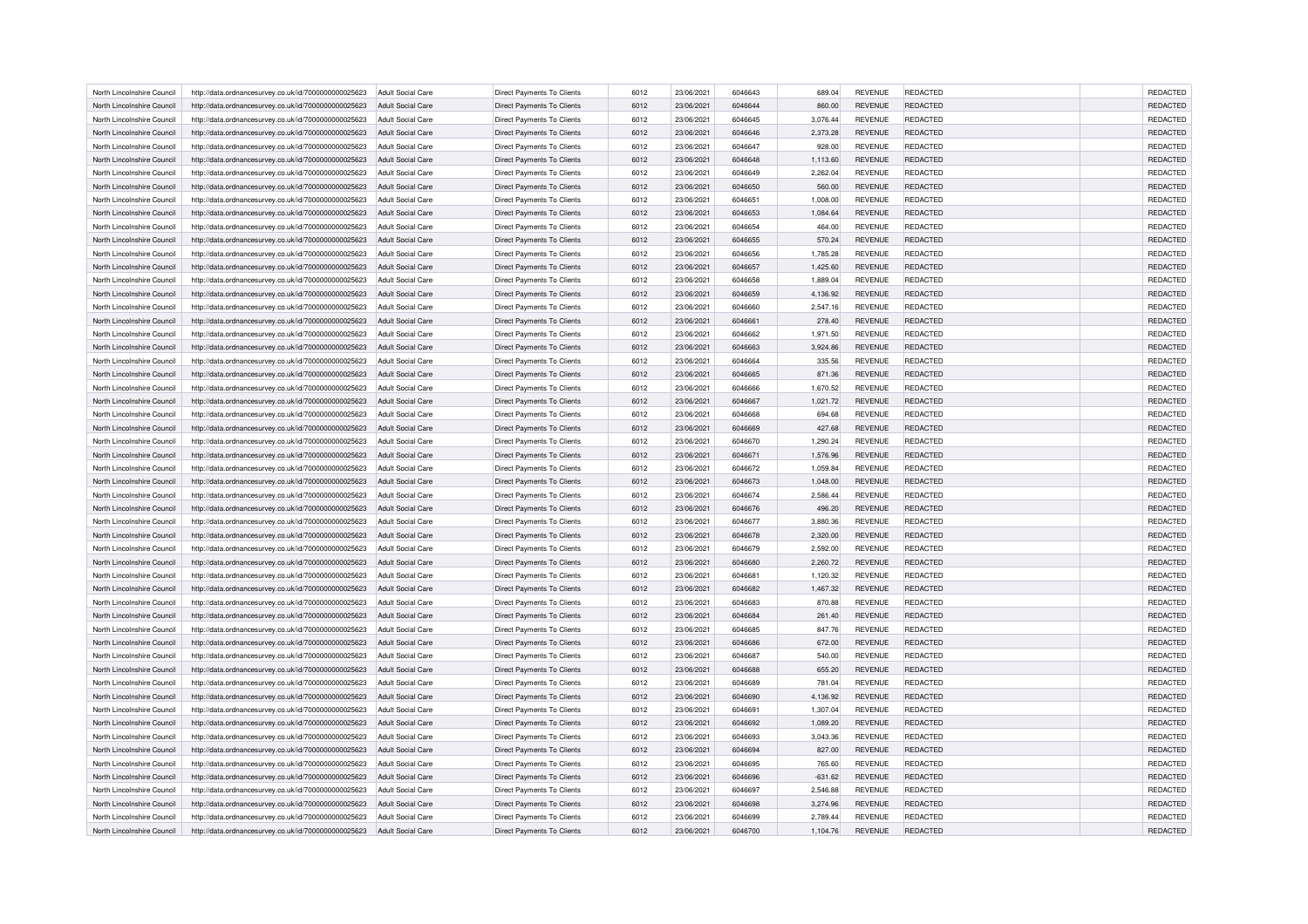| | | | | | | | | | | | | |
|---|---|---|---|---|---|---|---|---|---|---|---|---|
| North Lincolnshire Council | http://data.ordnancesurvey.co.uk/id/7000000000025623 | Adult Social Care | Direct Payments To Clients | 6012 | 23/06/2021 | 6046643 | 689.04 | REVENUE | REDACTED | | REDACTED |
| North Lincolnshire Council | http://data.ordnancesurvey.co.uk/id/7000000000025623 | Adult Social Care | Direct Payments To Clients | 6012 | 23/06/2021 | 6046644 | 860.00 | REVENUE | REDACTED | | REDACTED |
| North Lincolnshire Council | http://data.ordnancesurvey.co.uk/id/7000000000025623 | Adult Social Care | Direct Payments To Clients | 6012 | 23/06/2021 | 6046645 | 3,076.44 | REVENUE | REDACTED | | REDACTED |
| North Lincolnshire Council | http://data.ordnancesurvey.co.uk/id/7000000000025623 | Adult Social Care | Direct Payments To Clients | 6012 | 23/06/2021 | 6046646 | 2,373.28 | REVENUE | REDACTED | | REDACTED |
| North Lincolnshire Council | http://data.ordnancesurvey.co.uk/id/7000000000025623 | Adult Social Care | Direct Payments To Clients | 6012 | 23/06/2021 | 6046647 | 928.00 | REVENUE | REDACTED | | REDACTED |
| North Lincolnshire Council | http://data.ordnancesurvey.co.uk/id/7000000000025623 | Adult Social Care | Direct Payments To Clients | 6012 | 23/06/2021 | 6046648 | 1,113.60 | REVENUE | REDACTED | | REDACTED |
| North Lincolnshire Council | http://data.ordnancesurvey.co.uk/id/7000000000025623 | Adult Social Care | Direct Payments To Clients | 6012 | 23/06/2021 | 6046649 | 2,262.04 | REVENUE | REDACTED | | REDACTED |
| North Lincolnshire Council | http://data.ordnancesurvey.co.uk/id/7000000000025623 | Adult Social Care | Direct Payments To Clients | 6012 | 23/06/2021 | 6046650 | 560.00 | REVENUE | REDACTED | | REDACTED |
| North Lincolnshire Council | http://data.ordnancesurvey.co.uk/id/7000000000025623 | Adult Social Care | Direct Payments To Clients | 6012 | 23/06/2021 | 6046651 | 1,008.00 | REVENUE | REDACTED | | REDACTED |
| North Lincolnshire Council | http://data.ordnancesurvey.co.uk/id/7000000000025623 | Adult Social Care | Direct Payments To Clients | 6012 | 23/06/2021 | 6046653 | 1,084.64 | REVENUE | REDACTED | | REDACTED |
| North Lincolnshire Council | http://data.ordnancesurvey.co.uk/id/7000000000025623 | Adult Social Care | Direct Payments To Clients | 6012 | 23/06/2021 | 6046654 | 464.00 | REVENUE | REDACTED | | REDACTED |
| North Lincolnshire Council | http://data.ordnancesurvey.co.uk/id/7000000000025623 | Adult Social Care | Direct Payments To Clients | 6012 | 23/06/2021 | 6046655 | 570.24 | REVENUE | REDACTED | | REDACTED |
| North Lincolnshire Council | http://data.ordnancesurvey.co.uk/id/7000000000025623 | Adult Social Care | Direct Payments To Clients | 6012 | 23/06/2021 | 6046656 | 1,785.28 | REVENUE | REDACTED | | REDACTED |
| North Lincolnshire Council | http://data.ordnancesurvey.co.uk/id/7000000000025623 | Adult Social Care | Direct Payments To Clients | 6012 | 23/06/2021 | 6046657 | 1,425.60 | REVENUE | REDACTED | | REDACTED |
| North Lincolnshire Council | http://data.ordnancesurvey.co.uk/id/7000000000025623 | Adult Social Care | Direct Payments To Clients | 6012 | 23/06/2021 | 6046658 | 1,889.04 | REVENUE | REDACTED | | REDACTED |
| North Lincolnshire Council | http://data.ordnancesurvey.co.uk/id/7000000000025623 | Adult Social Care | Direct Payments To Clients | 6012 | 23/06/2021 | 6046659 | 4,136.92 | REVENUE | REDACTED | | REDACTED |
| North Lincolnshire Council | http://data.ordnancesurvey.co.uk/id/7000000000025623 | Adult Social Care | Direct Payments To Clients | 6012 | 23/06/2021 | 6046660 | 2,547.16 | REVENUE | REDACTED | | REDACTED |
| North Lincolnshire Council | http://data.ordnancesurvey.co.uk/id/7000000000025623 | Adult Social Care | Direct Payments To Clients | 6012 | 23/06/2021 | 6046661 | 278.40 | REVENUE | REDACTED | | REDACTED |
| North Lincolnshire Council | http://data.ordnancesurvey.co.uk/id/7000000000025623 | Adult Social Care | Direct Payments To Clients | 6012 | 23/06/2021 | 6046662 | 1,971.50 | REVENUE | REDACTED | | REDACTED |
| North Lincolnshire Council | http://data.ordnancesurvey.co.uk/id/7000000000025623 | Adult Social Care | Direct Payments To Clients | 6012 | 23/06/2021 | 6046663 | 3,924.86 | REVENUE | REDACTED | | REDACTED |
| North Lincolnshire Council | http://data.ordnancesurvey.co.uk/id/7000000000025623 | Adult Social Care | Direct Payments To Clients | 6012 | 23/06/2021 | 6046664 | 335.56 | REVENUE | REDACTED | | REDACTED |
| North Lincolnshire Council | http://data.ordnancesurvey.co.uk/id/7000000000025623 | Adult Social Care | Direct Payments To Clients | 6012 | 23/06/2021 | 6046665 | 871.36 | REVENUE | REDACTED | | REDACTED |
| North Lincolnshire Council | http://data.ordnancesurvey.co.uk/id/7000000000025623 | Adult Social Care | Direct Payments To Clients | 6012 | 23/06/2021 | 6046666 | 1,670.52 | REVENUE | REDACTED | | REDACTED |
| North Lincolnshire Council | http://data.ordnancesurvey.co.uk/id/7000000000025623 | Adult Social Care | Direct Payments To Clients | 6012 | 23/06/2021 | 6046667 | 1,021.72 | REVENUE | REDACTED | | REDACTED |
| North Lincolnshire Council | http://data.ordnancesurvey.co.uk/id/7000000000025623 | Adult Social Care | Direct Payments To Clients | 6012 | 23/06/2021 | 6046668 | 694.68 | REVENUE | REDACTED | | REDACTED |
| North Lincolnshire Council | http://data.ordnancesurvey.co.uk/id/7000000000025623 | Adult Social Care | Direct Payments To Clients | 6012 | 23/06/2021 | 6046669 | 427.68 | REVENUE | REDACTED | | REDACTED |
| North Lincolnshire Council | http://data.ordnancesurvey.co.uk/id/7000000000025623 | Adult Social Care | Direct Payments To Clients | 6012 | 23/06/2021 | 6046670 | 1,290.24 | REVENUE | REDACTED | | REDACTED |
| North Lincolnshire Council | http://data.ordnancesurvey.co.uk/id/7000000000025623 | Adult Social Care | Direct Payments To Clients | 6012 | 23/06/2021 | 6046671 | 1,576.96 | REVENUE | REDACTED | | REDACTED |
| North Lincolnshire Council | http://data.ordnancesurvey.co.uk/id/7000000000025623 | Adult Social Care | Direct Payments To Clients | 6012 | 23/06/2021 | 6046672 | 1,059.84 | REVENUE | REDACTED | | REDACTED |
| North Lincolnshire Council | http://data.ordnancesurvey.co.uk/id/7000000000025623 | Adult Social Care | Direct Payments To Clients | 6012 | 23/06/2021 | 6046673 | 1,048.00 | REVENUE | REDACTED | | REDACTED |
| North Lincolnshire Council | http://data.ordnancesurvey.co.uk/id/7000000000025623 | Adult Social Care | Direct Payments To Clients | 6012 | 23/06/2021 | 6046674 | 2,586.44 | REVENUE | REDACTED | | REDACTED |
| North Lincolnshire Council | http://data.ordnancesurvey.co.uk/id/7000000000025623 | Adult Social Care | Direct Payments To Clients | 6012 | 23/06/2021 | 6046676 | 496.20 | REVENUE | REDACTED | | REDACTED |
| North Lincolnshire Council | http://data.ordnancesurvey.co.uk/id/7000000000025623 | Adult Social Care | Direct Payments To Clients | 6012 | 23/06/2021 | 6046677 | 3,880.36 | REVENUE | REDACTED | | REDACTED |
| North Lincolnshire Council | http://data.ordnancesurvey.co.uk/id/7000000000025623 | Adult Social Care | Direct Payments To Clients | 6012 | 23/06/2021 | 6046678 | 2,320.00 | REVENUE | REDACTED | | REDACTED |
| North Lincolnshire Council | http://data.ordnancesurvey.co.uk/id/7000000000025623 | Adult Social Care | Direct Payments To Clients | 6012 | 23/06/2021 | 6046679 | 2,592.00 | REVENUE | REDACTED | | REDACTED |
| North Lincolnshire Council | http://data.ordnancesurvey.co.uk/id/7000000000025623 | Adult Social Care | Direct Payments To Clients | 6012 | 23/06/2021 | 6046680 | 2,260.72 | REVENUE | REDACTED | | REDACTED |
| North Lincolnshire Council | http://data.ordnancesurvey.co.uk/id/7000000000025623 | Adult Social Care | Direct Payments To Clients | 6012 | 23/06/2021 | 6046681 | 1,120.32 | REVENUE | REDACTED | | REDACTED |
| North Lincolnshire Council | http://data.ordnancesurvey.co.uk/id/7000000000025623 | Adult Social Care | Direct Payments To Clients | 6012 | 23/06/2021 | 6046682 | 1,467.32 | REVENUE | REDACTED | | REDACTED |
| North Lincolnshire Council | http://data.ordnancesurvey.co.uk/id/7000000000025623 | Adult Social Care | Direct Payments To Clients | 6012 | 23/06/2021 | 6046683 | 870.88 | REVENUE | REDACTED | | REDACTED |
| North Lincolnshire Council | http://data.ordnancesurvey.co.uk/id/7000000000025623 | Adult Social Care | Direct Payments To Clients | 6012 | 23/06/2021 | 6046684 | 261.40 | REVENUE | REDACTED | | REDACTED |
| North Lincolnshire Council | http://data.ordnancesurvey.co.uk/id/7000000000025623 | Adult Social Care | Direct Payments To Clients | 6012 | 23/06/2021 | 6046685 | 847.76 | REVENUE | REDACTED | | REDACTED |
| North Lincolnshire Council | http://data.ordnancesurvey.co.uk/id/7000000000025623 | Adult Social Care | Direct Payments To Clients | 6012 | 23/06/2021 | 6046686 | 672.00 | REVENUE | REDACTED | | REDACTED |
| North Lincolnshire Council | http://data.ordnancesurvey.co.uk/id/7000000000025623 | Adult Social Care | Direct Payments To Clients | 6012 | 23/06/2021 | 6046687 | 540.00 | REVENUE | REDACTED | | REDACTED |
| North Lincolnshire Council | http://data.ordnancesurvey.co.uk/id/7000000000025623 | Adult Social Care | Direct Payments To Clients | 6012 | 23/06/2021 | 6046688 | 655.20 | REVENUE | REDACTED | | REDACTED |
| North Lincolnshire Council | http://data.ordnancesurvey.co.uk/id/7000000000025623 | Adult Social Care | Direct Payments To Clients | 6012 | 23/06/2021 | 6046689 | 781.04 | REVENUE | REDACTED | | REDACTED |
| North Lincolnshire Council | http://data.ordnancesurvey.co.uk/id/7000000000025623 | Adult Social Care | Direct Payments To Clients | 6012 | 23/06/2021 | 6046690 | 4,136.92 | REVENUE | REDACTED | | REDACTED |
| North Lincolnshire Council | http://data.ordnancesurvey.co.uk/id/7000000000025623 | Adult Social Care | Direct Payments To Clients | 6012 | 23/06/2021 | 6046691 | 1,307.04 | REVENUE | REDACTED | | REDACTED |
| North Lincolnshire Council | http://data.ordnancesurvey.co.uk/id/7000000000025623 | Adult Social Care | Direct Payments To Clients | 6012 | 23/06/2021 | 6046692 | 1,089.20 | REVENUE | REDACTED | | REDACTED |
| North Lincolnshire Council | http://data.ordnancesurvey.co.uk/id/7000000000025623 | Adult Social Care | Direct Payments To Clients | 6012 | 23/06/2021 | 6046693 | 3,043.36 | REVENUE | REDACTED | | REDACTED |
| North Lincolnshire Council | http://data.ordnancesurvey.co.uk/id/7000000000025623 | Adult Social Care | Direct Payments To Clients | 6012 | 23/06/2021 | 6046694 | 827.00 | REVENUE | REDACTED | | REDACTED |
| North Lincolnshire Council | http://data.ordnancesurvey.co.uk/id/7000000000025623 | Adult Social Care | Direct Payments To Clients | 6012 | 23/06/2021 | 6046695 | 765.60 | REVENUE | REDACTED | | REDACTED |
| North Lincolnshire Council | http://data.ordnancesurvey.co.uk/id/7000000000025623 | Adult Social Care | Direct Payments To Clients | 6012 | 23/06/2021 | 6046696 | -631.62 | REVENUE | REDACTED | | REDACTED |
| North Lincolnshire Council | http://data.ordnancesurvey.co.uk/id/7000000000025623 | Adult Social Care | Direct Payments To Clients | 6012 | 23/06/2021 | 6046697 | 2,546.88 | REVENUE | REDACTED | | REDACTED |
| North Lincolnshire Council | http://data.ordnancesurvey.co.uk/id/7000000000025623 | Adult Social Care | Direct Payments To Clients | 6012 | 23/06/2021 | 6046698 | 3,274.96 | REVENUE | REDACTED | | REDACTED |
| North Lincolnshire Council | http://data.ordnancesurvey.co.uk/id/7000000000025623 | Adult Social Care | Direct Payments To Clients | 6012 | 23/06/2021 | 6046699 | 2,789.44 | REVENUE | REDACTED | | REDACTED |
| North Lincolnshire Council | http://data.ordnancesurvey.co.uk/id/7000000000025623 | Adult Social Care | Direct Payments To Clients | 6012 | 23/06/2021 | 6046700 | 1,104.76 | REVENUE | REDACTED | | REDACTED |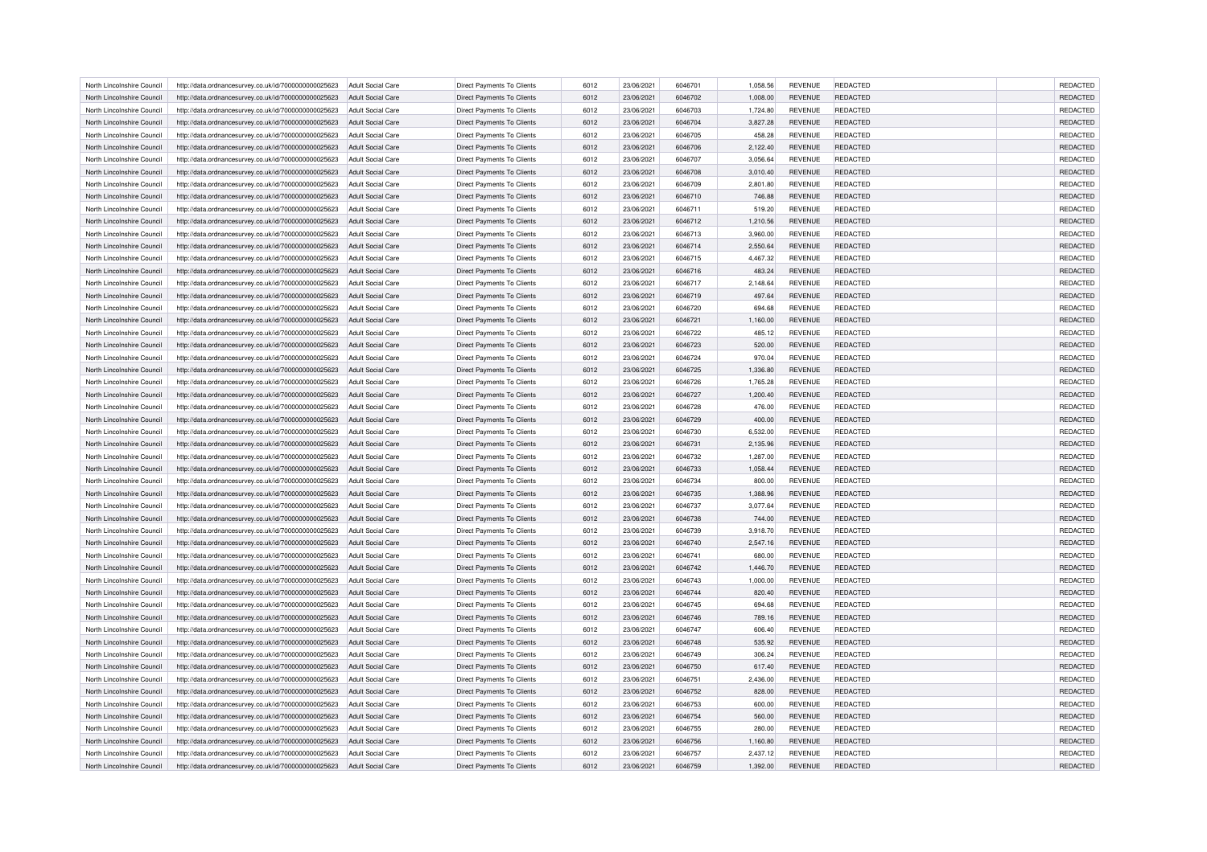| | | | | | | | | | | | |
|---|---|---|---|---|---|---|---|---|---|---|---|
| North Lincolnshire Council | http://data.ordnancesurvey.co.uk/id/7000000000025623 | Adult Social Care | Direct Payments To Clients | 6012 | 23/06/2021 | 6046701 | 1,058.56 | REVENUE | REDACTED | | REDACTED |
| North Lincolnshire Council | http://data.ordnancesurvey.co.uk/id/7000000000025623 | Adult Social Care | Direct Payments To Clients | 6012 | 23/06/2021 | 6046702 | 1,008.00 | REVENUE | REDACTED | | REDACTED |
| North Lincolnshire Council | http://data.ordnancesurvey.co.uk/id/7000000000025623 | Adult Social Care | Direct Payments To Clients | 6012 | 23/06/2021 | 6046703 | 1,724.80 | REVENUE | REDACTED | | REDACTED |
| North Lincolnshire Council | http://data.ordnancesurvey.co.uk/id/7000000000025623 | Adult Social Care | Direct Payments To Clients | 6012 | 23/06/2021 | 6046704 | 3,827.28 | REVENUE | REDACTED | | REDACTED |
| North Lincolnshire Council | http://data.ordnancesurvey.co.uk/id/7000000000025623 | Adult Social Care | Direct Payments To Clients | 6012 | 23/06/2021 | 6046705 | 458.28 | REVENUE | REDACTED | | REDACTED |
| North Lincolnshire Council | http://data.ordnancesurvey.co.uk/id/7000000000025623 | Adult Social Care | Direct Payments To Clients | 6012 | 23/06/2021 | 6046706 | 2,122.40 | REVENUE | REDACTED | | REDACTED |
| North Lincolnshire Council | http://data.ordnancesurvey.co.uk/id/7000000000025623 | Adult Social Care | Direct Payments To Clients | 6012 | 23/06/2021 | 6046707 | 3,056.64 | REVENUE | REDACTED | | REDACTED |
| North Lincolnshire Council | http://data.ordnancesurvey.co.uk/id/7000000000025623 | Adult Social Care | Direct Payments To Clients | 6012 | 23/06/2021 | 6046708 | 3,010.40 | REVENUE | REDACTED | | REDACTED |
| North Lincolnshire Council | http://data.ordnancesurvey.co.uk/id/7000000000025623 | Adult Social Care | Direct Payments To Clients | 6012 | 23/06/2021 | 6046709 | 2,801.80 | REVENUE | REDACTED | | REDACTED |
| North Lincolnshire Council | http://data.ordnancesurvey.co.uk/id/7000000000025623 | Adult Social Care | Direct Payments To Clients | 6012 | 23/06/2021 | 6046710 | 746.88 | REVENUE | REDACTED | | REDACTED |
| North Lincolnshire Council | http://data.ordnancesurvey.co.uk/id/7000000000025623 | Adult Social Care | Direct Payments To Clients | 6012 | 23/06/2021 | 6046711 | 519.20 | REVENUE | REDACTED | | REDACTED |
| North Lincolnshire Council | http://data.ordnancesurvey.co.uk/id/7000000000025623 | Adult Social Care | Direct Payments To Clients | 6012 | 23/06/2021 | 6046712 | 1,210.56 | REVENUE | REDACTED | | REDACTED |
| North Lincolnshire Council | http://data.ordnancesurvey.co.uk/id/7000000000025623 | Adult Social Care | Direct Payments To Clients | 6012 | 23/06/2021 | 6046713 | 3,960.00 | REVENUE | REDACTED | | REDACTED |
| North Lincolnshire Council | http://data.ordnancesurvey.co.uk/id/7000000000025623 | Adult Social Care | Direct Payments To Clients | 6012 | 23/06/2021 | 6046714 | 2,550.64 | REVENUE | REDACTED | | REDACTED |
| North Lincolnshire Council | http://data.ordnancesurvey.co.uk/id/7000000000025623 | Adult Social Care | Direct Payments To Clients | 6012 | 23/06/2021 | 6046715 | 4,467.32 | REVENUE | REDACTED | | REDACTED |
| North Lincolnshire Council | http://data.ordnancesurvey.co.uk/id/7000000000025623 | Adult Social Care | Direct Payments To Clients | 6012 | 23/06/2021 | 6046716 | 483.24 | REVENUE | REDACTED | | REDACTED |
| North Lincolnshire Council | http://data.ordnancesurvey.co.uk/id/7000000000025623 | Adult Social Care | Direct Payments To Clients | 6012 | 23/06/2021 | 6046717 | 2,148.64 | REVENUE | REDACTED | | REDACTED |
| North Lincolnshire Council | http://data.ordnancesurvey.co.uk/id/7000000000025623 | Adult Social Care | Direct Payments To Clients | 6012 | 23/06/2021 | 6046719 | 497.64 | REVENUE | REDACTED | | REDACTED |
| North Lincolnshire Council | http://data.ordnancesurvey.co.uk/id/7000000000025623 | Adult Social Care | Direct Payments To Clients | 6012 | 23/06/2021 | 6046720 | 694.68 | REVENUE | REDACTED | | REDACTED |
| North Lincolnshire Council | http://data.ordnancesurvey.co.uk/id/7000000000025623 | Adult Social Care | Direct Payments To Clients | 6012 | 23/06/2021 | 6046721 | 1,160.00 | REVENUE | REDACTED | | REDACTED |
| North Lincolnshire Council | http://data.ordnancesurvey.co.uk/id/7000000000025623 | Adult Social Care | Direct Payments To Clients | 6012 | 23/06/2021 | 6046722 | 485.12 | REVENUE | REDACTED | | REDACTED |
| North Lincolnshire Council | http://data.ordnancesurvey.co.uk/id/7000000000025623 | Adult Social Care | Direct Payments To Clients | 6012 | 23/06/2021 | 6046723 | 520.00 | REVENUE | REDACTED | | REDACTED |
| North Lincolnshire Council | http://data.ordnancesurvey.co.uk/id/7000000000025623 | Adult Social Care | Direct Payments To Clients | 6012 | 23/06/2021 | 6046724 | 970.04 | REVENUE | REDACTED | | REDACTED |
| North Lincolnshire Council | http://data.ordnancesurvey.co.uk/id/7000000000025623 | Adult Social Care | Direct Payments To Clients | 6012 | 23/06/2021 | 6046725 | 1,336.80 | REVENUE | REDACTED | | REDACTED |
| North Lincolnshire Council | http://data.ordnancesurvey.co.uk/id/7000000000025623 | Adult Social Care | Direct Payments To Clients | 6012 | 23/06/2021 | 6046726 | 1,765.28 | REVENUE | REDACTED | | REDACTED |
| North Lincolnshire Council | http://data.ordnancesurvey.co.uk/id/7000000000025623 | Adult Social Care | Direct Payments To Clients | 6012 | 23/06/2021 | 6046727 | 1,200.40 | REVENUE | REDACTED | | REDACTED |
| North Lincolnshire Council | http://data.ordnancesurvey.co.uk/id/7000000000025623 | Adult Social Care | Direct Payments To Clients | 6012 | 23/06/2021 | 6046728 | 476.00 | REVENUE | REDACTED | | REDACTED |
| North Lincolnshire Council | http://data.ordnancesurvey.co.uk/id/7000000000025623 | Adult Social Care | Direct Payments To Clients | 6012 | 23/06/2021 | 6046729 | 400.00 | REVENUE | REDACTED | | REDACTED |
| North Lincolnshire Council | http://data.ordnancesurvey.co.uk/id/7000000000025623 | Adult Social Care | Direct Payments To Clients | 6012 | 23/06/2021 | 6046730 | 6,532.00 | REVENUE | REDACTED | | REDACTED |
| North Lincolnshire Council | http://data.ordnancesurvey.co.uk/id/7000000000025623 | Adult Social Care | Direct Payments To Clients | 6012 | 23/06/2021 | 6046731 | 2,135.96 | REVENUE | REDACTED | | REDACTED |
| North Lincolnshire Council | http://data.ordnancesurvey.co.uk/id/7000000000025623 | Adult Social Care | Direct Payments To Clients | 6012 | 23/06/2021 | 6046732 | 1,287.00 | REVENUE | REDACTED | | REDACTED |
| North Lincolnshire Council | http://data.ordnancesurvey.co.uk/id/7000000000025623 | Adult Social Care | Direct Payments To Clients | 6012 | 23/06/2021 | 6046733 | 1,058.44 | REVENUE | REDACTED | | REDACTED |
| North Lincolnshire Council | http://data.ordnancesurvey.co.uk/id/7000000000025623 | Adult Social Care | Direct Payments To Clients | 6012 | 23/06/2021 | 6046734 | 800.00 | REVENUE | REDACTED | | REDACTED |
| North Lincolnshire Council | http://data.ordnancesurvey.co.uk/id/7000000000025623 | Adult Social Care | Direct Payments To Clients | 6012 | 23/06/2021 | 6046735 | 1,388.96 | REVENUE | REDACTED | | REDACTED |
| North Lincolnshire Council | http://data.ordnancesurvey.co.uk/id/7000000000025623 | Adult Social Care | Direct Payments To Clients | 6012 | 23/06/2021 | 6046737 | 3,077.64 | REVENUE | REDACTED | | REDACTED |
| North Lincolnshire Council | http://data.ordnancesurvey.co.uk/id/7000000000025623 | Adult Social Care | Direct Payments To Clients | 6012 | 23/06/2021 | 6046738 | 744.00 | REVENUE | REDACTED | | REDACTED |
| North Lincolnshire Council | http://data.ordnancesurvey.co.uk/id/7000000000025623 | Adult Social Care | Direct Payments To Clients | 6012 | 23/06/2021 | 6046739 | 3,918.70 | REVENUE | REDACTED | | REDACTED |
| North Lincolnshire Council | http://data.ordnancesurvey.co.uk/id/7000000000025623 | Adult Social Care | Direct Payments To Clients | 6012 | 23/06/2021 | 6046740 | 2,547.16 | REVENUE | REDACTED | | REDACTED |
| North Lincolnshire Council | http://data.ordnancesurvey.co.uk/id/7000000000025623 | Adult Social Care | Direct Payments To Clients | 6012 | 23/06/2021 | 6046741 | 680.00 | REVENUE | REDACTED | | REDACTED |
| North Lincolnshire Council | http://data.ordnancesurvey.co.uk/id/7000000000025623 | Adult Social Care | Direct Payments To Clients | 6012 | 23/06/2021 | 6046742 | 1,446.70 | REVENUE | REDACTED | | REDACTED |
| North Lincolnshire Council | http://data.ordnancesurvey.co.uk/id/7000000000025623 | Adult Social Care | Direct Payments To Clients | 6012 | 23/06/2021 | 6046743 | 1,000.00 | REVENUE | REDACTED | | REDACTED |
| North Lincolnshire Council | http://data.ordnancesurvey.co.uk/id/7000000000025623 | Adult Social Care | Direct Payments To Clients | 6012 | 23/06/2021 | 6046744 | 820.40 | REVENUE | REDACTED | | REDACTED |
| North Lincolnshire Council | http://data.ordnancesurvey.co.uk/id/7000000000025623 | Adult Social Care | Direct Payments To Clients | 6012 | 23/06/2021 | 6046745 | 694.68 | REVENUE | REDACTED | | REDACTED |
| North Lincolnshire Council | http://data.ordnancesurvey.co.uk/id/7000000000025623 | Adult Social Care | Direct Payments To Clients | 6012 | 23/06/2021 | 6046746 | 789.16 | REVENUE | REDACTED | | REDACTED |
| North Lincolnshire Council | http://data.ordnancesurvey.co.uk/id/7000000000025623 | Adult Social Care | Direct Payments To Clients | 6012 | 23/06/2021 | 6046747 | 606.40 | REVENUE | REDACTED | | REDACTED |
| North Lincolnshire Council | http://data.ordnancesurvey.co.uk/id/7000000000025623 | Adult Social Care | Direct Payments To Clients | 6012 | 23/06/2021 | 6046748 | 535.92 | REVENUE | REDACTED | | REDACTED |
| North Lincolnshire Council | http://data.ordnancesurvey.co.uk/id/7000000000025623 | Adult Social Care | Direct Payments To Clients | 6012 | 23/06/2021 | 6046749 | 306.24 | REVENUE | REDACTED | | REDACTED |
| North Lincolnshire Council | http://data.ordnancesurvey.co.uk/id/7000000000025623 | Adult Social Care | Direct Payments To Clients | 6012 | 23/06/2021 | 6046750 | 617.40 | REVENUE | REDACTED | | REDACTED |
| North Lincolnshire Council | http://data.ordnancesurvey.co.uk/id/7000000000025623 | Adult Social Care | Direct Payments To Clients | 6012 | 23/06/2021 | 6046751 | 2,436.00 | REVENUE | REDACTED | | REDACTED |
| North Lincolnshire Council | http://data.ordnancesurvey.co.uk/id/7000000000025623 | Adult Social Care | Direct Payments To Clients | 6012 | 23/06/2021 | 6046752 | 828.00 | REVENUE | REDACTED | | REDACTED |
| North Lincolnshire Council | http://data.ordnancesurvey.co.uk/id/7000000000025623 | Adult Social Care | Direct Payments To Clients | 6012 | 23/06/2021 | 6046753 | 600.00 | REVENUE | REDACTED | | REDACTED |
| North Lincolnshire Council | http://data.ordnancesurvey.co.uk/id/7000000000025623 | Adult Social Care | Direct Payments To Clients | 6012 | 23/06/2021 | 6046754 | 560.00 | REVENUE | REDACTED | | REDACTED |
| North Lincolnshire Council | http://data.ordnancesurvey.co.uk/id/7000000000025623 | Adult Social Care | Direct Payments To Clients | 6012 | 23/06/2021 | 6046755 | 280.00 | REVENUE | REDACTED | | REDACTED |
| North Lincolnshire Council | http://data.ordnancesurvey.co.uk/id/7000000000025623 | Adult Social Care | Direct Payments To Clients | 6012 | 23/06/2021 | 6046756 | 1,160.80 | REVENUE | REDACTED | | REDACTED |
| North Lincolnshire Council | http://data.ordnancesurvey.co.uk/id/7000000000025623 | Adult Social Care | Direct Payments To Clients | 6012 | 23/06/2021 | 6046757 | 2,437.12 | REVENUE | REDACTED | | REDACTED |
| North Lincolnshire Council | http://data.ordnancesurvey.co.uk/id/7000000000025623 | Adult Social Care | Direct Payments To Clients | 6012 | 23/06/2021 | 6046759 | 1,392.00 | REVENUE | REDACTED | | REDACTED |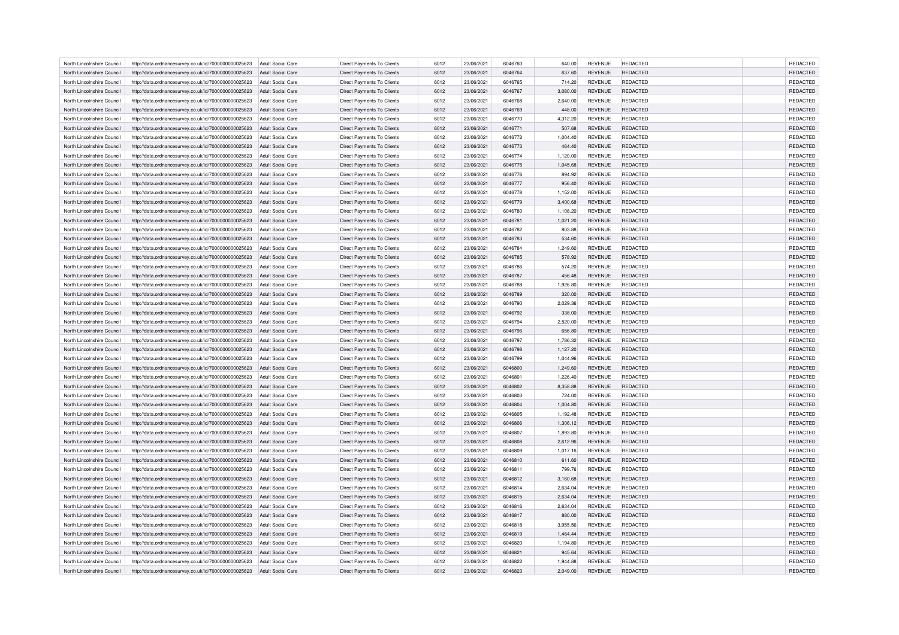| | | | | | | | | | | | |
|---|---|---|---|---|---|---|---|---|---|---|---|
| North Lincolnshire Council | http://data.ordnancesurvey.co.uk/id/7000000000025623 | Adult Social Care | Direct Payments To Clients | 6012 | 23/06/2021 | 6046760 | 640.00 | REVENUE | REDACTED | | REDACTED |
| North Lincolnshire Council | http://data.ordnancesurvey.co.uk/id/7000000000025623 | Adult Social Care | Direct Payments To Clients | 6012 | 23/06/2021 | 6046764 | 637.60 | REVENUE | REDACTED | | REDACTED |
| North Lincolnshire Council | http://data.ordnancesurvey.co.uk/id/7000000000025623 | Adult Social Care | Direct Payments To Clients | 6012 | 23/06/2021 | 6046765 | 714.20 | REVENUE | REDACTED | | REDACTED |
| North Lincolnshire Council | http://data.ordnancesurvey.co.uk/id/7000000000025623 | Adult Social Care | Direct Payments To Clients | 6012 | 23/06/2021 | 6046767 | 3,080.00 | REVENUE | REDACTED | | REDACTED |
| North Lincolnshire Council | http://data.ordnancesurvey.co.uk/id/7000000000025623 | Adult Social Care | Direct Payments To Clients | 6012 | 23/06/2021 | 6046768 | 2,640.00 | REVENUE | REDACTED | | REDACTED |
| North Lincolnshire Council | http://data.ordnancesurvey.co.uk/id/7000000000025623 | Adult Social Care | Direct Payments To Clients | 6012 | 23/06/2021 | 6046769 | 448.00 | REVENUE | REDACTED | | REDACTED |
| North Lincolnshire Council | http://data.ordnancesurvey.co.uk/id/7000000000025623 | Adult Social Care | Direct Payments To Clients | 6012 | 23/06/2021 | 6046770 | 4,312.20 | REVENUE | REDACTED | | REDACTED |
| North Lincolnshire Council | http://data.ordnancesurvey.co.uk/id/7000000000025623 | Adult Social Care | Direct Payments To Clients | 6012 | 23/06/2021 | 6046771 | 507.68 | REVENUE | REDACTED | | REDACTED |
| North Lincolnshire Council | http://data.ordnancesurvey.co.uk/id/7000000000025623 | Adult Social Care | Direct Payments To Clients | 6012 | 23/06/2021 | 6046772 | 1,004.40 | REVENUE | REDACTED | | REDACTED |
| North Lincolnshire Council | http://data.ordnancesurvey.co.uk/id/7000000000025623 | Adult Social Care | Direct Payments To Clients | 6012 | 23/06/2021 | 6046773 | 464.40 | REVENUE | REDACTED | | REDACTED |
| North Lincolnshire Council | http://data.ordnancesurvey.co.uk/id/7000000000025623 | Adult Social Care | Direct Payments To Clients | 6012 | 23/06/2021 | 6046774 | 1,120.00 | REVENUE | REDACTED | | REDACTED |
| North Lincolnshire Council | http://data.ordnancesurvey.co.uk/id/7000000000025623 | Adult Social Care | Direct Payments To Clients | 6012 | 23/06/2021 | 6046775 | 1,045.68 | REVENUE | REDACTED | | REDACTED |
| North Lincolnshire Council | http://data.ordnancesurvey.co.uk/id/7000000000025623 | Adult Social Care | Direct Payments To Clients | 6012 | 23/06/2021 | 6046776 | 894.92 | REVENUE | REDACTED | | REDACTED |
| North Lincolnshire Council | http://data.ordnancesurvey.co.uk/id/7000000000025623 | Adult Social Care | Direct Payments To Clients | 6012 | 23/06/2021 | 6046777 | 956.40 | REVENUE | REDACTED | | REDACTED |
| North Lincolnshire Council | http://data.ordnancesurvey.co.uk/id/7000000000025623 | Adult Social Care | Direct Payments To Clients | 6012 | 23/06/2021 | 6046778 | 1,152.00 | REVENUE | REDACTED | | REDACTED |
| North Lincolnshire Council | http://data.ordnancesurvey.co.uk/id/7000000000025623 | Adult Social Care | Direct Payments To Clients | 6012 | 23/06/2021 | 6046779 | 3,400.68 | REVENUE | REDACTED | | REDACTED |
| North Lincolnshire Council | http://data.ordnancesurvey.co.uk/id/7000000000025623 | Adult Social Care | Direct Payments To Clients | 6012 | 23/06/2021 | 6046780 | 1,108.20 | REVENUE | REDACTED | | REDACTED |
| North Lincolnshire Council | http://data.ordnancesurvey.co.uk/id/7000000000025623 | Adult Social Care | Direct Payments To Clients | 6012 | 23/06/2021 | 6046781 | 1,021.20 | REVENUE | REDACTED | | REDACTED |
| North Lincolnshire Council | http://data.ordnancesurvey.co.uk/id/7000000000025623 | Adult Social Care | Direct Payments To Clients | 6012 | 23/06/2021 | 6046782 | 803.88 | REVENUE | REDACTED | | REDACTED |
| North Lincolnshire Council | http://data.ordnancesurvey.co.uk/id/7000000000025623 | Adult Social Care | Direct Payments To Clients | 6012 | 23/06/2021 | 6046783 | 534.60 | REVENUE | REDACTED | | REDACTED |
| North Lincolnshire Council | http://data.ordnancesurvey.co.uk/id/7000000000025623 | Adult Social Care | Direct Payments To Clients | 6012 | 23/06/2021 | 6046784 | 1,249.60 | REVENUE | REDACTED | | REDACTED |
| North Lincolnshire Council | http://data.ordnancesurvey.co.uk/id/7000000000025623 | Adult Social Care | Direct Payments To Clients | 6012 | 23/06/2021 | 6046785 | 578.92 | REVENUE | REDACTED | | REDACTED |
| North Lincolnshire Council | http://data.ordnancesurvey.co.uk/id/7000000000025623 | Adult Social Care | Direct Payments To Clients | 6012 | 23/06/2021 | 6046786 | 574.20 | REVENUE | REDACTED | | REDACTED |
| North Lincolnshire Council | http://data.ordnancesurvey.co.uk/id/7000000000025623 | Adult Social Care | Direct Payments To Clients | 6012 | 23/06/2021 | 6046787 | 456.48 | REVENUE | REDACTED | | REDACTED |
| North Lincolnshire Council | http://data.ordnancesurvey.co.uk/id/7000000000025623 | Adult Social Care | Direct Payments To Clients | 6012 | 23/06/2021 | 6046788 | 1,926.80 | REVENUE | REDACTED | | REDACTED |
| North Lincolnshire Council | http://data.ordnancesurvey.co.uk/id/7000000000025623 | Adult Social Care | Direct Payments To Clients | 6012 | 23/06/2021 | 6046789 | 320.00 | REVENUE | REDACTED | | REDACTED |
| North Lincolnshire Council | http://data.ordnancesurvey.co.uk/id/7000000000025623 | Adult Social Care | Direct Payments To Clients | 6012 | 23/06/2021 | 6046790 | 2,029.36 | REVENUE | REDACTED | | REDACTED |
| North Lincolnshire Council | http://data.ordnancesurvey.co.uk/id/7000000000025623 | Adult Social Care | Direct Payments To Clients | 6012 | 23/06/2021 | 6046792 | 338.00 | REVENUE | REDACTED | | REDACTED |
| North Lincolnshire Council | http://data.ordnancesurvey.co.uk/id/7000000000025623 | Adult Social Care | Direct Payments To Clients | 6012 | 23/06/2021 | 6046794 | 2,520.00 | REVENUE | REDACTED | | REDACTED |
| North Lincolnshire Council | http://data.ordnancesurvey.co.uk/id/7000000000025623 | Adult Social Care | Direct Payments To Clients | 6012 | 23/06/2021 | 6046796 | 656.80 | REVENUE | REDACTED | | REDACTED |
| North Lincolnshire Council | http://data.ordnancesurvey.co.uk/id/7000000000025623 | Adult Social Care | Direct Payments To Clients | 6012 | 23/06/2021 | 6046797 | 1,786.32 | REVENUE | REDACTED | | REDACTED |
| North Lincolnshire Council | http://data.ordnancesurvey.co.uk/id/7000000000025623 | Adult Social Care | Direct Payments To Clients | 6012 | 23/06/2021 | 6046798 | 1,127.20 | REVENUE | REDACTED | | REDACTED |
| North Lincolnshire Council | http://data.ordnancesurvey.co.uk/id/7000000000025623 | Adult Social Care | Direct Payments To Clients | 6012 | 23/06/2021 | 6046799 | 1,044.96 | REVENUE | REDACTED | | REDACTED |
| North Lincolnshire Council | http://data.ordnancesurvey.co.uk/id/7000000000025623 | Adult Social Care | Direct Payments To Clients | 6012 | 23/06/2021 | 6046800 | 1,249.60 | REVENUE | REDACTED | | REDACTED |
| North Lincolnshire Council | http://data.ordnancesurvey.co.uk/id/7000000000025623 | Adult Social Care | Direct Payments To Clients | 6012 | 23/06/2021 | 6046801 | 1,226.40 | REVENUE | REDACTED | | REDACTED |
| North Lincolnshire Council | http://data.ordnancesurvey.co.uk/id/7000000000025623 | Adult Social Care | Direct Payments To Clients | 6012 | 23/06/2021 | 6046802 | 8,358.88 | REVENUE | REDACTED | | REDACTED |
| North Lincolnshire Council | http://data.ordnancesurvey.co.uk/id/7000000000025623 | Adult Social Care | Direct Payments To Clients | 6012 | 23/06/2021 | 6046803 | 724.00 | REVENUE | REDACTED | | REDACTED |
| North Lincolnshire Council | http://data.ordnancesurvey.co.uk/id/7000000000025623 | Adult Social Care | Direct Payments To Clients | 6012 | 23/06/2021 | 6046804 | 1,004.80 | REVENUE | REDACTED | | REDACTED |
| North Lincolnshire Council | http://data.ordnancesurvey.co.uk/id/7000000000025623 | Adult Social Care | Direct Payments To Clients | 6012 | 23/06/2021 | 6046805 | 1,192.48 | REVENUE | REDACTED | | REDACTED |
| North Lincolnshire Council | http://data.ordnancesurvey.co.uk/id/7000000000025623 | Adult Social Care | Direct Payments To Clients | 6012 | 23/06/2021 | 6046806 | 1,306.12 | REVENUE | REDACTED | | REDACTED |
| North Lincolnshire Council | http://data.ordnancesurvey.co.uk/id/7000000000025623 | Adult Social Care | Direct Payments To Clients | 6012 | 23/06/2021 | 6046807 | 1,893.80 | REVENUE | REDACTED | | REDACTED |
| North Lincolnshire Council | http://data.ordnancesurvey.co.uk/id/7000000000025623 | Adult Social Care | Direct Payments To Clients | 6012 | 23/06/2021 | 6046808 | 2,612.96 | REVENUE | REDACTED | | REDACTED |
| North Lincolnshire Council | http://data.ordnancesurvey.co.uk/id/7000000000025623 | Adult Social Care | Direct Payments To Clients | 6012 | 23/06/2021 | 6046809 | 1,017.16 | REVENUE | REDACTED | | REDACTED |
| North Lincolnshire Council | http://data.ordnancesurvey.co.uk/id/7000000000025623 | Adult Social Care | Direct Payments To Clients | 6012 | 23/06/2021 | 6046810 | 611.60 | REVENUE | REDACTED | | REDACTED |
| North Lincolnshire Council | http://data.ordnancesurvey.co.uk/id/7000000000025623 | Adult Social Care | Direct Payments To Clients | 6012 | 23/06/2021 | 6046811 | 799.76 | REVENUE | REDACTED | | REDACTED |
| North Lincolnshire Council | http://data.ordnancesurvey.co.uk/id/7000000000025623 | Adult Social Care | Direct Payments To Clients | 6012 | 23/06/2021 | 6046812 | 3,160.68 | REVENUE | REDACTED | | REDACTED |
| North Lincolnshire Council | http://data.ordnancesurvey.co.uk/id/7000000000025623 | Adult Social Care | Direct Payments To Clients | 6012 | 23/06/2021 | 6046814 | 2,634.04 | REVENUE | REDACTED | | REDACTED |
| North Lincolnshire Council | http://data.ordnancesurvey.co.uk/id/7000000000025623 | Adult Social Care | Direct Payments To Clients | 6012 | 23/06/2021 | 6046815 | 2,634.04 | REVENUE | REDACTED | | REDACTED |
| North Lincolnshire Council | http://data.ordnancesurvey.co.uk/id/7000000000025623 | Adult Social Care | Direct Payments To Clients | 6012 | 23/06/2021 | 6046816 | 2,634.04 | REVENUE | REDACTED | | REDACTED |
| North Lincolnshire Council | http://data.ordnancesurvey.co.uk/id/7000000000025623 | Adult Social Care | Direct Payments To Clients | 6012 | 23/06/2021 | 6046817 | 880.00 | REVENUE | REDACTED | | REDACTED |
| North Lincolnshire Council | http://data.ordnancesurvey.co.uk/id/7000000000025623 | Adult Social Care | Direct Payments To Clients | 6012 | 23/06/2021 | 6046818 | 3,955.56 | REVENUE | REDACTED | | REDACTED |
| North Lincolnshire Council | http://data.ordnancesurvey.co.uk/id/7000000000025623 | Adult Social Care | Direct Payments To Clients | 6012 | 23/06/2021 | 6046819 | 1,464.44 | REVENUE | REDACTED | | REDACTED |
| North Lincolnshire Council | http://data.ordnancesurvey.co.uk/id/7000000000025623 | Adult Social Care | Direct Payments To Clients | 6012 | 23/06/2021 | 6046820 | 1,194.80 | REVENUE | REDACTED | | REDACTED |
| North Lincolnshire Council | http://data.ordnancesurvey.co.uk/id/7000000000025623 | Adult Social Care | Direct Payments To Clients | 6012 | 23/06/2021 | 6046821 | 945.64 | REVENUE | REDACTED | | REDACTED |
| North Lincolnshire Council | http://data.ordnancesurvey.co.uk/id/7000000000025623 | Adult Social Care | Direct Payments To Clients | 6012 | 23/06/2021 | 6046822 | 1,944.88 | REVENUE | REDACTED | | REDACTED |
| North Lincolnshire Council | http://data.ordnancesurvey.co.uk/id/7000000000025623 | Adult Social Care | Direct Payments To Clients | 6012 | 23/06/2021 | 6046823 | 2,049.00 | REVENUE | REDACTED | | REDACTED |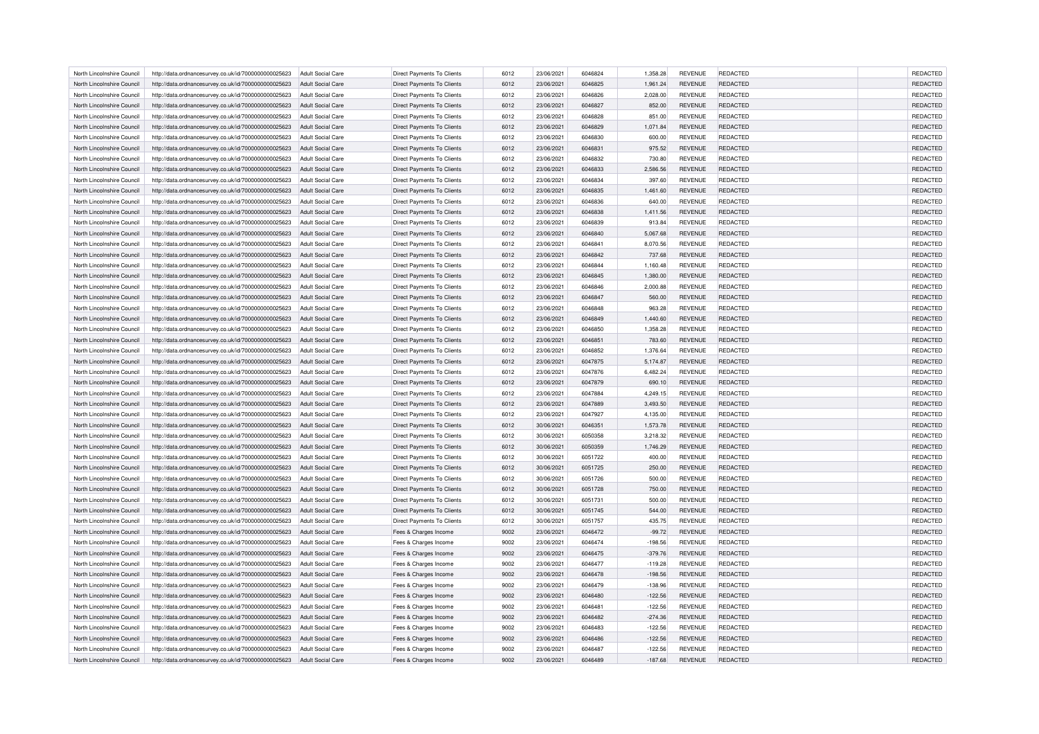| | | | | | | | | | | | | |
|---|---|---|---|---|---|---|---|---|---|---|---|---|
| North Lincolnshire Council | http://data.ordnancesurvey.co.uk/id/7000000000025623 | Adult Social Care | Direct Payments To Clients | 6012 | 23/06/2021 | 6046824 | 1,358.28 | REVENUE | REDACTED | | | REDACTED |
| North Lincolnshire Council | http://data.ordnancesurvey.co.uk/id/7000000000025623 | Adult Social Care | Direct Payments To Clients | 6012 | 23/06/2021 | 6046825 | 1,961.24 | REVENUE | REDACTED | | | REDACTED |
| North Lincolnshire Council | http://data.ordnancesurvey.co.uk/id/7000000000025623 | Adult Social Care | Direct Payments To Clients | 6012 | 23/06/2021 | 6046826 | 2,028.00 | REVENUE | REDACTED | | | REDACTED |
| North Lincolnshire Council | http://data.ordnancesurvey.co.uk/id/7000000000025623 | Adult Social Care | Direct Payments To Clients | 6012 | 23/06/2021 | 6046827 | 852.00 | REVENUE | REDACTED | | | REDACTED |
| North Lincolnshire Council | http://data.ordnancesurvey.co.uk/id/7000000000025623 | Adult Social Care | Direct Payments To Clients | 6012 | 23/06/2021 | 6046828 | 851.00 | REVENUE | REDACTED | | | REDACTED |
| North Lincolnshire Council | http://data.ordnancesurvey.co.uk/id/7000000000025623 | Adult Social Care | Direct Payments To Clients | 6012 | 23/06/2021 | 6046829 | 1,071.84 | REVENUE | REDACTED | | | REDACTED |
| North Lincolnshire Council | http://data.ordnancesurvey.co.uk/id/7000000000025623 | Adult Social Care | Direct Payments To Clients | 6012 | 23/06/2021 | 6046830 | 600.00 | REVENUE | REDACTED | | | REDACTED |
| North Lincolnshire Council | http://data.ordnancesurvey.co.uk/id/7000000000025623 | Adult Social Care | Direct Payments To Clients | 6012 | 23/06/2021 | 6046831 | 975.52 | REVENUE | REDACTED | | | REDACTED |
| North Lincolnshire Council | http://data.ordnancesurvey.co.uk/id/7000000000025623 | Adult Social Care | Direct Payments To Clients | 6012 | 23/06/2021 | 6046832 | 730.80 | REVENUE | REDACTED | | | REDACTED |
| North Lincolnshire Council | http://data.ordnancesurvey.co.uk/id/7000000000025623 | Adult Social Care | Direct Payments To Clients | 6012 | 23/06/2021 | 6046833 | 2,586.56 | REVENUE | REDACTED | | | REDACTED |
| North Lincolnshire Council | http://data.ordnancesurvey.co.uk/id/7000000000025623 | Adult Social Care | Direct Payments To Clients | 6012 | 23/06/2021 | 6046834 | 397.60 | REVENUE | REDACTED | | | REDACTED |
| North Lincolnshire Council | http://data.ordnancesurvey.co.uk/id/7000000000025623 | Adult Social Care | Direct Payments To Clients | 6012 | 23/06/2021 | 6046835 | 1,461.60 | REVENUE | REDACTED | | | REDACTED |
| North Lincolnshire Council | http://data.ordnancesurvey.co.uk/id/7000000000025623 | Adult Social Care | Direct Payments To Clients | 6012 | 23/06/2021 | 6046836 | 640.00 | REVENUE | REDACTED | | | REDACTED |
| North Lincolnshire Council | http://data.ordnancesurvey.co.uk/id/7000000000025623 | Adult Social Care | Direct Payments To Clients | 6012 | 23/06/2021 | 6046838 | 1,411.56 | REVENUE | REDACTED | | | REDACTED |
| North Lincolnshire Council | http://data.ordnancesurvey.co.uk/id/7000000000025623 | Adult Social Care | Direct Payments To Clients | 6012 | 23/06/2021 | 6046839 | 913.84 | REVENUE | REDACTED | | | REDACTED |
| North Lincolnshire Council | http://data.ordnancesurvey.co.uk/id/7000000000025623 | Adult Social Care | Direct Payments To Clients | 6012 | 23/06/2021 | 6046840 | 5,067.68 | REVENUE | REDACTED | | | REDACTED |
| North Lincolnshire Council | http://data.ordnancesurvey.co.uk/id/7000000000025623 | Adult Social Care | Direct Payments To Clients | 6012 | 23/06/2021 | 6046841 | 8,070.56 | REVENUE | REDACTED | | | REDACTED |
| North Lincolnshire Council | http://data.ordnancesurvey.co.uk/id/7000000000025623 | Adult Social Care | Direct Payments To Clients | 6012 | 23/06/2021 | 6046842 | 737.68 | REVENUE | REDACTED | | | REDACTED |
| North Lincolnshire Council | http://data.ordnancesurvey.co.uk/id/7000000000025623 | Adult Social Care | Direct Payments To Clients | 6012 | 23/06/2021 | 6046844 | 1,160.48 | REVENUE | REDACTED | | | REDACTED |
| North Lincolnshire Council | http://data.ordnancesurvey.co.uk/id/7000000000025623 | Adult Social Care | Direct Payments To Clients | 6012 | 23/06/2021 | 6046845 | 1,380.00 | REVENUE | REDACTED | | | REDACTED |
| North Lincolnshire Council | http://data.ordnancesurvey.co.uk/id/7000000000025623 | Adult Social Care | Direct Payments To Clients | 6012 | 23/06/2021 | 6046846 | 2,000.88 | REVENUE | REDACTED | | | REDACTED |
| North Lincolnshire Council | http://data.ordnancesurvey.co.uk/id/7000000000025623 | Adult Social Care | Direct Payments To Clients | 6012 | 23/06/2021 | 6046847 | 560.00 | REVENUE | REDACTED | | | REDACTED |
| North Lincolnshire Council | http://data.ordnancesurvey.co.uk/id/7000000000025623 | Adult Social Care | Direct Payments To Clients | 6012 | 23/06/2021 | 6046848 | 963.28 | REVENUE | REDACTED | | | REDACTED |
| North Lincolnshire Council | http://data.ordnancesurvey.co.uk/id/7000000000025623 | Adult Social Care | Direct Payments To Clients | 6012 | 23/06/2021 | 6046849 | 1,440.60 | REVENUE | REDACTED | | | REDACTED |
| North Lincolnshire Council | http://data.ordnancesurvey.co.uk/id/7000000000025623 | Adult Social Care | Direct Payments To Clients | 6012 | 23/06/2021 | 6046850 | 1,358.28 | REVENUE | REDACTED | | | REDACTED |
| North Lincolnshire Council | http://data.ordnancesurvey.co.uk/id/7000000000025623 | Adult Social Care | Direct Payments To Clients | 6012 | 23/06/2021 | 6046851 | 783.60 | REVENUE | REDACTED | | | REDACTED |
| North Lincolnshire Council | http://data.ordnancesurvey.co.uk/id/7000000000025623 | Adult Social Care | Direct Payments To Clients | 6012 | 23/06/2021 | 6046852 | 1,376.64 | REVENUE | REDACTED | | | REDACTED |
| North Lincolnshire Council | http://data.ordnancesurvey.co.uk/id/7000000000025623 | Adult Social Care | Direct Payments To Clients | 6012 | 23/06/2021 | 6047875 | 5,174.87 | REVENUE | REDACTED | | | REDACTED |
| North Lincolnshire Council | http://data.ordnancesurvey.co.uk/id/7000000000025623 | Adult Social Care | Direct Payments To Clients | 6012 | 23/06/2021 | 6047876 | 6,482.24 | REVENUE | REDACTED | | | REDACTED |
| North Lincolnshire Council | http://data.ordnancesurvey.co.uk/id/7000000000025623 | Adult Social Care | Direct Payments To Clients | 6012 | 23/06/2021 | 6047879 | 690.10 | REVENUE | REDACTED | | | REDACTED |
| North Lincolnshire Council | http://data.ordnancesurvey.co.uk/id/7000000000025623 | Adult Social Care | Direct Payments To Clients | 6012 | 23/06/2021 | 6047884 | 4,249.15 | REVENUE | REDACTED | | | REDACTED |
| North Lincolnshire Council | http://data.ordnancesurvey.co.uk/id/7000000000025623 | Adult Social Care | Direct Payments To Clients | 6012 | 23/06/2021 | 6047889 | 3,493.50 | REVENUE | REDACTED | | | REDACTED |
| North Lincolnshire Council | http://data.ordnancesurvey.co.uk/id/7000000000025623 | Adult Social Care | Direct Payments To Clients | 6012 | 23/06/2021 | 6047927 | 4,135.00 | REVENUE | REDACTED | | | REDACTED |
| North Lincolnshire Council | http://data.ordnancesurvey.co.uk/id/7000000000025623 | Adult Social Care | Direct Payments To Clients | 6012 | 30/06/2021 | 6046351 | 1,573.78 | REVENUE | REDACTED | | | REDACTED |
| North Lincolnshire Council | http://data.ordnancesurvey.co.uk/id/7000000000025623 | Adult Social Care | Direct Payments To Clients | 6012 | 30/06/2021 | 6050358 | 3,218.32 | REVENUE | REDACTED | | | REDACTED |
| North Lincolnshire Council | http://data.ordnancesurvey.co.uk/id/7000000000025623 | Adult Social Care | Direct Payments To Clients | 6012 | 30/06/2021 | 6050359 | 1,746.29 | REVENUE | REDACTED | | | REDACTED |
| North Lincolnshire Council | http://data.ordnancesurvey.co.uk/id/7000000000025623 | Adult Social Care | Direct Payments To Clients | 6012 | 30/06/2021 | 6051722 | 400.00 | REVENUE | REDACTED | | | REDACTED |
| North Lincolnshire Council | http://data.ordnancesurvey.co.uk/id/7000000000025623 | Adult Social Care | Direct Payments To Clients | 6012 | 30/06/2021 | 6051725 | 250.00 | REVENUE | REDACTED | | | REDACTED |
| North Lincolnshire Council | http://data.ordnancesurvey.co.uk/id/7000000000025623 | Adult Social Care | Direct Payments To Clients | 6012 | 30/06/2021 | 6051726 | 500.00 | REVENUE | REDACTED | | | REDACTED |
| North Lincolnshire Council | http://data.ordnancesurvey.co.uk/id/7000000000025623 | Adult Social Care | Direct Payments To Clients | 6012 | 30/06/2021 | 6051728 | 750.00 | REVENUE | REDACTED | | | REDACTED |
| North Lincolnshire Council | http://data.ordnancesurvey.co.uk/id/7000000000025623 | Adult Social Care | Direct Payments To Clients | 6012 | 30/06/2021 | 6051731 | 500.00 | REVENUE | REDACTED | | | REDACTED |
| North Lincolnshire Council | http://data.ordnancesurvey.co.uk/id/7000000000025623 | Adult Social Care | Direct Payments To Clients | 6012 | 30/06/2021 | 6051745 | 544.00 | REVENUE | REDACTED | | | REDACTED |
| North Lincolnshire Council | http://data.ordnancesurvey.co.uk/id/7000000000025623 | Adult Social Care | Direct Payments To Clients | 6012 | 30/06/2021 | 6051757 | 435.75 | REVENUE | REDACTED | | | REDACTED |
| North Lincolnshire Council | http://data.ordnancesurvey.co.uk/id/7000000000025623 | Adult Social Care | Fees & Charges Income | 9002 | 23/06/2021 | 6046472 | -99.72 | REVENUE | REDACTED | | | REDACTED |
| North Lincolnshire Council | http://data.ordnancesurvey.co.uk/id/7000000000025623 | Adult Social Care | Fees & Charges Income | 9002 | 23/06/2021 | 6046474 | -198.56 | REVENUE | REDACTED | | | REDACTED |
| North Lincolnshire Council | http://data.ordnancesurvey.co.uk/id/7000000000025623 | Adult Social Care | Fees & Charges Income | 9002 | 23/06/2021 | 6046475 | -379.76 | REVENUE | REDACTED | | | REDACTED |
| North Lincolnshire Council | http://data.ordnancesurvey.co.uk/id/7000000000025623 | Adult Social Care | Fees & Charges Income | 9002 | 23/06/2021 | 6046477 | -119.28 | REVENUE | REDACTED | | | REDACTED |
| North Lincolnshire Council | http://data.ordnancesurvey.co.uk/id/7000000000025623 | Adult Social Care | Fees & Charges Income | 9002 | 23/06/2021 | 6046478 | -198.56 | REVENUE | REDACTED | | | REDACTED |
| North Lincolnshire Council | http://data.ordnancesurvey.co.uk/id/7000000000025623 | Adult Social Care | Fees & Charges Income | 9002 | 23/06/2021 | 6046479 | -138.96 | REVENUE | REDACTED | | | REDACTED |
| North Lincolnshire Council | http://data.ordnancesurvey.co.uk/id/7000000000025623 | Adult Social Care | Fees & Charges Income | 9002 | 23/06/2021 | 6046480 | -122.56 | REVENUE | REDACTED | | | REDACTED |
| North Lincolnshire Council | http://data.ordnancesurvey.co.uk/id/7000000000025623 | Adult Social Care | Fees & Charges Income | 9002 | 23/06/2021 | 6046481 | -122.56 | REVENUE | REDACTED | | | REDACTED |
| North Lincolnshire Council | http://data.ordnancesurvey.co.uk/id/7000000000025623 | Adult Social Care | Fees & Charges Income | 9002 | 23/06/2021 | 6046482 | -274.36 | REVENUE | REDACTED | | | REDACTED |
| North Lincolnshire Council | http://data.ordnancesurvey.co.uk/id/7000000000025623 | Adult Social Care | Fees & Charges Income | 9002 | 23/06/2021 | 6046483 | -122.56 | REVENUE | REDACTED | | | REDACTED |
| North Lincolnshire Council | http://data.ordnancesurvey.co.uk/id/7000000000025623 | Adult Social Care | Fees & Charges Income | 9002 | 23/06/2021 | 6046486 | -122.56 | REVENUE | REDACTED | | | REDACTED |
| North Lincolnshire Council | http://data.ordnancesurvey.co.uk/id/7000000000025623 | Adult Social Care | Fees & Charges Income | 9002 | 23/06/2021 | 6046487 | -122.56 | REVENUE | REDACTED | | | REDACTED |
| North Lincolnshire Council | http://data.ordnancesurvey.co.uk/id/7000000000025623 | Adult Social Care | Fees & Charges Income | 9002 | 23/06/2021 | 6046489 | -187.68 | REVENUE | REDACTED | | | REDACTED |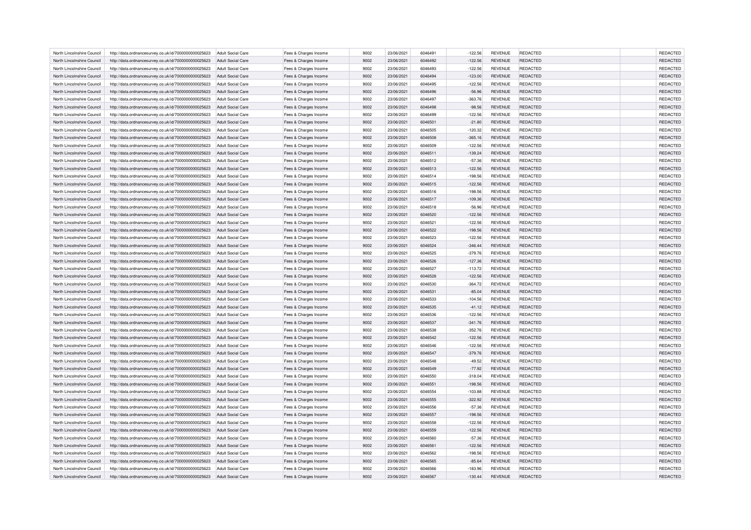| | | | | | | | | | | | |
|---|---|---|---|---|---|---|---|---|---|---|---|
| North Lincolnshire Council | http://data.ordnancesurvey.co.uk/id/7000000000025623 | Adult Social Care | Fees & Charges Income | 9002 | 23/06/2021 | 6046491 | -122.56 | REVENUE | REDACTED | | REDACTED |
| North Lincolnshire Council | http://data.ordnancesurvey.co.uk/id/7000000000025623 | Adult Social Care | Fees & Charges Income | 9002 | 23/06/2021 | 6046492 | -122.56 | REVENUE | REDACTED | | REDACTED |
| North Lincolnshire Council | http://data.ordnancesurvey.co.uk/id/7000000000025623 | Adult Social Care | Fees & Charges Income | 9002 | 23/06/2021 | 6046493 | -122.56 | REVENUE | REDACTED | | REDACTED |
| North Lincolnshire Council | http://data.ordnancesurvey.co.uk/id/7000000000025623 | Adult Social Care | Fees & Charges Income | 9002 | 23/06/2021 | 6046494 | -123.00 | REVENUE | REDACTED | | REDACTED |
| North Lincolnshire Council | http://data.ordnancesurvey.co.uk/id/7000000000025623 | Adult Social Care | Fees & Charges Income | 9002 | 23/06/2021 | 6046495 | -122.56 | REVENUE | REDACTED | | REDACTED |
| North Lincolnshire Council | http://data.ordnancesurvey.co.uk/id/7000000000025623 | Adult Social Care | Fees & Charges Income | 9002 | 23/06/2021 | 6046496 | -56.96 | REVENUE | REDACTED | | REDACTED |
| North Lincolnshire Council | http://data.ordnancesurvey.co.uk/id/7000000000025623 | Adult Social Care | Fees & Charges Income | 9002 | 23/06/2021 | 6046497 | -363.76 | REVENUE | REDACTED | | REDACTED |
| North Lincolnshire Council | http://data.ordnancesurvey.co.uk/id/7000000000025623 | Adult Social Care | Fees & Charges Income | 9002 | 23/06/2021 | 6046498 | -98.56 | REVENUE | REDACTED | | REDACTED |
| North Lincolnshire Council | http://data.ordnancesurvey.co.uk/id/7000000000025623 | Adult Social Care | Fees & Charges Income | 9002 | 23/06/2021 | 6046499 | -122.56 | REVENUE | REDACTED | | REDACTED |
| North Lincolnshire Council | http://data.ordnancesurvey.co.uk/id/7000000000025623 | Adult Social Care | Fees & Charges Income | 9002 | 23/06/2021 | 6046501 | -21.80 | REVENUE | REDACTED | | REDACTED |
| North Lincolnshire Council | http://data.ordnancesurvey.co.uk/id/7000000000025623 | Adult Social Care | Fees & Charges Income | 9002 | 23/06/2021 | 6046505 | -120.32 | REVENUE | REDACTED | | REDACTED |
| North Lincolnshire Council | http://data.ordnancesurvey.co.uk/id/7000000000025623 | Adult Social Care | Fees & Charges Income | 9002 | 23/06/2021 | 6046508 | -365.16 | REVENUE | REDACTED | | REDACTED |
| North Lincolnshire Council | http://data.ordnancesurvey.co.uk/id/7000000000025623 | Adult Social Care | Fees & Charges Income | 9002 | 23/06/2021 | 6046509 | -122.56 | REVENUE | REDACTED | | REDACTED |
| North Lincolnshire Council | http://data.ordnancesurvey.co.uk/id/7000000000025623 | Adult Social Care | Fees & Charges Income | 9002 | 23/06/2021 | 6046511 | -139.24 | REVENUE | REDACTED | | REDACTED |
| North Lincolnshire Council | http://data.ordnancesurvey.co.uk/id/7000000000025623 | Adult Social Care | Fees & Charges Income | 9002 | 23/06/2021 | 6046512 | -57.36 | REVENUE | REDACTED | | REDACTED |
| North Lincolnshire Council | http://data.ordnancesurvey.co.uk/id/7000000000025623 | Adult Social Care | Fees & Charges Income | 9002 | 23/06/2021 | 6046513 | -122.56 | REVENUE | REDACTED | | REDACTED |
| North Lincolnshire Council | http://data.ordnancesurvey.co.uk/id/7000000000025623 | Adult Social Care | Fees & Charges Income | 9002 | 23/06/2021 | 6046514 | -198.56 | REVENUE | REDACTED | | REDACTED |
| North Lincolnshire Council | http://data.ordnancesurvey.co.uk/id/7000000000025623 | Adult Social Care | Fees & Charges Income | 9002 | 23/06/2021 | 6046515 | -122.56 | REVENUE | REDACTED | | REDACTED |
| North Lincolnshire Council | http://data.ordnancesurvey.co.uk/id/7000000000025623 | Adult Social Care | Fees & Charges Income | 9002 | 23/06/2021 | 6046516 | -198.56 | REVENUE | REDACTED | | REDACTED |
| North Lincolnshire Council | http://data.ordnancesurvey.co.uk/id/7000000000025623 | Adult Social Care | Fees & Charges Income | 9002 | 23/06/2021 | 6046517 | -109.36 | REVENUE | REDACTED | | REDACTED |
| North Lincolnshire Council | http://data.ordnancesurvey.co.uk/id/7000000000025623 | Adult Social Care | Fees & Charges Income | 9002 | 23/06/2021 | 6046518 | -56.96 | REVENUE | REDACTED | | REDACTED |
| North Lincolnshire Council | http://data.ordnancesurvey.co.uk/id/7000000000025623 | Adult Social Care | Fees & Charges Income | 9002 | 23/06/2021 | 6046520 | -122.56 | REVENUE | REDACTED | | REDACTED |
| North Lincolnshire Council | http://data.ordnancesurvey.co.uk/id/7000000000025623 | Adult Social Care | Fees & Charges Income | 9002 | 23/06/2021 | 6046521 | -122.56 | REVENUE | REDACTED | | REDACTED |
| North Lincolnshire Council | http://data.ordnancesurvey.co.uk/id/7000000000025623 | Adult Social Care | Fees & Charges Income | 9002 | 23/06/2021 | 6046522 | -198.56 | REVENUE | REDACTED | | REDACTED |
| North Lincolnshire Council | http://data.ordnancesurvey.co.uk/id/7000000000025623 | Adult Social Care | Fees & Charges Income | 9002 | 23/06/2021 | 6046523 | -122.56 | REVENUE | REDACTED | | REDACTED |
| North Lincolnshire Council | http://data.ordnancesurvey.co.uk/id/7000000000025623 | Adult Social Care | Fees & Charges Income | 9002 | 23/06/2021 | 6046524 | -346.44 | REVENUE | REDACTED | | REDACTED |
| North Lincolnshire Council | http://data.ordnancesurvey.co.uk/id/7000000000025623 | Adult Social Care | Fees & Charges Income | 9002 | 23/06/2021 | 6046525 | -379.76 | REVENUE | REDACTED | | REDACTED |
| North Lincolnshire Council | http://data.ordnancesurvey.co.uk/id/7000000000025623 | Adult Social Care | Fees & Charges Income | 9002 | 23/06/2021 | 6046526 | -127.36 | REVENUE | REDACTED | | REDACTED |
| North Lincolnshire Council | http://data.ordnancesurvey.co.uk/id/7000000000025623 | Adult Social Care | Fees & Charges Income | 9002 | 23/06/2021 | 6046527 | -113.72 | REVENUE | REDACTED | | REDACTED |
| North Lincolnshire Council | http://data.ordnancesurvey.co.uk/id/7000000000025623 | Adult Social Care | Fees & Charges Income | 9002 | 23/06/2021 | 6046528 | -122.56 | REVENUE | REDACTED | | REDACTED |
| North Lincolnshire Council | http://data.ordnancesurvey.co.uk/id/7000000000025623 | Adult Social Care | Fees & Charges Income | 9002 | 23/06/2021 | 6046530 | -364.72 | REVENUE | REDACTED | | REDACTED |
| North Lincolnshire Council | http://data.ordnancesurvey.co.uk/id/7000000000025623 | Adult Social Care | Fees & Charges Income | 9002 | 23/06/2021 | 6046531 | -85.04 | REVENUE | REDACTED | | REDACTED |
| North Lincolnshire Council | http://data.ordnancesurvey.co.uk/id/7000000000025623 | Adult Social Care | Fees & Charges Income | 9002 | 23/06/2021 | 6046533 | -104.56 | REVENUE | REDACTED | | REDACTED |
| North Lincolnshire Council | http://data.ordnancesurvey.co.uk/id/7000000000025623 | Adult Social Care | Fees & Charges Income | 9002 | 23/06/2021 | 6046535 | -41.12 | REVENUE | REDACTED | | REDACTED |
| North Lincolnshire Council | http://data.ordnancesurvey.co.uk/id/7000000000025623 | Adult Social Care | Fees & Charges Income | 9002 | 23/06/2021 | 6046536 | -122.56 | REVENUE | REDACTED | | REDACTED |
| North Lincolnshire Council | http://data.ordnancesurvey.co.uk/id/7000000000025623 | Adult Social Care | Fees & Charges Income | 9002 | 23/06/2021 | 6046537 | -341.76 | REVENUE | REDACTED | | REDACTED |
| North Lincolnshire Council | http://data.ordnancesurvey.co.uk/id/7000000000025623 | Adult Social Care | Fees & Charges Income | 9002 | 23/06/2021 | 6046538 | -352.76 | REVENUE | REDACTED | | REDACTED |
| North Lincolnshire Council | http://data.ordnancesurvey.co.uk/id/7000000000025623 | Adult Social Care | Fees & Charges Income | 9002 | 23/06/2021 | 6046542 | -122.56 | REVENUE | REDACTED | | REDACTED |
| North Lincolnshire Council | http://data.ordnancesurvey.co.uk/id/7000000000025623 | Adult Social Care | Fees & Charges Income | 9002 | 23/06/2021 | 6046546 | -122.56 | REVENUE | REDACTED | | REDACTED |
| North Lincolnshire Council | http://data.ordnancesurvey.co.uk/id/7000000000025623 | Adult Social Care | Fees & Charges Income | 9002 | 23/06/2021 | 6046547 | -379.76 | REVENUE | REDACTED | | REDACTED |
| North Lincolnshire Council | http://data.ordnancesurvey.co.uk/id/7000000000025623 | Adult Social Care | Fees & Charges Income | 9002 | 23/06/2021 | 6046548 | -49.52 | REVENUE | REDACTED | | REDACTED |
| North Lincolnshire Council | http://data.ordnancesurvey.co.uk/id/7000000000025623 | Adult Social Care | Fees & Charges Income | 9002 | 23/06/2021 | 6046549 | -77.92 | REVENUE | REDACTED | | REDACTED |
| North Lincolnshire Council | http://data.ordnancesurvey.co.uk/id/7000000000025623 | Adult Social Care | Fees & Charges Income | 9002 | 23/06/2021 | 6046550 | -318.04 | REVENUE | REDACTED | | REDACTED |
| North Lincolnshire Council | http://data.ordnancesurvey.co.uk/id/7000000000025623 | Adult Social Care | Fees & Charges Income | 9002 | 23/06/2021 | 6046551 | -198.56 | REVENUE | REDACTED | | REDACTED |
| North Lincolnshire Council | http://data.ordnancesurvey.co.uk/id/7000000000025623 | Adult Social Care | Fees & Charges Income | 9002 | 23/06/2021 | 6046554 | -103.88 | REVENUE | REDACTED | | REDACTED |
| North Lincolnshire Council | http://data.ordnancesurvey.co.uk/id/7000000000025623 | Adult Social Care | Fees & Charges Income | 9002 | 23/06/2021 | 6046555 | -322.92 | REVENUE | REDACTED | | REDACTED |
| North Lincolnshire Council | http://data.ordnancesurvey.co.uk/id/7000000000025623 | Adult Social Care | Fees & Charges Income | 9002 | 23/06/2021 | 6046556 | -57.36 | REVENUE | REDACTED | | REDACTED |
| North Lincolnshire Council | http://data.ordnancesurvey.co.uk/id/7000000000025623 | Adult Social Care | Fees & Charges Income | 9002 | 23/06/2021 | 6046557 | -198.56 | REVENUE | REDACTED | | REDACTED |
| North Lincolnshire Council | http://data.ordnancesurvey.co.uk/id/7000000000025623 | Adult Social Care | Fees & Charges Income | 9002 | 23/06/2021 | 6046558 | -122.56 | REVENUE | REDACTED | | REDACTED |
| North Lincolnshire Council | http://data.ordnancesurvey.co.uk/id/7000000000025623 | Adult Social Care | Fees & Charges Income | 9002 | 23/06/2021 | 6046559 | -122.56 | REVENUE | REDACTED | | REDACTED |
| North Lincolnshire Council | http://data.ordnancesurvey.co.uk/id/7000000000025623 | Adult Social Care | Fees & Charges Income | 9002 | 23/06/2021 | 6046560 | -57.36 | REVENUE | REDACTED | | REDACTED |
| North Lincolnshire Council | http://data.ordnancesurvey.co.uk/id/7000000000025623 | Adult Social Care | Fees & Charges Income | 9002 | 23/06/2021 | 6046561 | -122.56 | REVENUE | REDACTED | | REDACTED |
| North Lincolnshire Council | http://data.ordnancesurvey.co.uk/id/7000000000025623 | Adult Social Care | Fees & Charges Income | 9002 | 23/06/2021 | 6046562 | -198.56 | REVENUE | REDACTED | | REDACTED |
| North Lincolnshire Council | http://data.ordnancesurvey.co.uk/id/7000000000025623 | Adult Social Care | Fees & Charges Income | 9002 | 23/06/2021 | 6046565 | -85.64 | REVENUE | REDACTED | | REDACTED |
| North Lincolnshire Council | http://data.ordnancesurvey.co.uk/id/7000000000025623 | Adult Social Care | Fees & Charges Income | 9002 | 23/06/2021 | 6046566 | -183.96 | REVENUE | REDACTED | | REDACTED |
| North Lincolnshire Council | http://data.ordnancesurvey.co.uk/id/7000000000025623 | Adult Social Care | Fees & Charges Income | 9002 | 23/06/2021 | 6046567 | -130.44 | REVENUE | REDACTED | | REDACTED |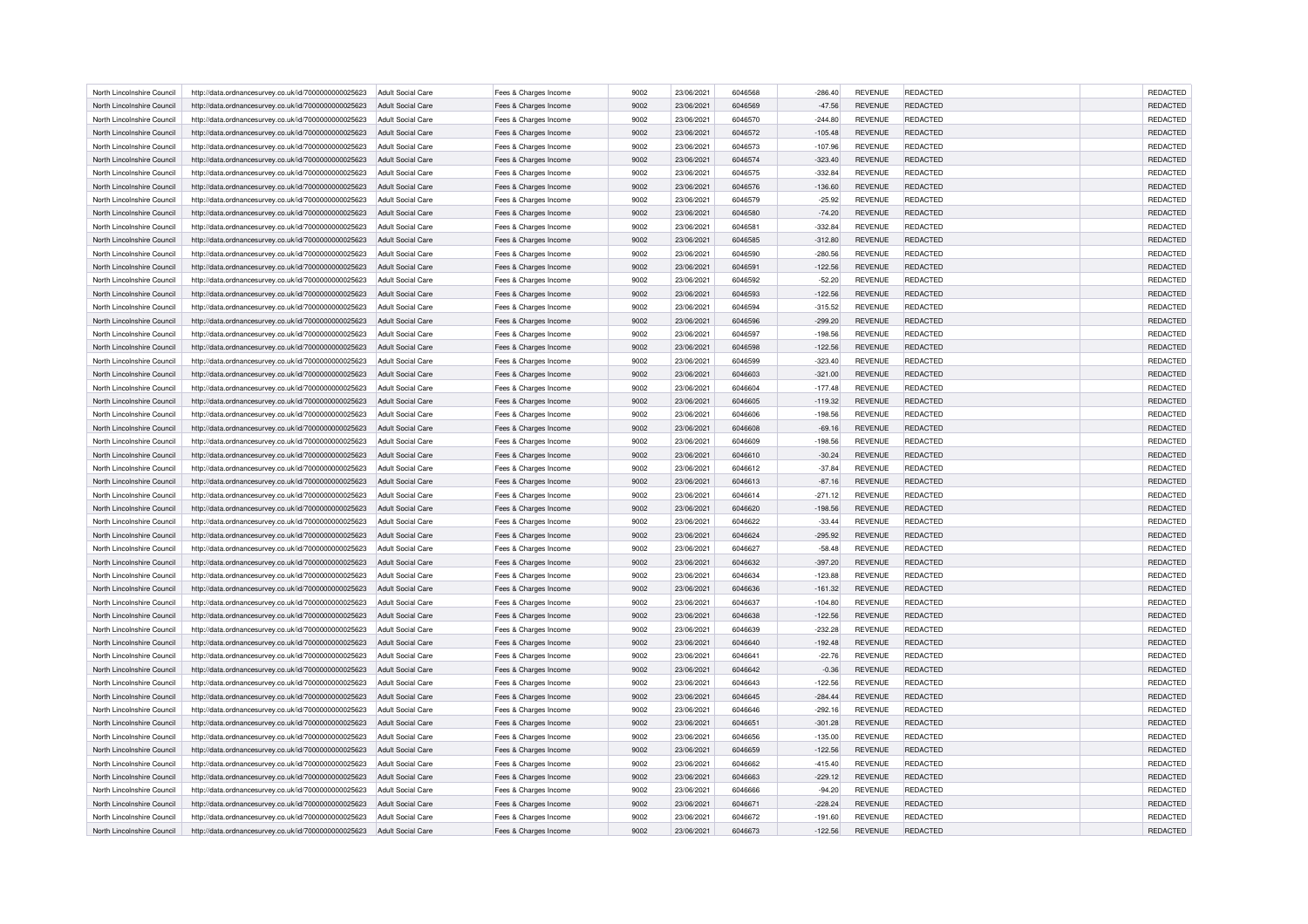| North Lincolnshire Council | http://data.ordnancesurvey.co.uk/id/7000000000025623 | Adult Social Care | Fees & Charges Income | 9002 | 23/06/2021 | 6046568 | -286.40 | REVENUE | REDACTED | | REDACTED |
|---|---|---|---|---|---|---|---|---|---|---|---|
| North Lincolnshire Council | http://data.ordnancesurvey.co.uk/id/7000000000025623 | Adult Social Care | Fees & Charges Income | 9002 | 23/06/2021 | 6046569 | -47.56 | REVENUE | REDACTED | | REDACTED |
| North Lincolnshire Council | http://data.ordnancesurvey.co.uk/id/7000000000025623 | Adult Social Care | Fees & Charges Income | 9002 | 23/06/2021 | 6046570 | -244.80 | REVENUE | REDACTED | | REDACTED |
| North Lincolnshire Council | http://data.ordnancesurvey.co.uk/id/7000000000025623 | Adult Social Care | Fees & Charges Income | 9002 | 23/06/2021 | 6046572 | -105.48 | REVENUE | REDACTED | | REDACTED |
| North Lincolnshire Council | http://data.ordnancesurvey.co.uk/id/7000000000025623 | Adult Social Care | Fees & Charges Income | 9002 | 23/06/2021 | 6046573 | -107.96 | REVENUE | REDACTED | | REDACTED |
| North Lincolnshire Council | http://data.ordnancesurvey.co.uk/id/7000000000025623 | Adult Social Care | Fees & Charges Income | 9002 | 23/06/2021 | 6046574 | -323.40 | REVENUE | REDACTED | | REDACTED |
| North Lincolnshire Council | http://data.ordnancesurvey.co.uk/id/7000000000025623 | Adult Social Care | Fees & Charges Income | 9002 | 23/06/2021 | 6046575 | -332.84 | REVENUE | REDACTED | | REDACTED |
| North Lincolnshire Council | http://data.ordnancesurvey.co.uk/id/7000000000025623 | Adult Social Care | Fees & Charges Income | 9002 | 23/06/2021 | 6046576 | -136.60 | REVENUE | REDACTED | | REDACTED |
| North Lincolnshire Council | http://data.ordnancesurvey.co.uk/id/7000000000025623 | Adult Social Care | Fees & Charges Income | 9002 | 23/06/2021 | 6046579 | -25.92 | REVENUE | REDACTED | | REDACTED |
| North Lincolnshire Council | http://data.ordnancesurvey.co.uk/id/7000000000025623 | Adult Social Care | Fees & Charges Income | 9002 | 23/06/2021 | 6046580 | -74.20 | REVENUE | REDACTED | | REDACTED |
| North Lincolnshire Council | http://data.ordnancesurvey.co.uk/id/7000000000025623 | Adult Social Care | Fees & Charges Income | 9002 | 23/06/2021 | 6046581 | -332.84 | REVENUE | REDACTED | | REDACTED |
| North Lincolnshire Council | http://data.ordnancesurvey.co.uk/id/7000000000025623 | Adult Social Care | Fees & Charges Income | 9002 | 23/06/2021 | 6046585 | -312.80 | REVENUE | REDACTED | | REDACTED |
| North Lincolnshire Council | http://data.ordnancesurvey.co.uk/id/7000000000025623 | Adult Social Care | Fees & Charges Income | 9002 | 23/06/2021 | 6046590 | -280.56 | REVENUE | REDACTED | | REDACTED |
| North Lincolnshire Council | http://data.ordnancesurvey.co.uk/id/7000000000025623 | Adult Social Care | Fees & Charges Income | 9002 | 23/06/2021 | 6046591 | -122.56 | REVENUE | REDACTED | | REDACTED |
| North Lincolnshire Council | http://data.ordnancesurvey.co.uk/id/7000000000025623 | Adult Social Care | Fees & Charges Income | 9002 | 23/06/2021 | 6046592 | -52.20 | REVENUE | REDACTED | | REDACTED |
| North Lincolnshire Council | http://data.ordnancesurvey.co.uk/id/7000000000025623 | Adult Social Care | Fees & Charges Income | 9002 | 23/06/2021 | 6046593 | -122.56 | REVENUE | REDACTED | | REDACTED |
| North Lincolnshire Council | http://data.ordnancesurvey.co.uk/id/7000000000025623 | Adult Social Care | Fees & Charges Income | 9002 | 23/06/2021 | 6046594 | -315.52 | REVENUE | REDACTED | | REDACTED |
| North Lincolnshire Council | http://data.ordnancesurvey.co.uk/id/7000000000025623 | Adult Social Care | Fees & Charges Income | 9002 | 23/06/2021 | 6046596 | -299.20 | REVENUE | REDACTED | | REDACTED |
| North Lincolnshire Council | http://data.ordnancesurvey.co.uk/id/7000000000025623 | Adult Social Care | Fees & Charges Income | 9002 | 23/06/2021 | 6046597 | -198.56 | REVENUE | REDACTED | | REDACTED |
| North Lincolnshire Council | http://data.ordnancesurvey.co.uk/id/7000000000025623 | Adult Social Care | Fees & Charges Income | 9002 | 23/06/2021 | 6046598 | -122.56 | REVENUE | REDACTED | | REDACTED |
| North Lincolnshire Council | http://data.ordnancesurvey.co.uk/id/7000000000025623 | Adult Social Care | Fees & Charges Income | 9002 | 23/06/2021 | 6046599 | -323.40 | REVENUE | REDACTED | | REDACTED |
| North Lincolnshire Council | http://data.ordnancesurvey.co.uk/id/7000000000025623 | Adult Social Care | Fees & Charges Income | 9002 | 23/06/2021 | 6046603 | -321.00 | REVENUE | REDACTED | | REDACTED |
| North Lincolnshire Council | http://data.ordnancesurvey.co.uk/id/7000000000025623 | Adult Social Care | Fees & Charges Income | 9002 | 23/06/2021 | 6046604 | -177.48 | REVENUE | REDACTED | | REDACTED |
| North Lincolnshire Council | http://data.ordnancesurvey.co.uk/id/7000000000025623 | Adult Social Care | Fees & Charges Income | 9002 | 23/06/2021 | 6046605 | -119.32 | REVENUE | REDACTED | | REDACTED |
| North Lincolnshire Council | http://data.ordnancesurvey.co.uk/id/7000000000025623 | Adult Social Care | Fees & Charges Income | 9002 | 23/06/2021 | 6046606 | -198.56 | REVENUE | REDACTED | | REDACTED |
| North Lincolnshire Council | http://data.ordnancesurvey.co.uk/id/7000000000025623 | Adult Social Care | Fees & Charges Income | 9002 | 23/06/2021 | 6046608 | -69.16 | REVENUE | REDACTED | | REDACTED |
| North Lincolnshire Council | http://data.ordnancesurvey.co.uk/id/7000000000025623 | Adult Social Care | Fees & Charges Income | 9002 | 23/06/2021 | 6046609 | -198.56 | REVENUE | REDACTED | | REDACTED |
| North Lincolnshire Council | http://data.ordnancesurvey.co.uk/id/7000000000025623 | Adult Social Care | Fees & Charges Income | 9002 | 23/06/2021 | 6046610 | -30.24 | REVENUE | REDACTED | | REDACTED |
| North Lincolnshire Council | http://data.ordnancesurvey.co.uk/id/7000000000025623 | Adult Social Care | Fees & Charges Income | 9002 | 23/06/2021 | 6046612 | -37.84 | REVENUE | REDACTED | | REDACTED |
| North Lincolnshire Council | http://data.ordnancesurvey.co.uk/id/7000000000025623 | Adult Social Care | Fees & Charges Income | 9002 | 23/06/2021 | 6046613 | -87.16 | REVENUE | REDACTED | | REDACTED |
| North Lincolnshire Council | http://data.ordnancesurvey.co.uk/id/7000000000025623 | Adult Social Care | Fees & Charges Income | 9002 | 23/06/2021 | 6046614 | -271.12 | REVENUE | REDACTED | | REDACTED |
| North Lincolnshire Council | http://data.ordnancesurvey.co.uk/id/7000000000025623 | Adult Social Care | Fees & Charges Income | 9002 | 23/06/2021 | 6046620 | -198.56 | REVENUE | REDACTED | | REDACTED |
| North Lincolnshire Council | http://data.ordnancesurvey.co.uk/id/7000000000025623 | Adult Social Care | Fees & Charges Income | 9002 | 23/06/2021 | 6046622 | -33.44 | REVENUE | REDACTED | | REDACTED |
| North Lincolnshire Council | http://data.ordnancesurvey.co.uk/id/7000000000025623 | Adult Social Care | Fees & Charges Income | 9002 | 23/06/2021 | 6046624 | -295.92 | REVENUE | REDACTED | | REDACTED |
| North Lincolnshire Council | http://data.ordnancesurvey.co.uk/id/7000000000025623 | Adult Social Care | Fees & Charges Income | 9002 | 23/06/2021 | 6046627 | -58.48 | REVENUE | REDACTED | | REDACTED |
| North Lincolnshire Council | http://data.ordnancesurvey.co.uk/id/7000000000025623 | Adult Social Care | Fees & Charges Income | 9002 | 23/06/2021 | 6046632 | -397.20 | REVENUE | REDACTED | | REDACTED |
| North Lincolnshire Council | http://data.ordnancesurvey.co.uk/id/7000000000025623 | Adult Social Care | Fees & Charges Income | 9002 | 23/06/2021 | 6046634 | -123.88 | REVENUE | REDACTED | | REDACTED |
| North Lincolnshire Council | http://data.ordnancesurvey.co.uk/id/7000000000025623 | Adult Social Care | Fees & Charges Income | 9002 | 23/06/2021 | 6046636 | -161.32 | REVENUE | REDACTED | | REDACTED |
| North Lincolnshire Council | http://data.ordnancesurvey.co.uk/id/7000000000025623 | Adult Social Care | Fees & Charges Income | 9002 | 23/06/2021 | 6046637 | -104.80 | REVENUE | REDACTED | | REDACTED |
| North Lincolnshire Council | http://data.ordnancesurvey.co.uk/id/7000000000025623 | Adult Social Care | Fees & Charges Income | 9002 | 23/06/2021 | 6046638 | -122.56 | REVENUE | REDACTED | | REDACTED |
| North Lincolnshire Council | http://data.ordnancesurvey.co.uk/id/7000000000025623 | Adult Social Care | Fees & Charges Income | 9002 | 23/06/2021 | 6046639 | -232.28 | REVENUE | REDACTED | | REDACTED |
| North Lincolnshire Council | http://data.ordnancesurvey.co.uk/id/7000000000025623 | Adult Social Care | Fees & Charges Income | 9002 | 23/06/2021 | 6046640 | -192.48 | REVENUE | REDACTED | | REDACTED |
| North Lincolnshire Council | http://data.ordnancesurvey.co.uk/id/7000000000025623 | Adult Social Care | Fees & Charges Income | 9002 | 23/06/2021 | 6046641 | -22.76 | REVENUE | REDACTED | | REDACTED |
| North Lincolnshire Council | http://data.ordnancesurvey.co.uk/id/7000000000025623 | Adult Social Care | Fees & Charges Income | 9002 | 23/06/2021 | 6046642 | -0.36 | REVENUE | REDACTED | | REDACTED |
| North Lincolnshire Council | http://data.ordnancesurvey.co.uk/id/7000000000025623 | Adult Social Care | Fees & Charges Income | 9002 | 23/06/2021 | 6046643 | -122.56 | REVENUE | REDACTED | | REDACTED |
| North Lincolnshire Council | http://data.ordnancesurvey.co.uk/id/7000000000025623 | Adult Social Care | Fees & Charges Income | 9002 | 23/06/2021 | 6046645 | -284.44 | REVENUE | REDACTED | | REDACTED |
| North Lincolnshire Council | http://data.ordnancesurvey.co.uk/id/7000000000025623 | Adult Social Care | Fees & Charges Income | 9002 | 23/06/2021 | 6046646 | -292.16 | REVENUE | REDACTED | | REDACTED |
| North Lincolnshire Council | http://data.ordnancesurvey.co.uk/id/7000000000025623 | Adult Social Care | Fees & Charges Income | 9002 | 23/06/2021 | 6046651 | -301.28 | REVENUE | REDACTED | | REDACTED |
| North Lincolnshire Council | http://data.ordnancesurvey.co.uk/id/7000000000025623 | Adult Social Care | Fees & Charges Income | 9002 | 23/06/2021 | 6046656 | -135.00 | REVENUE | REDACTED | | REDACTED |
| North Lincolnshire Council | http://data.ordnancesurvey.co.uk/id/7000000000025623 | Adult Social Care | Fees & Charges Income | 9002 | 23/06/2021 | 6046659 | -122.56 | REVENUE | REDACTED | | REDACTED |
| North Lincolnshire Council | http://data.ordnancesurvey.co.uk/id/7000000000025623 | Adult Social Care | Fees & Charges Income | 9002 | 23/06/2021 | 6046662 | -415.40 | REVENUE | REDACTED | | REDACTED |
| North Lincolnshire Council | http://data.ordnancesurvey.co.uk/id/7000000000025623 | Adult Social Care | Fees & Charges Income | 9002 | 23/06/2021 | 6046663 | -229.12 | REVENUE | REDACTED | | REDACTED |
| North Lincolnshire Council | http://data.ordnancesurvey.co.uk/id/7000000000025623 | Adult Social Care | Fees & Charges Income | 9002 | 23/06/2021 | 6046666 | -94.20 | REVENUE | REDACTED | | REDACTED |
| North Lincolnshire Council | http://data.ordnancesurvey.co.uk/id/7000000000025623 | Adult Social Care | Fees & Charges Income | 9002 | 23/06/2021 | 6046671 | -228.24 | REVENUE | REDACTED | | REDACTED |
| North Lincolnshire Council | http://data.ordnancesurvey.co.uk/id/7000000000025623 | Adult Social Care | Fees & Charges Income | 9002 | 23/06/2021 | 6046672 | -191.60 | REVENUE | REDACTED | | REDACTED |
| North Lincolnshire Council | http://data.ordnancesurvey.co.uk/id/7000000000025623 | Adult Social Care | Fees & Charges Income | 9002 | 23/06/2021 | 6046673 | -122.56 | REVENUE | REDACTED | | REDACTED |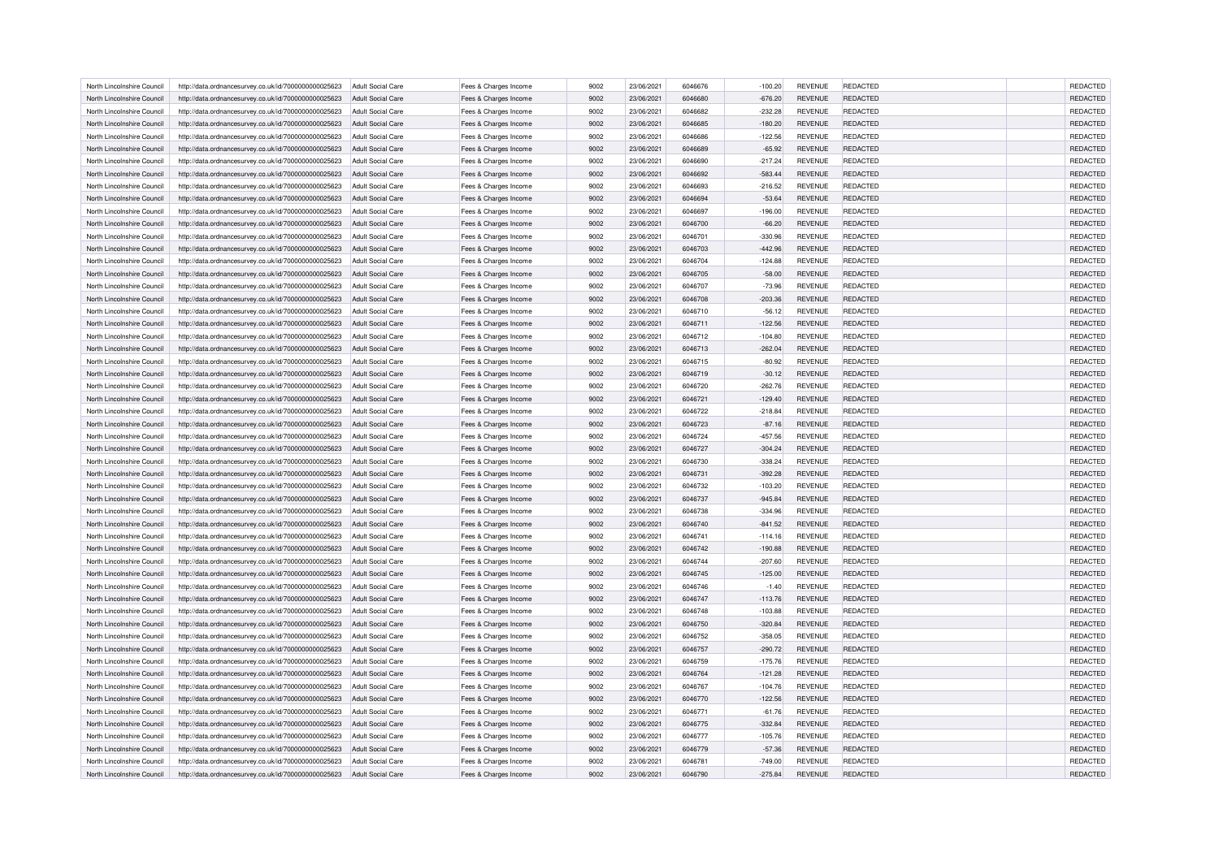| North Lincolnshire Council | http://data.ordnancesurvey.co.uk/id/7000000000025623 | Adult Social Care | Fees & Charges Income | 9002 | 23/06/2021 | 6046676 | -100.20 | REVENUE | REDACTED | | REDACTED |
|---|---|---|---|---|---|---|---|---|---|---|---|
| North Lincolnshire Council | http://data.ordnancesurvey.co.uk/id/7000000000025623 | Adult Social Care | Fees & Charges Income | 9002 | 23/06/2021 | 6046680 | -676.20 | REVENUE | REDACTED | | REDACTED |
| North Lincolnshire Council | http://data.ordnancesurvey.co.uk/id/7000000000025623 | Adult Social Care | Fees & Charges Income | 9002 | 23/06/2021 | 6046682 | -232.28 | REVENUE | REDACTED | | REDACTED |
| North Lincolnshire Council | http://data.ordnancesurvey.co.uk/id/7000000000025623 | Adult Social Care | Fees & Charges Income | 9002 | 23/06/2021 | 6046685 | -180.20 | REVENUE | REDACTED | | REDACTED |
| North Lincolnshire Council | http://data.ordnancesurvey.co.uk/id/7000000000025623 | Adult Social Care | Fees & Charges Income | 9002 | 23/06/2021 | 6046686 | -122.56 | REVENUE | REDACTED | | REDACTED |
| North Lincolnshire Council | http://data.ordnancesurvey.co.uk/id/7000000000025623 | Adult Social Care | Fees & Charges Income | 9002 | 23/06/2021 | 6046689 | -65.92 | REVENUE | REDACTED | | REDACTED |
| North Lincolnshire Council | http://data.ordnancesurvey.co.uk/id/7000000000025623 | Adult Social Care | Fees & Charges Income | 9002 | 23/06/2021 | 6046690 | -217.24 | REVENUE | REDACTED | | REDACTED |
| North Lincolnshire Council | http://data.ordnancesurvey.co.uk/id/7000000000025623 | Adult Social Care | Fees & Charges Income | 9002 | 23/06/2021 | 6046692 | -583.44 | REVENUE | REDACTED | | REDACTED |
| North Lincolnshire Council | http://data.ordnancesurvey.co.uk/id/7000000000025623 | Adult Social Care | Fees & Charges Income | 9002 | 23/06/2021 | 6046693 | -216.52 | REVENUE | REDACTED | | REDACTED |
| North Lincolnshire Council | http://data.ordnancesurvey.co.uk/id/7000000000025623 | Adult Social Care | Fees & Charges Income | 9002 | 23/06/2021 | 6046694 | -53.64 | REVENUE | REDACTED | | REDACTED |
| North Lincolnshire Council | http://data.ordnancesurvey.co.uk/id/7000000000025623 | Adult Social Care | Fees & Charges Income | 9002 | 23/06/2021 | 6046697 | -196.00 | REVENUE | REDACTED | | REDACTED |
| North Lincolnshire Council | http://data.ordnancesurvey.co.uk/id/7000000000025623 | Adult Social Care | Fees & Charges Income | 9002 | 23/06/2021 | 6046700 | -66.20 | REVENUE | REDACTED | | REDACTED |
| North Lincolnshire Council | http://data.ordnancesurvey.co.uk/id/7000000000025623 | Adult Social Care | Fees & Charges Income | 9002 | 23/06/2021 | 6046701 | -330.96 | REVENUE | REDACTED | | REDACTED |
| North Lincolnshire Council | http://data.ordnancesurvey.co.uk/id/7000000000025623 | Adult Social Care | Fees & Charges Income | 9002 | 23/06/2021 | 6046703 | -442.96 | REVENUE | REDACTED | | REDACTED |
| North Lincolnshire Council | http://data.ordnancesurvey.co.uk/id/7000000000025623 | Adult Social Care | Fees & Charges Income | 9002 | 23/06/2021 | 6046704 | -124.88 | REVENUE | REDACTED | | REDACTED |
| North Lincolnshire Council | http://data.ordnancesurvey.co.uk/id/7000000000025623 | Adult Social Care | Fees & Charges Income | 9002 | 23/06/2021 | 6046705 | -58.00 | REVENUE | REDACTED | | REDACTED |
| North Lincolnshire Council | http://data.ordnancesurvey.co.uk/id/7000000000025623 | Adult Social Care | Fees & Charges Income | 9002 | 23/06/2021 | 6046707 | -73.96 | REVENUE | REDACTED | | REDACTED |
| North Lincolnshire Council | http://data.ordnancesurvey.co.uk/id/7000000000025623 | Adult Social Care | Fees & Charges Income | 9002 | 23/06/2021 | 6046708 | -203.36 | REVENUE | REDACTED | | REDACTED |
| North Lincolnshire Council | http://data.ordnancesurvey.co.uk/id/7000000000025623 | Adult Social Care | Fees & Charges Income | 9002 | 23/06/2021 | 6046710 | -56.12 | REVENUE | REDACTED | | REDACTED |
| North Lincolnshire Council | http://data.ordnancesurvey.co.uk/id/7000000000025623 | Adult Social Care | Fees & Charges Income | 9002 | 23/06/2021 | 6046711 | -122.56 | REVENUE | REDACTED | | REDACTED |
| North Lincolnshire Council | http://data.ordnancesurvey.co.uk/id/7000000000025623 | Adult Social Care | Fees & Charges Income | 9002 | 23/06/2021 | 6046712 | -104.80 | REVENUE | REDACTED | | REDACTED |
| North Lincolnshire Council | http://data.ordnancesurvey.co.uk/id/7000000000025623 | Adult Social Care | Fees & Charges Income | 9002 | 23/06/2021 | 6046713 | -262.04 | REVENUE | REDACTED | | REDACTED |
| North Lincolnshire Council | http://data.ordnancesurvey.co.uk/id/7000000000025623 | Adult Social Care | Fees & Charges Income | 9002 | 23/06/2021 | 6046715 | -80.92 | REVENUE | REDACTED | | REDACTED |
| North Lincolnshire Council | http://data.ordnancesurvey.co.uk/id/7000000000025623 | Adult Social Care | Fees & Charges Income | 9002 | 23/06/2021 | 6046719 | -30.12 | REVENUE | REDACTED | | REDACTED |
| North Lincolnshire Council | http://data.ordnancesurvey.co.uk/id/7000000000025623 | Adult Social Care | Fees & Charges Income | 9002 | 23/06/2021 | 6046720 | -262.76 | REVENUE | REDACTED | | REDACTED |
| North Lincolnshire Council | http://data.ordnancesurvey.co.uk/id/7000000000025623 | Adult Social Care | Fees & Charges Income | 9002 | 23/06/2021 | 6046721 | -129.40 | REVENUE | REDACTED | | REDACTED |
| North Lincolnshire Council | http://data.ordnancesurvey.co.uk/id/7000000000025623 | Adult Social Care | Fees & Charges Income | 9002 | 23/06/2021 | 6046722 | -218.84 | REVENUE | REDACTED | | REDACTED |
| North Lincolnshire Council | http://data.ordnancesurvey.co.uk/id/7000000000025623 | Adult Social Care | Fees & Charges Income | 9002 | 23/06/2021 | 6046723 | -87.16 | REVENUE | REDACTED | | REDACTED |
| North Lincolnshire Council | http://data.ordnancesurvey.co.uk/id/7000000000025623 | Adult Social Care | Fees & Charges Income | 9002 | 23/06/2021 | 6046724 | -457.56 | REVENUE | REDACTED | | REDACTED |
| North Lincolnshire Council | http://data.ordnancesurvey.co.uk/id/7000000000025623 | Adult Social Care | Fees & Charges Income | 9002 | 23/06/2021 | 6046727 | -304.24 | REVENUE | REDACTED | | REDACTED |
| North Lincolnshire Council | http://data.ordnancesurvey.co.uk/id/7000000000025623 | Adult Social Care | Fees & Charges Income | 9002 | 23/06/2021 | 6046730 | -338.24 | REVENUE | REDACTED | | REDACTED |
| North Lincolnshire Council | http://data.ordnancesurvey.co.uk/id/7000000000025623 | Adult Social Care | Fees & Charges Income | 9002 | 23/06/2021 | 6046731 | -392.28 | REVENUE | REDACTED | | REDACTED |
| North Lincolnshire Council | http://data.ordnancesurvey.co.uk/id/7000000000025623 | Adult Social Care | Fees & Charges Income | 9002 | 23/06/2021 | 6046732 | -103.20 | REVENUE | REDACTED | | REDACTED |
| North Lincolnshire Council | http://data.ordnancesurvey.co.uk/id/7000000000025623 | Adult Social Care | Fees & Charges Income | 9002 | 23/06/2021 | 6046737 | -945.84 | REVENUE | REDACTED | | REDACTED |
| North Lincolnshire Council | http://data.ordnancesurvey.co.uk/id/7000000000025623 | Adult Social Care | Fees & Charges Income | 9002 | 23/06/2021 | 6046738 | -334.96 | REVENUE | REDACTED | | REDACTED |
| North Lincolnshire Council | http://data.ordnancesurvey.co.uk/id/7000000000025623 | Adult Social Care | Fees & Charges Income | 9002 | 23/06/2021 | 6046740 | -841.52 | REVENUE | REDACTED | | REDACTED |
| North Lincolnshire Council | http://data.ordnancesurvey.co.uk/id/7000000000025623 | Adult Social Care | Fees & Charges Income | 9002 | 23/06/2021 | 6046741 | -114.16 | REVENUE | REDACTED | | REDACTED |
| North Lincolnshire Council | http://data.ordnancesurvey.co.uk/id/7000000000025623 | Adult Social Care | Fees & Charges Income | 9002 | 23/06/2021 | 6046742 | -190.88 | REVENUE | REDACTED | | REDACTED |
| North Lincolnshire Council | http://data.ordnancesurvey.co.uk/id/7000000000025623 | Adult Social Care | Fees & Charges Income | 9002 | 23/06/2021 | 6046744 | -207.60 | REVENUE | REDACTED | | REDACTED |
| North Lincolnshire Council | http://data.ordnancesurvey.co.uk/id/7000000000025623 | Adult Social Care | Fees & Charges Income | 9002 | 23/06/2021 | 6046745 | -125.00 | REVENUE | REDACTED | | REDACTED |
| North Lincolnshire Council | http://data.ordnancesurvey.co.uk/id/7000000000025623 | Adult Social Care | Fees & Charges Income | 9002 | 23/06/2021 | 6046746 | -1.40 | REVENUE | REDACTED | | REDACTED |
| North Lincolnshire Council | http://data.ordnancesurvey.co.uk/id/7000000000025623 | Adult Social Care | Fees & Charges Income | 9002 | 23/06/2021 | 6046747 | -113.76 | REVENUE | REDACTED | | REDACTED |
| North Lincolnshire Council | http://data.ordnancesurvey.co.uk/id/7000000000025623 | Adult Social Care | Fees & Charges Income | 9002 | 23/06/2021 | 6046748 | -103.88 | REVENUE | REDACTED | | REDACTED |
| North Lincolnshire Council | http://data.ordnancesurvey.co.uk/id/7000000000025623 | Adult Social Care | Fees & Charges Income | 9002 | 23/06/2021 | 6046750 | -320.84 | REVENUE | REDACTED | | REDACTED |
| North Lincolnshire Council | http://data.ordnancesurvey.co.uk/id/7000000000025623 | Adult Social Care | Fees & Charges Income | 9002 | 23/06/2021 | 6046752 | -358.05 | REVENUE | REDACTED | | REDACTED |
| North Lincolnshire Council | http://data.ordnancesurvey.co.uk/id/7000000000025623 | Adult Social Care | Fees & Charges Income | 9002 | 23/06/2021 | 6046757 | -290.72 | REVENUE | REDACTED | | REDACTED |
| North Lincolnshire Council | http://data.ordnancesurvey.co.uk/id/7000000000025623 | Adult Social Care | Fees & Charges Income | 9002 | 23/06/2021 | 6046759 | -175.76 | REVENUE | REDACTED | | REDACTED |
| North Lincolnshire Council | http://data.ordnancesurvey.co.uk/id/7000000000025623 | Adult Social Care | Fees & Charges Income | 9002 | 23/06/2021 | 6046764 | -121.28 | REVENUE | REDACTED | | REDACTED |
| North Lincolnshire Council | http://data.ordnancesurvey.co.uk/id/7000000000025623 | Adult Social Care | Fees & Charges Income | 9002 | 23/06/2021 | 6046767 | -104.76 | REVENUE | REDACTED | | REDACTED |
| North Lincolnshire Council | http://data.ordnancesurvey.co.uk/id/7000000000025623 | Adult Social Care | Fees & Charges Income | 9002 | 23/06/2021 | 6046770 | -122.56 | REVENUE | REDACTED | | REDACTED |
| North Lincolnshire Council | http://data.ordnancesurvey.co.uk/id/7000000000025623 | Adult Social Care | Fees & Charges Income | 9002 | 23/06/2021 | 6046771 | -61.76 | REVENUE | REDACTED | | REDACTED |
| North Lincolnshire Council | http://data.ordnancesurvey.co.uk/id/7000000000025623 | Adult Social Care | Fees & Charges Income | 9002 | 23/06/2021 | 6046775 | -332.84 | REVENUE | REDACTED | | REDACTED |
| North Lincolnshire Council | http://data.ordnancesurvey.co.uk/id/7000000000025623 | Adult Social Care | Fees & Charges Income | 9002 | 23/06/2021 | 6046777 | -105.76 | REVENUE | REDACTED | | REDACTED |
| North Lincolnshire Council | http://data.ordnancesurvey.co.uk/id/7000000000025623 | Adult Social Care | Fees & Charges Income | 9002 | 23/06/2021 | 6046779 | -57.36 | REVENUE | REDACTED | | REDACTED |
| North Lincolnshire Council | http://data.ordnancesurvey.co.uk/id/7000000000025623 | Adult Social Care | Fees & Charges Income | 9002 | 23/06/2021 | 6046781 | -749.00 | REVENUE | REDACTED | | REDACTED |
| North Lincolnshire Council | http://data.ordnancesurvey.co.uk/id/7000000000025623 | Adult Social Care | Fees & Charges Income | 9002 | 23/06/2021 | 6046790 | -275.84 | REVENUE | REDACTED | | REDACTED |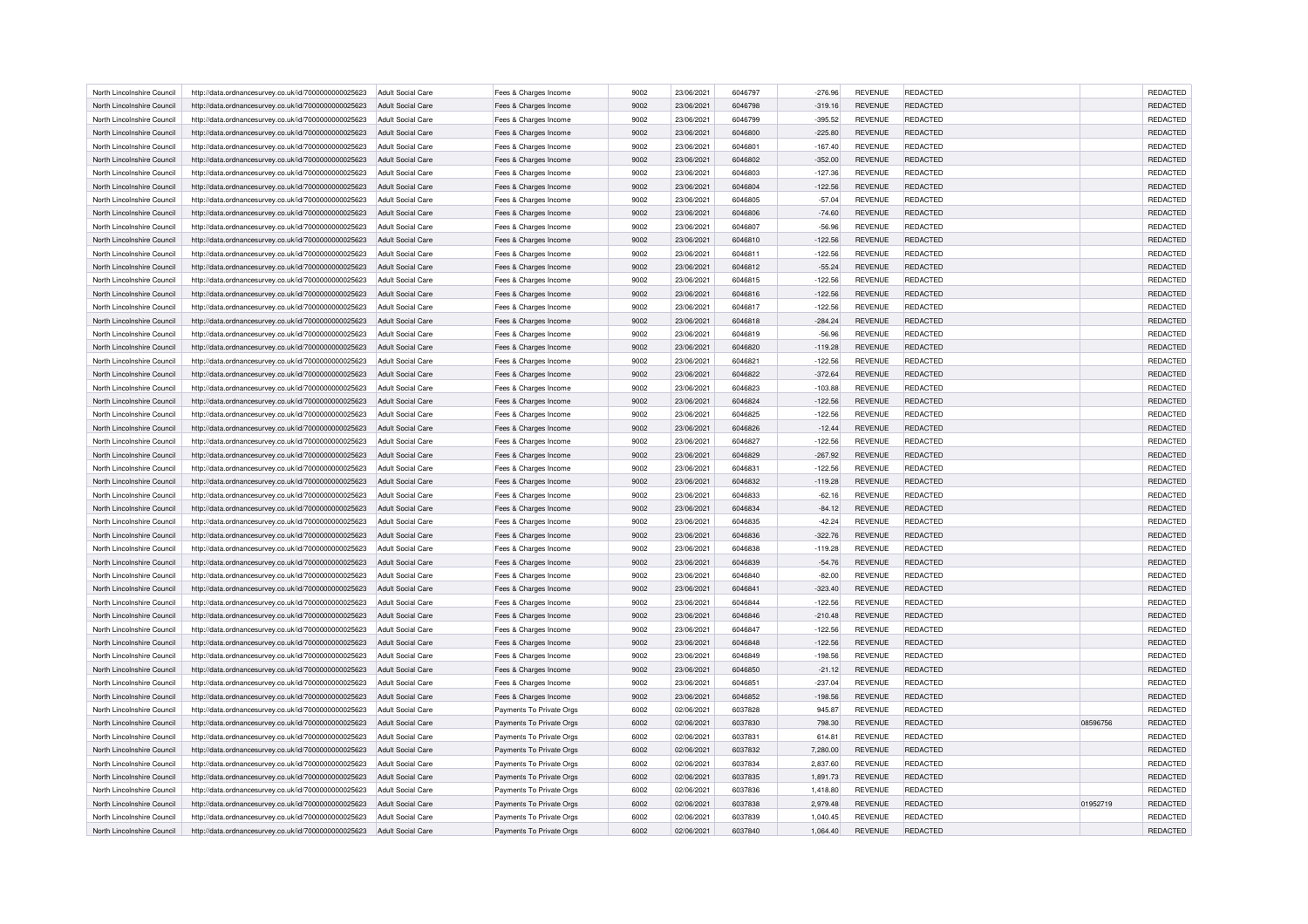| | | | | | | | | | | | |
|---|---|---|---|---|---|---|---|---|---|---|---|
| North Lincolnshire Council | http://data.ordnancesurvey.co.uk/id/7000000000025623 | Adult Social Care | Fees & Charges Income | 9002 | 23/06/2021 | 6046797 | -276.96 | REVENUE | REDACTED | | REDACTED |
| North Lincolnshire Council | http://data.ordnancesurvey.co.uk/id/7000000000025623 | Adult Social Care | Fees & Charges Income | 9002 | 23/06/2021 | 6046798 | -319.16 | REVENUE | REDACTED | | REDACTED |
| North Lincolnshire Council | http://data.ordnancesurvey.co.uk/id/7000000000025623 | Adult Social Care | Fees & Charges Income | 9002 | 23/06/2021 | 6046799 | -395.52 | REVENUE | REDACTED | | REDACTED |
| North Lincolnshire Council | http://data.ordnancesurvey.co.uk/id/7000000000025623 | Adult Social Care | Fees & Charges Income | 9002 | 23/06/2021 | 6046800 | -225.80 | REVENUE | REDACTED | | REDACTED |
| North Lincolnshire Council | http://data.ordnancesurvey.co.uk/id/7000000000025623 | Adult Social Care | Fees & Charges Income | 9002 | 23/06/2021 | 6046801 | -167.40 | REVENUE | REDACTED | | REDACTED |
| North Lincolnshire Council | http://data.ordnancesurvey.co.uk/id/7000000000025623 | Adult Social Care | Fees & Charges Income | 9002 | 23/06/2021 | 6046802 | -352.00 | REVENUE | REDACTED | | REDACTED |
| North Lincolnshire Council | http://data.ordnancesurvey.co.uk/id/7000000000025623 | Adult Social Care | Fees & Charges Income | 9002 | 23/06/2021 | 6046803 | -127.36 | REVENUE | REDACTED | | REDACTED |
| North Lincolnshire Council | http://data.ordnancesurvey.co.uk/id/7000000000025623 | Adult Social Care | Fees & Charges Income | 9002 | 23/06/2021 | 6046804 | -122.56 | REVENUE | REDACTED | | REDACTED |
| North Lincolnshire Council | http://data.ordnancesurvey.co.uk/id/7000000000025623 | Adult Social Care | Fees & Charges Income | 9002 | 23/06/2021 | 6046805 | -57.04 | REVENUE | REDACTED | | REDACTED |
| North Lincolnshire Council | http://data.ordnancesurvey.co.uk/id/7000000000025623 | Adult Social Care | Fees & Charges Income | 9002 | 23/06/2021 | 6046806 | -74.60 | REVENUE | REDACTED | | REDACTED |
| North Lincolnshire Council | http://data.ordnancesurvey.co.uk/id/7000000000025623 | Adult Social Care | Fees & Charges Income | 9002 | 23/06/2021 | 6046807 | -56.96 | REVENUE | REDACTED | | REDACTED |
| North Lincolnshire Council | http://data.ordnancesurvey.co.uk/id/7000000000025623 | Adult Social Care | Fees & Charges Income | 9002 | 23/06/2021 | 6046810 | -122.56 | REVENUE | REDACTED | | REDACTED |
| North Lincolnshire Council | http://data.ordnancesurvey.co.uk/id/7000000000025623 | Adult Social Care | Fees & Charges Income | 9002 | 23/06/2021 | 6046811 | -122.56 | REVENUE | REDACTED | | REDACTED |
| North Lincolnshire Council | http://data.ordnancesurvey.co.uk/id/7000000000025623 | Adult Social Care | Fees & Charges Income | 9002 | 23/06/2021 | 6046812 | -55.24 | REVENUE | REDACTED | | REDACTED |
| North Lincolnshire Council | http://data.ordnancesurvey.co.uk/id/7000000000025623 | Adult Social Care | Fees & Charges Income | 9002 | 23/06/2021 | 6046815 | -122.56 | REVENUE | REDACTED | | REDACTED |
| North Lincolnshire Council | http://data.ordnancesurvey.co.uk/id/7000000000025623 | Adult Social Care | Fees & Charges Income | 9002 | 23/06/2021 | 6046816 | -122.56 | REVENUE | REDACTED | | REDACTED |
| North Lincolnshire Council | http://data.ordnancesurvey.co.uk/id/7000000000025623 | Adult Social Care | Fees & Charges Income | 9002 | 23/06/2021 | 6046817 | -122.56 | REVENUE | REDACTED | | REDACTED |
| North Lincolnshire Council | http://data.ordnancesurvey.co.uk/id/7000000000025623 | Adult Social Care | Fees & Charges Income | 9002 | 23/06/2021 | 6046818 | -284.24 | REVENUE | REDACTED | | REDACTED |
| North Lincolnshire Council | http://data.ordnancesurvey.co.uk/id/7000000000025623 | Adult Social Care | Fees & Charges Income | 9002 | 23/06/2021 | 6046819 | -56.96 | REVENUE | REDACTED | | REDACTED |
| North Lincolnshire Council | http://data.ordnancesurvey.co.uk/id/7000000000025623 | Adult Social Care | Fees & Charges Income | 9002 | 23/06/2021 | 6046820 | -119.28 | REVENUE | REDACTED | | REDACTED |
| North Lincolnshire Council | http://data.ordnancesurvey.co.uk/id/7000000000025623 | Adult Social Care | Fees & Charges Income | 9002 | 23/06/2021 | 6046821 | -122.56 | REVENUE | REDACTED | | REDACTED |
| North Lincolnshire Council | http://data.ordnancesurvey.co.uk/id/7000000000025623 | Adult Social Care | Fees & Charges Income | 9002 | 23/06/2021 | 6046822 | -372.64 | REVENUE | REDACTED | | REDACTED |
| North Lincolnshire Council | http://data.ordnancesurvey.co.uk/id/7000000000025623 | Adult Social Care | Fees & Charges Income | 9002 | 23/06/2021 | 6046823 | -103.88 | REVENUE | REDACTED | | REDACTED |
| North Lincolnshire Council | http://data.ordnancesurvey.co.uk/id/7000000000025623 | Adult Social Care | Fees & Charges Income | 9002 | 23/06/2021 | 6046824 | -122.56 | REVENUE | REDACTED | | REDACTED |
| North Lincolnshire Council | http://data.ordnancesurvey.co.uk/id/7000000000025623 | Adult Social Care | Fees & Charges Income | 9002 | 23/06/2021 | 6046825 | -122.56 | REVENUE | REDACTED | | REDACTED |
| North Lincolnshire Council | http://data.ordnancesurvey.co.uk/id/7000000000025623 | Adult Social Care | Fees & Charges Income | 9002 | 23/06/2021 | 6046826 | -12.44 | REVENUE | REDACTED | | REDACTED |
| North Lincolnshire Council | http://data.ordnancesurvey.co.uk/id/7000000000025623 | Adult Social Care | Fees & Charges Income | 9002 | 23/06/2021 | 6046827 | -122.56 | REVENUE | REDACTED | | REDACTED |
| North Lincolnshire Council | http://data.ordnancesurvey.co.uk/id/7000000000025623 | Adult Social Care | Fees & Charges Income | 9002 | 23/06/2021 | 6046829 | -267.92 | REVENUE | REDACTED | | REDACTED |
| North Lincolnshire Council | http://data.ordnancesurvey.co.uk/id/7000000000025623 | Adult Social Care | Fees & Charges Income | 9002 | 23/06/2021 | 6046831 | -122.56 | REVENUE | REDACTED | | REDACTED |
| North Lincolnshire Council | http://data.ordnancesurvey.co.uk/id/7000000000025623 | Adult Social Care | Fees & Charges Income | 9002 | 23/06/2021 | 6046832 | -119.28 | REVENUE | REDACTED | | REDACTED |
| North Lincolnshire Council | http://data.ordnancesurvey.co.uk/id/7000000000025623 | Adult Social Care | Fees & Charges Income | 9002 | 23/06/2021 | 6046833 | -62.16 | REVENUE | REDACTED | | REDACTED |
| North Lincolnshire Council | http://data.ordnancesurvey.co.uk/id/7000000000025623 | Adult Social Care | Fees & Charges Income | 9002 | 23/06/2021 | 6046834 | -84.12 | REVENUE | REDACTED | | REDACTED |
| North Lincolnshire Council | http://data.ordnancesurvey.co.uk/id/7000000000025623 | Adult Social Care | Fees & Charges Income | 9002 | 23/06/2021 | 6046835 | -42.24 | REVENUE | REDACTED | | REDACTED |
| North Lincolnshire Council | http://data.ordnancesurvey.co.uk/id/7000000000025623 | Adult Social Care | Fees & Charges Income | 9002 | 23/06/2021 | 6046836 | -322.76 | REVENUE | REDACTED | | REDACTED |
| North Lincolnshire Council | http://data.ordnancesurvey.co.uk/id/7000000000025623 | Adult Social Care | Fees & Charges Income | 9002 | 23/06/2021 | 6046838 | -119.28 | REVENUE | REDACTED | | REDACTED |
| North Lincolnshire Council | http://data.ordnancesurvey.co.uk/id/7000000000025623 | Adult Social Care | Fees & Charges Income | 9002 | 23/06/2021 | 6046839 | -54.76 | REVENUE | REDACTED | | REDACTED |
| North Lincolnshire Council | http://data.ordnancesurvey.co.uk/id/7000000000025623 | Adult Social Care | Fees & Charges Income | 9002 | 23/06/2021 | 6046840 | -82.00 | REVENUE | REDACTED | | REDACTED |
| North Lincolnshire Council | http://data.ordnancesurvey.co.uk/id/7000000000025623 | Adult Social Care | Fees & Charges Income | 9002 | 23/06/2021 | 6046841 | -323.40 | REVENUE | REDACTED | | REDACTED |
| North Lincolnshire Council | http://data.ordnancesurvey.co.uk/id/7000000000025623 | Adult Social Care | Fees & Charges Income | 9002 | 23/06/2021 | 6046844 | -122.56 | REVENUE | REDACTED | | REDACTED |
| North Lincolnshire Council | http://data.ordnancesurvey.co.uk/id/7000000000025623 | Adult Social Care | Fees & Charges Income | 9002 | 23/06/2021 | 6046846 | -210.48 | REVENUE | REDACTED | | REDACTED |
| North Lincolnshire Council | http://data.ordnancesurvey.co.uk/id/7000000000025623 | Adult Social Care | Fees & Charges Income | 9002 | 23/06/2021 | 6046847 | -122.56 | REVENUE | REDACTED | | REDACTED |
| North Lincolnshire Council | http://data.ordnancesurvey.co.uk/id/7000000000025623 | Adult Social Care | Fees & Charges Income | 9002 | 23/06/2021 | 6046848 | -122.56 | REVENUE | REDACTED | | REDACTED |
| North Lincolnshire Council | http://data.ordnancesurvey.co.uk/id/7000000000025623 | Adult Social Care | Fees & Charges Income | 9002 | 23/06/2021 | 6046849 | -198.56 | REVENUE | REDACTED | | REDACTED |
| North Lincolnshire Council | http://data.ordnancesurvey.co.uk/id/7000000000025623 | Adult Social Care | Fees & Charges Income | 9002 | 23/06/2021 | 6046850 | -21.12 | REVENUE | REDACTED | | REDACTED |
| North Lincolnshire Council | http://data.ordnancesurvey.co.uk/id/7000000000025623 | Adult Social Care | Fees & Charges Income | 9002 | 23/06/2021 | 6046851 | -237.04 | REVENUE | REDACTED | | REDACTED |
| North Lincolnshire Council | http://data.ordnancesurvey.co.uk/id/7000000000025623 | Adult Social Care | Fees & Charges Income | 9002 | 23/06/2021 | 6046852 | -198.56 | REVENUE | REDACTED | | REDACTED |
| North Lincolnshire Council | http://data.ordnancesurvey.co.uk/id/7000000000025623 | Adult Social Care | Payments To Private Orgs | 6002 | 02/06/2021 | 6037828 | 945.87 | REVENUE | REDACTED | | REDACTED |
| North Lincolnshire Council | http://data.ordnancesurvey.co.uk/id/7000000000025623 | Adult Social Care | Payments To Private Orgs | 6002 | 02/06/2021 | 6037830 | 798.30 | REVENUE | REDACTED | 08596756 | REDACTED |
| North Lincolnshire Council | http://data.ordnancesurvey.co.uk/id/7000000000025623 | Adult Social Care | Payments To Private Orgs | 6002 | 02/06/2021 | 6037831 | 614.81 | REVENUE | REDACTED | | REDACTED |
| North Lincolnshire Council | http://data.ordnancesurvey.co.uk/id/7000000000025623 | Adult Social Care | Payments To Private Orgs | 6002 | 02/06/2021 | 6037832 | 7,280.00 | REVENUE | REDACTED | | REDACTED |
| North Lincolnshire Council | http://data.ordnancesurvey.co.uk/id/7000000000025623 | Adult Social Care | Payments To Private Orgs | 6002 | 02/06/2021 | 6037834 | 2,837.60 | REVENUE | REDACTED | | REDACTED |
| North Lincolnshire Council | http://data.ordnancesurvey.co.uk/id/7000000000025623 | Adult Social Care | Payments To Private Orgs | 6002 | 02/06/2021 | 6037835 | 1,891.73 | REVENUE | REDACTED | | REDACTED |
| North Lincolnshire Council | http://data.ordnancesurvey.co.uk/id/7000000000025623 | Adult Social Care | Payments To Private Orgs | 6002 | 02/06/2021 | 6037836 | 1,418.80 | REVENUE | REDACTED | | REDACTED |
| North Lincolnshire Council | http://data.ordnancesurvey.co.uk/id/7000000000025623 | Adult Social Care | Payments To Private Orgs | 6002 | 02/06/2021 | 6037838 | 2,979.48 | REVENUE | REDACTED | 01952719 | REDACTED |
| North Lincolnshire Council | http://data.ordnancesurvey.co.uk/id/7000000000025623 | Adult Social Care | Payments To Private Orgs | 6002 | 02/06/2021 | 6037839 | 1,040.45 | REVENUE | REDACTED | | REDACTED |
| North Lincolnshire Council | http://data.ordnancesurvey.co.uk/id/7000000000025623 | Adult Social Care | Payments To Private Orgs | 6002 | 02/06/2021 | 6037840 | 1,064.40 | REVENUE | REDACTED | | REDACTED |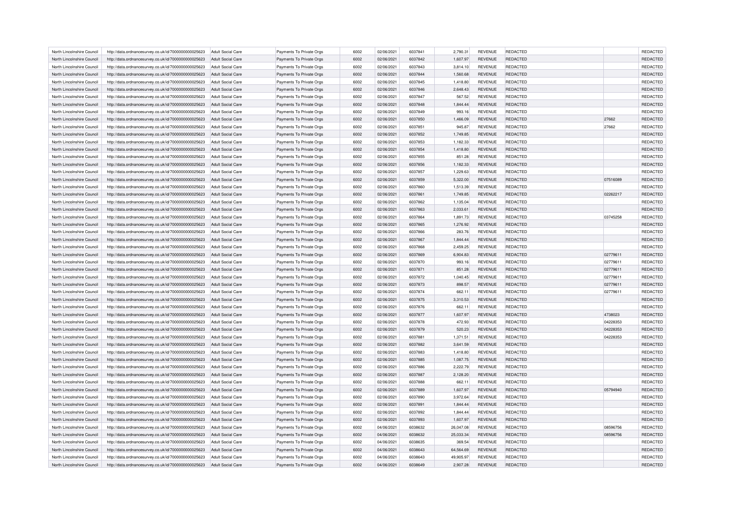| | | | | | | | | | | | |
|---|---|---|---|---|---|---|---|---|---|---|---|
| North Lincolnshire Council | http://data.ordnancesurvey.co.uk/id/7000000000025623 | Adult Social Care | Payments To Private Orgs | 6002 | 02/06/2021 | 6037841 | 2,790.31 | REVENUE | REDACTED | | REDACTED |
| North Lincolnshire Council | http://data.ordnancesurvey.co.uk/id/7000000000025623 | Adult Social Care | Payments To Private Orgs | 6002 | 02/06/2021 | 6037842 | 1,607.97 | REVENUE | REDACTED | | REDACTED |
| North Lincolnshire Council | http://data.ordnancesurvey.co.uk/id/7000000000025623 | Adult Social Care | Payments To Private Orgs | 6002 | 02/06/2021 | 6037843 | 3,814.10 | REVENUE | REDACTED | | REDACTED |
| North Lincolnshire Council | http://data.ordnancesurvey.co.uk/id/7000000000025623 | Adult Social Care | Payments To Private Orgs | 6002 | 02/06/2021 | 6037844 | 1,560.68 | REVENUE | REDACTED | | REDACTED |
| North Lincolnshire Council | http://data.ordnancesurvey.co.uk/id/7000000000025623 | Adult Social Care | Payments To Private Orgs | 6002 | 02/06/2021 | 6037845 | 1,418.80 | REVENUE | REDACTED | | REDACTED |
| North Lincolnshire Council | http://data.ordnancesurvey.co.uk/id/7000000000025623 | Adult Social Care | Payments To Private Orgs | 6002 | 02/06/2021 | 6037846 | 2,648.43 | REVENUE | REDACTED | | REDACTED |
| North Lincolnshire Council | http://data.ordnancesurvey.co.uk/id/7000000000025623 | Adult Social Care | Payments To Private Orgs | 6002 | 02/06/2021 | 6037847 | 567.52 | REVENUE | REDACTED | | REDACTED |
| North Lincolnshire Council | http://data.ordnancesurvey.co.uk/id/7000000000025623 | Adult Social Care | Payments To Private Orgs | 6002 | 02/06/2021 | 6037848 | 1,844.44 | REVENUE | REDACTED | | REDACTED |
| North Lincolnshire Council | http://data.ordnancesurvey.co.uk/id/7000000000025623 | Adult Social Care | Payments To Private Orgs | 6002 | 02/06/2021 | 6037849 | 993.16 | REVENUE | REDACTED | | REDACTED |
| North Lincolnshire Council | http://data.ordnancesurvey.co.uk/id/7000000000025623 | Adult Social Care | Payments To Private Orgs | 6002 | 02/06/2021 | 6037850 | 1,466.09 | REVENUE | REDACTED | 27662 | REDACTED |
| North Lincolnshire Council | http://data.ordnancesurvey.co.uk/id/7000000000025623 | Adult Social Care | Payments To Private Orgs | 6002 | 02/06/2021 | 6037851 | 945.87 | REVENUE | REDACTED | 27662 | REDACTED |
| North Lincolnshire Council | http://data.ordnancesurvey.co.uk/id/7000000000025623 | Adult Social Care | Payments To Private Orgs | 6002 | 02/06/2021 | 6037852 | 1,749.85 | REVENUE | REDACTED | | REDACTED |
| North Lincolnshire Council | http://data.ordnancesurvey.co.uk/id/7000000000025623 | Adult Social Care | Payments To Private Orgs | 6002 | 02/06/2021 | 6037853 | 1,182.33 | REVENUE | REDACTED | | REDACTED |
| North Lincolnshire Council | http://data.ordnancesurvey.co.uk/id/7000000000025623 | Adult Social Care | Payments To Private Orgs | 6002 | 02/06/2021 | 6037854 | 1,418.80 | REVENUE | REDACTED | | REDACTED |
| North Lincolnshire Council | http://data.ordnancesurvey.co.uk/id/7000000000025623 | Adult Social Care | Payments To Private Orgs | 6002 | 02/06/2021 | 6037855 | 851.28 | REVENUE | REDACTED | | REDACTED |
| North Lincolnshire Council | http://data.ordnancesurvey.co.uk/id/7000000000025623 | Adult Social Care | Payments To Private Orgs | 6002 | 02/06/2021 | 6037856 | 1,182.33 | REVENUE | REDACTED | | REDACTED |
| North Lincolnshire Council | http://data.ordnancesurvey.co.uk/id/7000000000025623 | Adult Social Care | Payments To Private Orgs | 6002 | 02/06/2021 | 6037857 | 1,229.63 | REVENUE | REDACTED | | REDACTED |
| North Lincolnshire Council | http://data.ordnancesurvey.co.uk/id/7000000000025623 | Adult Social Care | Payments To Private Orgs | 6002 | 02/06/2021 | 6037859 | 5,322.00 | REVENUE | REDACTED | 07516089 | REDACTED |
| North Lincolnshire Council | http://data.ordnancesurvey.co.uk/id/7000000000025623 | Adult Social Care | Payments To Private Orgs | 6002 | 02/06/2021 | 6037860 | 1,513.39 | REVENUE | REDACTED | | REDACTED |
| North Lincolnshire Council | http://data.ordnancesurvey.co.uk/id/7000000000025623 | Adult Social Care | Payments To Private Orgs | 6002 | 02/06/2021 | 6037861 | 1,749.85 | REVENUE | REDACTED | 02262217 | REDACTED |
| North Lincolnshire Council | http://data.ordnancesurvey.co.uk/id/7000000000025623 | Adult Social Care | Payments To Private Orgs | 6002 | 02/06/2021 | 6037862 | 1,135.04 | REVENUE | REDACTED | | REDACTED |
| North Lincolnshire Council | http://data.ordnancesurvey.co.uk/id/7000000000025623 | Adult Social Care | Payments To Private Orgs | 6002 | 02/06/2021 | 6037863 | 2,033.61 | REVENUE | REDACTED | | REDACTED |
| North Lincolnshire Council | http://data.ordnancesurvey.co.uk/id/7000000000025623 | Adult Social Care | Payments To Private Orgs | 6002 | 02/06/2021 | 6037864 | 1,891.73 | REVENUE | REDACTED | 03745258 | REDACTED |
| North Lincolnshire Council | http://data.ordnancesurvey.co.uk/id/7000000000025623 | Adult Social Care | Payments To Private Orgs | 6002 | 02/06/2021 | 6037865 | 1,276.92 | REVENUE | REDACTED | | REDACTED |
| North Lincolnshire Council | http://data.ordnancesurvey.co.uk/id/7000000000025623 | Adult Social Care | Payments To Private Orgs | 6002 | 02/06/2021 | 6037866 | 283.76 | REVENUE | REDACTED | | REDACTED |
| North Lincolnshire Council | http://data.ordnancesurvey.co.uk/id/7000000000025623 | Adult Social Care | Payments To Private Orgs | 6002 | 02/06/2021 | 6037867 | 1,844.44 | REVENUE | REDACTED | | REDACTED |
| North Lincolnshire Council | http://data.ordnancesurvey.co.uk/id/7000000000025623 | Adult Social Care | Payments To Private Orgs | 6002 | 02/06/2021 | 6037868 | 2,459.25 | REVENUE | REDACTED | | REDACTED |
| North Lincolnshire Council | http://data.ordnancesurvey.co.uk/id/7000000000025623 | Adult Social Care | Payments To Private Orgs | 6002 | 02/06/2021 | 6037869 | 6,904.83 | REVENUE | REDACTED | 02779611 | REDACTED |
| North Lincolnshire Council | http://data.ordnancesurvey.co.uk/id/7000000000025623 | Adult Social Care | Payments To Private Orgs | 6002 | 02/06/2021 | 6037870 | 993.16 | REVENUE | REDACTED | 02779611 | REDACTED |
| North Lincolnshire Council | http://data.ordnancesurvey.co.uk/id/7000000000025623 | Adult Social Care | Payments To Private Orgs | 6002 | 02/06/2021 | 6037871 | 851.28 | REVENUE | REDACTED | 02779611 | REDACTED |
| North Lincolnshire Council | http://data.ordnancesurvey.co.uk/id/7000000000025623 | Adult Social Care | Payments To Private Orgs | 6002 | 02/06/2021 | 6037872 | 1,040.45 | REVENUE | REDACTED | 02779611 | REDACTED |
| North Lincolnshire Council | http://data.ordnancesurvey.co.uk/id/7000000000025623 | Adult Social Care | Payments To Private Orgs | 6002 | 02/06/2021 | 6037873 | 898.57 | REVENUE | REDACTED | 02779611 | REDACTED |
| North Lincolnshire Council | http://data.ordnancesurvey.co.uk/id/7000000000025623 | Adult Social Care | Payments To Private Orgs | 6002 | 02/06/2021 | 6037874 | 662.11 | REVENUE | REDACTED | 02779611 | REDACTED |
| North Lincolnshire Council | http://data.ordnancesurvey.co.uk/id/7000000000025623 | Adult Social Care | Payments To Private Orgs | 6002 | 02/06/2021 | 6037875 | 3,310.53 | REVENUE | REDACTED | | REDACTED |
| North Lincolnshire Council | http://data.ordnancesurvey.co.uk/id/7000000000025623 | Adult Social Care | Payments To Private Orgs | 6002 | 02/06/2021 | 6037876 | 662.11 | REVENUE | REDACTED | | REDACTED |
| North Lincolnshire Council | http://data.ordnancesurvey.co.uk/id/7000000000025623 | Adult Social Care | Payments To Private Orgs | 6002 | 02/06/2021 | 6037877 | 1,607.97 | REVENUE | REDACTED | 4738023 | REDACTED |
| North Lincolnshire Council | http://data.ordnancesurvey.co.uk/id/7000000000025623 | Adult Social Care | Payments To Private Orgs | 6002 | 02/06/2021 | 6037878 | 472.93 | REVENUE | REDACTED | 04228353 | REDACTED |
| North Lincolnshire Council | http://data.ordnancesurvey.co.uk/id/7000000000025623 | Adult Social Care | Payments To Private Orgs | 6002 | 02/06/2021 | 6037879 | 520.23 | REVENUE | REDACTED | 04228353 | REDACTED |
| North Lincolnshire Council | http://data.ordnancesurvey.co.uk/id/7000000000025623 | Adult Social Care | Payments To Private Orgs | 6002 | 02/06/2021 | 6037881 | 1,371.51 | REVENUE | REDACTED | 04228353 | REDACTED |
| North Lincolnshire Council | http://data.ordnancesurvey.co.uk/id/7000000000025623 | Adult Social Care | Payments To Private Orgs | 6002 | 02/06/2021 | 6037882 | 3,641.59 | REVENUE | REDACTED | | REDACTED |
| North Lincolnshire Council | http://data.ordnancesurvey.co.uk/id/7000000000025623 | Adult Social Care | Payments To Private Orgs | 6002 | 02/06/2021 | 6037883 | 1,418.80 | REVENUE | REDACTED | | REDACTED |
| North Lincolnshire Council | http://data.ordnancesurvey.co.uk/id/7000000000025623 | Adult Social Care | Payments To Private Orgs | 6002 | 02/06/2021 | 6037885 | 1,087.75 | REVENUE | REDACTED | | REDACTED |
| North Lincolnshire Council | http://data.ordnancesurvey.co.uk/id/7000000000025623 | Adult Social Care | Payments To Private Orgs | 6002 | 02/06/2021 | 6037886 | 2,222.79 | REVENUE | REDACTED | | REDACTED |
| North Lincolnshire Council | http://data.ordnancesurvey.co.uk/id/7000000000025623 | Adult Social Care | Payments To Private Orgs | 6002 | 02/06/2021 | 6037887 | 2,128.20 | REVENUE | REDACTED | | REDACTED |
| North Lincolnshire Council | http://data.ordnancesurvey.co.uk/id/7000000000025623 | Adult Social Care | Payments To Private Orgs | 6002 | 02/06/2021 | 6037888 | 662.11 | REVENUE | REDACTED | | REDACTED |
| North Lincolnshire Council | http://data.ordnancesurvey.co.uk/id/7000000000025623 | Adult Social Care | Payments To Private Orgs | 6002 | 02/06/2021 | 6037889 | 1,607.97 | REVENUE | REDACTED | 05794940 | REDACTED |
| North Lincolnshire Council | http://data.ordnancesurvey.co.uk/id/7000000000025623 | Adult Social Care | Payments To Private Orgs | 6002 | 02/06/2021 | 6037890 | 3,972.64 | REVENUE | REDACTED | | REDACTED |
| North Lincolnshire Council | http://data.ordnancesurvey.co.uk/id/7000000000025623 | Adult Social Care | Payments To Private Orgs | 6002 | 02/06/2021 | 6037891 | 1,844.44 | REVENUE | REDACTED | | REDACTED |
| North Lincolnshire Council | http://data.ordnancesurvey.co.uk/id/7000000000025623 | Adult Social Care | Payments To Private Orgs | 6002 | 02/06/2021 | 6037892 | 1,844.44 | REVENUE | REDACTED | | REDACTED |
| North Lincolnshire Council | http://data.ordnancesurvey.co.uk/id/7000000000025623 | Adult Social Care | Payments To Private Orgs | 6002 | 02/06/2021 | 6037893 | 1,607.97 | REVENUE | REDACTED | | REDACTED |
| North Lincolnshire Council | http://data.ordnancesurvey.co.uk/id/7000000000025623 | Adult Social Care | Payments To Private Orgs | 6002 | 04/06/2021 | 6038632 | 26,047.08 | REVENUE | REDACTED | 08596756 | REDACTED |
| North Lincolnshire Council | http://data.ordnancesurvey.co.uk/id/7000000000025623 | Adult Social Care | Payments To Private Orgs | 6002 | 04/06/2021 | 6038632 | 25,033.34 | REVENUE | REDACTED | 08596756 | REDACTED |
| North Lincolnshire Council | http://data.ordnancesurvey.co.uk/id/7000000000025623 | Adult Social Care | Payments To Private Orgs | 6002 | 04/06/2021 | 6038635 | 369.54 | REVENUE | REDACTED | | REDACTED |
| North Lincolnshire Council | http://data.ordnancesurvey.co.uk/id/7000000000025623 | Adult Social Care | Payments To Private Orgs | 6002 | 04/06/2021 | 6038643 | 64,564.69 | REVENUE | REDACTED | | REDACTED |
| North Lincolnshire Council | http://data.ordnancesurvey.co.uk/id/7000000000025623 | Adult Social Care | Payments To Private Orgs | 6002 | 04/06/2021 | 6038643 | 49,905.97 | REVENUE | REDACTED | | REDACTED |
| North Lincolnshire Council | http://data.ordnancesurvey.co.uk/id/7000000000025623 | Adult Social Care | Payments To Private Orgs | 6002 | 04/06/2021 | 6038649 | 2,907.28 | REVENUE | REDACTED | | REDACTED |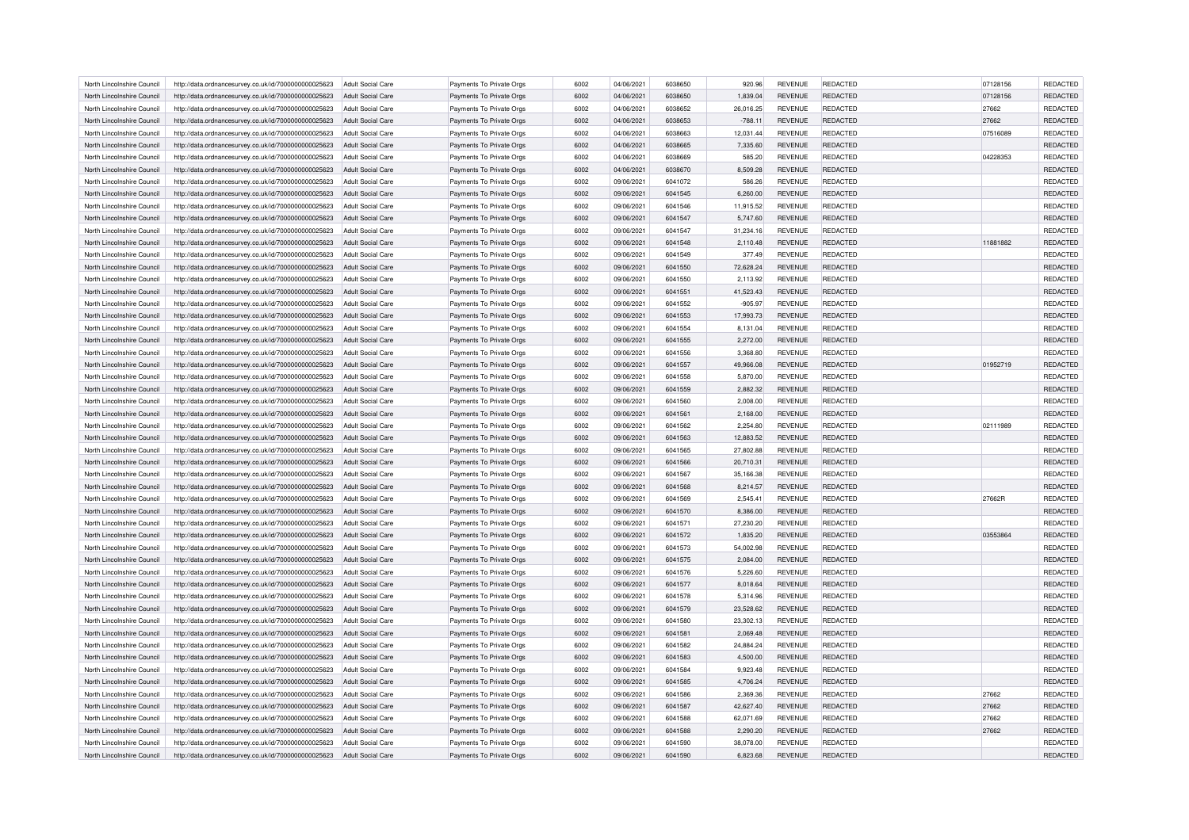| North Lincolnshire Council | http://data.ordnancesurvey.co.uk/id/7000000000025623 | Adult Social Care | Payments To Private Orgs | 6002 | 04/06/2021 | 6038650 | 920.96 | REVENUE | REDACTED | 07128156 | REDACTED |
|---|---|---|---|---|---|---|---|---|---|---|---|
| North Lincolnshire Council | http://data.ordnancesurvey.co.uk/id/7000000000025623 | Adult Social Care | Payments To Private Orgs | 6002 | 04/06/2021 | 6038650 | 1,839.04 | REVENUE | REDACTED | 07128156 | REDACTED |
| North Lincolnshire Council | http://data.ordnancesurvey.co.uk/id/7000000000025623 | Adult Social Care | Payments To Private Orgs | 6002 | 04/06/2021 | 6038652 | 26,016.25 | REVENUE | REDACTED | 27662 | REDACTED |
| North Lincolnshire Council | http://data.ordnancesurvey.co.uk/id/7000000000025623 | Adult Social Care | Payments To Private Orgs | 6002 | 04/06/2021 | 6038653 | -788.11 | REVENUE | REDACTED | 27662 | REDACTED |
| North Lincolnshire Council | http://data.ordnancesurvey.co.uk/id/7000000000025623 | Adult Social Care | Payments To Private Orgs | 6002 | 04/06/2021 | 6038663 | 12,031.44 | REVENUE | REDACTED | 07516089 | REDACTED |
| North Lincolnshire Council | http://data.ordnancesurvey.co.uk/id/7000000000025623 | Adult Social Care | Payments To Private Orgs | 6002 | 04/06/2021 | 6038665 | 7,335.60 | REVENUE | REDACTED | | REDACTED |
| North Lincolnshire Council | http://data.ordnancesurvey.co.uk/id/7000000000025623 | Adult Social Care | Payments To Private Orgs | 6002 | 04/06/2021 | 6038669 | 585.20 | REVENUE | REDACTED | 04228353 | REDACTED |
| North Lincolnshire Council | http://data.ordnancesurvey.co.uk/id/7000000000025623 | Adult Social Care | Payments To Private Orgs | 6002 | 04/06/2021 | 6038670 | 8,509.28 | REVENUE | REDACTED | | REDACTED |
| North Lincolnshire Council | http://data.ordnancesurvey.co.uk/id/7000000000025623 | Adult Social Care | Payments To Private Orgs | 6002 | 09/06/2021 | 6041072 | 586.26 | REVENUE | REDACTED | | REDACTED |
| North Lincolnshire Council | http://data.ordnancesurvey.co.uk/id/7000000000025623 | Adult Social Care | Payments To Private Orgs | 6002 | 09/06/2021 | 6041545 | 6,260.00 | REVENUE | REDACTED | | REDACTED |
| North Lincolnshire Council | http://data.ordnancesurvey.co.uk/id/7000000000025623 | Adult Social Care | Payments To Private Orgs | 6002 | 09/06/2021 | 6041546 | 11,915.52 | REVENUE | REDACTED | | REDACTED |
| North Lincolnshire Council | http://data.ordnancesurvey.co.uk/id/7000000000025623 | Adult Social Care | Payments To Private Orgs | 6002 | 09/06/2021 | 6041547 | 5,747.60 | REVENUE | REDACTED | | REDACTED |
| North Lincolnshire Council | http://data.ordnancesurvey.co.uk/id/7000000000025623 | Adult Social Care | Payments To Private Orgs | 6002 | 09/06/2021 | 6041547 | 31,234.16 | REVENUE | REDACTED | | REDACTED |
| North Lincolnshire Council | http://data.ordnancesurvey.co.uk/id/7000000000025623 | Adult Social Care | Payments To Private Orgs | 6002 | 09/06/2021 | 6041548 | 2,110.48 | REVENUE | REDACTED | 11881882 | REDACTED |
| North Lincolnshire Council | http://data.ordnancesurvey.co.uk/id/7000000000025623 | Adult Social Care | Payments To Private Orgs | 6002 | 09/06/2021 | 6041549 | 377.49 | REVENUE | REDACTED | | REDACTED |
| North Lincolnshire Council | http://data.ordnancesurvey.co.uk/id/7000000000025623 | Adult Social Care | Payments To Private Orgs | 6002 | 09/06/2021 | 6041550 | 72,628.24 | REVENUE | REDACTED | | REDACTED |
| North Lincolnshire Council | http://data.ordnancesurvey.co.uk/id/7000000000025623 | Adult Social Care | Payments To Private Orgs | 6002 | 09/06/2021 | 6041550 | 2,113.92 | REVENUE | REDACTED | | REDACTED |
| North Lincolnshire Council | http://data.ordnancesurvey.co.uk/id/7000000000025623 | Adult Social Care | Payments To Private Orgs | 6002 | 09/06/2021 | 6041551 | 41,523.43 | REVENUE | REDACTED | | REDACTED |
| North Lincolnshire Council | http://data.ordnancesurvey.co.uk/id/7000000000025623 | Adult Social Care | Payments To Private Orgs | 6002 | 09/06/2021 | 6041552 | -905.97 | REVENUE | REDACTED | | REDACTED |
| North Lincolnshire Council | http://data.ordnancesurvey.co.uk/id/7000000000025623 | Adult Social Care | Payments To Private Orgs | 6002 | 09/06/2021 | 6041553 | 17,993.73 | REVENUE | REDACTED | | REDACTED |
| North Lincolnshire Council | http://data.ordnancesurvey.co.uk/id/7000000000025623 | Adult Social Care | Payments To Private Orgs | 6002 | 09/06/2021 | 6041554 | 8,131.04 | REVENUE | REDACTED | | REDACTED |
| North Lincolnshire Council | http://data.ordnancesurvey.co.uk/id/7000000000025623 | Adult Social Care | Payments To Private Orgs | 6002 | 09/06/2021 | 6041555 | 2,272.00 | REVENUE | REDACTED | | REDACTED |
| North Lincolnshire Council | http://data.ordnancesurvey.co.uk/id/7000000000025623 | Adult Social Care | Payments To Private Orgs | 6002 | 09/06/2021 | 6041556 | 3,368.80 | REVENUE | REDACTED | | REDACTED |
| North Lincolnshire Council | http://data.ordnancesurvey.co.uk/id/7000000000025623 | Adult Social Care | Payments To Private Orgs | 6002 | 09/06/2021 | 6041557 | 49,966.08 | REVENUE | REDACTED | 01952719 | REDACTED |
| North Lincolnshire Council | http://data.ordnancesurvey.co.uk/id/7000000000025623 | Adult Social Care | Payments To Private Orgs | 6002 | 09/06/2021 | 6041558 | 5,870.00 | REVENUE | REDACTED | | REDACTED |
| North Lincolnshire Council | http://data.ordnancesurvey.co.uk/id/7000000000025623 | Adult Social Care | Payments To Private Orgs | 6002 | 09/06/2021 | 6041559 | 2,882.32 | REVENUE | REDACTED | | REDACTED |
| North Lincolnshire Council | http://data.ordnancesurvey.co.uk/id/7000000000025623 | Adult Social Care | Payments To Private Orgs | 6002 | 09/06/2021 | 6041560 | 2,008.00 | REVENUE | REDACTED | | REDACTED |
| North Lincolnshire Council | http://data.ordnancesurvey.co.uk/id/7000000000025623 | Adult Social Care | Payments To Private Orgs | 6002 | 09/06/2021 | 6041561 | 2,168.00 | REVENUE | REDACTED | | REDACTED |
| North Lincolnshire Council | http://data.ordnancesurvey.co.uk/id/7000000000025623 | Adult Social Care | Payments To Private Orgs | 6002 | 09/06/2021 | 6041562 | 2,254.80 | REVENUE | REDACTED | 02111989 | REDACTED |
| North Lincolnshire Council | http://data.ordnancesurvey.co.uk/id/7000000000025623 | Adult Social Care | Payments To Private Orgs | 6002 | 09/06/2021 | 6041563 | 12,883.52 | REVENUE | REDACTED | | REDACTED |
| North Lincolnshire Council | http://data.ordnancesurvey.co.uk/id/7000000000025623 | Adult Social Care | Payments To Private Orgs | 6002 | 09/06/2021 | 6041565 | 27,802.88 | REVENUE | REDACTED | | REDACTED |
| North Lincolnshire Council | http://data.ordnancesurvey.co.uk/id/7000000000025623 | Adult Social Care | Payments To Private Orgs | 6002 | 09/06/2021 | 6041566 | 20,710.31 | REVENUE | REDACTED | | REDACTED |
| North Lincolnshire Council | http://data.ordnancesurvey.co.uk/id/7000000000025623 | Adult Social Care | Payments To Private Orgs | 6002 | 09/06/2021 | 6041567 | 35,166.38 | REVENUE | REDACTED | | REDACTED |
| North Lincolnshire Council | http://data.ordnancesurvey.co.uk/id/7000000000025623 | Adult Social Care | Payments To Private Orgs | 6002 | 09/06/2021 | 6041568 | 8,214.57 | REVENUE | REDACTED | | REDACTED |
| North Lincolnshire Council | http://data.ordnancesurvey.co.uk/id/7000000000025623 | Adult Social Care | Payments To Private Orgs | 6002 | 09/06/2021 | 6041569 | 2,545.41 | REVENUE | REDACTED | 27662R | REDACTED |
| North Lincolnshire Council | http://data.ordnancesurvey.co.uk/id/7000000000025623 | Adult Social Care | Payments To Private Orgs | 6002 | 09/06/2021 | 6041570 | 8,386.00 | REVENUE | REDACTED | | REDACTED |
| North Lincolnshire Council | http://data.ordnancesurvey.co.uk/id/7000000000025623 | Adult Social Care | Payments To Private Orgs | 6002 | 09/06/2021 | 6041571 | 27,230.20 | REVENUE | REDACTED | | REDACTED |
| North Lincolnshire Council | http://data.ordnancesurvey.co.uk/id/7000000000025623 | Adult Social Care | Payments To Private Orgs | 6002 | 09/06/2021 | 6041572 | 1,835.20 | REVENUE | REDACTED | 03553864 | REDACTED |
| North Lincolnshire Council | http://data.ordnancesurvey.co.uk/id/7000000000025623 | Adult Social Care | Payments To Private Orgs | 6002 | 09/06/2021 | 6041573 | 54,002.98 | REVENUE | REDACTED | | REDACTED |
| North Lincolnshire Council | http://data.ordnancesurvey.co.uk/id/7000000000025623 | Adult Social Care | Payments To Private Orgs | 6002 | 09/06/2021 | 6041575 | 2,084.00 | REVENUE | REDACTED | | REDACTED |
| North Lincolnshire Council | http://data.ordnancesurvey.co.uk/id/7000000000025623 | Adult Social Care | Payments To Private Orgs | 6002 | 09/06/2021 | 6041576 | 5,226.60 | REVENUE | REDACTED | | REDACTED |
| North Lincolnshire Council | http://data.ordnancesurvey.co.uk/id/7000000000025623 | Adult Social Care | Payments To Private Orgs | 6002 | 09/06/2021 | 6041577 | 8,018.64 | REVENUE | REDACTED | | REDACTED |
| North Lincolnshire Council | http://data.ordnancesurvey.co.uk/id/7000000000025623 | Adult Social Care | Payments To Private Orgs | 6002 | 09/06/2021 | 6041578 | 5,314.96 | REVENUE | REDACTED | | REDACTED |
| North Lincolnshire Council | http://data.ordnancesurvey.co.uk/id/7000000000025623 | Adult Social Care | Payments To Private Orgs | 6002 | 09/06/2021 | 6041579 | 23,528.62 | REVENUE | REDACTED | | REDACTED |
| North Lincolnshire Council | http://data.ordnancesurvey.co.uk/id/7000000000025623 | Adult Social Care | Payments To Private Orgs | 6002 | 09/06/2021 | 6041580 | 23,302.13 | REVENUE | REDACTED | | REDACTED |
| North Lincolnshire Council | http://data.ordnancesurvey.co.uk/id/7000000000025623 | Adult Social Care | Payments To Private Orgs | 6002 | 09/06/2021 | 6041581 | 2,069.48 | REVENUE | REDACTED | | REDACTED |
| North Lincolnshire Council | http://data.ordnancesurvey.co.uk/id/7000000000025623 | Adult Social Care | Payments To Private Orgs | 6002 | 09/06/2021 | 6041582 | 24,884.24 | REVENUE | REDACTED | | REDACTED |
| North Lincolnshire Council | http://data.ordnancesurvey.co.uk/id/7000000000025623 | Adult Social Care | Payments To Private Orgs | 6002 | 09/06/2021 | 6041583 | 4,500.00 | REVENUE | REDACTED | | REDACTED |
| North Lincolnshire Council | http://data.ordnancesurvey.co.uk/id/7000000000025623 | Adult Social Care | Payments To Private Orgs | 6002 | 09/06/2021 | 6041584 | 9,923.48 | REVENUE | REDACTED | | REDACTED |
| North Lincolnshire Council | http://data.ordnancesurvey.co.uk/id/7000000000025623 | Adult Social Care | Payments To Private Orgs | 6002 | 09/06/2021 | 6041585 | 4,706.24 | REVENUE | REDACTED | | REDACTED |
| North Lincolnshire Council | http://data.ordnancesurvey.co.uk/id/7000000000025623 | Adult Social Care | Payments To Private Orgs | 6002 | 09/06/2021 | 6041586 | 2,369.36 | REVENUE | REDACTED | 27662 | REDACTED |
| North Lincolnshire Council | http://data.ordnancesurvey.co.uk/id/7000000000025623 | Adult Social Care | Payments To Private Orgs | 6002 | 09/06/2021 | 6041587 | 42,627.40 | REVENUE | REDACTED | 27662 | REDACTED |
| North Lincolnshire Council | http://data.ordnancesurvey.co.uk/id/7000000000025623 | Adult Social Care | Payments To Private Orgs | 6002 | 09/06/2021 | 6041588 | 62,071.69 | REVENUE | REDACTED | 27662 | REDACTED |
| North Lincolnshire Council | http://data.ordnancesurvey.co.uk/id/7000000000025623 | Adult Social Care | Payments To Private Orgs | 6002 | 09/06/2021 | 6041588 | 2,290.20 | REVENUE | REDACTED | 27662 | REDACTED |
| North Lincolnshire Council | http://data.ordnancesurvey.co.uk/id/7000000000025623 | Adult Social Care | Payments To Private Orgs | 6002 | 09/06/2021 | 6041590 | 38,078.00 | REVENUE | REDACTED | | REDACTED |
| North Lincolnshire Council | http://data.ordnancesurvey.co.uk/id/7000000000025623 | Adult Social Care | Payments To Private Orgs | 6002 | 09/06/2021 | 6041590 | 6,823.68 | REVENUE | REDACTED | | REDACTED |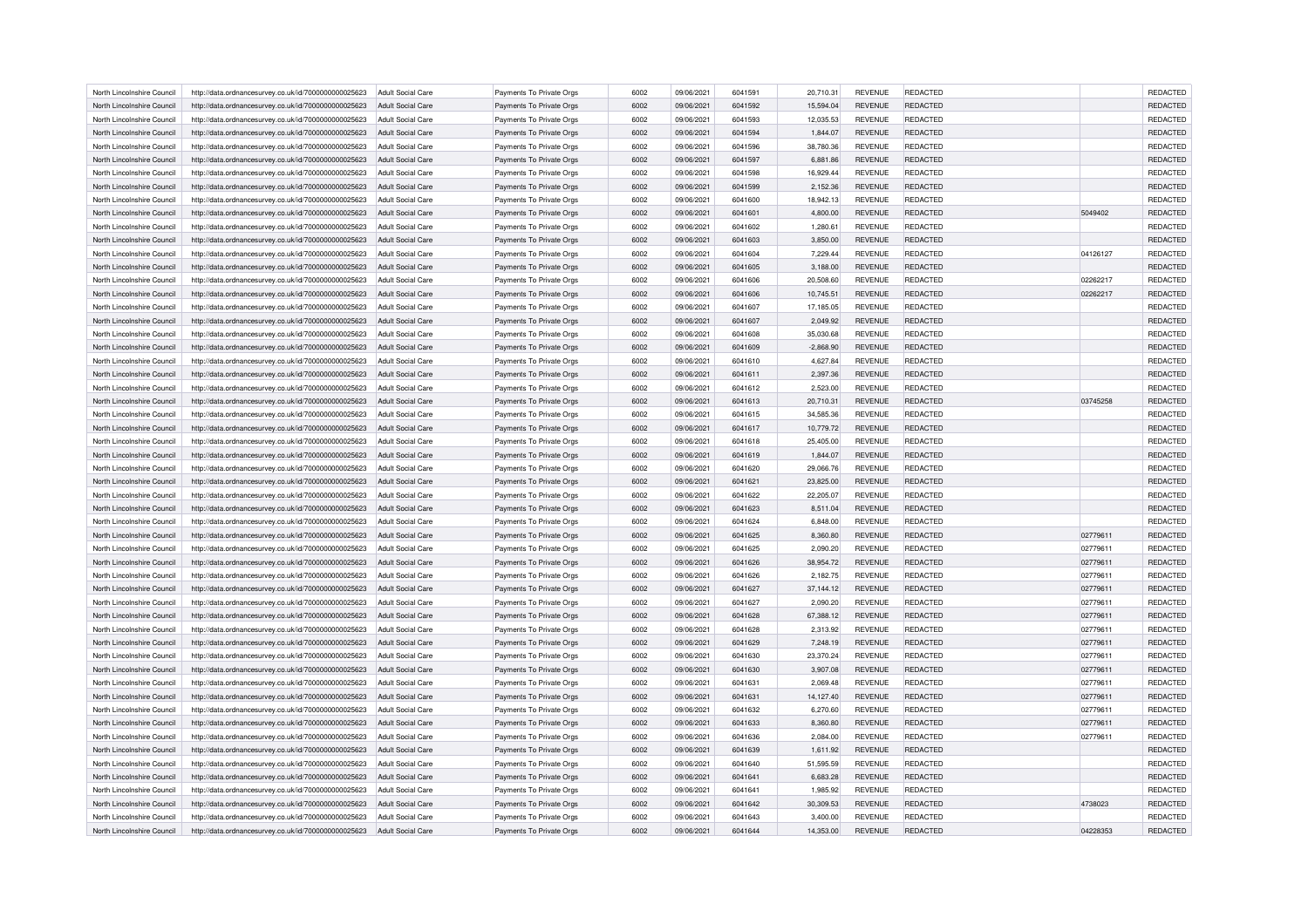| North Lincolnshire Council | http://data.ordnancesurvey.co.uk/id/7000000000025623 | Adult Social Care | Payments To Private Orgs | 6002 | 09/06/2021 | 6041591 | 20,710.31 | REVENUE | REDACTED | | REDACTED |
|---|---|---|---|---|---|---|---|---|---|---|---|
| North Lincolnshire Council | http://data.ordnancesurvey.co.uk/id/7000000000025623 | Adult Social Care | Payments To Private Orgs | 6002 | 09/06/2021 | 6041592 | 15,594.04 | REVENUE | REDACTED | | REDACTED |
| North Lincolnshire Council | http://data.ordnancesurvey.co.uk/id/7000000000025623 | Adult Social Care | Payments To Private Orgs | 6002 | 09/06/2021 | 6041593 | 12,035.53 | REVENUE | REDACTED | | REDACTED |
| North Lincolnshire Council | http://data.ordnancesurvey.co.uk/id/7000000000025623 | Adult Social Care | Payments To Private Orgs | 6002 | 09/06/2021 | 6041594 | 1,844.07 | REVENUE | REDACTED | | REDACTED |
| North Lincolnshire Council | http://data.ordnancesurvey.co.uk/id/7000000000025623 | Adult Social Care | Payments To Private Orgs | 6002 | 09/06/2021 | 6041596 | 38,780.36 | REVENUE | REDACTED | | REDACTED |
| North Lincolnshire Council | http://data.ordnancesurvey.co.uk/id/7000000000025623 | Adult Social Care | Payments To Private Orgs | 6002 | 09/06/2021 | 6041597 | 6,881.86 | REVENUE | REDACTED | | REDACTED |
| North Lincolnshire Council | http://data.ordnancesurvey.co.uk/id/7000000000025623 | Adult Social Care | Payments To Private Orgs | 6002 | 09/06/2021 | 6041598 | 16,929.44 | REVENUE | REDACTED | | REDACTED |
| North Lincolnshire Council | http://data.ordnancesurvey.co.uk/id/7000000000025623 | Adult Social Care | Payments To Private Orgs | 6002 | 09/06/2021 | 6041599 | 2,152.36 | REVENUE | REDACTED | | REDACTED |
| North Lincolnshire Council | http://data.ordnancesurvey.co.uk/id/7000000000025623 | Adult Social Care | Payments To Private Orgs | 6002 | 09/06/2021 | 6041600 | 18,942.13 | REVENUE | REDACTED | | REDACTED |
| North Lincolnshire Council | http://data.ordnancesurvey.co.uk/id/7000000000025623 | Adult Social Care | Payments To Private Orgs | 6002 | 09/06/2021 | 6041601 | 4,800.00 | REVENUE | REDACTED | 5049402 | REDACTED |
| North Lincolnshire Council | http://data.ordnancesurvey.co.uk/id/7000000000025623 | Adult Social Care | Payments To Private Orgs | 6002 | 09/06/2021 | 6041602 | 1,280.61 | REVENUE | REDACTED | | REDACTED |
| North Lincolnshire Council | http://data.ordnancesurvey.co.uk/id/7000000000025623 | Adult Social Care | Payments To Private Orgs | 6002 | 09/06/2021 | 6041603 | 3,850.00 | REVENUE | REDACTED | | REDACTED |
| North Lincolnshire Council | http://data.ordnancesurvey.co.uk/id/7000000000025623 | Adult Social Care | Payments To Private Orgs | 6002 | 09/06/2021 | 6041604 | 7,229.44 | REVENUE | REDACTED | 04126127 | REDACTED |
| North Lincolnshire Council | http://data.ordnancesurvey.co.uk/id/7000000000025623 | Adult Social Care | Payments To Private Orgs | 6002 | 09/06/2021 | 6041605 | 3,188.00 | REVENUE | REDACTED | | REDACTED |
| North Lincolnshire Council | http://data.ordnancesurvey.co.uk/id/7000000000025623 | Adult Social Care | Payments To Private Orgs | 6002 | 09/06/2021 | 6041606 | 20,508.60 | REVENUE | REDACTED | 02262217 | REDACTED |
| North Lincolnshire Council | http://data.ordnancesurvey.co.uk/id/7000000000025623 | Adult Social Care | Payments To Private Orgs | 6002 | 09/06/2021 | 6041606 | 10,745.51 | REVENUE | REDACTED | 02262217 | REDACTED |
| North Lincolnshire Council | http://data.ordnancesurvey.co.uk/id/7000000000025623 | Adult Social Care | Payments To Private Orgs | 6002 | 09/06/2021 | 6041607 | 17,185.05 | REVENUE | REDACTED | | REDACTED |
| North Lincolnshire Council | http://data.ordnancesurvey.co.uk/id/7000000000025623 | Adult Social Care | Payments To Private Orgs | 6002 | 09/06/2021 | 6041607 | 2,049.92 | REVENUE | REDACTED | | REDACTED |
| North Lincolnshire Council | http://data.ordnancesurvey.co.uk/id/7000000000025623 | Adult Social Care | Payments To Private Orgs | 6002 | 09/06/2021 | 6041608 | 35,030.68 | REVENUE | REDACTED | | REDACTED |
| North Lincolnshire Council | http://data.ordnancesurvey.co.uk/id/7000000000025623 | Adult Social Care | Payments To Private Orgs | 6002 | 09/06/2021 | 6041609 | -2,868.90 | REVENUE | REDACTED | | REDACTED |
| North Lincolnshire Council | http://data.ordnancesurvey.co.uk/id/7000000000025623 | Adult Social Care | Payments To Private Orgs | 6002 | 09/06/2021 | 6041610 | 4,627.84 | REVENUE | REDACTED | | REDACTED |
| North Lincolnshire Council | http://data.ordnancesurvey.co.uk/id/7000000000025623 | Adult Social Care | Payments To Private Orgs | 6002 | 09/06/2021 | 6041611 | 2,397.36 | REVENUE | REDACTED | | REDACTED |
| North Lincolnshire Council | http://data.ordnancesurvey.co.uk/id/7000000000025623 | Adult Social Care | Payments To Private Orgs | 6002 | 09/06/2021 | 6041612 | 2,523.00 | REVENUE | REDACTED | | REDACTED |
| North Lincolnshire Council | http://data.ordnancesurvey.co.uk/id/7000000000025623 | Adult Social Care | Payments To Private Orgs | 6002 | 09/06/2021 | 6041613 | 20,710.31 | REVENUE | REDACTED | 03745258 | REDACTED |
| North Lincolnshire Council | http://data.ordnancesurvey.co.uk/id/7000000000025623 | Adult Social Care | Payments To Private Orgs | 6002 | 09/06/2021 | 6041615 | 34,585.36 | REVENUE | REDACTED | | REDACTED |
| North Lincolnshire Council | http://data.ordnancesurvey.co.uk/id/7000000000025623 | Adult Social Care | Payments To Private Orgs | 6002 | 09/06/2021 | 6041617 | 10,779.72 | REVENUE | REDACTED | | REDACTED |
| North Lincolnshire Council | http://data.ordnancesurvey.co.uk/id/7000000000025623 | Adult Social Care | Payments To Private Orgs | 6002 | 09/06/2021 | 6041618 | 25,405.00 | REVENUE | REDACTED | | REDACTED |
| North Lincolnshire Council | http://data.ordnancesurvey.co.uk/id/7000000000025623 | Adult Social Care | Payments To Private Orgs | 6002 | 09/06/2021 | 6041619 | 1,844.07 | REVENUE | REDACTED | | REDACTED |
| North Lincolnshire Council | http://data.ordnancesurvey.co.uk/id/7000000000025623 | Adult Social Care | Payments To Private Orgs | 6002 | 09/06/2021 | 6041620 | 29,066.76 | REVENUE | REDACTED | | REDACTED |
| North Lincolnshire Council | http://data.ordnancesurvey.co.uk/id/7000000000025623 | Adult Social Care | Payments To Private Orgs | 6002 | 09/06/2021 | 6041621 | 23,825.00 | REVENUE | REDACTED | | REDACTED |
| North Lincolnshire Council | http://data.ordnancesurvey.co.uk/id/7000000000025623 | Adult Social Care | Payments To Private Orgs | 6002 | 09/06/2021 | 6041622 | 22,205.07 | REVENUE | REDACTED | | REDACTED |
| North Lincolnshire Council | http://data.ordnancesurvey.co.uk/id/7000000000025623 | Adult Social Care | Payments To Private Orgs | 6002 | 09/06/2021 | 6041623 | 8,511.04 | REVENUE | REDACTED | | REDACTED |
| North Lincolnshire Council | http://data.ordnancesurvey.co.uk/id/7000000000025623 | Adult Social Care | Payments To Private Orgs | 6002 | 09/06/2021 | 6041624 | 6,848.00 | REVENUE | REDACTED | | REDACTED |
| North Lincolnshire Council | http://data.ordnancesurvey.co.uk/id/7000000000025623 | Adult Social Care | Payments To Private Orgs | 6002 | 09/06/2021 | 6041625 | 8,360.80 | REVENUE | REDACTED | 02779611 | REDACTED |
| North Lincolnshire Council | http://data.ordnancesurvey.co.uk/id/7000000000025623 | Adult Social Care | Payments To Private Orgs | 6002 | 09/06/2021 | 6041625 | 2,090.20 | REVENUE | REDACTED | 02779611 | REDACTED |
| North Lincolnshire Council | http://data.ordnancesurvey.co.uk/id/7000000000025623 | Adult Social Care | Payments To Private Orgs | 6002 | 09/06/2021 | 6041626 | 38,954.72 | REVENUE | REDACTED | 02779611 | REDACTED |
| North Lincolnshire Council | http://data.ordnancesurvey.co.uk/id/7000000000025623 | Adult Social Care | Payments To Private Orgs | 6002 | 09/06/2021 | 6041626 | 2,182.75 | REVENUE | REDACTED | 02779611 | REDACTED |
| North Lincolnshire Council | http://data.ordnancesurvey.co.uk/id/7000000000025623 | Adult Social Care | Payments To Private Orgs | 6002 | 09/06/2021 | 6041627 | 37,144.12 | REVENUE | REDACTED | 02779611 | REDACTED |
| North Lincolnshire Council | http://data.ordnancesurvey.co.uk/id/7000000000025623 | Adult Social Care | Payments To Private Orgs | 6002 | 09/06/2021 | 6041627 | 2,090.20 | REVENUE | REDACTED | 02779611 | REDACTED |
| North Lincolnshire Council | http://data.ordnancesurvey.co.uk/id/7000000000025623 | Adult Social Care | Payments To Private Orgs | 6002 | 09/06/2021 | 6041628 | 67,388.12 | REVENUE | REDACTED | 02779611 | REDACTED |
| North Lincolnshire Council | http://data.ordnancesurvey.co.uk/id/7000000000025623 | Adult Social Care | Payments To Private Orgs | 6002 | 09/06/2021 | 6041628 | 2,313.92 | REVENUE | REDACTED | 02779611 | REDACTED |
| North Lincolnshire Council | http://data.ordnancesurvey.co.uk/id/7000000000025623 | Adult Social Care | Payments To Private Orgs | 6002 | 09/06/2021 | 6041629 | 7,248.19 | REVENUE | REDACTED | 02779611 | REDACTED |
| North Lincolnshire Council | http://data.ordnancesurvey.co.uk/id/7000000000025623 | Adult Social Care | Payments To Private Orgs | 6002 | 09/06/2021 | 6041630 | 23,370.24 | REVENUE | REDACTED | 02779611 | REDACTED |
| North Lincolnshire Council | http://data.ordnancesurvey.co.uk/id/7000000000025623 | Adult Social Care | Payments To Private Orgs | 6002 | 09/06/2021 | 6041630 | 3,907.08 | REVENUE | REDACTED | 02779611 | REDACTED |
| North Lincolnshire Council | http://data.ordnancesurvey.co.uk/id/7000000000025623 | Adult Social Care | Payments To Private Orgs | 6002 | 09/06/2021 | 6041631 | 2,069.48 | REVENUE | REDACTED | 02779611 | REDACTED |
| North Lincolnshire Council | http://data.ordnancesurvey.co.uk/id/7000000000025623 | Adult Social Care | Payments To Private Orgs | 6002 | 09/06/2021 | 6041631 | 14,127.40 | REVENUE | REDACTED | 02779611 | REDACTED |
| North Lincolnshire Council | http://data.ordnancesurvey.co.uk/id/7000000000025623 | Adult Social Care | Payments To Private Orgs | 6002 | 09/06/2021 | 6041632 | 6,270.60 | REVENUE | REDACTED | 02779611 | REDACTED |
| North Lincolnshire Council | http://data.ordnancesurvey.co.uk/id/7000000000025623 | Adult Social Care | Payments To Private Orgs | 6002 | 09/06/2021 | 6041633 | 8,360.80 | REVENUE | REDACTED | 02779611 | REDACTED |
| North Lincolnshire Council | http://data.ordnancesurvey.co.uk/id/7000000000025623 | Adult Social Care | Payments To Private Orgs | 6002 | 09/06/2021 | 6041636 | 2,084.00 | REVENUE | REDACTED | 02779611 | REDACTED |
| North Lincolnshire Council | http://data.ordnancesurvey.co.uk/id/7000000000025623 | Adult Social Care | Payments To Private Orgs | 6002 | 09/06/2021 | 6041639 | 1,611.92 | REVENUE | REDACTED | | REDACTED |
| North Lincolnshire Council | http://data.ordnancesurvey.co.uk/id/7000000000025623 | Adult Social Care | Payments To Private Orgs | 6002 | 09/06/2021 | 6041640 | 51,595.59 | REVENUE | REDACTED | | REDACTED |
| North Lincolnshire Council | http://data.ordnancesurvey.co.uk/id/7000000000025623 | Adult Social Care | Payments To Private Orgs | 6002 | 09/06/2021 | 6041641 | 6,683.28 | REVENUE | REDACTED | | REDACTED |
| North Lincolnshire Council | http://data.ordnancesurvey.co.uk/id/7000000000025623 | Adult Social Care | Payments To Private Orgs | 6002 | 09/06/2021 | 6041641 | 1,985.92 | REVENUE | REDACTED | | REDACTED |
| North Lincolnshire Council | http://data.ordnancesurvey.co.uk/id/7000000000025623 | Adult Social Care | Payments To Private Orgs | 6002 | 09/06/2021 | 6041642 | 30,309.53 | REVENUE | REDACTED | 4738023 | REDACTED |
| North Lincolnshire Council | http://data.ordnancesurvey.co.uk/id/7000000000025623 | Adult Social Care | Payments To Private Orgs | 6002 | 09/06/2021 | 6041643 | 3,400.00 | REVENUE | REDACTED | | REDACTED |
| North Lincolnshire Council | http://data.ordnancesurvey.co.uk/id/7000000000025623 | Adult Social Care | Payments To Private Orgs | 6002 | 09/06/2021 | 6041644 | 14,353.00 | REVENUE | REDACTED | 04228353 | REDACTED |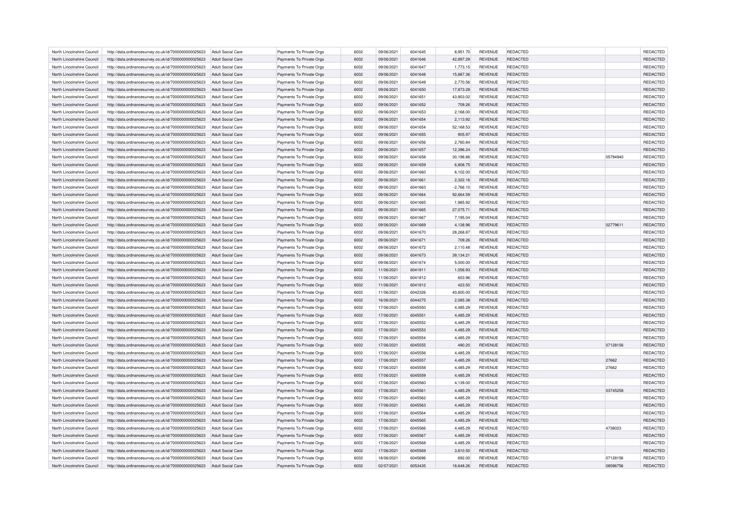| | | | | | | | | | | | | |
|---|---|---|---|---|---|---|---|---|---|---|---|---|
| North Lincolnshire Council | http://data.ordnancesurvey.co.uk/id/7000000000025623 | Adult Social Care | Payments To Private Orgs | 6002 | 09/06/2021 | 6041645 | 8,951.70 | REVENUE | REDACTED | | | REDACTED |
| North Lincolnshire Council | http://data.ordnancesurvey.co.uk/id/7000000000025623 | Adult Social Care | Payments To Private Orgs | 6002 | 09/06/2021 | 6041646 | 42,897.29 | REVENUE | REDACTED | | | REDACTED |
| North Lincolnshire Council | http://data.ordnancesurvey.co.uk/id/7000000000025623 | Adult Social Care | Payments To Private Orgs | 6002 | 09/06/2021 | 6041647 | 1,773.15 | REVENUE | REDACTED | | | REDACTED |
| North Lincolnshire Council | http://data.ordnancesurvey.co.uk/id/7000000000025623 | Adult Social Care | Payments To Private Orgs | 6002 | 09/06/2021 | 6041648 | 15,887.36 | REVENUE | REDACTED | | | REDACTED |
| North Lincolnshire Council | http://data.ordnancesurvey.co.uk/id/7000000000025623 | Adult Social Care | Payments To Private Orgs | 6002 | 09/06/2021 | 6041649 | 2,770.56 | REVENUE | REDACTED | | | REDACTED |
| North Lincolnshire Council | http://data.ordnancesurvey.co.uk/id/7000000000025623 | Adult Social Care | Payments To Private Orgs | 6002 | 09/06/2021 | 6041650 | 17,873.28 | REVENUE | REDACTED | | | REDACTED |
| North Lincolnshire Council | http://data.ordnancesurvey.co.uk/id/7000000000025623 | Adult Social Care | Payments To Private Orgs | 6002 | 09/06/2021 | 6041651 | 43,903.02 | REVENUE | REDACTED | | | REDACTED |
| North Lincolnshire Council | http://data.ordnancesurvey.co.uk/id/7000000000025623 | Adult Social Care | Payments To Private Orgs | 6002 | 09/06/2021 | 6041652 | 709.26 | REVENUE | REDACTED | | | REDACTED |
| North Lincolnshire Council | http://data.ordnancesurvey.co.uk/id/7000000000025623 | Adult Social Care | Payments To Private Orgs | 6002 | 09/06/2021 | 6041653 | 2,168.00 | REVENUE | REDACTED | | | REDACTED |
| North Lincolnshire Council | http://data.ordnancesurvey.co.uk/id/7000000000025623 | Adult Social Care | Payments To Private Orgs | 6002 | 09/06/2021 | 6041654 | 2,113.92 | REVENUE | REDACTED | | | REDACTED |
| North Lincolnshire Council | http://data.ordnancesurvey.co.uk/id/7000000000025623 | Adult Social Care | Payments To Private Orgs | 6002 | 09/06/2021 | 6041654 | 52,168.53 | REVENUE | REDACTED | | | REDACTED |
| North Lincolnshire Council | http://data.ordnancesurvey.co.uk/id/7000000000025623 | Adult Social Care | Payments To Private Orgs | 6002 | 09/06/2021 | 6041655 | 905.97 | REVENUE | REDACTED | | | REDACTED |
| North Lincolnshire Council | http://data.ordnancesurvey.co.uk/id/7000000000025623 | Adult Social Care | Payments To Private Orgs | 6002 | 09/06/2021 | 6041656 | 2,760.84 | REVENUE | REDACTED | | | REDACTED |
| North Lincolnshire Council | http://data.ordnancesurvey.co.uk/id/7000000000025623 | Adult Social Care | Payments To Private Orgs | 6002 | 09/06/2021 | 6041657 | 12,396.24 | REVENUE | REDACTED | | | REDACTED |
| North Lincolnshire Council | http://data.ordnancesurvey.co.uk/id/7000000000025623 | Adult Social Care | Payments To Private Orgs | 6002 | 09/06/2021 | 6041658 | 30,198.86 | REVENUE | REDACTED | | 05794940 | REDACTED |
| North Lincolnshire Council | http://data.ordnancesurvey.co.uk/id/7000000000025623 | Adult Social Care | Payments To Private Orgs | 6002 | 09/06/2021 | 6041659 | 6,808.75 | REVENUE | REDACTED | | | REDACTED |
| North Lincolnshire Council | http://data.ordnancesurvey.co.uk/id/7000000000025623 | Adult Social Care | Payments To Private Orgs | 6002 | 09/06/2021 | 6041660 | 6,102.00 | REVENUE | REDACTED | | | REDACTED |
| North Lincolnshire Council | http://data.ordnancesurvey.co.uk/id/7000000000025623 | Adult Social Care | Payments To Private Orgs | 6002 | 09/06/2021 | 6041661 | 2,322.16 | REVENUE | REDACTED | | | REDACTED |
| North Lincolnshire Council | http://data.ordnancesurvey.co.uk/id/7000000000025623 | Adult Social Care | Payments To Private Orgs | 6002 | 09/06/2021 | 6041663 | -2,766.10 | REVENUE | REDACTED | | | REDACTED |
| North Lincolnshire Council | http://data.ordnancesurvey.co.uk/id/7000000000025623 | Adult Social Care | Payments To Private Orgs | 6002 | 09/06/2021 | 6041664 | 92,664.59 | REVENUE | REDACTED | | | REDACTED |
| North Lincolnshire Council | http://data.ordnancesurvey.co.uk/id/7000000000025623 | Adult Social Care | Payments To Private Orgs | 6002 | 09/06/2021 | 6041665 | 1,985.92 | REVENUE | REDACTED | | | REDACTED |
| North Lincolnshire Council | http://data.ordnancesurvey.co.uk/id/7000000000025623 | Adult Social Care | Payments To Private Orgs | 6002 | 09/06/2021 | 6041665 | 27,075.71 | REVENUE | REDACTED | | | REDACTED |
| North Lincolnshire Council | http://data.ordnancesurvey.co.uk/id/7000000000025623 | Adult Social Care | Payments To Private Orgs | 6002 | 09/06/2021 | 6041667 | 7,195.04 | REVENUE | REDACTED | | | REDACTED |
| North Lincolnshire Council | http://data.ordnancesurvey.co.uk/id/7000000000025623 | Adult Social Care | Payments To Private Orgs | 6002 | 09/06/2021 | 6041669 | 4,138.96 | REVENUE | REDACTED | | 02779611 | REDACTED |
| North Lincolnshire Council | http://data.ordnancesurvey.co.uk/id/7000000000025623 | Adult Social Care | Payments To Private Orgs | 6002 | 09/06/2021 | 6041670 | 28,268.87 | REVENUE | REDACTED | | | REDACTED |
| North Lincolnshire Council | http://data.ordnancesurvey.co.uk/id/7000000000025623 | Adult Social Care | Payments To Private Orgs | 6002 | 09/06/2021 | 6041671 | 709.26 | REVENUE | REDACTED | | | REDACTED |
| North Lincolnshire Council | http://data.ordnancesurvey.co.uk/id/7000000000025623 | Adult Social Care | Payments To Private Orgs | 6002 | 09/06/2021 | 6041672 | 2,110.48 | REVENUE | REDACTED | | | REDACTED |
| North Lincolnshire Council | http://data.ordnancesurvey.co.uk/id/7000000000025623 | Adult Social Care | Payments To Private Orgs | 6002 | 09/06/2021 | 6041673 | 39,134.21 | REVENUE | REDACTED | | | REDACTED |
| North Lincolnshire Council | http://data.ordnancesurvey.co.uk/id/7000000000025623 | Adult Social Care | Payments To Private Orgs | 6002 | 09/06/2021 | 6041674 | 5,000.00 | REVENUE | REDACTED | | | REDACTED |
| North Lincolnshire Council | http://data.ordnancesurvey.co.uk/id/7000000000025623 | Adult Social Care | Payments To Private Orgs | 6002 | 11/06/2021 | 6041811 | 1,056.93 | REVENUE | REDACTED | | | REDACTED |
| North Lincolnshire Council | http://data.ordnancesurvey.co.uk/id/7000000000025623 | Adult Social Care | Payments To Private Orgs | 6002 | 11/06/2021 | 6041812 | 603.96 | REVENUE | REDACTED | | | REDACTED |
| North Lincolnshire Council | http://data.ordnancesurvey.co.uk/id/7000000000025623 | Adult Social Care | Payments To Private Orgs | 6002 | 11/06/2021 | 6041812 | 423.50 | REVENUE | REDACTED | | | REDACTED |
| North Lincolnshire Council | http://data.ordnancesurvey.co.uk/id/7000000000025623 | Adult Social Care | Payments To Private Orgs | 6002 | 11/06/2021 | 6042326 | 40,600.00 | REVENUE | REDACTED | | | REDACTED |
| North Lincolnshire Council | http://data.ordnancesurvey.co.uk/id/7000000000025623 | Adult Social Care | Payments To Private Orgs | 6002 | 16/06/2021 | 6044275 | 2,085.38 | REVENUE | REDACTED | | | REDACTED |
| North Lincolnshire Council | http://data.ordnancesurvey.co.uk/id/7000000000025623 | Adult Social Care | Payments To Private Orgs | 6002 | 17/06/2021 | 6045550 | 4,485.29 | REVENUE | REDACTED | | | REDACTED |
| North Lincolnshire Council | http://data.ordnancesurvey.co.uk/id/7000000000025623 | Adult Social Care | Payments To Private Orgs | 6002 | 17/06/2021 | 6045551 | 4,485.29 | REVENUE | REDACTED | | | REDACTED |
| North Lincolnshire Council | http://data.ordnancesurvey.co.uk/id/7000000000025623 | Adult Social Care | Payments To Private Orgs | 6002 | 17/06/2021 | 6045552 | 4,485.29 | REVENUE | REDACTED | | | REDACTED |
| North Lincolnshire Council | http://data.ordnancesurvey.co.uk/id/7000000000025623 | Adult Social Care | Payments To Private Orgs | 6002 | 17/06/2021 | 6045553 | 4,485.29 | REVENUE | REDACTED | | | REDACTED |
| North Lincolnshire Council | http://data.ordnancesurvey.co.uk/id/7000000000025623 | Adult Social Care | Payments To Private Orgs | 6002 | 17/06/2021 | 6045554 | 4,485.29 | REVENUE | REDACTED | | | REDACTED |
| North Lincolnshire Council | http://data.ordnancesurvey.co.uk/id/7000000000025623 | Adult Social Care | Payments To Private Orgs | 6002 | 17/06/2021 | 6045555 | 490.20 | REVENUE | REDACTED | | 07128156 | REDACTED |
| North Lincolnshire Council | http://data.ordnancesurvey.co.uk/id/7000000000025623 | Adult Social Care | Payments To Private Orgs | 6002 | 17/06/2021 | 6045556 | 4,485.29 | REVENUE | REDACTED | | | REDACTED |
| North Lincolnshire Council | http://data.ordnancesurvey.co.uk/id/7000000000025623 | Adult Social Care | Payments To Private Orgs | 6002 | 17/06/2021 | 6045557 | 4,485.29 | REVENUE | REDACTED | | 27662 | REDACTED |
| North Lincolnshire Council | http://data.ordnancesurvey.co.uk/id/7000000000025623 | Adult Social Care | Payments To Private Orgs | 6002 | 17/06/2021 | 6045558 | 4,485.29 | REVENUE | REDACTED | | 27662 | REDACTED |
| North Lincolnshire Council | http://data.ordnancesurvey.co.uk/id/7000000000025623 | Adult Social Care | Payments To Private Orgs | 6002 | 17/06/2021 | 6045559 | 4,485.29 | REVENUE | REDACTED | | | REDACTED |
| North Lincolnshire Council | http://data.ordnancesurvey.co.uk/id/7000000000025623 | Adult Social Care | Payments To Private Orgs | 6002 | 17/06/2021 | 6045560 | 4,139.00 | REVENUE | REDACTED | | | REDACTED |
| North Lincolnshire Council | http://data.ordnancesurvey.co.uk/id/7000000000025623 | Adult Social Care | Payments To Private Orgs | 6002 | 17/06/2021 | 6045561 | 4,485.29 | REVENUE | REDACTED | | 03745258 | REDACTED |
| North Lincolnshire Council | http://data.ordnancesurvey.co.uk/id/7000000000025623 | Adult Social Care | Payments To Private Orgs | 6002 | 17/06/2021 | 6045562 | 4,485.29 | REVENUE | REDACTED | | | REDACTED |
| North Lincolnshire Council | http://data.ordnancesurvey.co.uk/id/7000000000025623 | Adult Social Care | Payments To Private Orgs | 6002 | 17/06/2021 | 6045563 | 4,485.29 | REVENUE | REDACTED | | | REDACTED |
| North Lincolnshire Council | http://data.ordnancesurvey.co.uk/id/7000000000025623 | Adult Social Care | Payments To Private Orgs | 6002 | 17/06/2021 | 6045564 | 4,485.29 | REVENUE | REDACTED | | | REDACTED |
| North Lincolnshire Council | http://data.ordnancesurvey.co.uk/id/7000000000025623 | Adult Social Care | Payments To Private Orgs | 6002 | 17/06/2021 | 6045565 | 4,485.29 | REVENUE | REDACTED | | | REDACTED |
| North Lincolnshire Council | http://data.ordnancesurvey.co.uk/id/7000000000025623 | Adult Social Care | Payments To Private Orgs | 6002 | 17/06/2021 | 6045566 | 4,485.29 | REVENUE | REDACTED | | 4738023 | REDACTED |
| North Lincolnshire Council | http://data.ordnancesurvey.co.uk/id/7000000000025623 | Adult Social Care | Payments To Private Orgs | 6002 | 17/06/2021 | 6045567 | 4,485.29 | REVENUE | REDACTED | | | REDACTED |
| North Lincolnshire Council | http://data.ordnancesurvey.co.uk/id/7000000000025623 | Adult Social Care | Payments To Private Orgs | 6002 | 17/06/2021 | 6045568 | 4,485.29 | REVENUE | REDACTED | | | REDACTED |
| North Lincolnshire Council | http://data.ordnancesurvey.co.uk/id/7000000000025623 | Adult Social Care | Payments To Private Orgs | 6002 | 17/06/2021 | 6045569 | 3,810.50 | REVENUE | REDACTED | | | REDACTED |
| North Lincolnshire Council | http://data.ordnancesurvey.co.uk/id/7000000000025623 | Adult Social Care | Payments To Private Orgs | 6002 | 18/06/2021 | 6045696 | 692.00 | REVENUE | REDACTED | | 07128156 | REDACTED |
| North Lincolnshire Council | http://data.ordnancesurvey.co.uk/id/7000000000025623 | Adult Social Care | Payments To Private Orgs | 6002 | 02/07/2021 | 6053435 | 18,648.26 | REVENUE | REDACTED | | 08596756 | REDACTED |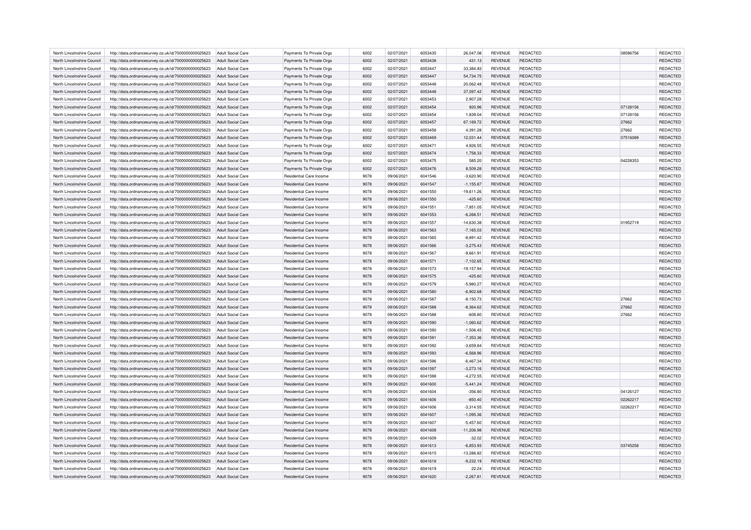| | | | | | | | | | | | | |
|---|---|---|---|---|---|---|---|---|---|---|---|---|
| North Lincolnshire Council | http://data.ordnancesurvey.co.uk/id/7000000000025623 | Adult Social Care | Payments To Private Orgs | 6002 | 02/07/2021 | 6053435 | 26,047.08 | REVENUE | REDACTED | 08596756 | REDACTED |
| North Lincolnshire Council | http://data.ordnancesurvey.co.uk/id/7000000000025623 | Adult Social Care | Payments To Private Orgs | 6002 | 02/07/2021 | 6053438 | 431.13 | REVENUE | REDACTED | | REDACTED |
| North Lincolnshire Council | http://data.ordnancesurvey.co.uk/id/7000000000025623 | Adult Social Care | Payments To Private Orgs | 6002 | 02/07/2021 | 6053447 | 33,384.83 | REVENUE | REDACTED | | REDACTED |
| North Lincolnshire Council | http://data.ordnancesurvey.co.uk/id/7000000000025623 | Adult Social Care | Payments To Private Orgs | 6002 | 02/07/2021 | 6053447 | 54,734.75 | REVENUE | REDACTED | | REDACTED |
| North Lincolnshire Council | http://data.ordnancesurvey.co.uk/id/7000000000025623 | Adult Social Care | Payments To Private Orgs | 6002 | 02/07/2021 | 6053448 | 20,062.48 | REVENUE | REDACTED | | REDACTED |
| North Lincolnshire Council | http://data.ordnancesurvey.co.uk/id/7000000000025623 | Adult Social Care | Payments To Private Orgs | 6002 | 02/07/2021 | 6053448 | 37,097.42 | REVENUE | REDACTED | | REDACTED |
| North Lincolnshire Council | http://data.ordnancesurvey.co.uk/id/7000000000025623 | Adult Social Care | Payments To Private Orgs | 6002 | 02/07/2021 | 6053453 | 2,907.28 | REVENUE | REDACTED | | REDACTED |
| North Lincolnshire Council | http://data.ordnancesurvey.co.uk/id/7000000000025623 | Adult Social Care | Payments To Private Orgs | 6002 | 02/07/2021 | 6053454 | 920.96 | REVENUE | REDACTED | 07128156 | REDACTED |
| North Lincolnshire Council | http://data.ordnancesurvey.co.uk/id/7000000000025623 | Adult Social Care | Payments To Private Orgs | 6002 | 02/07/2021 | 6053454 | 1,839.04 | REVENUE | REDACTED | 07128156 | REDACTED |
| North Lincolnshire Council | http://data.ordnancesurvey.co.uk/id/7000000000025623 | Adult Social Care | Payments To Private Orgs | 6002 | 02/07/2021 | 6053457 | 67,169.72 | REVENUE | REDACTED | 27662 | REDACTED |
| North Lincolnshire Council | http://data.ordnancesurvey.co.uk/id/7000000000025623 | Adult Social Care | Payments To Private Orgs | 6002 | 02/07/2021 | 6053458 | 4,391.28 | REVENUE | REDACTED | 27662 | REDACTED |
| North Lincolnshire Council | http://data.ordnancesurvey.co.uk/id/7000000000025623 | Adult Social Care | Payments To Private Orgs | 6002 | 02/07/2021 | 6053469 | 12,031.44 | REVENUE | REDACTED | 07516089 | REDACTED |
| North Lincolnshire Council | http://data.ordnancesurvey.co.uk/id/7000000000025623 | Adult Social Care | Payments To Private Orgs | 6002 | 02/07/2021 | 6053471 | 4,926.55 | REVENUE | REDACTED | | REDACTED |
| North Lincolnshire Council | http://data.ordnancesurvey.co.uk/id/7000000000025623 | Adult Social Care | Payments To Private Orgs | 6002 | 02/07/2021 | 6053474 | 1,758.33 | REVENUE | REDACTED | | REDACTED |
| North Lincolnshire Council | http://data.ordnancesurvey.co.uk/id/7000000000025623 | Adult Social Care | Payments To Private Orgs | 6002 | 02/07/2021 | 6053475 | 585.20 | REVENUE | REDACTED | 04228353 | REDACTED |
| North Lincolnshire Council | http://data.ordnancesurvey.co.uk/id/7000000000025623 | Adult Social Care | Payments To Private Orgs | 6002 | 02/07/2021 | 6053476 | 8,509.28 | REVENUE | REDACTED | | REDACTED |
| North Lincolnshire Council | http://data.ordnancesurvey.co.uk/id/7000000000025623 | Adult Social Care | Residential Care Income | 9078 | 09/06/2021 | 6041546 | -3,620.90 | REVENUE | REDACTED | | REDACTED |
| North Lincolnshire Council | http://data.ordnancesurvey.co.uk/id/7000000000025623 | Adult Social Care | Residential Care Income | 9078 | 09/06/2021 | 6041547 | -1,155.87 | REVENUE | REDACTED | | REDACTED |
| North Lincolnshire Council | http://data.ordnancesurvey.co.uk/id/7000000000025623 | Adult Social Care | Residential Care Income | 9078 | 09/06/2021 | 6041550 | -19,611.26 | REVENUE | REDACTED | | REDACTED |
| North Lincolnshire Council | http://data.ordnancesurvey.co.uk/id/7000000000025623 | Adult Social Care | Residential Care Income | 9078 | 09/06/2021 | 6041550 | -425.60 | REVENUE | REDACTED | | REDACTED |
| North Lincolnshire Council | http://data.ordnancesurvey.co.uk/id/7000000000025623 | Adult Social Care | Residential Care Income | 9078 | 09/06/2021 | 6041551 | -7,851.05 | REVENUE | REDACTED | | REDACTED |
| North Lincolnshire Council | http://data.ordnancesurvey.co.uk/id/7000000000025623 | Adult Social Care | Residential Care Income | 9078 | 09/06/2021 | 6041553 | -6,268.51 | REVENUE | REDACTED | | REDACTED |
| North Lincolnshire Council | http://data.ordnancesurvey.co.uk/id/7000000000025623 | Adult Social Care | Residential Care Income | 9078 | 09/06/2021 | 6041557 | -14,630.38 | REVENUE | REDACTED | 01952719 | REDACTED |
| North Lincolnshire Council | http://data.ordnancesurvey.co.uk/id/7000000000025623 | Adult Social Care | Residential Care Income | 9078 | 09/06/2021 | 6041563 | -7,165.03 | REVENUE | REDACTED | | REDACTED |
| North Lincolnshire Council | http://data.ordnancesurvey.co.uk/id/7000000000025623 | Adult Social Care | Residential Care Income | 9078 | 09/06/2021 | 6041565 | -8,891.42 | REVENUE | REDACTED | | REDACTED |
| North Lincolnshire Council | http://data.ordnancesurvey.co.uk/id/7000000000025623 | Adult Social Care | Residential Care Income | 9078 | 09/06/2021 | 6041566 | -3,275.43 | REVENUE | REDACTED | | REDACTED |
| North Lincolnshire Council | http://data.ordnancesurvey.co.uk/id/7000000000025623 | Adult Social Care | Residential Care Income | 9078 | 09/06/2021 | 6041567 | -9,661.91 | REVENUE | REDACTED | | REDACTED |
| North Lincolnshire Council | http://data.ordnancesurvey.co.uk/id/7000000000025623 | Adult Social Care | Residential Care Income | 9078 | 09/06/2021 | 6041571 | -7,102.65 | REVENUE | REDACTED | | REDACTED |
| North Lincolnshire Council | http://data.ordnancesurvey.co.uk/id/7000000000025623 | Adult Social Care | Residential Care Income | 9078 | 09/06/2021 | 6041573 | -19,157.94 | REVENUE | REDACTED | | REDACTED |
| North Lincolnshire Council | http://data.ordnancesurvey.co.uk/id/7000000000025623 | Adult Social Care | Residential Care Income | 9078 | 09/06/2021 | 6041575 | -425.60 | REVENUE | REDACTED | | REDACTED |
| North Lincolnshire Council | http://data.ordnancesurvey.co.uk/id/7000000000025623 | Adult Social Care | Residential Care Income | 9078 | 09/06/2021 | 6041579 | -5,980.27 | REVENUE | REDACTED | | REDACTED |
| North Lincolnshire Council | http://data.ordnancesurvey.co.uk/id/7000000000025623 | Adult Social Care | Residential Care Income | 9078 | 09/06/2021 | 6041580 | -6,902.68 | REVENUE | REDACTED | | REDACTED |
| North Lincolnshire Council | http://data.ordnancesurvey.co.uk/id/7000000000025623 | Adult Social Care | Residential Care Income | 9078 | 09/06/2021 | 6041587 | -8,150.73 | REVENUE | REDACTED | 27662 | REDACTED |
| North Lincolnshire Council | http://data.ordnancesurvey.co.uk/id/7000000000025623 | Adult Social Care | Residential Care Income | 9078 | 09/06/2021 | 6041588 | -8,364.62 | REVENUE | REDACTED | 27662 | REDACTED |
| North Lincolnshire Council | http://data.ordnancesurvey.co.uk/id/7000000000025623 | Adult Social Care | Residential Care Income | 9078 | 09/06/2021 | 6041588 | -608.80 | REVENUE | REDACTED | 27662 | REDACTED |
| North Lincolnshire Council | http://data.ordnancesurvey.co.uk/id/7000000000025623 | Adult Social Care | Residential Care Income | 9078 | 09/06/2021 | 6041590 | -1,060.62 | REVENUE | REDACTED | | REDACTED |
| North Lincolnshire Council | http://data.ordnancesurvey.co.uk/id/7000000000025623 | Adult Social Care | Residential Care Income | 9078 | 09/06/2021 | 6041590 | -1,506.45 | REVENUE | REDACTED | | REDACTED |
| North Lincolnshire Council | http://data.ordnancesurvey.co.uk/id/7000000000025623 | Adult Social Care | Residential Care Income | 9078 | 09/06/2021 | 6041591 | -7,353.36 | REVENUE | REDACTED | | REDACTED |
| North Lincolnshire Council | http://data.ordnancesurvey.co.uk/id/7000000000025623 | Adult Social Care | Residential Care Income | 9078 | 09/06/2021 | 6041592 | -3,659.84 | REVENUE | REDACTED | | REDACTED |
| North Lincolnshire Council | http://data.ordnancesurvey.co.uk/id/7000000000025623 | Adult Social Care | Residential Care Income | 9078 | 09/06/2021 | 6041593 | -6,568.96 | REVENUE | REDACTED | | REDACTED |
| North Lincolnshire Council | http://data.ordnancesurvey.co.uk/id/7000000000025623 | Adult Social Care | Residential Care Income | 9078 | 09/06/2021 | 6041596 | -6,467.34 | REVENUE | REDACTED | | REDACTED |
| North Lincolnshire Council | http://data.ordnancesurvey.co.uk/id/7000000000025623 | Adult Social Care | Residential Care Income | 9078 | 09/06/2021 | 6041597 | -3,273.16 | REVENUE | REDACTED | | REDACTED |
| North Lincolnshire Council | http://data.ordnancesurvey.co.uk/id/7000000000025623 | Adult Social Care | Residential Care Income | 9078 | 09/06/2021 | 6041598 | -4,272.55 | REVENUE | REDACTED | | REDACTED |
| North Lincolnshire Council | http://data.ordnancesurvey.co.uk/id/7000000000025623 | Adult Social Care | Residential Care Income | 9078 | 09/06/2021 | 6041600 | -5,441.24 | REVENUE | REDACTED | | REDACTED |
| North Lincolnshire Council | http://data.ordnancesurvey.co.uk/id/7000000000025623 | Adult Social Care | Residential Care Income | 9078 | 09/06/2021 | 6041604 | -356.80 | REVENUE | REDACTED | 04126127 | REDACTED |
| North Lincolnshire Council | http://data.ordnancesurvey.co.uk/id/7000000000025623 | Adult Social Care | Residential Care Income | 9078 | 09/06/2021 | 6041606 | -850.40 | REVENUE | REDACTED | 02262217 | REDACTED |
| North Lincolnshire Council | http://data.ordnancesurvey.co.uk/id/7000000000025623 | Adult Social Care | Residential Care Income | 9078 | 09/06/2021 | 6041606 | -3,314.55 | REVENUE | REDACTED | 02262217 | REDACTED |
| North Lincolnshire Council | http://data.ordnancesurvey.co.uk/id/7000000000025623 | Adult Social Care | Residential Care Income | 9078 | 09/06/2021 | 6041607 | -1,095.36 | REVENUE | REDACTED | | REDACTED |
| North Lincolnshire Council | http://data.ordnancesurvey.co.uk/id/7000000000025623 | Adult Social Care | Residential Care Income | 9078 | 09/06/2021 | 6041607 | -5,457.60 | REVENUE | REDACTED | | REDACTED |
| North Lincolnshire Council | http://data.ordnancesurvey.co.uk/id/7000000000025623 | Adult Social Care | Residential Care Income | 9078 | 09/06/2021 | 6041608 | -11,206.98 | REVENUE | REDACTED | | REDACTED |
| North Lincolnshire Council | http://data.ordnancesurvey.co.uk/id/7000000000025623 | Adult Social Care | Residential Care Income | 9078 | 09/06/2021 | 6041609 | -32.02 | REVENUE | REDACTED | | REDACTED |
| North Lincolnshire Council | http://data.ordnancesurvey.co.uk/id/7000000000025623 | Adult Social Care | Residential Care Income | 9078 | 09/06/2021 | 6041613 | -6,853.93 | REVENUE | REDACTED | 03745258 | REDACTED |
| North Lincolnshire Council | http://data.ordnancesurvey.co.uk/id/7000000000025623 | Adult Social Care | Residential Care Income | 9078 | 09/06/2021 | 6041615 | -13,286.82 | REVENUE | REDACTED | | REDACTED |
| North Lincolnshire Council | http://data.ordnancesurvey.co.uk/id/7000000000025623 | Adult Social Care | Residential Care Income | 9078 | 09/06/2021 | 6041618 | -9,232.19 | REVENUE | REDACTED | | REDACTED |
| North Lincolnshire Council | http://data.ordnancesurvey.co.uk/id/7000000000025623 | Adult Social Care | Residential Care Income | 9078 | 09/06/2021 | 6041619 | 22.24 | REVENUE | REDACTED | | REDACTED |
| North Lincolnshire Council | http://data.ordnancesurvey.co.uk/id/7000000000025623 | Adult Social Care | Residential Care Income | 9078 | 09/06/2021 | 6041620 | -2,267.81 | REVENUE | REDACTED | | REDACTED |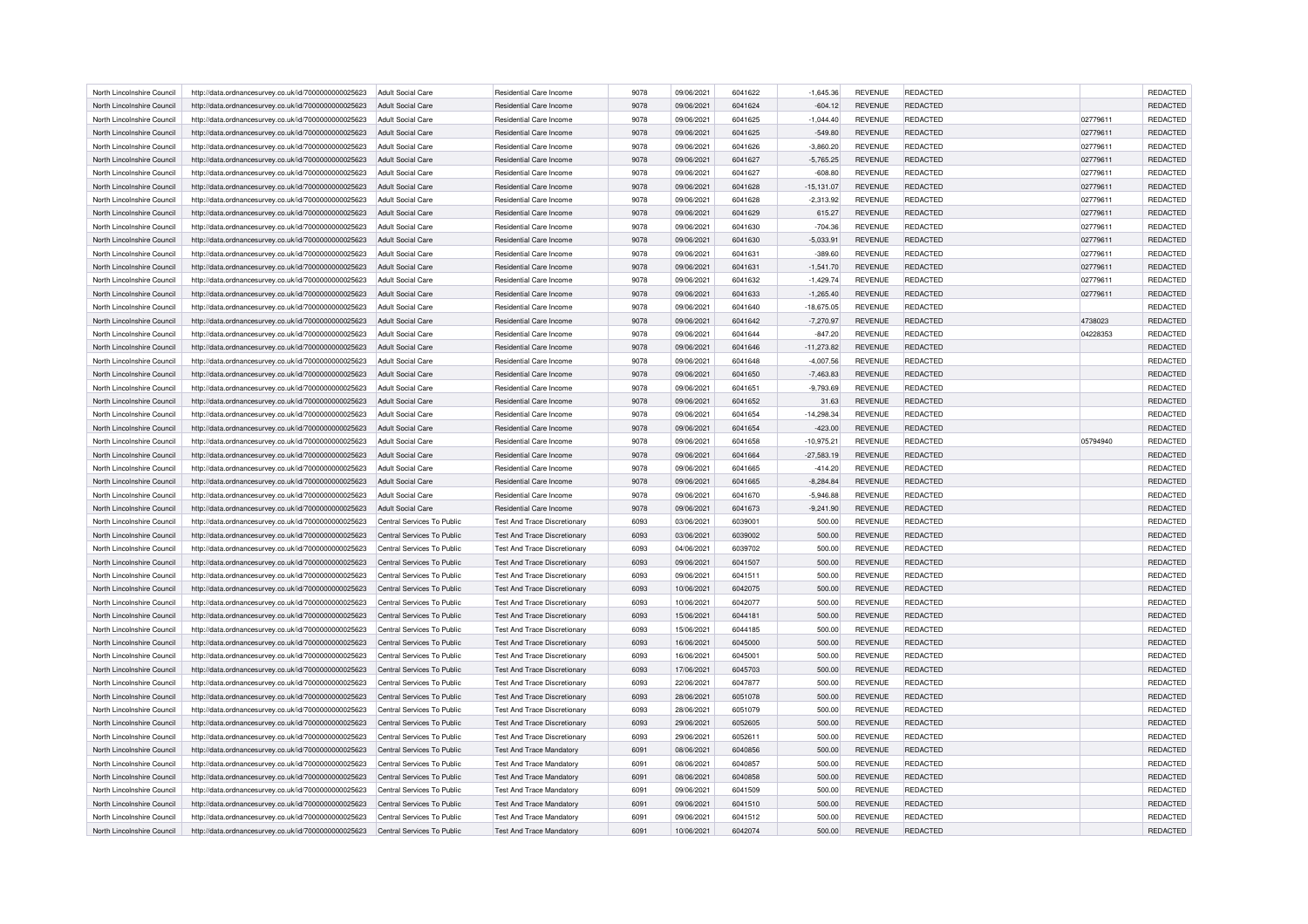| North Lincolnshire Council | http://data.ordnancesurvey.co.uk/id/7000000000025623 | Adult Social Care | Residential Care Income | 9078 | 09/06/2021 | 6041622 | -1,645.36 | REVENUE | REDACTED | | REDACTED |
|---|---|---|---|---|---|---|---|---|---|---|---|
| North Lincolnshire Council | http://data.ordnancesurvey.co.uk/id/7000000000025623 | Adult Social Care | Residential Care Income | 9078 | 09/06/2021 | 6041624 | -604.12 | REVENUE | REDACTED | | REDACTED |
| North Lincolnshire Council | http://data.ordnancesurvey.co.uk/id/7000000000025623 | Adult Social Care | Residential Care Income | 9078 | 09/06/2021 | 6041625 | -1,044.40 | REVENUE | REDACTED | 02779611 | REDACTED |
| North Lincolnshire Council | http://data.ordnancesurvey.co.uk/id/7000000000025623 | Adult Social Care | Residential Care Income | 9078 | 09/06/2021 | 6041625 | -549.80 | REVENUE | REDACTED | 02779611 | REDACTED |
| North Lincolnshire Council | http://data.ordnancesurvey.co.uk/id/7000000000025623 | Adult Social Care | Residential Care Income | 9078 | 09/06/2021 | 6041626 | -3,860.20 | REVENUE | REDACTED | 02779611 | REDACTED |
| North Lincolnshire Council | http://data.ordnancesurvey.co.uk/id/7000000000025623 | Adult Social Care | Residential Care Income | 9078 | 09/06/2021 | 6041627 | -5,765.25 | REVENUE | REDACTED | 02779611 | REDACTED |
| North Lincolnshire Council | http://data.ordnancesurvey.co.uk/id/7000000000025623 | Adult Social Care | Residential Care Income | 9078 | 09/06/2021 | 6041627 | -608.80 | REVENUE | REDACTED | 02779611 | REDACTED |
| North Lincolnshire Council | http://data.ordnancesurvey.co.uk/id/7000000000025623 | Adult Social Care | Residential Care Income | 9078 | 09/06/2021 | 6041628 | -15,131.07 | REVENUE | REDACTED | 02779611 | REDACTED |
| North Lincolnshire Council | http://data.ordnancesurvey.co.uk/id/7000000000025623 | Adult Social Care | Residential Care Income | 9078 | 09/06/2021 | 6041628 | -2,313.92 | REVENUE | REDACTED | 02779611 | REDACTED |
| North Lincolnshire Council | http://data.ordnancesurvey.co.uk/id/7000000000025623 | Adult Social Care | Residential Care Income | 9078 | 09/06/2021 | 6041629 | 615.27 | REVENUE | REDACTED | 02779611 | REDACTED |
| North Lincolnshire Council | http://data.ordnancesurvey.co.uk/id/7000000000025623 | Adult Social Care | Residential Care Income | 9078 | 09/06/2021 | 6041630 | -704.36 | REVENUE | REDACTED | 02779611 | REDACTED |
| North Lincolnshire Council | http://data.ordnancesurvey.co.uk/id/7000000000025623 | Adult Social Care | Residential Care Income | 9078 | 09/06/2021 | 6041630 | -5,033.91 | REVENUE | REDACTED | 02779611 | REDACTED |
| North Lincolnshire Council | http://data.ordnancesurvey.co.uk/id/7000000000025623 | Adult Social Care | Residential Care Income | 9078 | 09/06/2021 | 6041631 | -389.60 | REVENUE | REDACTED | 02779611 | REDACTED |
| North Lincolnshire Council | http://data.ordnancesurvey.co.uk/id/7000000000025623 | Adult Social Care | Residential Care Income | 9078 | 09/06/2021 | 6041631 | -1,541.70 | REVENUE | REDACTED | 02779611 | REDACTED |
| North Lincolnshire Council | http://data.ordnancesurvey.co.uk/id/7000000000025623 | Adult Social Care | Residential Care Income | 9078 | 09/06/2021 | 6041632 | -1,429.74 | REVENUE | REDACTED | 02779611 | REDACTED |
| North Lincolnshire Council | http://data.ordnancesurvey.co.uk/id/7000000000025623 | Adult Social Care | Residential Care Income | 9078 | 09/06/2021 | 6041633 | -1,265.40 | REVENUE | REDACTED | 02779611 | REDACTED |
| North Lincolnshire Council | http://data.ordnancesurvey.co.uk/id/7000000000025623 | Adult Social Care | Residential Care Income | 9078 | 09/06/2021 | 6041640 | -18,675.05 | REVENUE | REDACTED | | REDACTED |
| North Lincolnshire Council | http://data.ordnancesurvey.co.uk/id/7000000000025623 | Adult Social Care | Residential Care Income | 9078 | 09/06/2021 | 6041642 | -7,270.97 | REVENUE | REDACTED | 4738023 | REDACTED |
| North Lincolnshire Council | http://data.ordnancesurvey.co.uk/id/7000000000025623 | Adult Social Care | Residential Care Income | 9078 | 09/06/2021 | 6041644 | -847.20 | REVENUE | REDACTED | 04228353 | REDACTED |
| North Lincolnshire Council | http://data.ordnancesurvey.co.uk/id/7000000000025623 | Adult Social Care | Residential Care Income | 9078 | 09/06/2021 | 6041646 | -11,273.82 | REVENUE | REDACTED | | REDACTED |
| North Lincolnshire Council | http://data.ordnancesurvey.co.uk/id/7000000000025623 | Adult Social Care | Residential Care Income | 9078 | 09/06/2021 | 6041648 | -4,007.56 | REVENUE | REDACTED | | REDACTED |
| North Lincolnshire Council | http://data.ordnancesurvey.co.uk/id/7000000000025623 | Adult Social Care | Residential Care Income | 9078 | 09/06/2021 | 6041650 | -7,463.83 | REVENUE | REDACTED | | REDACTED |
| North Lincolnshire Council | http://data.ordnancesurvey.co.uk/id/7000000000025623 | Adult Social Care | Residential Care Income | 9078 | 09/06/2021 | 6041651 | -9,793.69 | REVENUE | REDACTED | | REDACTED |
| North Lincolnshire Council | http://data.ordnancesurvey.co.uk/id/7000000000025623 | Adult Social Care | Residential Care Income | 9078 | 09/06/2021 | 6041652 | 31.63 | REVENUE | REDACTED | | REDACTED |
| North Lincolnshire Council | http://data.ordnancesurvey.co.uk/id/7000000000025623 | Adult Social Care | Residential Care Income | 9078 | 09/06/2021 | 6041654 | -14,298.34 | REVENUE | REDACTED | | REDACTED |
| North Lincolnshire Council | http://data.ordnancesurvey.co.uk/id/7000000000025623 | Adult Social Care | Residential Care Income | 9078 | 09/06/2021 | 6041654 | -423.00 | REVENUE | REDACTED | | REDACTED |
| North Lincolnshire Council | http://data.ordnancesurvey.co.uk/id/7000000000025623 | Adult Social Care | Residential Care Income | 9078 | 09/06/2021 | 6041658 | -10,975.21 | REVENUE | REDACTED | 05794940 | REDACTED |
| North Lincolnshire Council | http://data.ordnancesurvey.co.uk/id/7000000000025623 | Adult Social Care | Residential Care Income | 9078 | 09/06/2021 | 6041664 | -27,583.19 | REVENUE | REDACTED | | REDACTED |
| North Lincolnshire Council | http://data.ordnancesurvey.co.uk/id/7000000000025623 | Adult Social Care | Residential Care Income | 9078 | 09/06/2021 | 6041665 | -414.20 | REVENUE | REDACTED | | REDACTED |
| North Lincolnshire Council | http://data.ordnancesurvey.co.uk/id/7000000000025623 | Adult Social Care | Residential Care Income | 9078 | 09/06/2021 | 6041665 | -8,284.84 | REVENUE | REDACTED | | REDACTED |
| North Lincolnshire Council | http://data.ordnancesurvey.co.uk/id/7000000000025623 | Adult Social Care | Residential Care Income | 9078 | 09/06/2021 | 6041670 | -5,946.88 | REVENUE | REDACTED | | REDACTED |
| North Lincolnshire Council | http://data.ordnancesurvey.co.uk/id/7000000000025623 | Adult Social Care | Residential Care Income | 9078 | 09/06/2021 | 6041673 | -9,241.90 | REVENUE | REDACTED | | REDACTED |
| North Lincolnshire Council | http://data.ordnancesurvey.co.uk/id/7000000000025623 | Central Services To Public | Test And Trace Discretionary | 6093 | 03/06/2021 | 6039001 | 500.00 | REVENUE | REDACTED | | REDACTED |
| North Lincolnshire Council | http://data.ordnancesurvey.co.uk/id/7000000000025623 | Central Services To Public | Test And Trace Discretionary | 6093 | 03/06/2021 | 6039002 | 500.00 | REVENUE | REDACTED | | REDACTED |
| North Lincolnshire Council | http://data.ordnancesurvey.co.uk/id/7000000000025623 | Central Services To Public | Test And Trace Discretionary | 6093 | 04/06/2021 | 6039702 | 500.00 | REVENUE | REDACTED | | REDACTED |
| North Lincolnshire Council | http://data.ordnancesurvey.co.uk/id/7000000000025623 | Central Services To Public | Test And Trace Discretionary | 6093 | 09/06/2021 | 6041507 | 500.00 | REVENUE | REDACTED | | REDACTED |
| North Lincolnshire Council | http://data.ordnancesurvey.co.uk/id/7000000000025623 | Central Services To Public | Test And Trace Discretionary | 6093 | 09/06/2021 | 6041511 | 500.00 | REVENUE | REDACTED | | REDACTED |
| North Lincolnshire Council | http://data.ordnancesurvey.co.uk/id/7000000000025623 | Central Services To Public | Test And Trace Discretionary | 6093 | 10/06/2021 | 6042075 | 500.00 | REVENUE | REDACTED | | REDACTED |
| North Lincolnshire Council | http://data.ordnancesurvey.co.uk/id/7000000000025623 | Central Services To Public | Test And Trace Discretionary | 6093 | 10/06/2021 | 6042077 | 500.00 | REVENUE | REDACTED | | REDACTED |
| North Lincolnshire Council | http://data.ordnancesurvey.co.uk/id/7000000000025623 | Central Services To Public | Test And Trace Discretionary | 6093 | 15/06/2021 | 6044181 | 500.00 | REVENUE | REDACTED | | REDACTED |
| North Lincolnshire Council | http://data.ordnancesurvey.co.uk/id/7000000000025623 | Central Services To Public | Test And Trace Discretionary | 6093 | 15/06/2021 | 6044185 | 500.00 | REVENUE | REDACTED | | REDACTED |
| North Lincolnshire Council | http://data.ordnancesurvey.co.uk/id/7000000000025623 | Central Services To Public | Test And Trace Discretionary | 6093 | 16/06/2021 | 6045000 | 500.00 | REVENUE | REDACTED | | REDACTED |
| North Lincolnshire Council | http://data.ordnancesurvey.co.uk/id/7000000000025623 | Central Services To Public | Test And Trace Discretionary | 6093 | 16/06/2021 | 6045001 | 500.00 | REVENUE | REDACTED | | REDACTED |
| North Lincolnshire Council | http://data.ordnancesurvey.co.uk/id/7000000000025623 | Central Services To Public | Test And Trace Discretionary | 6093 | 17/06/2021 | 6045703 | 500.00 | REVENUE | REDACTED | | REDACTED |
| North Lincolnshire Council | http://data.ordnancesurvey.co.uk/id/7000000000025623 | Central Services To Public | Test And Trace Discretionary | 6093 | 22/06/2021 | 6047877 | 500.00 | REVENUE | REDACTED | | REDACTED |
| North Lincolnshire Council | http://data.ordnancesurvey.co.uk/id/7000000000025623 | Central Services To Public | Test And Trace Discretionary | 6093 | 28/06/2021 | 6051078 | 500.00 | REVENUE | REDACTED | | REDACTED |
| North Lincolnshire Council | http://data.ordnancesurvey.co.uk/id/7000000000025623 | Central Services To Public | Test And Trace Discretionary | 6093 | 28/06/2021 | 6051079 | 500.00 | REVENUE | REDACTED | | REDACTED |
| North Lincolnshire Council | http://data.ordnancesurvey.co.uk/id/7000000000025623 | Central Services To Public | Test And Trace Discretionary | 6093 | 29/06/2021 | 6052605 | 500.00 | REVENUE | REDACTED | | REDACTED |
| North Lincolnshire Council | http://data.ordnancesurvey.co.uk/id/7000000000025623 | Central Services To Public | Test And Trace Discretionary | 6093 | 29/06/2021 | 6052611 | 500.00 | REVENUE | REDACTED | | REDACTED |
| North Lincolnshire Council | http://data.ordnancesurvey.co.uk/id/7000000000025623 | Central Services To Public | Test And Trace Mandatory | 6091 | 08/06/2021 | 6040856 | 500.00 | REVENUE | REDACTED | | REDACTED |
| North Lincolnshire Council | http://data.ordnancesurvey.co.uk/id/7000000000025623 | Central Services To Public | Test And Trace Mandatory | 6091 | 08/06/2021 | 6040857 | 500.00 | REVENUE | REDACTED | | REDACTED |
| North Lincolnshire Council | http://data.ordnancesurvey.co.uk/id/7000000000025623 | Central Services To Public | Test And Trace Mandatory | 6091 | 08/06/2021 | 6040858 | 500.00 | REVENUE | REDACTED | | REDACTED |
| North Lincolnshire Council | http://data.ordnancesurvey.co.uk/id/7000000000025623 | Central Services To Public | Test And Trace Mandatory | 6091 | 09/06/2021 | 6041509 | 500.00 | REVENUE | REDACTED | | REDACTED |
| North Lincolnshire Council | http://data.ordnancesurvey.co.uk/id/7000000000025623 | Central Services To Public | Test And Trace Mandatory | 6091 | 09/06/2021 | 6041510 | 500.00 | REVENUE | REDACTED | | REDACTED |
| North Lincolnshire Council | http://data.ordnancesurvey.co.uk/id/7000000000025623 | Central Services To Public | Test And Trace Mandatory | 6091 | 09/06/2021 | 6041512 | 500.00 | REVENUE | REDACTED | | REDACTED |
| North Lincolnshire Council | http://data.ordnancesurvey.co.uk/id/7000000000025623 | Central Services To Public | Test And Trace Mandatory | 6091 | 10/06/2021 | 6042074 | 500.00 | REVENUE | REDACTED | | REDACTED |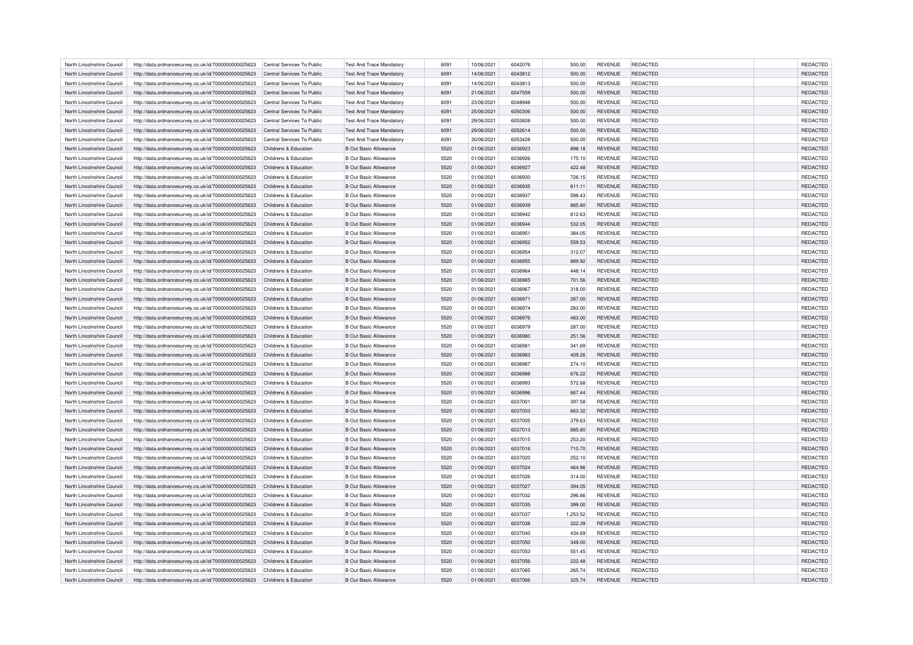| | | | | | | | | | | | |
|---|---|---|---|---|---|---|---|---|---|---|---|
| North Lincolnshire Council | http://data.ordnancesurvey.co.uk/id/7000000000025623 | Central Services To Public | Test And Trace Mandatory | 6091 | 10/06/2021 | 6042076 | 500.00 | REVENUE | REDACTED | | REDACTED |
| North Lincolnshire Council | http://data.ordnancesurvey.co.uk/id/7000000000025623 | Central Services To Public | Test And Trace Mandatory | 6091 | 14/06/2021 | 6043812 | 500.00 | REVENUE | REDACTED | | REDACTED |
| North Lincolnshire Council | http://data.ordnancesurvey.co.uk/id/7000000000025623 | Central Services To Public | Test And Trace Mandatory | 6091 | 14/06/2021 | 6043813 | 500.00 | REVENUE | REDACTED | | REDACTED |
| North Lincolnshire Council | http://data.ordnancesurvey.co.uk/id/7000000000025623 | Central Services To Public | Test And Trace Mandatory | 6091 | 21/06/2021 | 6047559 | 500.00 | REVENUE | REDACTED | | REDACTED |
| North Lincolnshire Council | http://data.ordnancesurvey.co.uk/id/7000000000025623 | Central Services To Public | Test And Trace Mandatory | 6091 | 23/06/2021 | 6048948 | 500.00 | REVENUE | REDACTED | | REDACTED |
| North Lincolnshire Council | http://data.ordnancesurvey.co.uk/id/7000000000025623 | Central Services To Public | Test And Trace Mandatory | 6091 | 25/06/2021 | 6050306 | 500.00 | REVENUE | REDACTED | | REDACTED |
| North Lincolnshire Council | http://data.ordnancesurvey.co.uk/id/7000000000025623 | Central Services To Public | Test And Trace Mandatory | 6091 | 29/06/2021 | 6052608 | 500.00 | REVENUE | REDACTED | | REDACTED |
| North Lincolnshire Council | http://data.ordnancesurvey.co.uk/id/7000000000025623 | Central Services To Public | Test And Trace Mandatory | 6091 | 29/06/2021 | 6052614 | 500.00 | REVENUE | REDACTED | | REDACTED |
| North Lincolnshire Council | http://data.ordnancesurvey.co.uk/id/7000000000025623 | Central Services To Public | Test And Trace Mandatory | 6091 | 30/06/2021 | 6053428 | 500.00 | REVENUE | REDACTED | | REDACTED |
| North Lincolnshire Council | http://data.ordnancesurvey.co.uk/id/7000000000025623 | Childrens & Education | B Out Basic Allowance | 5520 | 01/06/2021 | 6036923 | 898.18 | REVENUE | REDACTED | | REDACTED |
| North Lincolnshire Council | http://data.ordnancesurvey.co.uk/id/7000000000025623 | Childrens & Education | B Out Basic Allowance | 5520 | 01/06/2021 | 6036926 | 175.10 | REVENUE | REDACTED | | REDACTED |
| North Lincolnshire Council | http://data.ordnancesurvey.co.uk/id/7000000000025623 | Childrens & Education | B Out Basic Allowance | 5520 | 01/06/2021 | 6036927 | 422.48 | REVENUE | REDACTED | | REDACTED |
| North Lincolnshire Council | http://data.ordnancesurvey.co.uk/id/7000000000025623 | Childrens & Education | B Out Basic Allowance | 5520 | 01/06/2021 | 6036930 | 726.15 | REVENUE | REDACTED | | REDACTED |
| North Lincolnshire Council | http://data.ordnancesurvey.co.uk/id/7000000000025623 | Childrens & Education | B Out Basic Allowance | 5520 | 01/06/2021 | 6036935 | 611.11 | REVENUE | REDACTED | | REDACTED |
| North Lincolnshire Council | http://data.ordnancesurvey.co.uk/id/7000000000025623 | Childrens & Education | B Out Basic Allowance | 5520 | 01/06/2021 | 6036937 | 598.43 | REVENUE | REDACTED | | REDACTED |
| North Lincolnshire Council | http://data.ordnancesurvey.co.uk/id/7000000000025623 | Childrens & Education | B Out Basic Allowance | 5520 | 01/06/2021 | 6036939 | 885.80 | REVENUE | REDACTED | | REDACTED |
| North Lincolnshire Council | http://data.ordnancesurvey.co.uk/id/7000000000025623 | Childrens & Education | B Out Basic Allowance | 5520 | 01/06/2021 | 6036942 | 612.63 | REVENUE | REDACTED | | REDACTED |
| North Lincolnshire Council | http://data.ordnancesurvey.co.uk/id/7000000000025623 | Childrens & Education | B Out Basic Allowance | 5520 | 01/06/2021 | 6036944 | 532.05 | REVENUE | REDACTED | | REDACTED |
| North Lincolnshire Council | http://data.ordnancesurvey.co.uk/id/7000000000025623 | Childrens & Education | B Out Basic Allowance | 5520 | 01/06/2021 | 6036951 | 384.05 | REVENUE | REDACTED | | REDACTED |
| North Lincolnshire Council | http://data.ordnancesurvey.co.uk/id/7000000000025623 | Childrens & Education | B Out Basic Allowance | 5520 | 01/06/2021 | 6036952 | 559.53 | REVENUE | REDACTED | | REDACTED |
| North Lincolnshire Council | http://data.ordnancesurvey.co.uk/id/7000000000025623 | Childrens & Education | B Out Basic Allowance | 5520 | 01/06/2021 | 6036954 | 312.07 | REVENUE | REDACTED | | REDACTED |
| North Lincolnshire Council | http://data.ordnancesurvey.co.uk/id/7000000000025623 | Childrens & Education | B Out Basic Allowance | 5520 | 01/06/2021 | 6036955 | 889.92 | REVENUE | REDACTED | | REDACTED |
| North Lincolnshire Council | http://data.ordnancesurvey.co.uk/id/7000000000025623 | Childrens & Education | B Out Basic Allowance | 5520 | 01/06/2021 | 6036964 | 448.14 | REVENUE | REDACTED | | REDACTED |
| North Lincolnshire Council | http://data.ordnancesurvey.co.uk/id/7000000000025623 | Childrens & Education | B Out Basic Allowance | 5520 | 01/06/2021 | 6036965 | 701.56 | REVENUE | REDACTED | | REDACTED |
| North Lincolnshire Council | http://data.ordnancesurvey.co.uk/id/7000000000025623 | Childrens & Education | B Out Basic Allowance | 5520 | 01/06/2021 | 6036967 | 318.00 | REVENUE | REDACTED | | REDACTED |
| North Lincolnshire Council | http://data.ordnancesurvey.co.uk/id/7000000000025623 | Childrens & Education | B Out Basic Allowance | 5520 | 01/06/2021 | 6036971 | 287.00 | REVENUE | REDACTED | | REDACTED |
| North Lincolnshire Council | http://data.ordnancesurvey.co.uk/id/7000000000025623 | Childrens & Education | B Out Basic Allowance | 5520 | 01/06/2021 | 6036974 | 283.00 | REVENUE | REDACTED | | REDACTED |
| North Lincolnshire Council | http://data.ordnancesurvey.co.uk/id/7000000000025623 | Childrens & Education | B Out Basic Allowance | 5520 | 01/06/2021 | 6036976 | 483.00 | REVENUE | REDACTED | | REDACTED |
| North Lincolnshire Council | http://data.ordnancesurvey.co.uk/id/7000000000025623 | Childrens & Education | B Out Basic Allowance | 5520 | 01/06/2021 | 6036979 | 287.00 | REVENUE | REDACTED | | REDACTED |
| North Lincolnshire Council | http://data.ordnancesurvey.co.uk/id/7000000000025623 | Childrens & Education | B Out Basic Allowance | 5520 | 01/06/2021 | 6036980 | 251.56 | REVENUE | REDACTED | | REDACTED |
| North Lincolnshire Council | http://data.ordnancesurvey.co.uk/id/7000000000025623 | Childrens & Education | B Out Basic Allowance | 5520 | 01/06/2021 | 6036981 | 341.69 | REVENUE | REDACTED | | REDACTED |
| North Lincolnshire Council | http://data.ordnancesurvey.co.uk/id/7000000000025623 | Childrens & Education | B Out Basic Allowance | 5520 | 01/06/2021 | 6036983 | 409.26 | REVENUE | REDACTED | | REDACTED |
| North Lincolnshire Council | http://data.ordnancesurvey.co.uk/id/7000000000025623 | Childrens & Education | B Out Basic Allowance | 5520 | 01/06/2021 | 6036987 | 274.10 | REVENUE | REDACTED | | REDACTED |
| North Lincolnshire Council | http://data.ordnancesurvey.co.uk/id/7000000000025623 | Childrens & Education | B Out Basic Allowance | 5520 | 01/06/2021 | 6036988 | 676.22 | REVENUE | REDACTED | | REDACTED |
| North Lincolnshire Council | http://data.ordnancesurvey.co.uk/id/7000000000025623 | Childrens & Education | B Out Basic Allowance | 5520 | 01/06/2021 | 6036993 | 572.68 | REVENUE | REDACTED | | REDACTED |
| North Lincolnshire Council | http://data.ordnancesurvey.co.uk/id/7000000000025623 | Childrens & Education | B Out Basic Allowance | 5520 | 01/06/2021 | 6036996 | 667.44 | REVENUE | REDACTED | | REDACTED |
| North Lincolnshire Council | http://data.ordnancesurvey.co.uk/id/7000000000025623 | Childrens & Education | B Out Basic Allowance | 5520 | 01/06/2021 | 6037001 | 397.58 | REVENUE | REDACTED | | REDACTED |
| North Lincolnshire Council | http://data.ordnancesurvey.co.uk/id/7000000000025623 | Childrens & Education | B Out Basic Allowance | 5520 | 01/06/2021 | 6037003 | 663.32 | REVENUE | REDACTED | | REDACTED |
| North Lincolnshire Council | http://data.ordnancesurvey.co.uk/id/7000000000025623 | Childrens & Education | B Out Basic Allowance | 5520 | 01/06/2021 | 6037005 | 379.63 | REVENUE | REDACTED | | REDACTED |
| North Lincolnshire Council | http://data.ordnancesurvey.co.uk/id/7000000000025623 | Childrens & Education | B Out Basic Allowance | 5520 | 01/06/2021 | 6037013 | 885.80 | REVENUE | REDACTED | | REDACTED |
| North Lincolnshire Council | http://data.ordnancesurvey.co.uk/id/7000000000025623 | Childrens & Education | B Out Basic Allowance | 5520 | 01/06/2021 | 6037015 | 253.20 | REVENUE | REDACTED | | REDACTED |
| North Lincolnshire Council | http://data.ordnancesurvey.co.uk/id/7000000000025623 | Childrens & Education | B Out Basic Allowance | 5520 | 01/06/2021 | 6037016 | 710.70 | REVENUE | REDACTED | | REDACTED |
| North Lincolnshire Council | http://data.ordnancesurvey.co.uk/id/7000000000025623 | Childrens & Education | B Out Basic Allowance | 5520 | 01/06/2021 | 6037020 | 252.10 | REVENUE | REDACTED | | REDACTED |
| North Lincolnshire Council | http://data.ordnancesurvey.co.uk/id/7000000000025623 | Childrens & Education | B Out Basic Allowance | 5520 | 01/06/2021 | 6037024 | 464.96 | REVENUE | REDACTED | | REDACTED |
| North Lincolnshire Council | http://data.ordnancesurvey.co.uk/id/7000000000025623 | Childrens & Education | B Out Basic Allowance | 5520 | 01/06/2021 | 6037026 | 314.00 | REVENUE | REDACTED | | REDACTED |
| North Lincolnshire Council | http://data.ordnancesurvey.co.uk/id/7000000000025623 | Childrens & Education | B Out Basic Allowance | 5520 | 01/06/2021 | 6037027 | 394.05 | REVENUE | REDACTED | | REDACTED |
| North Lincolnshire Council | http://data.ordnancesurvey.co.uk/id/7000000000025623 | Childrens & Education | B Out Basic Allowance | 5520 | 01/06/2021 | 6037032 | 296.66 | REVENUE | REDACTED | | REDACTED |
| North Lincolnshire Council | http://data.ordnancesurvey.co.uk/id/7000000000025623 | Childrens & Education | B Out Basic Allowance | 5520 | 01/06/2021 | 6037035 | 399.00 | REVENUE | REDACTED | | REDACTED |
| North Lincolnshire Council | http://data.ordnancesurvey.co.uk/id/7000000000025623 | Childrens & Education | B Out Basic Allowance | 5520 | 01/06/2021 | 6037037 | 1,253.52 | REVENUE | REDACTED | | REDACTED |
| North Lincolnshire Council | http://data.ordnancesurvey.co.uk/id/7000000000025623 | Childrens & Education | B Out Basic Allowance | 5520 | 01/06/2021 | 6037038 | 322.39 | REVENUE | REDACTED | | REDACTED |
| North Lincolnshire Council | http://data.ordnancesurvey.co.uk/id/7000000000025623 | Childrens & Education | B Out Basic Allowance | 5520 | 01/06/2021 | 6037040 | 434.69 | REVENUE | REDACTED | | REDACTED |
| North Lincolnshire Council | http://data.ordnancesurvey.co.uk/id/7000000000025623 | Childrens & Education | B Out Basic Allowance | 5520 | 01/06/2021 | 6037050 | 349.00 | REVENUE | REDACTED | | REDACTED |
| North Lincolnshire Council | http://data.ordnancesurvey.co.uk/id/7000000000025623 | Childrens & Education | B Out Basic Allowance | 5520 | 01/06/2021 | 6037053 | 551.45 | REVENUE | REDACTED | | REDACTED |
| North Lincolnshire Council | http://data.ordnancesurvey.co.uk/id/7000000000025623 | Childrens & Education | B Out Basic Allowance | 5520 | 01/06/2021 | 6037056 | 222.48 | REVENUE | REDACTED | | REDACTED |
| North Lincolnshire Council | http://data.ordnancesurvey.co.uk/id/7000000000025623 | Childrens & Education | B Out Basic Allowance | 5520 | 01/06/2021 | 6037065 | 265.74 | REVENUE | REDACTED | | REDACTED |
| North Lincolnshire Council | http://data.ordnancesurvey.co.uk/id/7000000000025623 | Childrens & Education | B Out Basic Allowance | 5520 | 01/06/2021 | 6037066 | 325.74 | REVENUE | REDACTED | | REDACTED |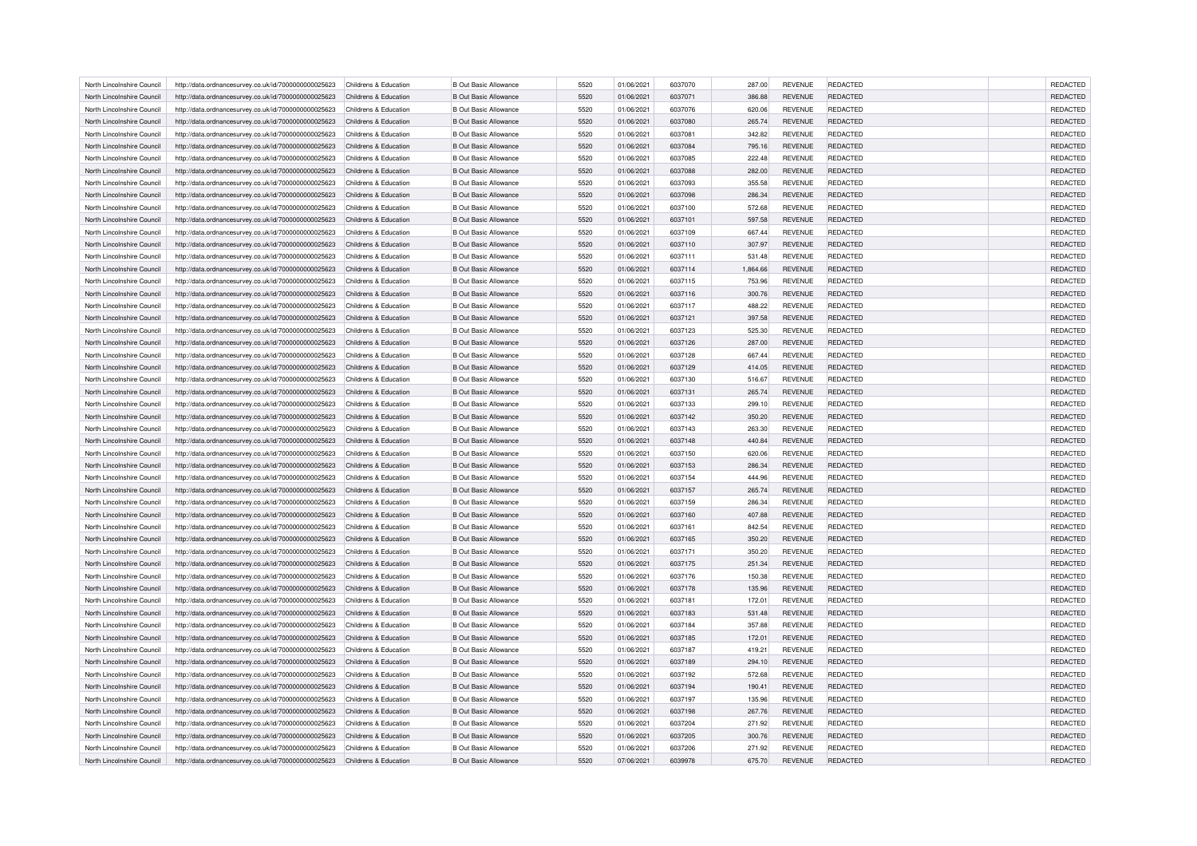| | | | | | | | | | | | |
|---|---|---|---|---|---|---|---|---|---|---|---|
| North Lincolnshire Council | http://data.ordnancesurvey.co.uk/id/7000000000025623 | Childrens & Education | B Out Basic Allowance | 5520 | 01/06/2021 | 6037070 | 287.00 | REVENUE | REDACTED | | REDACTED |
| North Lincolnshire Council | http://data.ordnancesurvey.co.uk/id/7000000000025623 | Childrens & Education | B Out Basic Allowance | 5520 | 01/06/2021 | 6037071 | 386.88 | REVENUE | REDACTED | | REDACTED |
| North Lincolnshire Council | http://data.ordnancesurvey.co.uk/id/7000000000025623 | Childrens & Education | B Out Basic Allowance | 5520 | 01/06/2021 | 6037076 | 620.06 | REVENUE | REDACTED | | REDACTED |
| North Lincolnshire Council | http://data.ordnancesurvey.co.uk/id/7000000000025623 | Childrens & Education | B Out Basic Allowance | 5520 | 01/06/2021 | 6037080 | 265.74 | REVENUE | REDACTED | | REDACTED |
| North Lincolnshire Council | http://data.ordnancesurvey.co.uk/id/7000000000025623 | Childrens & Education | B Out Basic Allowance | 5520 | 01/06/2021 | 6037081 | 342.82 | REVENUE | REDACTED | | REDACTED |
| North Lincolnshire Council | http://data.ordnancesurvey.co.uk/id/7000000000025623 | Childrens & Education | B Out Basic Allowance | 5520 | 01/06/2021 | 6037084 | 795.16 | REVENUE | REDACTED | | REDACTED |
| North Lincolnshire Council | http://data.ordnancesurvey.co.uk/id/7000000000025623 | Childrens & Education | B Out Basic Allowance | 5520 | 01/06/2021 | 6037085 | 222.48 | REVENUE | REDACTED | | REDACTED |
| North Lincolnshire Council | http://data.ordnancesurvey.co.uk/id/7000000000025623 | Childrens & Education | B Out Basic Allowance | 5520 | 01/06/2021 | 6037088 | 282.00 | REVENUE | REDACTED | | REDACTED |
| North Lincolnshire Council | http://data.ordnancesurvey.co.uk/id/7000000000025623 | Childrens & Education | B Out Basic Allowance | 5520 | 01/06/2021 | 6037093 | 355.58 | REVENUE | REDACTED | | REDACTED |
| North Lincolnshire Council | http://data.ordnancesurvey.co.uk/id/7000000000025623 | Childrens & Education | B Out Basic Allowance | 5520 | 01/06/2021 | 6037098 | 286.34 | REVENUE | REDACTED | | REDACTED |
| North Lincolnshire Council | http://data.ordnancesurvey.co.uk/id/7000000000025623 | Childrens & Education | B Out Basic Allowance | 5520 | 01/06/2021 | 6037100 | 572.68 | REVENUE | REDACTED | | REDACTED |
| North Lincolnshire Council | http://data.ordnancesurvey.co.uk/id/7000000000025623 | Childrens & Education | B Out Basic Allowance | 5520 | 01/06/2021 | 6037101 | 597.58 | REVENUE | REDACTED | | REDACTED |
| North Lincolnshire Council | http://data.ordnancesurvey.co.uk/id/7000000000025623 | Childrens & Education | B Out Basic Allowance | 5520 | 01/06/2021 | 6037109 | 667.44 | REVENUE | REDACTED | | REDACTED |
| North Lincolnshire Council | http://data.ordnancesurvey.co.uk/id/7000000000025623 | Childrens & Education | B Out Basic Allowance | 5520 | 01/06/2021 | 6037110 | 307.97 | REVENUE | REDACTED | | REDACTED |
| North Lincolnshire Council | http://data.ordnancesurvey.co.uk/id/7000000000025623 | Childrens & Education | B Out Basic Allowance | 5520 | 01/06/2021 | 6037111 | 531.48 | REVENUE | REDACTED | | REDACTED |
| North Lincolnshire Council | http://data.ordnancesurvey.co.uk/id/7000000000025623 | Childrens & Education | B Out Basic Allowance | 5520 | 01/06/2021 | 6037114 | 1,864.66 | REVENUE | REDACTED | | REDACTED |
| North Lincolnshire Council | http://data.ordnancesurvey.co.uk/id/7000000000025623 | Childrens & Education | B Out Basic Allowance | 5520 | 01/06/2021 | 6037115 | 753.96 | REVENUE | REDACTED | | REDACTED |
| North Lincolnshire Council | http://data.ordnancesurvey.co.uk/id/7000000000025623 | Childrens & Education | B Out Basic Allowance | 5520 | 01/06/2021 | 6037116 | 300.76 | REVENUE | REDACTED | | REDACTED |
| North Lincolnshire Council | http://data.ordnancesurvey.co.uk/id/7000000000025623 | Childrens & Education | B Out Basic Allowance | 5520 | 01/06/2021 | 6037117 | 488.22 | REVENUE | REDACTED | | REDACTED |
| North Lincolnshire Council | http://data.ordnancesurvey.co.uk/id/7000000000025623 | Childrens & Education | B Out Basic Allowance | 5520 | 01/06/2021 | 6037121 | 397.58 | REVENUE | REDACTED | | REDACTED |
| North Lincolnshire Council | http://data.ordnancesurvey.co.uk/id/7000000000025623 | Childrens & Education | B Out Basic Allowance | 5520 | 01/06/2021 | 6037123 | 525.30 | REVENUE | REDACTED | | REDACTED |
| North Lincolnshire Council | http://data.ordnancesurvey.co.uk/id/7000000000025623 | Childrens & Education | B Out Basic Allowance | 5520 | 01/06/2021 | 6037126 | 287.00 | REVENUE | REDACTED | | REDACTED |
| North Lincolnshire Council | http://data.ordnancesurvey.co.uk/id/7000000000025623 | Childrens & Education | B Out Basic Allowance | 5520 | 01/06/2021 | 6037128 | 667.44 | REVENUE | REDACTED | | REDACTED |
| North Lincolnshire Council | http://data.ordnancesurvey.co.uk/id/7000000000025623 | Childrens & Education | B Out Basic Allowance | 5520 | 01/06/2021 | 6037129 | 414.05 | REVENUE | REDACTED | | REDACTED |
| North Lincolnshire Council | http://data.ordnancesurvey.co.uk/id/7000000000025623 | Childrens & Education | B Out Basic Allowance | 5520 | 01/06/2021 | 6037130 | 516.67 | REVENUE | REDACTED | | REDACTED |
| North Lincolnshire Council | http://data.ordnancesurvey.co.uk/id/7000000000025623 | Childrens & Education | B Out Basic Allowance | 5520 | 01/06/2021 | 6037131 | 265.74 | REVENUE | REDACTED | | REDACTED |
| North Lincolnshire Council | http://data.ordnancesurvey.co.uk/id/7000000000025623 | Childrens & Education | B Out Basic Allowance | 5520 | 01/06/2021 | 6037133 | 299.10 | REVENUE | REDACTED | | REDACTED |
| North Lincolnshire Council | http://data.ordnancesurvey.co.uk/id/7000000000025623 | Childrens & Education | B Out Basic Allowance | 5520 | 01/06/2021 | 6037142 | 350.20 | REVENUE | REDACTED | | REDACTED |
| North Lincolnshire Council | http://data.ordnancesurvey.co.uk/id/7000000000025623 | Childrens & Education | B Out Basic Allowance | 5520 | 01/06/2021 | 6037143 | 263.30 | REVENUE | REDACTED | | REDACTED |
| North Lincolnshire Council | http://data.ordnancesurvey.co.uk/id/7000000000025623 | Childrens & Education | B Out Basic Allowance | 5520 | 01/06/2021 | 6037148 | 440.84 | REVENUE | REDACTED | | REDACTED |
| North Lincolnshire Council | http://data.ordnancesurvey.co.uk/id/7000000000025623 | Childrens & Education | B Out Basic Allowance | 5520 | 01/06/2021 | 6037150 | 620.06 | REVENUE | REDACTED | | REDACTED |
| North Lincolnshire Council | http://data.ordnancesurvey.co.uk/id/7000000000025623 | Childrens & Education | B Out Basic Allowance | 5520 | 01/06/2021 | 6037153 | 286.34 | REVENUE | REDACTED | | REDACTED |
| North Lincolnshire Council | http://data.ordnancesurvey.co.uk/id/7000000000025623 | Childrens & Education | B Out Basic Allowance | 5520 | 01/06/2021 | 6037154 | 444.96 | REVENUE | REDACTED | | REDACTED |
| North Lincolnshire Council | http://data.ordnancesurvey.co.uk/id/7000000000025623 | Childrens & Education | B Out Basic Allowance | 5520 | 01/06/2021 | 6037157 | 265.74 | REVENUE | REDACTED | | REDACTED |
| North Lincolnshire Council | http://data.ordnancesurvey.co.uk/id/7000000000025623 | Childrens & Education | B Out Basic Allowance | 5520 | 01/06/2021 | 6037159 | 286.34 | REVENUE | REDACTED | | REDACTED |
| North Lincolnshire Council | http://data.ordnancesurvey.co.uk/id/7000000000025623 | Childrens & Education | B Out Basic Allowance | 5520 | 01/06/2021 | 6037160 | 407.88 | REVENUE | REDACTED | | REDACTED |
| North Lincolnshire Council | http://data.ordnancesurvey.co.uk/id/7000000000025623 | Childrens & Education | B Out Basic Allowance | 5520 | 01/06/2021 | 6037161 | 842.54 | REVENUE | REDACTED | | REDACTED |
| North Lincolnshire Council | http://data.ordnancesurvey.co.uk/id/7000000000025623 | Childrens & Education | B Out Basic Allowance | 5520 | 01/06/2021 | 6037165 | 350.20 | REVENUE | REDACTED | | REDACTED |
| North Lincolnshire Council | http://data.ordnancesurvey.co.uk/id/7000000000025623 | Childrens & Education | B Out Basic Allowance | 5520 | 01/06/2021 | 6037171 | 350.20 | REVENUE | REDACTED | | REDACTED |
| North Lincolnshire Council | http://data.ordnancesurvey.co.uk/id/7000000000025623 | Childrens & Education | B Out Basic Allowance | 5520 | 01/06/2021 | 6037175 | 251.34 | REVENUE | REDACTED | | REDACTED |
| North Lincolnshire Council | http://data.ordnancesurvey.co.uk/id/7000000000025623 | Childrens & Education | B Out Basic Allowance | 5520 | 01/06/2021 | 6037176 | 150.38 | REVENUE | REDACTED | | REDACTED |
| North Lincolnshire Council | http://data.ordnancesurvey.co.uk/id/7000000000025623 | Childrens & Education | B Out Basic Allowance | 5520 | 01/06/2021 | 6037178 | 135.96 | REVENUE | REDACTED | | REDACTED |
| North Lincolnshire Council | http://data.ordnancesurvey.co.uk/id/7000000000025623 | Childrens & Education | B Out Basic Allowance | 5520 | 01/06/2021 | 6037181 | 172.01 | REVENUE | REDACTED | | REDACTED |
| North Lincolnshire Council | http://data.ordnancesurvey.co.uk/id/7000000000025623 | Childrens & Education | B Out Basic Allowance | 5520 | 01/06/2021 | 6037183 | 531.48 | REVENUE | REDACTED | | REDACTED |
| North Lincolnshire Council | http://data.ordnancesurvey.co.uk/id/7000000000025623 | Childrens & Education | B Out Basic Allowance | 5520 | 01/06/2021 | 6037184 | 357.88 | REVENUE | REDACTED | | REDACTED |
| North Lincolnshire Council | http://data.ordnancesurvey.co.uk/id/7000000000025623 | Childrens & Education | B Out Basic Allowance | 5520 | 01/06/2021 | 6037185 | 172.01 | REVENUE | REDACTED | | REDACTED |
| North Lincolnshire Council | http://data.ordnancesurvey.co.uk/id/7000000000025623 | Childrens & Education | B Out Basic Allowance | 5520 | 01/06/2021 | 6037187 | 419.21 | REVENUE | REDACTED | | REDACTED |
| North Lincolnshire Council | http://data.ordnancesurvey.co.uk/id/7000000000025623 | Childrens & Education | B Out Basic Allowance | 5520 | 01/06/2021 | 6037189 | 294.10 | REVENUE | REDACTED | | REDACTED |
| North Lincolnshire Council | http://data.ordnancesurvey.co.uk/id/7000000000025623 | Childrens & Education | B Out Basic Allowance | 5520 | 01/06/2021 | 6037192 | 572.68 | REVENUE | REDACTED | | REDACTED |
| North Lincolnshire Council | http://data.ordnancesurvey.co.uk/id/7000000000025623 | Childrens & Education | B Out Basic Allowance | 5520 | 01/06/2021 | 6037194 | 190.41 | REVENUE | REDACTED | | REDACTED |
| North Lincolnshire Council | http://data.ordnancesurvey.co.uk/id/7000000000025623 | Childrens & Education | B Out Basic Allowance | 5520 | 01/06/2021 | 6037197 | 135.96 | REVENUE | REDACTED | | REDACTED |
| North Lincolnshire Council | http://data.ordnancesurvey.co.uk/id/7000000000025623 | Childrens & Education | B Out Basic Allowance | 5520 | 01/06/2021 | 6037198 | 267.76 | REVENUE | REDACTED | | REDACTED |
| North Lincolnshire Council | http://data.ordnancesurvey.co.uk/id/7000000000025623 | Childrens & Education | B Out Basic Allowance | 5520 | 01/06/2021 | 6037204 | 271.92 | REVENUE | REDACTED | | REDACTED |
| North Lincolnshire Council | http://data.ordnancesurvey.co.uk/id/7000000000025623 | Childrens & Education | B Out Basic Allowance | 5520 | 01/06/2021 | 6037205 | 300.76 | REVENUE | REDACTED | | REDACTED |
| North Lincolnshire Council | http://data.ordnancesurvey.co.uk/id/7000000000025623 | Childrens & Education | B Out Basic Allowance | 5520 | 01/06/2021 | 6037206 | 271.92 | REVENUE | REDACTED | | REDACTED |
| North Lincolnshire Council | http://data.ordnancesurvey.co.uk/id/7000000000025623 | Childrens & Education | B Out Basic Allowance | 5520 | 07/06/2021 | 6039978 | 675.70 | REVENUE | REDACTED | | REDACTED |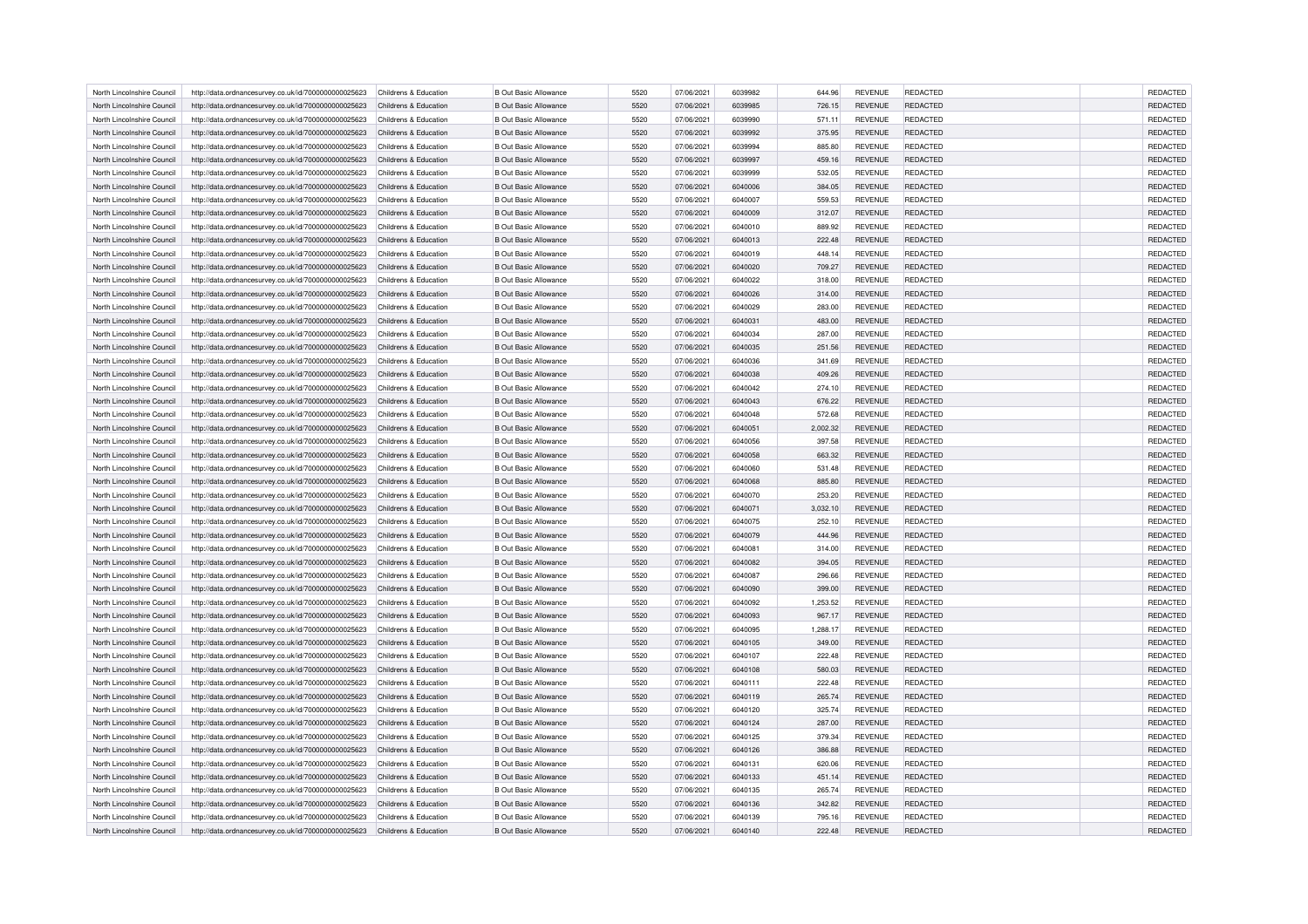| | | | | | | | | | | | |
|---|---|---|---|---|---|---|---|---|---|---|---|
| North Lincolnshire Council | http://data.ordnancesurvey.co.uk/id/7000000000025623 | Childrens & Education | B Out Basic Allowance | 5520 | 07/06/2021 | 6039982 | 644.96 | REVENUE | REDACTED | | REDACTED |
| North Lincolnshire Council | http://data.ordnancesurvey.co.uk/id/7000000000025623 | Childrens & Education | B Out Basic Allowance | 5520 | 07/06/2021 | 6039985 | 726.15 | REVENUE | REDACTED | | REDACTED |
| North Lincolnshire Council | http://data.ordnancesurvey.co.uk/id/7000000000025623 | Childrens & Education | B Out Basic Allowance | 5520 | 07/06/2021 | 6039990 | 571.11 | REVENUE | REDACTED | | REDACTED |
| North Lincolnshire Council | http://data.ordnancesurvey.co.uk/id/7000000000025623 | Childrens & Education | B Out Basic Allowance | 5520 | 07/06/2021 | 6039992 | 375.95 | REVENUE | REDACTED | | REDACTED |
| North Lincolnshire Council | http://data.ordnancesurvey.co.uk/id/7000000000025623 | Childrens & Education | B Out Basic Allowance | 5520 | 07/06/2021 | 6039994 | 885.80 | REVENUE | REDACTED | | REDACTED |
| North Lincolnshire Council | http://data.ordnancesurvey.co.uk/id/7000000000025623 | Childrens & Education | B Out Basic Allowance | 5520 | 07/06/2021 | 6039997 | 459.16 | REVENUE | REDACTED | | REDACTED |
| North Lincolnshire Council | http://data.ordnancesurvey.co.uk/id/7000000000025623 | Childrens & Education | B Out Basic Allowance | 5520 | 07/06/2021 | 6039999 | 532.05 | REVENUE | REDACTED | | REDACTED |
| North Lincolnshire Council | http://data.ordnancesurvey.co.uk/id/7000000000025623 | Childrens & Education | B Out Basic Allowance | 5520 | 07/06/2021 | 6040006 | 384.05 | REVENUE | REDACTED | | REDACTED |
| North Lincolnshire Council | http://data.ordnancesurvey.co.uk/id/7000000000025623 | Childrens & Education | B Out Basic Allowance | 5520 | 07/06/2021 | 6040007 | 559.53 | REVENUE | REDACTED | | REDACTED |
| North Lincolnshire Council | http://data.ordnancesurvey.co.uk/id/7000000000025623 | Childrens & Education | B Out Basic Allowance | 5520 | 07/06/2021 | 6040009 | 312.07 | REVENUE | REDACTED | | REDACTED |
| North Lincolnshire Council | http://data.ordnancesurvey.co.uk/id/7000000000025623 | Childrens & Education | B Out Basic Allowance | 5520 | 07/06/2021 | 6040010 | 889.92 | REVENUE | REDACTED | | REDACTED |
| North Lincolnshire Council | http://data.ordnancesurvey.co.uk/id/7000000000025623 | Childrens & Education | B Out Basic Allowance | 5520 | 07/06/2021 | 6040013 | 222.48 | REVENUE | REDACTED | | REDACTED |
| North Lincolnshire Council | http://data.ordnancesurvey.co.uk/id/7000000000025623 | Childrens & Education | B Out Basic Allowance | 5520 | 07/06/2021 | 6040019 | 448.14 | REVENUE | REDACTED | | REDACTED |
| North Lincolnshire Council | http://data.ordnancesurvey.co.uk/id/7000000000025623 | Childrens & Education | B Out Basic Allowance | 5520 | 07/06/2021 | 6040020 | 709.27 | REVENUE | REDACTED | | REDACTED |
| North Lincolnshire Council | http://data.ordnancesurvey.co.uk/id/7000000000025623 | Childrens & Education | B Out Basic Allowance | 5520 | 07/06/2021 | 6040022 | 318.00 | REVENUE | REDACTED | | REDACTED |
| North Lincolnshire Council | http://data.ordnancesurvey.co.uk/id/7000000000025623 | Childrens & Education | B Out Basic Allowance | 5520 | 07/06/2021 | 6040026 | 314.00 | REVENUE | REDACTED | | REDACTED |
| North Lincolnshire Council | http://data.ordnancesurvey.co.uk/id/7000000000025623 | Childrens & Education | B Out Basic Allowance | 5520 | 07/06/2021 | 6040029 | 283.00 | REVENUE | REDACTED | | REDACTED |
| North Lincolnshire Council | http://data.ordnancesurvey.co.uk/id/7000000000025623 | Childrens & Education | B Out Basic Allowance | 5520 | 07/06/2021 | 6040031 | 483.00 | REVENUE | REDACTED | | REDACTED |
| North Lincolnshire Council | http://data.ordnancesurvey.co.uk/id/7000000000025623 | Childrens & Education | B Out Basic Allowance | 5520 | 07/06/2021 | 6040034 | 287.00 | REVENUE | REDACTED | | REDACTED |
| North Lincolnshire Council | http://data.ordnancesurvey.co.uk/id/7000000000025623 | Childrens & Education | B Out Basic Allowance | 5520 | 07/06/2021 | 6040035 | 251.56 | REVENUE | REDACTED | | REDACTED |
| North Lincolnshire Council | http://data.ordnancesurvey.co.uk/id/7000000000025623 | Childrens & Education | B Out Basic Allowance | 5520 | 07/06/2021 | 6040036 | 341.69 | REVENUE | REDACTED | | REDACTED |
| North Lincolnshire Council | http://data.ordnancesurvey.co.uk/id/7000000000025623 | Childrens & Education | B Out Basic Allowance | 5520 | 07/06/2021 | 6040038 | 409.26 | REVENUE | REDACTED | | REDACTED |
| North Lincolnshire Council | http://data.ordnancesurvey.co.uk/id/7000000000025623 | Childrens & Education | B Out Basic Allowance | 5520 | 07/06/2021 | 6040042 | 274.10 | REVENUE | REDACTED | | REDACTED |
| North Lincolnshire Council | http://data.ordnancesurvey.co.uk/id/7000000000025623 | Childrens & Education | B Out Basic Allowance | 5520 | 07/06/2021 | 6040043 | 676.22 | REVENUE | REDACTED | | REDACTED |
| North Lincolnshire Council | http://data.ordnancesurvey.co.uk/id/7000000000025623 | Childrens & Education | B Out Basic Allowance | 5520 | 07/06/2021 | 6040048 | 572.68 | REVENUE | REDACTED | | REDACTED |
| North Lincolnshire Council | http://data.ordnancesurvey.co.uk/id/7000000000025623 | Childrens & Education | B Out Basic Allowance | 5520 | 07/06/2021 | 6040051 | 2,002.32 | REVENUE | REDACTED | | REDACTED |
| North Lincolnshire Council | http://data.ordnancesurvey.co.uk/id/7000000000025623 | Childrens & Education | B Out Basic Allowance | 5520 | 07/06/2021 | 6040056 | 397.58 | REVENUE | REDACTED | | REDACTED |
| North Lincolnshire Council | http://data.ordnancesurvey.co.uk/id/7000000000025623 | Childrens & Education | B Out Basic Allowance | 5520 | 07/06/2021 | 6040058 | 663.32 | REVENUE | REDACTED | | REDACTED |
| North Lincolnshire Council | http://data.ordnancesurvey.co.uk/id/7000000000025623 | Childrens & Education | B Out Basic Allowance | 5520 | 07/06/2021 | 6040060 | 531.48 | REVENUE | REDACTED | | REDACTED |
| North Lincolnshire Council | http://data.ordnancesurvey.co.uk/id/7000000000025623 | Childrens & Education | B Out Basic Allowance | 5520 | 07/06/2021 | 6040068 | 885.80 | REVENUE | REDACTED | | REDACTED |
| North Lincolnshire Council | http://data.ordnancesurvey.co.uk/id/7000000000025623 | Childrens & Education | B Out Basic Allowance | 5520 | 07/06/2021 | 6040070 | 253.20 | REVENUE | REDACTED | | REDACTED |
| North Lincolnshire Council | http://data.ordnancesurvey.co.uk/id/7000000000025623 | Childrens & Education | B Out Basic Allowance | 5520 | 07/06/2021 | 6040071 | 3,032.10 | REVENUE | REDACTED | | REDACTED |
| North Lincolnshire Council | http://data.ordnancesurvey.co.uk/id/7000000000025623 | Childrens & Education | B Out Basic Allowance | 5520 | 07/06/2021 | 6040075 | 252.10 | REVENUE | REDACTED | | REDACTED |
| North Lincolnshire Council | http://data.ordnancesurvey.co.uk/id/7000000000025623 | Childrens & Education | B Out Basic Allowance | 5520 | 07/06/2021 | 6040079 | 444.96 | REVENUE | REDACTED | | REDACTED |
| North Lincolnshire Council | http://data.ordnancesurvey.co.uk/id/7000000000025623 | Childrens & Education | B Out Basic Allowance | 5520 | 07/06/2021 | 6040081 | 314.00 | REVENUE | REDACTED | | REDACTED |
| North Lincolnshire Council | http://data.ordnancesurvey.co.uk/id/7000000000025623 | Childrens & Education | B Out Basic Allowance | 5520 | 07/06/2021 | 6040082 | 394.05 | REVENUE | REDACTED | | REDACTED |
| North Lincolnshire Council | http://data.ordnancesurvey.co.uk/id/7000000000025623 | Childrens & Education | B Out Basic Allowance | 5520 | 07/06/2021 | 6040087 | 296.66 | REVENUE | REDACTED | | REDACTED |
| North Lincolnshire Council | http://data.ordnancesurvey.co.uk/id/7000000000025623 | Childrens & Education | B Out Basic Allowance | 5520 | 07/06/2021 | 6040090 | 399.00 | REVENUE | REDACTED | | REDACTED |
| North Lincolnshire Council | http://data.ordnancesurvey.co.uk/id/7000000000025623 | Childrens & Education | B Out Basic Allowance | 5520 | 07/06/2021 | 6040092 | 1,253.52 | REVENUE | REDACTED | | REDACTED |
| North Lincolnshire Council | http://data.ordnancesurvey.co.uk/id/7000000000025623 | Childrens & Education | B Out Basic Allowance | 5520 | 07/06/2021 | 6040093 | 967.17 | REVENUE | REDACTED | | REDACTED |
| North Lincolnshire Council | http://data.ordnancesurvey.co.uk/id/7000000000025623 | Childrens & Education | B Out Basic Allowance | 5520 | 07/06/2021 | 6040095 | 1,288.17 | REVENUE | REDACTED | | REDACTED |
| North Lincolnshire Council | http://data.ordnancesurvey.co.uk/id/7000000000025623 | Childrens & Education | B Out Basic Allowance | 5520 | 07/06/2021 | 6040105 | 349.00 | REVENUE | REDACTED | | REDACTED |
| North Lincolnshire Council | http://data.ordnancesurvey.co.uk/id/7000000000025623 | Childrens & Education | B Out Basic Allowance | 5520 | 07/06/2021 | 6040107 | 222.48 | REVENUE | REDACTED | | REDACTED |
| North Lincolnshire Council | http://data.ordnancesurvey.co.uk/id/7000000000025623 | Childrens & Education | B Out Basic Allowance | 5520 | 07/06/2021 | 6040108 | 580.03 | REVENUE | REDACTED | | REDACTED |
| North Lincolnshire Council | http://data.ordnancesurvey.co.uk/id/7000000000025623 | Childrens & Education | B Out Basic Allowance | 5520 | 07/06/2021 | 6040111 | 222.48 | REVENUE | REDACTED | | REDACTED |
| North Lincolnshire Council | http://data.ordnancesurvey.co.uk/id/7000000000025623 | Childrens & Education | B Out Basic Allowance | 5520 | 07/06/2021 | 6040119 | 265.74 | REVENUE | REDACTED | | REDACTED |
| North Lincolnshire Council | http://data.ordnancesurvey.co.uk/id/7000000000025623 | Childrens & Education | B Out Basic Allowance | 5520 | 07/06/2021 | 6040120 | 325.74 | REVENUE | REDACTED | | REDACTED |
| North Lincolnshire Council | http://data.ordnancesurvey.co.uk/id/7000000000025623 | Childrens & Education | B Out Basic Allowance | 5520 | 07/06/2021 | 6040124 | 287.00 | REVENUE | REDACTED | | REDACTED |
| North Lincolnshire Council | http://data.ordnancesurvey.co.uk/id/7000000000025623 | Childrens & Education | B Out Basic Allowance | 5520 | 07/06/2021 | 6040125 | 379.34 | REVENUE | REDACTED | | REDACTED |
| North Lincolnshire Council | http://data.ordnancesurvey.co.uk/id/7000000000025623 | Childrens & Education | B Out Basic Allowance | 5520 | 07/06/2021 | 6040126 | 386.88 | REVENUE | REDACTED | | REDACTED |
| North Lincolnshire Council | http://data.ordnancesurvey.co.uk/id/7000000000025623 | Childrens & Education | B Out Basic Allowance | 5520 | 07/06/2021 | 6040131 | 620.06 | REVENUE | REDACTED | | REDACTED |
| North Lincolnshire Council | http://data.ordnancesurvey.co.uk/id/7000000000025623 | Childrens & Education | B Out Basic Allowance | 5520 | 07/06/2021 | 6040133 | 451.14 | REVENUE | REDACTED | | REDACTED |
| North Lincolnshire Council | http://data.ordnancesurvey.co.uk/id/7000000000025623 | Childrens & Education | B Out Basic Allowance | 5520 | 07/06/2021 | 6040135 | 265.74 | REVENUE | REDACTED | | REDACTED |
| North Lincolnshire Council | http://data.ordnancesurvey.co.uk/id/7000000000025623 | Childrens & Education | B Out Basic Allowance | 5520 | 07/06/2021 | 6040136 | 342.82 | REVENUE | REDACTED | | REDACTED |
| North Lincolnshire Council | http://data.ordnancesurvey.co.uk/id/7000000000025623 | Childrens & Education | B Out Basic Allowance | 5520 | 07/06/2021 | 6040139 | 795.16 | REVENUE | REDACTED | | REDACTED |
| North Lincolnshire Council | http://data.ordnancesurvey.co.uk/id/7000000000025623 | Childrens & Education | B Out Basic Allowance | 5520 | 07/06/2021 | 6040140 | 222.48 | REVENUE | REDACTED | | REDACTED |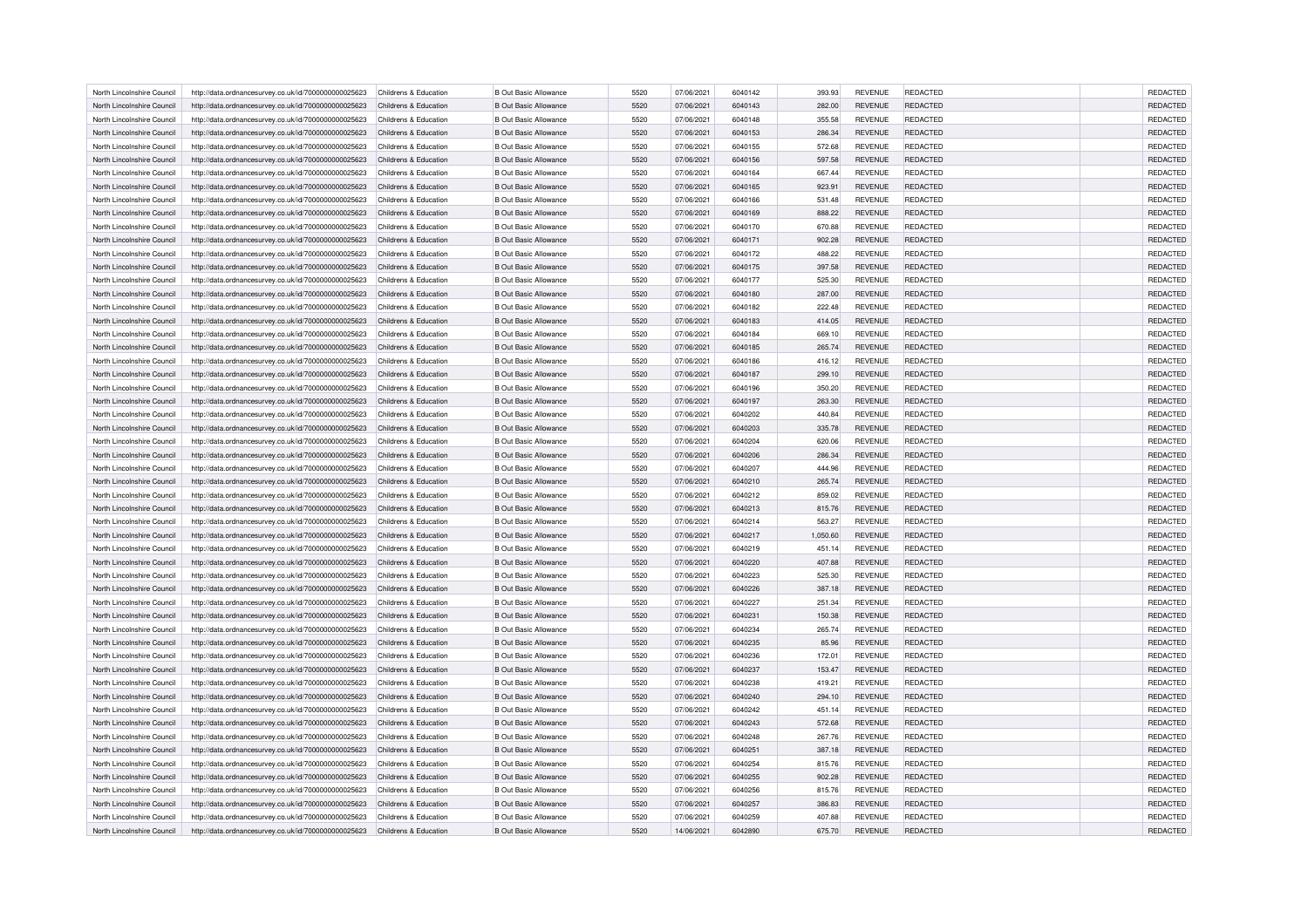| | | | | | | | | | | | |
|---|---|---|---|---|---|---|---|---|---|---|---|
| North Lincolnshire Council | http://data.ordnancesurvey.co.uk/id/7000000000025623 | Childrens & Education | B Out Basic Allowance | 5520 | 07/06/2021 | 6040142 | 393.93 | REVENUE | REDACTED | | REDACTED |
| North Lincolnshire Council | http://data.ordnancesurvey.co.uk/id/7000000000025623 | Childrens & Education | B Out Basic Allowance | 5520 | 07/06/2021 | 6040143 | 282.00 | REVENUE | REDACTED | | REDACTED |
| North Lincolnshire Council | http://data.ordnancesurvey.co.uk/id/7000000000025623 | Childrens & Education | B Out Basic Allowance | 5520 | 07/06/2021 | 6040148 | 355.58 | REVENUE | REDACTED | | REDACTED |
| North Lincolnshire Council | http://data.ordnancesurvey.co.uk/id/7000000000025623 | Childrens & Education | B Out Basic Allowance | 5520 | 07/06/2021 | 6040153 | 286.34 | REVENUE | REDACTED | | REDACTED |
| North Lincolnshire Council | http://data.ordnancesurvey.co.uk/id/7000000000025623 | Childrens & Education | B Out Basic Allowance | 5520 | 07/06/2021 | 6040155 | 572.68 | REVENUE | REDACTED | | REDACTED |
| North Lincolnshire Council | http://data.ordnancesurvey.co.uk/id/7000000000025623 | Childrens & Education | B Out Basic Allowance | 5520 | 07/06/2021 | 6040156 | 597.58 | REVENUE | REDACTED | | REDACTED |
| North Lincolnshire Council | http://data.ordnancesurvey.co.uk/id/7000000000025623 | Childrens & Education | B Out Basic Allowance | 5520 | 07/06/2021 | 6040164 | 667.44 | REVENUE | REDACTED | | REDACTED |
| North Lincolnshire Council | http://data.ordnancesurvey.co.uk/id/7000000000025623 | Childrens & Education | B Out Basic Allowance | 5520 | 07/06/2021 | 6040165 | 923.91 | REVENUE | REDACTED | | REDACTED |
| North Lincolnshire Council | http://data.ordnancesurvey.co.uk/id/7000000000025623 | Childrens & Education | B Out Basic Allowance | 5520 | 07/06/2021 | 6040166 | 531.48 | REVENUE | REDACTED | | REDACTED |
| North Lincolnshire Council | http://data.ordnancesurvey.co.uk/id/7000000000025623 | Childrens & Education | B Out Basic Allowance | 5520 | 07/06/2021 | 6040169 | 888.22 | REVENUE | REDACTED | | REDACTED |
| North Lincolnshire Council | http://data.ordnancesurvey.co.uk/id/7000000000025623 | Childrens & Education | B Out Basic Allowance | 5520 | 07/06/2021 | 6040170 | 670.88 | REVENUE | REDACTED | | REDACTED |
| North Lincolnshire Council | http://data.ordnancesurvey.co.uk/id/7000000000025623 | Childrens & Education | B Out Basic Allowance | 5520 | 07/06/2021 | 6040171 | 902.28 | REVENUE | REDACTED | | REDACTED |
| North Lincolnshire Council | http://data.ordnancesurvey.co.uk/id/7000000000025623 | Childrens & Education | B Out Basic Allowance | 5520 | 07/06/2021 | 6040172 | 488.22 | REVENUE | REDACTED | | REDACTED |
| North Lincolnshire Council | http://data.ordnancesurvey.co.uk/id/7000000000025623 | Childrens & Education | B Out Basic Allowance | 5520 | 07/06/2021 | 6040175 | 397.58 | REVENUE | REDACTED | | REDACTED |
| North Lincolnshire Council | http://data.ordnancesurvey.co.uk/id/7000000000025623 | Childrens & Education | B Out Basic Allowance | 5520 | 07/06/2021 | 6040177 | 525.30 | REVENUE | REDACTED | | REDACTED |
| North Lincolnshire Council | http://data.ordnancesurvey.co.uk/id/7000000000025623 | Childrens & Education | B Out Basic Allowance | 5520 | 07/06/2021 | 6040180 | 287.00 | REVENUE | REDACTED | | REDACTED |
| North Lincolnshire Council | http://data.ordnancesurvey.co.uk/id/7000000000025623 | Childrens & Education | B Out Basic Allowance | 5520 | 07/06/2021 | 6040182 | 222.48 | REVENUE | REDACTED | | REDACTED |
| North Lincolnshire Council | http://data.ordnancesurvey.co.uk/id/7000000000025623 | Childrens & Education | B Out Basic Allowance | 5520 | 07/06/2021 | 6040183 | 414.05 | REVENUE | REDACTED | | REDACTED |
| North Lincolnshire Council | http://data.ordnancesurvey.co.uk/id/7000000000025623 | Childrens & Education | B Out Basic Allowance | 5520 | 07/06/2021 | 6040184 | 669.10 | REVENUE | REDACTED | | REDACTED |
| North Lincolnshire Council | http://data.ordnancesurvey.co.uk/id/7000000000025623 | Childrens & Education | B Out Basic Allowance | 5520 | 07/06/2021 | 6040185 | 265.74 | REVENUE | REDACTED | | REDACTED |
| North Lincolnshire Council | http://data.ordnancesurvey.co.uk/id/7000000000025623 | Childrens & Education | B Out Basic Allowance | 5520 | 07/06/2021 | 6040186 | 416.12 | REVENUE | REDACTED | | REDACTED |
| North Lincolnshire Council | http://data.ordnancesurvey.co.uk/id/7000000000025623 | Childrens & Education | B Out Basic Allowance | 5520 | 07/06/2021 | 6040187 | 299.10 | REVENUE | REDACTED | | REDACTED |
| North Lincolnshire Council | http://data.ordnancesurvey.co.uk/id/7000000000025623 | Childrens & Education | B Out Basic Allowance | 5520 | 07/06/2021 | 6040196 | 350.20 | REVENUE | REDACTED | | REDACTED |
| North Lincolnshire Council | http://data.ordnancesurvey.co.uk/id/7000000000025623 | Childrens & Education | B Out Basic Allowance | 5520 | 07/06/2021 | 6040197 | 263.30 | REVENUE | REDACTED | | REDACTED |
| North Lincolnshire Council | http://data.ordnancesurvey.co.uk/id/7000000000025623 | Childrens & Education | B Out Basic Allowance | 5520 | 07/06/2021 | 6040202 | 440.84 | REVENUE | REDACTED | | REDACTED |
| North Lincolnshire Council | http://data.ordnancesurvey.co.uk/id/7000000000025623 | Childrens & Education | B Out Basic Allowance | 5520 | 07/06/2021 | 6040203 | 335.78 | REVENUE | REDACTED | | REDACTED |
| North Lincolnshire Council | http://data.ordnancesurvey.co.uk/id/7000000000025623 | Childrens & Education | B Out Basic Allowance | 5520 | 07/06/2021 | 6040204 | 620.06 | REVENUE | REDACTED | | REDACTED |
| North Lincolnshire Council | http://data.ordnancesurvey.co.uk/id/7000000000025623 | Childrens & Education | B Out Basic Allowance | 5520 | 07/06/2021 | 6040206 | 286.34 | REVENUE | REDACTED | | REDACTED |
| North Lincolnshire Council | http://data.ordnancesurvey.co.uk/id/7000000000025623 | Childrens & Education | B Out Basic Allowance | 5520 | 07/06/2021 | 6040207 | 444.96 | REVENUE | REDACTED | | REDACTED |
| North Lincolnshire Council | http://data.ordnancesurvey.co.uk/id/7000000000025623 | Childrens & Education | B Out Basic Allowance | 5520 | 07/06/2021 | 6040210 | 265.74 | REVENUE | REDACTED | | REDACTED |
| North Lincolnshire Council | http://data.ordnancesurvey.co.uk/id/7000000000025623 | Childrens & Education | B Out Basic Allowance | 5520 | 07/06/2021 | 6040212 | 859.02 | REVENUE | REDACTED | | REDACTED |
| North Lincolnshire Council | http://data.ordnancesurvey.co.uk/id/7000000000025623 | Childrens & Education | B Out Basic Allowance | 5520 | 07/06/2021 | 6040213 | 815.76 | REVENUE | REDACTED | | REDACTED |
| North Lincolnshire Council | http://data.ordnancesurvey.co.uk/id/7000000000025623 | Childrens & Education | B Out Basic Allowance | 5520 | 07/06/2021 | 6040214 | 563.27 | REVENUE | REDACTED | | REDACTED |
| North Lincolnshire Council | http://data.ordnancesurvey.co.uk/id/7000000000025623 | Childrens & Education | B Out Basic Allowance | 5520 | 07/06/2021 | 6040217 | 1,050.60 | REVENUE | REDACTED | | REDACTED |
| North Lincolnshire Council | http://data.ordnancesurvey.co.uk/id/7000000000025623 | Childrens & Education | B Out Basic Allowance | 5520 | 07/06/2021 | 6040219 | 451.14 | REVENUE | REDACTED | | REDACTED |
| North Lincolnshire Council | http://data.ordnancesurvey.co.uk/id/7000000000025623 | Childrens & Education | B Out Basic Allowance | 5520 | 07/06/2021 | 6040220 | 407.88 | REVENUE | REDACTED | | REDACTED |
| North Lincolnshire Council | http://data.ordnancesurvey.co.uk/id/7000000000025623 | Childrens & Education | B Out Basic Allowance | 5520 | 07/06/2021 | 6040223 | 525.30 | REVENUE | REDACTED | | REDACTED |
| North Lincolnshire Council | http://data.ordnancesurvey.co.uk/id/7000000000025623 | Childrens & Education | B Out Basic Allowance | 5520 | 07/06/2021 | 6040226 | 387.18 | REVENUE | REDACTED | | REDACTED |
| North Lincolnshire Council | http://data.ordnancesurvey.co.uk/id/7000000000025623 | Childrens & Education | B Out Basic Allowance | 5520 | 07/06/2021 | 6040227 | 251.34 | REVENUE | REDACTED | | REDACTED |
| North Lincolnshire Council | http://data.ordnancesurvey.co.uk/id/7000000000025623 | Childrens & Education | B Out Basic Allowance | 5520 | 07/06/2021 | 6040231 | 150.38 | REVENUE | REDACTED | | REDACTED |
| North Lincolnshire Council | http://data.ordnancesurvey.co.uk/id/7000000000025623 | Childrens & Education | B Out Basic Allowance | 5520 | 07/06/2021 | 6040234 | 265.74 | REVENUE | REDACTED | | REDACTED |
| North Lincolnshire Council | http://data.ordnancesurvey.co.uk/id/7000000000025623 | Childrens & Education | B Out Basic Allowance | 5520 | 07/06/2021 | 6040235 | 85.96 | REVENUE | REDACTED | | REDACTED |
| North Lincolnshire Council | http://data.ordnancesurvey.co.uk/id/7000000000025623 | Childrens & Education | B Out Basic Allowance | 5520 | 07/06/2021 | 6040236 | 172.01 | REVENUE | REDACTED | | REDACTED |
| North Lincolnshire Council | http://data.ordnancesurvey.co.uk/id/7000000000025623 | Childrens & Education | B Out Basic Allowance | 5520 | 07/06/2021 | 6040237 | 153.47 | REVENUE | REDACTED | | REDACTED |
| North Lincolnshire Council | http://data.ordnancesurvey.co.uk/id/7000000000025623 | Childrens & Education | B Out Basic Allowance | 5520 | 07/06/2021 | 6040238 | 419.21 | REVENUE | REDACTED | | REDACTED |
| North Lincolnshire Council | http://data.ordnancesurvey.co.uk/id/7000000000025623 | Childrens & Education | B Out Basic Allowance | 5520 | 07/06/2021 | 6040240 | 294.10 | REVENUE | REDACTED | | REDACTED |
| North Lincolnshire Council | http://data.ordnancesurvey.co.uk/id/7000000000025623 | Childrens & Education | B Out Basic Allowance | 5520 | 07/06/2021 | 6040242 | 451.14 | REVENUE | REDACTED | | REDACTED |
| North Lincolnshire Council | http://data.ordnancesurvey.co.uk/id/7000000000025623 | Childrens & Education | B Out Basic Allowance | 5520 | 07/06/2021 | 6040243 | 572.68 | REVENUE | REDACTED | | REDACTED |
| North Lincolnshire Council | http://data.ordnancesurvey.co.uk/id/7000000000025623 | Childrens & Education | B Out Basic Allowance | 5520 | 07/06/2021 | 6040248 | 267.76 | REVENUE | REDACTED | | REDACTED |
| North Lincolnshire Council | http://data.ordnancesurvey.co.uk/id/7000000000025623 | Childrens & Education | B Out Basic Allowance | 5520 | 07/06/2021 | 6040251 | 387.18 | REVENUE | REDACTED | | REDACTED |
| North Lincolnshire Council | http://data.ordnancesurvey.co.uk/id/7000000000025623 | Childrens & Education | B Out Basic Allowance | 5520 | 07/06/2021 | 6040254 | 815.76 | REVENUE | REDACTED | | REDACTED |
| North Lincolnshire Council | http://data.ordnancesurvey.co.uk/id/7000000000025623 | Childrens & Education | B Out Basic Allowance | 5520 | 07/06/2021 | 6040255 | 902.28 | REVENUE | REDACTED | | REDACTED |
| North Lincolnshire Council | http://data.ordnancesurvey.co.uk/id/7000000000025623 | Childrens & Education | B Out Basic Allowance | 5520 | 07/06/2021 | 6040256 | 815.76 | REVENUE | REDACTED | | REDACTED |
| North Lincolnshire Council | http://data.ordnancesurvey.co.uk/id/7000000000025623 | Childrens & Education | B Out Basic Allowance | 5520 | 07/06/2021 | 6040257 | 386.63 | REVENUE | REDACTED | | REDACTED |
| North Lincolnshire Council | http://data.ordnancesurvey.co.uk/id/7000000000025623 | Childrens & Education | B Out Basic Allowance | 5520 | 07/06/2021 | 6040259 | 407.88 | REVENUE | REDACTED | | REDACTED |
| North Lincolnshire Council | http://data.ordnancesurvey.co.uk/id/7000000000025623 | Childrens & Education | B Out Basic Allowance | 5520 | 14/06/2021 | 6042890 | 675.70 | REVENUE | REDACTED | | REDACTED |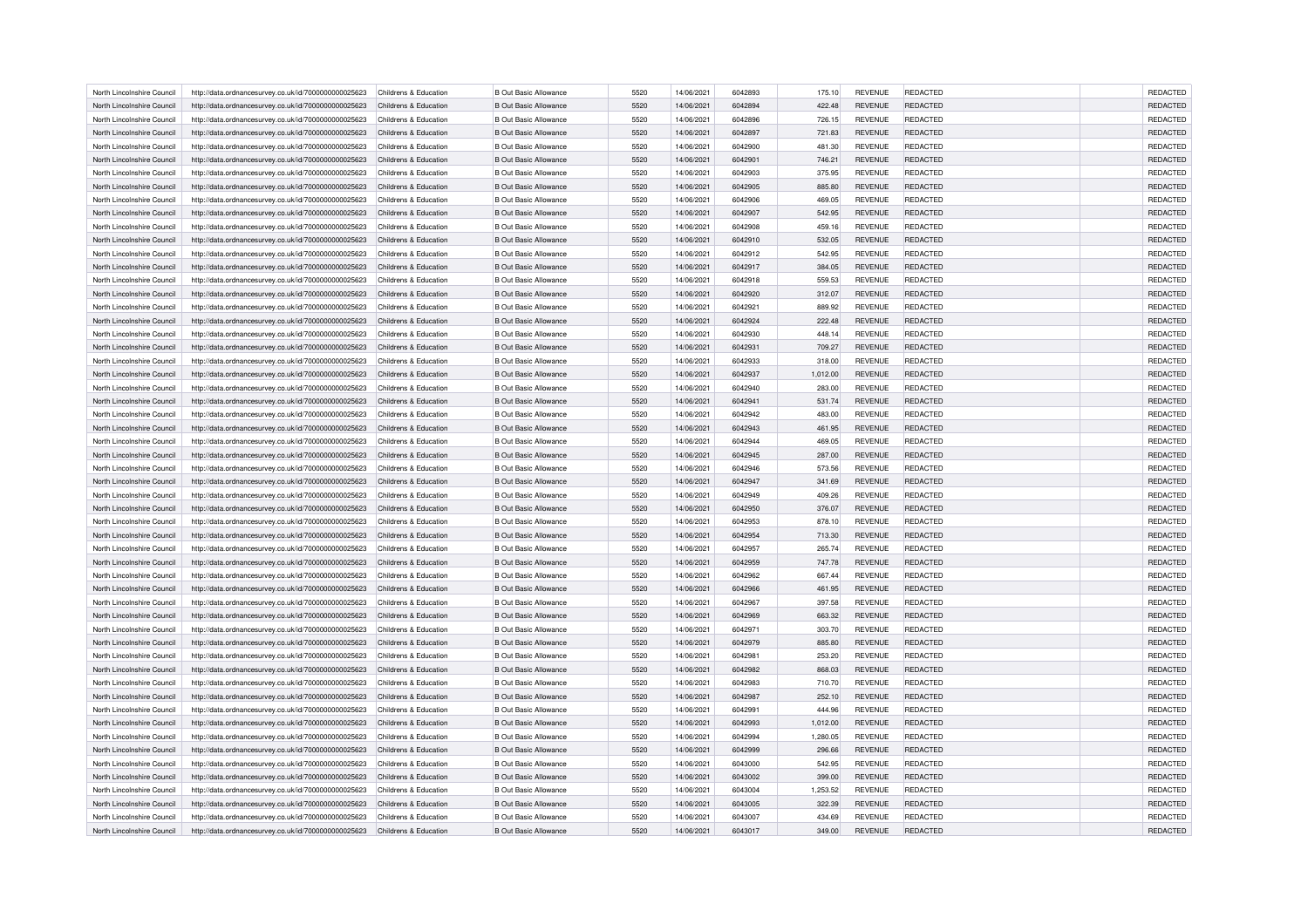| | | | | | | | | | | | |
|---|---|---|---|---|---|---|---|---|---|---|---|
| North Lincolnshire Council | http://data.ordnancesurvey.co.uk/id/7000000000025623 | Childrens & Education | B Out Basic Allowance | 5520 | 14/06/2021 | 6042893 | 175.10 | REVENUE | REDACTED | | REDACTED |
| North Lincolnshire Council | http://data.ordnancesurvey.co.uk/id/7000000000025623 | Childrens & Education | B Out Basic Allowance | 5520 | 14/06/2021 | 6042894 | 422.48 | REVENUE | REDACTED | | REDACTED |
| North Lincolnshire Council | http://data.ordnancesurvey.co.uk/id/7000000000025623 | Childrens & Education | B Out Basic Allowance | 5520 | 14/06/2021 | 6042896 | 726.15 | REVENUE | REDACTED | | REDACTED |
| North Lincolnshire Council | http://data.ordnancesurvey.co.uk/id/7000000000025623 | Childrens & Education | B Out Basic Allowance | 5520 | 14/06/2021 | 6042897 | 721.83 | REVENUE | REDACTED | | REDACTED |
| North Lincolnshire Council | http://data.ordnancesurvey.co.uk/id/7000000000025623 | Childrens & Education | B Out Basic Allowance | 5520 | 14/06/2021 | 6042900 | 481.30 | REVENUE | REDACTED | | REDACTED |
| North Lincolnshire Council | http://data.ordnancesurvey.co.uk/id/7000000000025623 | Childrens & Education | B Out Basic Allowance | 5520 | 14/06/2021 | 6042901 | 746.21 | REVENUE | REDACTED | | REDACTED |
| North Lincolnshire Council | http://data.ordnancesurvey.co.uk/id/7000000000025623 | Childrens & Education | B Out Basic Allowance | 5520 | 14/06/2021 | 6042903 | 375.95 | REVENUE | REDACTED | | REDACTED |
| North Lincolnshire Council | http://data.ordnancesurvey.co.uk/id/7000000000025623 | Childrens & Education | B Out Basic Allowance | 5520 | 14/06/2021 | 6042905 | 885.80 | REVENUE | REDACTED | | REDACTED |
| North Lincolnshire Council | http://data.ordnancesurvey.co.uk/id/7000000000025623 | Childrens & Education | B Out Basic Allowance | 5520 | 14/06/2021 | 6042906 | 469.05 | REVENUE | REDACTED | | REDACTED |
| North Lincolnshire Council | http://data.ordnancesurvey.co.uk/id/7000000000025623 | Childrens & Education | B Out Basic Allowance | 5520 | 14/06/2021 | 6042907 | 542.95 | REVENUE | REDACTED | | REDACTED |
| North Lincolnshire Council | http://data.ordnancesurvey.co.uk/id/7000000000025623 | Childrens & Education | B Out Basic Allowance | 5520 | 14/06/2021 | 6042908 | 459.16 | REVENUE | REDACTED | | REDACTED |
| North Lincolnshire Council | http://data.ordnancesurvey.co.uk/id/7000000000025623 | Childrens & Education | B Out Basic Allowance | 5520 | 14/06/2021 | 6042910 | 532.05 | REVENUE | REDACTED | | REDACTED |
| North Lincolnshire Council | http://data.ordnancesurvey.co.uk/id/7000000000025623 | Childrens & Education | B Out Basic Allowance | 5520 | 14/06/2021 | 6042912 | 542.95 | REVENUE | REDACTED | | REDACTED |
| North Lincolnshire Council | http://data.ordnancesurvey.co.uk/id/7000000000025623 | Childrens & Education | B Out Basic Allowance | 5520 | 14/06/2021 | 6042917 | 384.05 | REVENUE | REDACTED | | REDACTED |
| North Lincolnshire Council | http://data.ordnancesurvey.co.uk/id/7000000000025623 | Childrens & Education | B Out Basic Allowance | 5520 | 14/06/2021 | 6042918 | 559.53 | REVENUE | REDACTED | | REDACTED |
| North Lincolnshire Council | http://data.ordnancesurvey.co.uk/id/7000000000025623 | Childrens & Education | B Out Basic Allowance | 5520 | 14/06/2021 | 6042920 | 312.07 | REVENUE | REDACTED | | REDACTED |
| North Lincolnshire Council | http://data.ordnancesurvey.co.uk/id/7000000000025623 | Childrens & Education | B Out Basic Allowance | 5520 | 14/06/2021 | 6042921 | 889.92 | REVENUE | REDACTED | | REDACTED |
| North Lincolnshire Council | http://data.ordnancesurvey.co.uk/id/7000000000025623 | Childrens & Education | B Out Basic Allowance | 5520 | 14/06/2021 | 6042924 | 222.48 | REVENUE | REDACTED | | REDACTED |
| North Lincolnshire Council | http://data.ordnancesurvey.co.uk/id/7000000000025623 | Childrens & Education | B Out Basic Allowance | 5520 | 14/06/2021 | 6042930 | 448.14 | REVENUE | REDACTED | | REDACTED |
| North Lincolnshire Council | http://data.ordnancesurvey.co.uk/id/7000000000025623 | Childrens & Education | B Out Basic Allowance | 5520 | 14/06/2021 | 6042931 | 709.27 | REVENUE | REDACTED | | REDACTED |
| North Lincolnshire Council | http://data.ordnancesurvey.co.uk/id/7000000000025623 | Childrens & Education | B Out Basic Allowance | 5520 | 14/06/2021 | 6042933 | 318.00 | REVENUE | REDACTED | | REDACTED |
| North Lincolnshire Council | http://data.ordnancesurvey.co.uk/id/7000000000025623 | Childrens & Education | B Out Basic Allowance | 5520 | 14/06/2021 | 6042937 | 1,012.00 | REVENUE | REDACTED | | REDACTED |
| North Lincolnshire Council | http://data.ordnancesurvey.co.uk/id/7000000000025623 | Childrens & Education | B Out Basic Allowance | 5520 | 14/06/2021 | 6042940 | 283.00 | REVENUE | REDACTED | | REDACTED |
| North Lincolnshire Council | http://data.ordnancesurvey.co.uk/id/7000000000025623 | Childrens & Education | B Out Basic Allowance | 5520 | 14/06/2021 | 6042941 | 531.74 | REVENUE | REDACTED | | REDACTED |
| North Lincolnshire Council | http://data.ordnancesurvey.co.uk/id/7000000000025623 | Childrens & Education | B Out Basic Allowance | 5520 | 14/06/2021 | 6042942 | 483.00 | REVENUE | REDACTED | | REDACTED |
| North Lincolnshire Council | http://data.ordnancesurvey.co.uk/id/7000000000025623 | Childrens & Education | B Out Basic Allowance | 5520 | 14/06/2021 | 6042943 | 461.95 | REVENUE | REDACTED | | REDACTED |
| North Lincolnshire Council | http://data.ordnancesurvey.co.uk/id/7000000000025623 | Childrens & Education | B Out Basic Allowance | 5520 | 14/06/2021 | 6042944 | 469.05 | REVENUE | REDACTED | | REDACTED |
| North Lincolnshire Council | http://data.ordnancesurvey.co.uk/id/7000000000025623 | Childrens & Education | B Out Basic Allowance | 5520 | 14/06/2021 | 6042945 | 287.00 | REVENUE | REDACTED | | REDACTED |
| North Lincolnshire Council | http://data.ordnancesurvey.co.uk/id/7000000000025623 | Childrens & Education | B Out Basic Allowance | 5520 | 14/06/2021 | 6042946 | 573.56 | REVENUE | REDACTED | | REDACTED |
| North Lincolnshire Council | http://data.ordnancesurvey.co.uk/id/7000000000025623 | Childrens & Education | B Out Basic Allowance | 5520 | 14/06/2021 | 6042947 | 341.69 | REVENUE | REDACTED | | REDACTED |
| North Lincolnshire Council | http://data.ordnancesurvey.co.uk/id/7000000000025623 | Childrens & Education | B Out Basic Allowance | 5520 | 14/06/2021 | 6042949 | 409.26 | REVENUE | REDACTED | | REDACTED |
| North Lincolnshire Council | http://data.ordnancesurvey.co.uk/id/7000000000025623 | Childrens & Education | B Out Basic Allowance | 5520 | 14/06/2021 | 6042950 | 376.07 | REVENUE | REDACTED | | REDACTED |
| North Lincolnshire Council | http://data.ordnancesurvey.co.uk/id/7000000000025623 | Childrens & Education | B Out Basic Allowance | 5520 | 14/06/2021 | 6042953 | 878.10 | REVENUE | REDACTED | | REDACTED |
| North Lincolnshire Council | http://data.ordnancesurvey.co.uk/id/7000000000025623 | Childrens & Education | B Out Basic Allowance | 5520 | 14/06/2021 | 6042954 | 713.30 | REVENUE | REDACTED | | REDACTED |
| North Lincolnshire Council | http://data.ordnancesurvey.co.uk/id/7000000000025623 | Childrens & Education | B Out Basic Allowance | 5520 | 14/06/2021 | 6042957 | 265.74 | REVENUE | REDACTED | | REDACTED |
| North Lincolnshire Council | http://data.ordnancesurvey.co.uk/id/7000000000025623 | Childrens & Education | B Out Basic Allowance | 5520 | 14/06/2021 | 6042959 | 747.78 | REVENUE | REDACTED | | REDACTED |
| North Lincolnshire Council | http://data.ordnancesurvey.co.uk/id/7000000000025623 | Childrens & Education | B Out Basic Allowance | 5520 | 14/06/2021 | 6042962 | 667.44 | REVENUE | REDACTED | | REDACTED |
| North Lincolnshire Council | http://data.ordnancesurvey.co.uk/id/7000000000025623 | Childrens & Education | B Out Basic Allowance | 5520 | 14/06/2021 | 6042966 | 461.95 | REVENUE | REDACTED | | REDACTED |
| North Lincolnshire Council | http://data.ordnancesurvey.co.uk/id/7000000000025623 | Childrens & Education | B Out Basic Allowance | 5520 | 14/06/2021 | 6042967 | 397.58 | REVENUE | REDACTED | | REDACTED |
| North Lincolnshire Council | http://data.ordnancesurvey.co.uk/id/7000000000025623 | Childrens & Education | B Out Basic Allowance | 5520 | 14/06/2021 | 6042969 | 663.32 | REVENUE | REDACTED | | REDACTED |
| North Lincolnshire Council | http://data.ordnancesurvey.co.uk/id/7000000000025623 | Childrens & Education | B Out Basic Allowance | 5520 | 14/06/2021 | 6042971 | 303.70 | REVENUE | REDACTED | | REDACTED |
| North Lincolnshire Council | http://data.ordnancesurvey.co.uk/id/7000000000025623 | Childrens & Education | B Out Basic Allowance | 5520 | 14/06/2021 | 6042979 | 885.80 | REVENUE | REDACTED | | REDACTED |
| North Lincolnshire Council | http://data.ordnancesurvey.co.uk/id/7000000000025623 | Childrens & Education | B Out Basic Allowance | 5520 | 14/06/2021 | 6042981 | 253.20 | REVENUE | REDACTED | | REDACTED |
| North Lincolnshire Council | http://data.ordnancesurvey.co.uk/id/7000000000025623 | Childrens & Education | B Out Basic Allowance | 5520 | 14/06/2021 | 6042982 | 868.03 | REVENUE | REDACTED | | REDACTED |
| North Lincolnshire Council | http://data.ordnancesurvey.co.uk/id/7000000000025623 | Childrens & Education | B Out Basic Allowance | 5520 | 14/06/2021 | 6042983 | 710.70 | REVENUE | REDACTED | | REDACTED |
| North Lincolnshire Council | http://data.ordnancesurvey.co.uk/id/7000000000025623 | Childrens & Education | B Out Basic Allowance | 5520 | 14/06/2021 | 6042987 | 252.10 | REVENUE | REDACTED | | REDACTED |
| North Lincolnshire Council | http://data.ordnancesurvey.co.uk/id/7000000000025623 | Childrens & Education | B Out Basic Allowance | 5520 | 14/06/2021 | 6042991 | 444.96 | REVENUE | REDACTED | | REDACTED |
| North Lincolnshire Council | http://data.ordnancesurvey.co.uk/id/7000000000025623 | Childrens & Education | B Out Basic Allowance | 5520 | 14/06/2021 | 6042993 | 1,012.00 | REVENUE | REDACTED | | REDACTED |
| North Lincolnshire Council | http://data.ordnancesurvey.co.uk/id/7000000000025623 | Childrens & Education | B Out Basic Allowance | 5520 | 14/06/2021 | 6042994 | 1,280.05 | REVENUE | REDACTED | | REDACTED |
| North Lincolnshire Council | http://data.ordnancesurvey.co.uk/id/7000000000025623 | Childrens & Education | B Out Basic Allowance | 5520 | 14/06/2021 | 6042999 | 296.66 | REVENUE | REDACTED | | REDACTED |
| North Lincolnshire Council | http://data.ordnancesurvey.co.uk/id/7000000000025623 | Childrens & Education | B Out Basic Allowance | 5520 | 14/06/2021 | 6043000 | 542.95 | REVENUE | REDACTED | | REDACTED |
| North Lincolnshire Council | http://data.ordnancesurvey.co.uk/id/7000000000025623 | Childrens & Education | B Out Basic Allowance | 5520 | 14/06/2021 | 6043002 | 399.00 | REVENUE | REDACTED | | REDACTED |
| North Lincolnshire Council | http://data.ordnancesurvey.co.uk/id/7000000000025623 | Childrens & Education | B Out Basic Allowance | 5520 | 14/06/2021 | 6043004 | 1,253.52 | REVENUE | REDACTED | | REDACTED |
| North Lincolnshire Council | http://data.ordnancesurvey.co.uk/id/7000000000025623 | Childrens & Education | B Out Basic Allowance | 5520 | 14/06/2021 | 6043005 | 322.39 | REVENUE | REDACTED | | REDACTED |
| North Lincolnshire Council | http://data.ordnancesurvey.co.uk/id/7000000000025623 | Childrens & Education | B Out Basic Allowance | 5520 | 14/06/2021 | 6043007 | 434.69 | REVENUE | REDACTED | | REDACTED |
| North Lincolnshire Council | http://data.ordnancesurvey.co.uk/id/7000000000025623 | Childrens & Education | B Out Basic Allowance | 5520 | 14/06/2021 | 6043017 | 349.00 | REVENUE | REDACTED | | REDACTED |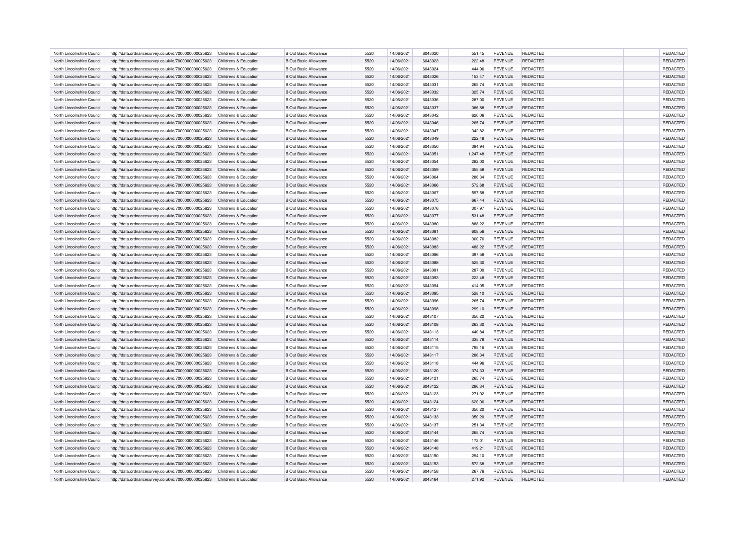| | | | | | | | | | | | |
|---|---|---|---|---|---|---|---|---|---|---|---|
| North Lincolnshire Council | http://data.ordnancesurvey.co.uk/id/7000000000025623 | Childrens & Education | B Out Basic Allowance | 5520 | 14/06/2021 | 6043020 | 551.45 | REVENUE | REDACTED | | REDACTED |
| North Lincolnshire Council | http://data.ordnancesurvey.co.uk/id/7000000000025623 | Childrens & Education | B Out Basic Allowance | 5520 | 14/06/2021 | 6043023 | 222.48 | REVENUE | REDACTED | | REDACTED |
| North Lincolnshire Council | http://data.ordnancesurvey.co.uk/id/7000000000025623 | Childrens & Education | B Out Basic Allowance | 5520 | 14/06/2021 | 6043024 | 444.96 | REVENUE | REDACTED | | REDACTED |
| North Lincolnshire Council | http://data.ordnancesurvey.co.uk/id/7000000000025623 | Childrens & Education | B Out Basic Allowance | 5520 | 14/06/2021 | 6043026 | 153.47 | REVENUE | REDACTED | | REDACTED |
| North Lincolnshire Council | http://data.ordnancesurvey.co.uk/id/7000000000025623 | Childrens & Education | B Out Basic Allowance | 5520 | 14/06/2021 | 6043031 | 265.74 | REVENUE | REDACTED | | REDACTED |
| North Lincolnshire Council | http://data.ordnancesurvey.co.uk/id/7000000000025623 | Childrens & Education | B Out Basic Allowance | 5520 | 14/06/2021 | 6043032 | 325.74 | REVENUE | REDACTED | | REDACTED |
| North Lincolnshire Council | http://data.ordnancesurvey.co.uk/id/7000000000025623 | Childrens & Education | B Out Basic Allowance | 5520 | 14/06/2021 | 6043036 | 287.00 | REVENUE | REDACTED | | REDACTED |
| North Lincolnshire Council | http://data.ordnancesurvey.co.uk/id/7000000000025623 | Childrens & Education | B Out Basic Allowance | 5520 | 14/06/2021 | 6043037 | 386.88 | REVENUE | REDACTED | | REDACTED |
| North Lincolnshire Council | http://data.ordnancesurvey.co.uk/id/7000000000025623 | Childrens & Education | B Out Basic Allowance | 5520 | 14/06/2021 | 6043042 | 620.06 | REVENUE | REDACTED | | REDACTED |
| North Lincolnshire Council | http://data.ordnancesurvey.co.uk/id/7000000000025623 | Childrens & Education | B Out Basic Allowance | 5520 | 14/06/2021 | 6043046 | 265.74 | REVENUE | REDACTED | | REDACTED |
| North Lincolnshire Council | http://data.ordnancesurvey.co.uk/id/7000000000025623 | Childrens & Education | B Out Basic Allowance | 5520 | 14/06/2021 | 6043047 | 342.82 | REVENUE | REDACTED | | REDACTED |
| North Lincolnshire Council | http://data.ordnancesurvey.co.uk/id/7000000000025623 | Childrens & Education | B Out Basic Allowance | 5520 | 14/06/2021 | 6043049 | 222.48 | REVENUE | REDACTED | | REDACTED |
| North Lincolnshire Council | http://data.ordnancesurvey.co.uk/id/7000000000025623 | Childrens & Education | B Out Basic Allowance | 5520 | 14/06/2021 | 6043050 | 394.94 | REVENUE | REDACTED | | REDACTED |
| North Lincolnshire Council | http://data.ordnancesurvey.co.uk/id/7000000000025623 | Childrens & Education | B Out Basic Allowance | 5520 | 14/06/2021 | 6043051 | 1,247.48 | REVENUE | REDACTED | | REDACTED |
| North Lincolnshire Council | http://data.ordnancesurvey.co.uk/id/7000000000025623 | Childrens & Education | B Out Basic Allowance | 5520 | 14/06/2021 | 6043054 | 282.00 | REVENUE | REDACTED | | REDACTED |
| North Lincolnshire Council | http://data.ordnancesurvey.co.uk/id/7000000000025623 | Childrens & Education | B Out Basic Allowance | 5520 | 14/06/2021 | 6043059 | 355.58 | REVENUE | REDACTED | | REDACTED |
| North Lincolnshire Council | http://data.ordnancesurvey.co.uk/id/7000000000025623 | Childrens & Education | B Out Basic Allowance | 5520 | 14/06/2021 | 6043064 | 286.34 | REVENUE | REDACTED | | REDACTED |
| North Lincolnshire Council | http://data.ordnancesurvey.co.uk/id/7000000000025623 | Childrens & Education | B Out Basic Allowance | 5520 | 14/06/2021 | 6043066 | 572.68 | REVENUE | REDACTED | | REDACTED |
| North Lincolnshire Council | http://data.ordnancesurvey.co.uk/id/7000000000025623 | Childrens & Education | B Out Basic Allowance | 5520 | 14/06/2021 | 6043067 | 597.58 | REVENUE | REDACTED | | REDACTED |
| North Lincolnshire Council | http://data.ordnancesurvey.co.uk/id/7000000000025623 | Childrens & Education | B Out Basic Allowance | 5520 | 14/06/2021 | 6043075 | 667.44 | REVENUE | REDACTED | | REDACTED |
| North Lincolnshire Council | http://data.ordnancesurvey.co.uk/id/7000000000025623 | Childrens & Education | B Out Basic Allowance | 5520 | 14/06/2021 | 6043076 | 307.97 | REVENUE | REDACTED | | REDACTED |
| North Lincolnshire Council | http://data.ordnancesurvey.co.uk/id/7000000000025623 | Childrens & Education | B Out Basic Allowance | 5520 | 14/06/2021 | 6043077 | 531.48 | REVENUE | REDACTED | | REDACTED |
| North Lincolnshire Council | http://data.ordnancesurvey.co.uk/id/7000000000025623 | Childrens & Education | B Out Basic Allowance | 5520 | 14/06/2021 | 6043080 | 888.22 | REVENUE | REDACTED | | REDACTED |
| North Lincolnshire Council | http://data.ordnancesurvey.co.uk/id/7000000000025623 | Childrens & Education | B Out Basic Allowance | 5520 | 14/06/2021 | 6043081 | 608.56 | REVENUE | REDACTED | | REDACTED |
| North Lincolnshire Council | http://data.ordnancesurvey.co.uk/id/7000000000025623 | Childrens & Education | B Out Basic Allowance | 5520 | 14/06/2021 | 6043082 | 300.76 | REVENUE | REDACTED | | REDACTED |
| North Lincolnshire Council | http://data.ordnancesurvey.co.uk/id/7000000000025623 | Childrens & Education | B Out Basic Allowance | 5520 | 14/06/2021 | 6043083 | 488.22 | REVENUE | REDACTED | | REDACTED |
| North Lincolnshire Council | http://data.ordnancesurvey.co.uk/id/7000000000025623 | Childrens & Education | B Out Basic Allowance | 5520 | 14/06/2021 | 6043086 | 397.58 | REVENUE | REDACTED | | REDACTED |
| North Lincolnshire Council | http://data.ordnancesurvey.co.uk/id/7000000000025623 | Childrens & Education | B Out Basic Allowance | 5520 | 14/06/2021 | 6043088 | 525.30 | REVENUE | REDACTED | | REDACTED |
| North Lincolnshire Council | http://data.ordnancesurvey.co.uk/id/7000000000025623 | Childrens & Education | B Out Basic Allowance | 5520 | 14/06/2021 | 6043091 | 287.00 | REVENUE | REDACTED | | REDACTED |
| North Lincolnshire Council | http://data.ordnancesurvey.co.uk/id/7000000000025623 | Childrens & Education | B Out Basic Allowance | 5520 | 14/06/2021 | 6043093 | 222.48 | REVENUE | REDACTED | | REDACTED |
| North Lincolnshire Council | http://data.ordnancesurvey.co.uk/id/7000000000025623 | Childrens & Education | B Out Basic Allowance | 5520 | 14/06/2021 | 6043094 | 414.05 | REVENUE | REDACTED | | REDACTED |
| North Lincolnshire Council | http://data.ordnancesurvey.co.uk/id/7000000000025623 | Childrens & Education | B Out Basic Allowance | 5520 | 14/06/2021 | 6043095 | 528.10 | REVENUE | REDACTED | | REDACTED |
| North Lincolnshire Council | http://data.ordnancesurvey.co.uk/id/7000000000025623 | Childrens & Education | B Out Basic Allowance | 5520 | 14/06/2021 | 6043096 | 265.74 | REVENUE | REDACTED | | REDACTED |
| North Lincolnshire Council | http://data.ordnancesurvey.co.uk/id/7000000000025623 | Childrens & Education | B Out Basic Allowance | 5520 | 14/06/2021 | 6043098 | 299.10 | REVENUE | REDACTED | | REDACTED |
| North Lincolnshire Council | http://data.ordnancesurvey.co.uk/id/7000000000025623 | Childrens & Education | B Out Basic Allowance | 5520 | 14/06/2021 | 6043107 | 350.20 | REVENUE | REDACTED | | REDACTED |
| North Lincolnshire Council | http://data.ordnancesurvey.co.uk/id/7000000000025623 | Childrens & Education | B Out Basic Allowance | 5520 | 14/06/2021 | 6043108 | 263.30 | REVENUE | REDACTED | | REDACTED |
| North Lincolnshire Council | http://data.ordnancesurvey.co.uk/id/7000000000025623 | Childrens & Education | B Out Basic Allowance | 5520 | 14/06/2021 | 6043113 | 440.84 | REVENUE | REDACTED | | REDACTED |
| North Lincolnshire Council | http://data.ordnancesurvey.co.uk/id/7000000000025623 | Childrens & Education | B Out Basic Allowance | 5520 | 14/06/2021 | 6043114 | 335.78 | REVENUE | REDACTED | | REDACTED |
| North Lincolnshire Council | http://data.ordnancesurvey.co.uk/id/7000000000025623 | Childrens & Education | B Out Basic Allowance | 5520 | 14/06/2021 | 6043115 | 795.16 | REVENUE | REDACTED | | REDACTED |
| North Lincolnshire Council | http://data.ordnancesurvey.co.uk/id/7000000000025623 | Childrens & Education | B Out Basic Allowance | 5520 | 14/06/2021 | 6043117 | 286.34 | REVENUE | REDACTED | | REDACTED |
| North Lincolnshire Council | http://data.ordnancesurvey.co.uk/id/7000000000025623 | Childrens & Education | B Out Basic Allowance | 5520 | 14/06/2021 | 6043118 | 444.96 | REVENUE | REDACTED | | REDACTED |
| North Lincolnshire Council | http://data.ordnancesurvey.co.uk/id/7000000000025623 | Childrens & Education | B Out Basic Allowance | 5520 | 14/06/2021 | 6043120 | 374.33 | REVENUE | REDACTED | | REDACTED |
| North Lincolnshire Council | http://data.ordnancesurvey.co.uk/id/7000000000025623 | Childrens & Education | B Out Basic Allowance | 5520 | 14/06/2021 | 6043121 | 265.74 | REVENUE | REDACTED | | REDACTED |
| North Lincolnshire Council | http://data.ordnancesurvey.co.uk/id/7000000000025623 | Childrens & Education | B Out Basic Allowance | 5520 | 14/06/2021 | 6043122 | 286.34 | REVENUE | REDACTED | | REDACTED |
| North Lincolnshire Council | http://data.ordnancesurvey.co.uk/id/7000000000025623 | Childrens & Education | B Out Basic Allowance | 5520 | 14/06/2021 | 6043123 | 271.92 | REVENUE | REDACTED | | REDACTED |
| North Lincolnshire Council | http://data.ordnancesurvey.co.uk/id/7000000000025623 | Childrens & Education | B Out Basic Allowance | 5520 | 14/06/2021 | 6043124 | 620.06 | REVENUE | REDACTED | | REDACTED |
| North Lincolnshire Council | http://data.ordnancesurvey.co.uk/id/7000000000025623 | Childrens & Education | B Out Basic Allowance | 5520 | 14/06/2021 | 6043127 | 350.20 | REVENUE | REDACTED | | REDACTED |
| North Lincolnshire Council | http://data.ordnancesurvey.co.uk/id/7000000000025623 | Childrens & Education | B Out Basic Allowance | 5520 | 14/06/2021 | 6043133 | 350.20 | REVENUE | REDACTED | | REDACTED |
| North Lincolnshire Council | http://data.ordnancesurvey.co.uk/id/7000000000025623 | Childrens & Education | B Out Basic Allowance | 5520 | 14/06/2021 | 6043137 | 251.34 | REVENUE | REDACTED | | REDACTED |
| North Lincolnshire Council | http://data.ordnancesurvey.co.uk/id/7000000000025623 | Childrens & Education | B Out Basic Allowance | 5520 | 14/06/2021 | 6043144 | 265.74 | REVENUE | REDACTED | | REDACTED |
| North Lincolnshire Council | http://data.ordnancesurvey.co.uk/id/7000000000025623 | Childrens & Education | B Out Basic Allowance | 5520 | 14/06/2021 | 6043146 | 172.01 | REVENUE | REDACTED | | REDACTED |
| North Lincolnshire Council | http://data.ordnancesurvey.co.uk/id/7000000000025623 | Childrens & Education | B Out Basic Allowance | 5520 | 14/06/2021 | 6043148 | 419.21 | REVENUE | REDACTED | | REDACTED |
| North Lincolnshire Council | http://data.ordnancesurvey.co.uk/id/7000000000025623 | Childrens & Education | B Out Basic Allowance | 5520 | 14/06/2021 | 6043150 | 294.10 | REVENUE | REDACTED | | REDACTED |
| North Lincolnshire Council | http://data.ordnancesurvey.co.uk/id/7000000000025623 | Childrens & Education | B Out Basic Allowance | 5520 | 14/06/2021 | 6043153 | 572.68 | REVENUE | REDACTED | | REDACTED |
| North Lincolnshire Council | http://data.ordnancesurvey.co.uk/id/7000000000025623 | Childrens & Education | B Out Basic Allowance | 5520 | 14/06/2021 | 6043158 | 267.76 | REVENUE | REDACTED | | REDACTED |
| North Lincolnshire Council | http://data.ordnancesurvey.co.uk/id/7000000000025623 | Childrens & Education | B Out Basic Allowance | 5520 | 14/06/2021 | 6043164 | 271.92 | REVENUE | REDACTED | | REDACTED |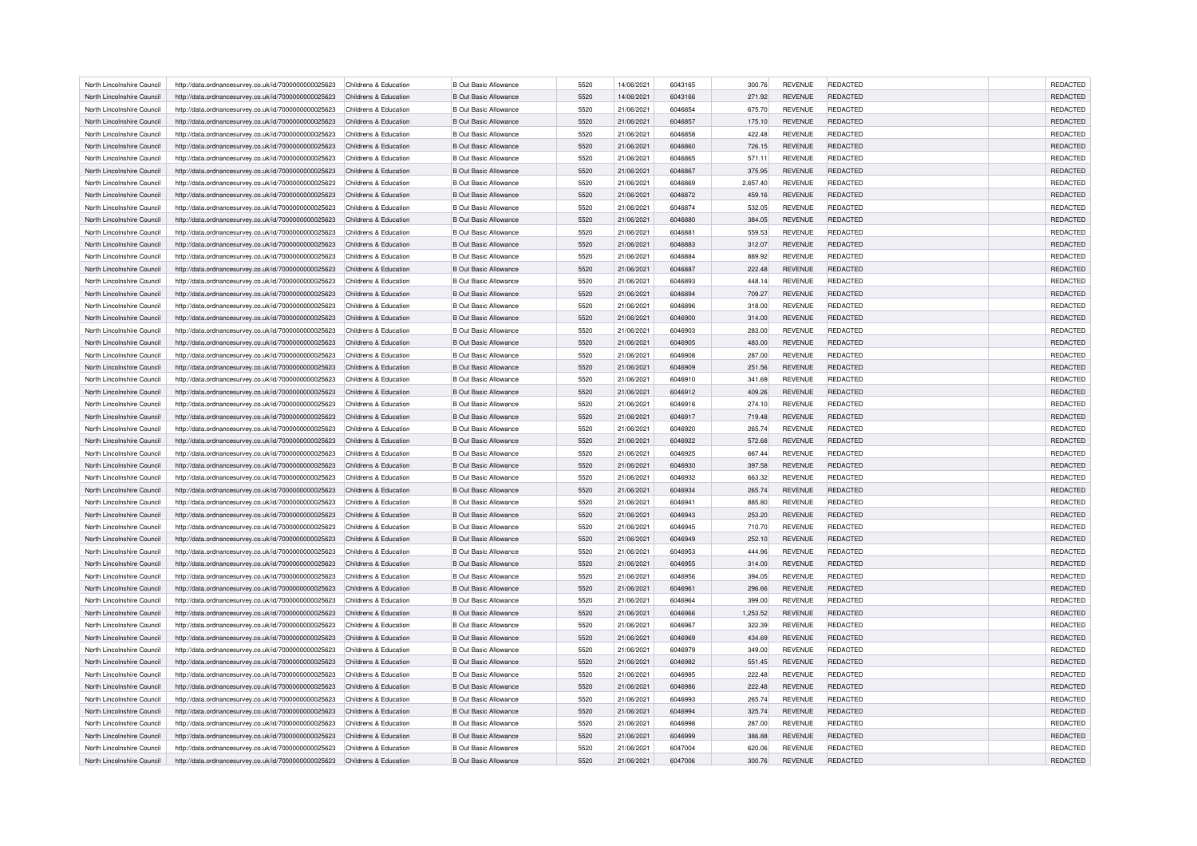| | | | | | | | | | | | |
|---|---|---|---|---|---|---|---|---|---|---|---|
| North Lincolnshire Council | http://data.ordnancesurvey.co.uk/id/7000000000025623 | Childrens & Education | B Out Basic Allowance | 5520 | 14/06/2021 | 6043165 | 300.76 | REVENUE | REDACTED | | REDACTED |
| North Lincolnshire Council | http://data.ordnancesurvey.co.uk/id/7000000000025623 | Childrens & Education | B Out Basic Allowance | 5520 | 14/06/2021 | 6043166 | 271.92 | REVENUE | REDACTED | | REDACTED |
| North Lincolnshire Council | http://data.ordnancesurvey.co.uk/id/7000000000025623 | Childrens & Education | B Out Basic Allowance | 5520 | 21/06/2021 | 6046854 | 675.70 | REVENUE | REDACTED | | REDACTED |
| North Lincolnshire Council | http://data.ordnancesurvey.co.uk/id/7000000000025623 | Childrens & Education | B Out Basic Allowance | 5520 | 21/06/2021 | 6046857 | 175.10 | REVENUE | REDACTED | | REDACTED |
| North Lincolnshire Council | http://data.ordnancesurvey.co.uk/id/7000000000025623 | Childrens & Education | B Out Basic Allowance | 5520 | 21/06/2021 | 6046858 | 422.48 | REVENUE | REDACTED | | REDACTED |
| North Lincolnshire Council | http://data.ordnancesurvey.co.uk/id/7000000000025623 | Childrens & Education | B Out Basic Allowance | 5520 | 21/06/2021 | 6046860 | 726.15 | REVENUE | REDACTED | | REDACTED |
| North Lincolnshire Council | http://data.ordnancesurvey.co.uk/id/7000000000025623 | Childrens & Education | B Out Basic Allowance | 5520 | 21/06/2021 | 6046865 | 571.11 | REVENUE | REDACTED | | REDACTED |
| North Lincolnshire Council | http://data.ordnancesurvey.co.uk/id/7000000000025623 | Childrens & Education | B Out Basic Allowance | 5520 | 21/06/2021 | 6046867 | 375.95 | REVENUE | REDACTED | | REDACTED |
| North Lincolnshire Council | http://data.ordnancesurvey.co.uk/id/7000000000025623 | Childrens & Education | B Out Basic Allowance | 5520 | 21/06/2021 | 6046869 | 2,657.40 | REVENUE | REDACTED | | REDACTED |
| North Lincolnshire Council | http://data.ordnancesurvey.co.uk/id/7000000000025623 | Childrens & Education | B Out Basic Allowance | 5520 | 21/06/2021 | 6046872 | 459.16 | REVENUE | REDACTED | | REDACTED |
| North Lincolnshire Council | http://data.ordnancesurvey.co.uk/id/7000000000025623 | Childrens & Education | B Out Basic Allowance | 5520 | 21/06/2021 | 6046874 | 532.05 | REVENUE | REDACTED | | REDACTED |
| North Lincolnshire Council | http://data.ordnancesurvey.co.uk/id/7000000000025623 | Childrens & Education | B Out Basic Allowance | 5520 | 21/06/2021 | 6046880 | 384.05 | REVENUE | REDACTED | | REDACTED |
| North Lincolnshire Council | http://data.ordnancesurvey.co.uk/id/7000000000025623 | Childrens & Education | B Out Basic Allowance | 5520 | 21/06/2021 | 6046881 | 559.53 | REVENUE | REDACTED | | REDACTED |
| North Lincolnshire Council | http://data.ordnancesurvey.co.uk/id/7000000000025623 | Childrens & Education | B Out Basic Allowance | 5520 | 21/06/2021 | 6046883 | 312.07 | REVENUE | REDACTED | | REDACTED |
| North Lincolnshire Council | http://data.ordnancesurvey.co.uk/id/7000000000025623 | Childrens & Education | B Out Basic Allowance | 5520 | 21/06/2021 | 6046884 | 889.92 | REVENUE | REDACTED | | REDACTED |
| North Lincolnshire Council | http://data.ordnancesurvey.co.uk/id/7000000000025623 | Childrens & Education | B Out Basic Allowance | 5520 | 21/06/2021 | 6046887 | 222.48 | REVENUE | REDACTED | | REDACTED |
| North Lincolnshire Council | http://data.ordnancesurvey.co.uk/id/7000000000025623 | Childrens & Education | B Out Basic Allowance | 5520 | 21/06/2021 | 6046893 | 448.14 | REVENUE | REDACTED | | REDACTED |
| North Lincolnshire Council | http://data.ordnancesurvey.co.uk/id/7000000000025623 | Childrens & Education | B Out Basic Allowance | 5520 | 21/06/2021 | 6046894 | 709.27 | REVENUE | REDACTED | | REDACTED |
| North Lincolnshire Council | http://data.ordnancesurvey.co.uk/id/7000000000025623 | Childrens & Education | B Out Basic Allowance | 5520 | 21/06/2021 | 6046896 | 318.00 | REVENUE | REDACTED | | REDACTED |
| North Lincolnshire Council | http://data.ordnancesurvey.co.uk/id/7000000000025623 | Childrens & Education | B Out Basic Allowance | 5520 | 21/06/2021 | 6046900 | 314.00 | REVENUE | REDACTED | | REDACTED |
| North Lincolnshire Council | http://data.ordnancesurvey.co.uk/id/7000000000025623 | Childrens & Education | B Out Basic Allowance | 5520 | 21/06/2021 | 6046903 | 283.00 | REVENUE | REDACTED | | REDACTED |
| North Lincolnshire Council | http://data.ordnancesurvey.co.uk/id/7000000000025623 | Childrens & Education | B Out Basic Allowance | 5520 | 21/06/2021 | 6046905 | 483.00 | REVENUE | REDACTED | | REDACTED |
| North Lincolnshire Council | http://data.ordnancesurvey.co.uk/id/7000000000025623 | Childrens & Education | B Out Basic Allowance | 5520 | 21/06/2021 | 6046908 | 287.00 | REVENUE | REDACTED | | REDACTED |
| North Lincolnshire Council | http://data.ordnancesurvey.co.uk/id/7000000000025623 | Childrens & Education | B Out Basic Allowance | 5520 | 21/06/2021 | 6046909 | 251.56 | REVENUE | REDACTED | | REDACTED |
| North Lincolnshire Council | http://data.ordnancesurvey.co.uk/id/7000000000025623 | Childrens & Education | B Out Basic Allowance | 5520 | 21/06/2021 | 6046910 | 341.69 | REVENUE | REDACTED | | REDACTED |
| North Lincolnshire Council | http://data.ordnancesurvey.co.uk/id/7000000000025623 | Childrens & Education | B Out Basic Allowance | 5520 | 21/06/2021 | 6046912 | 409.26 | REVENUE | REDACTED | | REDACTED |
| North Lincolnshire Council | http://data.ordnancesurvey.co.uk/id/7000000000025623 | Childrens & Education | B Out Basic Allowance | 5520 | 21/06/2021 | 6046916 | 274.10 | REVENUE | REDACTED | | REDACTED |
| North Lincolnshire Council | http://data.ordnancesurvey.co.uk/id/7000000000025623 | Childrens & Education | B Out Basic Allowance | 5520 | 21/06/2021 | 6046917 | 719.48 | REVENUE | REDACTED | | REDACTED |
| North Lincolnshire Council | http://data.ordnancesurvey.co.uk/id/7000000000025623 | Childrens & Education | B Out Basic Allowance | 5520 | 21/06/2021 | 6046920 | 265.74 | REVENUE | REDACTED | | REDACTED |
| North Lincolnshire Council | http://data.ordnancesurvey.co.uk/id/7000000000025623 | Childrens & Education | B Out Basic Allowance | 5520 | 21/06/2021 | 6046922 | 572.68 | REVENUE | REDACTED | | REDACTED |
| North Lincolnshire Council | http://data.ordnancesurvey.co.uk/id/7000000000025623 | Childrens & Education | B Out Basic Allowance | 5520 | 21/06/2021 | 6046925 | 667.44 | REVENUE | REDACTED | | REDACTED |
| North Lincolnshire Council | http://data.ordnancesurvey.co.uk/id/7000000000025623 | Childrens & Education | B Out Basic Allowance | 5520 | 21/06/2021 | 6046930 | 397.58 | REVENUE | REDACTED | | REDACTED |
| North Lincolnshire Council | http://data.ordnancesurvey.co.uk/id/7000000000025623 | Childrens & Education | B Out Basic Allowance | 5520 | 21/06/2021 | 6046932 | 663.32 | REVENUE | REDACTED | | REDACTED |
| North Lincolnshire Council | http://data.ordnancesurvey.co.uk/id/7000000000025623 | Childrens & Education | B Out Basic Allowance | 5520 | 21/06/2021 | 6046934 | 265.74 | REVENUE | REDACTED | | REDACTED |
| North Lincolnshire Council | http://data.ordnancesurvey.co.uk/id/7000000000025623 | Childrens & Education | B Out Basic Allowance | 5520 | 21/06/2021 | 6046941 | 885.80 | REVENUE | REDACTED | | REDACTED |
| North Lincolnshire Council | http://data.ordnancesurvey.co.uk/id/7000000000025623 | Childrens & Education | B Out Basic Allowance | 5520 | 21/06/2021 | 6046943 | 253.20 | REVENUE | REDACTED | | REDACTED |
| North Lincolnshire Council | http://data.ordnancesurvey.co.uk/id/7000000000025623 | Childrens & Education | B Out Basic Allowance | 5520 | 21/06/2021 | 6046945 | 710.70 | REVENUE | REDACTED | | REDACTED |
| North Lincolnshire Council | http://data.ordnancesurvey.co.uk/id/7000000000025623 | Childrens & Education | B Out Basic Allowance | 5520 | 21/06/2021 | 6046949 | 252.10 | REVENUE | REDACTED | | REDACTED |
| North Lincolnshire Council | http://data.ordnancesurvey.co.uk/id/7000000000025623 | Childrens & Education | B Out Basic Allowance | 5520 | 21/06/2021 | 6046953 | 444.96 | REVENUE | REDACTED | | REDACTED |
| North Lincolnshire Council | http://data.ordnancesurvey.co.uk/id/7000000000025623 | Childrens & Education | B Out Basic Allowance | 5520 | 21/06/2021 | 6046955 | 314.00 | REVENUE | REDACTED | | REDACTED |
| North Lincolnshire Council | http://data.ordnancesurvey.co.uk/id/7000000000025623 | Childrens & Education | B Out Basic Allowance | 5520 | 21/06/2021 | 6046956 | 394.05 | REVENUE | REDACTED | | REDACTED |
| North Lincolnshire Council | http://data.ordnancesurvey.co.uk/id/7000000000025623 | Childrens & Education | B Out Basic Allowance | 5520 | 21/06/2021 | 6046961 | 296.66 | REVENUE | REDACTED | | REDACTED |
| North Lincolnshire Council | http://data.ordnancesurvey.co.uk/id/7000000000025623 | Childrens & Education | B Out Basic Allowance | 5520 | 21/06/2021 | 6046964 | 399.00 | REVENUE | REDACTED | | REDACTED |
| North Lincolnshire Council | http://data.ordnancesurvey.co.uk/id/7000000000025623 | Childrens & Education | B Out Basic Allowance | 5520 | 21/06/2021 | 6046966 | 1,253.52 | REVENUE | REDACTED | | REDACTED |
| North Lincolnshire Council | http://data.ordnancesurvey.co.uk/id/7000000000025623 | Childrens & Education | B Out Basic Allowance | 5520 | 21/06/2021 | 6046967 | 322.39 | REVENUE | REDACTED | | REDACTED |
| North Lincolnshire Council | http://data.ordnancesurvey.co.uk/id/7000000000025623 | Childrens & Education | B Out Basic Allowance | 5520 | 21/06/2021 | 6046969 | 434.69 | REVENUE | REDACTED | | REDACTED |
| North Lincolnshire Council | http://data.ordnancesurvey.co.uk/id/7000000000025623 | Childrens & Education | B Out Basic Allowance | 5520 | 21/06/2021 | 6046979 | 349.00 | REVENUE | REDACTED | | REDACTED |
| North Lincolnshire Council | http://data.ordnancesurvey.co.uk/id/7000000000025623 | Childrens & Education | B Out Basic Allowance | 5520 | 21/06/2021 | 6046982 | 551.45 | REVENUE | REDACTED | | REDACTED |
| North Lincolnshire Council | http://data.ordnancesurvey.co.uk/id/7000000000025623 | Childrens & Education | B Out Basic Allowance | 5520 | 21/06/2021 | 6046985 | 222.48 | REVENUE | REDACTED | | REDACTED |
| North Lincolnshire Council | http://data.ordnancesurvey.co.uk/id/7000000000025623 | Childrens & Education | B Out Basic Allowance | 5520 | 21/06/2021 | 6046986 | 222.48 | REVENUE | REDACTED | | REDACTED |
| North Lincolnshire Council | http://data.ordnancesurvey.co.uk/id/7000000000025623 | Childrens & Education | B Out Basic Allowance | 5520 | 21/06/2021 | 6046993 | 265.74 | REVENUE | REDACTED | | REDACTED |
| North Lincolnshire Council | http://data.ordnancesurvey.co.uk/id/7000000000025623 | Childrens & Education | B Out Basic Allowance | 5520 | 21/06/2021 | 6046994 | 325.74 | REVENUE | REDACTED | | REDACTED |
| North Lincolnshire Council | http://data.ordnancesurvey.co.uk/id/7000000000025623 | Childrens & Education | B Out Basic Allowance | 5520 | 21/06/2021 | 6046998 | 287.00 | REVENUE | REDACTED | | REDACTED |
| North Lincolnshire Council | http://data.ordnancesurvey.co.uk/id/7000000000025623 | Childrens & Education | B Out Basic Allowance | 5520 | 21/06/2021 | 6046999 | 386.88 | REVENUE | REDACTED | | REDACTED |
| North Lincolnshire Council | http://data.ordnancesurvey.co.uk/id/7000000000025623 | Childrens & Education | B Out Basic Allowance | 5520 | 21/06/2021 | 6047004 | 620.06 | REVENUE | REDACTED | | REDACTED |
| North Lincolnshire Council | http://data.ordnancesurvey.co.uk/id/7000000000025623 | Childrens & Education | B Out Basic Allowance | 5520 | 21/06/2021 | 6047006 | 300.76 | REVENUE | REDACTED | | REDACTED |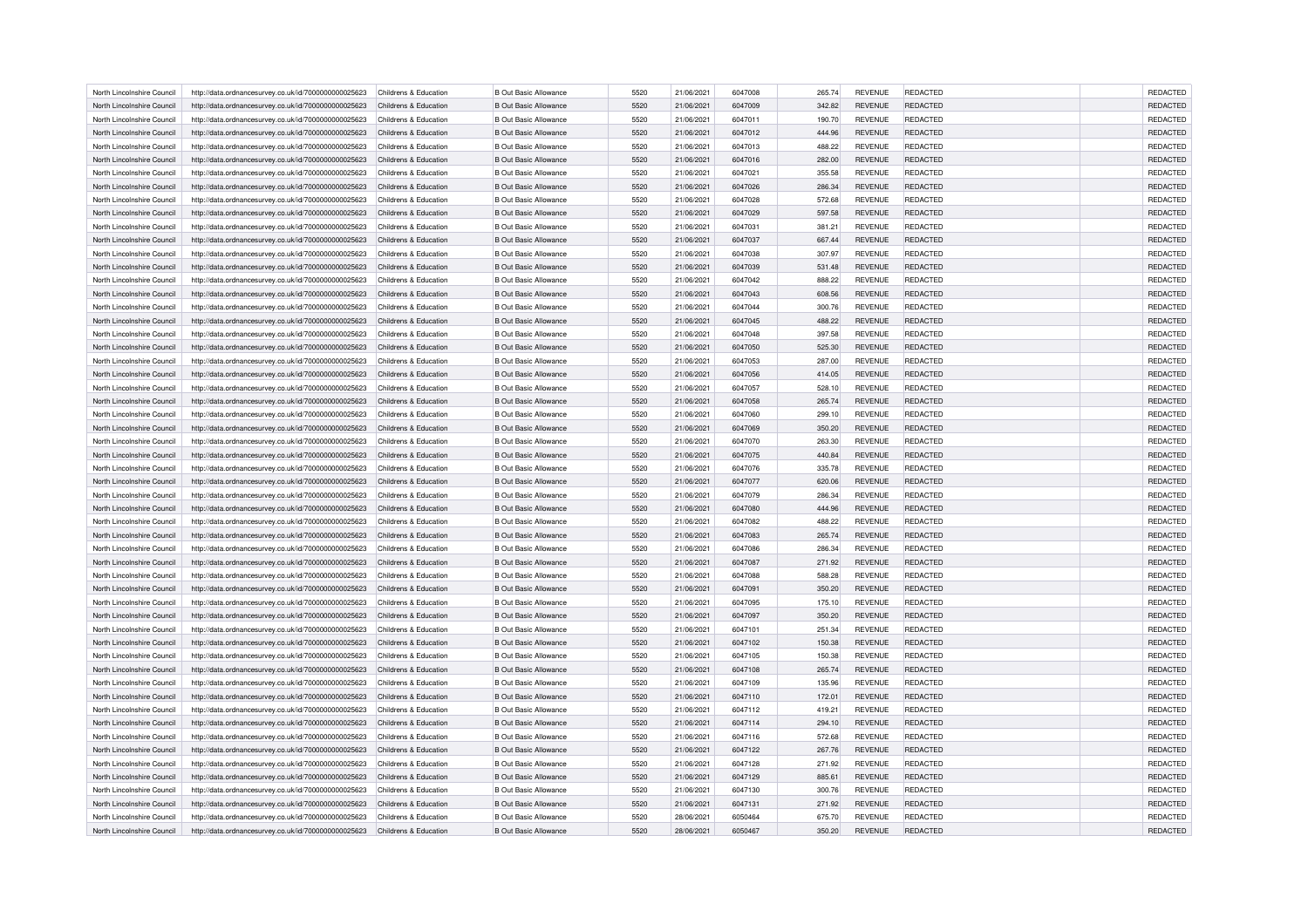| | | | | | | | | | | | |
|---|---|---|---|---|---|---|---|---|---|---|---|
| North Lincolnshire Council | http://data.ordnancesurvey.co.uk/id/7000000000025623 | Childrens & Education | B Out Basic Allowance | 5520 | 21/06/2021 | 6047008 | 265.74 | REVENUE | REDACTED | | REDACTED |
| North Lincolnshire Council | http://data.ordnancesurvey.co.uk/id/7000000000025623 | Childrens & Education | B Out Basic Allowance | 5520 | 21/06/2021 | 6047009 | 342.82 | REVENUE | REDACTED | | REDACTED |
| North Lincolnshire Council | http://data.ordnancesurvey.co.uk/id/7000000000025623 | Childrens & Education | B Out Basic Allowance | 5520 | 21/06/2021 | 6047011 | 190.70 | REVENUE | REDACTED | | REDACTED |
| North Lincolnshire Council | http://data.ordnancesurvey.co.uk/id/7000000000025623 | Childrens & Education | B Out Basic Allowance | 5520 | 21/06/2021 | 6047012 | 444.96 | REVENUE | REDACTED | | REDACTED |
| North Lincolnshire Council | http://data.ordnancesurvey.co.uk/id/7000000000025623 | Childrens & Education | B Out Basic Allowance | 5520 | 21/06/2021 | 6047013 | 488.22 | REVENUE | REDACTED | | REDACTED |
| North Lincolnshire Council | http://data.ordnancesurvey.co.uk/id/7000000000025623 | Childrens & Education | B Out Basic Allowance | 5520 | 21/06/2021 | 6047016 | 282.00 | REVENUE | REDACTED | | REDACTED |
| North Lincolnshire Council | http://data.ordnancesurvey.co.uk/id/7000000000025623 | Childrens & Education | B Out Basic Allowance | 5520 | 21/06/2021 | 6047021 | 355.58 | REVENUE | REDACTED | | REDACTED |
| North Lincolnshire Council | http://data.ordnancesurvey.co.uk/id/7000000000025623 | Childrens & Education | B Out Basic Allowance | 5520 | 21/06/2021 | 6047026 | 286.34 | REVENUE | REDACTED | | REDACTED |
| North Lincolnshire Council | http://data.ordnancesurvey.co.uk/id/7000000000025623 | Childrens & Education | B Out Basic Allowance | 5520 | 21/06/2021 | 6047028 | 572.68 | REVENUE | REDACTED | | REDACTED |
| North Lincolnshire Council | http://data.ordnancesurvey.co.uk/id/7000000000025623 | Childrens & Education | B Out Basic Allowance | 5520 | 21/06/2021 | 6047029 | 597.58 | REVENUE | REDACTED | | REDACTED |
| North Lincolnshire Council | http://data.ordnancesurvey.co.uk/id/7000000000025623 | Childrens & Education | B Out Basic Allowance | 5520 | 21/06/2021 | 6047031 | 381.21 | REVENUE | REDACTED | | REDACTED |
| North Lincolnshire Council | http://data.ordnancesurvey.co.uk/id/7000000000025623 | Childrens & Education | B Out Basic Allowance | 5520 | 21/06/2021 | 6047037 | 667.44 | REVENUE | REDACTED | | REDACTED |
| North Lincolnshire Council | http://data.ordnancesurvey.co.uk/id/7000000000025623 | Childrens & Education | B Out Basic Allowance | 5520 | 21/06/2021 | 6047038 | 307.97 | REVENUE | REDACTED | | REDACTED |
| North Lincolnshire Council | http://data.ordnancesurvey.co.uk/id/7000000000025623 | Childrens & Education | B Out Basic Allowance | 5520 | 21/06/2021 | 6047039 | 531.48 | REVENUE | REDACTED | | REDACTED |
| North Lincolnshire Council | http://data.ordnancesurvey.co.uk/id/7000000000025623 | Childrens & Education | B Out Basic Allowance | 5520 | 21/06/2021 | 6047042 | 888.22 | REVENUE | REDACTED | | REDACTED |
| North Lincolnshire Council | http://data.ordnancesurvey.co.uk/id/7000000000025623 | Childrens & Education | B Out Basic Allowance | 5520 | 21/06/2021 | 6047043 | 608.56 | REVENUE | REDACTED | | REDACTED |
| North Lincolnshire Council | http://data.ordnancesurvey.co.uk/id/7000000000025623 | Childrens & Education | B Out Basic Allowance | 5520 | 21/06/2021 | 6047044 | 300.76 | REVENUE | REDACTED | | REDACTED |
| North Lincolnshire Council | http://data.ordnancesurvey.co.uk/id/7000000000025623 | Childrens & Education | B Out Basic Allowance | 5520 | 21/06/2021 | 6047045 | 488.22 | REVENUE | REDACTED | | REDACTED |
| North Lincolnshire Council | http://data.ordnancesurvey.co.uk/id/7000000000025623 | Childrens & Education | B Out Basic Allowance | 5520 | 21/06/2021 | 6047048 | 397.58 | REVENUE | REDACTED | | REDACTED |
| North Lincolnshire Council | http://data.ordnancesurvey.co.uk/id/7000000000025623 | Childrens & Education | B Out Basic Allowance | 5520 | 21/06/2021 | 6047050 | 525.30 | REVENUE | REDACTED | | REDACTED |
| North Lincolnshire Council | http://data.ordnancesurvey.co.uk/id/7000000000025623 | Childrens & Education | B Out Basic Allowance | 5520 | 21/06/2021 | 6047053 | 287.00 | REVENUE | REDACTED | | REDACTED |
| North Lincolnshire Council | http://data.ordnancesurvey.co.uk/id/7000000000025623 | Childrens & Education | B Out Basic Allowance | 5520 | 21/06/2021 | 6047056 | 414.05 | REVENUE | REDACTED | | REDACTED |
| North Lincolnshire Council | http://data.ordnancesurvey.co.uk/id/7000000000025623 | Childrens & Education | B Out Basic Allowance | 5520 | 21/06/2021 | 6047057 | 528.10 | REVENUE | REDACTED | | REDACTED |
| North Lincolnshire Council | http://data.ordnancesurvey.co.uk/id/7000000000025623 | Childrens & Education | B Out Basic Allowance | 5520 | 21/06/2021 | 6047058 | 265.74 | REVENUE | REDACTED | | REDACTED |
| North Lincolnshire Council | http://data.ordnancesurvey.co.uk/id/7000000000025623 | Childrens & Education | B Out Basic Allowance | 5520 | 21/06/2021 | 6047060 | 299.10 | REVENUE | REDACTED | | REDACTED |
| North Lincolnshire Council | http://data.ordnancesurvey.co.uk/id/7000000000025623 | Childrens & Education | B Out Basic Allowance | 5520 | 21/06/2021 | 6047069 | 350.20 | REVENUE | REDACTED | | REDACTED |
| North Lincolnshire Council | http://data.ordnancesurvey.co.uk/id/7000000000025623 | Childrens & Education | B Out Basic Allowance | 5520 | 21/06/2021 | 6047070 | 263.30 | REVENUE | REDACTED | | REDACTED |
| North Lincolnshire Council | http://data.ordnancesurvey.co.uk/id/7000000000025623 | Childrens & Education | B Out Basic Allowance | 5520 | 21/06/2021 | 6047075 | 440.84 | REVENUE | REDACTED | | REDACTED |
| North Lincolnshire Council | http://data.ordnancesurvey.co.uk/id/7000000000025623 | Childrens & Education | B Out Basic Allowance | 5520 | 21/06/2021 | 6047076 | 335.78 | REVENUE | REDACTED | | REDACTED |
| North Lincolnshire Council | http://data.ordnancesurvey.co.uk/id/7000000000025623 | Childrens & Education | B Out Basic Allowance | 5520 | 21/06/2021 | 6047077 | 620.06 | REVENUE | REDACTED | | REDACTED |
| North Lincolnshire Council | http://data.ordnancesurvey.co.uk/id/7000000000025623 | Childrens & Education | B Out Basic Allowance | 5520 | 21/06/2021 | 6047079 | 286.34 | REVENUE | REDACTED | | REDACTED |
| North Lincolnshire Council | http://data.ordnancesurvey.co.uk/id/7000000000025623 | Childrens & Education | B Out Basic Allowance | 5520 | 21/06/2021 | 6047080 | 444.96 | REVENUE | REDACTED | | REDACTED |
| North Lincolnshire Council | http://data.ordnancesurvey.co.uk/id/7000000000025623 | Childrens & Education | B Out Basic Allowance | 5520 | 21/06/2021 | 6047082 | 488.22 | REVENUE | REDACTED | | REDACTED |
| North Lincolnshire Council | http://data.ordnancesurvey.co.uk/id/7000000000025623 | Childrens & Education | B Out Basic Allowance | 5520 | 21/06/2021 | 6047083 | 265.74 | REVENUE | REDACTED | | REDACTED |
| North Lincolnshire Council | http://data.ordnancesurvey.co.uk/id/7000000000025623 | Childrens & Education | B Out Basic Allowance | 5520 | 21/06/2021 | 6047086 | 286.34 | REVENUE | REDACTED | | REDACTED |
| North Lincolnshire Council | http://data.ordnancesurvey.co.uk/id/7000000000025623 | Childrens & Education | B Out Basic Allowance | 5520 | 21/06/2021 | 6047087 | 271.92 | REVENUE | REDACTED | | REDACTED |
| North Lincolnshire Council | http://data.ordnancesurvey.co.uk/id/7000000000025623 | Childrens & Education | B Out Basic Allowance | 5520 | 21/06/2021 | 6047088 | 588.28 | REVENUE | REDACTED | | REDACTED |
| North Lincolnshire Council | http://data.ordnancesurvey.co.uk/id/7000000000025623 | Childrens & Education | B Out Basic Allowance | 5520 | 21/06/2021 | 6047091 | 350.20 | REVENUE | REDACTED | | REDACTED |
| North Lincolnshire Council | http://data.ordnancesurvey.co.uk/id/7000000000025623 | Childrens & Education | B Out Basic Allowance | 5520 | 21/06/2021 | 6047095 | 175.10 | REVENUE | REDACTED | | REDACTED |
| North Lincolnshire Council | http://data.ordnancesurvey.co.uk/id/7000000000025623 | Childrens & Education | B Out Basic Allowance | 5520 | 21/06/2021 | 6047097 | 350.20 | REVENUE | REDACTED | | REDACTED |
| North Lincolnshire Council | http://data.ordnancesurvey.co.uk/id/7000000000025623 | Childrens & Education | B Out Basic Allowance | 5520 | 21/06/2021 | 6047101 | 251.34 | REVENUE | REDACTED | | REDACTED |
| North Lincolnshire Council | http://data.ordnancesurvey.co.uk/id/7000000000025623 | Childrens & Education | B Out Basic Allowance | 5520 | 21/06/2021 | 6047102 | 150.38 | REVENUE | REDACTED | | REDACTED |
| North Lincolnshire Council | http://data.ordnancesurvey.co.uk/id/7000000000025623 | Childrens & Education | B Out Basic Allowance | 5520 | 21/06/2021 | 6047105 | 150.38 | REVENUE | REDACTED | | REDACTED |
| North Lincolnshire Council | http://data.ordnancesurvey.co.uk/id/7000000000025623 | Childrens & Education | B Out Basic Allowance | 5520 | 21/06/2021 | 6047108 | 265.74 | REVENUE | REDACTED | | REDACTED |
| North Lincolnshire Council | http://data.ordnancesurvey.co.uk/id/7000000000025623 | Childrens & Education | B Out Basic Allowance | 5520 | 21/06/2021 | 6047109 | 135.96 | REVENUE | REDACTED | | REDACTED |
| North Lincolnshire Council | http://data.ordnancesurvey.co.uk/id/7000000000025623 | Childrens & Education | B Out Basic Allowance | 5520 | 21/06/2021 | 6047110 | 172.01 | REVENUE | REDACTED | | REDACTED |
| North Lincolnshire Council | http://data.ordnancesurvey.co.uk/id/7000000000025623 | Childrens & Education | B Out Basic Allowance | 5520 | 21/06/2021 | 6047112 | 419.21 | REVENUE | REDACTED | | REDACTED |
| North Lincolnshire Council | http://data.ordnancesurvey.co.uk/id/7000000000025623 | Childrens & Education | B Out Basic Allowance | 5520 | 21/06/2021 | 6047114 | 294.10 | REVENUE | REDACTED | | REDACTED |
| North Lincolnshire Council | http://data.ordnancesurvey.co.uk/id/7000000000025623 | Childrens & Education | B Out Basic Allowance | 5520 | 21/06/2021 | 6047116 | 572.68 | REVENUE | REDACTED | | REDACTED |
| North Lincolnshire Council | http://data.ordnancesurvey.co.uk/id/7000000000025623 | Childrens & Education | B Out Basic Allowance | 5520 | 21/06/2021 | 6047122 | 267.76 | REVENUE | REDACTED | | REDACTED |
| North Lincolnshire Council | http://data.ordnancesurvey.co.uk/id/7000000000025623 | Childrens & Education | B Out Basic Allowance | 5520 | 21/06/2021 | 6047128 | 271.92 | REVENUE | REDACTED | | REDACTED |
| North Lincolnshire Council | http://data.ordnancesurvey.co.uk/id/7000000000025623 | Childrens & Education | B Out Basic Allowance | 5520 | 21/06/2021 | 6047129 | 885.61 | REVENUE | REDACTED | | REDACTED |
| North Lincolnshire Council | http://data.ordnancesurvey.co.uk/id/7000000000025623 | Childrens & Education | B Out Basic Allowance | 5520 | 21/06/2021 | 6047130 | 300.76 | REVENUE | REDACTED | | REDACTED |
| North Lincolnshire Council | http://data.ordnancesurvey.co.uk/id/7000000000025623 | Childrens & Education | B Out Basic Allowance | 5520 | 21/06/2021 | 6047131 | 271.92 | REVENUE | REDACTED | | REDACTED |
| North Lincolnshire Council | http://data.ordnancesurvey.co.uk/id/7000000000025623 | Childrens & Education | B Out Basic Allowance | 5520 | 28/06/2021 | 6050464 | 675.70 | REVENUE | REDACTED | | REDACTED |
| North Lincolnshire Council | http://data.ordnancesurvey.co.uk/id/7000000000025623 | Childrens & Education | B Out Basic Allowance | 5520 | 28/06/2021 | 6050467 | 350.20 | REVENUE | REDACTED | | REDACTED |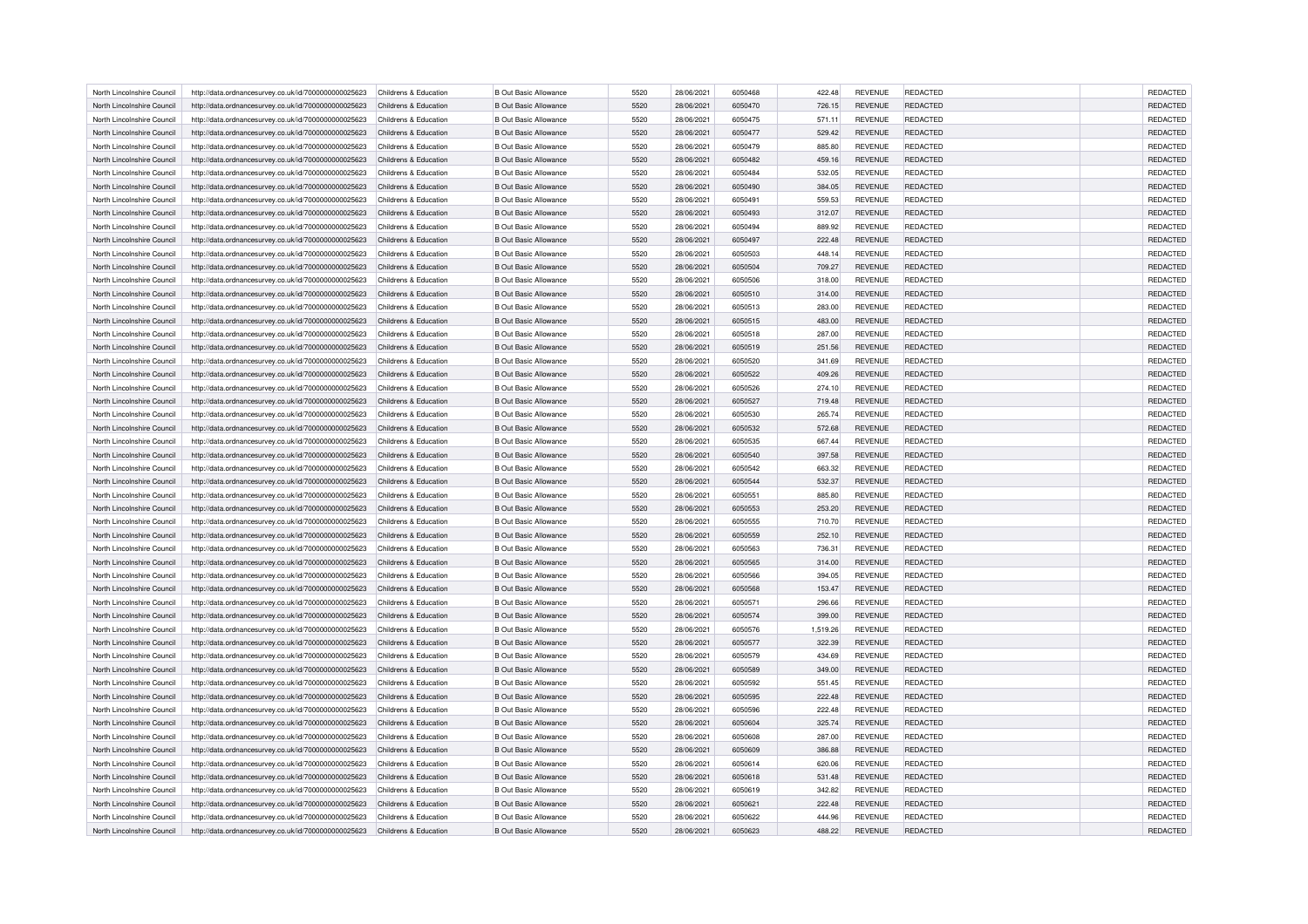| | | | | | | | | | | | | |
|---|---|---|---|---|---|---|---|---|---|---|---|---|
| North Lincolnshire Council | http://data.ordnancesurvey.co.uk/id/7000000000025623 | Childrens & Education | B Out Basic Allowance | 5520 | 28/06/2021 | 6050468 | 422.48 | REVENUE | REDACTED | | REDACTED |
| North Lincolnshire Council | http://data.ordnancesurvey.co.uk/id/7000000000025623 | Childrens & Education | B Out Basic Allowance | 5520 | 28/06/2021 | 6050470 | 726.15 | REVENUE | REDACTED | | REDACTED |
| North Lincolnshire Council | http://data.ordnancesurvey.co.uk/id/7000000000025623 | Childrens & Education | B Out Basic Allowance | 5520 | 28/06/2021 | 6050475 | 571.11 | REVENUE | REDACTED | | REDACTED |
| North Lincolnshire Council | http://data.ordnancesurvey.co.uk/id/7000000000025623 | Childrens & Education | B Out Basic Allowance | 5520 | 28/06/2021 | 6050477 | 529.42 | REVENUE | REDACTED | | REDACTED |
| North Lincolnshire Council | http://data.ordnancesurvey.co.uk/id/7000000000025623 | Childrens & Education | B Out Basic Allowance | 5520 | 28/06/2021 | 6050479 | 885.80 | REVENUE | REDACTED | | REDACTED |
| North Lincolnshire Council | http://data.ordnancesurvey.co.uk/id/7000000000025623 | Childrens & Education | B Out Basic Allowance | 5520 | 28/06/2021 | 6050482 | 459.16 | REVENUE | REDACTED | | REDACTED |
| North Lincolnshire Council | http://data.ordnancesurvey.co.uk/id/7000000000025623 | Childrens & Education | B Out Basic Allowance | 5520 | 28/06/2021 | 6050484 | 532.05 | REVENUE | REDACTED | | REDACTED |
| North Lincolnshire Council | http://data.ordnancesurvey.co.uk/id/7000000000025623 | Childrens & Education | B Out Basic Allowance | 5520 | 28/06/2021 | 6050490 | 384.05 | REVENUE | REDACTED | | REDACTED |
| North Lincolnshire Council | http://data.ordnancesurvey.co.uk/id/7000000000025623 | Childrens & Education | B Out Basic Allowance | 5520 | 28/06/2021 | 6050491 | 559.53 | REVENUE | REDACTED | | REDACTED |
| North Lincolnshire Council | http://data.ordnancesurvey.co.uk/id/7000000000025623 | Childrens & Education | B Out Basic Allowance | 5520 | 28/06/2021 | 6050493 | 312.07 | REVENUE | REDACTED | | REDACTED |
| North Lincolnshire Council | http://data.ordnancesurvey.co.uk/id/7000000000025623 | Childrens & Education | B Out Basic Allowance | 5520 | 28/06/2021 | 6050494 | 889.92 | REVENUE | REDACTED | | REDACTED |
| North Lincolnshire Council | http://data.ordnancesurvey.co.uk/id/7000000000025623 | Childrens & Education | B Out Basic Allowance | 5520 | 28/06/2021 | 6050497 | 222.48 | REVENUE | REDACTED | | REDACTED |
| North Lincolnshire Council | http://data.ordnancesurvey.co.uk/id/7000000000025623 | Childrens & Education | B Out Basic Allowance | 5520 | 28/06/2021 | 6050503 | 448.14 | REVENUE | REDACTED | | REDACTED |
| North Lincolnshire Council | http://data.ordnancesurvey.co.uk/id/7000000000025623 | Childrens & Education | B Out Basic Allowance | 5520 | 28/06/2021 | 6050504 | 709.27 | REVENUE | REDACTED | | REDACTED |
| North Lincolnshire Council | http://data.ordnancesurvey.co.uk/id/7000000000025623 | Childrens & Education | B Out Basic Allowance | 5520 | 28/06/2021 | 6050506 | 318.00 | REVENUE | REDACTED | | REDACTED |
| North Lincolnshire Council | http://data.ordnancesurvey.co.uk/id/7000000000025623 | Childrens & Education | B Out Basic Allowance | 5520 | 28/06/2021 | 6050510 | 314.00 | REVENUE | REDACTED | | REDACTED |
| North Lincolnshire Council | http://data.ordnancesurvey.co.uk/id/7000000000025623 | Childrens & Education | B Out Basic Allowance | 5520 | 28/06/2021 | 6050513 | 283.00 | REVENUE | REDACTED | | REDACTED |
| North Lincolnshire Council | http://data.ordnancesurvey.co.uk/id/7000000000025623 | Childrens & Education | B Out Basic Allowance | 5520 | 28/06/2021 | 6050515 | 483.00 | REVENUE | REDACTED | | REDACTED |
| North Lincolnshire Council | http://data.ordnancesurvey.co.uk/id/7000000000025623 | Childrens & Education | B Out Basic Allowance | 5520 | 28/06/2021 | 6050518 | 287.00 | REVENUE | REDACTED | | REDACTED |
| North Lincolnshire Council | http://data.ordnancesurvey.co.uk/id/7000000000025623 | Childrens & Education | B Out Basic Allowance | 5520 | 28/06/2021 | 6050519 | 251.56 | REVENUE | REDACTED | | REDACTED |
| North Lincolnshire Council | http://data.ordnancesurvey.co.uk/id/7000000000025623 | Childrens & Education | B Out Basic Allowance | 5520 | 28/06/2021 | 6050520 | 341.69 | REVENUE | REDACTED | | REDACTED |
| North Lincolnshire Council | http://data.ordnancesurvey.co.uk/id/7000000000025623 | Childrens & Education | B Out Basic Allowance | 5520 | 28/06/2021 | 6050522 | 409.26 | REVENUE | REDACTED | | REDACTED |
| North Lincolnshire Council | http://data.ordnancesurvey.co.uk/id/7000000000025623 | Childrens & Education | B Out Basic Allowance | 5520 | 28/06/2021 | 6050526 | 274.10 | REVENUE | REDACTED | | REDACTED |
| North Lincolnshire Council | http://data.ordnancesurvey.co.uk/id/7000000000025623 | Childrens & Education | B Out Basic Allowance | 5520 | 28/06/2021 | 6050527 | 719.48 | REVENUE | REDACTED | | REDACTED |
| North Lincolnshire Council | http://data.ordnancesurvey.co.uk/id/7000000000025623 | Childrens & Education | B Out Basic Allowance | 5520 | 28/06/2021 | 6050530 | 265.74 | REVENUE | REDACTED | | REDACTED |
| North Lincolnshire Council | http://data.ordnancesurvey.co.uk/id/7000000000025623 | Childrens & Education | B Out Basic Allowance | 5520 | 28/06/2021 | 6050532 | 572.68 | REVENUE | REDACTED | | REDACTED |
| North Lincolnshire Council | http://data.ordnancesurvey.co.uk/id/7000000000025623 | Childrens & Education | B Out Basic Allowance | 5520 | 28/06/2021 | 6050535 | 667.44 | REVENUE | REDACTED | | REDACTED |
| North Lincolnshire Council | http://data.ordnancesurvey.co.uk/id/7000000000025623 | Childrens & Education | B Out Basic Allowance | 5520 | 28/06/2021 | 6050540 | 397.58 | REVENUE | REDACTED | | REDACTED |
| North Lincolnshire Council | http://data.ordnancesurvey.co.uk/id/7000000000025623 | Childrens & Education | B Out Basic Allowance | 5520 | 28/06/2021 | 6050542 | 663.32 | REVENUE | REDACTED | | REDACTED |
| North Lincolnshire Council | http://data.ordnancesurvey.co.uk/id/7000000000025623 | Childrens & Education | B Out Basic Allowance | 5520 | 28/06/2021 | 6050544 | 532.37 | REVENUE | REDACTED | | REDACTED |
| North Lincolnshire Council | http://data.ordnancesurvey.co.uk/id/7000000000025623 | Childrens & Education | B Out Basic Allowance | 5520 | 28/06/2021 | 6050551 | 885.80 | REVENUE | REDACTED | | REDACTED |
| North Lincolnshire Council | http://data.ordnancesurvey.co.uk/id/7000000000025623 | Childrens & Education | B Out Basic Allowance | 5520 | 28/06/2021 | 6050553 | 253.20 | REVENUE | REDACTED | | REDACTED |
| North Lincolnshire Council | http://data.ordnancesurvey.co.uk/id/7000000000025623 | Childrens & Education | B Out Basic Allowance | 5520 | 28/06/2021 | 6050555 | 710.70 | REVENUE | REDACTED | | REDACTED |
| North Lincolnshire Council | http://data.ordnancesurvey.co.uk/id/7000000000025623 | Childrens & Education | B Out Basic Allowance | 5520 | 28/06/2021 | 6050559 | 252.10 | REVENUE | REDACTED | | REDACTED |
| North Lincolnshire Council | http://data.ordnancesurvey.co.uk/id/7000000000025623 | Childrens & Education | B Out Basic Allowance | 5520 | 28/06/2021 | 6050563 | 736.31 | REVENUE | REDACTED | | REDACTED |
| North Lincolnshire Council | http://data.ordnancesurvey.co.uk/id/7000000000025623 | Childrens & Education | B Out Basic Allowance | 5520 | 28/06/2021 | 6050565 | 314.00 | REVENUE | REDACTED | | REDACTED |
| North Lincolnshire Council | http://data.ordnancesurvey.co.uk/id/7000000000025623 | Childrens & Education | B Out Basic Allowance | 5520 | 28/06/2021 | 6050566 | 394.05 | REVENUE | REDACTED | | REDACTED |
| North Lincolnshire Council | http://data.ordnancesurvey.co.uk/id/7000000000025623 | Childrens & Education | B Out Basic Allowance | 5520 | 28/06/2021 | 6050568 | 153.47 | REVENUE | REDACTED | | REDACTED |
| North Lincolnshire Council | http://data.ordnancesurvey.co.uk/id/7000000000025623 | Childrens & Education | B Out Basic Allowance | 5520 | 28/06/2021 | 6050571 | 296.66 | REVENUE | REDACTED | | REDACTED |
| North Lincolnshire Council | http://data.ordnancesurvey.co.uk/id/7000000000025623 | Childrens & Education | B Out Basic Allowance | 5520 | 28/06/2021 | 6050574 | 399.00 | REVENUE | REDACTED | | REDACTED |
| North Lincolnshire Council | http://data.ordnancesurvey.co.uk/id/7000000000025623 | Childrens & Education | B Out Basic Allowance | 5520 | 28/06/2021 | 6050576 | 1,519.26 | REVENUE | REDACTED | | REDACTED |
| North Lincolnshire Council | http://data.ordnancesurvey.co.uk/id/7000000000025623 | Childrens & Education | B Out Basic Allowance | 5520 | 28/06/2021 | 6050577 | 322.39 | REVENUE | REDACTED | | REDACTED |
| North Lincolnshire Council | http://data.ordnancesurvey.co.uk/id/7000000000025623 | Childrens & Education | B Out Basic Allowance | 5520 | 28/06/2021 | 6050579 | 434.69 | REVENUE | REDACTED | | REDACTED |
| North Lincolnshire Council | http://data.ordnancesurvey.co.uk/id/7000000000025623 | Childrens & Education | B Out Basic Allowance | 5520 | 28/06/2021 | 6050589 | 349.00 | REVENUE | REDACTED | | REDACTED |
| North Lincolnshire Council | http://data.ordnancesurvey.co.uk/id/7000000000025623 | Childrens & Education | B Out Basic Allowance | 5520 | 28/06/2021 | 6050592 | 551.45 | REVENUE | REDACTED | | REDACTED |
| North Lincolnshire Council | http://data.ordnancesurvey.co.uk/id/7000000000025623 | Childrens & Education | B Out Basic Allowance | 5520 | 28/06/2021 | 6050595 | 222.48 | REVENUE | REDACTED | | REDACTED |
| North Lincolnshire Council | http://data.ordnancesurvey.co.uk/id/7000000000025623 | Childrens & Education | B Out Basic Allowance | 5520 | 28/06/2021 | 6050596 | 222.48 | REVENUE | REDACTED | | REDACTED |
| North Lincolnshire Council | http://data.ordnancesurvey.co.uk/id/7000000000025623 | Childrens & Education | B Out Basic Allowance | 5520 | 28/06/2021 | 6050604 | 325.74 | REVENUE | REDACTED | | REDACTED |
| North Lincolnshire Council | http://data.ordnancesurvey.co.uk/id/7000000000025623 | Childrens & Education | B Out Basic Allowance | 5520 | 28/06/2021 | 6050608 | 287.00 | REVENUE | REDACTED | | REDACTED |
| North Lincolnshire Council | http://data.ordnancesurvey.co.uk/id/7000000000025623 | Childrens & Education | B Out Basic Allowance | 5520 | 28/06/2021 | 6050609 | 386.88 | REVENUE | REDACTED | | REDACTED |
| North Lincolnshire Council | http://data.ordnancesurvey.co.uk/id/7000000000025623 | Childrens & Education | B Out Basic Allowance | 5520 | 28/06/2021 | 6050614 | 620.06 | REVENUE | REDACTED | | REDACTED |
| North Lincolnshire Council | http://data.ordnancesurvey.co.uk/id/7000000000025623 | Childrens & Education | B Out Basic Allowance | 5520 | 28/06/2021 | 6050618 | 531.48 | REVENUE | REDACTED | | REDACTED |
| North Lincolnshire Council | http://data.ordnancesurvey.co.uk/id/7000000000025623 | Childrens & Education | B Out Basic Allowance | 5520 | 28/06/2021 | 6050619 | 342.82 | REVENUE | REDACTED | | REDACTED |
| North Lincolnshire Council | http://data.ordnancesurvey.co.uk/id/7000000000025623 | Childrens & Education | B Out Basic Allowance | 5520 | 28/06/2021 | 6050621 | 222.48 | REVENUE | REDACTED | | REDACTED |
| North Lincolnshire Council | http://data.ordnancesurvey.co.uk/id/7000000000025623 | Childrens & Education | B Out Basic Allowance | 5520 | 28/06/2021 | 6050622 | 444.96 | REVENUE | REDACTED | | REDACTED |
| North Lincolnshire Council | http://data.ordnancesurvey.co.uk/id/7000000000025623 | Childrens & Education | B Out Basic Allowance | 5520 | 28/06/2021 | 6050623 | 488.22 | REVENUE | REDACTED | | REDACTED |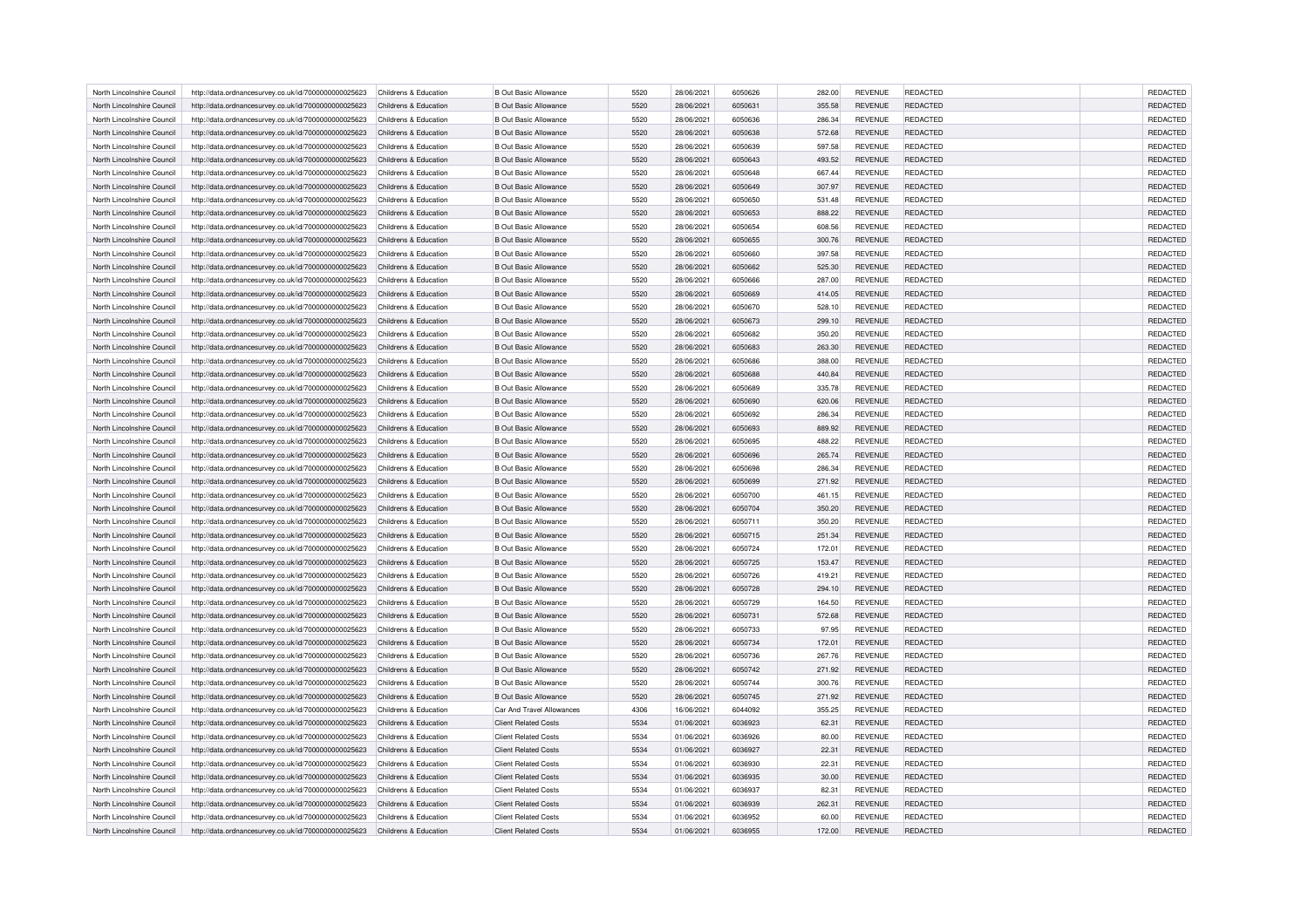| | | | | | | | | | | | |
|---|---|---|---|---|---|---|---|---|---|---|---|
| North Lincolnshire Council | http://data.ordnancesurvey.co.uk/id/7000000000025623 | Childrens & Education | B Out Basic Allowance | 5520 | 28/06/2021 | 6050626 | 282.00 | REVENUE | REDACTED | | REDACTED |
| North Lincolnshire Council | http://data.ordnancesurvey.co.uk/id/7000000000025623 | Childrens & Education | B Out Basic Allowance | 5520 | 28/06/2021 | 6050631 | 355.58 | REVENUE | REDACTED | | REDACTED |
| North Lincolnshire Council | http://data.ordnancesurvey.co.uk/id/7000000000025623 | Childrens & Education | B Out Basic Allowance | 5520 | 28/06/2021 | 6050636 | 286.34 | REVENUE | REDACTED | | REDACTED |
| North Lincolnshire Council | http://data.ordnancesurvey.co.uk/id/7000000000025623 | Childrens & Education | B Out Basic Allowance | 5520 | 28/06/2021 | 6050638 | 572.68 | REVENUE | REDACTED | | REDACTED |
| North Lincolnshire Council | http://data.ordnancesurvey.co.uk/id/7000000000025623 | Childrens & Education | B Out Basic Allowance | 5520 | 28/06/2021 | 6050639 | 597.58 | REVENUE | REDACTED | | REDACTED |
| North Lincolnshire Council | http://data.ordnancesurvey.co.uk/id/7000000000025623 | Childrens & Education | B Out Basic Allowance | 5520 | 28/06/2021 | 6050643 | 493.52 | REVENUE | REDACTED | | REDACTED |
| North Lincolnshire Council | http://data.ordnancesurvey.co.uk/id/7000000000025623 | Childrens & Education | B Out Basic Allowance | 5520 | 28/06/2021 | 6050648 | 667.44 | REVENUE | REDACTED | | REDACTED |
| North Lincolnshire Council | http://data.ordnancesurvey.co.uk/id/7000000000025623 | Childrens & Education | B Out Basic Allowance | 5520 | 28/06/2021 | 6050649 | 307.97 | REVENUE | REDACTED | | REDACTED |
| North Lincolnshire Council | http://data.ordnancesurvey.co.uk/id/7000000000025623 | Childrens & Education | B Out Basic Allowance | 5520 | 28/06/2021 | 6050650 | 531.48 | REVENUE | REDACTED | | REDACTED |
| North Lincolnshire Council | http://data.ordnancesurvey.co.uk/id/7000000000025623 | Childrens & Education | B Out Basic Allowance | 5520 | 28/06/2021 | 6050653 | 888.22 | REVENUE | REDACTED | | REDACTED |
| North Lincolnshire Council | http://data.ordnancesurvey.co.uk/id/7000000000025623 | Childrens & Education | B Out Basic Allowance | 5520 | 28/06/2021 | 6050654 | 608.56 | REVENUE | REDACTED | | REDACTED |
| North Lincolnshire Council | http://data.ordnancesurvey.co.uk/id/7000000000025623 | Childrens & Education | B Out Basic Allowance | 5520 | 28/06/2021 | 6050655 | 300.76 | REVENUE | REDACTED | | REDACTED |
| North Lincolnshire Council | http://data.ordnancesurvey.co.uk/id/7000000000025623 | Childrens & Education | B Out Basic Allowance | 5520 | 28/06/2021 | 6050660 | 397.58 | REVENUE | REDACTED | | REDACTED |
| North Lincolnshire Council | http://data.ordnancesurvey.co.uk/id/7000000000025623 | Childrens & Education | B Out Basic Allowance | 5520 | 28/06/2021 | 6050662 | 525.30 | REVENUE | REDACTED | | REDACTED |
| North Lincolnshire Council | http://data.ordnancesurvey.co.uk/id/7000000000025623 | Childrens & Education | B Out Basic Allowance | 5520 | 28/06/2021 | 6050666 | 287.00 | REVENUE | REDACTED | | REDACTED |
| North Lincolnshire Council | http://data.ordnancesurvey.co.uk/id/7000000000025623 | Childrens & Education | B Out Basic Allowance | 5520 | 28/06/2021 | 6050669 | 414.05 | REVENUE | REDACTED | | REDACTED |
| North Lincolnshire Council | http://data.ordnancesurvey.co.uk/id/7000000000025623 | Childrens & Education | B Out Basic Allowance | 5520 | 28/06/2021 | 6050670 | 528.10 | REVENUE | REDACTED | | REDACTED |
| North Lincolnshire Council | http://data.ordnancesurvey.co.uk/id/7000000000025623 | Childrens & Education | B Out Basic Allowance | 5520 | 28/06/2021 | 6050673 | 299.10 | REVENUE | REDACTED | | REDACTED |
| North Lincolnshire Council | http://data.ordnancesurvey.co.uk/id/7000000000025623 | Childrens & Education | B Out Basic Allowance | 5520 | 28/06/2021 | 6050682 | 350.20 | REVENUE | REDACTED | | REDACTED |
| North Lincolnshire Council | http://data.ordnancesurvey.co.uk/id/7000000000025623 | Childrens & Education | B Out Basic Allowance | 5520 | 28/06/2021 | 6050683 | 263.30 | REVENUE | REDACTED | | REDACTED |
| North Lincolnshire Council | http://data.ordnancesurvey.co.uk/id/7000000000025623 | Childrens & Education | B Out Basic Allowance | 5520 | 28/06/2021 | 6050686 | 388.00 | REVENUE | REDACTED | | REDACTED |
| North Lincolnshire Council | http://data.ordnancesurvey.co.uk/id/7000000000025623 | Childrens & Education | B Out Basic Allowance | 5520 | 28/06/2021 | 6050688 | 440.84 | REVENUE | REDACTED | | REDACTED |
| North Lincolnshire Council | http://data.ordnancesurvey.co.uk/id/7000000000025623 | Childrens & Education | B Out Basic Allowance | 5520 | 28/06/2021 | 6050689 | 335.78 | REVENUE | REDACTED | | REDACTED |
| North Lincolnshire Council | http://data.ordnancesurvey.co.uk/id/7000000000025623 | Childrens & Education | B Out Basic Allowance | 5520 | 28/06/2021 | 6050690 | 620.06 | REVENUE | REDACTED | | REDACTED |
| North Lincolnshire Council | http://data.ordnancesurvey.co.uk/id/7000000000025623 | Childrens & Education | B Out Basic Allowance | 5520 | 28/06/2021 | 6050692 | 286.34 | REVENUE | REDACTED | | REDACTED |
| North Lincolnshire Council | http://data.ordnancesurvey.co.uk/id/7000000000025623 | Childrens & Education | B Out Basic Allowance | 5520 | 28/06/2021 | 6050693 | 889.92 | REVENUE | REDACTED | | REDACTED |
| North Lincolnshire Council | http://data.ordnancesurvey.co.uk/id/7000000000025623 | Childrens & Education | B Out Basic Allowance | 5520 | 28/06/2021 | 6050695 | 488.22 | REVENUE | REDACTED | | REDACTED |
| North Lincolnshire Council | http://data.ordnancesurvey.co.uk/id/7000000000025623 | Childrens & Education | B Out Basic Allowance | 5520 | 28/06/2021 | 6050696 | 265.74 | REVENUE | REDACTED | | REDACTED |
| North Lincolnshire Council | http://data.ordnancesurvey.co.uk/id/7000000000025623 | Childrens & Education | B Out Basic Allowance | 5520 | 28/06/2021 | 6050698 | 286.34 | REVENUE | REDACTED | | REDACTED |
| North Lincolnshire Council | http://data.ordnancesurvey.co.uk/id/7000000000025623 | Childrens & Education | B Out Basic Allowance | 5520 | 28/06/2021 | 6050699 | 271.92 | REVENUE | REDACTED | | REDACTED |
| North Lincolnshire Council | http://data.ordnancesurvey.co.uk/id/7000000000025623 | Childrens & Education | B Out Basic Allowance | 5520 | 28/06/2021 | 6050700 | 461.15 | REVENUE | REDACTED | | REDACTED |
| North Lincolnshire Council | http://data.ordnancesurvey.co.uk/id/7000000000025623 | Childrens & Education | B Out Basic Allowance | 5520 | 28/06/2021 | 6050704 | 350.20 | REVENUE | REDACTED | | REDACTED |
| North Lincolnshire Council | http://data.ordnancesurvey.co.uk/id/7000000000025623 | Childrens & Education | B Out Basic Allowance | 5520 | 28/06/2021 | 6050711 | 350.20 | REVENUE | REDACTED | | REDACTED |
| North Lincolnshire Council | http://data.ordnancesurvey.co.uk/id/7000000000025623 | Childrens & Education | B Out Basic Allowance | 5520 | 28/06/2021 | 6050715 | 251.34 | REVENUE | REDACTED | | REDACTED |
| North Lincolnshire Council | http://data.ordnancesurvey.co.uk/id/7000000000025623 | Childrens & Education | B Out Basic Allowance | 5520 | 28/06/2021 | 6050724 | 172.01 | REVENUE | REDACTED | | REDACTED |
| North Lincolnshire Council | http://data.ordnancesurvey.co.uk/id/7000000000025623 | Childrens & Education | B Out Basic Allowance | 5520 | 28/06/2021 | 6050725 | 153.47 | REVENUE | REDACTED | | REDACTED |
| North Lincolnshire Council | http://data.ordnancesurvey.co.uk/id/7000000000025623 | Childrens & Education | B Out Basic Allowance | 5520 | 28/06/2021 | 6050726 | 419.21 | REVENUE | REDACTED | | REDACTED |
| North Lincolnshire Council | http://data.ordnancesurvey.co.uk/id/7000000000025623 | Childrens & Education | B Out Basic Allowance | 5520 | 28/06/2021 | 6050728 | 294.10 | REVENUE | REDACTED | | REDACTED |
| North Lincolnshire Council | http://data.ordnancesurvey.co.uk/id/7000000000025623 | Childrens & Education | B Out Basic Allowance | 5520 | 28/06/2021 | 6050729 | 164.50 | REVENUE | REDACTED | | REDACTED |
| North Lincolnshire Council | http://data.ordnancesurvey.co.uk/id/7000000000025623 | Childrens & Education | B Out Basic Allowance | 5520 | 28/06/2021 | 6050731 | 572.68 | REVENUE | REDACTED | | REDACTED |
| North Lincolnshire Council | http://data.ordnancesurvey.co.uk/id/7000000000025623 | Childrens & Education | B Out Basic Allowance | 5520 | 28/06/2021 | 6050733 | 97.95 | REVENUE | REDACTED | | REDACTED |
| North Lincolnshire Council | http://data.ordnancesurvey.co.uk/id/7000000000025623 | Childrens & Education | B Out Basic Allowance | 5520 | 28/06/2021 | 6050734 | 172.01 | REVENUE | REDACTED | | REDACTED |
| North Lincolnshire Council | http://data.ordnancesurvey.co.uk/id/7000000000025623 | Childrens & Education | B Out Basic Allowance | 5520 | 28/06/2021 | 6050736 | 267.76 | REVENUE | REDACTED | | REDACTED |
| North Lincolnshire Council | http://data.ordnancesurvey.co.uk/id/7000000000025623 | Childrens & Education | B Out Basic Allowance | 5520 | 28/06/2021 | 6050742 | 271.92 | REVENUE | REDACTED | | REDACTED |
| North Lincolnshire Council | http://data.ordnancesurvey.co.uk/id/7000000000025623 | Childrens & Education | B Out Basic Allowance | 5520 | 28/06/2021 | 6050744 | 300.76 | REVENUE | REDACTED | | REDACTED |
| North Lincolnshire Council | http://data.ordnancesurvey.co.uk/id/7000000000025623 | Childrens & Education | B Out Basic Allowance | 5520 | 28/06/2021 | 6050745 | 271.92 | REVENUE | REDACTED | | REDACTED |
| North Lincolnshire Council | http://data.ordnancesurvey.co.uk/id/7000000000025623 | Childrens & Education | Car And Travel Allowances | 4306 | 16/06/2021 | 6044092 | 355.25 | REVENUE | REDACTED | | REDACTED |
| North Lincolnshire Council | http://data.ordnancesurvey.co.uk/id/7000000000025623 | Childrens & Education | Client Related Costs | 5534 | 01/06/2021 | 6036923 | 62.31 | REVENUE | REDACTED | | REDACTED |
| North Lincolnshire Council | http://data.ordnancesurvey.co.uk/id/7000000000025623 | Childrens & Education | Client Related Costs | 5534 | 01/06/2021 | 6036926 | 80.00 | REVENUE | REDACTED | | REDACTED |
| North Lincolnshire Council | http://data.ordnancesurvey.co.uk/id/7000000000025623 | Childrens & Education | Client Related Costs | 5534 | 01/06/2021 | 6036927 | 22.31 | REVENUE | REDACTED | | REDACTED |
| North Lincolnshire Council | http://data.ordnancesurvey.co.uk/id/7000000000025623 | Childrens & Education | Client Related Costs | 5534 | 01/06/2021 | 6036930 | 22.31 | REVENUE | REDACTED | | REDACTED |
| North Lincolnshire Council | http://data.ordnancesurvey.co.uk/id/7000000000025623 | Childrens & Education | Client Related Costs | 5534 | 01/06/2021 | 6036935 | 30.00 | REVENUE | REDACTED | | REDACTED |
| North Lincolnshire Council | http://data.ordnancesurvey.co.uk/id/7000000000025623 | Childrens & Education | Client Related Costs | 5534 | 01/06/2021 | 6036937 | 82.31 | REVENUE | REDACTED | | REDACTED |
| North Lincolnshire Council | http://data.ordnancesurvey.co.uk/id/7000000000025623 | Childrens & Education | Client Related Costs | 5534 | 01/06/2021 | 6036939 | 262.31 | REVENUE | REDACTED | | REDACTED |
| North Lincolnshire Council | http://data.ordnancesurvey.co.uk/id/7000000000025623 | Childrens & Education | Client Related Costs | 5534 | 01/06/2021 | 6036952 | 60.00 | REVENUE | REDACTED | | REDACTED |
| North Lincolnshire Council | http://data.ordnancesurvey.co.uk/id/7000000000025623 | Childrens & Education | Client Related Costs | 5534 | 01/06/2021 | 6036955 | 172.00 | REVENUE | REDACTED | | REDACTED |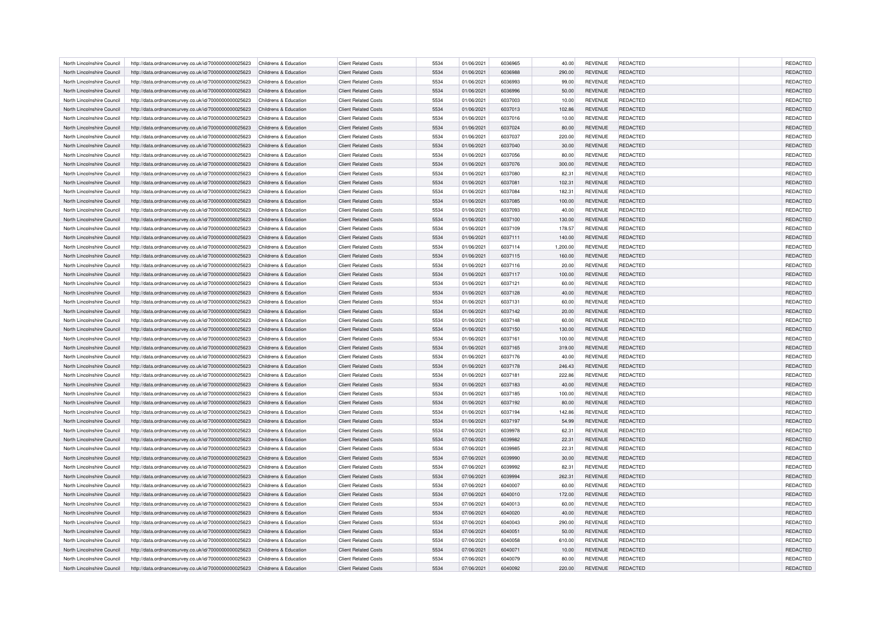| North Lincolnshire Council | http://data.ordnancesurvey.co.uk/id/7000000000025623 | Childrens & Education | Client Related Costs | 5534 | 01/06/2021 | 6036965 | 40.00 | REVENUE | REDACTED | | REDACTED |
|---|---|---|---|---|---|---|---|---|---|---|---|
| North Lincolnshire Council | http://data.ordnancesurvey.co.uk/id/7000000000025623 | Childrens & Education | Client Related Costs | 5534 | 01/06/2021 | 6036988 | 290.00 | REVENUE | REDACTED | | REDACTED |
| North Lincolnshire Council | http://data.ordnancesurvey.co.uk/id/7000000000025623 | Childrens & Education | Client Related Costs | 5534 | 01/06/2021 | 6036993 | 99.00 | REVENUE | REDACTED | | REDACTED |
| North Lincolnshire Council | http://data.ordnancesurvey.co.uk/id/7000000000025623 | Childrens & Education | Client Related Costs | 5534 | 01/06/2021 | 6036996 | 50.00 | REVENUE | REDACTED | | REDACTED |
| North Lincolnshire Council | http://data.ordnancesurvey.co.uk/id/7000000000025623 | Childrens & Education | Client Related Costs | 5534 | 01/06/2021 | 6037003 | 10.00 | REVENUE | REDACTED | | REDACTED |
| North Lincolnshire Council | http://data.ordnancesurvey.co.uk/id/7000000000025623 | Childrens & Education | Client Related Costs | 5534 | 01/06/2021 | 6037013 | 102.86 | REVENUE | REDACTED | | REDACTED |
| North Lincolnshire Council | http://data.ordnancesurvey.co.uk/id/7000000000025623 | Childrens & Education | Client Related Costs | 5534 | 01/06/2021 | 6037016 | 10.00 | REVENUE | REDACTED | | REDACTED |
| North Lincolnshire Council | http://data.ordnancesurvey.co.uk/id/7000000000025623 | Childrens & Education | Client Related Costs | 5534 | 01/06/2021 | 6037024 | 80.00 | REVENUE | REDACTED | | REDACTED |
| North Lincolnshire Council | http://data.ordnancesurvey.co.uk/id/7000000000025623 | Childrens & Education | Client Related Costs | 5534 | 01/06/2021 | 6037037 | 220.00 | REVENUE | REDACTED | | REDACTED |
| North Lincolnshire Council | http://data.ordnancesurvey.co.uk/id/7000000000025623 | Childrens & Education | Client Related Costs | 5534 | 01/06/2021 | 6037040 | 30.00 | REVENUE | REDACTED | | REDACTED |
| North Lincolnshire Council | http://data.ordnancesurvey.co.uk/id/7000000000025623 | Childrens & Education | Client Related Costs | 5534 | 01/06/2021 | 6037056 | 80.00 | REVENUE | REDACTED | | REDACTED |
| North Lincolnshire Council | http://data.ordnancesurvey.co.uk/id/7000000000025623 | Childrens & Education | Client Related Costs | 5534 | 01/06/2021 | 6037076 | 300.00 | REVENUE | REDACTED | | REDACTED |
| North Lincolnshire Council | http://data.ordnancesurvey.co.uk/id/7000000000025623 | Childrens & Education | Client Related Costs | 5534 | 01/06/2021 | 6037080 | 82.31 | REVENUE | REDACTED | | REDACTED |
| North Lincolnshire Council | http://data.ordnancesurvey.co.uk/id/7000000000025623 | Childrens & Education | Client Related Costs | 5534 | 01/06/2021 | 6037081 | 102.31 | REVENUE | REDACTED | | REDACTED |
| North Lincolnshire Council | http://data.ordnancesurvey.co.uk/id/7000000000025623 | Childrens & Education | Client Related Costs | 5534 | 01/06/2021 | 6037084 | 182.31 | REVENUE | REDACTED | | REDACTED |
| North Lincolnshire Council | http://data.ordnancesurvey.co.uk/id/7000000000025623 | Childrens & Education | Client Related Costs | 5534 | 01/06/2021 | 6037085 | 100.00 | REVENUE | REDACTED | | REDACTED |
| North Lincolnshire Council | http://data.ordnancesurvey.co.uk/id/7000000000025623 | Childrens & Education | Client Related Costs | 5534 | 01/06/2021 | 6037093 | 40.00 | REVENUE | REDACTED | | REDACTED |
| North Lincolnshire Council | http://data.ordnancesurvey.co.uk/id/7000000000025623 | Childrens & Education | Client Related Costs | 5534 | 01/06/2021 | 6037100 | 130.00 | REVENUE | REDACTED | | REDACTED |
| North Lincolnshire Council | http://data.ordnancesurvey.co.uk/id/7000000000025623 | Childrens & Education | Client Related Costs | 5534 | 01/06/2021 | 6037109 | 178.57 | REVENUE | REDACTED | | REDACTED |
| North Lincolnshire Council | http://data.ordnancesurvey.co.uk/id/7000000000025623 | Childrens & Education | Client Related Costs | 5534 | 01/06/2021 | 6037111 | 140.00 | REVENUE | REDACTED | | REDACTED |
| North Lincolnshire Council | http://data.ordnancesurvey.co.uk/id/7000000000025623 | Childrens & Education | Client Related Costs | 5534 | 01/06/2021 | 6037114 | 1,200.00 | REVENUE | REDACTED | | REDACTED |
| North Lincolnshire Council | http://data.ordnancesurvey.co.uk/id/7000000000025623 | Childrens & Education | Client Related Costs | 5534 | 01/06/2021 | 6037115 | 160.00 | REVENUE | REDACTED | | REDACTED |
| North Lincolnshire Council | http://data.ordnancesurvey.co.uk/id/7000000000025623 | Childrens & Education | Client Related Costs | 5534 | 01/06/2021 | 6037116 | 20.00 | REVENUE | REDACTED | | REDACTED |
| North Lincolnshire Council | http://data.ordnancesurvey.co.uk/id/7000000000025623 | Childrens & Education | Client Related Costs | 5534 | 01/06/2021 | 6037117 | 100.00 | REVENUE | REDACTED | | REDACTED |
| North Lincolnshire Council | http://data.ordnancesurvey.co.uk/id/7000000000025623 | Childrens & Education | Client Related Costs | 5534 | 01/06/2021 | 6037121 | 60.00 | REVENUE | REDACTED | | REDACTED |
| North Lincolnshire Council | http://data.ordnancesurvey.co.uk/id/7000000000025623 | Childrens & Education | Client Related Costs | 5534 | 01/06/2021 | 6037128 | 40.00 | REVENUE | REDACTED | | REDACTED |
| North Lincolnshire Council | http://data.ordnancesurvey.co.uk/id/7000000000025623 | Childrens & Education | Client Related Costs | 5534 | 01/06/2021 | 6037131 | 60.00 | REVENUE | REDACTED | | REDACTED |
| North Lincolnshire Council | http://data.ordnancesurvey.co.uk/id/7000000000025623 | Childrens & Education | Client Related Costs | 5534 | 01/06/2021 | 6037142 | 20.00 | REVENUE | REDACTED | | REDACTED |
| North Lincolnshire Council | http://data.ordnancesurvey.co.uk/id/7000000000025623 | Childrens & Education | Client Related Costs | 5534 | 01/06/2021 | 6037148 | 60.00 | REVENUE | REDACTED | | REDACTED |
| North Lincolnshire Council | http://data.ordnancesurvey.co.uk/id/7000000000025623 | Childrens & Education | Client Related Costs | 5534 | 01/06/2021 | 6037150 | 130.00 | REVENUE | REDACTED | | REDACTED |
| North Lincolnshire Council | http://data.ordnancesurvey.co.uk/id/7000000000025623 | Childrens & Education | Client Related Costs | 5534 | 01/06/2021 | 6037161 | 100.00 | REVENUE | REDACTED | | REDACTED |
| North Lincolnshire Council | http://data.ordnancesurvey.co.uk/id/7000000000025623 | Childrens & Education | Client Related Costs | 5534 | 01/06/2021 | 6037165 | 319.00 | REVENUE | REDACTED | | REDACTED |
| North Lincolnshire Council | http://data.ordnancesurvey.co.uk/id/7000000000025623 | Childrens & Education | Client Related Costs | 5534 | 01/06/2021 | 6037176 | 40.00 | REVENUE | REDACTED | | REDACTED |
| North Lincolnshire Council | http://data.ordnancesurvey.co.uk/id/7000000000025623 | Childrens & Education | Client Related Costs | 5534 | 01/06/2021 | 6037178 | 246.43 | REVENUE | REDACTED | | REDACTED |
| North Lincolnshire Council | http://data.ordnancesurvey.co.uk/id/7000000000025623 | Childrens & Education | Client Related Costs | 5534 | 01/06/2021 | 6037181 | 222.86 | REVENUE | REDACTED | | REDACTED |
| North Lincolnshire Council | http://data.ordnancesurvey.co.uk/id/7000000000025623 | Childrens & Education | Client Related Costs | 5534 | 01/06/2021 | 6037183 | 40.00 | REVENUE | REDACTED | | REDACTED |
| North Lincolnshire Council | http://data.ordnancesurvey.co.uk/id/7000000000025623 | Childrens & Education | Client Related Costs | 5534 | 01/06/2021 | 6037185 | 100.00 | REVENUE | REDACTED | | REDACTED |
| North Lincolnshire Council | http://data.ordnancesurvey.co.uk/id/7000000000025623 | Childrens & Education | Client Related Costs | 5534 | 01/06/2021 | 6037192 | 80.00 | REVENUE | REDACTED | | REDACTED |
| North Lincolnshire Council | http://data.ordnancesurvey.co.uk/id/7000000000025623 | Childrens & Education | Client Related Costs | 5534 | 01/06/2021 | 6037194 | 142.86 | REVENUE | REDACTED | | REDACTED |
| North Lincolnshire Council | http://data.ordnancesurvey.co.uk/id/7000000000025623 | Childrens & Education | Client Related Costs | 5534 | 01/06/2021 | 6037197 | 54.99 | REVENUE | REDACTED | | REDACTED |
| North Lincolnshire Council | http://data.ordnancesurvey.co.uk/id/7000000000025623 | Childrens & Education | Client Related Costs | 5534 | 07/06/2021 | 6039978 | 62.31 | REVENUE | REDACTED | | REDACTED |
| North Lincolnshire Council | http://data.ordnancesurvey.co.uk/id/7000000000025623 | Childrens & Education | Client Related Costs | 5534 | 07/06/2021 | 6039982 | 22.31 | REVENUE | REDACTED | | REDACTED |
| North Lincolnshire Council | http://data.ordnancesurvey.co.uk/id/7000000000025623 | Childrens & Education | Client Related Costs | 5534 | 07/06/2021 | 6039985 | 22.31 | REVENUE | REDACTED | | REDACTED |
| North Lincolnshire Council | http://data.ordnancesurvey.co.uk/id/7000000000025623 | Childrens & Education | Client Related Costs | 5534 | 07/06/2021 | 6039990 | 30.00 | REVENUE | REDACTED | | REDACTED |
| North Lincolnshire Council | http://data.ordnancesurvey.co.uk/id/7000000000025623 | Childrens & Education | Client Related Costs | 5534 | 07/06/2021 | 6039992 | 82.31 | REVENUE | REDACTED | | REDACTED |
| North Lincolnshire Council | http://data.ordnancesurvey.co.uk/id/7000000000025623 | Childrens & Education | Client Related Costs | 5534 | 07/06/2021 | 6039994 | 262.31 | REVENUE | REDACTED | | REDACTED |
| North Lincolnshire Council | http://data.ordnancesurvey.co.uk/id/7000000000025623 | Childrens & Education | Client Related Costs | 5534 | 07/06/2021 | 6040007 | 60.00 | REVENUE | REDACTED | | REDACTED |
| North Lincolnshire Council | http://data.ordnancesurvey.co.uk/id/7000000000025623 | Childrens & Education | Client Related Costs | 5534 | 07/06/2021 | 6040010 | 172.00 | REVENUE | REDACTED | | REDACTED |
| North Lincolnshire Council | http://data.ordnancesurvey.co.uk/id/7000000000025623 | Childrens & Education | Client Related Costs | 5534 | 07/06/2021 | 6040013 | 60.00 | REVENUE | REDACTED | | REDACTED |
| North Lincolnshire Council | http://data.ordnancesurvey.co.uk/id/7000000000025623 | Childrens & Education | Client Related Costs | 5534 | 07/06/2021 | 6040020 | 40.00 | REVENUE | REDACTED | | REDACTED |
| North Lincolnshire Council | http://data.ordnancesurvey.co.uk/id/7000000000025623 | Childrens & Education | Client Related Costs | 5534 | 07/06/2021 | 6040043 | 290.00 | REVENUE | REDACTED | | REDACTED |
| North Lincolnshire Council | http://data.ordnancesurvey.co.uk/id/7000000000025623 | Childrens & Education | Client Related Costs | 5534 | 07/06/2021 | 6040051 | 50.00 | REVENUE | REDACTED | | REDACTED |
| North Lincolnshire Council | http://data.ordnancesurvey.co.uk/id/7000000000025623 | Childrens & Education | Client Related Costs | 5534 | 07/06/2021 | 6040058 | 610.00 | REVENUE | REDACTED | | REDACTED |
| North Lincolnshire Council | http://data.ordnancesurvey.co.uk/id/7000000000025623 | Childrens & Education | Client Related Costs | 5534 | 07/06/2021 | 6040071 | 10.00 | REVENUE | REDACTED | | REDACTED |
| North Lincolnshire Council | http://data.ordnancesurvey.co.uk/id/7000000000025623 | Childrens & Education | Client Related Costs | 5534 | 07/06/2021 | 6040079 | 80.00 | REVENUE | REDACTED | | REDACTED |
| North Lincolnshire Council | http://data.ordnancesurvey.co.uk/id/7000000000025623 | Childrens & Education | Client Related Costs | 5534 | 07/06/2021 | 6040092 | 220.00 | REVENUE | REDACTED | | REDACTED |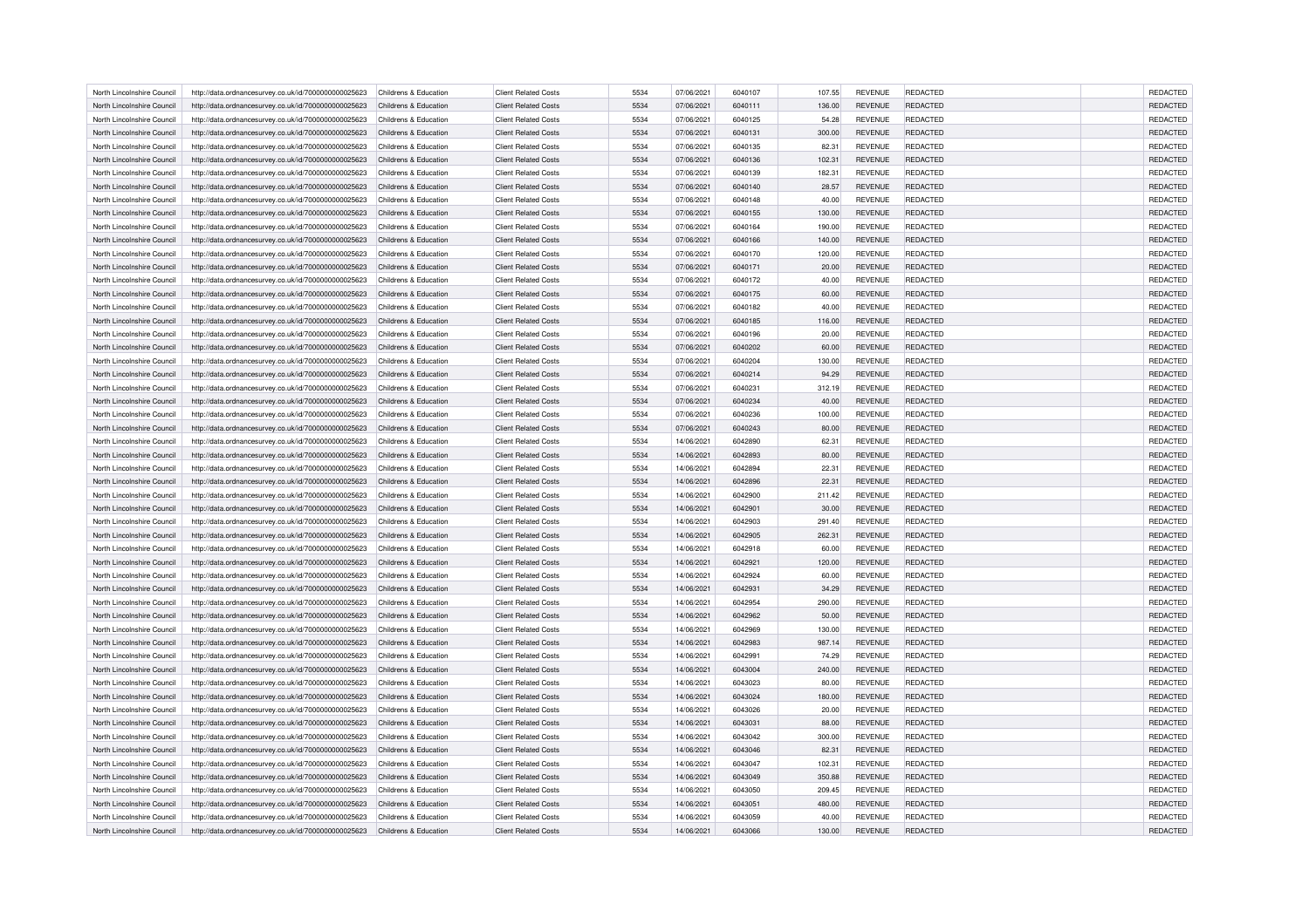| North Lincolnshire Council | http://data.ordnancesurvey.co.uk/id/7000000000025623 | Childrens & Education | Client Related Costs | 5534 | 07/06/2021 | 6040107 | 107.55 | REVENUE | REDACTED | | REDACTED |
|---|---|---|---|---|---|---|---|---|---|---|---|
| North Lincolnshire Council | http://data.ordnancesurvey.co.uk/id/7000000000025623 | Childrens & Education | Client Related Costs | 5534 | 07/06/2021 | 6040111 | 136.00 | REVENUE | REDACTED | | REDACTED |
| North Lincolnshire Council | http://data.ordnancesurvey.co.uk/id/7000000000025623 | Childrens & Education | Client Related Costs | 5534 | 07/06/2021 | 6040125 | 54.28 | REVENUE | REDACTED | | REDACTED |
| North Lincolnshire Council | http://data.ordnancesurvey.co.uk/id/7000000000025623 | Childrens & Education | Client Related Costs | 5534 | 07/06/2021 | 6040131 | 300.00 | REVENUE | REDACTED | | REDACTED |
| North Lincolnshire Council | http://data.ordnancesurvey.co.uk/id/7000000000025623 | Childrens & Education | Client Related Costs | 5534 | 07/06/2021 | 6040135 | 82.31 | REVENUE | REDACTED | | REDACTED |
| North Lincolnshire Council | http://data.ordnancesurvey.co.uk/id/7000000000025623 | Childrens & Education | Client Related Costs | 5534 | 07/06/2021 | 6040136 | 102.31 | REVENUE | REDACTED | | REDACTED |
| North Lincolnshire Council | http://data.ordnancesurvey.co.uk/id/7000000000025623 | Childrens & Education | Client Related Costs | 5534 | 07/06/2021 | 6040139 | 182.31 | REVENUE | REDACTED | | REDACTED |
| North Lincolnshire Council | http://data.ordnancesurvey.co.uk/id/7000000000025623 | Childrens & Education | Client Related Costs | 5534 | 07/06/2021 | 6040140 | 28.57 | REVENUE | REDACTED | | REDACTED |
| North Lincolnshire Council | http://data.ordnancesurvey.co.uk/id/7000000000025623 | Childrens & Education | Client Related Costs | 5534 | 07/06/2021 | 6040148 | 40.00 | REVENUE | REDACTED | | REDACTED |
| North Lincolnshire Council | http://data.ordnancesurvey.co.uk/id/7000000000025623 | Childrens & Education | Client Related Costs | 5534 | 07/06/2021 | 6040155 | 130.00 | REVENUE | REDACTED | | REDACTED |
| North Lincolnshire Council | http://data.ordnancesurvey.co.uk/id/7000000000025623 | Childrens & Education | Client Related Costs | 5534 | 07/06/2021 | 6040164 | 190.00 | REVENUE | REDACTED | | REDACTED |
| North Lincolnshire Council | http://data.ordnancesurvey.co.uk/id/7000000000025623 | Childrens & Education | Client Related Costs | 5534 | 07/06/2021 | 6040166 | 140.00 | REVENUE | REDACTED | | REDACTED |
| North Lincolnshire Council | http://data.ordnancesurvey.co.uk/id/7000000000025623 | Childrens & Education | Client Related Costs | 5534 | 07/06/2021 | 6040170 | 120.00 | REVENUE | REDACTED | | REDACTED |
| North Lincolnshire Council | http://data.ordnancesurvey.co.uk/id/7000000000025623 | Childrens & Education | Client Related Costs | 5534 | 07/06/2021 | 6040171 | 20.00 | REVENUE | REDACTED | | REDACTED |
| North Lincolnshire Council | http://data.ordnancesurvey.co.uk/id/7000000000025623 | Childrens & Education | Client Related Costs | 5534 | 07/06/2021 | 6040172 | 40.00 | REVENUE | REDACTED | | REDACTED |
| North Lincolnshire Council | http://data.ordnancesurvey.co.uk/id/7000000000025623 | Childrens & Education | Client Related Costs | 5534 | 07/06/2021 | 6040175 | 60.00 | REVENUE | REDACTED | | REDACTED |
| North Lincolnshire Council | http://data.ordnancesurvey.co.uk/id/7000000000025623 | Childrens & Education | Client Related Costs | 5534 | 07/06/2021 | 6040182 | 40.00 | REVENUE | REDACTED | | REDACTED |
| North Lincolnshire Council | http://data.ordnancesurvey.co.uk/id/7000000000025623 | Childrens & Education | Client Related Costs | 5534 | 07/06/2021 | 6040185 | 116.00 | REVENUE | REDACTED | | REDACTED |
| North Lincolnshire Council | http://data.ordnancesurvey.co.uk/id/7000000000025623 | Childrens & Education | Client Related Costs | 5534 | 07/06/2021 | 6040196 | 20.00 | REVENUE | REDACTED | | REDACTED |
| North Lincolnshire Council | http://data.ordnancesurvey.co.uk/id/7000000000025623 | Childrens & Education | Client Related Costs | 5534 | 07/06/2021 | 6040202 | 60.00 | REVENUE | REDACTED | | REDACTED |
| North Lincolnshire Council | http://data.ordnancesurvey.co.uk/id/7000000000025623 | Childrens & Education | Client Related Costs | 5534 | 07/06/2021 | 6040204 | 130.00 | REVENUE | REDACTED | | REDACTED |
| North Lincolnshire Council | http://data.ordnancesurvey.co.uk/id/7000000000025623 | Childrens & Education | Client Related Costs | 5534 | 07/06/2021 | 6040214 | 94.29 | REVENUE | REDACTED | | REDACTED |
| North Lincolnshire Council | http://data.ordnancesurvey.co.uk/id/7000000000025623 | Childrens & Education | Client Related Costs | 5534 | 07/06/2021 | 6040231 | 312.19 | REVENUE | REDACTED | | REDACTED |
| North Lincolnshire Council | http://data.ordnancesurvey.co.uk/id/7000000000025623 | Childrens & Education | Client Related Costs | 5534 | 07/06/2021 | 6040234 | 40.00 | REVENUE | REDACTED | | REDACTED |
| North Lincolnshire Council | http://data.ordnancesurvey.co.uk/id/7000000000025623 | Childrens & Education | Client Related Costs | 5534 | 07/06/2021 | 6040236 | 100.00 | REVENUE | REDACTED | | REDACTED |
| North Lincolnshire Council | http://data.ordnancesurvey.co.uk/id/7000000000025623 | Childrens & Education | Client Related Costs | 5534 | 07/06/2021 | 6040243 | 80.00 | REVENUE | REDACTED | | REDACTED |
| North Lincolnshire Council | http://data.ordnancesurvey.co.uk/id/7000000000025623 | Childrens & Education | Client Related Costs | 5534 | 14/06/2021 | 6042890 | 62.31 | REVENUE | REDACTED | | REDACTED |
| North Lincolnshire Council | http://data.ordnancesurvey.co.uk/id/7000000000025623 | Childrens & Education | Client Related Costs | 5534 | 14/06/2021 | 6042893 | 80.00 | REVENUE | REDACTED | | REDACTED |
| North Lincolnshire Council | http://data.ordnancesurvey.co.uk/id/7000000000025623 | Childrens & Education | Client Related Costs | 5534 | 14/06/2021 | 6042894 | 22.31 | REVENUE | REDACTED | | REDACTED |
| North Lincolnshire Council | http://data.ordnancesurvey.co.uk/id/7000000000025623 | Childrens & Education | Client Related Costs | 5534 | 14/06/2021 | 6042896 | 22.31 | REVENUE | REDACTED | | REDACTED |
| North Lincolnshire Council | http://data.ordnancesurvey.co.uk/id/7000000000025623 | Childrens & Education | Client Related Costs | 5534 | 14/06/2021 | 6042900 | 211.42 | REVENUE | REDACTED | | REDACTED |
| North Lincolnshire Council | http://data.ordnancesurvey.co.uk/id/7000000000025623 | Childrens & Education | Client Related Costs | 5534 | 14/06/2021 | 6042901 | 30.00 | REVENUE | REDACTED | | REDACTED |
| North Lincolnshire Council | http://data.ordnancesurvey.co.uk/id/7000000000025623 | Childrens & Education | Client Related Costs | 5534 | 14/06/2021 | 6042903 | 291.40 | REVENUE | REDACTED | | REDACTED |
| North Lincolnshire Council | http://data.ordnancesurvey.co.uk/id/7000000000025623 | Childrens & Education | Client Related Costs | 5534 | 14/06/2021 | 6042905 | 262.31 | REVENUE | REDACTED | | REDACTED |
| North Lincolnshire Council | http://data.ordnancesurvey.co.uk/id/7000000000025623 | Childrens & Education | Client Related Costs | 5534 | 14/06/2021 | 6042918 | 60.00 | REVENUE | REDACTED | | REDACTED |
| North Lincolnshire Council | http://data.ordnancesurvey.co.uk/id/7000000000025623 | Childrens & Education | Client Related Costs | 5534 | 14/06/2021 | 6042921 | 120.00 | REVENUE | REDACTED | | REDACTED |
| North Lincolnshire Council | http://data.ordnancesurvey.co.uk/id/7000000000025623 | Childrens & Education | Client Related Costs | 5534 | 14/06/2021 | 6042924 | 60.00 | REVENUE | REDACTED | | REDACTED |
| North Lincolnshire Council | http://data.ordnancesurvey.co.uk/id/7000000000025623 | Childrens & Education | Client Related Costs | 5534 | 14/06/2021 | 6042931 | 34.29 | REVENUE | REDACTED | | REDACTED |
| North Lincolnshire Council | http://data.ordnancesurvey.co.uk/id/7000000000025623 | Childrens & Education | Client Related Costs | 5534 | 14/06/2021 | 6042954 | 290.00 | REVENUE | REDACTED | | REDACTED |
| North Lincolnshire Council | http://data.ordnancesurvey.co.uk/id/7000000000025623 | Childrens & Education | Client Related Costs | 5534 | 14/06/2021 | 6042962 | 50.00 | REVENUE | REDACTED | | REDACTED |
| North Lincolnshire Council | http://data.ordnancesurvey.co.uk/id/7000000000025623 | Childrens & Education | Client Related Costs | 5534 | 14/06/2021 | 6042969 | 130.00 | REVENUE | REDACTED | | REDACTED |
| North Lincolnshire Council | http://data.ordnancesurvey.co.uk/id/7000000000025623 | Childrens & Education | Client Related Costs | 5534 | 14/06/2021 | 6042983 | 987.14 | REVENUE | REDACTED | | REDACTED |
| North Lincolnshire Council | http://data.ordnancesurvey.co.uk/id/7000000000025623 | Childrens & Education | Client Related Costs | 5534 | 14/06/2021 | 6042991 | 74.29 | REVENUE | REDACTED | | REDACTED |
| North Lincolnshire Council | http://data.ordnancesurvey.co.uk/id/7000000000025623 | Childrens & Education | Client Related Costs | 5534 | 14/06/2021 | 6043004 | 240.00 | REVENUE | REDACTED | | REDACTED |
| North Lincolnshire Council | http://data.ordnancesurvey.co.uk/id/7000000000025623 | Childrens & Education | Client Related Costs | 5534 | 14/06/2021 | 6043023 | 80.00 | REVENUE | REDACTED | | REDACTED |
| North Lincolnshire Council | http://data.ordnancesurvey.co.uk/id/7000000000025623 | Childrens & Education | Client Related Costs | 5534 | 14/06/2021 | 6043024 | 180.00 | REVENUE | REDACTED | | REDACTED |
| North Lincolnshire Council | http://data.ordnancesurvey.co.uk/id/7000000000025623 | Childrens & Education | Client Related Costs | 5534 | 14/06/2021 | 6043026 | 20.00 | REVENUE | REDACTED | | REDACTED |
| North Lincolnshire Council | http://data.ordnancesurvey.co.uk/id/7000000000025623 | Childrens & Education | Client Related Costs | 5534 | 14/06/2021 | 6043031 | 88.00 | REVENUE | REDACTED | | REDACTED |
| North Lincolnshire Council | http://data.ordnancesurvey.co.uk/id/7000000000025623 | Childrens & Education | Client Related Costs | 5534 | 14/06/2021 | 6043042 | 300.00 | REVENUE | REDACTED | | REDACTED |
| North Lincolnshire Council | http://data.ordnancesurvey.co.uk/id/7000000000025623 | Childrens & Education | Client Related Costs | 5534 | 14/06/2021 | 6043046 | 82.31 | REVENUE | REDACTED | | REDACTED |
| North Lincolnshire Council | http://data.ordnancesurvey.co.uk/id/7000000000025623 | Childrens & Education | Client Related Costs | 5534 | 14/06/2021 | 6043047 | 102.31 | REVENUE | REDACTED | | REDACTED |
| North Lincolnshire Council | http://data.ordnancesurvey.co.uk/id/7000000000025623 | Childrens & Education | Client Related Costs | 5534 | 14/06/2021 | 6043049 | 350.88 | REVENUE | REDACTED | | REDACTED |
| North Lincolnshire Council | http://data.ordnancesurvey.co.uk/id/7000000000025623 | Childrens & Education | Client Related Costs | 5534 | 14/06/2021 | 6043050 | 209.45 | REVENUE | REDACTED | | REDACTED |
| North Lincolnshire Council | http://data.ordnancesurvey.co.uk/id/7000000000025623 | Childrens & Education | Client Related Costs | 5534 | 14/06/2021 | 6043051 | 480.00 | REVENUE | REDACTED | | REDACTED |
| North Lincolnshire Council | http://data.ordnancesurvey.co.uk/id/7000000000025623 | Childrens & Education | Client Related Costs | 5534 | 14/06/2021 | 6043059 | 40.00 | REVENUE | REDACTED | | REDACTED |
| North Lincolnshire Council | http://data.ordnancesurvey.co.uk/id/7000000000025623 | Childrens & Education | Client Related Costs | 5534 | 14/06/2021 | 6043066 | 130.00 | REVENUE | REDACTED | | REDACTED |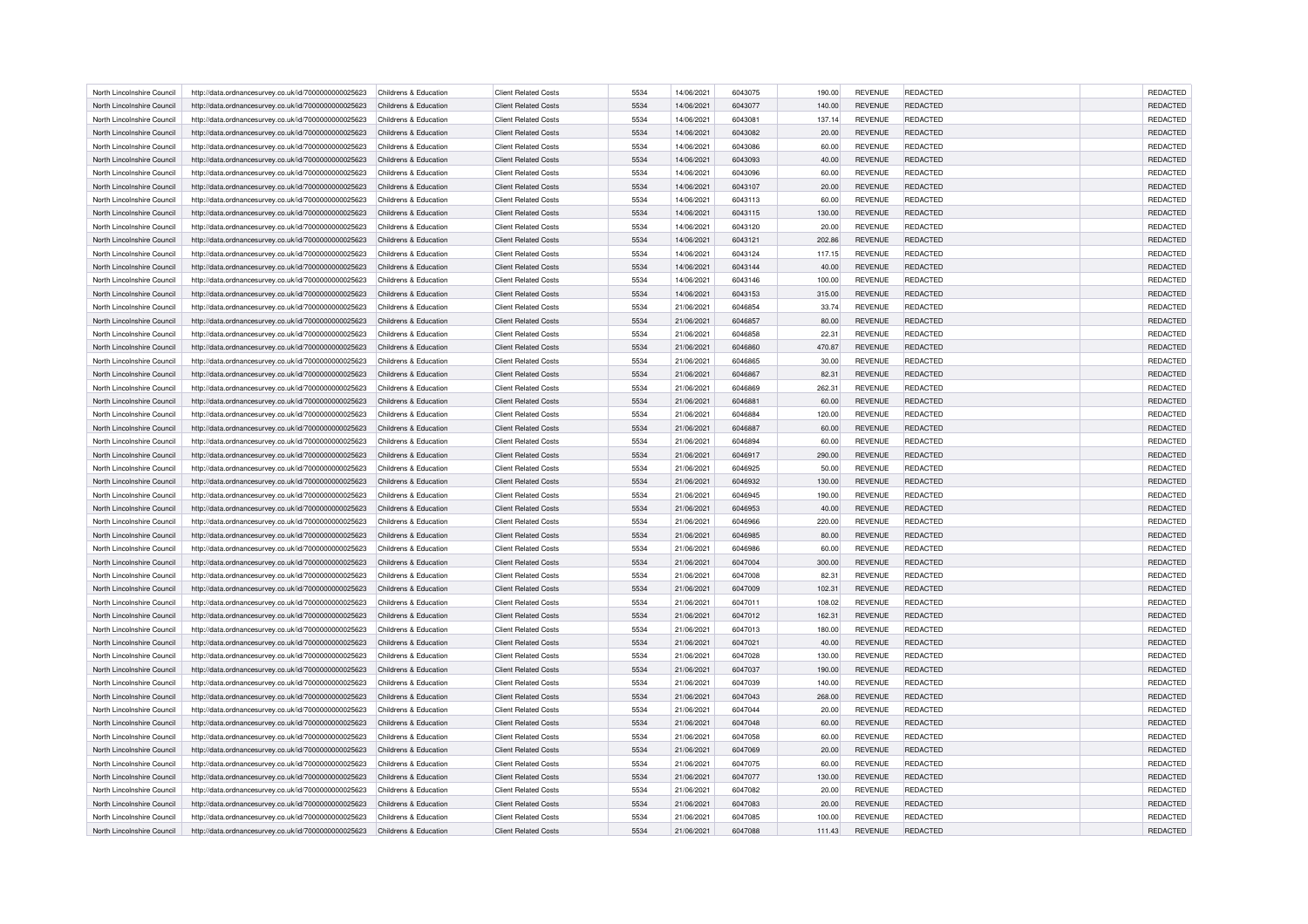| | | | | | | | | | | | |
|---|---|---|---|---|---|---|---|---|---|---|---|
| North Lincolnshire Council | http://data.ordnancesurvey.co.uk/id/7000000000025623 | Childrens & Education | Client Related Costs | 5534 | 14/06/2021 | 6043075 | 190.00 | REVENUE | REDACTED | | REDACTED |
| North Lincolnshire Council | http://data.ordnancesurvey.co.uk/id/7000000000025623 | Childrens & Education | Client Related Costs | 5534 | 14/06/2021 | 6043077 | 140.00 | REVENUE | REDACTED | | REDACTED |
| North Lincolnshire Council | http://data.ordnancesurvey.co.uk/id/7000000000025623 | Childrens & Education | Client Related Costs | 5534 | 14/06/2021 | 6043081 | 137.14 | REVENUE | REDACTED | | REDACTED |
| North Lincolnshire Council | http://data.ordnancesurvey.co.uk/id/7000000000025623 | Childrens & Education | Client Related Costs | 5534 | 14/06/2021 | 6043082 | 20.00 | REVENUE | REDACTED | | REDACTED |
| North Lincolnshire Council | http://data.ordnancesurvey.co.uk/id/7000000000025623 | Childrens & Education | Client Related Costs | 5534 | 14/06/2021 | 6043086 | 60.00 | REVENUE | REDACTED | | REDACTED |
| North Lincolnshire Council | http://data.ordnancesurvey.co.uk/id/7000000000025623 | Childrens & Education | Client Related Costs | 5534 | 14/06/2021 | 6043093 | 40.00 | REVENUE | REDACTED | | REDACTED |
| North Lincolnshire Council | http://data.ordnancesurvey.co.uk/id/7000000000025623 | Childrens & Education | Client Related Costs | 5534 | 14/06/2021 | 6043096 | 60.00 | REVENUE | REDACTED | | REDACTED |
| North Lincolnshire Council | http://data.ordnancesurvey.co.uk/id/7000000000025623 | Childrens & Education | Client Related Costs | 5534 | 14/06/2021 | 6043107 | 20.00 | REVENUE | REDACTED | | REDACTED |
| North Lincolnshire Council | http://data.ordnancesurvey.co.uk/id/7000000000025623 | Childrens & Education | Client Related Costs | 5534 | 14/06/2021 | 6043113 | 60.00 | REVENUE | REDACTED | | REDACTED |
| North Lincolnshire Council | http://data.ordnancesurvey.co.uk/id/7000000000025623 | Childrens & Education | Client Related Costs | 5534 | 14/06/2021 | 6043115 | 130.00 | REVENUE | REDACTED | | REDACTED |
| North Lincolnshire Council | http://data.ordnancesurvey.co.uk/id/7000000000025623 | Childrens & Education | Client Related Costs | 5534 | 14/06/2021 | 6043120 | 20.00 | REVENUE | REDACTED | | REDACTED |
| North Lincolnshire Council | http://data.ordnancesurvey.co.uk/id/7000000000025623 | Childrens & Education | Client Related Costs | 5534 | 14/06/2021 | 6043121 | 202.86 | REVENUE | REDACTED | | REDACTED |
| North Lincolnshire Council | http://data.ordnancesurvey.co.uk/id/7000000000025623 | Childrens & Education | Client Related Costs | 5534 | 14/06/2021 | 6043124 | 117.15 | REVENUE | REDACTED | | REDACTED |
| North Lincolnshire Council | http://data.ordnancesurvey.co.uk/id/7000000000025623 | Childrens & Education | Client Related Costs | 5534 | 14/06/2021 | 6043144 | 40.00 | REVENUE | REDACTED | | REDACTED |
| North Lincolnshire Council | http://data.ordnancesurvey.co.uk/id/7000000000025623 | Childrens & Education | Client Related Costs | 5534 | 14/06/2021 | 6043146 | 100.00 | REVENUE | REDACTED | | REDACTED |
| North Lincolnshire Council | http://data.ordnancesurvey.co.uk/id/7000000000025623 | Childrens & Education | Client Related Costs | 5534 | 14/06/2021 | 6043153 | 315.00 | REVENUE | REDACTED | | REDACTED |
| North Lincolnshire Council | http://data.ordnancesurvey.co.uk/id/7000000000025623 | Childrens & Education | Client Related Costs | 5534 | 21/06/2021 | 6046854 | 33.74 | REVENUE | REDACTED | | REDACTED |
| North Lincolnshire Council | http://data.ordnancesurvey.co.uk/id/7000000000025623 | Childrens & Education | Client Related Costs | 5534 | 21/06/2021 | 6046857 | 80.00 | REVENUE | REDACTED | | REDACTED |
| North Lincolnshire Council | http://data.ordnancesurvey.co.uk/id/7000000000025623 | Childrens & Education | Client Related Costs | 5534 | 21/06/2021 | 6046858 | 22.31 | REVENUE | REDACTED | | REDACTED |
| North Lincolnshire Council | http://data.ordnancesurvey.co.uk/id/7000000000025623 | Childrens & Education | Client Related Costs | 5534 | 21/06/2021 | 6046860 | 470.87 | REVENUE | REDACTED | | REDACTED |
| North Lincolnshire Council | http://data.ordnancesurvey.co.uk/id/7000000000025623 | Childrens & Education | Client Related Costs | 5534 | 21/06/2021 | 6046865 | 30.00 | REVENUE | REDACTED | | REDACTED |
| North Lincolnshire Council | http://data.ordnancesurvey.co.uk/id/7000000000025623 | Childrens & Education | Client Related Costs | 5534 | 21/06/2021 | 6046867 | 82.31 | REVENUE | REDACTED | | REDACTED |
| North Lincolnshire Council | http://data.ordnancesurvey.co.uk/id/7000000000025623 | Childrens & Education | Client Related Costs | 5534 | 21/06/2021 | 6046869 | 262.31 | REVENUE | REDACTED | | REDACTED |
| North Lincolnshire Council | http://data.ordnancesurvey.co.uk/id/7000000000025623 | Childrens & Education | Client Related Costs | 5534 | 21/06/2021 | 6046881 | 60.00 | REVENUE | REDACTED | | REDACTED |
| North Lincolnshire Council | http://data.ordnancesurvey.co.uk/id/7000000000025623 | Childrens & Education | Client Related Costs | 5534 | 21/06/2021 | 6046884 | 120.00 | REVENUE | REDACTED | | REDACTED |
| North Lincolnshire Council | http://data.ordnancesurvey.co.uk/id/7000000000025623 | Childrens & Education | Client Related Costs | 5534 | 21/06/2021 | 6046887 | 60.00 | REVENUE | REDACTED | | REDACTED |
| North Lincolnshire Council | http://data.ordnancesurvey.co.uk/id/7000000000025623 | Childrens & Education | Client Related Costs | 5534 | 21/06/2021 | 6046894 | 60.00 | REVENUE | REDACTED | | REDACTED |
| North Lincolnshire Council | http://data.ordnancesurvey.co.uk/id/7000000000025623 | Childrens & Education | Client Related Costs | 5534 | 21/06/2021 | 6046917 | 290.00 | REVENUE | REDACTED | | REDACTED |
| North Lincolnshire Council | http://data.ordnancesurvey.co.uk/id/7000000000025623 | Childrens & Education | Client Related Costs | 5534 | 21/06/2021 | 6046925 | 50.00 | REVENUE | REDACTED | | REDACTED |
| North Lincolnshire Council | http://data.ordnancesurvey.co.uk/id/7000000000025623 | Childrens & Education | Client Related Costs | 5534 | 21/06/2021 | 6046932 | 130.00 | REVENUE | REDACTED | | REDACTED |
| North Lincolnshire Council | http://data.ordnancesurvey.co.uk/id/7000000000025623 | Childrens & Education | Client Related Costs | 5534 | 21/06/2021 | 6046945 | 190.00 | REVENUE | REDACTED | | REDACTED |
| North Lincolnshire Council | http://data.ordnancesurvey.co.uk/id/7000000000025623 | Childrens & Education | Client Related Costs | 5534 | 21/06/2021 | 6046953 | 40.00 | REVENUE | REDACTED | | REDACTED |
| North Lincolnshire Council | http://data.ordnancesurvey.co.uk/id/7000000000025623 | Childrens & Education | Client Related Costs | 5534 | 21/06/2021 | 6046966 | 220.00 | REVENUE | REDACTED | | REDACTED |
| North Lincolnshire Council | http://data.ordnancesurvey.co.uk/id/7000000000025623 | Childrens & Education | Client Related Costs | 5534 | 21/06/2021 | 6046985 | 80.00 | REVENUE | REDACTED | | REDACTED |
| North Lincolnshire Council | http://data.ordnancesurvey.co.uk/id/7000000000025623 | Childrens & Education | Client Related Costs | 5534 | 21/06/2021 | 6046986 | 60.00 | REVENUE | REDACTED | | REDACTED |
| North Lincolnshire Council | http://data.ordnancesurvey.co.uk/id/7000000000025623 | Childrens & Education | Client Related Costs | 5534 | 21/06/2021 | 6047004 | 300.00 | REVENUE | REDACTED | | REDACTED |
| North Lincolnshire Council | http://data.ordnancesurvey.co.uk/id/7000000000025623 | Childrens & Education | Client Related Costs | 5534 | 21/06/2021 | 6047008 | 82.31 | REVENUE | REDACTED | | REDACTED |
| North Lincolnshire Council | http://data.ordnancesurvey.co.uk/id/7000000000025623 | Childrens & Education | Client Related Costs | 5534 | 21/06/2021 | 6047009 | 102.31 | REVENUE | REDACTED | | REDACTED |
| North Lincolnshire Council | http://data.ordnancesurvey.co.uk/id/7000000000025623 | Childrens & Education | Client Related Costs | 5534 | 21/06/2021 | 6047011 | 108.02 | REVENUE | REDACTED | | REDACTED |
| North Lincolnshire Council | http://data.ordnancesurvey.co.uk/id/7000000000025623 | Childrens & Education | Client Related Costs | 5534 | 21/06/2021 | 6047012 | 162.31 | REVENUE | REDACTED | | REDACTED |
| North Lincolnshire Council | http://data.ordnancesurvey.co.uk/id/7000000000025623 | Childrens & Education | Client Related Costs | 5534 | 21/06/2021 | 6047013 | 180.00 | REVENUE | REDACTED | | REDACTED |
| North Lincolnshire Council | http://data.ordnancesurvey.co.uk/id/7000000000025623 | Childrens & Education | Client Related Costs | 5534 | 21/06/2021 | 6047021 | 40.00 | REVENUE | REDACTED | | REDACTED |
| North Lincolnshire Council | http://data.ordnancesurvey.co.uk/id/7000000000025623 | Childrens & Education | Client Related Costs | 5534 | 21/06/2021 | 6047028 | 130.00 | REVENUE | REDACTED | | REDACTED |
| North Lincolnshire Council | http://data.ordnancesurvey.co.uk/id/7000000000025623 | Childrens & Education | Client Related Costs | 5534 | 21/06/2021 | 6047037 | 190.00 | REVENUE | REDACTED | | REDACTED |
| North Lincolnshire Council | http://data.ordnancesurvey.co.uk/id/7000000000025623 | Childrens & Education | Client Related Costs | 5534 | 21/06/2021 | 6047039 | 140.00 | REVENUE | REDACTED | | REDACTED |
| North Lincolnshire Council | http://data.ordnancesurvey.co.uk/id/7000000000025623 | Childrens & Education | Client Related Costs | 5534 | 21/06/2021 | 6047043 | 268.00 | REVENUE | REDACTED | | REDACTED |
| North Lincolnshire Council | http://data.ordnancesurvey.co.uk/id/7000000000025623 | Childrens & Education | Client Related Costs | 5534 | 21/06/2021 | 6047044 | 20.00 | REVENUE | REDACTED | | REDACTED |
| North Lincolnshire Council | http://data.ordnancesurvey.co.uk/id/7000000000025623 | Childrens & Education | Client Related Costs | 5534 | 21/06/2021 | 6047048 | 60.00 | REVENUE | REDACTED | | REDACTED |
| North Lincolnshire Council | http://data.ordnancesurvey.co.uk/id/7000000000025623 | Childrens & Education | Client Related Costs | 5534 | 21/06/2021 | 6047058 | 60.00 | REVENUE | REDACTED | | REDACTED |
| North Lincolnshire Council | http://data.ordnancesurvey.co.uk/id/7000000000025623 | Childrens & Education | Client Related Costs | 5534 | 21/06/2021 | 6047069 | 20.00 | REVENUE | REDACTED | | REDACTED |
| North Lincolnshire Council | http://data.ordnancesurvey.co.uk/id/7000000000025623 | Childrens & Education | Client Related Costs | 5534 | 21/06/2021 | 6047075 | 60.00 | REVENUE | REDACTED | | REDACTED |
| North Lincolnshire Council | http://data.ordnancesurvey.co.uk/id/7000000000025623 | Childrens & Education | Client Related Costs | 5534 | 21/06/2021 | 6047077 | 130.00 | REVENUE | REDACTED | | REDACTED |
| North Lincolnshire Council | http://data.ordnancesurvey.co.uk/id/7000000000025623 | Childrens & Education | Client Related Costs | 5534 | 21/06/2021 | 6047082 | 20.00 | REVENUE | REDACTED | | REDACTED |
| North Lincolnshire Council | http://data.ordnancesurvey.co.uk/id/7000000000025623 | Childrens & Education | Client Related Costs | 5534 | 21/06/2021 | 6047083 | 20.00 | REVENUE | REDACTED | | REDACTED |
| North Lincolnshire Council | http://data.ordnancesurvey.co.uk/id/7000000000025623 | Childrens & Education | Client Related Costs | 5534 | 21/06/2021 | 6047085 | 100.00 | REVENUE | REDACTED | | REDACTED |
| North Lincolnshire Council | http://data.ordnancesurvey.co.uk/id/7000000000025623 | Childrens & Education | Client Related Costs | 5534 | 21/06/2021 | 6047088 | 111.43 | REVENUE | REDACTED | | REDACTED |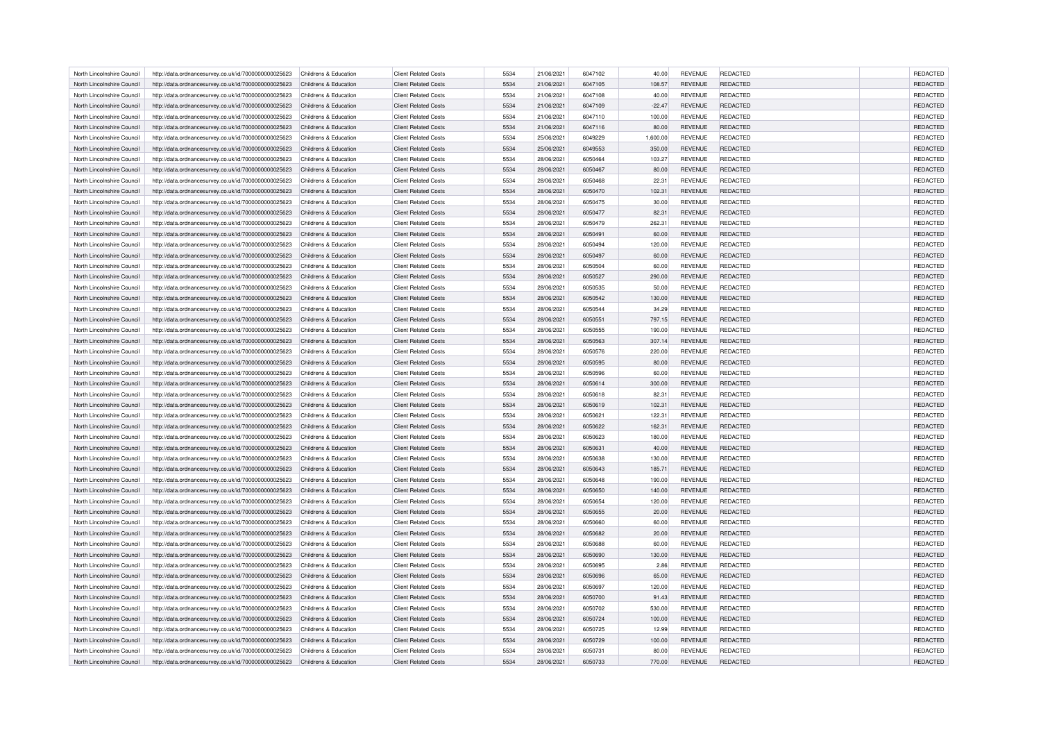| | | | | | | | | | | | |
|---|---|---|---|---|---|---|---|---|---|---|---|
| North Lincolnshire Council | http://data.ordnancesurvey.co.uk/id/7000000000025623 | Childrens & Education | Client Related Costs | 5534 | 21/06/2021 | 6047102 | 40.00 | REVENUE | REDACTED | | REDACTED |
| North Lincolnshire Council | http://data.ordnancesurvey.co.uk/id/7000000000025623 | Childrens & Education | Client Related Costs | 5534 | 21/06/2021 | 6047105 | 108.57 | REVENUE | REDACTED | | REDACTED |
| North Lincolnshire Council | http://data.ordnancesurvey.co.uk/id/7000000000025623 | Childrens & Education | Client Related Costs | 5534 | 21/06/2021 | 6047108 | 40.00 | REVENUE | REDACTED | | REDACTED |
| North Lincolnshire Council | http://data.ordnancesurvey.co.uk/id/7000000000025623 | Childrens & Education | Client Related Costs | 5534 | 21/06/2021 | 6047109 | -22.47 | REVENUE | REDACTED | | REDACTED |
| North Lincolnshire Council | http://data.ordnancesurvey.co.uk/id/7000000000025623 | Childrens & Education | Client Related Costs | 5534 | 21/06/2021 | 6047110 | 100.00 | REVENUE | REDACTED | | REDACTED |
| North Lincolnshire Council | http://data.ordnancesurvey.co.uk/id/7000000000025623 | Childrens & Education | Client Related Costs | 5534 | 21/06/2021 | 6047116 | 80.00 | REVENUE | REDACTED | | REDACTED |
| North Lincolnshire Council | http://data.ordnancesurvey.co.uk/id/7000000000025623 | Childrens & Education | Client Related Costs | 5534 | 25/06/2021 | 6049229 | 1,600.00 | REVENUE | REDACTED | | REDACTED |
| North Lincolnshire Council | http://data.ordnancesurvey.co.uk/id/7000000000025623 | Childrens & Education | Client Related Costs | 5534 | 25/06/2021 | 6049553 | 350.00 | REVENUE | REDACTED | | REDACTED |
| North Lincolnshire Council | http://data.ordnancesurvey.co.uk/id/7000000000025623 | Childrens & Education | Client Related Costs | 5534 | 28/06/2021 | 6050464 | 103.27 | REVENUE | REDACTED | | REDACTED |
| North Lincolnshire Council | http://data.ordnancesurvey.co.uk/id/7000000000025623 | Childrens & Education | Client Related Costs | 5534 | 28/06/2021 | 6050467 | 80.00 | REVENUE | REDACTED | | REDACTED |
| North Lincolnshire Council | http://data.ordnancesurvey.co.uk/id/7000000000025623 | Childrens & Education | Client Related Costs | 5534 | 28/06/2021 | 6050468 | 22.31 | REVENUE | REDACTED | | REDACTED |
| North Lincolnshire Council | http://data.ordnancesurvey.co.uk/id/7000000000025623 | Childrens & Education | Client Related Costs | 5534 | 28/06/2021 | 6050470 | 102.31 | REVENUE | REDACTED | | REDACTED |
| North Lincolnshire Council | http://data.ordnancesurvey.co.uk/id/7000000000025623 | Childrens & Education | Client Related Costs | 5534 | 28/06/2021 | 6050475 | 30.00 | REVENUE | REDACTED | | REDACTED |
| North Lincolnshire Council | http://data.ordnancesurvey.co.uk/id/7000000000025623 | Childrens & Education | Client Related Costs | 5534 | 28/06/2021 | 6050477 | 82.31 | REVENUE | REDACTED | | REDACTED |
| North Lincolnshire Council | http://data.ordnancesurvey.co.uk/id/7000000000025623 | Childrens & Education | Client Related Costs | 5534 | 28/06/2021 | 6050479 | 262.31 | REVENUE | REDACTED | | REDACTED |
| North Lincolnshire Council | http://data.ordnancesurvey.co.uk/id/7000000000025623 | Childrens & Education | Client Related Costs | 5534 | 28/06/2021 | 6050491 | 60.00 | REVENUE | REDACTED | | REDACTED |
| North Lincolnshire Council | http://data.ordnancesurvey.co.uk/id/7000000000025623 | Childrens & Education | Client Related Costs | 5534 | 28/06/2021 | 6050494 | 120.00 | REVENUE | REDACTED | | REDACTED |
| North Lincolnshire Council | http://data.ordnancesurvey.co.uk/id/7000000000025623 | Childrens & Education | Client Related Costs | 5534 | 28/06/2021 | 6050497 | 60.00 | REVENUE | REDACTED | | REDACTED |
| North Lincolnshire Council | http://data.ordnancesurvey.co.uk/id/7000000000025623 | Childrens & Education | Client Related Costs | 5534 | 28/06/2021 | 6050504 | 60.00 | REVENUE | REDACTED | | REDACTED |
| North Lincolnshire Council | http://data.ordnancesurvey.co.uk/id/7000000000025623 | Childrens & Education | Client Related Costs | 5534 | 28/06/2021 | 6050527 | 290.00 | REVENUE | REDACTED | | REDACTED |
| North Lincolnshire Council | http://data.ordnancesurvey.co.uk/id/7000000000025623 | Childrens & Education | Client Related Costs | 5534 | 28/06/2021 | 6050535 | 50.00 | REVENUE | REDACTED | | REDACTED |
| North Lincolnshire Council | http://data.ordnancesurvey.co.uk/id/7000000000025623 | Childrens & Education | Client Related Costs | 5534 | 28/06/2021 | 6050542 | 130.00 | REVENUE | REDACTED | | REDACTED |
| North Lincolnshire Council | http://data.ordnancesurvey.co.uk/id/7000000000025623 | Childrens & Education | Client Related Costs | 5534 | 28/06/2021 | 6050544 | 34.29 | REVENUE | REDACTED | | REDACTED |
| North Lincolnshire Council | http://data.ordnancesurvey.co.uk/id/7000000000025623 | Childrens & Education | Client Related Costs | 5534 | 28/06/2021 | 6050551 | 797.15 | REVENUE | REDACTED | | REDACTED |
| North Lincolnshire Council | http://data.ordnancesurvey.co.uk/id/7000000000025623 | Childrens & Education | Client Related Costs | 5534 | 28/06/2021 | 6050555 | 190.00 | REVENUE | REDACTED | | REDACTED |
| North Lincolnshire Council | http://data.ordnancesurvey.co.uk/id/7000000000025623 | Childrens & Education | Client Related Costs | 5534 | 28/06/2021 | 6050563 | 307.14 | REVENUE | REDACTED | | REDACTED |
| North Lincolnshire Council | http://data.ordnancesurvey.co.uk/id/7000000000025623 | Childrens & Education | Client Related Costs | 5534 | 28/06/2021 | 6050576 | 220.00 | REVENUE | REDACTED | | REDACTED |
| North Lincolnshire Council | http://data.ordnancesurvey.co.uk/id/7000000000025623 | Childrens & Education | Client Related Costs | 5534 | 28/06/2021 | 6050595 | 80.00 | REVENUE | REDACTED | | REDACTED |
| North Lincolnshire Council | http://data.ordnancesurvey.co.uk/id/7000000000025623 | Childrens & Education | Client Related Costs | 5534 | 28/06/2021 | 6050596 | 60.00 | REVENUE | REDACTED | | REDACTED |
| North Lincolnshire Council | http://data.ordnancesurvey.co.uk/id/7000000000025623 | Childrens & Education | Client Related Costs | 5534 | 28/06/2021 | 6050614 | 300.00 | REVENUE | REDACTED | | REDACTED |
| North Lincolnshire Council | http://data.ordnancesurvey.co.uk/id/7000000000025623 | Childrens & Education | Client Related Costs | 5534 | 28/06/2021 | 6050618 | 82.31 | REVENUE | REDACTED | | REDACTED |
| North Lincolnshire Council | http://data.ordnancesurvey.co.uk/id/7000000000025623 | Childrens & Education | Client Related Costs | 5534 | 28/06/2021 | 6050619 | 102.31 | REVENUE | REDACTED | | REDACTED |
| North Lincolnshire Council | http://data.ordnancesurvey.co.uk/id/7000000000025623 | Childrens & Education | Client Related Costs | 5534 | 28/06/2021 | 6050621 | 122.31 | REVENUE | REDACTED | | REDACTED |
| North Lincolnshire Council | http://data.ordnancesurvey.co.uk/id/7000000000025623 | Childrens & Education | Client Related Costs | 5534 | 28/06/2021 | 6050622 | 162.31 | REVENUE | REDACTED | | REDACTED |
| North Lincolnshire Council | http://data.ordnancesurvey.co.uk/id/7000000000025623 | Childrens & Education | Client Related Costs | 5534 | 28/06/2021 | 6050623 | 180.00 | REVENUE | REDACTED | | REDACTED |
| North Lincolnshire Council | http://data.ordnancesurvey.co.uk/id/7000000000025623 | Childrens & Education | Client Related Costs | 5534 | 28/06/2021 | 6050631 | 40.00 | REVENUE | REDACTED | | REDACTED |
| North Lincolnshire Council | http://data.ordnancesurvey.co.uk/id/7000000000025623 | Childrens & Education | Client Related Costs | 5534 | 28/06/2021 | 6050638 | 130.00 | REVENUE | REDACTED | | REDACTED |
| North Lincolnshire Council | http://data.ordnancesurvey.co.uk/id/7000000000025623 | Childrens & Education | Client Related Costs | 5534 | 28/06/2021 | 6050643 | 185.71 | REVENUE | REDACTED | | REDACTED |
| North Lincolnshire Council | http://data.ordnancesurvey.co.uk/id/7000000000025623 | Childrens & Education | Client Related Costs | 5534 | 28/06/2021 | 6050648 | 190.00 | REVENUE | REDACTED | | REDACTED |
| North Lincolnshire Council | http://data.ordnancesurvey.co.uk/id/7000000000025623 | Childrens & Education | Client Related Costs | 5534 | 28/06/2021 | 6050650 | 140.00 | REVENUE | REDACTED | | REDACTED |
| North Lincolnshire Council | http://data.ordnancesurvey.co.uk/id/7000000000025623 | Childrens & Education | Client Related Costs | 5534 | 28/06/2021 | 6050654 | 120.00 | REVENUE | REDACTED | | REDACTED |
| North Lincolnshire Council | http://data.ordnancesurvey.co.uk/id/7000000000025623 | Childrens & Education | Client Related Costs | 5534 | 28/06/2021 | 6050655 | 20.00 | REVENUE | REDACTED | | REDACTED |
| North Lincolnshire Council | http://data.ordnancesurvey.co.uk/id/7000000000025623 | Childrens & Education | Client Related Costs | 5534 | 28/06/2021 | 6050660 | 60.00 | REVENUE | REDACTED | | REDACTED |
| North Lincolnshire Council | http://data.ordnancesurvey.co.uk/id/7000000000025623 | Childrens & Education | Client Related Costs | 5534 | 28/06/2021 | 6050682 | 20.00 | REVENUE | REDACTED | | REDACTED |
| North Lincolnshire Council | http://data.ordnancesurvey.co.uk/id/7000000000025623 | Childrens & Education | Client Related Costs | 5534 | 28/06/2021 | 6050688 | 60.00 | REVENUE | REDACTED | | REDACTED |
| North Lincolnshire Council | http://data.ordnancesurvey.co.uk/id/7000000000025623 | Childrens & Education | Client Related Costs | 5534 | 28/06/2021 | 6050690 | 130.00 | REVENUE | REDACTED | | REDACTED |
| North Lincolnshire Council | http://data.ordnancesurvey.co.uk/id/7000000000025623 | Childrens & Education | Client Related Costs | 5534 | 28/06/2021 | 6050695 | 2.86 | REVENUE | REDACTED | | REDACTED |
| North Lincolnshire Council | http://data.ordnancesurvey.co.uk/id/7000000000025623 | Childrens & Education | Client Related Costs | 5534 | 28/06/2021 | 6050696 | 65.00 | REVENUE | REDACTED | | REDACTED |
| North Lincolnshire Council | http://data.ordnancesurvey.co.uk/id/7000000000025623 | Childrens & Education | Client Related Costs | 5534 | 28/06/2021 | 6050697 | 120.00 | REVENUE | REDACTED | | REDACTED |
| North Lincolnshire Council | http://data.ordnancesurvey.co.uk/id/7000000000025623 | Childrens & Education | Client Related Costs | 5534 | 28/06/2021 | 6050700 | 91.43 | REVENUE | REDACTED | | REDACTED |
| North Lincolnshire Council | http://data.ordnancesurvey.co.uk/id/7000000000025623 | Childrens & Education | Client Related Costs | 5534 | 28/06/2021 | 6050702 | 530.00 | REVENUE | REDACTED | | REDACTED |
| North Lincolnshire Council | http://data.ordnancesurvey.co.uk/id/7000000000025623 | Childrens & Education | Client Related Costs | 5534 | 28/06/2021 | 6050724 | 100.00 | REVENUE | REDACTED | | REDACTED |
| North Lincolnshire Council | http://data.ordnancesurvey.co.uk/id/7000000000025623 | Childrens & Education | Client Related Costs | 5534 | 28/06/2021 | 6050725 | 12.99 | REVENUE | REDACTED | | REDACTED |
| North Lincolnshire Council | http://data.ordnancesurvey.co.uk/id/7000000000025623 | Childrens & Education | Client Related Costs | 5534 | 28/06/2021 | 6050729 | 100.00 | REVENUE | REDACTED | | REDACTED |
| North Lincolnshire Council | http://data.ordnancesurvey.co.uk/id/7000000000025623 | Childrens & Education | Client Related Costs | 5534 | 28/06/2021 | 6050731 | 80.00 | REVENUE | REDACTED | | REDACTED |
| North Lincolnshire Council | http://data.ordnancesurvey.co.uk/id/7000000000025623 | Childrens & Education | Client Related Costs | 5534 | 28/06/2021 | 6050733 | 770.00 | REVENUE | REDACTED | | REDACTED |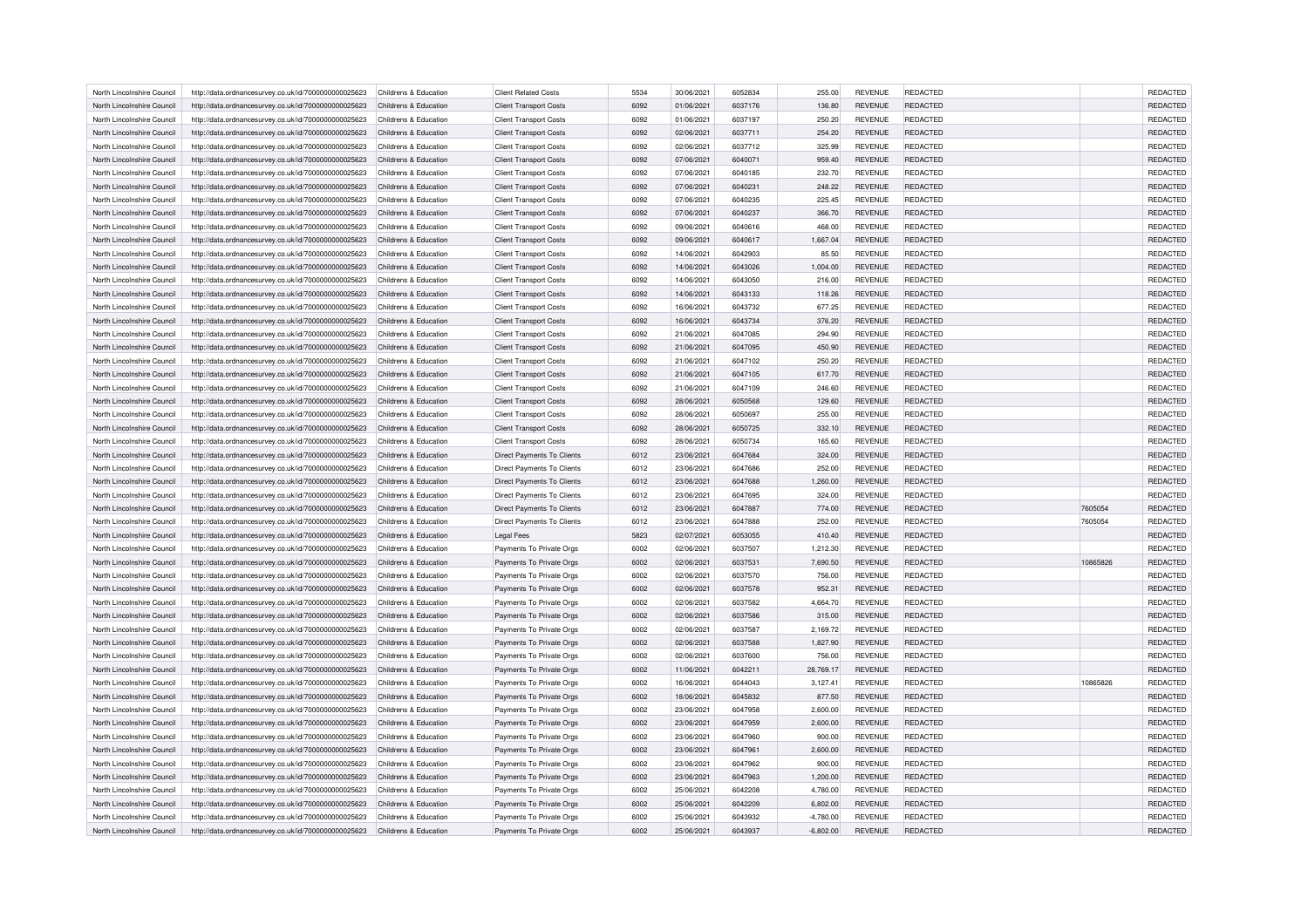| North Lincolnshire Council | http://data.ordnancesurvey.co.uk/id/7000000000025623 | Childrens & Education | Client Related Costs | 5534 | 30/06/2021 | 6052834 | 255.00 | REVENUE | REDACTED | | REDACTED |
|---|---|---|---|---|---|---|---|---|---|---|---|
| North Lincolnshire Council | http://data.ordnancesurvey.co.uk/id/7000000000025623 | Childrens & Education | Client Transport Costs | 6092 | 01/06/2021 | 6037176 | 136.80 | REVENUE | REDACTED | | REDACTED |
| North Lincolnshire Council | http://data.ordnancesurvey.co.uk/id/7000000000025623 | Childrens & Education | Client Transport Costs | 6092 | 01/06/2021 | 6037197 | 250.20 | REVENUE | REDACTED | | REDACTED |
| North Lincolnshire Council | http://data.ordnancesurvey.co.uk/id/7000000000025623 | Childrens & Education | Client Transport Costs | 6092 | 02/06/2021 | 6037711 | 254.20 | REVENUE | REDACTED | | REDACTED |
| North Lincolnshire Council | http://data.ordnancesurvey.co.uk/id/7000000000025623 | Childrens & Education | Client Transport Costs | 6092 | 02/06/2021 | 6037712 | 325.99 | REVENUE | REDACTED | | REDACTED |
| North Lincolnshire Council | http://data.ordnancesurvey.co.uk/id/7000000000025623 | Childrens & Education | Client Transport Costs | 6092 | 07/06/2021 | 6040071 | 959.40 | REVENUE | REDACTED | | REDACTED |
| North Lincolnshire Council | http://data.ordnancesurvey.co.uk/id/7000000000025623 | Childrens & Education | Client Transport Costs | 6092 | 07/06/2021 | 6040185 | 232.70 | REVENUE | REDACTED | | REDACTED |
| North Lincolnshire Council | http://data.ordnancesurvey.co.uk/id/7000000000025623 | Childrens & Education | Client Transport Costs | 6092 | 07/06/2021 | 6040231 | 248.22 | REVENUE | REDACTED | | REDACTED |
| North Lincolnshire Council | http://data.ordnancesurvey.co.uk/id/7000000000025623 | Childrens & Education | Client Transport Costs | 6092 | 07/06/2021 | 6040235 | 225.45 | REVENUE | REDACTED | | REDACTED |
| North Lincolnshire Council | http://data.ordnancesurvey.co.uk/id/7000000000025623 | Childrens & Education | Client Transport Costs | 6092 | 07/06/2021 | 6040237 | 366.70 | REVENUE | REDACTED | | REDACTED |
| North Lincolnshire Council | http://data.ordnancesurvey.co.uk/id/7000000000025623 | Childrens & Education | Client Transport Costs | 6092 | 09/06/2021 | 6040616 | 468.00 | REVENUE | REDACTED | | REDACTED |
| North Lincolnshire Council | http://data.ordnancesurvey.co.uk/id/7000000000025623 | Childrens & Education | Client Transport Costs | 6092 | 09/06/2021 | 6040617 | 1,667.04 | REVENUE | REDACTED | | REDACTED |
| North Lincolnshire Council | http://data.ordnancesurvey.co.uk/id/7000000000025623 | Childrens & Education | Client Transport Costs | 6092 | 14/06/2021 | 6042903 | 85.50 | REVENUE | REDACTED | | REDACTED |
| North Lincolnshire Council | http://data.ordnancesurvey.co.uk/id/7000000000025623 | Childrens & Education | Client Transport Costs | 6092 | 14/06/2021 | 6043026 | 1,004.00 | REVENUE | REDACTED | | REDACTED |
| North Lincolnshire Council | http://data.ordnancesurvey.co.uk/id/7000000000025623 | Childrens & Education | Client Transport Costs | 6092 | 14/06/2021 | 6043050 | 216.00 | REVENUE | REDACTED | | REDACTED |
| North Lincolnshire Council | http://data.ordnancesurvey.co.uk/id/7000000000025623 | Childrens & Education | Client Transport Costs | 6092 | 14/06/2021 | 6043133 | 118.26 | REVENUE | REDACTED | | REDACTED |
| North Lincolnshire Council | http://data.ordnancesurvey.co.uk/id/7000000000025623 | Childrens & Education | Client Transport Costs | 6092 | 16/06/2021 | 6043732 | 677.25 | REVENUE | REDACTED | | REDACTED |
| North Lincolnshire Council | http://data.ordnancesurvey.co.uk/id/7000000000025623 | Childrens & Education | Client Transport Costs | 6092 | 16/06/2021 | 6043734 | 376.20 | REVENUE | REDACTED | | REDACTED |
| North Lincolnshire Council | http://data.ordnancesurvey.co.uk/id/7000000000025623 | Childrens & Education | Client Transport Costs | 6092 | 21/06/2021 | 6047085 | 294.90 | REVENUE | REDACTED | | REDACTED |
| North Lincolnshire Council | http://data.ordnancesurvey.co.uk/id/7000000000025623 | Childrens & Education | Client Transport Costs | 6092 | 21/06/2021 | 6047095 | 450.90 | REVENUE | REDACTED | | REDACTED |
| North Lincolnshire Council | http://data.ordnancesurvey.co.uk/id/7000000000025623 | Childrens & Education | Client Transport Costs | 6092 | 21/06/2021 | 6047102 | 250.20 | REVENUE | REDACTED | | REDACTED |
| North Lincolnshire Council | http://data.ordnancesurvey.co.uk/id/7000000000025623 | Childrens & Education | Client Transport Costs | 6092 | 21/06/2021 | 6047105 | 617.70 | REVENUE | REDACTED | | REDACTED |
| North Lincolnshire Council | http://data.ordnancesurvey.co.uk/id/7000000000025623 | Childrens & Education | Client Transport Costs | 6092 | 21/06/2021 | 6047109 | 246.60 | REVENUE | REDACTED | | REDACTED |
| North Lincolnshire Council | http://data.ordnancesurvey.co.uk/id/7000000000025623 | Childrens & Education | Client Transport Costs | 6092 | 28/06/2021 | 6050568 | 129.60 | REVENUE | REDACTED | | REDACTED |
| North Lincolnshire Council | http://data.ordnancesurvey.co.uk/id/7000000000025623 | Childrens & Education | Client Transport Costs | 6092 | 28/06/2021 | 6050697 | 255.00 | REVENUE | REDACTED | | REDACTED |
| North Lincolnshire Council | http://data.ordnancesurvey.co.uk/id/7000000000025623 | Childrens & Education | Client Transport Costs | 6092 | 28/06/2021 | 6050725 | 332.10 | REVENUE | REDACTED | | REDACTED |
| North Lincolnshire Council | http://data.ordnancesurvey.co.uk/id/7000000000025623 | Childrens & Education | Client Transport Costs | 6092 | 28/06/2021 | 6050734 | 165.60 | REVENUE | REDACTED | | REDACTED |
| North Lincolnshire Council | http://data.ordnancesurvey.co.uk/id/7000000000025623 | Childrens & Education | Direct Payments To Clients | 6012 | 23/06/2021 | 6047684 | 324.00 | REVENUE | REDACTED | | REDACTED |
| North Lincolnshire Council | http://data.ordnancesurvey.co.uk/id/7000000000025623 | Childrens & Education | Direct Payments To Clients | 6012 | 23/06/2021 | 6047686 | 252.00 | REVENUE | REDACTED | | REDACTED |
| North Lincolnshire Council | http://data.ordnancesurvey.co.uk/id/7000000000025623 | Childrens & Education | Direct Payments To Clients | 6012 | 23/06/2021 | 6047688 | 1,260.00 | REVENUE | REDACTED | | REDACTED |
| North Lincolnshire Council | http://data.ordnancesurvey.co.uk/id/7000000000025623 | Childrens & Education | Direct Payments To Clients | 6012 | 23/06/2021 | 6047695 | 324.00 | REVENUE | REDACTED | | REDACTED |
| North Lincolnshire Council | http://data.ordnancesurvey.co.uk/id/7000000000025623 | Childrens & Education | Direct Payments To Clients | 6012 | 23/06/2021 | 6047887 | 774.00 | REVENUE | REDACTED | 7605054 | REDACTED |
| North Lincolnshire Council | http://data.ordnancesurvey.co.uk/id/7000000000025623 | Childrens & Education | Direct Payments To Clients | 6012 | 23/06/2021 | 6047888 | 252.00 | REVENUE | REDACTED | 7605054 | REDACTED |
| North Lincolnshire Council | http://data.ordnancesurvey.co.uk/id/7000000000025623 | Childrens & Education | Legal Fees | 5823 | 02/07/2021 | 6053055 | 410.40 | REVENUE | REDACTED | | REDACTED |
| North Lincolnshire Council | http://data.ordnancesurvey.co.uk/id/7000000000025623 | Childrens & Education | Payments To Private Orgs | 6002 | 02/06/2021 | 6037507 | 1,212.30 | REVENUE | REDACTED | | REDACTED |
| North Lincolnshire Council | http://data.ordnancesurvey.co.uk/id/7000000000025623 | Childrens & Education | Payments To Private Orgs | 6002 | 02/06/2021 | 6037531 | 7,690.50 | REVENUE | REDACTED | 10865826 | REDACTED |
| North Lincolnshire Council | http://data.ordnancesurvey.co.uk/id/7000000000025623 | Childrens & Education | Payments To Private Orgs | 6002 | 02/06/2021 | 6037570 | 756.00 | REVENUE | REDACTED | | REDACTED |
| North Lincolnshire Council | http://data.ordnancesurvey.co.uk/id/7000000000025623 | Childrens & Education | Payments To Private Orgs | 6002 | 02/06/2021 | 6037578 | 952.31 | REVENUE | REDACTED | | REDACTED |
| North Lincolnshire Council | http://data.ordnancesurvey.co.uk/id/7000000000025623 | Childrens & Education | Payments To Private Orgs | 6002 | 02/06/2021 | 6037582 | 4,664.70 | REVENUE | REDACTED | | REDACTED |
| North Lincolnshire Council | http://data.ordnancesurvey.co.uk/id/7000000000025623 | Childrens & Education | Payments To Private Orgs | 6002 | 02/06/2021 | 6037586 | 315.00 | REVENUE | REDACTED | | REDACTED |
| North Lincolnshire Council | http://data.ordnancesurvey.co.uk/id/7000000000025623 | Childrens & Education | Payments To Private Orgs | 6002 | 02/06/2021 | 6037587 | 2,169.72 | REVENUE | REDACTED | | REDACTED |
| North Lincolnshire Council | http://data.ordnancesurvey.co.uk/id/7000000000025623 | Childrens & Education | Payments To Private Orgs | 6002 | 02/06/2021 | 6037588 | 1,827.90 | REVENUE | REDACTED | | REDACTED |
| North Lincolnshire Council | http://data.ordnancesurvey.co.uk/id/7000000000025623 | Childrens & Education | Payments To Private Orgs | 6002 | 02/06/2021 | 6037600 | 756.00 | REVENUE | REDACTED | | REDACTED |
| North Lincolnshire Council | http://data.ordnancesurvey.co.uk/id/7000000000025623 | Childrens & Education | Payments To Private Orgs | 6002 | 11/06/2021 | 6042211 | 28,769.17 | REVENUE | REDACTED | | REDACTED |
| North Lincolnshire Council | http://data.ordnancesurvey.co.uk/id/7000000000025623 | Childrens & Education | Payments To Private Orgs | 6002 | 16/06/2021 | 6044043 | 3,127.41 | REVENUE | REDACTED | 10865826 | REDACTED |
| North Lincolnshire Council | http://data.ordnancesurvey.co.uk/id/7000000000025623 | Childrens & Education | Payments To Private Orgs | 6002 | 18/06/2021 | 6045832 | 877.50 | REVENUE | REDACTED | | REDACTED |
| North Lincolnshire Council | http://data.ordnancesurvey.co.uk/id/7000000000025623 | Childrens & Education | Payments To Private Orgs | 6002 | 23/06/2021 | 6047958 | 2,600.00 | REVENUE | REDACTED | | REDACTED |
| North Lincolnshire Council | http://data.ordnancesurvey.co.uk/id/7000000000025623 | Childrens & Education | Payments To Private Orgs | 6002 | 23/06/2021 | 6047959 | 2,600.00 | REVENUE | REDACTED | | REDACTED |
| North Lincolnshire Council | http://data.ordnancesurvey.co.uk/id/7000000000025623 | Childrens & Education | Payments To Private Orgs | 6002 | 23/06/2021 | 6047960 | 900.00 | REVENUE | REDACTED | | REDACTED |
| North Lincolnshire Council | http://data.ordnancesurvey.co.uk/id/7000000000025623 | Childrens & Education | Payments To Private Orgs | 6002 | 23/06/2021 | 6047961 | 2,600.00 | REVENUE | REDACTED | | REDACTED |
| North Lincolnshire Council | http://data.ordnancesurvey.co.uk/id/7000000000025623 | Childrens & Education | Payments To Private Orgs | 6002 | 23/06/2021 | 6047962 | 900.00 | REVENUE | REDACTED | | REDACTED |
| North Lincolnshire Council | http://data.ordnancesurvey.co.uk/id/7000000000025623 | Childrens & Education | Payments To Private Orgs | 6002 | 23/06/2021 | 6047963 | 1,200.00 | REVENUE | REDACTED | | REDACTED |
| North Lincolnshire Council | http://data.ordnancesurvey.co.uk/id/7000000000025623 | Childrens & Education | Payments To Private Orgs | 6002 | 25/06/2021 | 6042208 | 4,780.00 | REVENUE | REDACTED | | REDACTED |
| North Lincolnshire Council | http://data.ordnancesurvey.co.uk/id/7000000000025623 | Childrens & Education | Payments To Private Orgs | 6002 | 25/06/2021 | 6042209 | 6,802.00 | REVENUE | REDACTED | | REDACTED |
| North Lincolnshire Council | http://data.ordnancesurvey.co.uk/id/7000000000025623 | Childrens & Education | Payments To Private Orgs | 6002 | 25/06/2021 | 6043932 | -4,780.00 | REVENUE | REDACTED | | REDACTED |
| North Lincolnshire Council | http://data.ordnancesurvey.co.uk/id/7000000000025623 | Childrens & Education | Payments To Private Orgs | 6002 | 25/06/2021 | 6043937 | -6,802.00 | REVENUE | REDACTED | | REDACTED |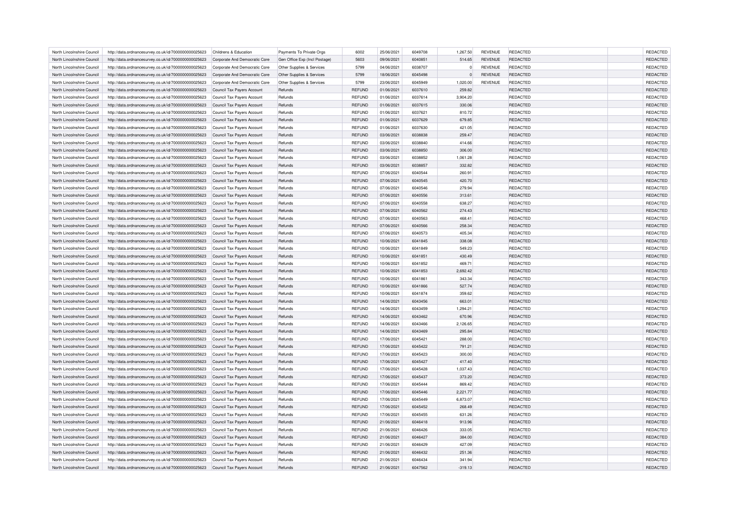| North Lincolnshire Council | http://data.ordnancesurvey.co.uk/id/7000000000025623 | Childrens & Education | Payments To Private Orgs | 6002 | 25/06/2021 | 6049708 | 1,267.50 | REVENUE | REDACTED | | REDACTED |
|---|---|---|---|---|---|---|---|---|---|---|---|
| North Lincolnshire Council | http://data.ordnancesurvey.co.uk/id/7000000000025623 | Corporate And Democratic Core | Gen Office Exp (Incl Postage) | 5603 | 09/06/2021 | 6040851 | 514.65 | REVENUE | REDACTED | | REDACTED |
| North Lincolnshire Council | http://data.ordnancesurvey.co.uk/id/7000000000025623 | Corporate And Democratic Core | Other Supplies & Services | 5799 | 04/06/2021 | 6038707 | 0 | REVENUE | REDACTED | | REDACTED |
| North Lincolnshire Council | http://data.ordnancesurvey.co.uk/id/7000000000025623 | Corporate And Democratic Core | Other Supplies & Services | 5799 | 18/06/2021 | 6045498 | 0 | REVENUE | REDACTED | | REDACTED |
| North Lincolnshire Council | http://data.ordnancesurvey.co.uk/id/7000000000025623 | Corporate And Democratic Core | Other Supplies & Services | 5799 | 23/06/2021 | 6045949 | 1,020.00 | REVENUE | REDACTED | | REDACTED |
| North Lincolnshire Council | http://data.ordnancesurvey.co.uk/id/7000000000025623 | Council Tax Payers Account | Refunds | REFUND | 01/06/2021 | 6037610 | 259.82 | | REDACTED | | REDACTED |
| North Lincolnshire Council | http://data.ordnancesurvey.co.uk/id/7000000000025623 | Council Tax Payers Account | Refunds | REFUND | 01/06/2021 | 6037614 | 3,904.20 | | REDACTED | | REDACTED |
| North Lincolnshire Council | http://data.ordnancesurvey.co.uk/id/7000000000025623 | Council Tax Payers Account | Refunds | REFUND | 01/06/2021 | 6037615 | 330.06 | | REDACTED | | REDACTED |
| North Lincolnshire Council | http://data.ordnancesurvey.co.uk/id/7000000000025623 | Council Tax Payers Account | Refunds | REFUND | 01/06/2021 | 6037621 | 810.72 | | REDACTED | | REDACTED |
| North Lincolnshire Council | http://data.ordnancesurvey.co.uk/id/7000000000025623 | Council Tax Payers Account | Refunds | REFUND | 01/06/2021 | 6037629 | 679.85 | | REDACTED | | REDACTED |
| North Lincolnshire Council | http://data.ordnancesurvey.co.uk/id/7000000000025623 | Council Tax Payers Account | Refunds | REFUND | 01/06/2021 | 6037630 | 421.05 | | REDACTED | | REDACTED |
| North Lincolnshire Council | http://data.ordnancesurvey.co.uk/id/7000000000025623 | Council Tax Payers Account | Refunds | REFUND | 03/06/2021 | 6038838 | 259.47 | | REDACTED | | REDACTED |
| North Lincolnshire Council | http://data.ordnancesurvey.co.uk/id/7000000000025623 | Council Tax Payers Account | Refunds | REFUND | 03/06/2021 | 6038840 | 414.66 | | REDACTED | | REDACTED |
| North Lincolnshire Council | http://data.ordnancesurvey.co.uk/id/7000000000025623 | Council Tax Payers Account | Refunds | REFUND | 03/06/2021 | 6038850 | 306.00 | | REDACTED | | REDACTED |
| North Lincolnshire Council | http://data.ordnancesurvey.co.uk/id/7000000000025623 | Council Tax Payers Account | Refunds | REFUND | 03/06/2021 | 6038852 | 1,061.28 | | REDACTED | | REDACTED |
| North Lincolnshire Council | http://data.ordnancesurvey.co.uk/id/7000000000025623 | Council Tax Payers Account | Refunds | REFUND | 03/06/2021 | 6038857 | 332.82 | | REDACTED | | REDACTED |
| North Lincolnshire Council | http://data.ordnancesurvey.co.uk/id/7000000000025623 | Council Tax Payers Account | Refunds | REFUND | 07/06/2021 | 6040544 | 260.91 | | REDACTED | | REDACTED |
| North Lincolnshire Council | http://data.ordnancesurvey.co.uk/id/7000000000025623 | Council Tax Payers Account | Refunds | REFUND | 07/06/2021 | 6040545 | 420.70 | | REDACTED | | REDACTED |
| North Lincolnshire Council | http://data.ordnancesurvey.co.uk/id/7000000000025623 | Council Tax Payers Account | Refunds | REFUND | 07/06/2021 | 6040546 | 279.94 | | REDACTED | | REDACTED |
| North Lincolnshire Council | http://data.ordnancesurvey.co.uk/id/7000000000025623 | Council Tax Payers Account | Refunds | REFUND | 07/06/2021 | 6040556 | 313.61 | | REDACTED | | REDACTED |
| North Lincolnshire Council | http://data.ordnancesurvey.co.uk/id/7000000000025623 | Council Tax Payers Account | Refunds | REFUND | 07/06/2021 | 6040558 | 638.27 | | REDACTED | | REDACTED |
| North Lincolnshire Council | http://data.ordnancesurvey.co.uk/id/7000000000025623 | Council Tax Payers Account | Refunds | REFUND | 07/06/2021 | 6040562 | 274.43 | | REDACTED | | REDACTED |
| North Lincolnshire Council | http://data.ordnancesurvey.co.uk/id/7000000000025623 | Council Tax Payers Account | Refunds | REFUND | 07/06/2021 | 6040563 | 468.41 | | REDACTED | | REDACTED |
| North Lincolnshire Council | http://data.ordnancesurvey.co.uk/id/7000000000025623 | Council Tax Payers Account | Refunds | REFUND | 07/06/2021 | 6040566 | 258.34 | | REDACTED | | REDACTED |
| North Lincolnshire Council | http://data.ordnancesurvey.co.uk/id/7000000000025623 | Council Tax Payers Account | Refunds | REFUND | 07/06/2021 | 6040573 | 405.34 | | REDACTED | | REDACTED |
| North Lincolnshire Council | http://data.ordnancesurvey.co.uk/id/7000000000025623 | Council Tax Payers Account | Refunds | REFUND | 10/06/2021 | 6041845 | 338.08 | | REDACTED | | REDACTED |
| North Lincolnshire Council | http://data.ordnancesurvey.co.uk/id/7000000000025623 | Council Tax Payers Account | Refunds | REFUND | 10/06/2021 | 6041849 | 549.23 | | REDACTED | | REDACTED |
| North Lincolnshire Council | http://data.ordnancesurvey.co.uk/id/7000000000025623 | Council Tax Payers Account | Refunds | REFUND | 10/06/2021 | 6041851 | 430.49 | | REDACTED | | REDACTED |
| North Lincolnshire Council | http://data.ordnancesurvey.co.uk/id/7000000000025623 | Council Tax Payers Account | Refunds | REFUND | 10/06/2021 | 6041852 | 469.71 | | REDACTED | | REDACTED |
| North Lincolnshire Council | http://data.ordnancesurvey.co.uk/id/7000000000025623 | Council Tax Payers Account | Refunds | REFUND | 10/06/2021 | 6041853 | 2,692.42 | | REDACTED | | REDACTED |
| North Lincolnshire Council | http://data.ordnancesurvey.co.uk/id/7000000000025623 | Council Tax Payers Account | Refunds | REFUND | 10/06/2021 | 6041861 | 343.34 | | REDACTED | | REDACTED |
| North Lincolnshire Council | http://data.ordnancesurvey.co.uk/id/7000000000025623 | Council Tax Payers Account | Refunds | REFUND | 10/06/2021 | 6041866 | 527.74 | | REDACTED | | REDACTED |
| North Lincolnshire Council | http://data.ordnancesurvey.co.uk/id/7000000000025623 | Council Tax Payers Account | Refunds | REFUND | 10/06/2021 | 6041874 | 359.62 | | REDACTED | | REDACTED |
| North Lincolnshire Council | http://data.ordnancesurvey.co.uk/id/7000000000025623 | Council Tax Payers Account | Refunds | REFUND | 14/06/2021 | 6043456 | 663.01 | | REDACTED | | REDACTED |
| North Lincolnshire Council | http://data.ordnancesurvey.co.uk/id/7000000000025623 | Council Tax Payers Account | Refunds | REFUND | 14/06/2021 | 6043459 | 1,294.21 | | REDACTED | | REDACTED |
| North Lincolnshire Council | http://data.ordnancesurvey.co.uk/id/7000000000025623 | Council Tax Payers Account | Refunds | REFUND | 14/06/2021 | 6043462 | 670.96 | | REDACTED | | REDACTED |
| North Lincolnshire Council | http://data.ordnancesurvey.co.uk/id/7000000000025623 | Council Tax Payers Account | Refunds | REFUND | 14/06/2021 | 6043466 | 2,126.65 | | REDACTED | | REDACTED |
| North Lincolnshire Council | http://data.ordnancesurvey.co.uk/id/7000000000025623 | Council Tax Payers Account | Refunds | REFUND | 14/06/2021 | 6043469 | 295.84 | | REDACTED | | REDACTED |
| North Lincolnshire Council | http://data.ordnancesurvey.co.uk/id/7000000000025623 | Council Tax Payers Account | Refunds | REFUND | 17/06/2021 | 6045421 | 288.00 | | REDACTED | | REDACTED |
| North Lincolnshire Council | http://data.ordnancesurvey.co.uk/id/7000000000025623 | Council Tax Payers Account | Refunds | REFUND | 17/06/2021 | 6045422 | 791.21 | | REDACTED | | REDACTED |
| North Lincolnshire Council | http://data.ordnancesurvey.co.uk/id/7000000000025623 | Council Tax Payers Account | Refunds | REFUND | 17/06/2021 | 6045423 | 300.00 | | REDACTED | | REDACTED |
| North Lincolnshire Council | http://data.ordnancesurvey.co.uk/id/7000000000025623 | Council Tax Payers Account | Refunds | REFUND | 17/06/2021 | 6045427 | 417.40 | | REDACTED | | REDACTED |
| North Lincolnshire Council | http://data.ordnancesurvey.co.uk/id/7000000000025623 | Council Tax Payers Account | Refunds | REFUND | 17/06/2021 | 6045428 | 1,037.43 | | REDACTED | | REDACTED |
| North Lincolnshire Council | http://data.ordnancesurvey.co.uk/id/7000000000025623 | Council Tax Payers Account | Refunds | REFUND | 17/06/2021 | 6045437 | 373.20 | | REDACTED | | REDACTED |
| North Lincolnshire Council | http://data.ordnancesurvey.co.uk/id/7000000000025623 | Council Tax Payers Account | Refunds | REFUND | 17/06/2021 | 6045444 | 869.42 | | REDACTED | | REDACTED |
| North Lincolnshire Council | http://data.ordnancesurvey.co.uk/id/7000000000025623 | Council Tax Payers Account | Refunds | REFUND | 17/06/2021 | 6045446 | 2,221.77 | | REDACTED | | REDACTED |
| North Lincolnshire Council | http://data.ordnancesurvey.co.uk/id/7000000000025623 | Council Tax Payers Account | Refunds | REFUND | 17/06/2021 | 6045449 | 6,873.07 | | REDACTED | | REDACTED |
| North Lincolnshire Council | http://data.ordnancesurvey.co.uk/id/7000000000025623 | Council Tax Payers Account | Refunds | REFUND | 17/06/2021 | 6045452 | 268.49 | | REDACTED | | REDACTED |
| North Lincolnshire Council | http://data.ordnancesurvey.co.uk/id/7000000000025623 | Council Tax Payers Account | Refunds | REFUND | 17/06/2021 | 6045455 | 631.26 | | REDACTED | | REDACTED |
| North Lincolnshire Council | http://data.ordnancesurvey.co.uk/id/7000000000025623 | Council Tax Payers Account | Refunds | REFUND | 21/06/2021 | 6046418 | 913.96 | | REDACTED | | REDACTED |
| North Lincolnshire Council | http://data.ordnancesurvey.co.uk/id/7000000000025623 | Council Tax Payers Account | Refunds | REFUND | 21/06/2021 | 6046426 | 333.05 | | REDACTED | | REDACTED |
| North Lincolnshire Council | http://data.ordnancesurvey.co.uk/id/7000000000025623 | Council Tax Payers Account | Refunds | REFUND | 21/06/2021 | 6046427 | 384.00 | | REDACTED | | REDACTED |
| North Lincolnshire Council | http://data.ordnancesurvey.co.uk/id/7000000000025623 | Council Tax Payers Account | Refunds | REFUND | 21/06/2021 | 6046429 | 427.09 | | REDACTED | | REDACTED |
| North Lincolnshire Council | http://data.ordnancesurvey.co.uk/id/7000000000025623 | Council Tax Payers Account | Refunds | REFUND | 21/06/2021 | 6046432 | 251.36 | | REDACTED | | REDACTED |
| North Lincolnshire Council | http://data.ordnancesurvey.co.uk/id/7000000000025623 | Council Tax Payers Account | Refunds | REFUND | 21/06/2021 | 6046434 | 341.94 | | REDACTED | | REDACTED |
| North Lincolnshire Council | http://data.ordnancesurvey.co.uk/id/7000000000025623 | Council Tax Payers Account | Refunds | REFUND | 21/06/2021 | 6047562 | -319.13 | | REDACTED | | REDACTED |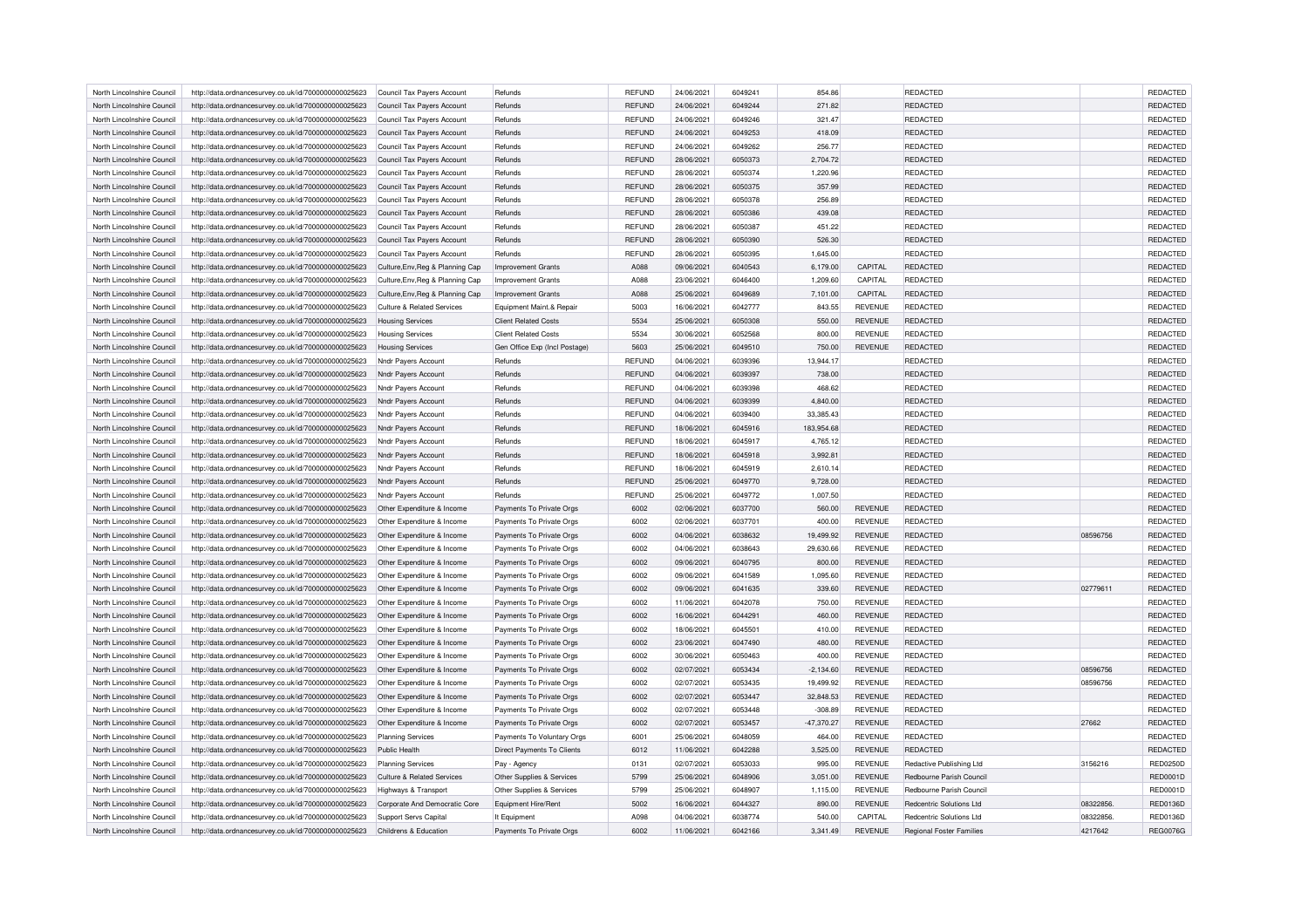| | | | | | | | | | | | |
|---|---|---|---|---|---|---|---|---|---|---|---|
| North Lincolnshire Council | http://data.ordnancesurvey.co.uk/id/7000000000025623 | Council Tax Payers Account | Refunds | REFUND | 24/06/2021 | 6049241 | 854.86 | | REDACTED | | REDACTED |
| North Lincolnshire Council | http://data.ordnancesurvey.co.uk/id/7000000000025623 | Council Tax Payers Account | Refunds | REFUND | 24/06/2021 | 6049244 | 271.82 | | REDACTED | | REDACTED |
| North Lincolnshire Council | http://data.ordnancesurvey.co.uk/id/7000000000025623 | Council Tax Payers Account | Refunds | REFUND | 24/06/2021 | 6049246 | 321.47 | | REDACTED | | REDACTED |
| North Lincolnshire Council | http://data.ordnancesurvey.co.uk/id/7000000000025623 | Council Tax Payers Account | Refunds | REFUND | 24/06/2021 | 6049253 | 418.09 | | REDACTED | | REDACTED |
| North Lincolnshire Council | http://data.ordnancesurvey.co.uk/id/7000000000025623 | Council Tax Payers Account | Refunds | REFUND | 24/06/2021 | 6049262 | 256.77 | | REDACTED | | REDACTED |
| North Lincolnshire Council | http://data.ordnancesurvey.co.uk/id/7000000000025623 | Council Tax Payers Account | Refunds | REFUND | 28/06/2021 | 6050373 | 2,704.72 | | REDACTED | | REDACTED |
| North Lincolnshire Council | http://data.ordnancesurvey.co.uk/id/7000000000025623 | Council Tax Payers Account | Refunds | REFUND | 28/06/2021 | 6050374 | 1,220.96 | | REDACTED | | REDACTED |
| North Lincolnshire Council | http://data.ordnancesurvey.co.uk/id/7000000000025623 | Council Tax Payers Account | Refunds | REFUND | 28/06/2021 | 6050375 | 357.99 | | REDACTED | | REDACTED |
| North Lincolnshire Council | http://data.ordnancesurvey.co.uk/id/7000000000025623 | Council Tax Payers Account | Refunds | REFUND | 28/06/2021 | 6050378 | 256.89 | | REDACTED | | REDACTED |
| North Lincolnshire Council | http://data.ordnancesurvey.co.uk/id/7000000000025623 | Council Tax Payers Account | Refunds | REFUND | 28/06/2021 | 6050386 | 439.08 | | REDACTED | | REDACTED |
| North Lincolnshire Council | http://data.ordnancesurvey.co.uk/id/7000000000025623 | Council Tax Payers Account | Refunds | REFUND | 28/06/2021 | 6050387 | 451.22 | | REDACTED | | REDACTED |
| North Lincolnshire Council | http://data.ordnancesurvey.co.uk/id/7000000000025623 | Council Tax Payers Account | Refunds | REFUND | 28/06/2021 | 6050390 | 526.30 | | REDACTED | | REDACTED |
| North Lincolnshire Council | http://data.ordnancesurvey.co.uk/id/7000000000025623 | Council Tax Payers Account | Refunds | REFUND | 28/06/2021 | 6050395 | 1,645.00 | | REDACTED | | REDACTED |
| North Lincolnshire Council | http://data.ordnancesurvey.co.uk/id/7000000000025623 | Culture,Env,Reg & Planning Cap | Improvement Grants | A088 | 09/06/2021 | 6040543 | 6,179.00 | CAPITAL | REDACTED | | REDACTED |
| North Lincolnshire Council | http://data.ordnancesurvey.co.uk/id/7000000000025623 | Culture,Env,Reg & Planning Cap | Improvement Grants | A088 | 23/06/2021 | 6046400 | 1,209.60 | CAPITAL | REDACTED | | REDACTED |
| North Lincolnshire Council | http://data.ordnancesurvey.co.uk/id/7000000000025623 | Culture,Env,Reg & Planning Cap | Improvement Grants | A088 | 25/06/2021 | 6049689 | 7,101.00 | CAPITAL | REDACTED | | REDACTED |
| North Lincolnshire Council | http://data.ordnancesurvey.co.uk/id/7000000000025623 | Culture & Related Services | Equipment Maint.& Repair | 5003 | 16/06/2021 | 6042777 | 843.55 | REVENUE | REDACTED | | REDACTED |
| North Lincolnshire Council | http://data.ordnancesurvey.co.uk/id/7000000000025623 | Housing Services | Client Related Costs | 5534 | 25/06/2021 | 6050308 | 550.00 | REVENUE | REDACTED | | REDACTED |
| North Lincolnshire Council | http://data.ordnancesurvey.co.uk/id/7000000000025623 | Housing Services | Client Related Costs | 5534 | 30/06/2021 | 6052568 | 800.00 | REVENUE | REDACTED | | REDACTED |
| North Lincolnshire Council | http://data.ordnancesurvey.co.uk/id/7000000000025623 | Housing Services | Gen Office Exp (Incl Postage) | 5603 | 25/06/2021 | 6049510 | 750.00 | REVENUE | REDACTED | | REDACTED |
| North Lincolnshire Council | http://data.ordnancesurvey.co.uk/id/7000000000025623 | Nndr Payers Account | Refunds | REFUND | 04/06/2021 | 6039396 | 13,944.17 | | REDACTED | | REDACTED |
| North Lincolnshire Council | http://data.ordnancesurvey.co.uk/id/7000000000025623 | Nndr Payers Account | Refunds | REFUND | 04/06/2021 | 6039397 | 738.00 | | REDACTED | | REDACTED |
| North Lincolnshire Council | http://data.ordnancesurvey.co.uk/id/7000000000025623 | Nndr Payers Account | Refunds | REFUND | 04/06/2021 | 6039398 | 468.62 | | REDACTED | | REDACTED |
| North Lincolnshire Council | http://data.ordnancesurvey.co.uk/id/7000000000025623 | Nndr Payers Account | Refunds | REFUND | 04/06/2021 | 6039399 | 4,840.00 | | REDACTED | | REDACTED |
| North Lincolnshire Council | http://data.ordnancesurvey.co.uk/id/7000000000025623 | Nndr Payers Account | Refunds | REFUND | 04/06/2021 | 6039400 | 33,385.43 | | REDACTED | | REDACTED |
| North Lincolnshire Council | http://data.ordnancesurvey.co.uk/id/7000000000025623 | Nndr Payers Account | Refunds | REFUND | 18/06/2021 | 6045916 | 183,954.68 | | REDACTED | | REDACTED |
| North Lincolnshire Council | http://data.ordnancesurvey.co.uk/id/7000000000025623 | Nndr Payers Account | Refunds | REFUND | 18/06/2021 | 6045917 | 4,765.12 | | REDACTED | | REDACTED |
| North Lincolnshire Council | http://data.ordnancesurvey.co.uk/id/7000000000025623 | Nndr Payers Account | Refunds | REFUND | 18/06/2021 | 6045918 | 3,992.81 | | REDACTED | | REDACTED |
| North Lincolnshire Council | http://data.ordnancesurvey.co.uk/id/7000000000025623 | Nndr Payers Account | Refunds | REFUND | 18/06/2021 | 6045919 | 2,610.14 | | REDACTED | | REDACTED |
| North Lincolnshire Council | http://data.ordnancesurvey.co.uk/id/7000000000025623 | Nndr Payers Account | Refunds | REFUND | 25/06/2021 | 6049770 | 9,728.00 | | REDACTED | | REDACTED |
| North Lincolnshire Council | http://data.ordnancesurvey.co.uk/id/7000000000025623 | Nndr Payers Account | Refunds | REFUND | 25/06/2021 | 6049772 | 1,007.50 | | REDACTED | | REDACTED |
| North Lincolnshire Council | http://data.ordnancesurvey.co.uk/id/7000000000025623 | Other Expenditure & Income | Payments To Private Orgs | 6002 | 02/06/2021 | 6037700 | 560.00 | REVENUE | REDACTED | | REDACTED |
| North Lincolnshire Council | http://data.ordnancesurvey.co.uk/id/7000000000025623 | Other Expenditure & Income | Payments To Private Orgs | 6002 | 02/06/2021 | 6037701 | 400.00 | REVENUE | REDACTED | | REDACTED |
| North Lincolnshire Council | http://data.ordnancesurvey.co.uk/id/7000000000025623 | Other Expenditure & Income | Payments To Private Orgs | 6002 | 04/06/2021 | 6038632 | 19,499.92 | REVENUE | REDACTED | 08596756 | REDACTED |
| North Lincolnshire Council | http://data.ordnancesurvey.co.uk/id/7000000000025623 | Other Expenditure & Income | Payments To Private Orgs | 6002 | 04/06/2021 | 6038643 | 29,630.66 | REVENUE | REDACTED | | REDACTED |
| North Lincolnshire Council | http://data.ordnancesurvey.co.uk/id/7000000000025623 | Other Expenditure & Income | Payments To Private Orgs | 6002 | 09/06/2021 | 6040795 | 800.00 | REVENUE | REDACTED | | REDACTED |
| North Lincolnshire Council | http://data.ordnancesurvey.co.uk/id/7000000000025623 | Other Expenditure & Income | Payments To Private Orgs | 6002 | 09/06/2021 | 6041589 | 1,095.60 | REVENUE | REDACTED | | REDACTED |
| North Lincolnshire Council | http://data.ordnancesurvey.co.uk/id/7000000000025623 | Other Expenditure & Income | Payments To Private Orgs | 6002 | 09/06/2021 | 6041635 | 339.60 | REVENUE | REDACTED | 02779611 | REDACTED |
| North Lincolnshire Council | http://data.ordnancesurvey.co.uk/id/7000000000025623 | Other Expenditure & Income | Payments To Private Orgs | 6002 | 11/06/2021 | 6042078 | 750.00 | REVENUE | REDACTED | | REDACTED |
| North Lincolnshire Council | http://data.ordnancesurvey.co.uk/id/7000000000025623 | Other Expenditure & Income | Payments To Private Orgs | 6002 | 16/06/2021 | 6044291 | 460.00 | REVENUE | REDACTED | | REDACTED |
| North Lincolnshire Council | http://data.ordnancesurvey.co.uk/id/7000000000025623 | Other Expenditure & Income | Payments To Private Orgs | 6002 | 18/06/2021 | 6045501 | 410.00 | REVENUE | REDACTED | | REDACTED |
| North Lincolnshire Council | http://data.ordnancesurvey.co.uk/id/7000000000025623 | Other Expenditure & Income | Payments To Private Orgs | 6002 | 23/06/2021 | 6047490 | 480.00 | REVENUE | REDACTED | | REDACTED |
| North Lincolnshire Council | http://data.ordnancesurvey.co.uk/id/7000000000025623 | Other Expenditure & Income | Payments To Private Orgs | 6002 | 30/06/2021 | 6050463 | 400.00 | REVENUE | REDACTED | | REDACTED |
| North Lincolnshire Council | http://data.ordnancesurvey.co.uk/id/7000000000025623 | Other Expenditure & Income | Payments To Private Orgs | 6002 | 02/07/2021 | 6053434 | -2,134.60 | REVENUE | REDACTED | 08596756 | REDACTED |
| North Lincolnshire Council | http://data.ordnancesurvey.co.uk/id/7000000000025623 | Other Expenditure & Income | Payments To Private Orgs | 6002 | 02/07/2021 | 6053435 | 19,499.92 | REVENUE | REDACTED | 08596756 | REDACTED |
| North Lincolnshire Council | http://data.ordnancesurvey.co.uk/id/7000000000025623 | Other Expenditure & Income | Payments To Private Orgs | 6002 | 02/07/2021 | 6053447 | 32,848.53 | REVENUE | REDACTED | | REDACTED |
| North Lincolnshire Council | http://data.ordnancesurvey.co.uk/id/7000000000025623 | Other Expenditure & Income | Payments To Private Orgs | 6002 | 02/07/2021 | 6053448 | -308.89 | REVENUE | REDACTED | | REDACTED |
| North Lincolnshire Council | http://data.ordnancesurvey.co.uk/id/7000000000025623 | Other Expenditure & Income | Payments To Private Orgs | 6002 | 02/07/2021 | 6053457 | -47,370.27 | REVENUE | REDACTED | 27662 | REDACTED |
| North Lincolnshire Council | http://data.ordnancesurvey.co.uk/id/7000000000025623 | Planning Services | Payments To Voluntary Orgs | 6001 | 25/06/2021 | 6048059 | 464.00 | REVENUE | REDACTED | | REDACTED |
| North Lincolnshire Council | http://data.ordnancesurvey.co.uk/id/7000000000025623 | Public Health | Direct Payments To Clients | 6012 | 11/06/2021 | 6042288 | 3,525.00 | REVENUE | REDACTED | | REDACTED |
| North Lincolnshire Council | http://data.ordnancesurvey.co.uk/id/7000000000025623 | Planning Services | Pay - Agency | 0131 | 02/07/2021 | 6053033 | 995.00 | REVENUE | Redactive Publishing Ltd | 3156216 | RED0250D |
| North Lincolnshire Council | http://data.ordnancesurvey.co.uk/id/7000000000025623 | Culture & Related Services | Other Supplies & Services | 5799 | 25/06/2021 | 6048906 | 3,051.00 | REVENUE | Redbourne Parish Council | | RED0001D |
| North Lincolnshire Council | http://data.ordnancesurvey.co.uk/id/7000000000025623 | Highways & Transport | Other Supplies & Services | 5799 | 25/06/2021 | 6048907 | 1,115.00 | REVENUE | Redbourne Parish Council | | RED0001D |
| North Lincolnshire Council | http://data.ordnancesurvey.co.uk/id/7000000000025623 | Corporate And Democratic Core | Equipment Hire/Rent | 5002 | 16/06/2021 | 6044327 | 890.00 | REVENUE | Redcentric Solutions Ltd | 08322856. | RED0136D |
| North Lincolnshire Council | http://data.ordnancesurvey.co.uk/id/7000000000025623 | Support Servs Capital | It Equipment | A098 | 04/06/2021 | 6038774 | 540.00 | CAPITAL | Redcentric Solutions Ltd | 08322856. | RED0136D |
| North Lincolnshire Council | http://data.ordnancesurvey.co.uk/id/7000000000025623 | Childrens & Education | Payments To Private Orgs | 6002 | 11/06/2021 | 6042166 | 3,341.49 | REVENUE | Regional Foster Families | 4217642 | REG0076G |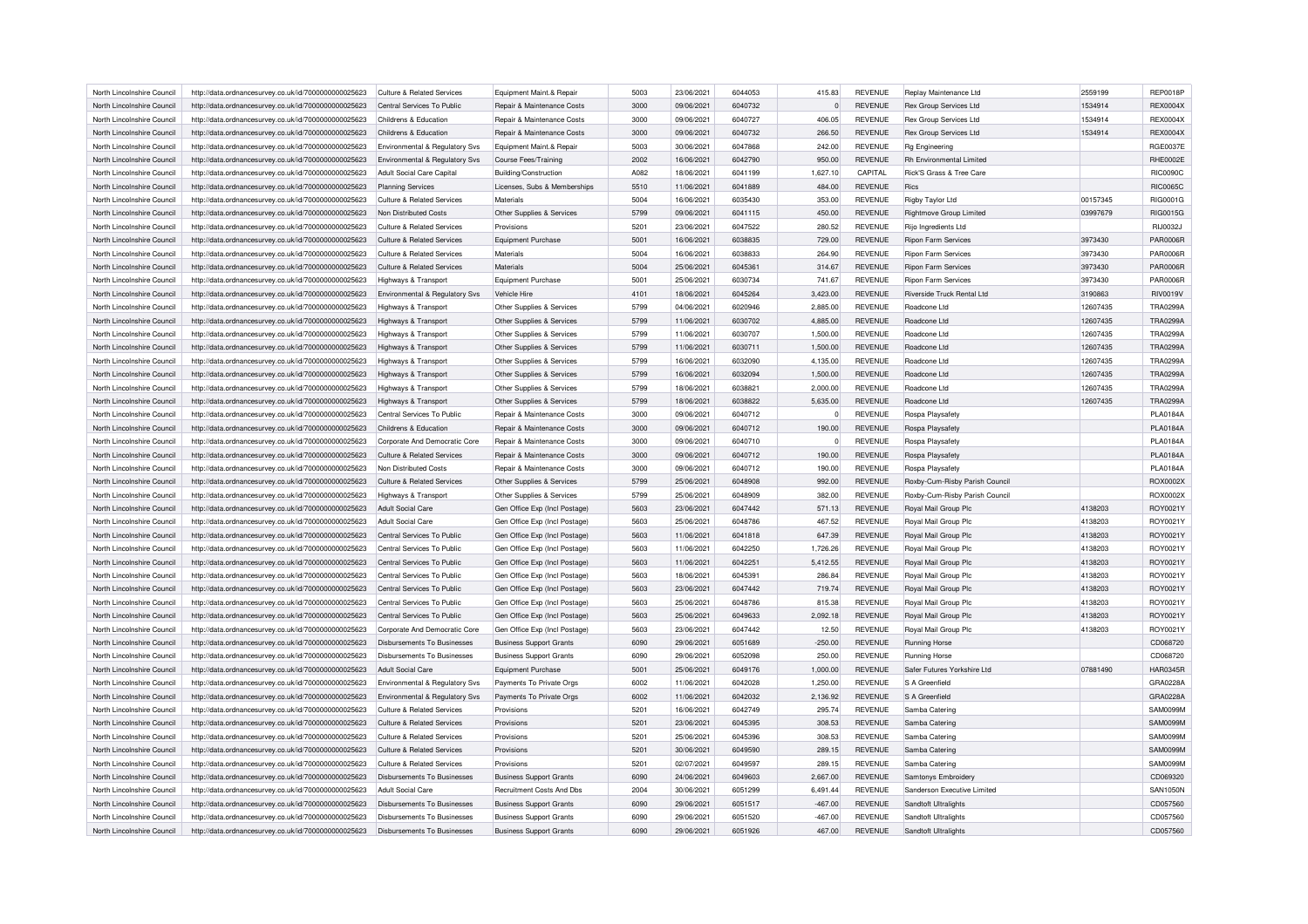| North Lincolnshire Council | http://data.ordnancesurvey.co.uk/id/7000000000025623 | Culture & Related Services | Equipment Maint.& Repair | 5003 | 23/06/2021 | 6044053 | 415.83 | REVENUE | Replay Maintenance Ltd | 2559199 | REP0018P |
|---|---|---|---|---|---|---|---|---|---|---|---|
| North Lincolnshire Council | http://data.ordnancesurvey.co.uk/id/7000000000025623 | Central Services To Public | Repair & Maintenance Costs | 3000 | 09/06/2021 | 6040732 | 0 | REVENUE | Rex Group Services Ltd | 1534914 | REX0004X |
| North Lincolnshire Council | http://data.ordnancesurvey.co.uk/id/7000000000025623 | Childrens & Education | Repair & Maintenance Costs | 3000 | 09/06/2021 | 6040727 | 406.05 | REVENUE | Rex Group Services Ltd | 1534914 | REX0004X |
| North Lincolnshire Council | http://data.ordnancesurvey.co.uk/id/7000000000025623 | Childrens & Education | Repair & Maintenance Costs | 3000 | 09/06/2021 | 6040732 | 266.50 | REVENUE | Rex Group Services Ltd | 1534914 | REX0004X |
| North Lincolnshire Council | http://data.ordnancesurvey.co.uk/id/7000000000025623 | Environmental & Regulatory Svs | Equipment Maint.& Repair | 5003 | 30/06/2021 | 6047868 | 242.00 | REVENUE | Rg Engineering | | RGE0037E |
| North Lincolnshire Council | http://data.ordnancesurvey.co.uk/id/7000000000025623 | Environmental & Regulatory Svs | Course Fees/Training | 2002 | 16/06/2021 | 6042790 | 950.00 | REVENUE | Rh Environmental Limited | | RHE0002E |
| North Lincolnshire Council | http://data.ordnancesurvey.co.uk/id/7000000000025623 | Adult Social Care Capital | Building/Construction | A082 | 18/06/2021 | 6041199 | 1,627.10 | CAPITAL | Rick'S Grass & Tree Care | | RIC0090C |
| North Lincolnshire Council | http://data.ordnancesurvey.co.uk/id/7000000000025623 | Planning Services | Licenses, Subs & Memberships | 5510 | 11/06/2021 | 6041889 | 484.00 | REVENUE | Rics | | RIC0065C |
| North Lincolnshire Council | http://data.ordnancesurvey.co.uk/id/7000000000025623 | Culture & Related Services | Materials | 5004 | 16/06/2021 | 6035430 | 353.00 | REVENUE | Rigby Taylor Ltd | 00157345 | RIG0001G |
| North Lincolnshire Council | http://data.ordnancesurvey.co.uk/id/7000000000025623 | Non Distributed Costs | Other Supplies & Services | 5799 | 09/06/2021 | 6041115 | 450.00 | REVENUE | Rightmove Group Limited | 03997679 | RIG0015G |
| North Lincolnshire Council | http://data.ordnancesurvey.co.uk/id/7000000000025623 | Culture & Related Services | Provisions | 5201 | 23/06/2021 | 6047522 | 280.52 | REVENUE | Rijo Ingredients Ltd | | RIJ0032J |
| North Lincolnshire Council | http://data.ordnancesurvey.co.uk/id/7000000000025623 | Culture & Related Services | Equipment Purchase | 5001 | 16/06/2021 | 6038835 | 729.00 | REVENUE | Ripon Farm Services | 3973430 | PAR0006R |
| North Lincolnshire Council | http://data.ordnancesurvey.co.uk/id/7000000000025623 | Culture & Related Services | Materials | 5004 | 16/06/2021 | 6038833 | 264.90 | REVENUE | Ripon Farm Services | 3973430 | PAR0006R |
| North Lincolnshire Council | http://data.ordnancesurvey.co.uk/id/7000000000025623 | Culture & Related Services | Materials | 5004 | 25/06/2021 | 6045361 | 314.67 | REVENUE | Ripon Farm Services | 3973430 | PAR0006R |
| North Lincolnshire Council | http://data.ordnancesurvey.co.uk/id/7000000000025623 | Highways & Transport | Equipment Purchase | 5001 | 25/06/2021 | 6030734 | 741.67 | REVENUE | Ripon Farm Services | 3973430 | PAR0006R |
| North Lincolnshire Council | http://data.ordnancesurvey.co.uk/id/7000000000025623 | Environmental & Regulatory Svs | Vehicle Hire | 4101 | 18/06/2021 | 6045264 | 3,423.00 | REVENUE | Riverside Truck Rental Ltd | 3190863 | RIV0019V |
| North Lincolnshire Council | http://data.ordnancesurvey.co.uk/id/7000000000025623 | Highways & Transport | Other Supplies & Services | 5799 | 04/06/2021 | 6020946 | 2,885.00 | REVENUE | Roadcone Ltd | 12607435 | TRA0299A |
| North Lincolnshire Council | http://data.ordnancesurvey.co.uk/id/7000000000025623 | Highways & Transport | Other Supplies & Services | 5799 | 11/06/2021 | 6030702 | 4,885.00 | REVENUE | Roadcone Ltd | 12607435 | TRA0299A |
| North Lincolnshire Council | http://data.ordnancesurvey.co.uk/id/7000000000025623 | Highways & Transport | Other Supplies & Services | 5799 | 11/06/2021 | 6030707 | 1,500.00 | REVENUE | Roadcone Ltd | 12607435 | TRA0299A |
| North Lincolnshire Council | http://data.ordnancesurvey.co.uk/id/7000000000025623 | Highways & Transport | Other Supplies & Services | 5799 | 11/06/2021 | 6030711 | 1,500.00 | REVENUE | Roadcone Ltd | 12607435 | TRA0299A |
| North Lincolnshire Council | http://data.ordnancesurvey.co.uk/id/7000000000025623 | Highways & Transport | Other Supplies & Services | 5799 | 16/06/2021 | 6032090 | 4,135.00 | REVENUE | Roadcone Ltd | 12607435 | TRA0299A |
| North Lincolnshire Council | http://data.ordnancesurvey.co.uk/id/7000000000025623 | Highways & Transport | Other Supplies & Services | 5799 | 16/06/2021 | 6032094 | 1,500.00 | REVENUE | Roadcone Ltd | 12607435 | TRA0299A |
| North Lincolnshire Council | http://data.ordnancesurvey.co.uk/id/7000000000025623 | Highways & Transport | Other Supplies & Services | 5799 | 18/06/2021 | 6038821 | 2,000.00 | REVENUE | Roadcone Ltd | 12607435 | TRA0299A |
| North Lincolnshire Council | http://data.ordnancesurvey.co.uk/id/7000000000025623 | Highways & Transport | Other Supplies & Services | 5799 | 18/06/2021 | 6038822 | 5,635.00 | REVENUE | Roadcone Ltd | 12607435 | TRA0299A |
| North Lincolnshire Council | http://data.ordnancesurvey.co.uk/id/7000000000025623 | Central Services To Public | Repair & Maintenance Costs | 3000 | 09/06/2021 | 6040712 | 0 | REVENUE | Rospa Playsafety | | PLA0184A |
| North Lincolnshire Council | http://data.ordnancesurvey.co.uk/id/7000000000025623 | Childrens & Education | Repair & Maintenance Costs | 3000 | 09/06/2021 | 6040712 | 190.00 | REVENUE | Rospa Playsafety | | PLA0184A |
| North Lincolnshire Council | http://data.ordnancesurvey.co.uk/id/7000000000025623 | Corporate And Democratic Core | Repair & Maintenance Costs | 3000 | 09/06/2021 | 6040710 | 0 | REVENUE | Rospa Playsafety | | PLA0184A |
| North Lincolnshire Council | http://data.ordnancesurvey.co.uk/id/7000000000025623 | Culture & Related Services | Repair & Maintenance Costs | 3000 | 09/06/2021 | 6040712 | 190.00 | REVENUE | Rospa Playsafety | | PLA0184A |
| North Lincolnshire Council | http://data.ordnancesurvey.co.uk/id/7000000000025623 | Non Distributed Costs | Repair & Maintenance Costs | 3000 | 09/06/2021 | 6040712 | 190.00 | REVENUE | Rospa Playsafety | | PLA0184A |
| North Lincolnshire Council | http://data.ordnancesurvey.co.uk/id/7000000000025623 | Culture & Related Services | Other Supplies & Services | 5799 | 25/06/2021 | 6048908 | 992.00 | REVENUE | Roxby-Cum-Risby Parish Council | | ROX0002X |
| North Lincolnshire Council | http://data.ordnancesurvey.co.uk/id/7000000000025623 | Highways & Transport | Other Supplies & Services | 5799 | 25/06/2021 | 6048909 | 382.00 | REVENUE | Roxby-Cum-Risby Parish Council | | ROX0002X |
| North Lincolnshire Council | http://data.ordnancesurvey.co.uk/id/7000000000025623 | Adult Social Care | Gen Office Exp (Incl Postage) | 5603 | 23/06/2021 | 6047442 | 571.13 | REVENUE | Royal Mail Group Plc | 4138203 | ROY0021Y |
| North Lincolnshire Council | http://data.ordnancesurvey.co.uk/id/7000000000025623 | Adult Social Care | Gen Office Exp (Incl Postage) | 5603 | 25/06/2021 | 6048786 | 467.52 | REVENUE | Royal Mail Group Plc | 4138203 | ROY0021Y |
| North Lincolnshire Council | http://data.ordnancesurvey.co.uk/id/7000000000025623 | Central Services To Public | Gen Office Exp (Incl Postage) | 5603 | 11/06/2021 | 6041818 | 647.39 | REVENUE | Royal Mail Group Plc | 4138203 | ROY0021Y |
| North Lincolnshire Council | http://data.ordnancesurvey.co.uk/id/7000000000025623 | Central Services To Public | Gen Office Exp (Incl Postage) | 5603 | 11/06/2021 | 6042250 | 1,726.26 | REVENUE | Royal Mail Group Plc | 4138203 | ROY0021Y |
| North Lincolnshire Council | http://data.ordnancesurvey.co.uk/id/7000000000025623 | Central Services To Public | Gen Office Exp (Incl Postage) | 5603 | 11/06/2021 | 6042251 | 5,412.55 | REVENUE | Royal Mail Group Plc | 4138203 | ROY0021Y |
| North Lincolnshire Council | http://data.ordnancesurvey.co.uk/id/7000000000025623 | Central Services To Public | Gen Office Exp (Incl Postage) | 5603 | 18/06/2021 | 6045391 | 286.84 | REVENUE | Royal Mail Group Plc | 4138203 | ROY0021Y |
| North Lincolnshire Council | http://data.ordnancesurvey.co.uk/id/7000000000025623 | Central Services To Public | Gen Office Exp (Incl Postage) | 5603 | 23/06/2021 | 6047442 | 719.74 | REVENUE | Royal Mail Group Plc | 4138203 | ROY0021Y |
| North Lincolnshire Council | http://data.ordnancesurvey.co.uk/id/7000000000025623 | Central Services To Public | Gen Office Exp (Incl Postage) | 5603 | 25/06/2021 | 6048786 | 815.38 | REVENUE | Royal Mail Group Plc | 4138203 | ROY0021Y |
| North Lincolnshire Council | http://data.ordnancesurvey.co.uk/id/7000000000025623 | Central Services To Public | Gen Office Exp (Incl Postage) | 5603 | 25/06/2021 | 6049633 | 2,092.18 | REVENUE | Royal Mail Group Plc | 4138203 | ROY0021Y |
| North Lincolnshire Council | http://data.ordnancesurvey.co.uk/id/7000000000025623 | Corporate And Democratic Core | Gen Office Exp (Incl Postage) | 5603 | 23/06/2021 | 6047442 | 12.50 | REVENUE | Royal Mail Group Plc | 4138203 | ROY0021Y |
| North Lincolnshire Council | http://data.ordnancesurvey.co.uk/id/7000000000025623 | Disbursements To Businesses | Business Support Grants | 6090 | 29/06/2021 | 6051689 | -250.00 | REVENUE | Running Horse | | CD068720 |
| North Lincolnshire Council | http://data.ordnancesurvey.co.uk/id/7000000000025623 | Disbursements To Businesses | Business Support Grants | 6090 | 29/06/2021 | 6052098 | 250.00 | REVENUE | Running Horse | | CD068720 |
| North Lincolnshire Council | http://data.ordnancesurvey.co.uk/id/7000000000025623 | Adult Social Care | Equipment Purchase | 5001 | 25/06/2021 | 6049176 | 1,000.00 | REVENUE | Safer Futures Yorkshire Ltd | 07881490 | HAR0345R |
| North Lincolnshire Council | http://data.ordnancesurvey.co.uk/id/7000000000025623 | Environmental & Regulatory Svs | Payments To Private Orgs | 6002 | 11/06/2021 | 6042028 | 1,250.00 | REVENUE | S A Greenfield | | GRA0228A |
| North Lincolnshire Council | http://data.ordnancesurvey.co.uk/id/7000000000025623 | Environmental & Regulatory Svs | Payments To Private Orgs | 6002 | 11/06/2021 | 6042032 | 2,136.92 | REVENUE | S A Greenfield | | GRA0228A |
| North Lincolnshire Council | http://data.ordnancesurvey.co.uk/id/7000000000025623 | Culture & Related Services | Provisions | 5201 | 16/06/2021 | 6042749 | 295.74 | REVENUE | Samba Catering | | SAM0099M |
| North Lincolnshire Council | http://data.ordnancesurvey.co.uk/id/7000000000025623 | Culture & Related Services | Provisions | 5201 | 23/06/2021 | 6045395 | 308.53 | REVENUE | Samba Catering | | SAM0099M |
| North Lincolnshire Council | http://data.ordnancesurvey.co.uk/id/7000000000025623 | Culture & Related Services | Provisions | 5201 | 25/06/2021 | 6045396 | 308.53 | REVENUE | Samba Catering | | SAM0099M |
| North Lincolnshire Council | http://data.ordnancesurvey.co.uk/id/7000000000025623 | Culture & Related Services | Provisions | 5201 | 30/06/2021 | 6049590 | 289.15 | REVENUE | Samba Catering | | SAM0099M |
| North Lincolnshire Council | http://data.ordnancesurvey.co.uk/id/7000000000025623 | Culture & Related Services | Provisions | 5201 | 02/07/2021 | 6049597 | 289.15 | REVENUE | Samba Catering | | SAM0099M |
| North Lincolnshire Council | http://data.ordnancesurvey.co.uk/id/7000000000025623 | Disbursements To Businesses | Business Support Grants | 6090 | 24/06/2021 | 6049603 | 2,667.00 | REVENUE | Samtonys Embroidery | | CD069320 |
| North Lincolnshire Council | http://data.ordnancesurvey.co.uk/id/7000000000025623 | Adult Social Care | Recruitment Costs And Dbs | 2004 | 30/06/2021 | 6051299 | 6,491.44 | REVENUE | Sanderson Executive Limited | | SAN1050N |
| North Lincolnshire Council | http://data.ordnancesurvey.co.uk/id/7000000000025623 | Disbursements To Businesses | Business Support Grants | 6090 | 29/06/2021 | 6051517 | -467.00 | REVENUE | Sandtoft Ultralights | | CD057560 |
| North Lincolnshire Council | http://data.ordnancesurvey.co.uk/id/7000000000025623 | Disbursements To Businesses | Business Support Grants | 6090 | 29/06/2021 | 6051520 | -467.00 | REVENUE | Sandtoft Ultralights | | CD057560 |
| North Lincolnshire Council | http://data.ordnancesurvey.co.uk/id/7000000000025623 | Disbursements To Businesses | Business Support Grants | 6090 | 29/06/2021 | 6051926 | 467.00 | REVENUE | Sandtoft Ultralights | | CD057560 |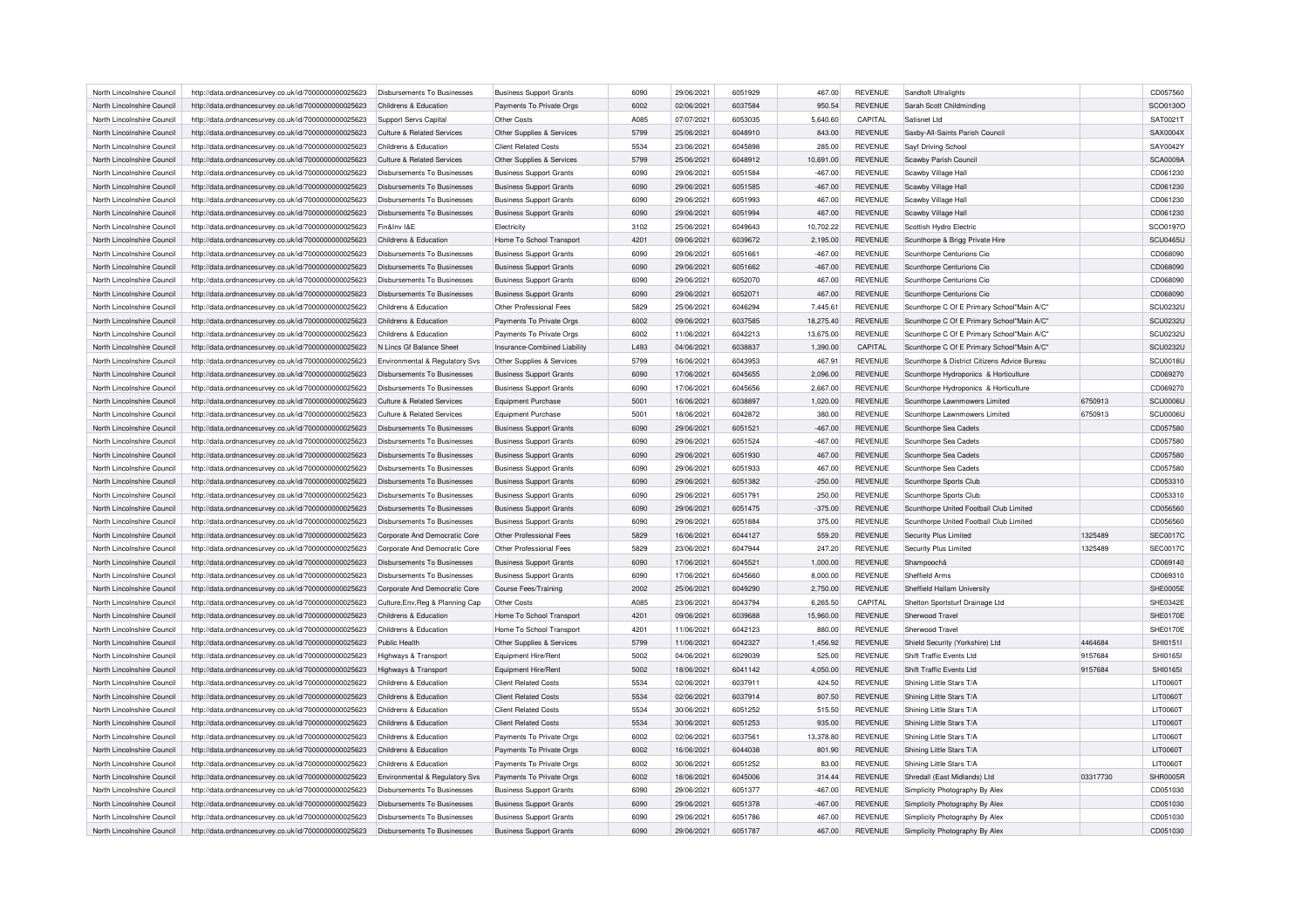| | | | | | | | | | | | |
|---|---|---|---|---|---|---|---|---|---|---|---|
| North Lincolnshire Council | http://data.ordnancesurvey.co.uk/id/7000000000025623 | Disbursements To Businesses | Business Support Grants | 6090 | 29/06/2021 | 6051929 | 467.00 | REVENUE | Sandtoft Ultralights | | CD057560 |
| North Lincolnshire Council | http://data.ordnancesurvey.co.uk/id/7000000000025623 | Childrens & Education | Payments To Private Orgs | 6002 | 02/06/2021 | 6037584 | 950.54 | REVENUE | Sarah Scott Childminding | | SCO0130O |
| North Lincolnshire Council | http://data.ordnancesurvey.co.uk/id/7000000000025623 | Support Servs Capital | Other Costs | A085 | 07/07/2021 | 6053035 | 5,640.60 | CAPITAL | Satisnet Ltd | | SAT0021T |
| North Lincolnshire Council | http://data.ordnancesurvey.co.uk/id/7000000000025623 | Culture & Related Services | Other Supplies & Services | 5799 | 25/06/2021 | 6048910 | 843.00 | REVENUE | Saxby-All-Saints Parish Council | | SAX0004X |
| North Lincolnshire Council | http://data.ordnancesurvey.co.uk/id/7000000000025623 | Childrens & Education | Client Related Costs | 5534 | 23/06/2021 | 6045898 | 285.00 | REVENUE | Sayf Driving School | | SAY0042Y |
| North Lincolnshire Council | http://data.ordnancesurvey.co.uk/id/7000000000025623 | Culture & Related Services | Other Supplies & Services | 5799 | 25/06/2021 | 6048912 | 10,691.00 | REVENUE | Scawby Parish Council | | SCA0009A |
| North Lincolnshire Council | http://data.ordnancesurvey.co.uk/id/7000000000025623 | Disbursements To Businesses | Business Support Grants | 6090 | 29/06/2021 | 6051584 | -467.00 | REVENUE | Scawby Village Hall | | CD061230 |
| North Lincolnshire Council | http://data.ordnancesurvey.co.uk/id/7000000000025623 | Disbursements To Businesses | Business Support Grants | 6090 | 29/06/2021 | 6051585 | -467.00 | REVENUE | Scawby Village Hall | | CD061230 |
| North Lincolnshire Council | http://data.ordnancesurvey.co.uk/id/7000000000025623 | Disbursements To Businesses | Business Support Grants | 6090 | 29/06/2021 | 6051993 | 467.00 | REVENUE | Scawby Village Hall | | CD061230 |
| North Lincolnshire Council | http://data.ordnancesurvey.co.uk/id/7000000000025623 | Disbursements To Businesses | Business Support Grants | 6090 | 29/06/2021 | 6051994 | 467.00 | REVENUE | Scawby Village Hall | | CD061230 |
| North Lincolnshire Council | http://data.ordnancesurvey.co.uk/id/7000000000025623 | Fin&Inv I&E | Electricity | 3102 | 25/06/2021 | 6049643 | 10,702.22 | REVENUE | Scottish Hydro Electric | | SCO0197O |
| North Lincolnshire Council | http://data.ordnancesurvey.co.uk/id/7000000000025623 | Childrens & Education | Home To School Transport | 4201 | 09/06/2021 | 6039672 | 2,195.00 | REVENUE | Scunthorpe & Brigg Private Hire | | SCU0465U |
| North Lincolnshire Council | http://data.ordnancesurvey.co.uk/id/7000000000025623 | Disbursements To Businesses | Business Support Grants | 6090 | 29/06/2021 | 6051661 | -467.00 | REVENUE | Scunthorpe Centurions Cio | | CD068090 |
| North Lincolnshire Council | http://data.ordnancesurvey.co.uk/id/7000000000025623 | Disbursements To Businesses | Business Support Grants | 6090 | 29/06/2021 | 6051662 | -467.00 | REVENUE | Scunthorpe Centurions Cio | | CD068090 |
| North Lincolnshire Council | http://data.ordnancesurvey.co.uk/id/7000000000025623 | Disbursements To Businesses | Business Support Grants | 6090 | 29/06/2021 | 6052070 | 467.00 | REVENUE | Scunthorpe Centurions Cio | | CD068090 |
| North Lincolnshire Council | http://data.ordnancesurvey.co.uk/id/7000000000025623 | Disbursements To Businesses | Business Support Grants | 6090 | 29/06/2021 | 6052071 | 467.00 | REVENUE | Scunthorpe Centurions Cio | | CD068090 |
| North Lincolnshire Council | http://data.ordnancesurvey.co.uk/id/7000000000025623 | Childrens & Education | Other Professional Fees | 5829 | 25/06/2021 | 6046294 | 7,445.61 | REVENUE | Scunthorpe C Of E Primary School"Main A/C" | | SCU0232U |
| North Lincolnshire Council | http://data.ordnancesurvey.co.uk/id/7000000000025623 | Childrens & Education | Payments To Private Orgs | 6002 | 09/06/2021 | 6037585 | 18,275.40 | REVENUE | Scunthorpe C Of E Primary School"Main A/C" | | SCU0232U |
| North Lincolnshire Council | http://data.ordnancesurvey.co.uk/id/7000000000025623 | Childrens & Education | Payments To Private Orgs | 6002 | 11/06/2021 | 6042213 | 13,675.00 | REVENUE | Scunthorpe C Of E Primary School"Main A/C" | | SCU0232U |
| North Lincolnshire Council | http://data.ordnancesurvey.co.uk/id/7000000000025623 | N Lincs Gf Balance Sheet | Insurance-Combined Liability | L493 | 04/06/2021 | 6038837 | 1,390.00 | CAPITAL | Scunthorpe C Of E Primary School"Main A/C" | | SCU0232U |
| North Lincolnshire Council | http://data.ordnancesurvey.co.uk/id/7000000000025623 | Environmental & Regulatory Svs | Other Supplies & Services | 5799 | 16/06/2021 | 6043953 | 467.91 | REVENUE | Scunthorpe & District Citizens Advice Bureau | | SCU0018U |
| North Lincolnshire Council | http://data.ordnancesurvey.co.uk/id/7000000000025623 | Disbursements To Businesses | Business Support Grants | 6090 | 17/06/2021 | 6045655 | 2,096.00 | REVENUE | Scunthorpe Hydroponics & Horticulture | | CD069270 |
| North Lincolnshire Council | http://data.ordnancesurvey.co.uk/id/7000000000025623 | Disbursements To Businesses | Business Support Grants | 6090 | 17/06/2021 | 6045656 | 2,667.00 | REVENUE | Scunthorpe Hydroponics & Horticulture | | CD069270 |
| North Lincolnshire Council | http://data.ordnancesurvey.co.uk/id/7000000000025623 | Culture & Related Services | Equipment Purchase | 5001 | 16/06/2021 | 6038897 | 1,020.00 | REVENUE | Scunthorpe Lawnmowers Limited | 6750913 | SCU0006U |
| North Lincolnshire Council | http://data.ordnancesurvey.co.uk/id/7000000000025623 | Culture & Related Services | Equipment Purchase | 5001 | 18/06/2021 | 6042872 | 380.00 | REVENUE | Scunthorpe Lawnmowers Limited | 6750913 | SCU0006U |
| North Lincolnshire Council | http://data.ordnancesurvey.co.uk/id/7000000000025623 | Disbursements To Businesses | Business Support Grants | 6090 | 29/06/2021 | 6051521 | -467.00 | REVENUE | Scunthorpe Sea Cadets | | CD057580 |
| North Lincolnshire Council | http://data.ordnancesurvey.co.uk/id/7000000000025623 | Disbursements To Businesses | Business Support Grants | 6090 | 29/06/2021 | 6051524 | -467.00 | REVENUE | Scunthorpe Sea Cadets | | CD057580 |
| North Lincolnshire Council | http://data.ordnancesurvey.co.uk/id/7000000000025623 | Disbursements To Businesses | Business Support Grants | 6090 | 29/06/2021 | 6051930 | 467.00 | REVENUE | Scunthorpe Sea Cadets | | CD057580 |
| North Lincolnshire Council | http://data.ordnancesurvey.co.uk/id/7000000000025623 | Disbursements To Businesses | Business Support Grants | 6090 | 29/06/2021 | 6051933 | 467.00 | REVENUE | Scunthorpe Sea Cadets | | CD057580 |
| North Lincolnshire Council | http://data.ordnancesurvey.co.uk/id/7000000000025623 | Disbursements To Businesses | Business Support Grants | 6090 | 29/06/2021 | 6051382 | -250.00 | REVENUE | Scunthorpe Sports Club | | CD053310 |
| North Lincolnshire Council | http://data.ordnancesurvey.co.uk/id/7000000000025623 | Disbursements To Businesses | Business Support Grants | 6090 | 29/06/2021 | 6051791 | 250.00 | REVENUE | Scunthorpe Sports Club | | CD053310 |
| North Lincolnshire Council | http://data.ordnancesurvey.co.uk/id/7000000000025623 | Disbursements To Businesses | Business Support Grants | 6090 | 29/06/2021 | 6051475 | -375.00 | REVENUE | Scunthorpe United Football Club Limited | | CD056560 |
| North Lincolnshire Council | http://data.ordnancesurvey.co.uk/id/7000000000025623 | Disbursements To Businesses | Business Support Grants | 6090 | 29/06/2021 | 6051884 | 375.00 | REVENUE | Scunthorpe United Football Club Limited | | CD056560 |
| North Lincolnshire Council | http://data.ordnancesurvey.co.uk/id/7000000000025623 | Corporate And Democratic Core | Other Professional Fees | 5829 | 16/06/2021 | 6044127 | 559.20 | REVENUE | Security Plus Limited | 1325489 | SEC0017C |
| North Lincolnshire Council | http://data.ordnancesurvey.co.uk/id/7000000000025623 | Corporate And Democratic Core | Other Professional Fees | 5829 | 23/06/2021 | 6047944 | 247.20 | REVENUE | Security Plus Limited | 1325489 | SEC0017C |
| North Lincolnshire Council | http://data.ordnancesurvey.co.uk/id/7000000000025623 | Disbursements To Businesses | Business Support Grants | 6090 | 17/06/2021 | 6045521 | 1,000.00 | REVENUE | Shampoochâ | | CD069140 |
| North Lincolnshire Council | http://data.ordnancesurvey.co.uk/id/7000000000025623 | Disbursements To Businesses | Business Support Grants | 6090 | 17/06/2021 | 6045660 | 8,000.00 | REVENUE | Sheffield Arms | | CD069310 |
| North Lincolnshire Council | http://data.ordnancesurvey.co.uk/id/7000000000025623 | Corporate And Democratic Core | Course Fees/Training | 2002 | 25/06/2021 | 6049290 | 2,750.00 | REVENUE | Sheffield Hallam University | | SHE0005E |
| North Lincolnshire Council | http://data.ordnancesurvey.co.uk/id/7000000000025623 | Culture,Env,Reg & Planning Cap | Other Costs | A085 | 23/06/2021 | 6043794 | 6,265.50 | CAPITAL | Shelton Sportsturf Drainage Ltd | | SHE0342E |
| North Lincolnshire Council | http://data.ordnancesurvey.co.uk/id/7000000000025623 | Childrens & Education | Home To School Transport | 4201 | 09/06/2021 | 6039688 | 15,960.00 | REVENUE | Sherwood Travel | | SHE0170E |
| North Lincolnshire Council | http://data.ordnancesurvey.co.uk/id/7000000000025623 | Childrens & Education | Home To School Transport | 4201 | 11/06/2021 | 6042123 | 880.00 | REVENUE | Sherwood Travel | | SHE0170E |
| North Lincolnshire Council | http://data.ordnancesurvey.co.uk/id/7000000000025623 | Public Health | Other Supplies & Services | 5799 | 11/06/2021 | 6042327 | 1,456.92 | REVENUE | Shield Security (Yorkshire) Ltd | 4464684 | SHI0151I |
| North Lincolnshire Council | http://data.ordnancesurvey.co.uk/id/7000000000025623 | Highways & Transport | Equipment Hire/Rent | 5002 | 04/06/2021 | 6029039 | 525.00 | REVENUE | Shift Traffic Events Ltd | 9157684 | SHI0165I |
| North Lincolnshire Council | http://data.ordnancesurvey.co.uk/id/7000000000025623 | Highways & Transport | Equipment Hire/Rent | 5002 | 18/06/2021 | 6041142 | 4,050.00 | REVENUE | Shift Traffic Events Ltd | 9157684 | SHI0165I |
| North Lincolnshire Council | http://data.ordnancesurvey.co.uk/id/7000000000025623 | Childrens & Education | Client Related Costs | 5534 | 02/06/2021 | 6037911 | 424.50 | REVENUE | Shining Little Stars T/A | | LIT0060T |
| North Lincolnshire Council | http://data.ordnancesurvey.co.uk/id/7000000000025623 | Childrens & Education | Client Related Costs | 5534 | 02/06/2021 | 6037914 | 807.50 | REVENUE | Shining Little Stars T/A | | LIT0060T |
| North Lincolnshire Council | http://data.ordnancesurvey.co.uk/id/7000000000025623 | Childrens & Education | Client Related Costs | 5534 | 30/06/2021 | 6051252 | 515.50 | REVENUE | Shining Little Stars T/A | | LIT0060T |
| North Lincolnshire Council | http://data.ordnancesurvey.co.uk/id/7000000000025623 | Childrens & Education | Client Related Costs | 5534 | 30/06/2021 | 6051253 | 935.00 | REVENUE | Shining Little Stars T/A | | LIT0060T |
| North Lincolnshire Council | http://data.ordnancesurvey.co.uk/id/7000000000025623 | Childrens & Education | Payments To Private Orgs | 6002 | 02/06/2021 | 6037561 | 13,378.80 | REVENUE | Shining Little Stars T/A | | LIT0060T |
| North Lincolnshire Council | http://data.ordnancesurvey.co.uk/id/7000000000025623 | Childrens & Education | Payments To Private Orgs | 6002 | 16/06/2021 | 6044038 | 801.90 | REVENUE | Shining Little Stars T/A | | LIT0060T |
| North Lincolnshire Council | http://data.ordnancesurvey.co.uk/id/7000000000025623 | Childrens & Education | Payments To Private Orgs | 6002 | 30/06/2021 | 6051252 | 83.00 | REVENUE | Shining Little Stars T/A | | LIT0060T |
| North Lincolnshire Council | http://data.ordnancesurvey.co.uk/id/7000000000025623 | Environmental & Regulatory Svs | Payments To Private Orgs | 6002 | 18/06/2021 | 6045006 | 314.44 | REVENUE | Shredall (East Midlands) Ltd | 03317730 | SHR0005R |
| North Lincolnshire Council | http://data.ordnancesurvey.co.uk/id/7000000000025623 | Disbursements To Businesses | Business Support Grants | 6090 | 29/06/2021 | 6051377 | -467.00 | REVENUE | Simplicity Photography By Alex | | CD051030 |
| North Lincolnshire Council | http://data.ordnancesurvey.co.uk/id/7000000000025623 | Disbursements To Businesses | Business Support Grants | 6090 | 29/06/2021 | 6051378 | -467.00 | REVENUE | Simplicity Photography By Alex | | CD051030 |
| North Lincolnshire Council | http://data.ordnancesurvey.co.uk/id/7000000000025623 | Disbursements To Businesses | Business Support Grants | 6090 | 29/06/2021 | 6051786 | 467.00 | REVENUE | Simplicity Photography By Alex | | CD051030 |
| North Lincolnshire Council | http://data.ordnancesurvey.co.uk/id/7000000000025623 | Disbursements To Businesses | Business Support Grants | 6090 | 29/06/2021 | 6051787 | 467.00 | REVENUE | Simplicity Photography By Alex | | CD051030 |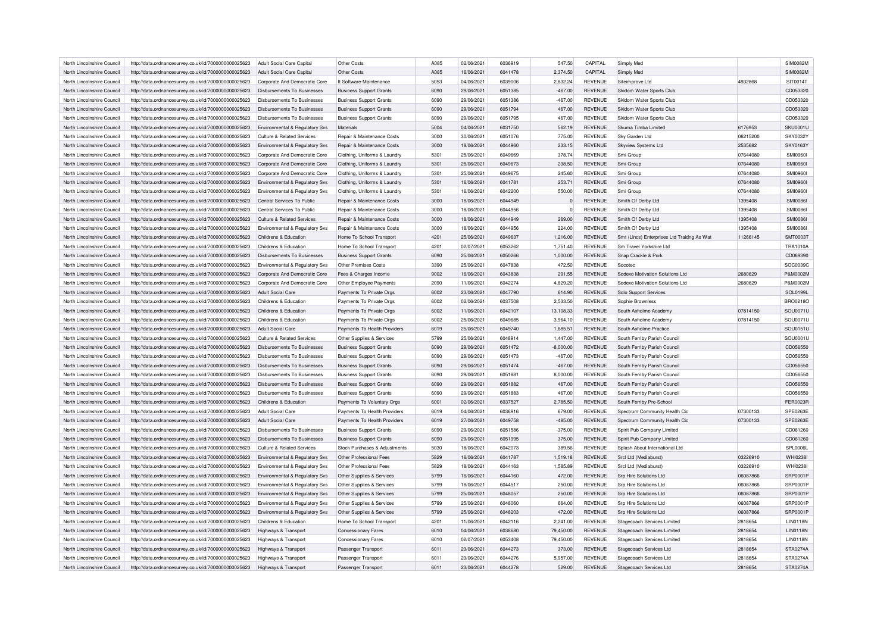| North Lincolnshire Council | http://data.ordnancesurvey.co.uk/id/7000000000025623 | Adult Social Care Capital | Other Costs | A085 | 02/06/2021 | 6036919 | 547.50 | CAPITAL | Simply Med | | SIM0082M |
|---|---|---|---|---|---|---|---|---|---|---|---|
| North Lincolnshire Council | http://data.ordnancesurvey.co.uk/id/7000000000025623 | Adult Social Care Capital | Other Costs | A085 | 16/06/2021 | 6041478 | 2,374.50 | CAPITAL | Simply Med | | SIM0082M |
| North Lincolnshire Council | http://data.ordnancesurvey.co.uk/id/7000000000025623 | Corporate And Democratic Core | It Software-Maintenance | 5053 | 04/06/2021 | 6039006 | 2,832.24 | REVENUE | Siteimprove Ltd | 4932868 | SIT0014T |
| North Lincolnshire Council | http://data.ordnancesurvey.co.uk/id/7000000000025623 | Disbursements To Businesses | Business Support Grants | 6090 | 29/06/2021 | 6051385 | -467.00 | REVENUE | Skidom Water Sports Club | | CD053320 |
| North Lincolnshire Council | http://data.ordnancesurvey.co.uk/id/7000000000025623 | Disbursements To Businesses | Business Support Grants | 6090 | 29/06/2021 | 6051386 | -467.00 | REVENUE | Skidom Water Sports Club | | CD053320 |
| North Lincolnshire Council | http://data.ordnancesurvey.co.uk/id/7000000000025623 | Disbursements To Businesses | Business Support Grants | 6090 | 29/06/2021 | 6051794 | 467.00 | REVENUE | Skidom Water Sports Club | | CD053320 |
| North Lincolnshire Council | http://data.ordnancesurvey.co.uk/id/7000000000025623 | Disbursements To Businesses | Business Support Grants | 6090 | 29/06/2021 | 6051795 | 467.00 | REVENUE | Skidom Water Sports Club | | CD053320 |
| North Lincolnshire Council | http://data.ordnancesurvey.co.uk/id/7000000000025623 | Environmental & Regulatory Svs | Materials | 5004 | 04/06/2021 | 6031750 | 562.19 | REVENUE | Skuma Timba Limited | 6176953 | SKU0001U |
| North Lincolnshire Council | http://data.ordnancesurvey.co.uk/id/7000000000025623 | Culture & Related Services | Repair & Maintenance Costs | 3000 | 30/06/2021 | 6051076 | 775.00 | REVENUE | Sky Garden Ltd | 06215200 | SKY0032Y |
| North Lincolnshire Council | http://data.ordnancesurvey.co.uk/id/7000000000025623 | Environmental & Regulatory Svs | Repair & Maintenance Costs | 3000 | 18/06/2021 | 6044960 | 233.15 | REVENUE | Skyview Systems Ltd | 2535682 | SKY0163Y |
| North Lincolnshire Council | http://data.ordnancesurvey.co.uk/id/7000000000025623 | Corporate And Democratic Core | Clothing, Uniforms & Laundry | 5301 | 25/06/2021 | 6049669 | 378.74 | REVENUE | Smi Group | 07644080 | SMI0960I |
| North Lincolnshire Council | http://data.ordnancesurvey.co.uk/id/7000000000025623 | Corporate And Democratic Core | Clothing, Uniforms & Laundry | 5301 | 25/06/2021 | 6049673 | 238.50 | REVENUE | Smi Group | 07644080 | SMI0960I |
| North Lincolnshire Council | http://data.ordnancesurvey.co.uk/id/7000000000025623 | Corporate And Democratic Core | Clothing, Uniforms & Laundry | 5301 | 25/06/2021 | 6049675 | 245.60 | REVENUE | Smi Group | 07644080 | SMI0960I |
| North Lincolnshire Council | http://data.ordnancesurvey.co.uk/id/7000000000025623 | Environmental & Regulatory Svs | Clothing, Uniforms & Laundry | 5301 | 16/06/2021 | 6041781 | 253.71 | REVENUE | Smi Group | 07644080 | SMI0960I |
| North Lincolnshire Council | http://data.ordnancesurvey.co.uk/id/7000000000025623 | Environmental & Regulatory Svs | Clothing, Uniforms & Laundry | 5301 | 16/06/2021 | 6042200 | 550.00 | REVENUE | Smi Group | 07644080 | SMI0960I |
| North Lincolnshire Council | http://data.ordnancesurvey.co.uk/id/7000000000025623 | Central Services To Public | Repair & Maintenance Costs | 3000 | 18/06/2021 | 6044949 | 0 | REVENUE | Smith Of Derby Ltd | 1395408 | SMI0086I |
| North Lincolnshire Council | http://data.ordnancesurvey.co.uk/id/7000000000025623 | Central Services To Public | Repair & Maintenance Costs | 3000 | 18/06/2021 | 6044956 | 0 | REVENUE | Smith Of Derby Ltd | 1395408 | SMI0086I |
| North Lincolnshire Council | http://data.ordnancesurvey.co.uk/id/7000000000025623 | Culture & Related Services | Repair & Maintenance Costs | 3000 | 18/06/2021 | 6044949 | 269.00 | REVENUE | Smith Of Derby Ltd | 1395408 | SMI0086I |
| North Lincolnshire Council | http://data.ordnancesurvey.co.uk/id/7000000000025623 | Environmental & Regulatory Svs | Repair & Maintenance Costs | 3000 | 18/06/2021 | 6044956 | 224.00 | REVENUE | Smith Of Derby Ltd | 1395408 | SMI0086I |
| North Lincolnshire Council | http://data.ordnancesurvey.co.uk/id/7000000000025623 | Childrens & Education | Home To School Transport | 4201 | 25/06/2021 | 6049637 | 1,216.00 | REVENUE | Smt (Lincs) Enterprises Ltd Traidng As Wat | 11266145 | SMT0003T |
| North Lincolnshire Council | http://data.ordnancesurvey.co.uk/id/7000000000025623 | Childrens & Education | Home To School Transport | 4201 | 02/07/2021 | 6053262 | 1,751.40 | REVENUE | Sm Travel Yorkshire Ltd | | TRA1010A |
| North Lincolnshire Council | http://data.ordnancesurvey.co.uk/id/7000000000025623 | Disbursements To Businesses | Business Support Grants | 6090 | 25/06/2021 | 6050266 | 1,000.00 | REVENUE | Snap Crackle & Pork | | CD069390 |
| North Lincolnshire Council | http://data.ordnancesurvey.co.uk/id/7000000000025623 | Environmental & Regulatory Svs | Other Premises Costs | 3390 | 25/06/2021 | 6047838 | 472.50 | REVENUE | Socotec | | SOC0039C |
| North Lincolnshire Council | http://data.ordnancesurvey.co.uk/id/7000000000025623 | Corporate And Democratic Core | Fees & Charges Income | 9002 | 16/06/2021 | 6043838 | 291.55 | REVENUE | Sodexo Motivation Solutions Ltd | 2680629 | P&M0002M |
| North Lincolnshire Council | http://data.ordnancesurvey.co.uk/id/7000000000025623 | Corporate And Democratic Core | Other Employee Payments | 2090 | 11/06/2021 | 6042274 | 4,829.20 | REVENUE | Sodexo Motivation Solutions Ltd | 2680629 | P&M0002M |
| North Lincolnshire Council | http://data.ordnancesurvey.co.uk/id/7000000000025623 | Adult Social Care | Payments To Private Orgs | 6002 | 23/06/2021 | 6047790 | 614.90 | REVENUE | Solo Support Services | | SOL0199L |
| North Lincolnshire Council | http://data.ordnancesurvey.co.uk/id/7000000000025623 | Childrens & Education | Payments To Private Orgs | 6002 | 02/06/2021 | 6037508 | 2,533.50 | REVENUE | Sophie Brownless | | BRO0218O |
| North Lincolnshire Council | http://data.ordnancesurvey.co.uk/id/7000000000025623 | Childrens & Education | Payments To Private Orgs | 6002 | 11/06/2021 | 6042107 | 13,108.33 | REVENUE | South Axholme Academy | 07814150 | SOU0071U |
| North Lincolnshire Council | http://data.ordnancesurvey.co.uk/id/7000000000025623 | Childrens & Education | Payments To Private Orgs | 6002 | 25/06/2021 | 6049685 | 3,964.10 | REVENUE | South Axholme Academy | 07814150 | SOU0071U |
| North Lincolnshire Council | http://data.ordnancesurvey.co.uk/id/7000000000025623 | Adult Social Care | Payments To Health Providers | 6019 | 25/06/2021 | 6049740 | 1,685.51 | REVENUE | South Axholme Practice | | SOU0151U |
| North Lincolnshire Council | http://data.ordnancesurvey.co.uk/id/7000000000025623 | Culture & Related Services | Other Supplies & Services | 5799 | 25/06/2021 | 6048914 | 1,447.00 | REVENUE | South Ferriby Parish Council | | SOU0001U |
| North Lincolnshire Council | http://data.ordnancesurvey.co.uk/id/7000000000025623 | Disbursements To Businesses | Business Support Grants | 6090 | 29/06/2021 | 6051472 | -8,000.00 | REVENUE | South Ferriby Parish Council | | CD056550 |
| North Lincolnshire Council | http://data.ordnancesurvey.co.uk/id/7000000000025623 | Disbursements To Businesses | Business Support Grants | 6090 | 29/06/2021 | 6051473 | -467.00 | REVENUE | South Ferriby Parish Council | | CD056550 |
| North Lincolnshire Council | http://data.ordnancesurvey.co.uk/id/7000000000025623 | Disbursements To Businesses | Business Support Grants | 6090 | 29/06/2021 | 6051474 | -467.00 | REVENUE | South Ferriby Parish Council | | CD056550 |
| North Lincolnshire Council | http://data.ordnancesurvey.co.uk/id/7000000000025623 | Disbursements To Businesses | Business Support Grants | 6090 | 29/06/2021 | 6051881 | 8,000.00 | REVENUE | South Ferriby Parish Council | | CD056550 |
| North Lincolnshire Council | http://data.ordnancesurvey.co.uk/id/7000000000025623 | Disbursements To Businesses | Business Support Grants | 6090 | 29/06/2021 | 6051882 | 467.00 | REVENUE | South Ferriby Parish Council | | CD056550 |
| North Lincolnshire Council | http://data.ordnancesurvey.co.uk/id/7000000000025623 | Disbursements To Businesses | Business Support Grants | 6090 | 29/06/2021 | 6051883 | 467.00 | REVENUE | South Ferriby Parish Council | | CD056550 |
| North Lincolnshire Council | http://data.ordnancesurvey.co.uk/id/7000000000025623 | Childrens & Education | Payments To Voluntary Orgs | 6001 | 02/06/2021 | 6037527 | 2,785.50 | REVENUE | South Ferriby Pre-School | | FER0023R |
| North Lincolnshire Council | http://data.ordnancesurvey.co.uk/id/7000000000025623 | Adult Social Care | Payments To Health Providers | 6019 | 04/06/2021 | 6036916 | 679.00 | REVENUE | Spectrum Community Health Cic | 07300133 | SPE0263E |
| North Lincolnshire Council | http://data.ordnancesurvey.co.uk/id/7000000000025623 | Adult Social Care | Payments To Health Providers | 6019 | 27/06/2021 | 6049758 | -485.00 | REVENUE | Spectrum Community Health Cic | 07300133 | SPE0263E |
| North Lincolnshire Council | http://data.ordnancesurvey.co.uk/id/7000000000025623 | Disbursements To Businesses | Business Support Grants | 6090 | 29/06/2021 | 6051586 | -375.00 | REVENUE | Spirit Pub Company Limited | | CD061260 |
| North Lincolnshire Council | http://data.ordnancesurvey.co.uk/id/7000000000025623 | Disbursements To Businesses | Business Support Grants | 6090 | 29/06/2021 | 6051995 | 375.00 | REVENUE | Spirit Pub Company Limited | | CD061260 |
| North Lincolnshire Council | http://data.ordnancesurvey.co.uk/id/7000000000025623 | Culture & Related Services | Stock Purchases & Adjustments | 5030 | 18/06/2021 | 6042073 | 389.56 | REVENUE | Splash About International Ltd | | SPL0006L |
| North Lincolnshire Council | http://data.ordnancesurvey.co.uk/id/7000000000025623 | Environmental & Regulatory Svs | Other Professional Fees | 5829 | 16/06/2021 | 6041787 | 1,519.18 | REVENUE | Srcl Ltd (Mediaburst) | 03226910 | WHI0238I |
| North Lincolnshire Council | http://data.ordnancesurvey.co.uk/id/7000000000025623 | Environmental & Regulatory Svs | Other Professional Fees | 5829 | 18/06/2021 | 6044163 | 1,585.89 | REVENUE | Srcl Ltd (Mediaburst) | 03226910 | WHI0238I |
| North Lincolnshire Council | http://data.ordnancesurvey.co.uk/id/7000000000025623 | Environmental & Regulatory Svs | Other Supplies & Services | 5799 | 16/06/2021 | 6044160 | 472.00 | REVENUE | Srp Hire Solutions Ltd | 06087866 | SRP0001P |
| North Lincolnshire Council | http://data.ordnancesurvey.co.uk/id/7000000000025623 | Environmental & Regulatory Svs | Other Supplies & Services | 5799 | 18/06/2021 | 6044517 | 250.00 | REVENUE | Srp Hire Solutions Ltd | 06087866 | SRP0001P |
| North Lincolnshire Council | http://data.ordnancesurvey.co.uk/id/7000000000025623 | Environmental & Regulatory Svs | Other Supplies & Services | 5799 | 25/06/2021 | 6048057 | 250.00 | REVENUE | Srp Hire Solutions Ltd | 06087866 | SRP0001P |
| North Lincolnshire Council | http://data.ordnancesurvey.co.uk/id/7000000000025623 | Environmental & Regulatory Svs | Other Supplies & Services | 5799 | 25/06/2021 | 6048060 | 664.00 | REVENUE | Srp Hire Solutions Ltd | 06087866 | SRP0001P |
| North Lincolnshire Council | http://data.ordnancesurvey.co.uk/id/7000000000025623 | Environmental & Regulatory Svs | Other Supplies & Services | 5799 | 25/06/2021 | 6048203 | 472.00 | REVENUE | Srp Hire Solutions Ltd | 06087866 | SRP0001P |
| North Lincolnshire Council | http://data.ordnancesurvey.co.uk/id/7000000000025623 | Childrens & Education | Home To School Transport | 4201 | 11/06/2021 | 6042116 | 2,241.00 | REVENUE | Stagecoach Services Limited | 2818654 | LIN0118N |
| North Lincolnshire Council | http://data.ordnancesurvey.co.uk/id/7000000000025623 | Highways & Transport | Concessionary Fares | 6010 | 04/06/2021 | 6038680 | 79,450.00 | REVENUE | Stagecoach Services Limited | 2818654 | LIN0118N |
| North Lincolnshire Council | http://data.ordnancesurvey.co.uk/id/7000000000025623 | Highways & Transport | Concessionary Fares | 6010 | 02/07/2021 | 6053408 | 79,450.00 | REVENUE | Stagecoach Services Limited | 2818654 | LIN0118N |
| North Lincolnshire Council | http://data.ordnancesurvey.co.uk/id/7000000000025623 | Highways & Transport | Passenger Transport | 6011 | 23/06/2021 | 6044273 | 373.00 | REVENUE | Stagecoach Services Ltd | 2818654 | STA0274A |
| North Lincolnshire Council | http://data.ordnancesurvey.co.uk/id/7000000000025623 | Highways & Transport | Passenger Transport | 6011 | 23/06/2021 | 6044276 | 5,957.00 | REVENUE | Stagecoach Services Ltd | 2818654 | STA0274A |
| North Lincolnshire Council | http://data.ordnancesurvey.co.uk/id/7000000000025623 | Highways & Transport | Passenger Transport | 6011 | 23/06/2021 | 6044278 | 529.00 | REVENUE | Stagecoach Services Ltd | 2818654 | STA0274A |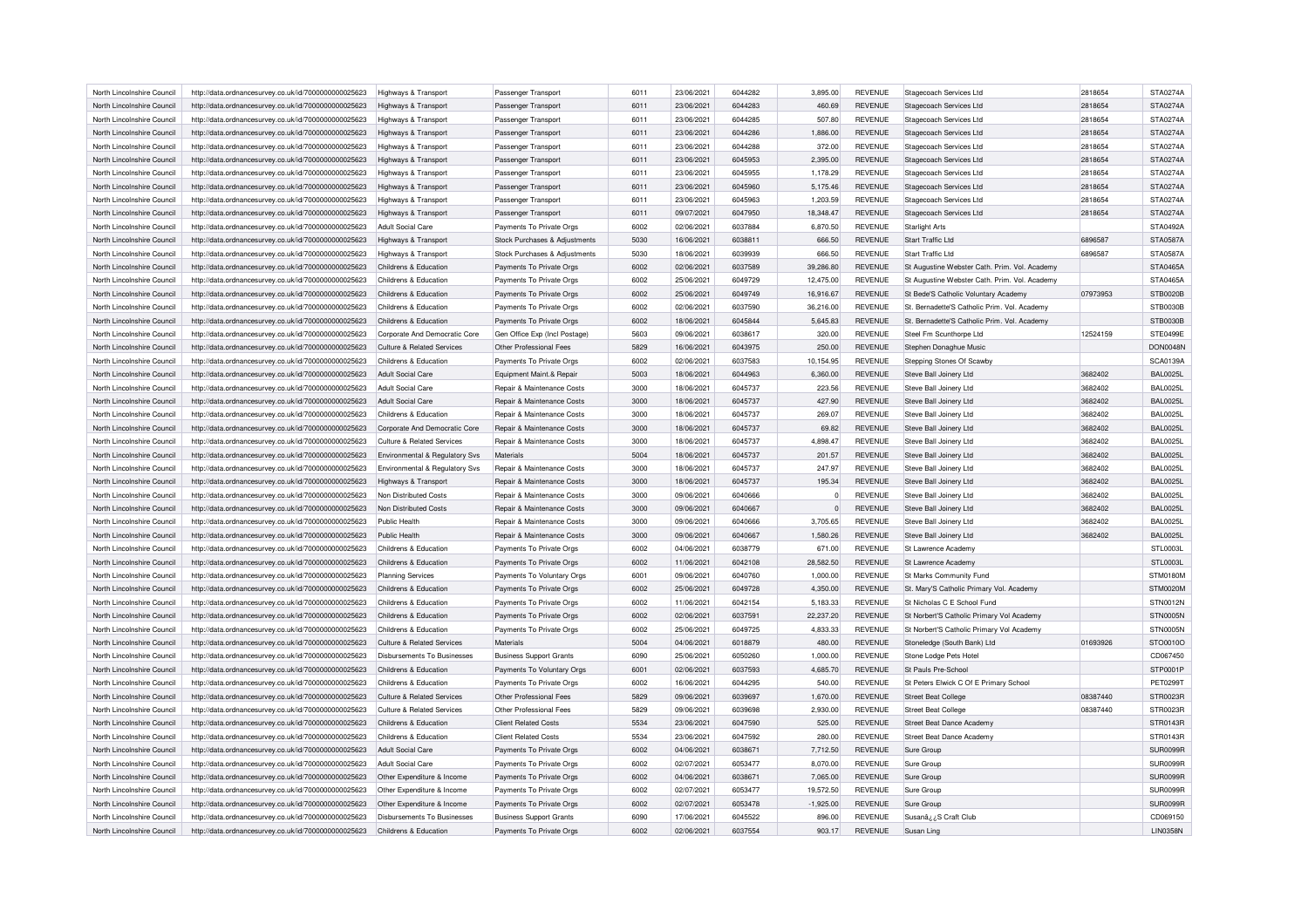| | | | | | | | | | | | |
|---|---|---|---|---|---|---|---|---|---|---|---|
| North Lincolnshire Council | http://data.ordnancesurvey.co.uk/id/7000000000025623 | Highways & Transport | Passenger Transport | 6011 | 23/06/2021 | 6044282 | 3,895.00 | REVENUE | Stagecoach Services Ltd | 2818654 | STA0274A |
| North Lincolnshire Council | http://data.ordnancesurvey.co.uk/id/7000000000025623 | Highways & Transport | Passenger Transport | 6011 | 23/06/2021 | 6044283 | 460.69 | REVENUE | Stagecoach Services Ltd | 2818654 | STA0274A |
| North Lincolnshire Council | http://data.ordnancesurvey.co.uk/id/7000000000025623 | Highways & Transport | Passenger Transport | 6011 | 23/06/2021 | 6044285 | 507.80 | REVENUE | Stagecoach Services Ltd | 2818654 | STA0274A |
| North Lincolnshire Council | http://data.ordnancesurvey.co.uk/id/7000000000025623 | Highways & Transport | Passenger Transport | 6011 | 23/06/2021 | 6044286 | 1,886.00 | REVENUE | Stagecoach Services Ltd | 2818654 | STA0274A |
| North Lincolnshire Council | http://data.ordnancesurvey.co.uk/id/7000000000025623 | Highways & Transport | Passenger Transport | 6011 | 23/06/2021 | 6044288 | 372.00 | REVENUE | Stagecoach Services Ltd | 2818654 | STA0274A |
| North Lincolnshire Council | http://data.ordnancesurvey.co.uk/id/7000000000025623 | Highways & Transport | Passenger Transport | 6011 | 23/06/2021 | 6045953 | 2,395.00 | REVENUE | Stagecoach Services Ltd | 2818654 | STA0274A |
| North Lincolnshire Council | http://data.ordnancesurvey.co.uk/id/7000000000025623 | Highways & Transport | Passenger Transport | 6011 | 23/06/2021 | 6045955 | 1,178.29 | REVENUE | Stagecoach Services Ltd | 2818654 | STA0274A |
| North Lincolnshire Council | http://data.ordnancesurvey.co.uk/id/7000000000025623 | Highways & Transport | Passenger Transport | 6011 | 23/06/2021 | 6045960 | 5,175.46 | REVENUE | Stagecoach Services Ltd | 2818654 | STA0274A |
| North Lincolnshire Council | http://data.ordnancesurvey.co.uk/id/7000000000025623 | Highways & Transport | Passenger Transport | 6011 | 23/06/2021 | 6045963 | 1,203.59 | REVENUE | Stagecoach Services Ltd | 2818654 | STA0274A |
| North Lincolnshire Council | http://data.ordnancesurvey.co.uk/id/7000000000025623 | Highways & Transport | Passenger Transport | 6011 | 09/07/2021 | 6047950 | 18,348.47 | REVENUE | Stagecoach Services Ltd | 2818654 | STA0274A |
| North Lincolnshire Council | http://data.ordnancesurvey.co.uk/id/7000000000025623 | Adult Social Care | Payments To Private Orgs | 6002 | 02/06/2021 | 6037884 | 6,870.50 | REVENUE | Starlight Arts | | STA0492A |
| North Lincolnshire Council | http://data.ordnancesurvey.co.uk/id/7000000000025623 | Highways & Transport | Stock Purchases & Adjustments | 5030 | 16/06/2021 | 6038811 | 666.50 | REVENUE | Start Traffic Ltd | 6896587 | STA0587A |
| North Lincolnshire Council | http://data.ordnancesurvey.co.uk/id/7000000000025623 | Highways & Transport | Stock Purchases & Adjustments | 5030 | 18/06/2021 | 6039939 | 666.50 | REVENUE | Start Traffic Ltd | 6896587 | STA0587A |
| North Lincolnshire Council | http://data.ordnancesurvey.co.uk/id/7000000000025623 | Childrens & Education | Payments To Private Orgs | 6002 | 02/06/2021 | 6037589 | 39,286.80 | REVENUE | St Augustine Webster Cath. Prim. Vol. Academy | | STA0465A |
| North Lincolnshire Council | http://data.ordnancesurvey.co.uk/id/7000000000025623 | Childrens & Education | Payments To Private Orgs | 6002 | 25/06/2021 | 6049729 | 12,475.00 | REVENUE | St Augustine Webster Cath. Prim. Vol. Academy | | STA0465A |
| North Lincolnshire Council | http://data.ordnancesurvey.co.uk/id/7000000000025623 | Childrens & Education | Payments To Private Orgs | 6002 | 25/06/2021 | 6049749 | 16,916.67 | REVENUE | St Bede'S Catholic Voluntary Academy | 07973953 | STB0020B |
| North Lincolnshire Council | http://data.ordnancesurvey.co.uk/id/7000000000025623 | Childrens & Education | Payments To Private Orgs | 6002 | 02/06/2021 | 6037590 | 36,216.00 | REVENUE | St. Bernadette'S Catholic Prim. Vol. Academy | | STB0030B |
| North Lincolnshire Council | http://data.ordnancesurvey.co.uk/id/7000000000025623 | Childrens & Education | Payments To Private Orgs | 6002 | 18/06/2021 | 6045844 | 5,645.83 | REVENUE | St. Bernadette'S Catholic Prim. Vol. Academy | | STB0030B |
| North Lincolnshire Council | http://data.ordnancesurvey.co.uk/id/7000000000025623 | Corporate And Democratic Core | Gen Office Exp (Incl Postage) | 5603 | 09/06/2021 | 6038617 | 320.00 | REVENUE | Steel Fm Scunthorpe Ltd | 12524159 | STE0499E |
| North Lincolnshire Council | http://data.ordnancesurvey.co.uk/id/7000000000025623 | Culture & Related Services | Other Professional Fees | 5829 | 16/06/2021 | 6043975 | 250.00 | REVENUE | Stephen Donaghue Music | | DON0048N |
| North Lincolnshire Council | http://data.ordnancesurvey.co.uk/id/7000000000025623 | Childrens & Education | Payments To Private Orgs | 6002 | 02/06/2021 | 6037583 | 10,154.95 | REVENUE | Stepping Stones Of Scawby | | SCA0139A |
| North Lincolnshire Council | http://data.ordnancesurvey.co.uk/id/7000000000025623 | Adult Social Care | Equipment Maint.& Repair | 5003 | 18/06/2021 | 6044963 | 6,360.00 | REVENUE | Steve Ball Joinery Ltd | 3682402 | BAL0025L |
| North Lincolnshire Council | http://data.ordnancesurvey.co.uk/id/7000000000025623 | Adult Social Care | Repair & Maintenance Costs | 3000 | 18/06/2021 | 6045737 | 223.56 | REVENUE | Steve Ball Joinery Ltd | 3682402 | BAL0025L |
| North Lincolnshire Council | http://data.ordnancesurvey.co.uk/id/7000000000025623 | Adult Social Care | Repair & Maintenance Costs | 3000 | 18/06/2021 | 6045737 | 427.90 | REVENUE | Steve Ball Joinery Ltd | 3682402 | BAL0025L |
| North Lincolnshire Council | http://data.ordnancesurvey.co.uk/id/7000000000025623 | Childrens & Education | Repair & Maintenance Costs | 3000 | 18/06/2021 | 6045737 | 269.07 | REVENUE | Steve Ball Joinery Ltd | 3682402 | BAL0025L |
| North Lincolnshire Council | http://data.ordnancesurvey.co.uk/id/7000000000025623 | Corporate And Democratic Core | Repair & Maintenance Costs | 3000 | 18/06/2021 | 6045737 | 69.82 | REVENUE | Steve Ball Joinery Ltd | 3682402 | BAL0025L |
| North Lincolnshire Council | http://data.ordnancesurvey.co.uk/id/7000000000025623 | Culture & Related Services | Repair & Maintenance Costs | 3000 | 18/06/2021 | 6045737 | 4,898.47 | REVENUE | Steve Ball Joinery Ltd | 3682402 | BAL0025L |
| North Lincolnshire Council | http://data.ordnancesurvey.co.uk/id/7000000000025623 | Environmental & Regulatory Svs | Materials | 5004 | 18/06/2021 | 6045737 | 201.57 | REVENUE | Steve Ball Joinery Ltd | 3682402 | BAL0025L |
| North Lincolnshire Council | http://data.ordnancesurvey.co.uk/id/7000000000025623 | Environmental & Regulatory Svs | Repair & Maintenance Costs | 3000 | 18/06/2021 | 6045737 | 247.97 | REVENUE | Steve Ball Joinery Ltd | 3682402 | BAL0025L |
| North Lincolnshire Council | http://data.ordnancesurvey.co.uk/id/7000000000025623 | Highways & Transport | Repair & Maintenance Costs | 3000 | 18/06/2021 | 6045737 | 195.34 | REVENUE | Steve Ball Joinery Ltd | 3682402 | BAL0025L |
| North Lincolnshire Council | http://data.ordnancesurvey.co.uk/id/7000000000025623 | Non Distributed Costs | Repair & Maintenance Costs | 3000 | 09/06/2021 | 6040666 | 0 | REVENUE | Steve Ball Joinery Ltd | 3682402 | BAL0025L |
| North Lincolnshire Council | http://data.ordnancesurvey.co.uk/id/7000000000025623 | Non Distributed Costs | Repair & Maintenance Costs | 3000 | 09/06/2021 | 6040667 | 0 | REVENUE | Steve Ball Joinery Ltd | 3682402 | BAL0025L |
| North Lincolnshire Council | http://data.ordnancesurvey.co.uk/id/7000000000025623 | Public Health | Repair & Maintenance Costs | 3000 | 09/06/2021 | 6040666 | 3,705.65 | REVENUE | Steve Ball Joinery Ltd | 3682402 | BAL0025L |
| North Lincolnshire Council | http://data.ordnancesurvey.co.uk/id/7000000000025623 | Public Health | Repair & Maintenance Costs | 3000 | 09/06/2021 | 6040667 | 1,580.26 | REVENUE | Steve Ball Joinery Ltd | 3682402 | BAL0025L |
| North Lincolnshire Council | http://data.ordnancesurvey.co.uk/id/7000000000025623 | Childrens & Education | Payments To Private Orgs | 6002 | 04/06/2021 | 6038779 | 671.00 | REVENUE | St Lawrence Academy | | STL0003L |
| North Lincolnshire Council | http://data.ordnancesurvey.co.uk/id/7000000000025623 | Childrens & Education | Payments To Private Orgs | 6002 | 11/06/2021 | 6042108 | 28,582.50 | REVENUE | St Lawrence Academy | | STL0003L |
| North Lincolnshire Council | http://data.ordnancesurvey.co.uk/id/7000000000025623 | Planning Services | Payments To Voluntary Orgs | 6001 | 09/06/2021 | 6040760 | 1,000.00 | REVENUE | St Marks Community Fund | | STM0180M |
| North Lincolnshire Council | http://data.ordnancesurvey.co.uk/id/7000000000025623 | Childrens & Education | Payments To Private Orgs | 6002 | 25/06/2021 | 6049728 | 4,350.00 | REVENUE | St. Mary'S Catholic Primary Vol. Academy | | STM0020M |
| North Lincolnshire Council | http://data.ordnancesurvey.co.uk/id/7000000000025623 | Childrens & Education | Payments To Private Orgs | 6002 | 11/06/2021 | 6042154 | 5,183.33 | REVENUE | St Nicholas C E School Fund | | STN0012N |
| North Lincolnshire Council | http://data.ordnancesurvey.co.uk/id/7000000000025623 | Childrens & Education | Payments To Private Orgs | 6002 | 02/06/2021 | 6037591 | 22,237.20 | REVENUE | St Norbert'S Catholic Primary Vol Academy | | STN0005N |
| North Lincolnshire Council | http://data.ordnancesurvey.co.uk/id/7000000000025623 | Childrens & Education | Payments To Private Orgs | 6002 | 25/06/2021 | 6049725 | 4,833.33 | REVENUE | St Norbert'S Catholic Primary Vol Academy | | STN0005N |
| North Lincolnshire Council | http://data.ordnancesurvey.co.uk/id/7000000000025623 | Culture & Related Services | Materials | 5004 | 04/06/2021 | 6018879 | 480.00 | REVENUE | Stoneledge (South Bank) Ltd | 01693926 | STO0010O |
| North Lincolnshire Council | http://data.ordnancesurvey.co.uk/id/7000000000025623 | Disbursements To Businesses | Business Support Grants | 6090 | 25/06/2021 | 6050260 | 1,000.00 | REVENUE | Stone Lodge Pets Hotel | | CD067450 |
| North Lincolnshire Council | http://data.ordnancesurvey.co.uk/id/7000000000025623 | Childrens & Education | Payments To Voluntary Orgs | 6001 | 02/06/2021 | 6037593 | 4,685.70 | REVENUE | St Pauls Pre-School | | STP0001P |
| North Lincolnshire Council | http://data.ordnancesurvey.co.uk/id/7000000000025623 | Childrens & Education | Payments To Private Orgs | 6002 | 16/06/2021 | 6044295 | 540.00 | REVENUE | St Peters Elwick C Of E Primary School | | PET0299T |
| North Lincolnshire Council | http://data.ordnancesurvey.co.uk/id/7000000000025623 | Culture & Related Services | Other Professional Fees | 5829 | 09/06/2021 | 6039697 | 1,670.00 | REVENUE | Street Beat College | 08387440 | STR0023R |
| North Lincolnshire Council | http://data.ordnancesurvey.co.uk/id/7000000000025623 | Culture & Related Services | Other Professional Fees | 5829 | 09/06/2021 | 6039698 | 2,930.00 | REVENUE | Street Beat College | 08387440 | STR0023R |
| North Lincolnshire Council | http://data.ordnancesurvey.co.uk/id/7000000000025623 | Childrens & Education | Client Related Costs | 5534 | 23/06/2021 | 6047590 | 525.00 | REVENUE | Street Beat Dance Academy | | STR0143R |
| North Lincolnshire Council | http://data.ordnancesurvey.co.uk/id/7000000000025623 | Childrens & Education | Client Related Costs | 5534 | 23/06/2021 | 6047592 | 280.00 | REVENUE | Street Beat Dance Academy | | STR0143R |
| North Lincolnshire Council | http://data.ordnancesurvey.co.uk/id/7000000000025623 | Adult Social Care | Payments To Private Orgs | 6002 | 04/06/2021 | 6038671 | 7,712.50 | REVENUE | Sure Group | | SUR0099R |
| North Lincolnshire Council | http://data.ordnancesurvey.co.uk/id/7000000000025623 | Adult Social Care | Payments To Private Orgs | 6002 | 02/07/2021 | 6053477 | 8,070.00 | REVENUE | Sure Group | | SUR0099R |
| North Lincolnshire Council | http://data.ordnancesurvey.co.uk/id/7000000000025623 | Other Expenditure & Income | Payments To Private Orgs | 6002 | 04/06/2021 | 6038671 | 7,065.00 | REVENUE | Sure Group | | SUR0099R |
| North Lincolnshire Council | http://data.ordnancesurvey.co.uk/id/7000000000025623 | Other Expenditure & Income | Payments To Private Orgs | 6002 | 02/07/2021 | 6053477 | 19,572.50 | REVENUE | Sure Group | | SUR0099R |
| North Lincolnshire Council | http://data.ordnancesurvey.co.uk/id/7000000000025623 | Other Expenditure & Income | Payments To Private Orgs | 6002 | 02/07/2021 | 6053478 | -1,925.00 | REVENUE | Sure Group | | SUR0099R |
| North Lincolnshire Council | http://data.ordnancesurvey.co.uk/id/7000000000025623 | Disbursements To Businesses | Business Support Grants | 6090 | 17/06/2021 | 6045522 | 896.00 | REVENUE | Susanâ¿¿S Craft Club | | CD069150 |
| North Lincolnshire Council | http://data.ordnancesurvey.co.uk/id/7000000000025623 | Childrens & Education | Payments To Private Orgs | 6002 | 02/06/2021 | 6037554 | 903.17 | REVENUE | Susan Ling | | LIN0358N |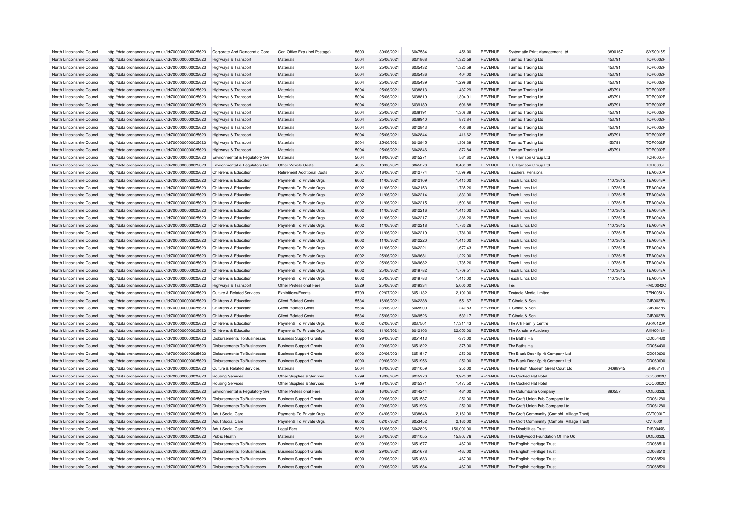| North Lincolnshire Council | http://data.ordnancesurvey.co.uk/id/7000000000025623 | Corporate And Democratic Core | Gen Office Exp (Incl Postage) | 5603 | 30/06/2021 | 6047584 | 458.00 | REVENUE | Systematic Print Management Ltd | 3890167 | SYS0015S |
|---|---|---|---|---|---|---|---|---|---|---|---|
| North Lincolnshire Council | http://data.ordnancesurvey.co.uk/id/7000000000025623 | Highways & Transport | Materials | 5004 | 25/06/2021 | 6031868 | 1,320.59 | REVENUE | Tarmac Trading Ltd | 453791 | TOP0002P |
| North Lincolnshire Council | http://data.ordnancesurvey.co.uk/id/7000000000025623 | Highways & Transport | Materials | 5004 | 25/06/2021 | 6035432 | 1,320.59 | REVENUE | Tarmac Trading Ltd | 453791 | TOP0002P |
| North Lincolnshire Council | http://data.ordnancesurvey.co.uk/id/7000000000025623 | Highways & Transport | Materials | 5004 | 25/06/2021 | 6035436 | 404.00 | REVENUE | Tarmac Trading Ltd | 453791 | TOP0002P |
| North Lincolnshire Council | http://data.ordnancesurvey.co.uk/id/7000000000025623 | Highways & Transport | Materials | 5004 | 25/06/2021 | 6035439 | 1,299.68 | REVENUE | Tarmac Trading Ltd | 453791 | TOP0002P |
| North Lincolnshire Council | http://data.ordnancesurvey.co.uk/id/7000000000025623 | Highways & Transport | Materials | 5004 | 25/06/2021 | 6038813 | 437.29 | REVENUE | Tarmac Trading Ltd | 453791 | TOP0002P |
| North Lincolnshire Council | http://data.ordnancesurvey.co.uk/id/7000000000025623 | Highways & Transport | Materials | 5004 | 25/06/2021 | 6038819 | 1,304.91 | REVENUE | Tarmac Trading Ltd | 453791 | TOP0002P |
| North Lincolnshire Council | http://data.ordnancesurvey.co.uk/id/7000000000025623 | Highways & Transport | Materials | 5004 | 25/06/2021 | 6039189 | 696.88 | REVENUE | Tarmac Trading Ltd | 453791 | TOP0002P |
| North Lincolnshire Council | http://data.ordnancesurvey.co.uk/id/7000000000025623 | Highways & Transport | Materials | 5004 | 25/06/2021 | 6039191 | 1,308.39 | REVENUE | Tarmac Trading Ltd | 453791 | TOP0002P |
| North Lincolnshire Council | http://data.ordnancesurvey.co.uk/id/7000000000025623 | Highways & Transport | Materials | 5004 | 25/06/2021 | 6039940 | 872.84 | REVENUE | Tarmac Trading Ltd | 453791 | TOP0002P |
| North Lincolnshire Council | http://data.ordnancesurvey.co.uk/id/7000000000025623 | Highways & Transport | Materials | 5004 | 25/06/2021 | 6042843 | 400.68 | REVENUE | Tarmac Trading Ltd | 453791 | TOP0002P |
| North Lincolnshire Council | http://data.ordnancesurvey.co.uk/id/7000000000025623 | Highways & Transport | Materials | 5004 | 25/06/2021 | 6042844 | 416.62 | REVENUE | Tarmac Trading Ltd | 453791 | TOP0002P |
| North Lincolnshire Council | http://data.ordnancesurvey.co.uk/id/7000000000025623 | Highways & Transport | Materials | 5004 | 25/06/2021 | 6042845 | 1,308.39 | REVENUE | Tarmac Trading Ltd | 453791 | TOP0002P |
| North Lincolnshire Council | http://data.ordnancesurvey.co.uk/id/7000000000025623 | Highways & Transport | Materials | 5004 | 25/06/2021 | 6042846 | 872.84 | REVENUE | Tarmac Trading Ltd | 453791 | TOP0002P |
| North Lincolnshire Council | http://data.ordnancesurvey.co.uk/id/7000000000025623 | Environmental & Regulatory Svs | Materials | 5004 | 18/06/2021 | 6045271 | 561.60 | REVENUE | T C Harrison Group Ltd | | TCH0005H |
| North Lincolnshire Council | http://data.ordnancesurvey.co.uk/id/7000000000025623 | Environmental & Regulatory Svs | Other Vehicle Costs | 4005 | 18/06/2021 | 6045270 | 6,489.00 | REVENUE | T C Harrison Group Ltd | | TCH0005H |
| North Lincolnshire Council | http://data.ordnancesurvey.co.uk/id/7000000000025623 | Childrens & Education | Retirement Additional Costs | 2007 | 16/06/2021 | 6042774 | 1,599.96 | REVENUE | Teachers' Pensions | | TEA0600A |
| North Lincolnshire Council | http://data.ordnancesurvey.co.uk/id/7000000000025623 | Childrens & Education | Payments To Private Orgs | 6002 | 11/06/2021 | 6042109 | 1,410.00 | REVENUE | Teach Lincs Ltd | 11073615 | TEA0048A |
| North Lincolnshire Council | http://data.ordnancesurvey.co.uk/id/7000000000025623 | Childrens & Education | Payments To Private Orgs | 6002 | 11/06/2021 | 6042153 | 1,735.26 | REVENUE | Teach Lincs Ltd | 11073615 | TEA0048A |
| North Lincolnshire Council | http://data.ordnancesurvey.co.uk/id/7000000000025623 | Childrens & Education | Payments To Private Orgs | 6002 | 11/06/2021 | 6042214 | 1,833.00 | REVENUE | Teach Lincs Ltd | 11073615 | TEA0048A |
| North Lincolnshire Council | http://data.ordnancesurvey.co.uk/id/7000000000025623 | Childrens & Education | Payments To Private Orgs | 6002 | 11/06/2021 | 6042215 | 1,593.86 | REVENUE | Teach Lincs Ltd | 11073615 | TEA0048A |
| North Lincolnshire Council | http://data.ordnancesurvey.co.uk/id/7000000000025623 | Childrens & Education | Payments To Private Orgs | 6002 | 11/06/2021 | 6042216 | 1,410.00 | REVENUE | Teach Lincs Ltd | 11073615 | TEA0048A |
| North Lincolnshire Council | http://data.ordnancesurvey.co.uk/id/7000000000025623 | Childrens & Education | Payments To Private Orgs | 6002 | 11/06/2021 | 6042217 | 1,388.20 | REVENUE | Teach Lincs Ltd | 11073615 | TEA0048A |
| North Lincolnshire Council | http://data.ordnancesurvey.co.uk/id/7000000000025623 | Childrens & Education | Payments To Private Orgs | 6002 | 11/06/2021 | 6042218 | 1,735.26 | REVENUE | Teach Lincs Ltd | 11073615 | TEA0048A |
| North Lincolnshire Council | http://data.ordnancesurvey.co.uk/id/7000000000025623 | Childrens & Education | Payments To Private Orgs | 6002 | 11/06/2021 | 6042219 | 1,786.00 | REVENUE | Teach Lincs Ltd | 11073615 | TEA0048A |
| North Lincolnshire Council | http://data.ordnancesurvey.co.uk/id/7000000000025623 | Childrens & Education | Payments To Private Orgs | 6002 | 11/06/2021 | 6042220 | 1,410.00 | REVENUE | Teach Lincs Ltd | 11073615 | TEA0048A |
| North Lincolnshire Council | http://data.ordnancesurvey.co.uk/id/7000000000025623 | Childrens & Education | Payments To Private Orgs | 6002 | 11/06/2021 | 6042221 | 1,677.43 | REVENUE | Teach Lincs Ltd | 11073615 | TEA0048A |
| North Lincolnshire Council | http://data.ordnancesurvey.co.uk/id/7000000000025623 | Childrens & Education | Payments To Private Orgs | 6002 | 25/06/2021 | 6049681 | 1,222.00 | REVENUE | Teach Lincs Ltd | 11073615 | TEA0048A |
| North Lincolnshire Council | http://data.ordnancesurvey.co.uk/id/7000000000025623 | Childrens & Education | Payments To Private Orgs | 6002 | 25/06/2021 | 6049682 | 1,735.26 | REVENUE | Teach Lincs Ltd | 11073615 | TEA0048A |
| North Lincolnshire Council | http://data.ordnancesurvey.co.uk/id/7000000000025623 | Childrens & Education | Payments To Private Orgs | 6002 | 25/06/2021 | 6049782 | 1,709.51 | REVENUE | Teach Lincs Ltd | 11073615 | TEA0048A |
| North Lincolnshire Council | http://data.ordnancesurvey.co.uk/id/7000000000025623 | Childrens & Education | Payments To Private Orgs | 6002 | 25/06/2021 | 6049783 | 1,410.00 | REVENUE | Teach Lincs Ltd | 11073615 | TEA0048A |
| North Lincolnshire Council | http://data.ordnancesurvey.co.uk/id/7000000000025623 | Highways & Transport | Other Professional Fees | 5829 | 25/06/2021 | 6049334 | 5,000.00 | REVENUE | Tec | | HMC0042C |
| North Lincolnshire Council | http://data.ordnancesurvey.co.uk/id/7000000000025623 | Culture & Related Services | Exhibitions/Events | 5709 | 02/07/2021 | 6051132 | 2,100.00 | REVENUE | Tentacle Media Limited | | TEN0051N |
| North Lincolnshire Council | http://data.ordnancesurvey.co.uk/id/7000000000025623 | Childrens & Education | Client Related Costs | 5534 | 16/06/2021 | 6042388 | 551.67 | REVENUE | T Gibala & Son | | GIB0037B |
| North Lincolnshire Council | http://data.ordnancesurvey.co.uk/id/7000000000025623 | Childrens & Education | Client Related Costs | 5534 | 23/06/2021 | 6045900 | 240.83 | REVENUE | T Gibala & Son | | GIB0037B |
| North Lincolnshire Council | http://data.ordnancesurvey.co.uk/id/7000000000025623 | Childrens & Education | Client Related Costs | 5534 | 25/06/2021 | 6049526 | 539.17 | REVENUE | T Gibala & Son | | GIB0037B |
| North Lincolnshire Council | http://data.ordnancesurvey.co.uk/id/7000000000025623 | Childrens & Education | Payments To Private Orgs | 6002 | 02/06/2021 | 6037501 | 17,311.43 | REVENUE | The Ark Family Centre | | ARK0120K |
| North Lincolnshire Council | http://data.ordnancesurvey.co.uk/id/7000000000025623 | Childrens & Education | Payments To Private Orgs | 6002 | 11/06/2021 | 6042103 | 22,050.00 | REVENUE | The Axholme Academy | | AXH0012H |
| North Lincolnshire Council | http://data.ordnancesurvey.co.uk/id/7000000000025623 | Disbursements To Businesses | Business Support Grants | 6090 | 29/06/2021 | 6051413 | -375.00 | REVENUE | The Baths Hall | | CD054430 |
| North Lincolnshire Council | http://data.ordnancesurvey.co.uk/id/7000000000025623 | Disbursements To Businesses | Business Support Grants | 6090 | 29/06/2021 | 6051822 | 375.00 | REVENUE | The Baths Hall | | CD054430 |
| North Lincolnshire Council | http://data.ordnancesurvey.co.uk/id/7000000000025623 | Disbursements To Businesses | Business Support Grants | 6090 | 29/06/2021 | 6051547 | -250.00 | REVENUE | The Black Door Spirit Company Ltd | | CD060600 |
| North Lincolnshire Council | http://data.ordnancesurvey.co.uk/id/7000000000025623 | Disbursements To Businesses | Business Support Grants | 6090 | 29/06/2021 | 6051956 | 250.00 | REVENUE | The Black Door Spirit Company Ltd | | CD060600 |
| North Lincolnshire Council | http://data.ordnancesurvey.co.uk/id/7000000000025623 | Culture & Related Services | Materials | 5004 | 16/06/2021 | 6041059 | 250.00 | REVENUE | The British Museum Great Court Ltd | 04098945 | BRI0317I |
| North Lincolnshire Council | http://data.ordnancesurvey.co.uk/id/7000000000025623 | Housing Services | Other Supplies & Services | 5799 | 18/06/2021 | 6045370 | 3,920.00 | REVENUE | The Cocked Hat Hotel | | COC0002C |
| North Lincolnshire Council | http://data.ordnancesurvey.co.uk/id/7000000000025623 | Housing Services | Other Supplies & Services | 5799 | 18/06/2021 | 6045371 | 1,477.50 | REVENUE | The Cocked Hat Hotel | | COC0002C |
| North Lincolnshire Council | http://data.ordnancesurvey.co.uk/id/7000000000025623 | Environmental & Regulatory Svs | Other Professional Fees | 5829 | 16/06/2021 | 6044244 | 461.00 | REVENUE | The Columbaria Company | 890557 | COL0332L |
| North Lincolnshire Council | http://data.ordnancesurvey.co.uk/id/7000000000025623 | Disbursements To Businesses | Business Support Grants | 6090 | 29/06/2021 | 6051587 | -250.00 | REVENUE | The Craft Union Pub Company Ltd | | CD061280 |
| North Lincolnshire Council | http://data.ordnancesurvey.co.uk/id/7000000000025623 | Disbursements To Businesses | Business Support Grants | 6090 | 29/06/2021 | 6051996 | 250.00 | REVENUE | The Craft Union Pub Company Ltd | | CD061280 |
| North Lincolnshire Council | http://data.ordnancesurvey.co.uk/id/7000000000025623 | Adult Social Care | Payments To Private Orgs | 6002 | 04/06/2021 | 6038648 | 2,160.00 | REVENUE | The Croft Community (Camphill Village Trust) | | CVT0001T |
| North Lincolnshire Council | http://data.ordnancesurvey.co.uk/id/7000000000025623 | Adult Social Care | Payments To Private Orgs | 6002 | 02/07/2021 | 6053452 | 2,160.00 | REVENUE | The Croft Community (Camphill Village Trust) | | CVT0001T |
| North Lincolnshire Council | http://data.ordnancesurvey.co.uk/id/7000000000025623 | Adult Social Care | Legal Fees | 5823 | 16/06/2021 | 6042826 | 156,000.00 | REVENUE | The Disabilities Trust | | DIS0045S |
| North Lincolnshire Council | http://data.ordnancesurvey.co.uk/id/7000000000025623 | Public Health | Materials | 5004 | 23/06/2021 | 6041055 | 15,807.76 | REVENUE | The Dollywood Foundation Of The Uk | | DOL0032L |
| North Lincolnshire Council | http://data.ordnancesurvey.co.uk/id/7000000000025623 | Disbursements To Businesses | Business Support Grants | 6090 | 29/06/2021 | 6051677 | -467.00 | REVENUE | The English Heritage Trust | | CD068510 |
| North Lincolnshire Council | http://data.ordnancesurvey.co.uk/id/7000000000025623 | Disbursements To Businesses | Business Support Grants | 6090 | 29/06/2021 | 6051678 | -467.00 | REVENUE | The English Heritage Trust | | CD068510 |
| North Lincolnshire Council | http://data.ordnancesurvey.co.uk/id/7000000000025623 | Disbursements To Businesses | Business Support Grants | 6090 | 29/06/2021 | 6051683 | -467.00 | REVENUE | The English Heritage Trust | | CD068520 |
| North Lincolnshire Council | http://data.ordnancesurvey.co.uk/id/7000000000025623 | Disbursements To Businesses | Business Support Grants | 6090 | 29/06/2021 | 6051684 | -467.00 | REVENUE | The English Heritage Trust | | CD068520 |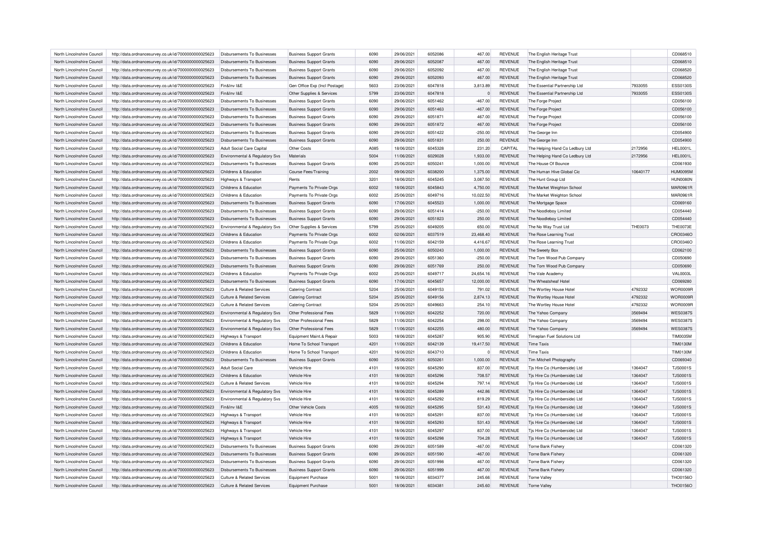| North Lincolnshire Council | http://data.ordnancesurvey.co.uk/id/7000000000025623 | Disbursements To Businesses | Business Support Grants | 6090 | 29/06/2021 | 6052086 | 467.00 | REVENUE | The English Heritage Trust | | CD068510 |
|---|---|---|---|---|---|---|---|---|---|---|---|
| North Lincolnshire Council | http://data.ordnancesurvey.co.uk/id/7000000000025623 | Disbursements To Businesses | Business Support Grants | 6090 | 29/06/2021 | 6052087 | 467.00 | REVENUE | The English Heritage Trust | | CD068510 |
| North Lincolnshire Council | http://data.ordnancesurvey.co.uk/id/7000000000025623 | Disbursements To Businesses | Business Support Grants | 6090 | 29/06/2021 | 6052092 | 467.00 | REVENUE | The English Heritage Trust | | CD068520 |
| North Lincolnshire Council | http://data.ordnancesurvey.co.uk/id/7000000000025623 | Disbursements To Businesses | Business Support Grants | 6090 | 29/06/2021 | 6052093 | 467.00 | REVENUE | The English Heritage Trust | | CD068520 |
| North Lincolnshire Council | http://data.ordnancesurvey.co.uk/id/7000000000025623 | Fin&Inv I&E | Gen Office Exp (Incl Postage) | 5603 | 23/06/2021 | 6047818 | 3,813.89 | REVENUE | The Essential Partnership Ltd | 7933055 | ESS0130S |
| North Lincolnshire Council | http://data.ordnancesurvey.co.uk/id/7000000000025623 | Fin&Inv I&E | Other Supplies & Services | 5799 | 23/06/2021 | 6047818 | 0 | REVENUE | The Essential Partnership Ltd | 7933055 | ESS0130S |
| North Lincolnshire Council | http://data.ordnancesurvey.co.uk/id/7000000000025623 | Disbursements To Businesses | Business Support Grants | 6090 | 29/06/2021 | 6051462 | -467.00 | REVENUE | The Forge Project | | CD056100 |
| North Lincolnshire Council | http://data.ordnancesurvey.co.uk/id/7000000000025623 | Disbursements To Businesses | Business Support Grants | 6090 | 29/06/2021 | 6051463 | -467.00 | REVENUE | The Forge Project | | CD056100 |
| North Lincolnshire Council | http://data.ordnancesurvey.co.uk/id/7000000000025623 | Disbursements To Businesses | Business Support Grants | 6090 | 29/06/2021 | 6051871 | 467.00 | REVENUE | The Forge Project | | CD056100 |
| North Lincolnshire Council | http://data.ordnancesurvey.co.uk/id/7000000000025623 | Disbursements To Businesses | Business Support Grants | 6090 | 29/06/2021 | 6051872 | 467.00 | REVENUE | The Forge Project | | CD056100 |
| North Lincolnshire Council | http://data.ordnancesurvey.co.uk/id/7000000000025623 | Disbursements To Businesses | Business Support Grants | 6090 | 29/06/2021 | 6051422 | -250.00 | REVENUE | The George Inn | | CD054900 |
| North Lincolnshire Council | http://data.ordnancesurvey.co.uk/id/7000000000025623 | Disbursements To Businesses | Business Support Grants | 6090 | 29/06/2021 | 6051831 | 250.00 | REVENUE | The George Inn | | CD054900 |
| North Lincolnshire Council | http://data.ordnancesurvey.co.uk/id/7000000000025623 | Adult Social Care Capital | Other Costs | A085 | 18/06/2021 | 6045328 | 231.20 | CAPITAL | The Helping Hand Co Ledbury Ltd | 2172956 | HEL0001L |
| North Lincolnshire Council | http://data.ordnancesurvey.co.uk/id/7000000000025623 | Environmental & Regulatory Svs | Materials | 5004 | 11/06/2021 | 6029028 | 1,933.00 | REVENUE | The Helping Hand Co Ledbury Ltd | 2172956 | HEL0001L |
| North Lincolnshire Council | http://data.ordnancesurvey.co.uk/id/7000000000025623 | Disbursements To Businesses | Business Support Grants | 6090 | 25/06/2021 | 6050241 | 1,000.00 | REVENUE | The House Of Bounce | | CD061930 |
| North Lincolnshire Council | http://data.ordnancesurvey.co.uk/id/7000000000025623 | Childrens & Education | Course Fees/Training | 2002 | 09/06/2021 | 6038200 | 1,375.00 | REVENUE | The Human Hive Global Cic | 10640177 | HUM0095M |
| North Lincolnshire Council | http://data.ordnancesurvey.co.uk/id/7000000000025623 | Highways & Transport | Rents | 3201 | 18/06/2021 | 6045245 | 3,087.50 | REVENUE | The Hunt Group Ltd | | HUN0080N |
| North Lincolnshire Council | http://data.ordnancesurvey.co.uk/id/7000000000025623 | Childrens & Education | Payments To Private Orgs | 6002 | 18/06/2021 | 6045843 | 4,750.00 | REVENUE | The Market Weighton School | | MAR0961R |
| North Lincolnshire Council | http://data.ordnancesurvey.co.uk/id/7000000000025623 | Childrens & Education | Payments To Private Orgs | 6002 | 25/06/2021 | 6049716 | 10,022.50 | REVENUE | The Market Weighton School | | MAR0961R |
| North Lincolnshire Council | http://data.ordnancesurvey.co.uk/id/7000000000025623 | Disbursements To Businesses | Business Support Grants | 6090 | 17/06/2021 | 6045523 | 1,000.00 | REVENUE | The Mortgage Space | | CD069160 |
| North Lincolnshire Council | http://data.ordnancesurvey.co.uk/id/7000000000025623 | Disbursements To Businesses | Business Support Grants | 6090 | 29/06/2021 | 6051414 | -250.00 | REVENUE | The Noodleboy Limited | | CD054440 |
| North Lincolnshire Council | http://data.ordnancesurvey.co.uk/id/7000000000025623 | Disbursements To Businesses | Business Support Grants | 6090 | 29/06/2021 | 6051823 | 250.00 | REVENUE | The Noodleboy Limited | | CD054440 |
| North Lincolnshire Council | http://data.ordnancesurvey.co.uk/id/7000000000025623 | Environmental & Regulatory Svs | Other Supplies & Services | 5799 | 25/06/2021 | 6049205 | 650.00 | REVENUE | The No Way Trust Ltd | THE0073 | THE0073E |
| North Lincolnshire Council | http://data.ordnancesurvey.co.uk/id/7000000000025623 | Childrens & Education | Payments To Private Orgs | 6002 | 02/06/2021 | 6037519 | 23,468.40 | REVENUE | The Rose Learning Trust | | CRO0346O |
| North Lincolnshire Council | http://data.ordnancesurvey.co.uk/id/7000000000025623 | Childrens & Education | Payments To Private Orgs | 6002 | 11/06/2021 | 6042159 | 4,416.67 | REVENUE | The Rose Learning Trust | | CRO0346O |
| North Lincolnshire Council | http://data.ordnancesurvey.co.uk/id/7000000000025623 | Disbursements To Businesses | Business Support Grants | 6090 | 25/06/2021 | 6050243 | 1,000.00 | REVENUE | The Sweety Box | | CD062100 |
| North Lincolnshire Council | http://data.ordnancesurvey.co.uk/id/7000000000025623 | Disbursements To Businesses | Business Support Grants | 6090 | 29/06/2021 | 6051360 | -250.00 | REVENUE | The Tom Wood Pub Company | | CD050690 |
| North Lincolnshire Council | http://data.ordnancesurvey.co.uk/id/7000000000025623 | Disbursements To Businesses | Business Support Grants | 6090 | 29/06/2021 | 6051769 | 250.00 | REVENUE | The Tom Wood Pub Company | | CD050690 |
| North Lincolnshire Council | http://data.ordnancesurvey.co.uk/id/7000000000025623 | Childrens & Education | Payments To Private Orgs | 6002 | 25/06/2021 | 6049717 | 24,654.16 | REVENUE | The Vale Academy | | VAL0003L |
| North Lincolnshire Council | http://data.ordnancesurvey.co.uk/id/7000000000025623 | Disbursements To Businesses | Business Support Grants | 6090 | 17/06/2021 | 6045657 | 12,000.00 | REVENUE | The Wheatsheaf Hotel | | CD069280 |
| North Lincolnshire Council | http://data.ordnancesurvey.co.uk/id/7000000000025623 | Culture & Related Services | Catering Contract | 5204 | 25/06/2021 | 6049153 | 791.02 | REVENUE | The Wortley House Hotel | 4792332 | WOR0009R |
| North Lincolnshire Council | http://data.ordnancesurvey.co.uk/id/7000000000025623 | Culture & Related Services | Catering Contract | 5204 | 25/06/2021 | 6049156 | 2,874.13 | REVENUE | The Wortley House Hotel | 4792332 | WOR0009R |
| North Lincolnshire Council | http://data.ordnancesurvey.co.uk/id/7000000000025623 | Culture & Related Services | Catering Contract | 5204 | 25/06/2021 | 6049663 | 254.10 | REVENUE | The Wortley House Hotel | 4792332 | WOR0009R |
| North Lincolnshire Council | http://data.ordnancesurvey.co.uk/id/7000000000025623 | Environmental & Regulatory Svs | Other Professional Fees | 5829 | 11/06/2021 | 6042252 | 720.00 | REVENUE | The Yahoo Company | 3569494 | WES0387S |
| North Lincolnshire Council | http://data.ordnancesurvey.co.uk/id/7000000000025623 | Environmental & Regulatory Svs | Other Professional Fees | 5829 | 11/06/2021 | 6042254 | 298.00 | REVENUE | The Yahoo Company | 3569494 | WES0387S |
| North Lincolnshire Council | http://data.ordnancesurvey.co.uk/id/7000000000025623 | Environmental & Regulatory Svs | Other Professional Fees | 5829 | 11/06/2021 | 6042255 | 480.00 | REVENUE | The Yahoo Company | 3569494 | WES0387S |
| North Lincolnshire Council | http://data.ordnancesurvey.co.uk/id/7000000000025623 | Highways & Transport | Equipment Maint.& Repair | 5003 | 18/06/2021 | 6045287 | 905.90 | REVENUE | Timeplan Fuel Solutions Ltd | | TIM0035M |
| North Lincolnshire Council | http://data.ordnancesurvey.co.uk/id/7000000000025623 | Childrens & Education | Home To School Transport | 4201 | 11/06/2021 | 6042139 | 19,417.50 | REVENUE | Time Taxis | | TIM0130M |
| North Lincolnshire Council | http://data.ordnancesurvey.co.uk/id/7000000000025623 | Childrens & Education | Home To School Transport | 4201 | 16/06/2021 | 6043710 | 0 | REVENUE | Time Taxis | | TIM0130M |
| North Lincolnshire Council | http://data.ordnancesurvey.co.uk/id/7000000000025623 | Disbursements To Businesses | Business Support Grants | 6090 | 25/06/2021 | 6050261 | 1,000.00 | REVENUE | Tim Mitchell Photography | | CD069340 |
| North Lincolnshire Council | http://data.ordnancesurvey.co.uk/id/7000000000025623 | Adult Social Care | Vehicle Hire | 4101 | 18/06/2021 | 6045290 | 837.00 | REVENUE | Tjs Hire Co (Humberside) Ltd | 1364047 | TJS0001S |
| North Lincolnshire Council | http://data.ordnancesurvey.co.uk/id/7000000000025623 | Childrens & Education | Vehicle Hire | 4101 | 18/06/2021 | 6045296 | 708.57 | REVENUE | Tjs Hire Co (Humberside) Ltd | 1364047 | TJS0001S |
| North Lincolnshire Council | http://data.ordnancesurvey.co.uk/id/7000000000025623 | Culture & Related Services | Vehicle Hire | 4101 | 18/06/2021 | 6045294 | 797.14 | REVENUE | Tjs Hire Co (Humberside) Ltd | 1364047 | TJS0001S |
| North Lincolnshire Council | http://data.ordnancesurvey.co.uk/id/7000000000025623 | Environmental & Regulatory Svs | Vehicle Hire | 4101 | 18/06/2021 | 6045289 | 442.86 | REVENUE | Tjs Hire Co (Humberside) Ltd | 1364047 | TJS0001S |
| North Lincolnshire Council | http://data.ordnancesurvey.co.uk/id/7000000000025623 | Environmental & Regulatory Svs | Vehicle Hire | 4101 | 18/06/2021 | 6045292 | 819.29 | REVENUE | Tjs Hire Co (Humberside) Ltd | 1364047 | TJS0001S |
| North Lincolnshire Council | http://data.ordnancesurvey.co.uk/id/7000000000025623 | Fin&Inv I&E | Other Vehicle Costs | 4005 | 18/06/2021 | 6045295 | 531.43 | REVENUE | Tjs Hire Co (Humberside) Ltd | 1364047 | TJS0001S |
| North Lincolnshire Council | http://data.ordnancesurvey.co.uk/id/7000000000025623 | Highways & Transport | Vehicle Hire | 4101 | 18/06/2021 | 6045291 | 837.00 | REVENUE | Tjs Hire Co (Humberside) Ltd | 1364047 | TJS0001S |
| North Lincolnshire Council | http://data.ordnancesurvey.co.uk/id/7000000000025623 | Highways & Transport | Vehicle Hire | 4101 | 18/06/2021 | 6045293 | 531.43 | REVENUE | Tjs Hire Co (Humberside) Ltd | 1364047 | TJS0001S |
| North Lincolnshire Council | http://data.ordnancesurvey.co.uk/id/7000000000025623 | Highways & Transport | Vehicle Hire | 4101 | 18/06/2021 | 6045297 | 837.00 | REVENUE | Tjs Hire Co (Humberside) Ltd | 1364047 | TJS0001S |
| North Lincolnshire Council | http://data.ordnancesurvey.co.uk/id/7000000000025623 | Highways & Transport | Vehicle Hire | 4101 | 18/06/2021 | 6045298 | 704.28 | REVENUE | Tjs Hire Co (Humberside) Ltd | 1364047 | TJS0001S |
| North Lincolnshire Council | http://data.ordnancesurvey.co.uk/id/7000000000025623 | Disbursements To Businesses | Business Support Grants | 6090 | 29/06/2021 | 6051589 | -467.00 | REVENUE | Torne Bank Fishery | | CD061320 |
| North Lincolnshire Council | http://data.ordnancesurvey.co.uk/id/7000000000025623 | Disbursements To Businesses | Business Support Grants | 6090 | 29/06/2021 | 6051590 | -467.00 | REVENUE | Torne Bank Fishery | | CD061320 |
| North Lincolnshire Council | http://data.ordnancesurvey.co.uk/id/7000000000025623 | Disbursements To Businesses | Business Support Grants | 6090 | 29/06/2021 | 6051998 | 467.00 | REVENUE | Torne Bank Fishery | | CD061320 |
| North Lincolnshire Council | http://data.ordnancesurvey.co.uk/id/7000000000025623 | Disbursements To Businesses | Business Support Grants | 6090 | 29/06/2021 | 6051999 | 467.00 | REVENUE | Torne Bank Fishery | | CD061320 |
| North Lincolnshire Council | http://data.ordnancesurvey.co.uk/id/7000000000025623 | Culture & Related Services | Equipment Purchase | 5001 | 18/06/2021 | 6034377 | 245.66 | REVENUE | Torne Valley | | THO0156O |
| North Lincolnshire Council | http://data.ordnancesurvey.co.uk/id/7000000000025623 | Culture & Related Services | Equipment Purchase | 5001 | 18/06/2021 | 6034381 | 245.60 | REVENUE | Torne Valley | | THO0156O |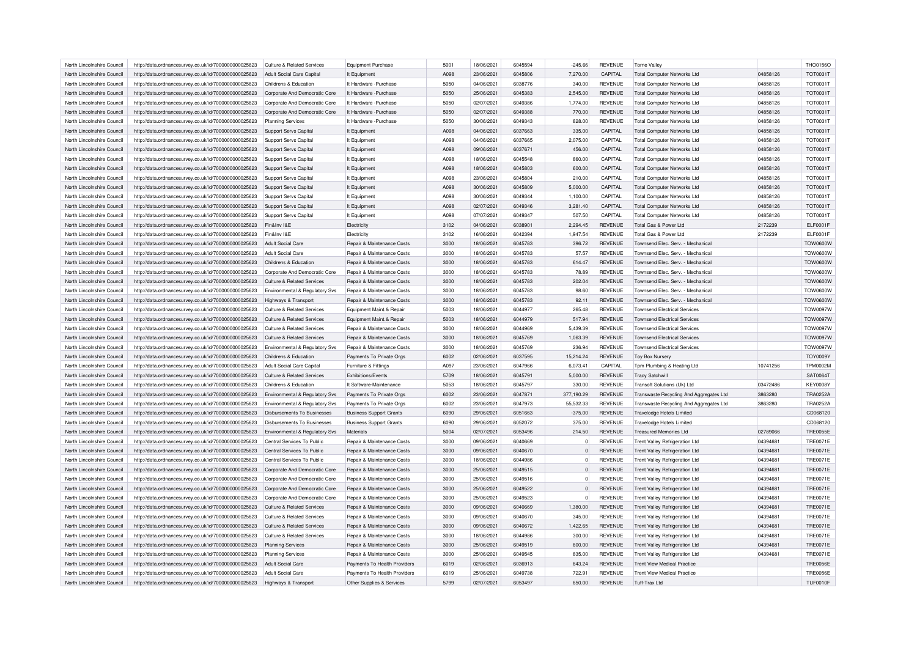| | | | | | | | | | | | |
|---|---|---|---|---|---|---|---|---|---|---|---|
| North Lincolnshire Council | http://data.ordnancesurvey.co.uk/id/7000000000025623 | Culture & Related Services | Equipment Purchase | 5001 | 18/06/2021 | 6045594 | -245.66 | REVENUE | Torne Valley | | THO0156O |
| North Lincolnshire Council | http://data.ordnancesurvey.co.uk/id/7000000000025623 | Adult Social Care Capital | It Equipment | A098 | 23/06/2021 | 6045806 | 7,270.00 | CAPITAL | Total Computer Networks Ltd | 04858126 | TOT0031T |
| North Lincolnshire Council | http://data.ordnancesurvey.co.uk/id/7000000000025623 | Childrens & Education | It Hardware -Purchase | 5050 | 04/06/2021 | 6038776 | 340.00 | REVENUE | Total Computer Networks Ltd | 04858126 | TOT0031T |
| North Lincolnshire Council | http://data.ordnancesurvey.co.uk/id/7000000000025623 | Corporate And Democratic Core | It Hardware -Purchase | 5050 | 25/06/2021 | 6045383 | 2,545.00 | REVENUE | Total Computer Networks Ltd | 04858126 | TOT0031T |
| North Lincolnshire Council | http://data.ordnancesurvey.co.uk/id/7000000000025623 | Corporate And Democratic Core | It Hardware -Purchase | 5050 | 02/07/2021 | 6049386 | 1,774.00 | REVENUE | Total Computer Networks Ltd | 04858126 | TOT0031T |
| North Lincolnshire Council | http://data.ordnancesurvey.co.uk/id/7000000000025623 | Corporate And Democratic Core | It Hardware -Purchase | 5050 | 02/07/2021 | 6049388 | 770.00 | REVENUE | Total Computer Networks Ltd | 04858126 | TOT0031T |
| North Lincolnshire Council | http://data.ordnancesurvey.co.uk/id/7000000000025623 | Planning Services | It Hardware -Purchase | 5050 | 30/06/2021 | 6049343 | 828.00 | REVENUE | Total Computer Networks Ltd | 04858126 | TOT0031T |
| North Lincolnshire Council | http://data.ordnancesurvey.co.uk/id/7000000000025623 | Support Servs Capital | It Equipment | A098 | 04/06/2021 | 6037663 | 335.00 | CAPITAL | Total Computer Networks Ltd | 04858126 | TOT0031T |
| North Lincolnshire Council | http://data.ordnancesurvey.co.uk/id/7000000000025623 | Support Servs Capital | It Equipment | A098 | 04/06/2021 | 6037665 | 2,075.00 | CAPITAL | Total Computer Networks Ltd | 04858126 | TOT0031T |
| North Lincolnshire Council | http://data.ordnancesurvey.co.uk/id/7000000000025623 | Support Servs Capital | It Equipment | A098 | 09/06/2021 | 6037671 | 456.00 | CAPITAL | Total Computer Networks Ltd | 04858126 | TOT0031T |
| North Lincolnshire Council | http://data.ordnancesurvey.co.uk/id/7000000000025623 | Support Servs Capital | It Equipment | A098 | 18/06/2021 | 6045548 | 860.00 | CAPITAL | Total Computer Networks Ltd | 04858126 | TOT0031T |
| North Lincolnshire Council | http://data.ordnancesurvey.co.uk/id/7000000000025623 | Support Servs Capital | It Equipment | A098 | 18/06/2021 | 6045803 | 600.00 | CAPITAL | Total Computer Networks Ltd | 04858126 | TOT0031T |
| North Lincolnshire Council | http://data.ordnancesurvey.co.uk/id/7000000000025623 | Support Servs Capital | It Equipment | A098 | 23/06/2021 | 6045804 | 210.00 | CAPITAL | Total Computer Networks Ltd | 04858126 | TOT0031T |
| North Lincolnshire Council | http://data.ordnancesurvey.co.uk/id/7000000000025623 | Support Servs Capital | It Equipment | A098 | 30/06/2021 | 6045809 | 5,000.00 | CAPITAL | Total Computer Networks Ltd | 04858126 | TOT0031T |
| North Lincolnshire Council | http://data.ordnancesurvey.co.uk/id/7000000000025623 | Support Servs Capital | It Equipment | A098 | 30/06/2021 | 6049344 | 1,100.00 | CAPITAL | Total Computer Networks Ltd | 04858126 | TOT0031T |
| North Lincolnshire Council | http://data.ordnancesurvey.co.uk/id/7000000000025623 | Support Servs Capital | It Equipment | A098 | 02/07/2021 | 6049346 | 3,281.40 | CAPITAL | Total Computer Networks Ltd | 04858126 | TOT0031T |
| North Lincolnshire Council | http://data.ordnancesurvey.co.uk/id/7000000000025623 | Support Servs Capital | It Equipment | A098 | 07/07/2021 | 6049347 | 507.50 | CAPITAL | Total Computer Networks Ltd | 04858126 | TOT0031T |
| North Lincolnshire Council | http://data.ordnancesurvey.co.uk/id/7000000000025623 | Fin&Inv I&E | Electricity | 3102 | 04/06/2021 | 6038901 | 2,294.45 | REVENUE | Total Gas & Power Ltd | 2172239 | ELF0001F |
| North Lincolnshire Council | http://data.ordnancesurvey.co.uk/id/7000000000025623 | Fin&Inv I&E | Electricity | 3102 | 16/06/2021 | 6042394 | 1,947.54 | REVENUE | Total Gas & Power Ltd | 2172239 | ELF0001F |
| North Lincolnshire Council | http://data.ordnancesurvey.co.uk/id/7000000000025623 | Adult Social Care | Repair & Maintenance Costs | 3000 | 18/06/2021 | 6045783 | 396.72 | REVENUE | Townsend Elec. Serv. - Mechanical | | TOW0600W |
| North Lincolnshire Council | http://data.ordnancesurvey.co.uk/id/7000000000025623 | Adult Social Care | Repair & Maintenance Costs | 3000 | 18/06/2021 | 6045783 | 57.57 | REVENUE | Townsend Elec. Serv. - Mechanical | | TOW0600W |
| North Lincolnshire Council | http://data.ordnancesurvey.co.uk/id/7000000000025623 | Childrens & Education | Repair & Maintenance Costs | 3000 | 18/06/2021 | 6045783 | 614.47 | REVENUE | Townsend Elec. Serv. - Mechanical | | TOW0600W |
| North Lincolnshire Council | http://data.ordnancesurvey.co.uk/id/7000000000025623 | Corporate And Democratic Core | Repair & Maintenance Costs | 3000 | 18/06/2021 | 6045783 | 78.89 | REVENUE | Townsend Elec. Serv. - Mechanical | | TOW0600W |
| North Lincolnshire Council | http://data.ordnancesurvey.co.uk/id/7000000000025623 | Culture & Related Services | Repair & Maintenance Costs | 3000 | 18/06/2021 | 6045783 | 202.04 | REVENUE | Townsend Elec. Serv. - Mechanical | | TOW0600W |
| North Lincolnshire Council | http://data.ordnancesurvey.co.uk/id/7000000000025623 | Environmental & Regulatory Svs | Repair & Maintenance Costs | 3000 | 18/06/2021 | 6045783 | 98.60 | REVENUE | Townsend Elec. Serv. - Mechanical | | TOW0600W |
| North Lincolnshire Council | http://data.ordnancesurvey.co.uk/id/7000000000025623 | Highways & Transport | Repair & Maintenance Costs | 3000 | 18/06/2021 | 6045783 | 92.11 | REVENUE | Townsend Elec. Serv. - Mechanical | | TOW0600W |
| North Lincolnshire Council | http://data.ordnancesurvey.co.uk/id/7000000000025623 | Culture & Related Services | Equipment Maint.& Repair | 5003 | 18/06/2021 | 6044977 | 265.48 | REVENUE | Townsend Electrical Services | | TOW0097W |
| North Lincolnshire Council | http://data.ordnancesurvey.co.uk/id/7000000000025623 | Culture & Related Services | Equipment Maint.& Repair | 5003 | 18/06/2021 | 6044979 | 517.94 | REVENUE | Townsend Electrical Services | | TOW0097W |
| North Lincolnshire Council | http://data.ordnancesurvey.co.uk/id/7000000000025623 | Culture & Related Services | Repair & Maintenance Costs | 3000 | 18/06/2021 | 6044969 | 5,439.39 | REVENUE | Townsend Electrical Services | | TOW0097W |
| North Lincolnshire Council | http://data.ordnancesurvey.co.uk/id/7000000000025623 | Culture & Related Services | Repair & Maintenance Costs | 3000 | 18/06/2021 | 6045769 | 1,063.39 | REVENUE | Townsend Electrical Services | | TOW0097W |
| North Lincolnshire Council | http://data.ordnancesurvey.co.uk/id/7000000000025623 | Environmental & Regulatory Svs | Repair & Maintenance Costs | 3000 | 18/06/2021 | 6045769 | 236.94 | REVENUE | Townsend Electrical Services | | TOW0097W |
| North Lincolnshire Council | http://data.ordnancesurvey.co.uk/id/7000000000025623 | Childrens & Education | Payments To Private Orgs | 6002 | 02/06/2021 | 6037595 | 15,214.24 | REVENUE | Toy Box Nursery | | TOY0009Y |
| North Lincolnshire Council | http://data.ordnancesurvey.co.uk/id/7000000000025623 | Adult Social Care Capital | Furniture & Fittings | A097 | 23/06/2021 | 6047966 | 6,073.41 | CAPITAL | Tpm Plumbing & Heating Ltd | 10741256 | TPM0002M |
| North Lincolnshire Council | http://data.ordnancesurvey.co.uk/id/7000000000025623 | Culture & Related Services | Exhibitions/Events | 5709 | 18/06/2021 | 6045791 | 5,000.00 | REVENUE | Tracy Satchwill | | SAT0064T |
| North Lincolnshire Council | http://data.ordnancesurvey.co.uk/id/7000000000025623 | Childrens & Education | It Software-Maintenance | 5053 | 18/06/2021 | 6045797 | 330.00 | REVENUE | Transoft Solutions (Uk) Ltd | 03472486 | KEY0008Y |
| North Lincolnshire Council | http://data.ordnancesurvey.co.uk/id/7000000000025623 | Environmental & Regulatory Svs | Payments To Private Orgs | 6002 | 23/06/2021 | 6047871 | 377,190.29 | REVENUE | Transwaste Recycling And Aggregates Ltd | 3863280 | TRA0252A |
| North Lincolnshire Council | http://data.ordnancesurvey.co.uk/id/7000000000025623 | Environmental & Regulatory Svs | Payments To Private Orgs | 6002 | 23/06/2021 | 6047973 | 55,532.33 | REVENUE | Transwaste Recycling And Aggregates Ltd | 3863280 | TRA0252A |
| North Lincolnshire Council | http://data.ordnancesurvey.co.uk/id/7000000000025623 | Disbursements To Businesses | Business Support Grants | 6090 | 29/06/2021 | 6051663 | -375.00 | REVENUE | Travelodge Hotels Limited | | CD068120 |
| North Lincolnshire Council | http://data.ordnancesurvey.co.uk/id/7000000000025623 | Disbursements To Businesses | Business Support Grants | 6090 | 29/06/2021 | 6052072 | 375.00 | REVENUE | Travelodge Hotels Limited | | CD068120 |
| North Lincolnshire Council | http://data.ordnancesurvey.co.uk/id/7000000000025623 | Environmental & Regulatory Svs | Materials | 5004 | 02/07/2021 | 6053496 | 214.50 | REVENUE | Treasured Memories Ltd | 02789066 | TRE0055E |
| North Lincolnshire Council | http://data.ordnancesurvey.co.uk/id/7000000000025623 | Central Services To Public | Repair & Maintenance Costs | 3000 | 09/06/2021 | 6040669 | 0 | REVENUE | Trent Valley Refrigeration Ltd | 04394681 | TRE0071E |
| North Lincolnshire Council | http://data.ordnancesurvey.co.uk/id/7000000000025623 | Central Services To Public | Repair & Maintenance Costs | 3000 | 09/06/2021 | 6040670 | 0 | REVENUE | Trent Valley Refrigeration Ltd | 04394681 | TRE0071E |
| North Lincolnshire Council | http://data.ordnancesurvey.co.uk/id/7000000000025623 | Central Services To Public | Repair & Maintenance Costs | 3000 | 18/06/2021 | 6044986 | 0 | REVENUE | Trent Valley Refrigeration Ltd | 04394681 | TRE0071E |
| North Lincolnshire Council | http://data.ordnancesurvey.co.uk/id/7000000000025623 | Corporate And Democratic Core | Repair & Maintenance Costs | 3000 | 25/06/2021 | 6049515 | 0 | REVENUE | Trent Valley Refrigeration Ltd | 04394681 | TRE0071E |
| North Lincolnshire Council | http://data.ordnancesurvey.co.uk/id/7000000000025623 | Corporate And Democratic Core | Repair & Maintenance Costs | 3000 | 25/06/2021 | 6049516 | 0 | REVENUE | Trent Valley Refrigeration Ltd | 04394681 | TRE0071E |
| North Lincolnshire Council | http://data.ordnancesurvey.co.uk/id/7000000000025623 | Corporate And Democratic Core | Repair & Maintenance Costs | 3000 | 25/06/2021 | 6049522 | 0 | REVENUE | Trent Valley Refrigeration Ltd | 04394681 | TRE0071E |
| North Lincolnshire Council | http://data.ordnancesurvey.co.uk/id/7000000000025623 | Corporate And Democratic Core | Repair & Maintenance Costs | 3000 | 25/06/2021 | 6049523 | 0 | REVENUE | Trent Valley Refrigeration Ltd | 04394681 | TRE0071E |
| North Lincolnshire Council | http://data.ordnancesurvey.co.uk/id/7000000000025623 | Culture & Related Services | Repair & Maintenance Costs | 3000 | 09/06/2021 | 6040669 | 1,380.00 | REVENUE | Trent Valley Refrigeration Ltd | 04394681 | TRE0071E |
| North Lincolnshire Council | http://data.ordnancesurvey.co.uk/id/7000000000025623 | Culture & Related Services | Repair & Maintenance Costs | 3000 | 09/06/2021 | 6040670 | 345.00 | REVENUE | Trent Valley Refrigeration Ltd | 04394681 | TRE0071E |
| North Lincolnshire Council | http://data.ordnancesurvey.co.uk/id/7000000000025623 | Culture & Related Services | Repair & Maintenance Costs | 3000 | 09/06/2021 | 6040672 | 1,422.65 | REVENUE | Trent Valley Refrigeration Ltd | 04394681 | TRE0071E |
| North Lincolnshire Council | http://data.ordnancesurvey.co.uk/id/7000000000025623 | Culture & Related Services | Repair & Maintenance Costs | 3000 | 18/06/2021 | 6044986 | 300.00 | REVENUE | Trent Valley Refrigeration Ltd | 04394681 | TRE0071E |
| North Lincolnshire Council | http://data.ordnancesurvey.co.uk/id/7000000000025623 | Planning Services | Repair & Maintenance Costs | 3000 | 25/06/2021 | 6049519 | 600.00 | REVENUE | Trent Valley Refrigeration Ltd | 04394681 | TRE0071E |
| North Lincolnshire Council | http://data.ordnancesurvey.co.uk/id/7000000000025623 | Planning Services | Repair & Maintenance Costs | 3000 | 25/06/2021 | 6049545 | 835.00 | REVENUE | Trent Valley Refrigeration Ltd | 04394681 | TRE0071E |
| North Lincolnshire Council | http://data.ordnancesurvey.co.uk/id/7000000000025623 | Adult Social Care | Payments To Health Providers | 6019 | 02/06/2021 | 6036913 | 643.24 | REVENUE | Trent View Medical Practice | | TRE0056E |
| North Lincolnshire Council | http://data.ordnancesurvey.co.uk/id/7000000000025623 | Adult Social Care | Payments To Health Providers | 6019 | 25/06/2021 | 6049738 | 722.91 | REVENUE | Trent View Medical Practice | | TRE0056E |
| North Lincolnshire Council | http://data.ordnancesurvey.co.uk/id/7000000000025623 | Highways & Transport | Other Supplies & Services | 5799 | 02/07/2021 | 6053497 | 650.00 | REVENUE | Tuff-Trax Ltd | | TUF0010F |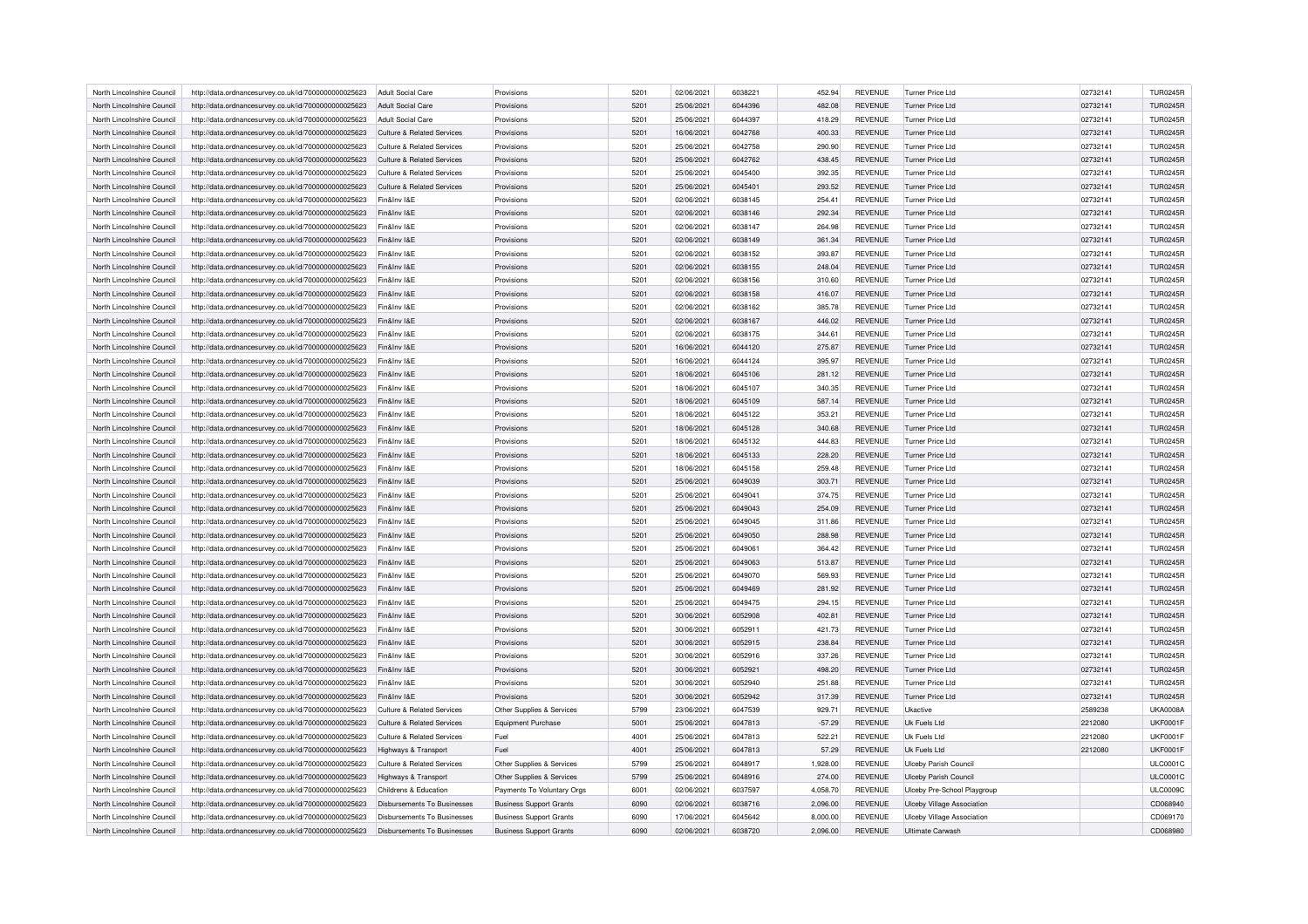| North Lincolnshire Council | http://data.ordnancesurvey.co.uk/id/7000000000025623 | Adult Social Care | Provisions | 5201 | 02/06/2021 | 6038221 | 452.94 | REVENUE | Turner Price Ltd | 02732141 | TUR0245R |
|---|---|---|---|---|---|---|---|---|---|---|---|
| North Lincolnshire Council | http://data.ordnancesurvey.co.uk/id/7000000000025623 | Adult Social Care | Provisions | 5201 | 25/06/2021 | 6044396 | 482.08 | REVENUE | Turner Price Ltd | 02732141 | TUR0245R |
| North Lincolnshire Council | http://data.ordnancesurvey.co.uk/id/7000000000025623 | Adult Social Care | Provisions | 5201 | 25/06/2021 | 6044397 | 418.29 | REVENUE | Turner Price Ltd | 02732141 | TUR0245R |
| North Lincolnshire Council | http://data.ordnancesurvey.co.uk/id/7000000000025623 | Culture & Related Services | Provisions | 5201 | 16/06/2021 | 6042768 | 400.33 | REVENUE | Turner Price Ltd | 02732141 | TUR0245R |
| North Lincolnshire Council | http://data.ordnancesurvey.co.uk/id/7000000000025623 | Culture & Related Services | Provisions | 5201 | 25/06/2021 | 6042758 | 290.90 | REVENUE | Turner Price Ltd | 02732141 | TUR0245R |
| North Lincolnshire Council | http://data.ordnancesurvey.co.uk/id/7000000000025623 | Culture & Related Services | Provisions | 5201 | 25/06/2021 | 6042762 | 438.45 | REVENUE | Turner Price Ltd | 02732141 | TUR0245R |
| North Lincolnshire Council | http://data.ordnancesurvey.co.uk/id/7000000000025623 | Culture & Related Services | Provisions | 5201 | 25/06/2021 | 6045400 | 392.35 | REVENUE | Turner Price Ltd | 02732141 | TUR0245R |
| North Lincolnshire Council | http://data.ordnancesurvey.co.uk/id/7000000000025623 | Culture & Related Services | Provisions | 5201 | 25/06/2021 | 6045401 | 293.52 | REVENUE | Turner Price Ltd | 02732141 | TUR0245R |
| North Lincolnshire Council | http://data.ordnancesurvey.co.uk/id/7000000000025623 | Fin&Inv I&E | Provisions | 5201 | 02/06/2021 | 6038145 | 254.41 | REVENUE | Turner Price Ltd | 02732141 | TUR0245R |
| North Lincolnshire Council | http://data.ordnancesurvey.co.uk/id/7000000000025623 | Fin&Inv I&E | Provisions | 5201 | 02/06/2021 | 6038146 | 292.34 | REVENUE | Turner Price Ltd | 02732141 | TUR0245R |
| North Lincolnshire Council | http://data.ordnancesurvey.co.uk/id/7000000000025623 | Fin&Inv I&E | Provisions | 5201 | 02/06/2021 | 6038147 | 264.98 | REVENUE | Turner Price Ltd | 02732141 | TUR0245R |
| North Lincolnshire Council | http://data.ordnancesurvey.co.uk/id/7000000000025623 | Fin&Inv I&E | Provisions | 5201 | 02/06/2021 | 6038149 | 361.34 | REVENUE | Turner Price Ltd | 02732141 | TUR0245R |
| North Lincolnshire Council | http://data.ordnancesurvey.co.uk/id/7000000000025623 | Fin&Inv I&E | Provisions | 5201 | 02/06/2021 | 6038152 | 393.87 | REVENUE | Turner Price Ltd | 02732141 | TUR0245R |
| North Lincolnshire Council | http://data.ordnancesurvey.co.uk/id/7000000000025623 | Fin&Inv I&E | Provisions | 5201 | 02/06/2021 | 6038155 | 248.04 | REVENUE | Turner Price Ltd | 02732141 | TUR0245R |
| North Lincolnshire Council | http://data.ordnancesurvey.co.uk/id/7000000000025623 | Fin&Inv I&E | Provisions | 5201 | 02/06/2021 | 6038156 | 310.60 | REVENUE | Turner Price Ltd | 02732141 | TUR0245R |
| North Lincolnshire Council | http://data.ordnancesurvey.co.uk/id/7000000000025623 | Fin&Inv I&E | Provisions | 5201 | 02/06/2021 | 6038158 | 416.07 | REVENUE | Turner Price Ltd | 02732141 | TUR0245R |
| North Lincolnshire Council | http://data.ordnancesurvey.co.uk/id/7000000000025623 | Fin&Inv I&E | Provisions | 5201 | 02/06/2021 | 6038162 | 385.78 | REVENUE | Turner Price Ltd | 02732141 | TUR0245R |
| North Lincolnshire Council | http://data.ordnancesurvey.co.uk/id/7000000000025623 | Fin&Inv I&E | Provisions | 5201 | 02/06/2021 | 6038167 | 446.02 | REVENUE | Turner Price Ltd | 02732141 | TUR0245R |
| North Lincolnshire Council | http://data.ordnancesurvey.co.uk/id/7000000000025623 | Fin&Inv I&E | Provisions | 5201 | 02/06/2021 | 6038175 | 344.61 | REVENUE | Turner Price Ltd | 02732141 | TUR0245R |
| North Lincolnshire Council | http://data.ordnancesurvey.co.uk/id/7000000000025623 | Fin&Inv I&E | Provisions | 5201 | 16/06/2021 | 6044120 | 275.87 | REVENUE | Turner Price Ltd | 02732141 | TUR0245R |
| North Lincolnshire Council | http://data.ordnancesurvey.co.uk/id/7000000000025623 | Fin&Inv I&E | Provisions | 5201 | 16/06/2021 | 6044124 | 395.97 | REVENUE | Turner Price Ltd | 02732141 | TUR0245R |
| North Lincolnshire Council | http://data.ordnancesurvey.co.uk/id/7000000000025623 | Fin&Inv I&E | Provisions | 5201 | 18/06/2021 | 6045106 | 281.12 | REVENUE | Turner Price Ltd | 02732141 | TUR0245R |
| North Lincolnshire Council | http://data.ordnancesurvey.co.uk/id/7000000000025623 | Fin&Inv I&E | Provisions | 5201 | 18/06/2021 | 6045107 | 340.35 | REVENUE | Turner Price Ltd | 02732141 | TUR0245R |
| North Lincolnshire Council | http://data.ordnancesurvey.co.uk/id/7000000000025623 | Fin&Inv I&E | Provisions | 5201 | 18/06/2021 | 6045109 | 587.14 | REVENUE | Turner Price Ltd | 02732141 | TUR0245R |
| North Lincolnshire Council | http://data.ordnancesurvey.co.uk/id/7000000000025623 | Fin&Inv I&E | Provisions | 5201 | 18/06/2021 | 6045122 | 353.21 | REVENUE | Turner Price Ltd | 02732141 | TUR0245R |
| North Lincolnshire Council | http://data.ordnancesurvey.co.uk/id/7000000000025623 | Fin&Inv I&E | Provisions | 5201 | 18/06/2021 | 6045128 | 340.68 | REVENUE | Turner Price Ltd | 02732141 | TUR0245R |
| North Lincolnshire Council | http://data.ordnancesurvey.co.uk/id/7000000000025623 | Fin&Inv I&E | Provisions | 5201 | 18/06/2021 | 6045132 | 444.83 | REVENUE | Turner Price Ltd | 02732141 | TUR0245R |
| North Lincolnshire Council | http://data.ordnancesurvey.co.uk/id/7000000000025623 | Fin&Inv I&E | Provisions | 5201 | 18/06/2021 | 6045133 | 228.20 | REVENUE | Turner Price Ltd | 02732141 | TUR0245R |
| North Lincolnshire Council | http://data.ordnancesurvey.co.uk/id/7000000000025623 | Fin&Inv I&E | Provisions | 5201 | 18/06/2021 | 6045158 | 259.48 | REVENUE | Turner Price Ltd | 02732141 | TUR0245R |
| North Lincolnshire Council | http://data.ordnancesurvey.co.uk/id/7000000000025623 | Fin&Inv I&E | Provisions | 5201 | 25/06/2021 | 6049039 | 303.71 | REVENUE | Turner Price Ltd | 02732141 | TUR0245R |
| North Lincolnshire Council | http://data.ordnancesurvey.co.uk/id/7000000000025623 | Fin&Inv I&E | Provisions | 5201 | 25/06/2021 | 6049041 | 374.75 | REVENUE | Turner Price Ltd | 02732141 | TUR0245R |
| North Lincolnshire Council | http://data.ordnancesurvey.co.uk/id/7000000000025623 | Fin&Inv I&E | Provisions | 5201 | 25/06/2021 | 6049043 | 254.09 | REVENUE | Turner Price Ltd | 02732141 | TUR0245R |
| North Lincolnshire Council | http://data.ordnancesurvey.co.uk/id/7000000000025623 | Fin&Inv I&E | Provisions | 5201 | 25/06/2021 | 6049045 | 311.86 | REVENUE | Turner Price Ltd | 02732141 | TUR0245R |
| North Lincolnshire Council | http://data.ordnancesurvey.co.uk/id/7000000000025623 | Fin&Inv I&E | Provisions | 5201 | 25/06/2021 | 6049050 | 288.98 | REVENUE | Turner Price Ltd | 02732141 | TUR0245R |
| North Lincolnshire Council | http://data.ordnancesurvey.co.uk/id/7000000000025623 | Fin&Inv I&E | Provisions | 5201 | 25/06/2021 | 6049061 | 364.42 | REVENUE | Turner Price Ltd | 02732141 | TUR0245R |
| North Lincolnshire Council | http://data.ordnancesurvey.co.uk/id/7000000000025623 | Fin&Inv I&E | Provisions | 5201 | 25/06/2021 | 6049063 | 513.87 | REVENUE | Turner Price Ltd | 02732141 | TUR0245R |
| North Lincolnshire Council | http://data.ordnancesurvey.co.uk/id/7000000000025623 | Fin&Inv I&E | Provisions | 5201 | 25/06/2021 | 6049070 | 569.93 | REVENUE | Turner Price Ltd | 02732141 | TUR0245R |
| North Lincolnshire Council | http://data.ordnancesurvey.co.uk/id/7000000000025623 | Fin&Inv I&E | Provisions | 5201 | 25/06/2021 | 6049469 | 281.92 | REVENUE | Turner Price Ltd | 02732141 | TUR0245R |
| North Lincolnshire Council | http://data.ordnancesurvey.co.uk/id/7000000000025623 | Fin&Inv I&E | Provisions | 5201 | 25/06/2021 | 6049475 | 294.15 | REVENUE | Turner Price Ltd | 02732141 | TUR0245R |
| North Lincolnshire Council | http://data.ordnancesurvey.co.uk/id/7000000000025623 | Fin&Inv I&E | Provisions | 5201 | 30/06/2021 | 6052908 | 402.81 | REVENUE | Turner Price Ltd | 02732141 | TUR0245R |
| North Lincolnshire Council | http://data.ordnancesurvey.co.uk/id/7000000000025623 | Fin&Inv I&E | Provisions | 5201 | 30/06/2021 | 6052911 | 421.73 | REVENUE | Turner Price Ltd | 02732141 | TUR0245R |
| North Lincolnshire Council | http://data.ordnancesurvey.co.uk/id/7000000000025623 | Fin&Inv I&E | Provisions | 5201 | 30/06/2021 | 6052915 | 238.84 | REVENUE | Turner Price Ltd | 02732141 | TUR0245R |
| North Lincolnshire Council | http://data.ordnancesurvey.co.uk/id/7000000000025623 | Fin&Inv I&E | Provisions | 5201 | 30/06/2021 | 6052916 | 337.26 | REVENUE | Turner Price Ltd | 02732141 | TUR0245R |
| North Lincolnshire Council | http://data.ordnancesurvey.co.uk/id/7000000000025623 | Fin&Inv I&E | Provisions | 5201 | 30/06/2021 | 6052921 | 498.20 | REVENUE | Turner Price Ltd | 02732141 | TUR0245R |
| North Lincolnshire Council | http://data.ordnancesurvey.co.uk/id/7000000000025623 | Fin&Inv I&E | Provisions | 5201 | 30/06/2021 | 6052940 | 251.88 | REVENUE | Turner Price Ltd | 02732141 | TUR0245R |
| North Lincolnshire Council | http://data.ordnancesurvey.co.uk/id/7000000000025623 | Fin&Inv I&E | Provisions | 5201 | 30/06/2021 | 6052942 | 317.39 | REVENUE | Turner Price Ltd | 02732141 | TUR0245R |
| North Lincolnshire Council | http://data.ordnancesurvey.co.uk/id/7000000000025623 | Culture & Related Services | Other Supplies & Services | 5799 | 23/06/2021 | 6047539 | 929.71 | REVENUE | Ukactive | 2589238 | UKA0008A |
| North Lincolnshire Council | http://data.ordnancesurvey.co.uk/id/7000000000025623 | Culture & Related Services | Equipment Purchase | 5001 | 25/06/2021 | 6047813 | -57.29 | REVENUE | Uk Fuels Ltd | 2212080 | UKF0001F |
| North Lincolnshire Council | http://data.ordnancesurvey.co.uk/id/7000000000025623 | Culture & Related Services | Fuel | 4001 | 25/06/2021 | 6047813 | 522.21 | REVENUE | Uk Fuels Ltd | 2212080 | UKF0001F |
| North Lincolnshire Council | http://data.ordnancesurvey.co.uk/id/7000000000025623 | Highways & Transport | Fuel | 4001 | 25/06/2021 | 6047813 | 57.29 | REVENUE | Uk Fuels Ltd | 2212080 | UKF0001F |
| North Lincolnshire Council | http://data.ordnancesurvey.co.uk/id/7000000000025623 | Culture & Related Services | Other Supplies & Services | 5799 | 25/06/2021 | 6048917 | 1,928.00 | REVENUE | Ulceby Parish Council | | ULC0001C |
| North Lincolnshire Council | http://data.ordnancesurvey.co.uk/id/7000000000025623 | Highways & Transport | Other Supplies & Services | 5799 | 25/06/2021 | 6048916 | 274.00 | REVENUE | Ulceby Parish Council | | ULC0001C |
| North Lincolnshire Council | http://data.ordnancesurvey.co.uk/id/7000000000025623 | Childrens & Education | Payments To Voluntary Orgs | 6001 | 02/06/2021 | 6037597 | 4,058.70 | REVENUE | Ulceby Pre-School Playgroup | | ULC0009C |
| North Lincolnshire Council | http://data.ordnancesurvey.co.uk/id/7000000000025623 | Disbursements To Businesses | Business Support Grants | 6090 | 02/06/2021 | 6038716 | 2,096.00 | REVENUE | Ulceby Village Association | | CD068940 |
| North Lincolnshire Council | http://data.ordnancesurvey.co.uk/id/7000000000025623 | Disbursements To Businesses | Business Support Grants | 6090 | 17/06/2021 | 6045642 | 8,000.00 | REVENUE | Ulceby Village Association | | CD069170 |
| North Lincolnshire Council | http://data.ordnancesurvey.co.uk/id/7000000000025623 | Disbursements To Businesses | Business Support Grants | 6090 | 02/06/2021 | 6038720 | 2,096.00 | REVENUE | Ultimate Carwash | | CD068980 |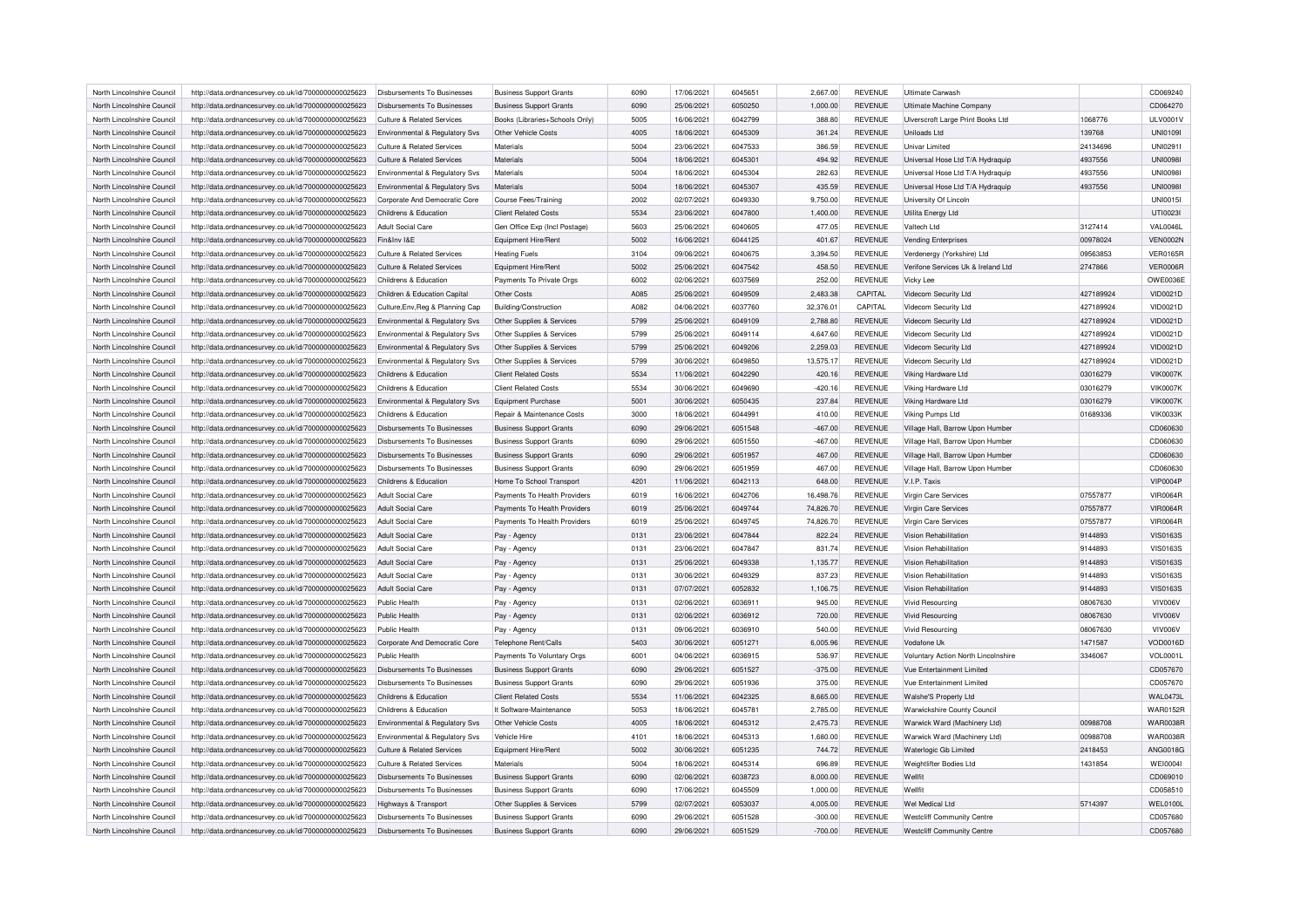| North Lincolnshire Council | http://data.ordnancesurvey.co.uk/id/7000000000025623 | Disbursements To Businesses | Business Support Grants | 6090 | 17/06/2021 | 6045651 | 2,667.00 | REVENUE | Ultimate Carwash | | CD069240 |
|---|---|---|---|---|---|---|---|---|---|---|---|
| North Lincolnshire Council | http://data.ordnancesurvey.co.uk/id/7000000000025623 | Disbursements To Businesses | Business Support Grants | 6090 | 25/06/2021 | 6050250 | 1,000.00 | REVENUE | Ultimate Machine Company | | CD064270 |
| North Lincolnshire Council | http://data.ordnancesurvey.co.uk/id/7000000000025623 | Culture & Related Services | Books (Libraries+Schools Only) | 5005 | 16/06/2021 | 6042799 | 388.80 | REVENUE | Ulverscroft Large Print Books Ltd | 1068776 | ULV0001V |
| North Lincolnshire Council | http://data.ordnancesurvey.co.uk/id/7000000000025623 | Environmental & Regulatory Svs | Other Vehicle Costs | 4005 | 18/06/2021 | 6045309 | 361.24 | REVENUE | Uniloads Ltd | 139768 | UNI0109I |
| North Lincolnshire Council | http://data.ordnancesurvey.co.uk/id/7000000000025623 | Culture & Related Services | Materials | 5004 | 23/06/2021 | 6047533 | 386.59 | REVENUE | Univar Limited | 24134696 | UNI0291I |
| North Lincolnshire Council | http://data.ordnancesurvey.co.uk/id/7000000000025623 | Culture & Related Services | Materials | 5004 | 18/06/2021 | 6045301 | 494.92 | REVENUE | Universal Hose Ltd T/A Hydraquip | 4937556 | UNI0098I |
| North Lincolnshire Council | http://data.ordnancesurvey.co.uk/id/7000000000025623 | Environmental & Regulatory Svs | Materials | 5004 | 18/06/2021 | 6045304 | 282.63 | REVENUE | Universal Hose Ltd T/A Hydraquip | 4937556 | UNI0098I |
| North Lincolnshire Council | http://data.ordnancesurvey.co.uk/id/7000000000025623 | Environmental & Regulatory Svs | Materials | 5004 | 18/06/2021 | 6045307 | 435.59 | REVENUE | Universal Hose Ltd T/A Hydraquip | 4937556 | UNI0098I |
| North Lincolnshire Council | http://data.ordnancesurvey.co.uk/id/7000000000025623 | Corporate And Democratic Core | Course Fees/Training | 2002 | 02/07/2021 | 6049330 | 9,750.00 | REVENUE | University Of Lincoln | | UNI0015I |
| North Lincolnshire Council | http://data.ordnancesurvey.co.uk/id/7000000000025623 | Childrens & Education | Client Related Costs | 5534 | 23/06/2021 | 6047800 | 1,400.00 | REVENUE | Utilita Energy Ltd | | UTI0023I |
| North Lincolnshire Council | http://data.ordnancesurvey.co.uk/id/7000000000025623 | Adult Social Care | Gen Office Exp (Incl Postage) | 5603 | 25/06/2021 | 6040605 | 477.05 | REVENUE | Valtech Ltd | 3127414 | VAL0046L |
| North Lincolnshire Council | http://data.ordnancesurvey.co.uk/id/7000000000025623 | Fin&Inv I&E | Equipment Hire/Rent | 5002 | 16/06/2021 | 6044125 | 401.67 | REVENUE | Vending Enterprises | 00978024 | VEN0002N |
| North Lincolnshire Council | http://data.ordnancesurvey.co.uk/id/7000000000025623 | Culture & Related Services | Heating Fuels | 3104 | 09/06/2021 | 6040675 | 3,394.50 | REVENUE | Verdenergy (Yorkshire) Ltd | 09563853 | VER0165R |
| North Lincolnshire Council | http://data.ordnancesurvey.co.uk/id/7000000000025623 | Culture & Related Services | Equipment Hire/Rent | 5002 | 25/06/2021 | 6047542 | 458.50 | REVENUE | Verifone Services Uk & Ireland Ltd | 2747866 | VER0006R |
| North Lincolnshire Council | http://data.ordnancesurvey.co.uk/id/7000000000025623 | Childrens & Education | Payments To Private Orgs | 6002 | 02/06/2021 | 6037569 | 252.00 | REVENUE | Vicky Lee | | OWE0036E |
| North Lincolnshire Council | http://data.ordnancesurvey.co.uk/id/7000000000025623 | Children & Education Capital | Other Costs | A085 | 25/06/2021 | 6049509 | 2,483.38 | CAPITAL | Videcom Security Ltd | 427189924 | VID0021D |
| North Lincolnshire Council | http://data.ordnancesurvey.co.uk/id/7000000000025623 | Culture,Env,Reg & Planning Cap | Building/Construction | A082 | 04/06/2021 | 6037760 | 32,376.01 | CAPITAL | Videcom Security Ltd | 427189924 | VID0021D |
| North Lincolnshire Council | http://data.ordnancesurvey.co.uk/id/7000000000025623 | Environmental & Regulatory Svs | Other Supplies & Services | 5799 | 25/06/2021 | 6049109 | 2,788.80 | REVENUE | Videcom Security Ltd | 427189924 | VID0021D |
| North Lincolnshire Council | http://data.ordnancesurvey.co.uk/id/7000000000025623 | Environmental & Regulatory Svs | Other Supplies & Services | 5799 | 25/06/2021 | 6049114 | 4,647.60 | REVENUE | Videcom Security Ltd | 427189924 | VID0021D |
| North Lincolnshire Council | http://data.ordnancesurvey.co.uk/id/7000000000025623 | Environmental & Regulatory Svs | Other Supplies & Services | 5799 | 25/06/2021 | 6049206 | 2,259.03 | REVENUE | Videcom Security Ltd | 427189924 | VID0021D |
| North Lincolnshire Council | http://data.ordnancesurvey.co.uk/id/7000000000025623 | Environmental & Regulatory Svs | Other Supplies & Services | 5799 | 30/06/2021 | 6049850 | 13,575.17 | REVENUE | Videcom Security Ltd | 427189924 | VID0021D |
| North Lincolnshire Council | http://data.ordnancesurvey.co.uk/id/7000000000025623 | Childrens & Education | Client Related Costs | 5534 | 11/06/2021 | 6042290 | 420.16 | REVENUE | Viking Hardware Ltd | 03016279 | VIK0007K |
| North Lincolnshire Council | http://data.ordnancesurvey.co.uk/id/7000000000025623 | Childrens & Education | Client Related Costs | 5534 | 30/06/2021 | 6049690 | -420.16 | REVENUE | Viking Hardware Ltd | 03016279 | VIK0007K |
| North Lincolnshire Council | http://data.ordnancesurvey.co.uk/id/7000000000025623 | Environmental & Regulatory Svs | Equipment Purchase | 5001 | 30/06/2021 | 6050435 | 237.84 | REVENUE | Viking Hardware Ltd | 03016279 | VIK0007K |
| North Lincolnshire Council | http://data.ordnancesurvey.co.uk/id/7000000000025623 | Childrens & Education | Repair & Maintenance Costs | 3000 | 18/06/2021 | 6044991 | 410.00 | REVENUE | Viking Pumps Ltd | 01689336 | VIK0033K |
| North Lincolnshire Council | http://data.ordnancesurvey.co.uk/id/7000000000025623 | Disbursements To Businesses | Business Support Grants | 6090 | 29/06/2021 | 6051548 | -467.00 | REVENUE | Village Hall, Barrow Upon Humber | | CD060630 |
| North Lincolnshire Council | http://data.ordnancesurvey.co.uk/id/7000000000025623 | Disbursements To Businesses | Business Support Grants | 6090 | 29/06/2021 | 6051550 | -467.00 | REVENUE | Village Hall, Barrow Upon Humber | | CD060630 |
| North Lincolnshire Council | http://data.ordnancesurvey.co.uk/id/7000000000025623 | Disbursements To Businesses | Business Support Grants | 6090 | 29/06/2021 | 6051957 | 467.00 | REVENUE | Village Hall, Barrow Upon Humber | | CD060630 |
| North Lincolnshire Council | http://data.ordnancesurvey.co.uk/id/7000000000025623 | Disbursements To Businesses | Business Support Grants | 6090 | 29/06/2021 | 6051959 | 467.00 | REVENUE | Village Hall, Barrow Upon Humber | | CD060630 |
| North Lincolnshire Council | http://data.ordnancesurvey.co.uk/id/7000000000025623 | Childrens & Education | Home To School Transport | 4201 | 11/06/2021 | 6042113 | 648.00 | REVENUE | V.I.P. Taxis | | VIP0004P |
| North Lincolnshire Council | http://data.ordnancesurvey.co.uk/id/7000000000025623 | Adult Social Care | Payments To Health Providers | 6019 | 16/06/2021 | 6042706 | 16,498.76 | REVENUE | Virgin Care Services | 07557877 | VIR0064R |
| North Lincolnshire Council | http://data.ordnancesurvey.co.uk/id/7000000000025623 | Adult Social Care | Payments To Health Providers | 6019 | 25/06/2021 | 6049744 | 74,826.70 | REVENUE | Virgin Care Services | 07557877 | VIR0064R |
| North Lincolnshire Council | http://data.ordnancesurvey.co.uk/id/7000000000025623 | Adult Social Care | Payments To Health Providers | 6019 | 25/06/2021 | 6049745 | 74,826.70 | REVENUE | Virgin Care Services | 07557877 | VIR0064R |
| North Lincolnshire Council | http://data.ordnancesurvey.co.uk/id/7000000000025623 | Adult Social Care | Pay - Agency | 0131 | 23/06/2021 | 6047844 | 822.24 | REVENUE | Vision Rehabilitation | 9144893 | VIS0163S |
| North Lincolnshire Council | http://data.ordnancesurvey.co.uk/id/7000000000025623 | Adult Social Care | Pay - Agency | 0131 | 23/06/2021 | 6047847 | 831.74 | REVENUE | Vision Rehabilitation | 9144893 | VIS0163S |
| North Lincolnshire Council | http://data.ordnancesurvey.co.uk/id/7000000000025623 | Adult Social Care | Pay - Agency | 0131 | 25/06/2021 | 6049338 | 1,135.77 | REVENUE | Vision Rehabilitation | 9144893 | VIS0163S |
| North Lincolnshire Council | http://data.ordnancesurvey.co.uk/id/7000000000025623 | Adult Social Care | Pay - Agency | 0131 | 30/06/2021 | 6049329 | 837.23 | REVENUE | Vision Rehabilitation | 9144893 | VIS0163S |
| North Lincolnshire Council | http://data.ordnancesurvey.co.uk/id/7000000000025623 | Adult Social Care | Pay - Agency | 0131 | 07/07/2021 | 6052832 | 1,106.75 | REVENUE | Vision Rehabilitation | 9144893 | VIS0163S |
| North Lincolnshire Council | http://data.ordnancesurvey.co.uk/id/7000000000025623 | Public Health | Pay - Agency | 0131 | 02/06/2021 | 6036911 | 945.00 | REVENUE | Vivid Resourcing | 08067630 | VIV006V |
| North Lincolnshire Council | http://data.ordnancesurvey.co.uk/id/7000000000025623 | Public Health | Pay - Agency | 0131 | 02/06/2021 | 6036912 | 720.00 | REVENUE | Vivid Resourcing | 08067630 | VIV006V |
| North Lincolnshire Council | http://data.ordnancesurvey.co.uk/id/7000000000025623 | Public Health | Pay - Agency | 0131 | 09/06/2021 | 6036910 | 540.00 | REVENUE | Vivid Resourcing | 08067630 | VIV006V |
| North Lincolnshire Council | http://data.ordnancesurvey.co.uk/id/7000000000025623 | Corporate And Democratic Core | Telephone Rent/Calls | 5403 | 30/06/2021 | 6051271 | 6,005.96 | REVENUE | Vodafone Uk | 1471587 | VOD0016D |
| North Lincolnshire Council | http://data.ordnancesurvey.co.uk/id/7000000000025623 | Public Health | Payments To Voluntary Orgs | 6001 | 04/06/2021 | 6036915 | 536.97 | REVENUE | Voluntary Action North Lincolnshire | 3346067 | VOL0001L |
| North Lincolnshire Council | http://data.ordnancesurvey.co.uk/id/7000000000025623 | Disbursements To Businesses | Business Support Grants | 6090 | 29/06/2021 | 6051527 | -375.00 | REVENUE | Vue Entertainment Limited | | CD057670 |
| North Lincolnshire Council | http://data.ordnancesurvey.co.uk/id/7000000000025623 | Disbursements To Businesses | Business Support Grants | 6090 | 29/06/2021 | 6051936 | 375.00 | REVENUE | Vue Entertainment Limited | | CD057670 |
| North Lincolnshire Council | http://data.ordnancesurvey.co.uk/id/7000000000025623 | Childrens & Education | Client Related Costs | 5534 | 11/06/2021 | 6042325 | 8,665.00 | REVENUE | Walshe'S Property Ltd | | WAL0473L |
| North Lincolnshire Council | http://data.ordnancesurvey.co.uk/id/7000000000025623 | Childrens & Education | It Software-Maintenance | 5053 | 18/06/2021 | 6045781 | 2,785.00 | REVENUE | Warwickshire County Council | | WAR0152R |
| North Lincolnshire Council | http://data.ordnancesurvey.co.uk/id/7000000000025623 | Environmental & Regulatory Svs | Other Vehicle Costs | 4005 | 18/06/2021 | 6045312 | 2,475.73 | REVENUE | Warwick Ward (Machinery Ltd) | 00988708 | WAR0038R |
| North Lincolnshire Council | http://data.ordnancesurvey.co.uk/id/7000000000025623 | Environmental & Regulatory Svs | Vehicle Hire | 4101 | 18/06/2021 | 6045313 | 1,680.00 | REVENUE | Warwick Ward (Machinery Ltd) | 00988708 | WAR0038R |
| North Lincolnshire Council | http://data.ordnancesurvey.co.uk/id/7000000000025623 | Culture & Related Services | Equipment Hire/Rent | 5002 | 30/06/2021 | 6051235 | 744.72 | REVENUE | Waterlogic Gb Limited | 2418453 | ANG0018G |
| North Lincolnshire Council | http://data.ordnancesurvey.co.uk/id/7000000000025623 | Culture & Related Services | Materials | 5004 | 18/06/2021 | 6045314 | 696.89 | REVENUE | Weightlifter Bodies Ltd | 1431854 | WEI0004I |
| North Lincolnshire Council | http://data.ordnancesurvey.co.uk/id/7000000000025623 | Disbursements To Businesses | Business Support Grants | 6090 | 02/06/2021 | 6038723 | 8,000.00 | REVENUE | Wellfit | | CD069010 |
| North Lincolnshire Council | http://data.ordnancesurvey.co.uk/id/7000000000025623 | Disbursements To Businesses | Business Support Grants | 6090 | 17/06/2021 | 6045509 | 1,000.00 | REVENUE | Wellfit | | CD058510 |
| North Lincolnshire Council | http://data.ordnancesurvey.co.uk/id/7000000000025623 | Highways & Transport | Other Supplies & Services | 5799 | 02/07/2021 | 6053037 | 4,005.00 | REVENUE | Wel Medical Ltd | 5714397 | WEL0100L |
| North Lincolnshire Council | http://data.ordnancesurvey.co.uk/id/7000000000025623 | Disbursements To Businesses | Business Support Grants | 6090 | 29/06/2021 | 6051528 | -300.00 | REVENUE | Westcliff Community Centre | | CD057680 |
| North Lincolnshire Council | http://data.ordnancesurvey.co.uk/id/7000000000025623 | Disbursements To Businesses | Business Support Grants | 6090 | 29/06/2021 | 6051529 | -700.00 | REVENUE | Westcliff Community Centre | | CD057680 |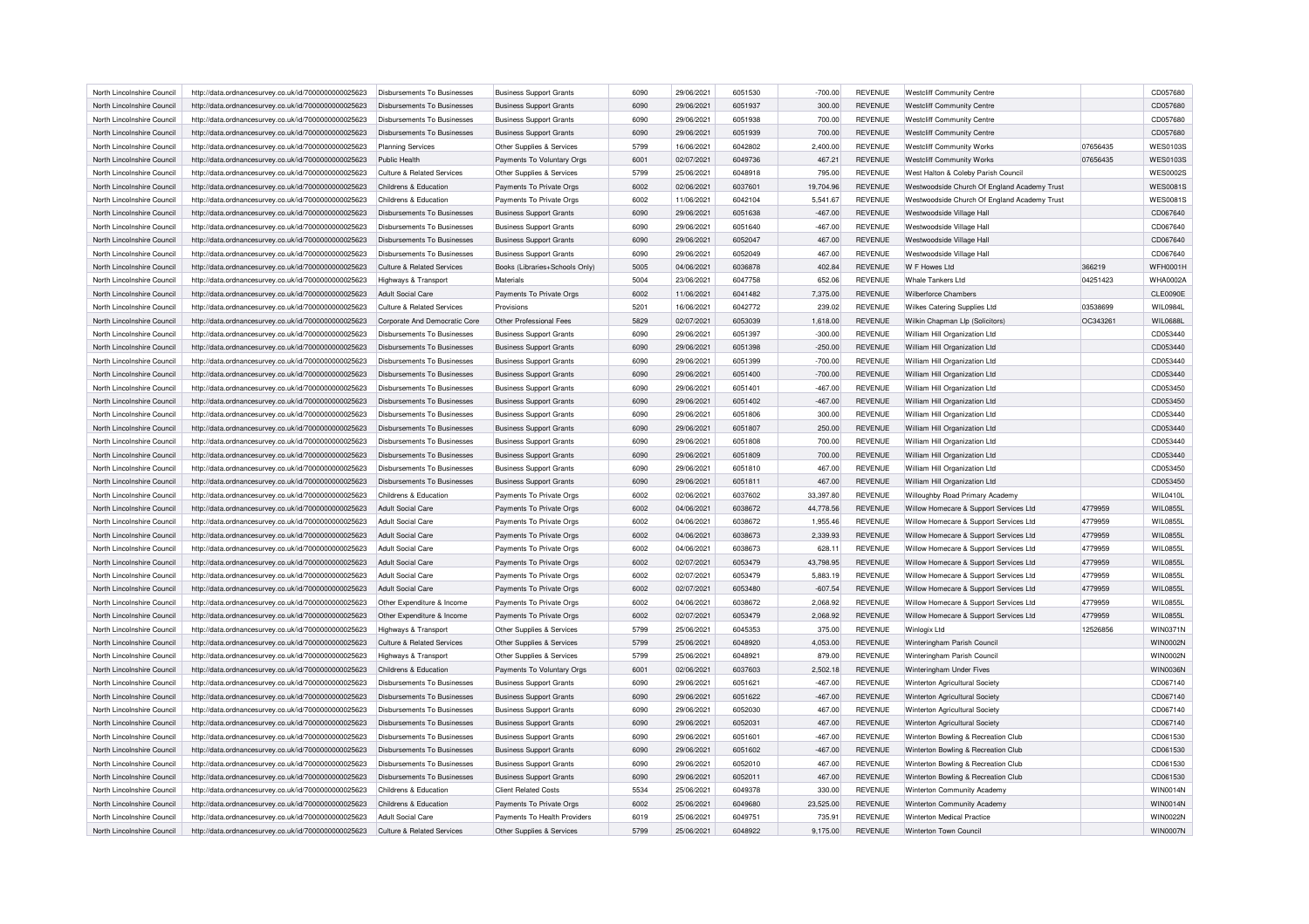| North Lincolnshire Council | http://data.ordnancesurvey.co.uk/id/7000000000025623 | Disbursements To Businesses | Business Support Grants | 6090 | 29/06/2021 | 6051530 | -700.00 | REVENUE | Westcliff Community Centre | | CD057680 |
|---|---|---|---|---|---|---|---|---|---|---|---|
| North Lincolnshire Council | http://data.ordnancesurvey.co.uk/id/7000000000025623 | Disbursements To Businesses | Business Support Grants | 6090 | 29/06/2021 | 6051937 | 300.00 | REVENUE | Westcliff Community Centre | | CD057680 |
| North Lincolnshire Council | http://data.ordnancesurvey.co.uk/id/7000000000025623 | Disbursements To Businesses | Business Support Grants | 6090 | 29/06/2021 | 6051938 | 700.00 | REVENUE | Westcliff Community Centre | | CD057680 |
| North Lincolnshire Council | http://data.ordnancesurvey.co.uk/id/7000000000025623 | Disbursements To Businesses | Business Support Grants | 6090 | 29/06/2021 | 6051939 | 700.00 | REVENUE | Westcliff Community Centre | | CD057680 |
| North Lincolnshire Council | http://data.ordnancesurvey.co.uk/id/7000000000025623 | Planning Services | Other Supplies & Services | 5799 | 16/06/2021 | 6042802 | 2,400.00 | REVENUE | Westcliff Community Works | 07656435 | WES0103S |
| North Lincolnshire Council | http://data.ordnancesurvey.co.uk/id/7000000000025623 | Public Health | Payments To Voluntary Orgs | 6001 | 02/07/2021 | 6049736 | 467.21 | REVENUE | Westcliff Community Works | 07656435 | WES0103S |
| North Lincolnshire Council | http://data.ordnancesurvey.co.uk/id/7000000000025623 | Culture & Related Services | Other Supplies & Services | 5799 | 25/06/2021 | 6048918 | 795.00 | REVENUE | West Halton & Coleby Parish Council | | WES0002S |
| North Lincolnshire Council | http://data.ordnancesurvey.co.uk/id/7000000000025623 | Childrens & Education | Payments To Private Orgs | 6002 | 02/06/2021 | 6037601 | 19,704.96 | REVENUE | Westwoodside Church Of England Academy Trust | | WES0081S |
| North Lincolnshire Council | http://data.ordnancesurvey.co.uk/id/7000000000025623 | Childrens & Education | Payments To Private Orgs | 6002 | 11/06/2021 | 6042104 | 5,541.67 | REVENUE | Westwoodside Church Of England Academy Trust | | WES0081S |
| North Lincolnshire Council | http://data.ordnancesurvey.co.uk/id/7000000000025623 | Disbursements To Businesses | Business Support Grants | 6090 | 29/06/2021 | 6051638 | -467.00 | REVENUE | Westwoodside Village Hall | | CD067640 |
| North Lincolnshire Council | http://data.ordnancesurvey.co.uk/id/7000000000025623 | Disbursements To Businesses | Business Support Grants | 6090 | 29/06/2021 | 6051640 | -467.00 | REVENUE | Westwoodside Village Hall | | CD067640 |
| North Lincolnshire Council | http://data.ordnancesurvey.co.uk/id/7000000000025623 | Disbursements To Businesses | Business Support Grants | 6090 | 29/06/2021 | 6052047 | 467.00 | REVENUE | Westwoodside Village Hall | | CD067640 |
| North Lincolnshire Council | http://data.ordnancesurvey.co.uk/id/7000000000025623 | Disbursements To Businesses | Business Support Grants | 6090 | 29/06/2021 | 6052049 | 467.00 | REVENUE | Westwoodside Village Hall | | CD067640 |
| North Lincolnshire Council | http://data.ordnancesurvey.co.uk/id/7000000000025623 | Culture & Related Services | Books (Libraries+Schools Only) | 5005 | 04/06/2021 | 6036878 | 402.84 | REVENUE | W F Howes Ltd | 366219 | WFH0001H |
| North Lincolnshire Council | http://data.ordnancesurvey.co.uk/id/7000000000025623 | Highways & Transport | Materials | 5004 | 23/06/2021 | 6047758 | 652.06 | REVENUE | Whale Tankers Ltd | 04251423 | WHA0002A |
| North Lincolnshire Council | http://data.ordnancesurvey.co.uk/id/7000000000025623 | Adult Social Care | Payments To Private Orgs | 6002 | 11/06/2021 | 6041482 | 7,375.00 | REVENUE | Wilberforce Chambers | | CLE0090E |
| North Lincolnshire Council | http://data.ordnancesurvey.co.uk/id/7000000000025623 | Culture & Related Services | Provisions | 5201 | 16/06/2021 | 6042772 | 239.02 | REVENUE | Wilkes Catering Supplies Ltd | 03538699 | WIL0984L |
| North Lincolnshire Council | http://data.ordnancesurvey.co.uk/id/7000000000025623 | Corporate And Democratic Core | Other Professional Fees | 5829 | 02/07/2021 | 6053039 | 1,618.00 | REVENUE | Wilkin Chapman Llp (Solicitors) | OC343261 | WIL0688L |
| North Lincolnshire Council | http://data.ordnancesurvey.co.uk/id/7000000000025623 | Disbursements To Businesses | Business Support Grants | 6090 | 29/06/2021 | 6051397 | -300.00 | REVENUE | William Hill Organization Ltd | | CD053440 |
| North Lincolnshire Council | http://data.ordnancesurvey.co.uk/id/7000000000025623 | Disbursements To Businesses | Business Support Grants | 6090 | 29/06/2021 | 6051398 | -250.00 | REVENUE | William Hill Organization Ltd | | CD053440 |
| North Lincolnshire Council | http://data.ordnancesurvey.co.uk/id/7000000000025623 | Disbursements To Businesses | Business Support Grants | 6090 | 29/06/2021 | 6051399 | -700.00 | REVENUE | William Hill Organization Ltd | | CD053440 |
| North Lincolnshire Council | http://data.ordnancesurvey.co.uk/id/7000000000025623 | Disbursements To Businesses | Business Support Grants | 6090 | 29/06/2021 | 6051400 | -700.00 | REVENUE | William Hill Organization Ltd | | CD053440 |
| North Lincolnshire Council | http://data.ordnancesurvey.co.uk/id/7000000000025623 | Disbursements To Businesses | Business Support Grants | 6090 | 29/06/2021 | 6051401 | -467.00 | REVENUE | William Hill Organization Ltd | | CD053450 |
| North Lincolnshire Council | http://data.ordnancesurvey.co.uk/id/7000000000025623 | Disbursements To Businesses | Business Support Grants | 6090 | 29/06/2021 | 6051402 | -467.00 | REVENUE | William Hill Organization Ltd | | CD053450 |
| North Lincolnshire Council | http://data.ordnancesurvey.co.uk/id/7000000000025623 | Disbursements To Businesses | Business Support Grants | 6090 | 29/06/2021 | 6051806 | 300.00 | REVENUE | William Hill Organization Ltd | | CD053440 |
| North Lincolnshire Council | http://data.ordnancesurvey.co.uk/id/7000000000025623 | Disbursements To Businesses | Business Support Grants | 6090 | 29/06/2021 | 6051807 | 250.00 | REVENUE | William Hill Organization Ltd | | CD053440 |
| North Lincolnshire Council | http://data.ordnancesurvey.co.uk/id/7000000000025623 | Disbursements To Businesses | Business Support Grants | 6090 | 29/06/2021 | 6051808 | 700.00 | REVENUE | William Hill Organization Ltd | | CD053440 |
| North Lincolnshire Council | http://data.ordnancesurvey.co.uk/id/7000000000025623 | Disbursements To Businesses | Business Support Grants | 6090 | 29/06/2021 | 6051809 | 700.00 | REVENUE | William Hill Organization Ltd | | CD053440 |
| North Lincolnshire Council | http://data.ordnancesurvey.co.uk/id/7000000000025623 | Disbursements To Businesses | Business Support Grants | 6090 | 29/06/2021 | 6051810 | 467.00 | REVENUE | William Hill Organization Ltd | | CD053450 |
| North Lincolnshire Council | http://data.ordnancesurvey.co.uk/id/7000000000025623 | Disbursements To Businesses | Business Support Grants | 6090 | 29/06/2021 | 6051811 | 467.00 | REVENUE | William Hill Organization Ltd | | CD053450 |
| North Lincolnshire Council | http://data.ordnancesurvey.co.uk/id/7000000000025623 | Childrens & Education | Payments To Private Orgs | 6002 | 02/06/2021 | 6037602 | 33,397.80 | REVENUE | Willoughby Road Primary Academy | | WIL0410L |
| North Lincolnshire Council | http://data.ordnancesurvey.co.uk/id/7000000000025623 | Adult Social Care | Payments To Private Orgs | 6002 | 04/06/2021 | 6038672 | 44,778.56 | REVENUE | Willow Homecare & Support Services Ltd | 4779959 | WIL0855L |
| North Lincolnshire Council | http://data.ordnancesurvey.co.uk/id/7000000000025623 | Adult Social Care | Payments To Private Orgs | 6002 | 04/06/2021 | 6038672 | 1,955.46 | REVENUE | Willow Homecare & Support Services Ltd | 4779959 | WIL0855L |
| North Lincolnshire Council | http://data.ordnancesurvey.co.uk/id/7000000000025623 | Adult Social Care | Payments To Private Orgs | 6002 | 04/06/2021 | 6038673 | 2,339.93 | REVENUE | Willow Homecare & Support Services Ltd | 4779959 | WIL0855L |
| North Lincolnshire Council | http://data.ordnancesurvey.co.uk/id/7000000000025623 | Adult Social Care | Payments To Private Orgs | 6002 | 04/06/2021 | 6038673 | 628.11 | REVENUE | Willow Homecare & Support Services Ltd | 4779959 | WIL0855L |
| North Lincolnshire Council | http://data.ordnancesurvey.co.uk/id/7000000000025623 | Adult Social Care | Payments To Private Orgs | 6002 | 02/07/2021 | 6053479 | 43,798.95 | REVENUE | Willow Homecare & Support Services Ltd | 4779959 | WIL0855L |
| North Lincolnshire Council | http://data.ordnancesurvey.co.uk/id/7000000000025623 | Adult Social Care | Payments To Private Orgs | 6002 | 02/07/2021 | 6053479 | 5,883.19 | REVENUE | Willow Homecare & Support Services Ltd | 4779959 | WIL0855L |
| North Lincolnshire Council | http://data.ordnancesurvey.co.uk/id/7000000000025623 | Adult Social Care | Payments To Private Orgs | 6002 | 02/07/2021 | 6053480 | -607.54 | REVENUE | Willow Homecare & Support Services Ltd | 4779959 | WIL0855L |
| North Lincolnshire Council | http://data.ordnancesurvey.co.uk/id/7000000000025623 | Other Expenditure & Income | Payments To Private Orgs | 6002 | 04/06/2021 | 6038672 | 2,068.92 | REVENUE | Willow Homecare & Support Services Ltd | 4779959 | WIL0855L |
| North Lincolnshire Council | http://data.ordnancesurvey.co.uk/id/7000000000025623 | Other Expenditure & Income | Payments To Private Orgs | 6002 | 02/07/2021 | 6053479 | 2,068.92 | REVENUE | Willow Homecare & Support Services Ltd | 4779959 | WIL0855L |
| North Lincolnshire Council | http://data.ordnancesurvey.co.uk/id/7000000000025623 | Highways & Transport | Other Supplies & Services | 5799 | 25/06/2021 | 6045353 | 375.00 | REVENUE | Winlogix Ltd | 12526856 | WIN0371N |
| North Lincolnshire Council | http://data.ordnancesurvey.co.uk/id/7000000000025623 | Culture & Related Services | Other Supplies & Services | 5799 | 25/06/2021 | 6048920 | 4,053.00 | REVENUE | Winteringham Parish Council | | WIN0002N |
| North Lincolnshire Council | http://data.ordnancesurvey.co.uk/id/7000000000025623 | Highways & Transport | Other Supplies & Services | 5799 | 25/06/2021 | 6048921 | 879.00 | REVENUE | Winteringham Parish Council | | WIN0002N |
| North Lincolnshire Council | http://data.ordnancesurvey.co.uk/id/7000000000025623 | Childrens & Education | Payments To Voluntary Orgs | 6001 | 02/06/2021 | 6037603 | 2,502.18 | REVENUE | Winteringham Under Fives | | WIN0036N |
| North Lincolnshire Council | http://data.ordnancesurvey.co.uk/id/7000000000025623 | Disbursements To Businesses | Business Support Grants | 6090 | 29/06/2021 | 6051621 | -467.00 | REVENUE | Winterton Agricultural Society | | CD067140 |
| North Lincolnshire Council | http://data.ordnancesurvey.co.uk/id/7000000000025623 | Disbursements To Businesses | Business Support Grants | 6090 | 29/06/2021 | 6051622 | -467.00 | REVENUE | Winterton Agricultural Society | | CD067140 |
| North Lincolnshire Council | http://data.ordnancesurvey.co.uk/id/7000000000025623 | Disbursements To Businesses | Business Support Grants | 6090 | 29/06/2021 | 6052030 | 467.00 | REVENUE | Winterton Agricultural Society | | CD067140 |
| North Lincolnshire Council | http://data.ordnancesurvey.co.uk/id/7000000000025623 | Disbursements To Businesses | Business Support Grants | 6090 | 29/06/2021 | 6052031 | 467.00 | REVENUE | Winterton Agricultural Society | | CD067140 |
| North Lincolnshire Council | http://data.ordnancesurvey.co.uk/id/7000000000025623 | Disbursements To Businesses | Business Support Grants | 6090 | 29/06/2021 | 6051601 | -467.00 | REVENUE | Winterton Bowling & Recreation Club | | CD061530 |
| North Lincolnshire Council | http://data.ordnancesurvey.co.uk/id/7000000000025623 | Disbursements To Businesses | Business Support Grants | 6090 | 29/06/2021 | 6051602 | -467.00 | REVENUE | Winterton Bowling & Recreation Club | | CD061530 |
| North Lincolnshire Council | http://data.ordnancesurvey.co.uk/id/7000000000025623 | Disbursements To Businesses | Business Support Grants | 6090 | 29/06/2021 | 6052010 | 467.00 | REVENUE | Winterton Bowling & Recreation Club | | CD061530 |
| North Lincolnshire Council | http://data.ordnancesurvey.co.uk/id/7000000000025623 | Disbursements To Businesses | Business Support Grants | 6090 | 29/06/2021 | 6052011 | 467.00 | REVENUE | Winterton Bowling & Recreation Club | | CD061530 |
| North Lincolnshire Council | http://data.ordnancesurvey.co.uk/id/7000000000025623 | Childrens & Education | Client Related Costs | 5534 | 25/06/2021 | 6049378 | 330.00 | REVENUE | Winterton Community Academy | | WIN0014N |
| North Lincolnshire Council | http://data.ordnancesurvey.co.uk/id/7000000000025623 | Childrens & Education | Payments To Private Orgs | 6002 | 25/06/2021 | 6049680 | 23,525.00 | REVENUE | Winterton Community Academy | | WIN0014N |
| North Lincolnshire Council | http://data.ordnancesurvey.co.uk/id/7000000000025623 | Adult Social Care | Payments To Health Providers | 6019 | 25/06/2021 | 6049751 | 735.91 | REVENUE | Winterton Medical Practice | | WIN0022N |
| North Lincolnshire Council | http://data.ordnancesurvey.co.uk/id/7000000000025623 | Culture & Related Services | Other Supplies & Services | 5799 | 25/06/2021 | 6048922 | 9,175.00 | REVENUE | Winterton Town Council | | WIN0007N |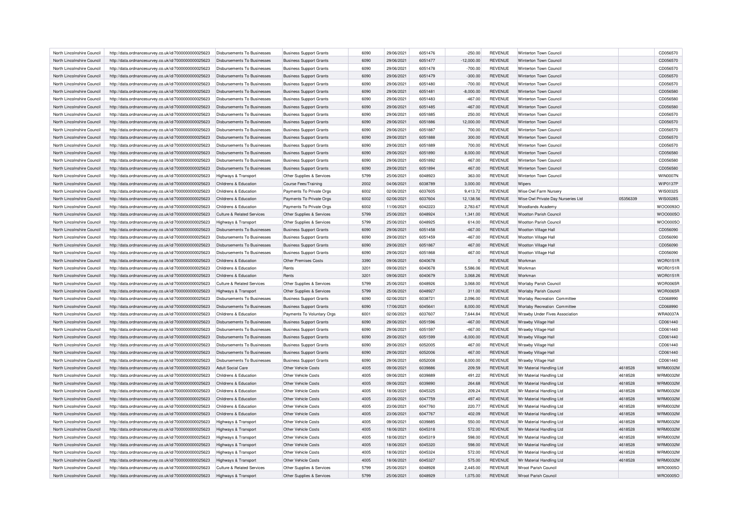| North Lincolnshire Council | http://data.ordnancesurvey.co.uk/id/7000000000025623 | Disbursements To Businesses | Business Support Grants | 6090 | 29/06/2021 | 6051476 | -250.00 | REVENUE | Winterton Town Council | | CD056570 |
|---|---|---|---|---|---|---|---|---|---|---|---|
| North Lincolnshire Council | http://data.ordnancesurvey.co.uk/id/7000000000025623 | Disbursements To Businesses | Business Support Grants | 6090 | 29/06/2021 | 6051477 | -12,000.00 | REVENUE | Winterton Town Council | | CD056570 |
| North Lincolnshire Council | http://data.ordnancesurvey.co.uk/id/7000000000025623 | Disbursements To Businesses | Business Support Grants | 6090 | 29/06/2021 | 6051478 | -700.00 | REVENUE | Winterton Town Council | | CD056570 |
| North Lincolnshire Council | http://data.ordnancesurvey.co.uk/id/7000000000025623 | Disbursements To Businesses | Business Support Grants | 6090 | 29/06/2021 | 6051479 | -300.00 | REVENUE | Winterton Town Council | | CD056570 |
| North Lincolnshire Council | http://data.ordnancesurvey.co.uk/id/7000000000025623 | Disbursements To Businesses | Business Support Grants | 6090 | 29/06/2021 | 6051480 | -700.00 | REVENUE | Winterton Town Council | | CD056570 |
| North Lincolnshire Council | http://data.ordnancesurvey.co.uk/id/7000000000025623 | Disbursements To Businesses | Business Support Grants | 6090 | 29/06/2021 | 6051481 | -8,000.00 | REVENUE | Winterton Town Council | | CD056580 |
| North Lincolnshire Council | http://data.ordnancesurvey.co.uk/id/7000000000025623 | Disbursements To Businesses | Business Support Grants | 6090 | 29/06/2021 | 6051483 | -467.00 | REVENUE | Winterton Town Council | | CD056580 |
| North Lincolnshire Council | http://data.ordnancesurvey.co.uk/id/7000000000025623 | Disbursements To Businesses | Business Support Grants | 6090 | 29/06/2021 | 6051485 | -467.00 | REVENUE | Winterton Town Council | | CD056580 |
| North Lincolnshire Council | http://data.ordnancesurvey.co.uk/id/7000000000025623 | Disbursements To Businesses | Business Support Grants | 6090 | 29/06/2021 | 6051885 | 250.00 | REVENUE | Winterton Town Council | | CD056570 |
| North Lincolnshire Council | http://data.ordnancesurvey.co.uk/id/7000000000025623 | Disbursements To Businesses | Business Support Grants | 6090 | 29/06/2021 | 6051886 | 12,000.00 | REVENUE | Winterton Town Council | | CD056570 |
| North Lincolnshire Council | http://data.ordnancesurvey.co.uk/id/7000000000025623 | Disbursements To Businesses | Business Support Grants | 6090 | 29/06/2021 | 6051887 | 700.00 | REVENUE | Winterton Town Council | | CD056570 |
| North Lincolnshire Council | http://data.ordnancesurvey.co.uk/id/7000000000025623 | Disbursements To Businesses | Business Support Grants | 6090 | 29/06/2021 | 6051888 | 300.00 | REVENUE | Winterton Town Council | | CD056570 |
| North Lincolnshire Council | http://data.ordnancesurvey.co.uk/id/7000000000025623 | Disbursements To Businesses | Business Support Grants | 6090 | 29/06/2021 | 6051889 | 700.00 | REVENUE | Winterton Town Council | | CD056570 |
| North Lincolnshire Council | http://data.ordnancesurvey.co.uk/id/7000000000025623 | Disbursements To Businesses | Business Support Grants | 6090 | 29/06/2021 | 6051890 | 8,000.00 | REVENUE | Winterton Town Council | | CD056580 |
| North Lincolnshire Council | http://data.ordnancesurvey.co.uk/id/7000000000025623 | Disbursements To Businesses | Business Support Grants | 6090 | 29/06/2021 | 6051892 | 467.00 | REVENUE | Winterton Town Council | | CD056580 |
| North Lincolnshire Council | http://data.ordnancesurvey.co.uk/id/7000000000025623 | Disbursements To Businesses | Business Support Grants | 6090 | 29/06/2021 | 6051894 | 467.00 | REVENUE | Winterton Town Council | | CD056580 |
| North Lincolnshire Council | http://data.ordnancesurvey.co.uk/id/7000000000025623 | Highways & Transport | Other Supplies & Services | 5799 | 25/06/2021 | 6048923 | 363.00 | REVENUE | Winterton Town Council | | WIN0007N |
| North Lincolnshire Council | http://data.ordnancesurvey.co.uk/id/7000000000025623 | Childrens & Education | Course Fees/Training | 2002 | 04/06/2021 | 6038789 | 3,000.00 | REVENUE | Wipers | | WIP0137P |
| North Lincolnshire Council | http://data.ordnancesurvey.co.uk/id/7000000000025623 | Childrens & Education | Payments To Private Orgs | 6002 | 02/06/2021 | 6037605 | 9,413.72 | REVENUE | Wise Owl Farm Nursery | | WIS0032S |
| North Lincolnshire Council | http://data.ordnancesurvey.co.uk/id/7000000000025623 | Childrens & Education | Payments To Private Orgs | 6002 | 02/06/2021 | 6037604 | 12,138.56 | REVENUE | Wise Owl Private Day Nurseries Ltd | 05356339 | WIS0028S |
| North Lincolnshire Council | http://data.ordnancesurvey.co.uk/id/7000000000025623 | Childrens & Education | Payments To Private Orgs | 6002 | 11/06/2021 | 6042223 | 2,783.67 | REVENUE | Woodlands Academy | | WOO0093O |
| North Lincolnshire Council | http://data.ordnancesurvey.co.uk/id/7000000000025623 | Culture & Related Services | Other Supplies & Services | 5799 | 25/06/2021 | 6048924 | 1,341.00 | REVENUE | Wootton Parish Council | | WOO0005O |
| North Lincolnshire Council | http://data.ordnancesurvey.co.uk/id/7000000000025623 | Highways & Transport | Other Supplies & Services | 5799 | 25/06/2021 | 6048925 | 614.00 | REVENUE | Wootton Parish Council | | WOO0005O |
| North Lincolnshire Council | http://data.ordnancesurvey.co.uk/id/7000000000025623 | Disbursements To Businesses | Business Support Grants | 6090 | 29/06/2021 | 6051458 | -467.00 | REVENUE | Wootton Village Hall | | CD056090 |
| North Lincolnshire Council | http://data.ordnancesurvey.co.uk/id/7000000000025623 | Disbursements To Businesses | Business Support Grants | 6090 | 29/06/2021 | 6051459 | -467.00 | REVENUE | Wootton Village Hall | | CD056090 |
| North Lincolnshire Council | http://data.ordnancesurvey.co.uk/id/7000000000025623 | Disbursements To Businesses | Business Support Grants | 6090 | 29/06/2021 | 6051867 | 467.00 | REVENUE | Wootton Village Hall | | CD056090 |
| North Lincolnshire Council | http://data.ordnancesurvey.co.uk/id/7000000000025623 | Disbursements To Businesses | Business Support Grants | 6090 | 29/06/2021 | 6051868 | 467.00 | REVENUE | Wootton Village Hall | | CD056090 |
| North Lincolnshire Council | http://data.ordnancesurvey.co.uk/id/7000000000025623 | Childrens & Education | Other Premises Costs | 3390 | 09/06/2021 | 6040678 | 0 | REVENUE | Workman | | WOR0151R |
| North Lincolnshire Council | http://data.ordnancesurvey.co.uk/id/7000000000025623 | Childrens & Education | Rents | 3201 | 09/06/2021 | 6040678 | 5,586.06 | REVENUE | Workman | | WOR0151R |
| North Lincolnshire Council | http://data.ordnancesurvey.co.uk/id/7000000000025623 | Childrens & Education | Rents | 3201 | 09/06/2021 | 6040679 | 3,068.26 | REVENUE | Workman | | WOR0151R |
| North Lincolnshire Council | http://data.ordnancesurvey.co.uk/id/7000000000025623 | Culture & Related Services | Other Supplies & Services | 5799 | 25/06/2021 | 6048926 | 3,068.00 | REVENUE | Worlaby Parish Council | | WOR0065R |
| North Lincolnshire Council | http://data.ordnancesurvey.co.uk/id/7000000000025623 | Highways & Transport | Other Supplies & Services | 5799 | 25/06/2021 | 6048927 | 311.00 | REVENUE | Worlaby Parish Council | | WOR0065R |
| North Lincolnshire Council | http://data.ordnancesurvey.co.uk/id/7000000000025623 | Disbursements To Businesses | Business Support Grants | 6090 | 02/06/2021 | 6038721 | 2,096.00 | REVENUE | Worlaby Recreation Committee | | CD068990 |
| North Lincolnshire Council | http://data.ordnancesurvey.co.uk/id/7000000000025623 | Disbursements To Businesses | Business Support Grants | 6090 | 17/06/2021 | 6045641 | 8,000.00 | REVENUE | Worlaby Recreation Committee | | CD068990 |
| North Lincolnshire Council | http://data.ordnancesurvey.co.uk/id/7000000000025623 | Childrens & Education | Payments To Voluntary Orgs | 6001 | 02/06/2021 | 6037607 | 7,644.84 | REVENUE | Wrawby Under Fives Association | | WRA0037A |
| North Lincolnshire Council | http://data.ordnancesurvey.co.uk/id/7000000000025623 | Disbursements To Businesses | Business Support Grants | 6090 | 29/06/2021 | 6051596 | -467.00 | REVENUE | Wrawby Village Hall | | CD061440 |
| North Lincolnshire Council | http://data.ordnancesurvey.co.uk/id/7000000000025623 | Disbursements To Businesses | Business Support Grants | 6090 | 29/06/2021 | 6051597 | -467.00 | REVENUE | Wrawby Village Hall | | CD061440 |
| North Lincolnshire Council | http://data.ordnancesurvey.co.uk/id/7000000000025623 | Disbursements To Businesses | Business Support Grants | 6090 | 29/06/2021 | 6051599 | -8,000.00 | REVENUE | Wrawby Village Hall | | CD061440 |
| North Lincolnshire Council | http://data.ordnancesurvey.co.uk/id/7000000000025623 | Disbursements To Businesses | Business Support Grants | 6090 | 29/06/2021 | 6052005 | 467.00 | REVENUE | Wrawby Village Hall | | CD061440 |
| North Lincolnshire Council | http://data.ordnancesurvey.co.uk/id/7000000000025623 | Disbursements To Businesses | Business Support Grants | 6090 | 29/06/2021 | 6052006 | 467.00 | REVENUE | Wrawby Village Hall | | CD061440 |
| North Lincolnshire Council | http://data.ordnancesurvey.co.uk/id/7000000000025623 | Disbursements To Businesses | Business Support Grants | 6090 | 29/06/2021 | 6052008 | 8,000.00 | REVENUE | Wrawby Village Hall | | CD061440 |
| North Lincolnshire Council | http://data.ordnancesurvey.co.uk/id/7000000000025623 | Adult Social Care | Other Vehicle Costs | 4005 | 09/06/2021 | 6039886 | 209.59 | REVENUE | Wr Material Handling Ltd | 4618528 | WRM0032M |
| North Lincolnshire Council | http://data.ordnancesurvey.co.uk/id/7000000000025623 | Childrens & Education | Other Vehicle Costs | 4005 | 09/06/2021 | 6039889 | 491.22 | REVENUE | Wr Material Handling Ltd | 4618528 | WRM0032M |
| North Lincolnshire Council | http://data.ordnancesurvey.co.uk/id/7000000000025623 | Childrens & Education | Other Vehicle Costs | 4005 | 09/06/2021 | 6039890 | 264.68 | REVENUE | Wr Material Handling Ltd | 4618528 | WRM0032M |
| North Lincolnshire Council | http://data.ordnancesurvey.co.uk/id/7000000000025623 | Childrens & Education | Other Vehicle Costs | 4005 | 18/06/2021 | 6045325 | 209.24 | REVENUE | Wr Material Handling Ltd | 4618528 | WRM0032M |
| North Lincolnshire Council | http://data.ordnancesurvey.co.uk/id/7000000000025623 | Childrens & Education | Other Vehicle Costs | 4005 | 23/06/2021 | 6047759 | 497.40 | REVENUE | Wr Material Handling Ltd | 4618528 | WRM0032M |
| North Lincolnshire Council | http://data.ordnancesurvey.co.uk/id/7000000000025623 | Childrens & Education | Other Vehicle Costs | 4005 | 23/06/2021 | 6047760 | 220.77 | REVENUE | Wr Material Handling Ltd | 4618528 | WRM0032M |
| North Lincolnshire Council | http://data.ordnancesurvey.co.uk/id/7000000000025623 | Childrens & Education | Other Vehicle Costs | 4005 | 23/06/2021 | 6047767 | 402.09 | REVENUE | Wr Material Handling Ltd | 4618528 | WRM0032M |
| North Lincolnshire Council | http://data.ordnancesurvey.co.uk/id/7000000000025623 | Highways & Transport | Other Vehicle Costs | 4005 | 09/06/2021 | 6039885 | 550.00 | REVENUE | Wr Material Handling Ltd | 4618528 | WRM0032M |
| North Lincolnshire Council | http://data.ordnancesurvey.co.uk/id/7000000000025623 | Highways & Transport | Other Vehicle Costs | 4005 | 18/06/2021 | 6045318 | 572.00 | REVENUE | Wr Material Handling Ltd | 4618528 | WRM0032M |
| North Lincolnshire Council | http://data.ordnancesurvey.co.uk/id/7000000000025623 | Highways & Transport | Other Vehicle Costs | 4005 | 18/06/2021 | 6045319 | 598.00 | REVENUE | Wr Material Handling Ltd | 4618528 | WRM0032M |
| North Lincolnshire Council | http://data.ordnancesurvey.co.uk/id/7000000000025623 | Highways & Transport | Other Vehicle Costs | 4005 | 18/06/2021 | 6045320 | 598.00 | REVENUE | Wr Material Handling Ltd | 4618528 | WRM0032M |
| North Lincolnshire Council | http://data.ordnancesurvey.co.uk/id/7000000000025623 | Highways & Transport | Other Vehicle Costs | 4005 | 18/06/2021 | 6045324 | 572.00 | REVENUE | Wr Material Handling Ltd | 4618528 | WRM0032M |
| North Lincolnshire Council | http://data.ordnancesurvey.co.uk/id/7000000000025623 | Highways & Transport | Other Vehicle Costs | 4005 | 18/06/2021 | 6045327 | 575.00 | REVENUE | Wr Material Handling Ltd | 4618528 | WRM0032M |
| North Lincolnshire Council | http://data.ordnancesurvey.co.uk/id/7000000000025623 | Culture & Related Services | Other Supplies & Services | 5799 | 25/06/2021 | 6048928 | 2,445.00 | REVENUE | Wroot Parish Council | | WRO0005O |
| North Lincolnshire Council | http://data.ordnancesurvey.co.uk/id/7000000000025623 | Highways & Transport | Other Supplies & Services | 5799 | 25/06/2021 | 6048929 | 1,075.00 | REVENUE | Wroot Parish Council | | WRO0005O |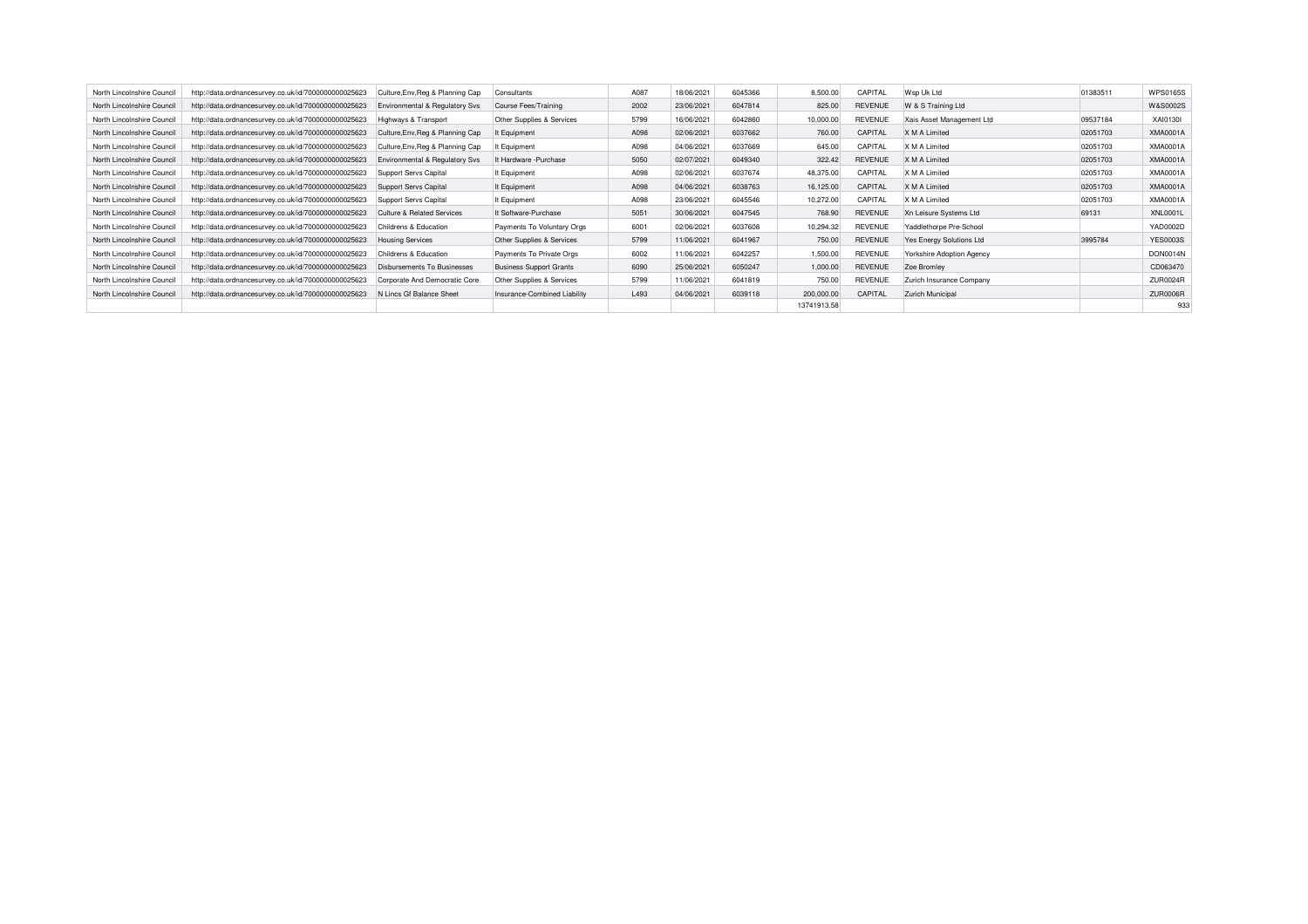| | | | | | | | | | | | |
|---|---|---|---|---|---|---|---|---|---|---|---|
| North Lincolnshire Council | http://data.ordnancesurvey.co.uk/id/7000000000025623 | Culture,Env,Reg & Planning Cap | Consultants | A087 | 18/06/2021 | 6045366 | 8,500.00 | CAPITAL | Wsp Uk Ltd | 01383511 | WPS0165S |
| North Lincolnshire Council | http://data.ordnancesurvey.co.uk/id/7000000000025623 | Environmental & Regulatory Svs | Course Fees/Training | 2002 | 23/06/2021 | 6047814 | 825.00 | REVENUE | W & S Training Ltd | | W&S0002S |
| North Lincolnshire Council | http://data.ordnancesurvey.co.uk/id/7000000000025623 | Highways & Transport | Other Supplies & Services | 5799 | 16/06/2021 | 6042860 | 10,000.00 | REVENUE | Xais Asset Management Ltd | 09537184 | XAI0130I |
| North Lincolnshire Council | http://data.ordnancesurvey.co.uk/id/7000000000025623 | Culture,Env,Reg & Planning Cap | It Equipment | A098 | 02/06/2021 | 6037662 | 760.00 | CAPITAL | X M A Limited | 02051703 | XMA0001A |
| North Lincolnshire Council | http://data.ordnancesurvey.co.uk/id/7000000000025623 | Culture,Env,Reg & Planning Cap | It Equipment | A098 | 04/06/2021 | 6037669 | 645.00 | CAPITAL | X M A Limited | 02051703 | XMA0001A |
| North Lincolnshire Council | http://data.ordnancesurvey.co.uk/id/7000000000025623 | Environmental & Regulatory Svs | It Hardware -Purchase | 5050 | 02/07/2021 | 6049340 | 322.42 | REVENUE | X M A Limited | 02051703 | XMA0001A |
| North Lincolnshire Council | http://data.ordnancesurvey.co.uk/id/7000000000025623 | Support Servs Capital | It Equipment | A098 | 02/06/2021 | 6037674 | 48,375.00 | CAPITAL | X M A Limited | 02051703 | XMA0001A |
| North Lincolnshire Council | http://data.ordnancesurvey.co.uk/id/7000000000025623 | Support Servs Capital | It Equipment | A098 | 04/06/2021 | 6038763 | 16,125.00 | CAPITAL | X M A Limited | 02051703 | XMA0001A |
| North Lincolnshire Council | http://data.ordnancesurvey.co.uk/id/7000000000025623 | Support Servs Capital | It Equipment | A098 | 23/06/2021 | 6045546 | 10,272.00 | CAPITAL | X M A Limited | 02051703 | XMA0001A |
| North Lincolnshire Council | http://data.ordnancesurvey.co.uk/id/7000000000025623 | Culture & Related Services | It Software-Purchase | 5051 | 30/06/2021 | 6047545 | 768.90 | REVENUE | Xn Leisure Systems Ltd | 69131 | XNL0001L |
| North Lincolnshire Council | http://data.ordnancesurvey.co.uk/id/7000000000025623 | Childrens & Education | Payments To Voluntary Orgs | 6001 | 02/06/2021 | 6037608 | 10,294.32 | REVENUE | Yaddlethorpe Pre-School | | YAD0002D |
| North Lincolnshire Council | http://data.ordnancesurvey.co.uk/id/7000000000025623 | Housing Services | Other Supplies & Services | 5799 | 11/06/2021 | 6041967 | 750.00 | REVENUE | Yes Energy Solutions Ltd | 3995784 | YES0003S |
| North Lincolnshire Council | http://data.ordnancesurvey.co.uk/id/7000000000025623 | Childrens & Education | Payments To Private Orgs | 6002 | 11/06/2021 | 6042257 | 1,500.00 | REVENUE | Yorkshire Adoption Agency | | DON0014N |
| North Lincolnshire Council | http://data.ordnancesurvey.co.uk/id/7000000000025623 | Disbursements To Businesses | Business Support Grants | 6090 | 25/06/2021 | 6050247 | 1,000.00 | REVENUE | Zoe Bromley | | CD063470 |
| North Lincolnshire Council | http://data.ordnancesurvey.co.uk/id/7000000000025623 | Corporate And Democratic Core | Other Supplies & Services | 5799 | 11/06/2021 | 6041819 | 750.00 | REVENUE | Zurich Insurance Company | | ZUR0024R |
| North Lincolnshire Council | http://data.ordnancesurvey.co.uk/id/7000000000025623 | N Lincs Gf Balance Sheet | Insurance-Combined Liability | L493 | 04/06/2021 | 6039118 | 200,000.00 | CAPITAL | Zurich Municipal | | ZUR0006R |
| | | | | | | | 13741913.58 | | | | 933 |